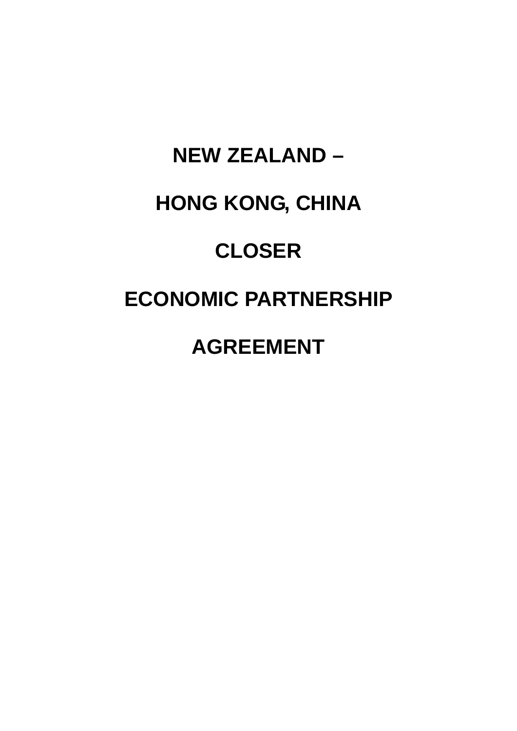# NEW ZEALAND –

# HONG KONG, CHINA

# CLOSER

# ECONOMIC PARTNERSHIP

# AGREEMENT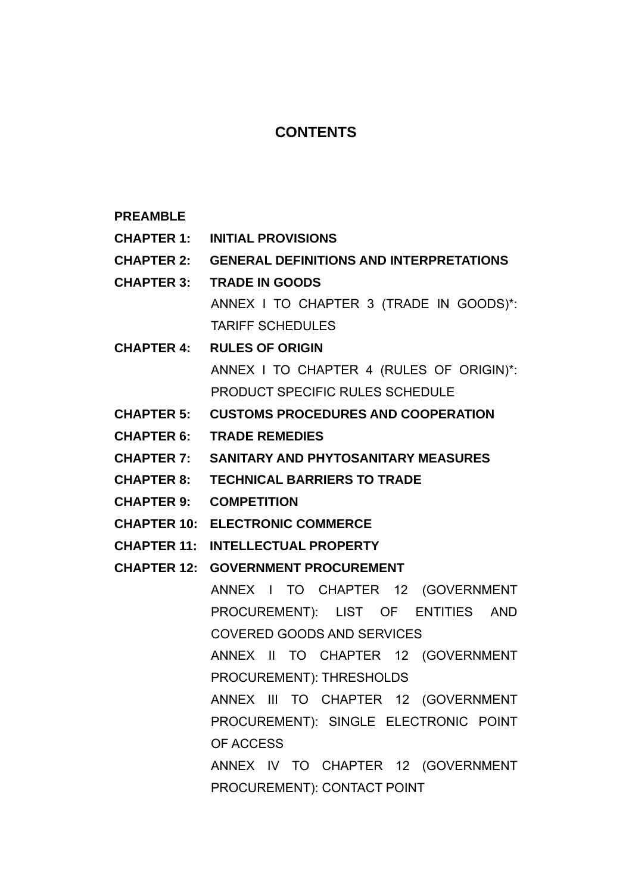# CONTENTS

**PREAMBLE**

**CHAPTER 1: INITIAL PROVISIONS**

**CHAPTER 2: GENERAL DEFINITIONS AND INTERPRETATIONS**

**CHAPTER 3: TRADE IN GOODS**

ANNEX I TO CHAPTER 3 (TRADE IN GOODS)*: TARIFF SCHEDULES

**CHAPTER 4: RULES OF ORIGIN**

ANNEX I TO CHAPTER 4 (RULES OF ORIGIN)*: PRODUCT SPECIFIC RULES SCHEDULE

**CHAPTER 5: CUSTOMS PROCEDURES AND COOPERATION**

**CHAPTER 6: TRADE REMEDIES**

**CHAPTER 7: SANITARY AND PHYTOSANITARY MEASURES**

**CHAPTER 8: TECHNICAL BARRIERS TO TRADE**

**CHAPTER 9: COMPETITION**

**CHAPTER 10: ELECTRONIC COMMERCE**

**CHAPTER 11: INTELLECTUAL PROPERTY**

**CHAPTER 12: GOVERNMENT PROCUREMENT**

ANNEX I TO CHAPTER 12 (GOVERNMENT PROCUREMENT): LIST OF ENTITIES AND COVERED GOODS AND SERVICES

ANNEX II TO CHAPTER 12 (GOVERNMENT PROCUREMENT): THRESHOLDS

ANNEX III TO CHAPTER 12 (GOVERNMENT PROCUREMENT): SINGLE ELECTRONIC POINT OF ACCESS

ANNEX IV TO CHAPTER 12 (GOVERNMENT PROCUREMENT): CONTACT POINT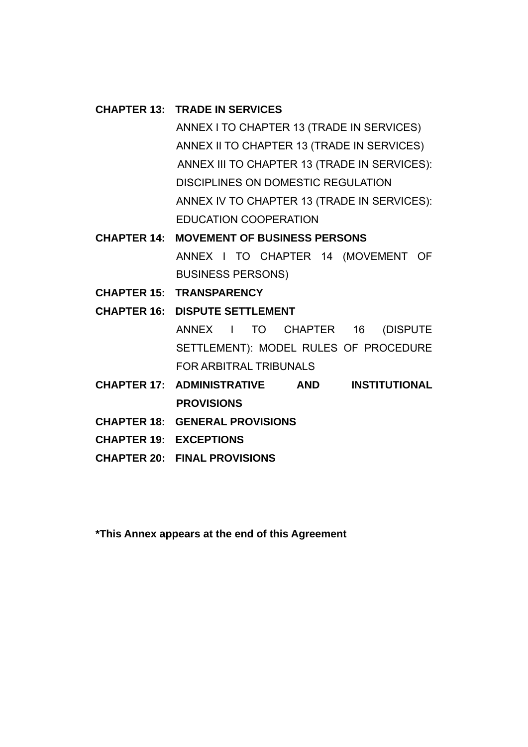**CHAPTER 13: TRADE IN SERVICES**

ANNEX I TO CHAPTER 13 (TRADE IN SERVICES)

ANNEX II TO CHAPTER 13 (TRADE IN SERVICES)

ANNEX III TO CHAPTER 13 (TRADE IN SERVICES): DISCIPLINES ON DOMESTIC REGULATION

ANNEX IV TO CHAPTER 13 (TRADE IN SERVICES): EDUCATION COOPERATION

**CHAPTER 14: MOVEMENT OF BUSINESS PERSONS**

ANNEX I TO CHAPTER 14 (MOVEMENT OF BUSINESS PERSONS)

**CHAPTER 15: TRANSPARENCY**

**CHAPTER 16: DISPUTE SETTLEMENT**

ANNEX I TO CHAPTER 16 (DISPUTE SETTLEMENT): MODEL RULES OF PROCEDURE FOR ARBITRAL TRIBUNALS

**CHAPTER 17: ADMINISTRATIVE AND INSTITUTIONAL PROVISIONS**

**CHAPTER 18: GENERAL PROVISIONS**

**CHAPTER 19: EXCEPTIONS**

**CHAPTER 20: FINAL PROVISIONS**

**\*This Annex appears at the end of this Agreement**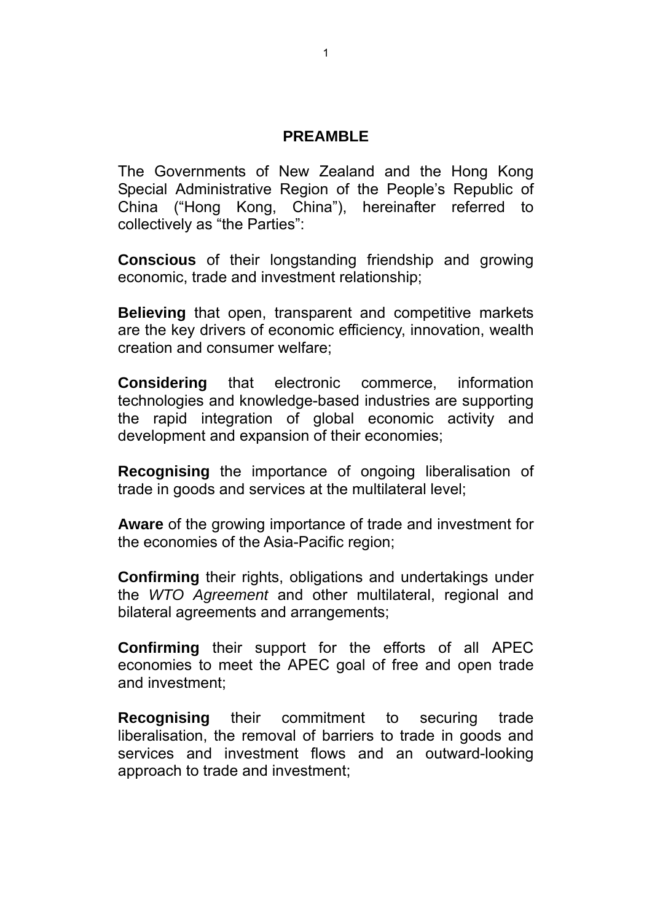# PREAMBLE

The Governments of New Zealand and the Hong Kong Special Administrative Region of the People's Republic of China ("Hong Kong, China"), hereinafter referred to collectively as "the Parties":

**Conscious** of their longstanding friendship and growing economic, trade and investment relationship;

**Believing** that open, transparent and competitive markets are the key drivers of economic efficiency, innovation, wealth creation and consumer welfare;

**Considering** that electronic commerce, information technologies and knowledge-based industries are supporting the rapid integration of global economic activity and development and expansion of their economies;

**Recognising** the importance of ongoing liberalisation of trade in goods and services at the multilateral level;

**Aware** of the growing importance of trade and investment for the economies of the Asia-Pacific region;

**Confirming** their rights, obligations and undertakings under the *WTO Agreement* and other multilateral, regional and bilateral agreements and arrangements;

**Confirming** their support for the efforts of all APEC economies to meet the APEC goal of free and open trade and investment;

**Recognising** their commitment to securing trade liberalisation, the removal of barriers to trade in goods and services and investment flows and an outward-looking approach to trade and investment;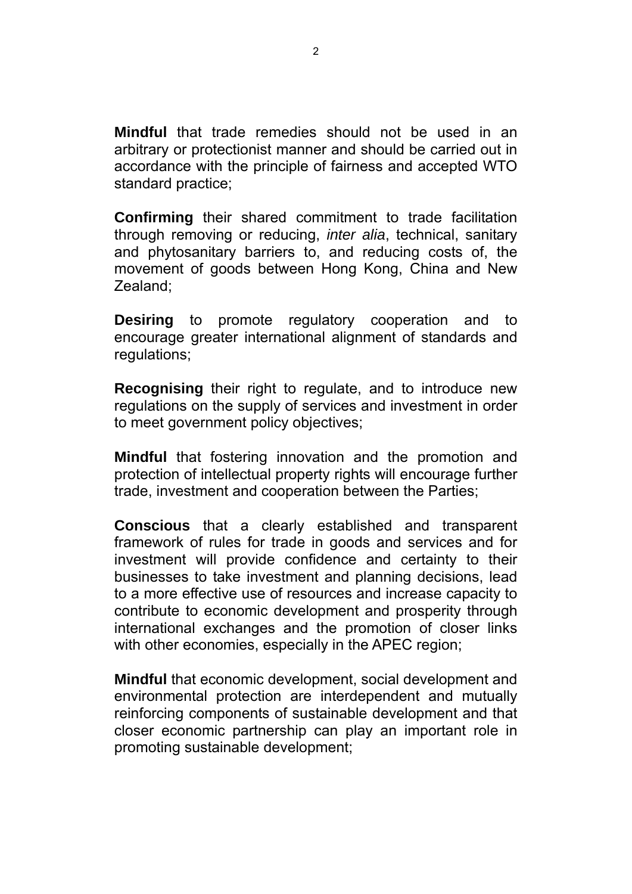**Mindful** that trade remedies should not be used in an arbitrary or protectionist manner and should be carried out in accordance with the principle of fairness and accepted WTO standard practice;

**Confirming** their shared commitment to trade facilitation through removing or reducing, *inter alia*, technical, sanitary and phytosanitary barriers to, and reducing costs of, the movement of goods between Hong Kong, China and New Zealand;

**Desiring** to promote regulatory cooperation and to encourage greater international alignment of standards and regulations;

**Recognising** their right to regulate, and to introduce new regulations on the supply of services and investment in order to meet government policy objectives;

**Mindful** that fostering innovation and the promotion and protection of intellectual property rights will encourage further trade, investment and cooperation between the Parties;

**Conscious** that a clearly established and transparent framework of rules for trade in goods and services and for investment will provide confidence and certainty to their businesses to take investment and planning decisions, lead to a more effective use of resources and increase capacity to contribute to economic development and prosperity through international exchanges and the promotion of closer links with other economies, especially in the APEC region;

**Mindful** that economic development, social development and environmental protection are interdependent and mutually reinforcing components of sustainable development and that closer economic partnership can play an important role in promoting sustainable development;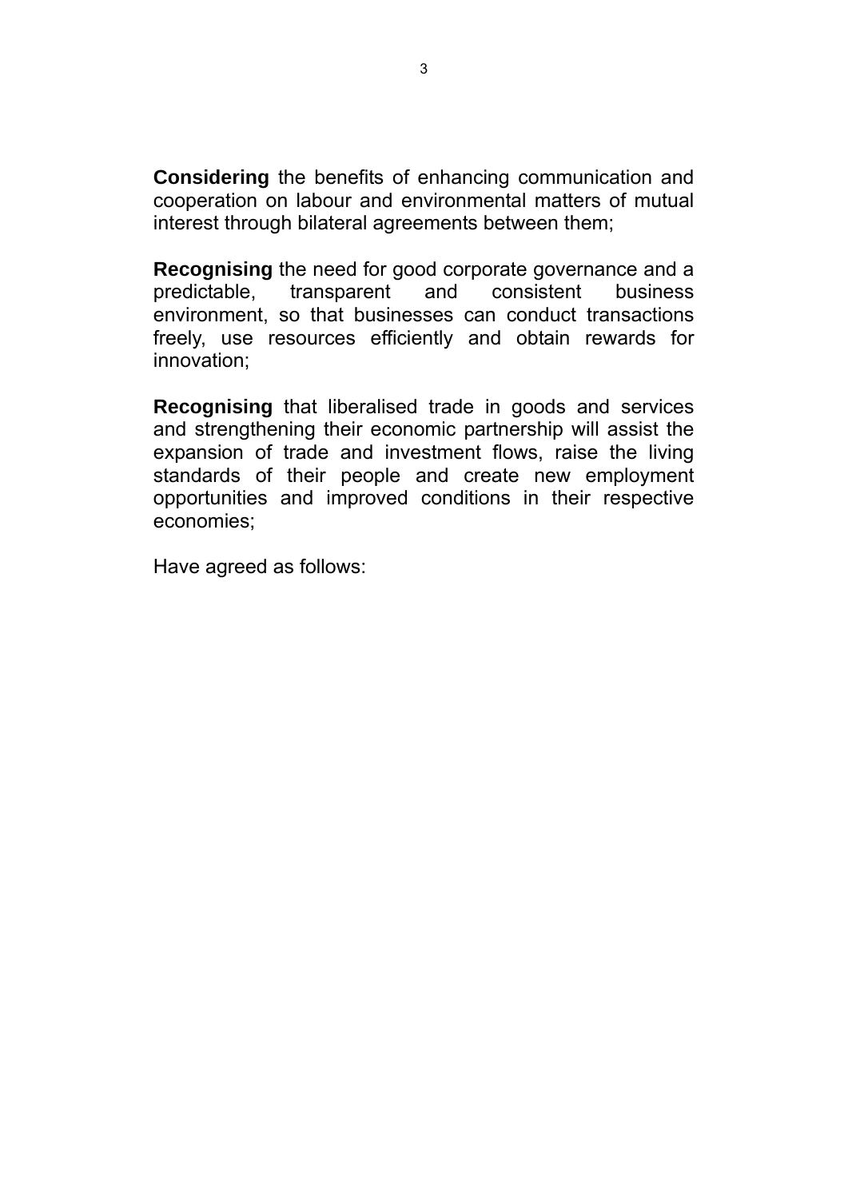**Considering** the benefits of enhancing communication and cooperation on labour and environmental matters of mutual interest through bilateral agreements between them;

**Recognising** the need for good corporate governance and a predictable, transparent and consistent business environment, so that businesses can conduct transactions freely, use resources efficiently and obtain rewards for innovation;

**Recognising** that liberalised trade in goods and services and strengthening their economic partnership will assist the expansion of trade and investment flows, raise the living standards of their people and create new employment opportunities and improved conditions in their respective economies;

Have agreed as follows: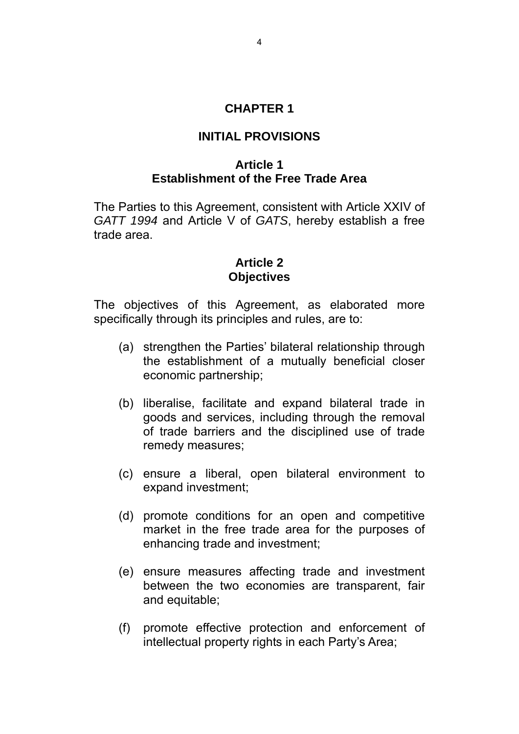# CHAPTER 1

## INITIAL PROVISIONS

### Article 1
### Establishment of the Free Trade Area

The Parties to this Agreement, consistent with Article XXIV of *GATT 1994* and Article V of *GATS*, hereby establish a free trade area.

### Article 2
### Objectives

The objectives of this Agreement, as elaborated more specifically through its principles and rules, are to:

(a) strengthen the Parties' bilateral relationship through the establishment of a mutually beneficial closer economic partnership;

(b) liberalise, facilitate and expand bilateral trade in goods and services, including through the removal of trade barriers and the disciplined use of trade remedy measures;

(c) ensure a liberal, open bilateral environment to expand investment;

(d) promote conditions for an open and competitive market in the free trade area for the purposes of enhancing trade and investment;

(e) ensure measures affecting trade and investment between the two economies are transparent, fair and equitable;

(f) promote effective protection and enforcement of intellectual property rights in each Party's Area;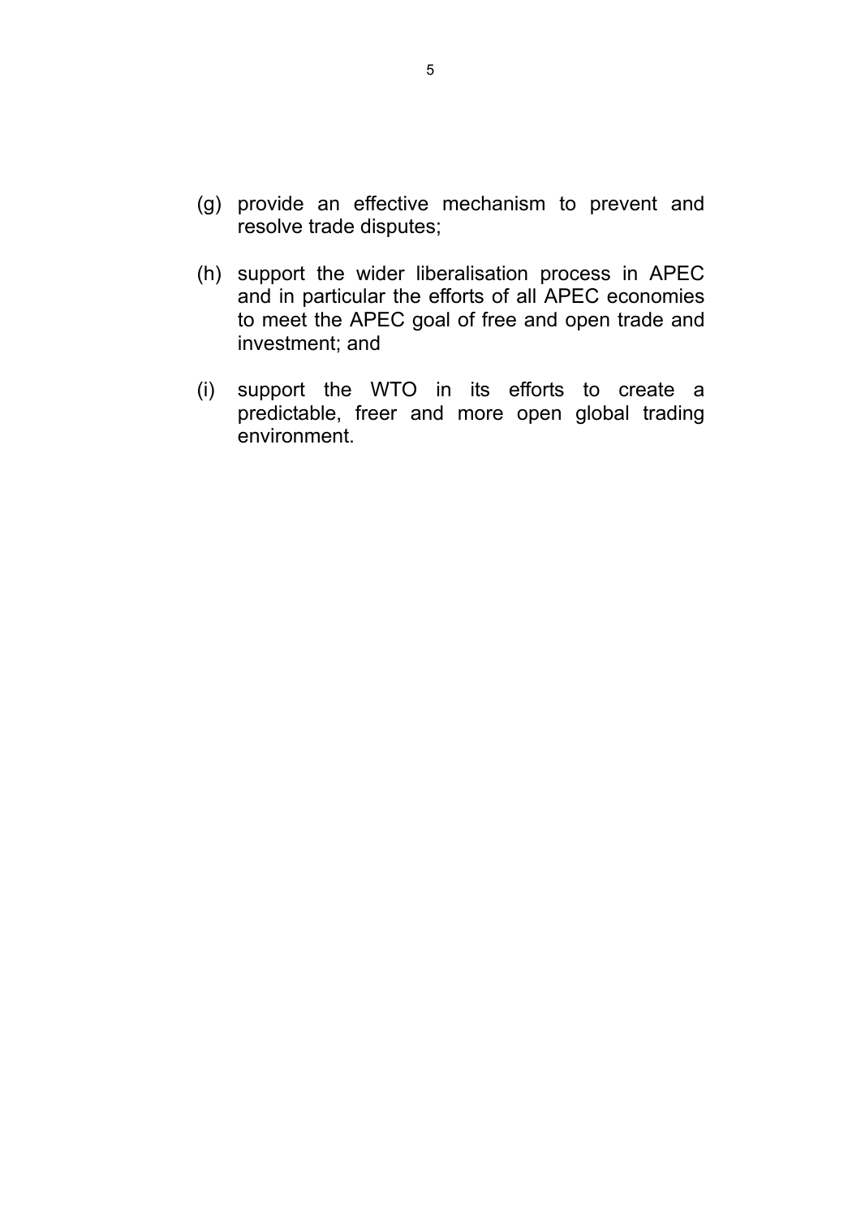(g) provide an effective mechanism to prevent and resolve trade disputes;

(h) support the wider liberalisation process in APEC and in particular the efforts of all APEC economies to meet the APEC goal of free and open trade and investment; and

(i) support the WTO in its efforts to create a predictable, freer and more open global trading environment.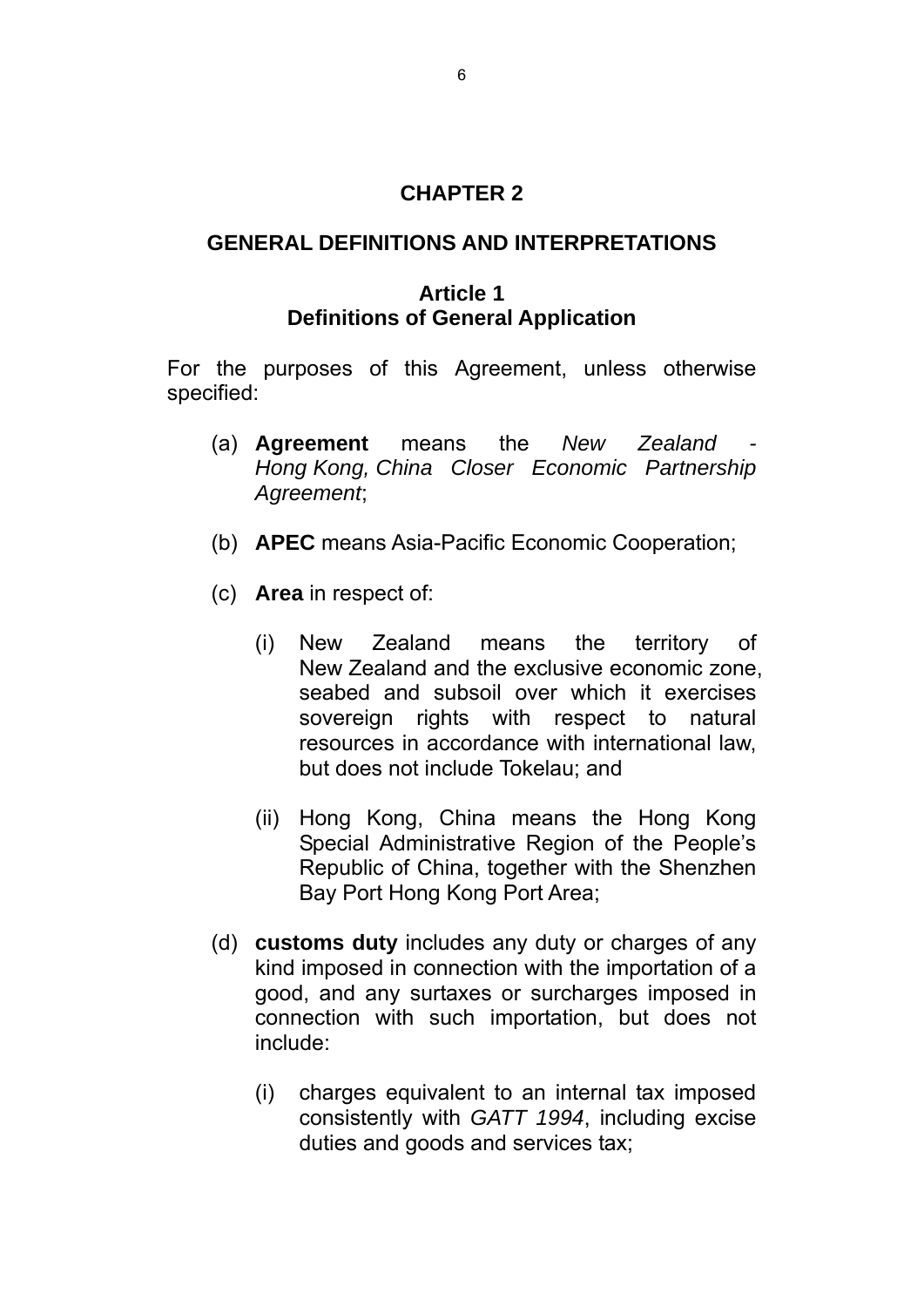# CHAPTER 2

## GENERAL DEFINITIONS AND INTERPRETATIONS

### Article 1
### Definitions of General Application

For the purposes of this Agreement, unless otherwise specified:

(a) **Agreement** means the *New Zealand - Hong Kong, China Closer Economic Partnership Agreement*;

(b) **APEC** means Asia-Pacific Economic Cooperation;

(c) **Area** in respect of:

(i) New Zealand means the territory of New Zealand and the exclusive economic zone, seabed and subsoil over which it exercises sovereign rights with respect to natural resources in accordance with international law, but does not include Tokelau; and

(ii) Hong Kong, China means the Hong Kong Special Administrative Region of the People's Republic of China, together with the Shenzhen Bay Port Hong Kong Port Area;

(d) **customs duty** includes any duty or charges of any kind imposed in connection with the importation of a good, and any surtaxes or surcharges imposed in connection with such importation, but does not include:

(i) charges equivalent to an internal tax imposed consistently with *GATT 1994*, including excise duties and goods and services tax;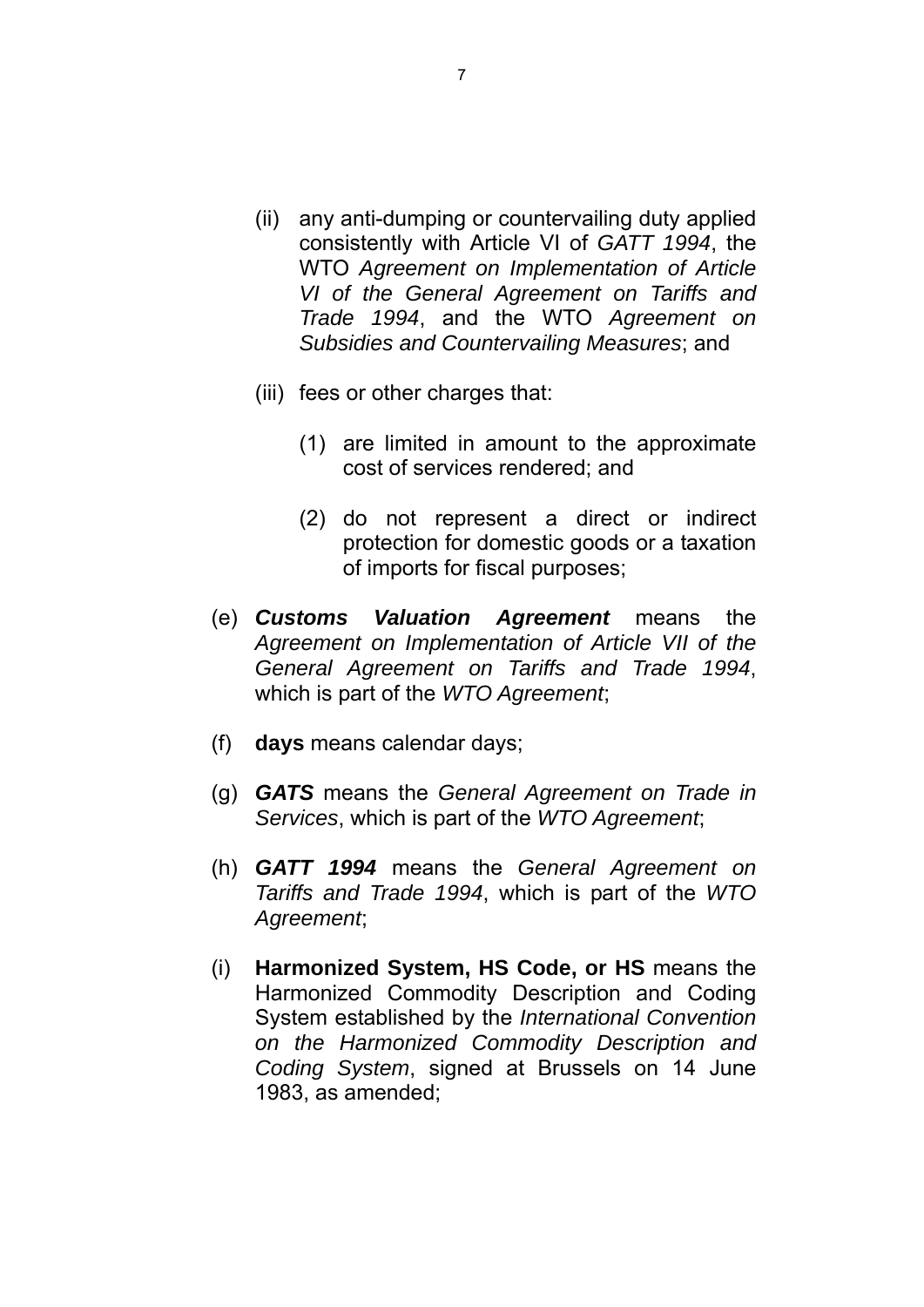(ii) any anti-dumping or countervailing duty applied consistently with Article VI of *GATT 1994*, the WTO *Agreement on Implementation of Article VI of the General Agreement on Tariffs and Trade 1994*, and the WTO *Agreement on Subsidies and Countervailing Measures*; and

(iii) fees or other charges that:

(1) are limited in amount to the approximate cost of services rendered; and

(2) do not represent a direct or indirect protection for domestic goods or a taxation of imports for fiscal purposes;

(e) ***Customs Valuation Agreement*** means the *Agreement on Implementation of Article VII of the General Agreement on Tariffs and Trade 1994*, which is part of the *WTO Agreement*;

(f) **days** means calendar days;

(g) ***GATS*** means the *General Agreement on Trade in Services*, which is part of the *WTO Agreement*;

(h) ***GATT 1994*** means the *General Agreement on Tariffs and Trade 1994*, which is part of the *WTO Agreement*;

(i) **Harmonized System, HS Code, or HS** means the Harmonized Commodity Description and Coding System established by the *International Convention on the Harmonized Commodity Description and Coding System*, signed at Brussels on 14 June 1983, as amended;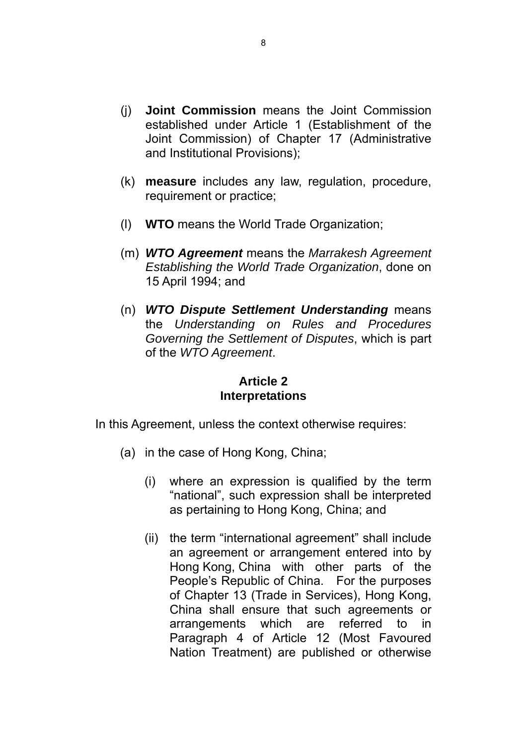(j) **Joint Commission** means the Joint Commission established under Article 1 (Establishment of the Joint Commission) of Chapter 17 (Administrative and Institutional Provisions);

(k) **measure** includes any law, regulation, procedure, requirement or practice;

(l) **WTO** means the World Trade Organization;

(m) ***WTO Agreement*** means the *Marrakesh Agreement Establishing the World Trade Organization*, done on 15 April 1994; and

(n) ***WTO Dispute Settlement Understanding*** means the *Understanding on Rules and Procedures Governing the Settlement of Disputes*, which is part of the *WTO Agreement*.

### Article 2
### Interpretations

In this Agreement, unless the context otherwise requires:

(a) in the case of Hong Kong, China;

(i) where an expression is qualified by the term "national", such expression shall be interpreted as pertaining to Hong Kong, China; and

(ii) the term "international agreement" shall include an agreement or arrangement entered into by Hong Kong, China with other parts of the People's Republic of China. For the purposes of Chapter 13 (Trade in Services), Hong Kong, China shall ensure that such agreements or arrangements which are referred to in Paragraph 4 of Article 12 (Most Favoured Nation Treatment) are published or otherwise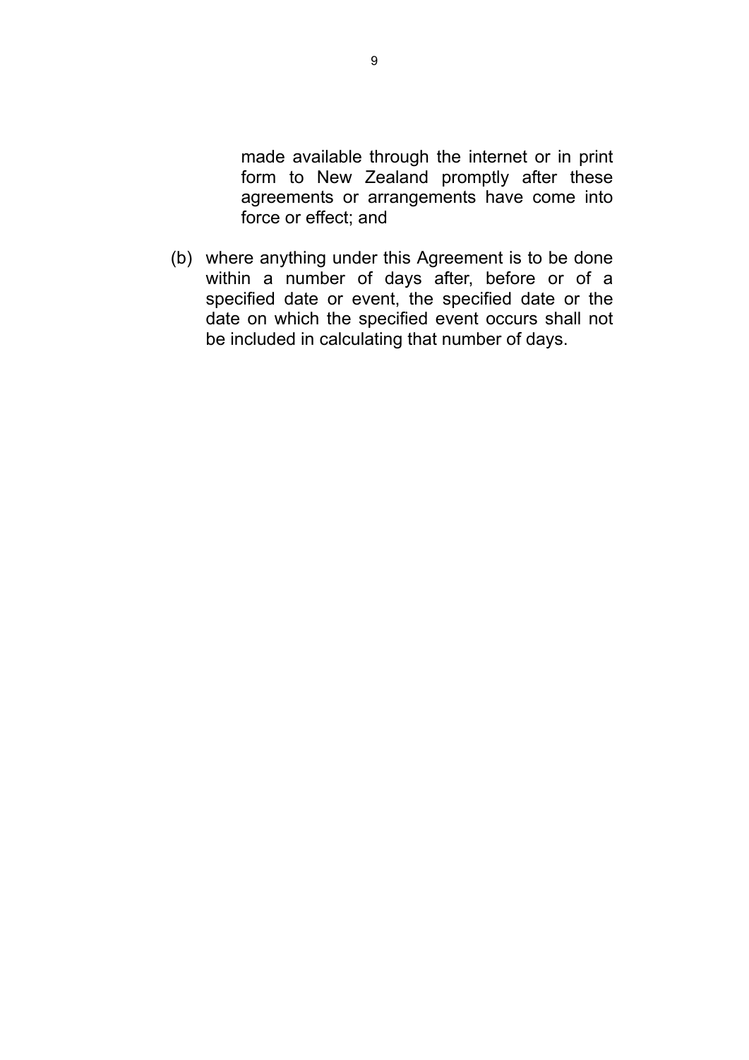made available through the internet or in print form to New Zealand promptly after these agreements or arrangements have come into force or effect; and

(b) where anything under this Agreement is to be done within a number of days after, before or of a specified date or event, the specified date or the date on which the specified event occurs shall not be included in calculating that number of days.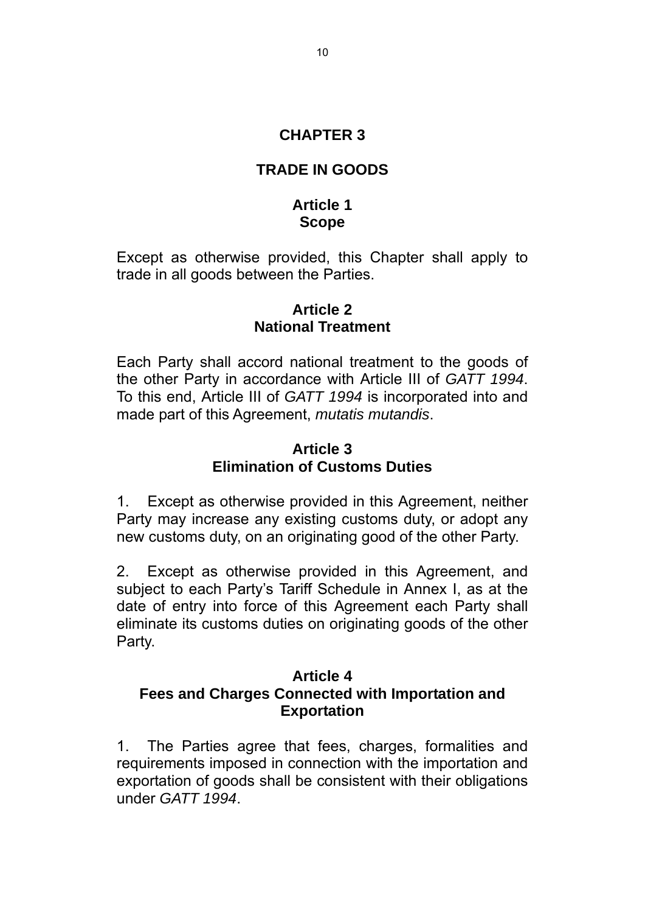# CHAPTER 3

## TRADE IN GOODS

### Article 1
### Scope

Except as otherwise provided, this Chapter shall apply to trade in all goods between the Parties.

### Article 2
### National Treatment

Each Party shall accord national treatment to the goods of the other Party in accordance with Article III of *GATT 1994*. To this end, Article III of *GATT 1994* is incorporated into and made part of this Agreement, *mutatis mutandis*.

### Article 3
### Elimination of Customs Duties

1. Except as otherwise provided in this Agreement, neither Party may increase any existing customs duty, or adopt any new customs duty, on an originating good of the other Party.

2. Except as otherwise provided in this Agreement, and subject to each Party's Tariff Schedule in Annex I, as at the date of entry into force of this Agreement each Party shall eliminate its customs duties on originating goods of the other Party.

### Article 4
### Fees and Charges Connected with Importation and Exportation

1. The Parties agree that fees, charges, formalities and requirements imposed in connection with the importation and exportation of goods shall be consistent with their obligations under *GATT 1994*.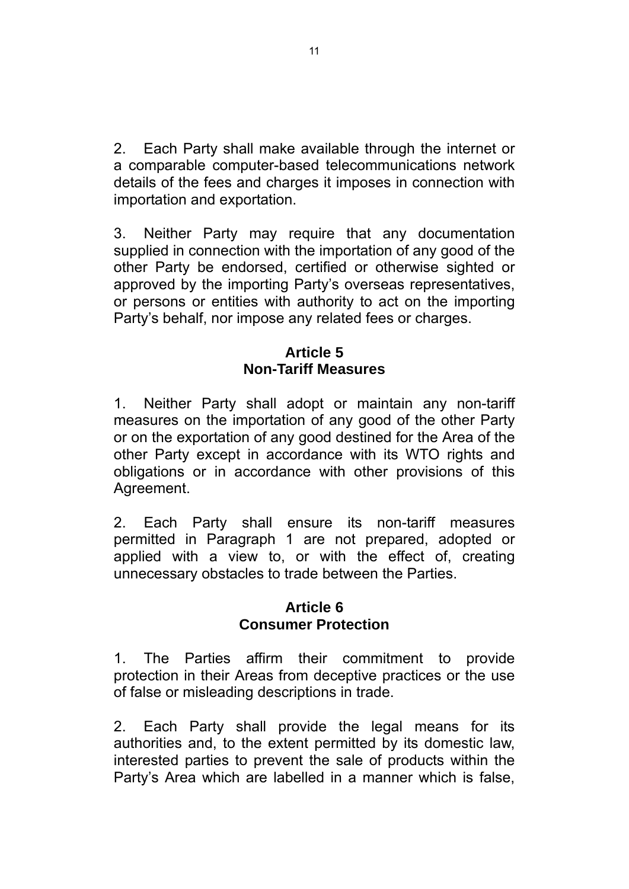2. Each Party shall make available through the internet or a comparable computer-based telecommunications network details of the fees and charges it imposes in connection with importation and exportation.

3. Neither Party may require that any documentation supplied in connection with the importation of any good of the other Party be endorsed, certified or otherwise sighted or approved by the importing Party's overseas representatives, or persons or entities with authority to act on the importing Party's behalf, nor impose any related fees or charges.

## Article 5
## Non-Tariff Measures

1. Neither Party shall adopt or maintain any non-tariff measures on the importation of any good of the other Party or on the exportation of any good destined for the Area of the other Party except in accordance with its WTO rights and obligations or in accordance with other provisions of this Agreement.

2. Each Party shall ensure its non-tariff measures permitted in Paragraph 1 are not prepared, adopted or applied with a view to, or with the effect of, creating unnecessary obstacles to trade between the Parties.

## Article 6
## Consumer Protection

1. The Parties affirm their commitment to provide protection in their Areas from deceptive practices or the use of false or misleading descriptions in trade.

2. Each Party shall provide the legal means for its authorities and, to the extent permitted by its domestic law, interested parties to prevent the sale of products within the Party's Area which are labelled in a manner which is false,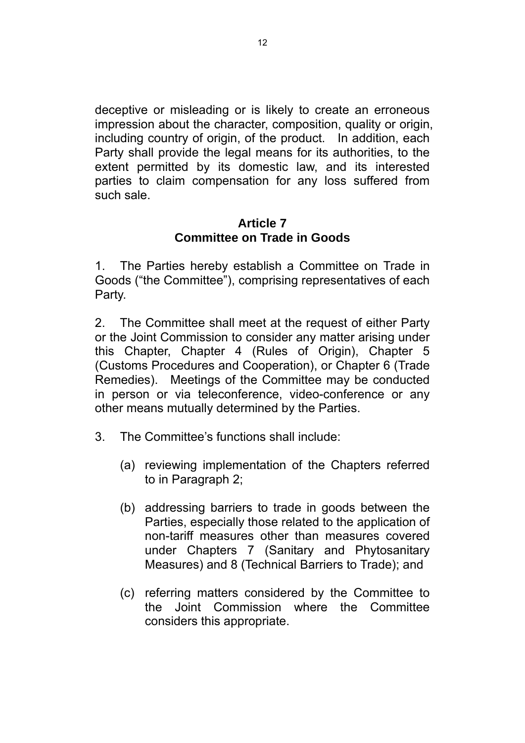deceptive or misleading or is likely to create an erroneous impression about the character, composition, quality or origin, including country of origin, of the product. In addition, each Party shall provide the legal means for its authorities, to the extent permitted by its domestic law, and its interested parties to claim compensation for any loss suffered from such sale.

## Article 7
## Committee on Trade in Goods

1. The Parties hereby establish a Committee on Trade in Goods ("the Committee"), comprising representatives of each Party.

2. The Committee shall meet at the request of either Party or the Joint Commission to consider any matter arising under this Chapter, Chapter 4 (Rules of Origin), Chapter 5 (Customs Procedures and Cooperation), or Chapter 6 (Trade Remedies). Meetings of the Committee may be conducted in person or via teleconference, video-conference or any other means mutually determined by the Parties.

3. The Committee's functions shall include:

   (a) reviewing implementation of the Chapters referred to in Paragraph 2;

   (b) addressing barriers to trade in goods between the Parties, especially those related to the application of non-tariff measures other than measures covered under Chapters 7 (Sanitary and Phytosanitary Measures) and 8 (Technical Barriers to Trade); and

   (c) referring matters considered by the Committee to the Joint Commission where the Committee considers this appropriate.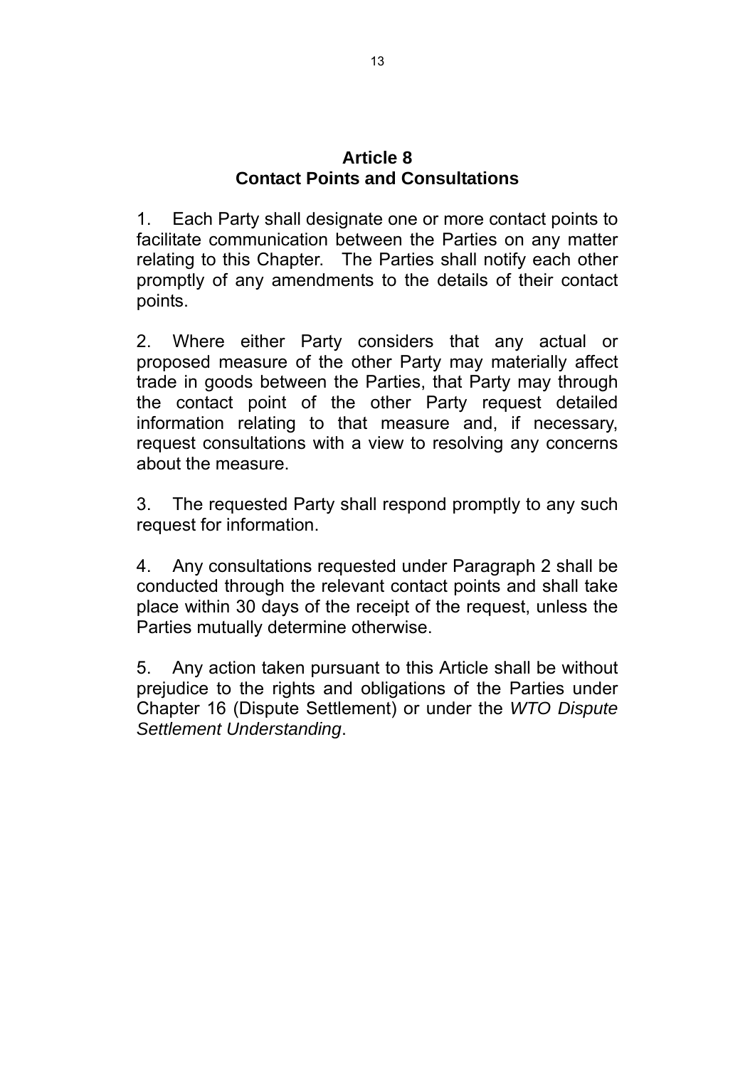## Article 8
## Contact Points and Consultations

1. Each Party shall designate one or more contact points to facilitate communication between the Parties on any matter relating to this Chapter. The Parties shall notify each other promptly of any amendments to the details of their contact points.

2. Where either Party considers that any actual or proposed measure of the other Party may materially affect trade in goods between the Parties, that Party may through the contact point of the other Party request detailed information relating to that measure and, if necessary, request consultations with a view to resolving any concerns about the measure.

3. The requested Party shall respond promptly to any such request for information.

4. Any consultations requested under Paragraph 2 shall be conducted through the relevant contact points and shall take place within 30 days of the receipt of the request, unless the Parties mutually determine otherwise.

5. Any action taken pursuant to this Article shall be without prejudice to the rights and obligations of the Parties under Chapter 16 (Dispute Settlement) or under the *WTO Dispute Settlement Understanding*.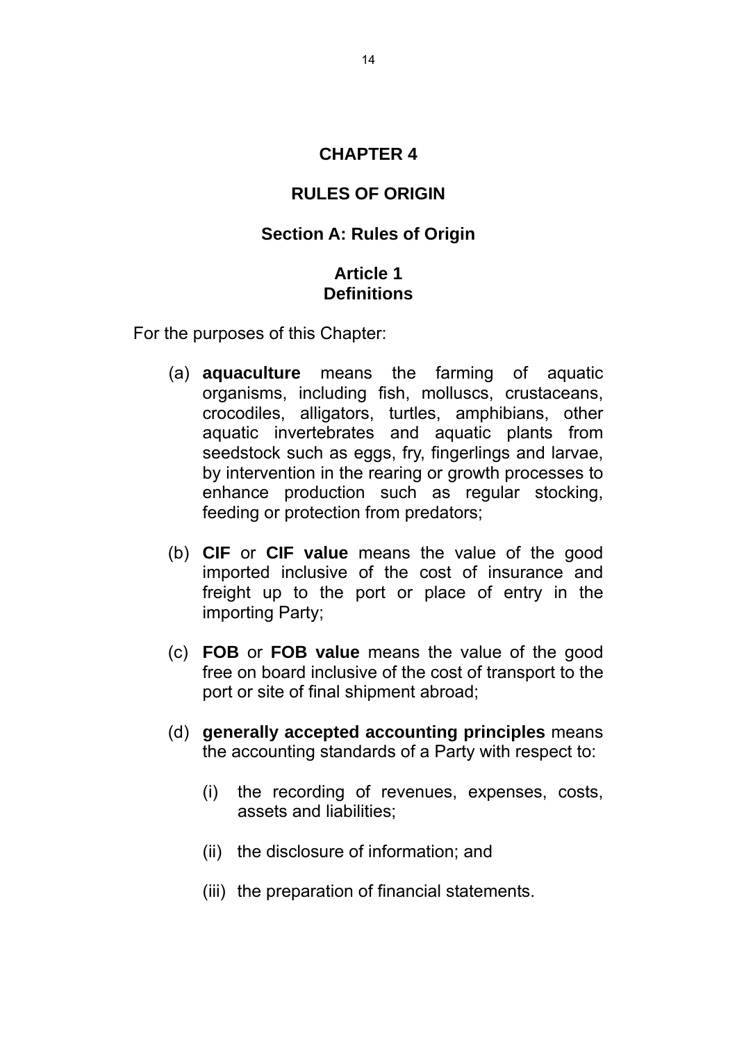# CHAPTER 4

# RULES OF ORIGIN

## Section A: Rules of Origin

### Article 1
### Definitions

For the purposes of this Chapter:

(a) **aquaculture** means the farming of aquatic organisms, including fish, molluscs, crustaceans, crocodiles, alligators, turtles, amphibians, other aquatic invertebrates and aquatic plants from seedstock such as eggs, fry, fingerlings and larvae, by intervention in the rearing or growth processes to enhance production such as regular stocking, feeding or protection from predators;

(b) **CIF** or **CIF value** means the value of the good imported inclusive of the cost of insurance and freight up to the port or place of entry in the importing Party;

(c) **FOB** or **FOB value** means the value of the good free on board inclusive of the cost of transport to the port or site of final shipment abroad;

(d) **generally accepted accounting principles** means the accounting standards of a Party with respect to:

   (i) the recording of revenues, expenses, costs, assets and liabilities;

   (ii) the disclosure of information; and

   (iii) the preparation of financial statements.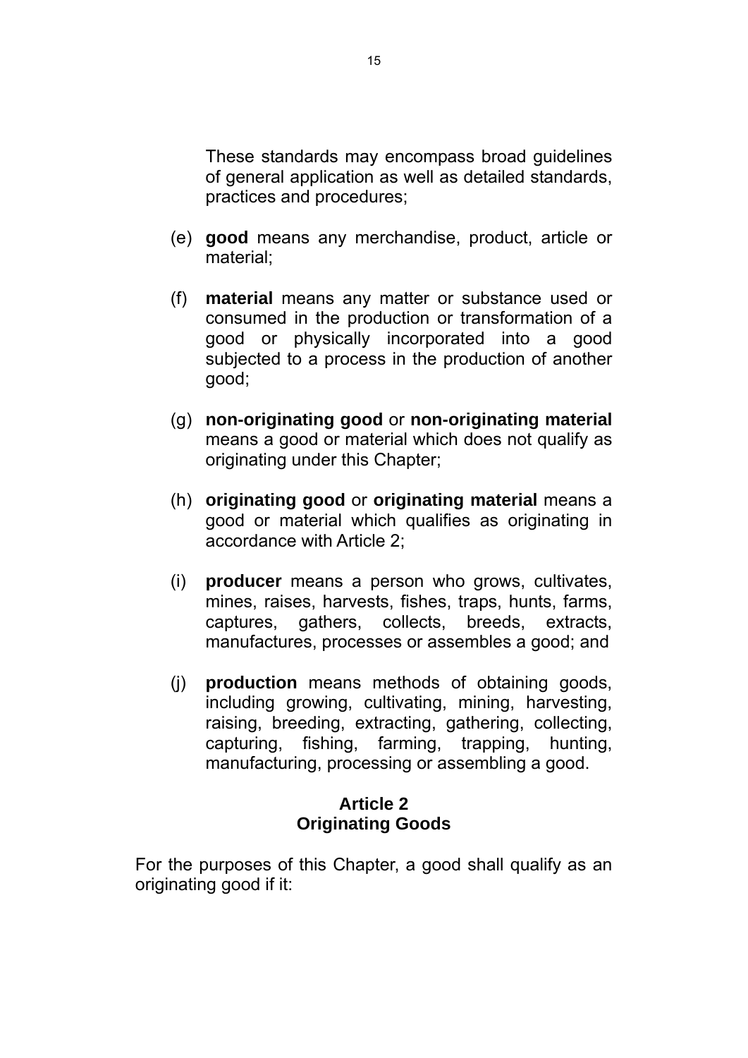These standards may encompass broad guidelines of general application as well as detailed standards, practices and procedures;

(e) **good** means any merchandise, product, article or material;

(f) **material** means any matter or substance used or consumed in the production or transformation of a good or physically incorporated into a good subjected to a process in the production of another good;

(g) **non-originating good** or **non-originating material** means a good or material which does not qualify as originating under this Chapter;

(h) **originating good** or **originating material** means a good or material which qualifies as originating in accordance with Article 2;

(i) **producer** means a person who grows, cultivates, mines, raises, harvests, fishes, traps, hunts, farms, captures, gathers, collects, breeds, extracts, manufactures, processes or assembles a good; and

(j) **production** means methods of obtaining goods, including growing, cultivating, mining, harvesting, raising, breeding, extracting, gathering, collecting, capturing, fishing, farming, trapping, hunting, manufacturing, processing or assembling a good.

## Article 2
## Originating Goods

For the purposes of this Chapter, a good shall qualify as an originating good if it: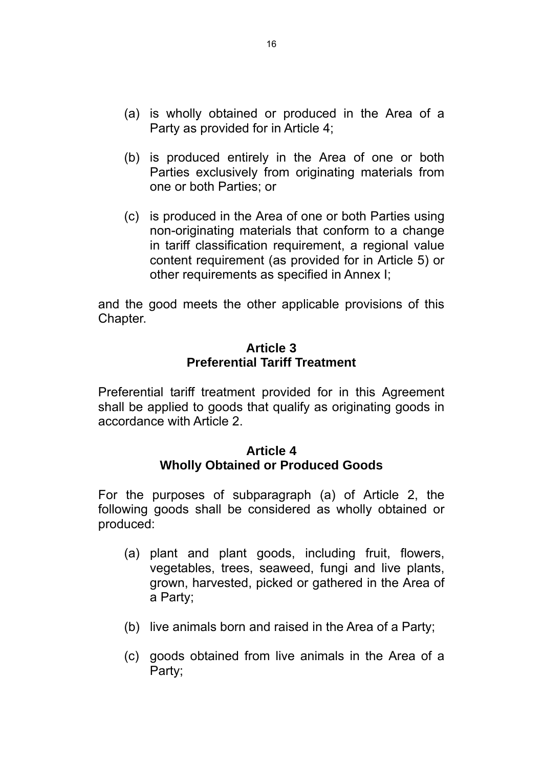(a) is wholly obtained or produced in the Area of a Party as provided for in Article 4;

(b) is produced entirely in the Area of one or both Parties exclusively from originating materials from one or both Parties; or

(c) is produced in the Area of one or both Parties using non-originating materials that conform to a change in tariff classification requirement, a regional value content requirement (as provided for in Article 5) or other requirements as specified in Annex I;

and the good meets the other applicable provisions of this Chapter.

**Article 3**
**Preferential Tariff Treatment**

Preferential tariff treatment provided for in this Agreement shall be applied to goods that qualify as originating goods in accordance with Article 2.

**Article 4**
**Wholly Obtained or Produced Goods**

For the purposes of subparagraph (a) of Article 2, the following goods shall be considered as wholly obtained or produced:

(a) plant and plant goods, including fruit, flowers, vegetables, trees, seaweed, fungi and live plants, grown, harvested, picked or gathered in the Area of a Party;

(b) live animals born and raised in the Area of a Party;

(c) goods obtained from live animals in the Area of a Party;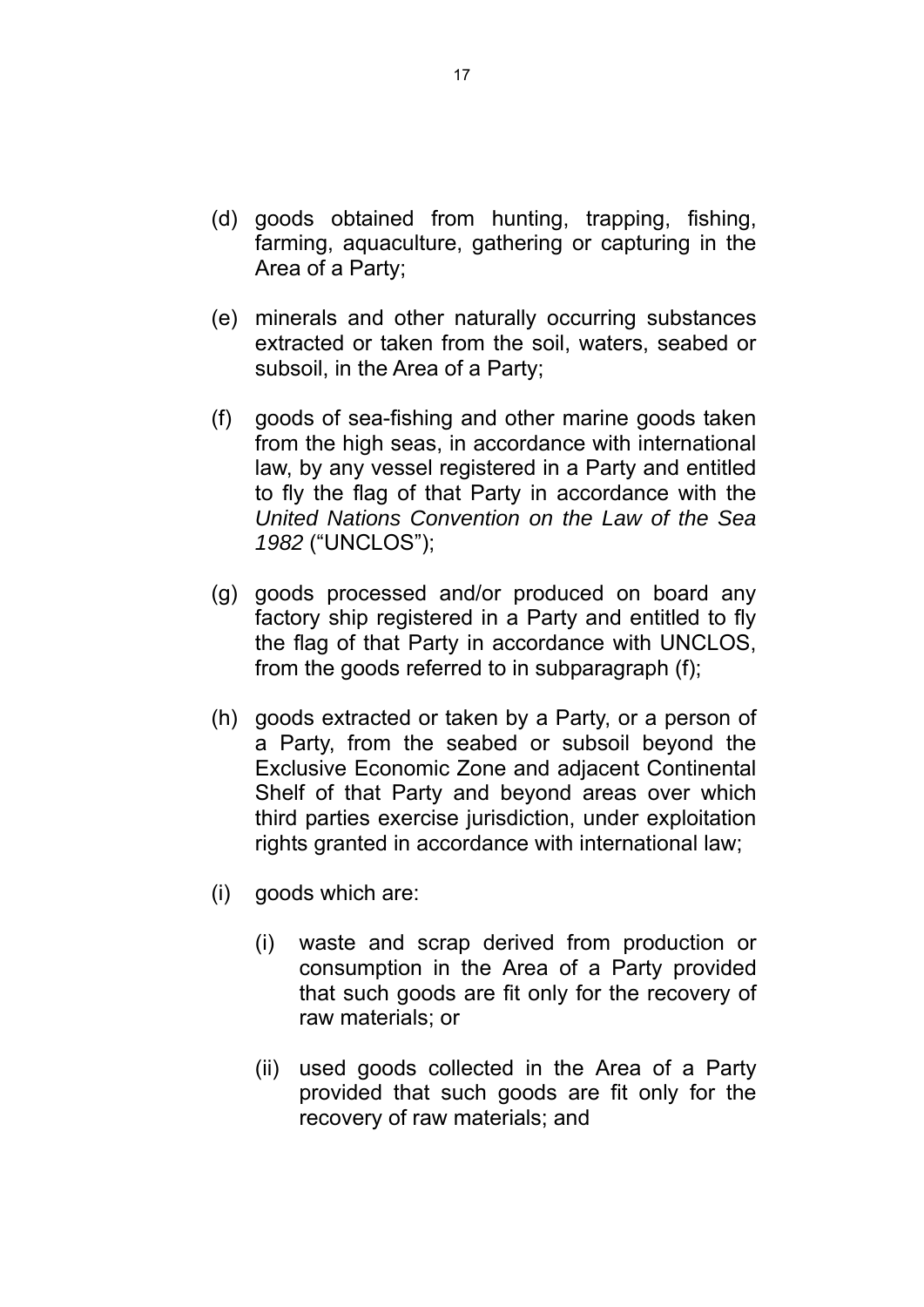(d) goods obtained from hunting, trapping, fishing, farming, aquaculture, gathering or capturing in the Area of a Party;

(e) minerals and other naturally occurring substances extracted or taken from the soil, waters, seabed or subsoil, in the Area of a Party;

(f) goods of sea-fishing and other marine goods taken from the high seas, in accordance with international law, by any vessel registered in a Party and entitled to fly the flag of that Party in accordance with the *United Nations Convention on the Law of the Sea 1982* ("UNCLOS");

(g) goods processed and/or produced on board any factory ship registered in a Party and entitled to fly the flag of that Party in accordance with UNCLOS, from the goods referred to in subparagraph (f);

(h) goods extracted or taken by a Party, or a person of a Party, from the seabed or subsoil beyond the Exclusive Economic Zone and adjacent Continental Shelf of that Party and beyond areas over which third parties exercise jurisdiction, under exploitation rights granted in accordance with international law;

(i) goods which are:

  (i) waste and scrap derived from production or consumption in the Area of a Party provided that such goods are fit only for the recovery of raw materials; or

  (ii) used goods collected in the Area of a Party provided that such goods are fit only for the recovery of raw materials; and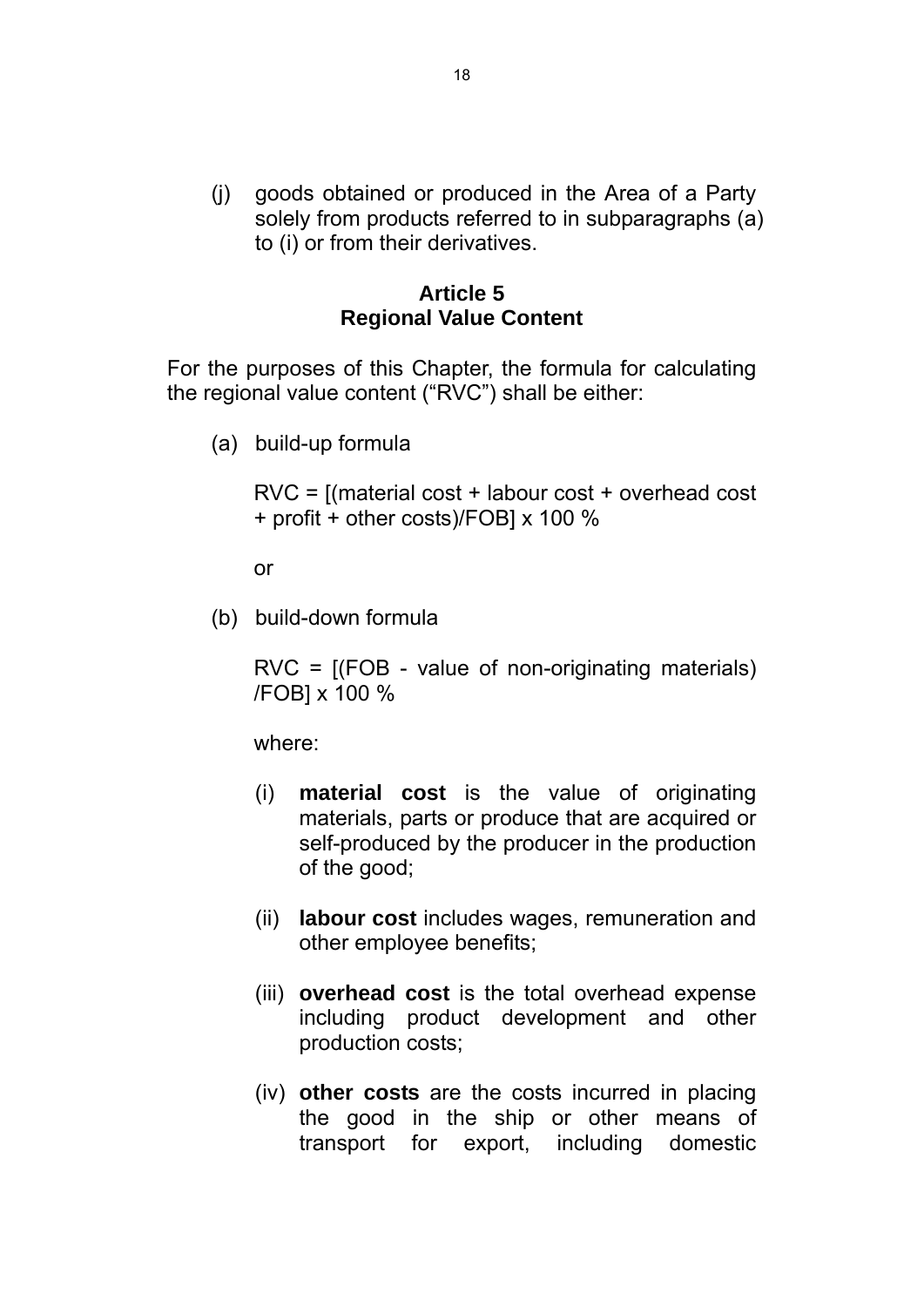(j) goods obtained or produced in the Area of a Party solely from products referred to in subparagraphs (a) to (i) or from their derivatives.

### Article 5
### Regional Value Content

For the purposes of this Chapter, the formula for calculating the regional value content ("RVC") shall be either:

(a) build-up formula

RVC = [(material cost + labour cost + overhead cost + profit + other costs)/FOB] x 100 %

or

(b) build-down formula

RVC = [(FOB - value of non-originating materials) /FOB] x 100 %

where:

(i) **material cost** is the value of originating materials, parts or produce that are acquired or self-produced by the producer in the production of the good;

(ii) **labour cost** includes wages, remuneration and other employee benefits;

(iii) **overhead cost** is the total overhead expense including product development and other production costs;

(iv) **other costs** are the costs incurred in placing the good in the ship or other means of transport for export, including domestic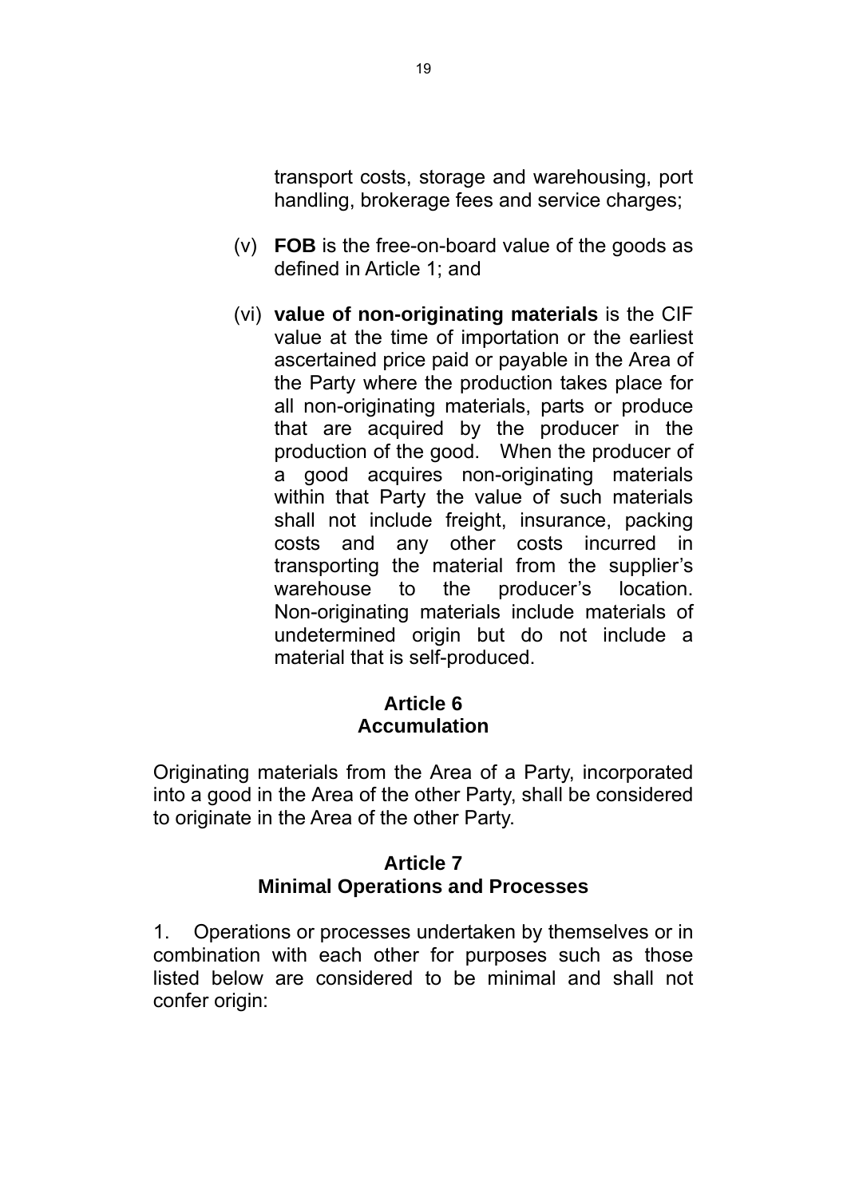transport costs, storage and warehousing, port handling, brokerage fees and service charges;

(v) **FOB** is the free-on-board value of the goods as defined in Article 1; and

(vi) **value of non-originating materials** is the CIF value at the time of importation or the earliest ascertained price paid or payable in the Area of the Party where the production takes place for all non-originating materials, parts or produce that are acquired by the producer in the production of the good. When the producer of a good acquires non-originating materials within that Party the value of such materials shall not include freight, insurance, packing costs and any other costs incurred in transporting the material from the supplier's warehouse to the producer's location. Non-originating materials include materials of undetermined origin but do not include a material that is self-produced.

**Article 6**
**Accumulation**

Originating materials from the Area of a Party, incorporated into a good in the Area of the other Party, shall be considered to originate in the Area of the other Party.

**Article 7**
**Minimal Operations and Processes**

1. Operations or processes undertaken by themselves or in combination with each other for purposes such as those listed below are considered to be minimal and shall not confer origin: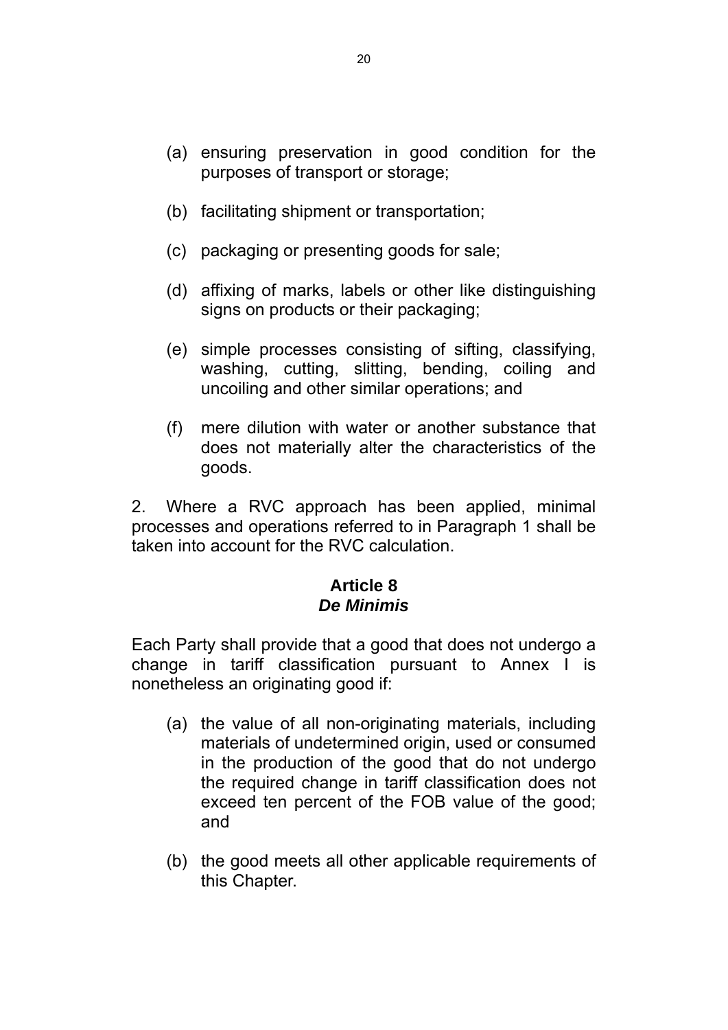(a) ensuring preservation in good condition for the purposes of transport or storage;

(b) facilitating shipment or transportation;

(c) packaging or presenting goods for sale;

(d) affixing of marks, labels or other like distinguishing signs on products or their packaging;

(e) simple processes consisting of sifting, classifying, washing, cutting, slitting, bending, coiling and uncoiling and other similar operations; and

(f) mere dilution with water or another substance that does not materially alter the characteristics of the goods.

2. Where a RVC approach has been applied, minimal processes and operations referred to in Paragraph 1 shall be taken into account for the RVC calculation.

### Article 8
### ***De Minimis***

Each Party shall provide that a good that does not undergo a change in tariff classification pursuant to Annex I is nonetheless an originating good if:

(a) the value of all non-originating materials, including materials of undetermined origin, used or consumed in the production of the good that do not undergo the required change in tariff classification does not exceed ten percent of the FOB value of the good; and

(b) the good meets all other applicable requirements of this Chapter.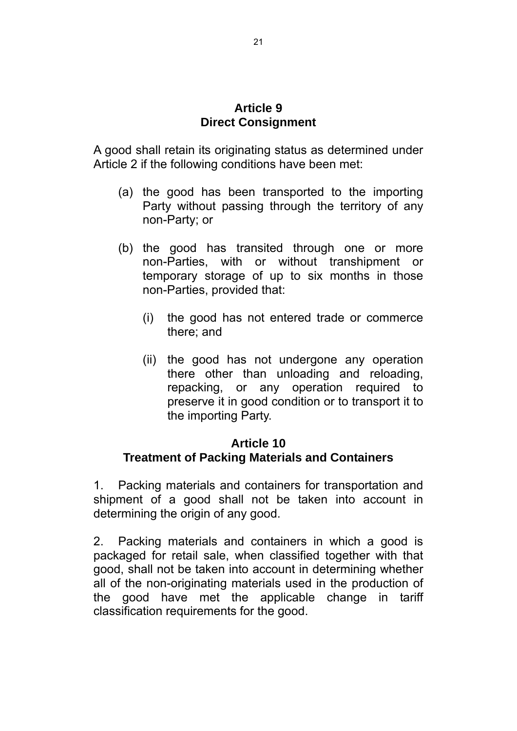## Article 9
## Direct Consignment

A good shall retain its originating status as determined under Article 2 if the following conditions have been met:

(a) the good has been transported to the importing Party without passing through the territory of any non-Party; or

(b) the good has transited through one or more non-Parties, with or without transhipment or temporary storage of up to six months in those non-Parties, provided that:

   (i) the good has not entered trade or commerce there; and

   (ii) the good has not undergone any operation there other than unloading and reloading, repacking, or any operation required to preserve it in good condition or to transport it to the importing Party.

## Article 10
## Treatment of Packing Materials and Containers

1. Packing materials and containers for transportation and shipment of a good shall not be taken into account in determining the origin of any good.

2. Packing materials and containers in which a good is packaged for retail sale, when classified together with that good, shall not be taken into account in determining whether all of the non-originating materials used in the production of the good have met the applicable change in tariff classification requirements for the good.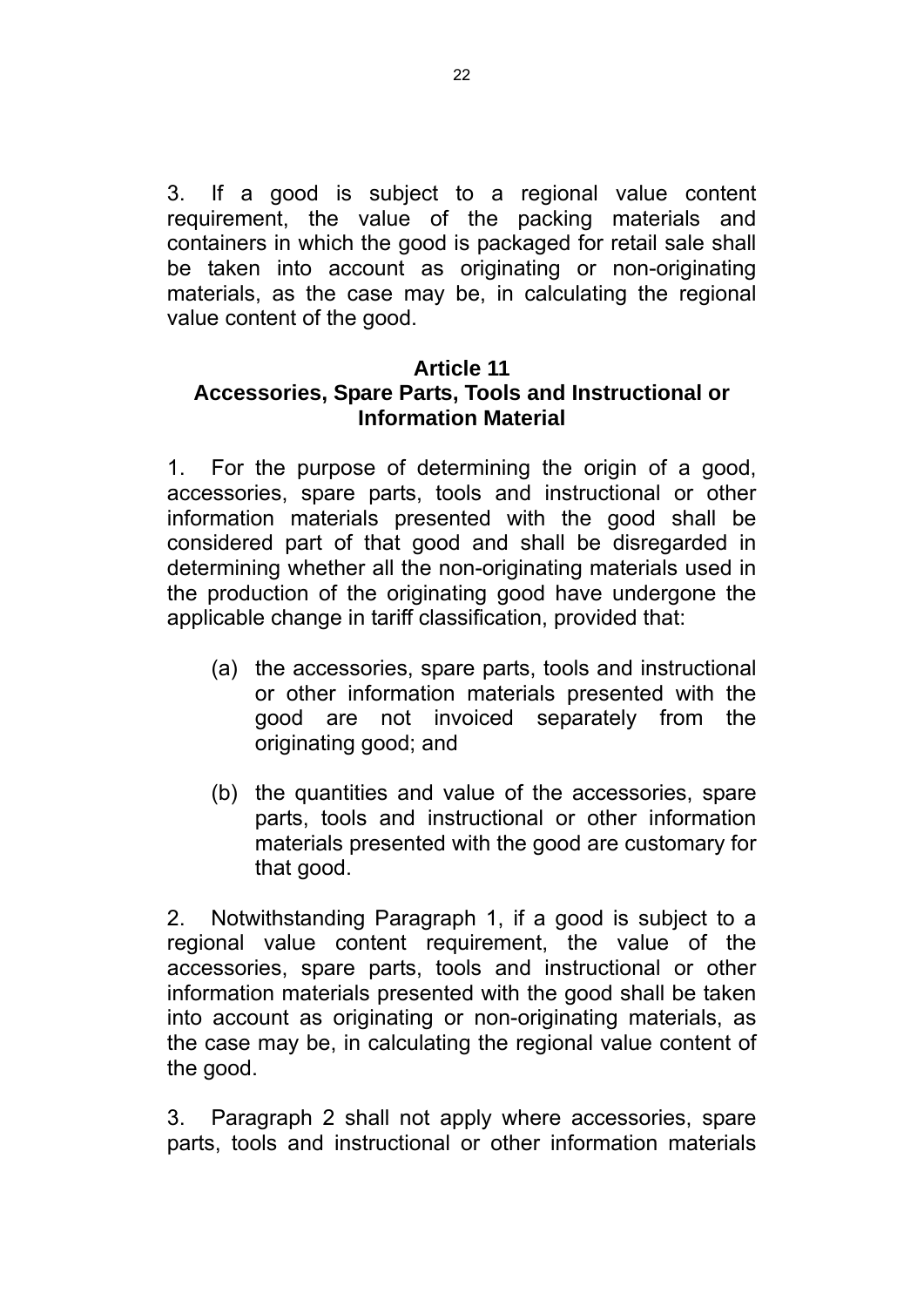3. If a good is subject to a regional value content requirement, the value of the packing materials and containers in which the good is packaged for retail sale shall be taken into account as originating or non-originating materials, as the case may be, in calculating the regional value content of the good.

## Article 11
## Accessories, Spare Parts, Tools and Instructional or Information Material

1. For the purpose of determining the origin of a good, accessories, spare parts, tools and instructional or other information materials presented with the good shall be considered part of that good and shall be disregarded in determining whether all the non-originating materials used in the production of the originating good have undergone the applicable change in tariff classification, provided that:

    (a) the accessories, spare parts, tools and instructional or other information materials presented with the good are not invoiced separately from the originating good; and

    (b) the quantities and value of the accessories, spare parts, tools and instructional or other information materials presented with the good are customary for that good.

2. Notwithstanding Paragraph 1, if a good is subject to a regional value content requirement, the value of the accessories, spare parts, tools and instructional or other information materials presented with the good shall be taken into account as originating or non-originating materials, as the case may be, in calculating the regional value content of the good.

3. Paragraph 2 shall not apply where accessories, spare parts, tools and instructional or other information materials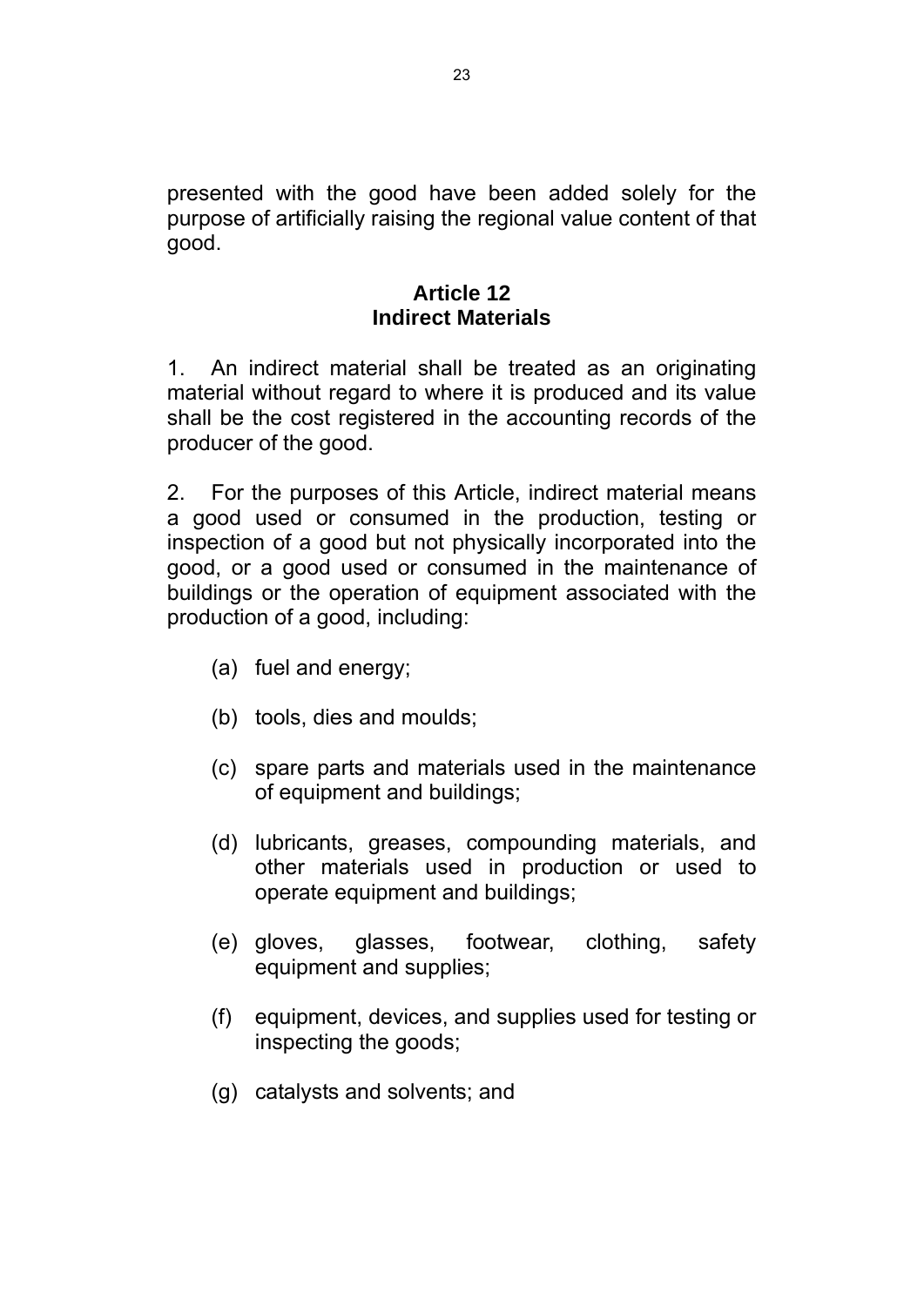presented with the good have been added solely for the purpose of artificially raising the regional value content of that good.

## Article 12
## Indirect Materials

1. An indirect material shall be treated as an originating material without regard to where it is produced and its value shall be the cost registered in the accounting records of the producer of the good.

2. For the purposes of this Article, indirect material means a good used or consumed in the production, testing or inspection of a good but not physically incorporated into the good, or a good used or consumed in the maintenance of buildings or the operation of equipment associated with the production of a good, including:

(a) fuel and energy;

(b) tools, dies and moulds;

(c) spare parts and materials used in the maintenance of equipment and buildings;

(d) lubricants, greases, compounding materials, and other materials used in production or used to operate equipment and buildings;

(e) gloves, glasses, footwear, clothing, safety equipment and supplies;

(f) equipment, devices, and supplies used for testing or inspecting the goods;

(g) catalysts and solvents; and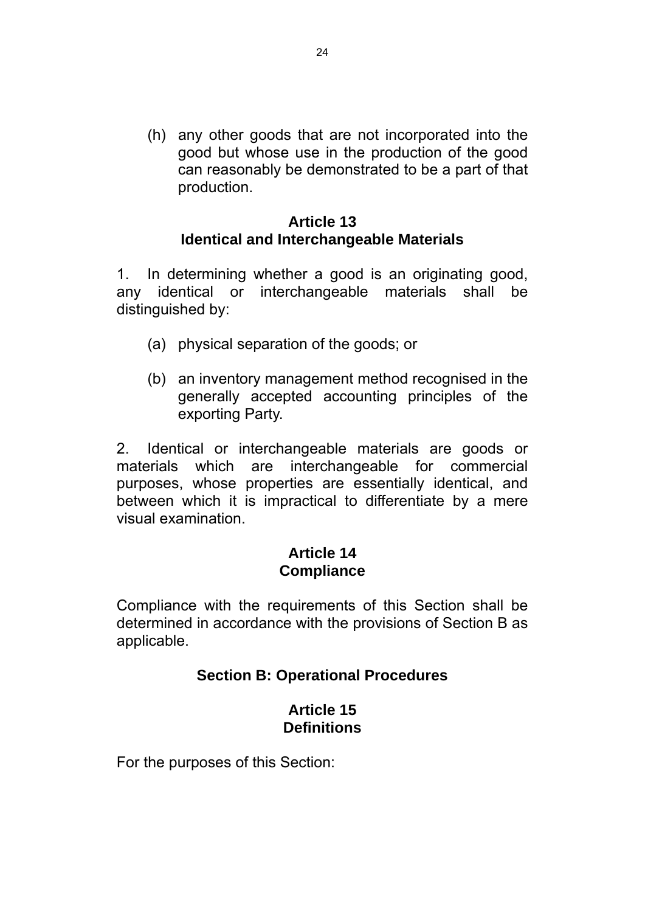(h) any other goods that are not incorporated into the good but whose use in the production of the good can reasonably be demonstrated to be a part of that production.

## Article 13
## Identical and Interchangeable Materials

1. In determining whether a good is an originating good, any identical or interchangeable materials shall be distinguished by:

(a) physical separation of the goods; or

(b) an inventory management method recognised in the generally accepted accounting principles of the exporting Party.

2. Identical or interchangeable materials are goods or materials which are interchangeable for commercial purposes, whose properties are essentially identical, and between which it is impractical to differentiate by a mere visual examination.

## Article 14
## Compliance

Compliance with the requirements of this Section shall be determined in accordance with the provisions of Section B as applicable.

# Section B: Operational Procedures

## Article 15
## Definitions

For the purposes of this Section: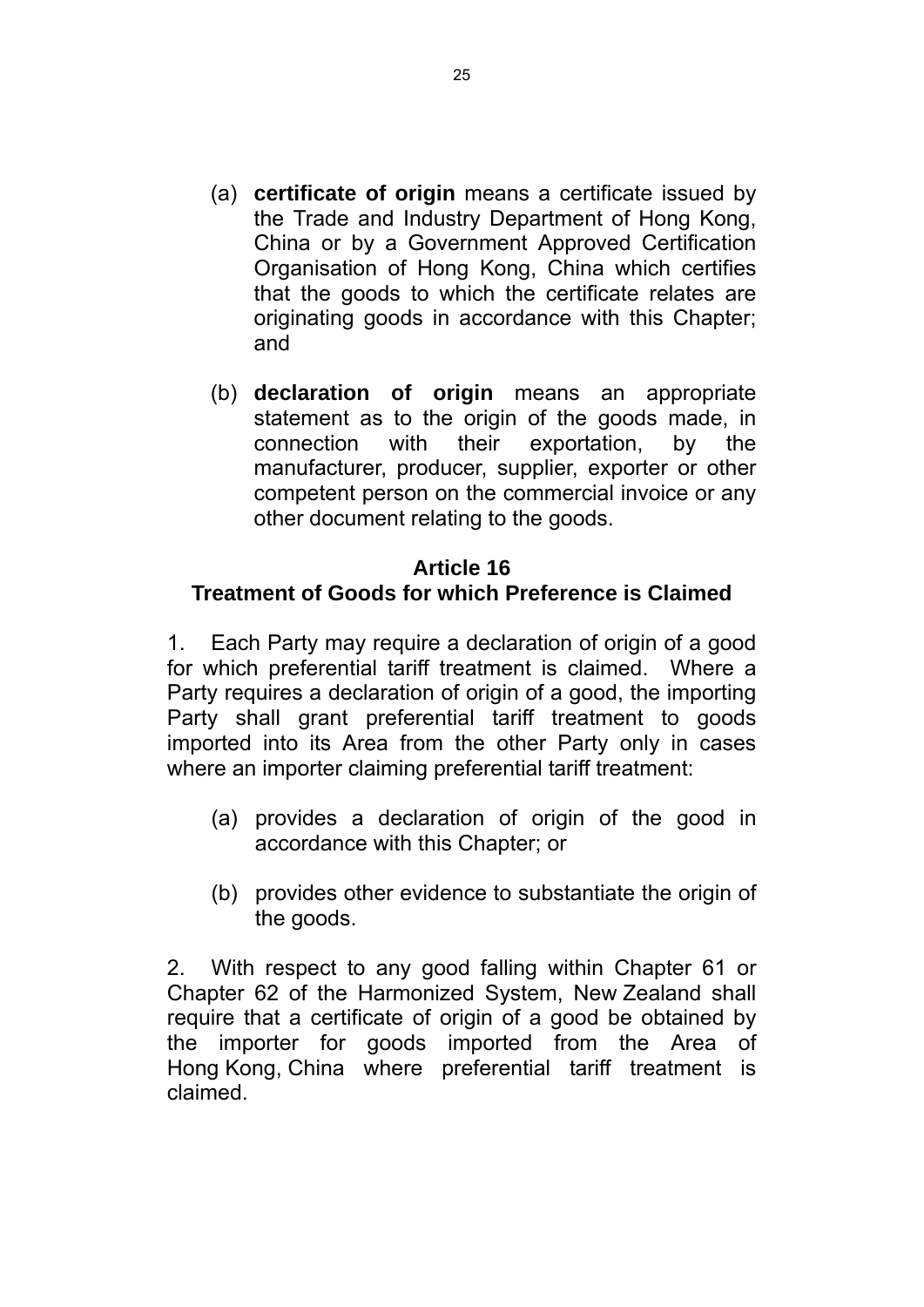(a) **certificate of origin** means a certificate issued by the Trade and Industry Department of Hong Kong, China or by a Government Approved Certification Organisation of Hong Kong, China which certifies that the goods to which the certificate relates are originating goods in accordance with this Chapter; and

(b) **declaration of origin** means an appropriate statement as to the origin of the goods made, in connection with their exportation, by the manufacturer, producer, supplier, exporter or other competent person on the commercial invoice or any other document relating to the goods.

## Article 16
## Treatment of Goods for which Preference is Claimed

1. Each Party may require a declaration of origin of a good for which preferential tariff treatment is claimed. Where a Party requires a declaration of origin of a good, the importing Party shall grant preferential tariff treatment to goods imported into its Area from the other Party only in cases where an importer claiming preferential tariff treatment:

(a) provides a declaration of origin of the good in accordance with this Chapter; or

(b) provides other evidence to substantiate the origin of the goods.

2. With respect to any good falling within Chapter 61 or Chapter 62 of the Harmonized System, New Zealand shall require that a certificate of origin of a good be obtained by the importer for goods imported from the Area of Hong Kong, China where preferential tariff treatment is claimed.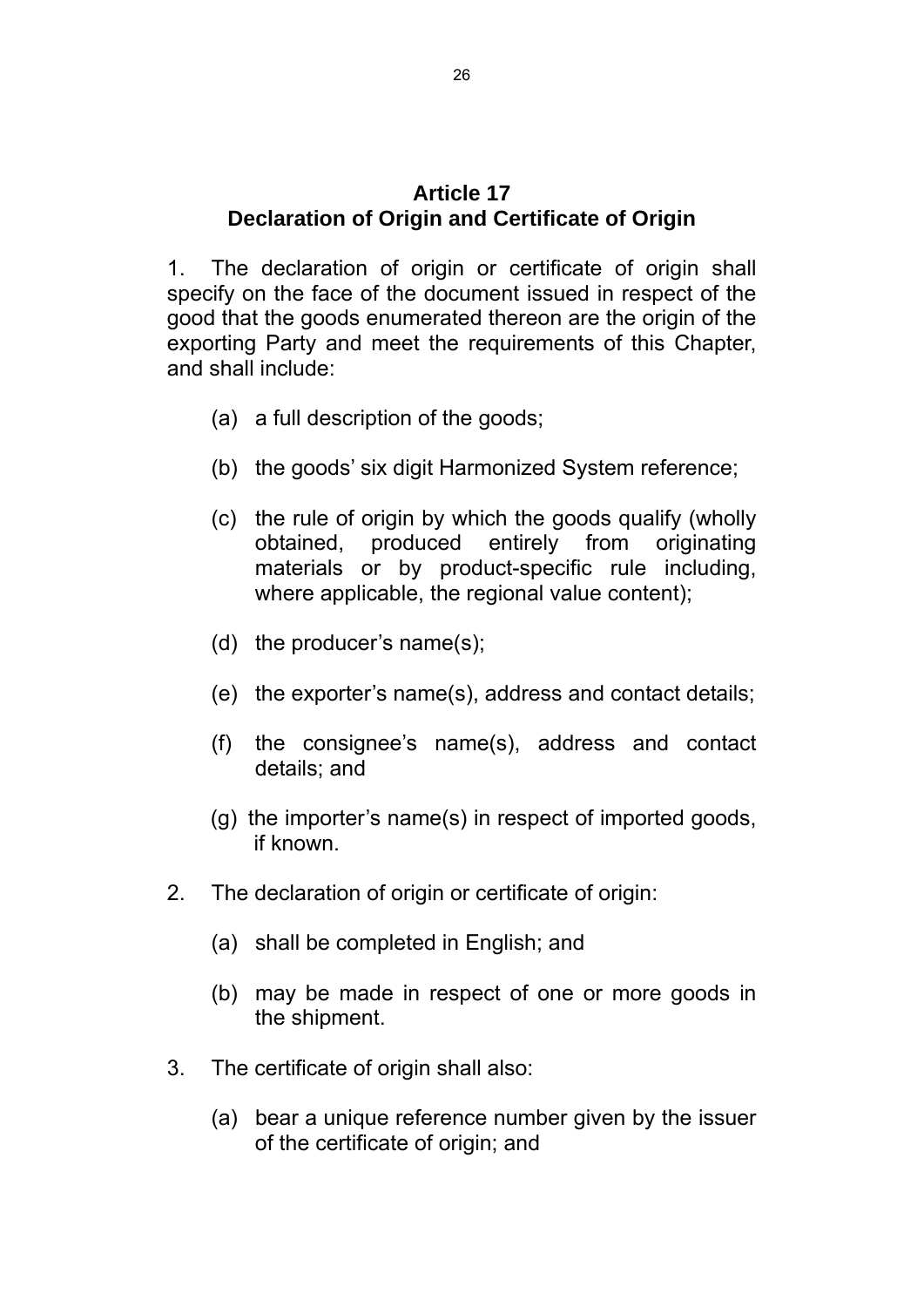## Article 17
## Declaration of Origin and Certificate of Origin

1. The declaration of origin or certificate of origin shall specify on the face of the document issued in respect of the good that the goods enumerated thereon are the origin of the exporting Party and meet the requirements of this Chapter, and shall include:

(a) a full description of the goods;

(b) the goods' six digit Harmonized System reference;

(c) the rule of origin by which the goods qualify (wholly obtained, produced entirely from originating materials or by product-specific rule including, where applicable, the regional value content);

(d) the producer's name(s);

(e) the exporter's name(s), address and contact details;

(f) the consignee's name(s), address and contact details; and

(g) the importer's name(s) in respect of imported goods, if known.

2. The declaration of origin or certificate of origin:

(a) shall be completed in English; and

(b) may be made in respect of one or more goods in the shipment.

3. The certificate of origin shall also:

(a) bear a unique reference number given by the issuer of the certificate of origin; and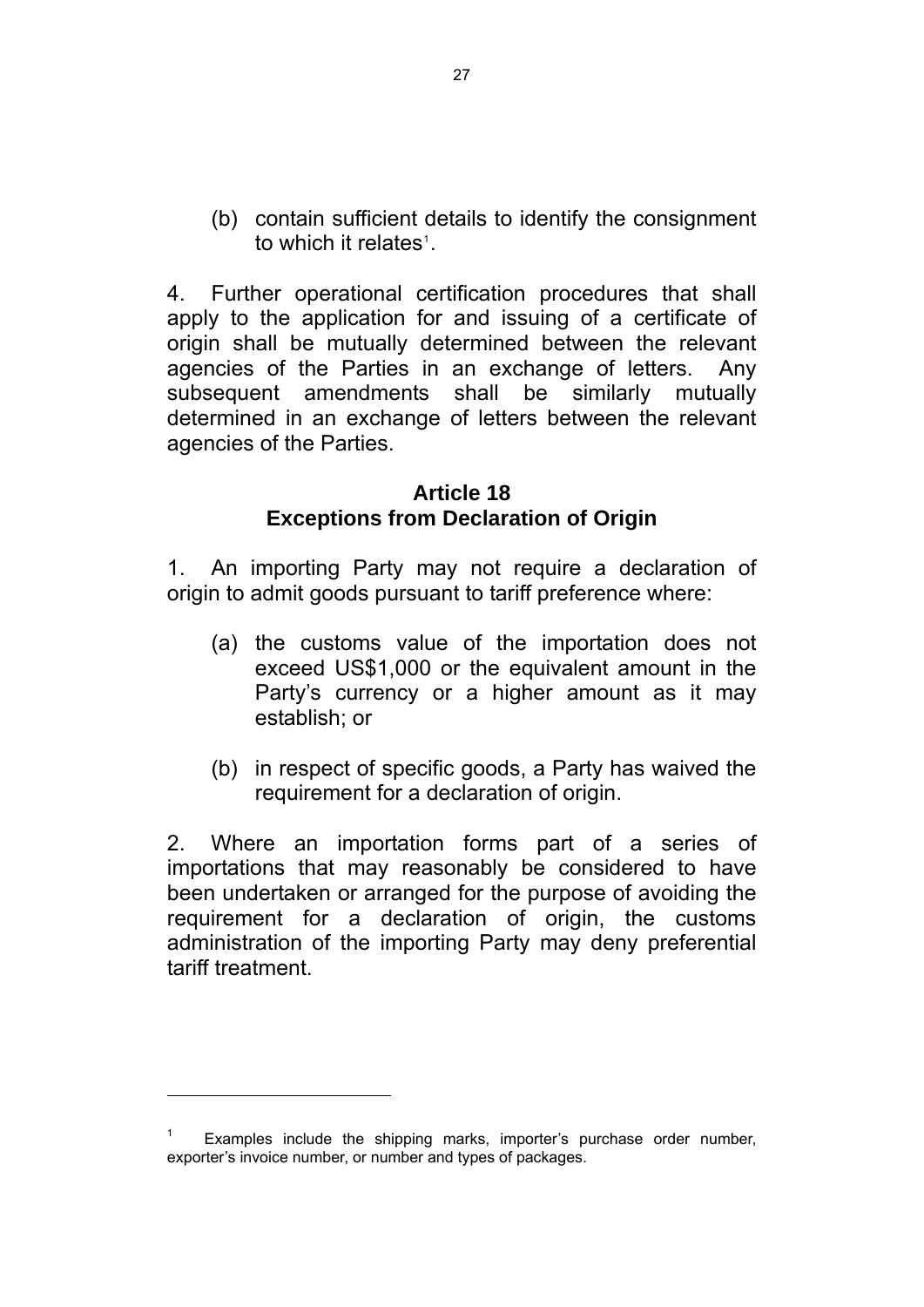(b) contain sufficient details to identify the consignment to which it relates[1].

4. Further operational certification procedures that shall apply to the application for and issuing of a certificate of origin shall be mutually determined between the relevant agencies of the Parties in an exchange of letters. Any subsequent amendments shall be similarly mutually determined in an exchange of letters between the relevant agencies of the Parties.

**Article 18**
**Exceptions from Declaration of Origin**

1. An importing Party may not require a declaration of origin to admit goods pursuant to tariff preference where:

(a) the customs value of the importation does not exceed US$1,000 or the equivalent amount in the Party's currency or a higher amount as it may establish; or

(b) in respect of specific goods, a Party has waived the requirement for a declaration of origin.

2. Where an importation forms part of a series of importations that may reasonably be considered to have been undertaken or arranged for the purpose of avoiding the requirement for a declaration of origin, the customs administration of the importing Party may deny preferential tariff treatment.

---

[1] Examples include the shipping marks, importer's purchase order number, exporter's invoice number, or number and types of packages.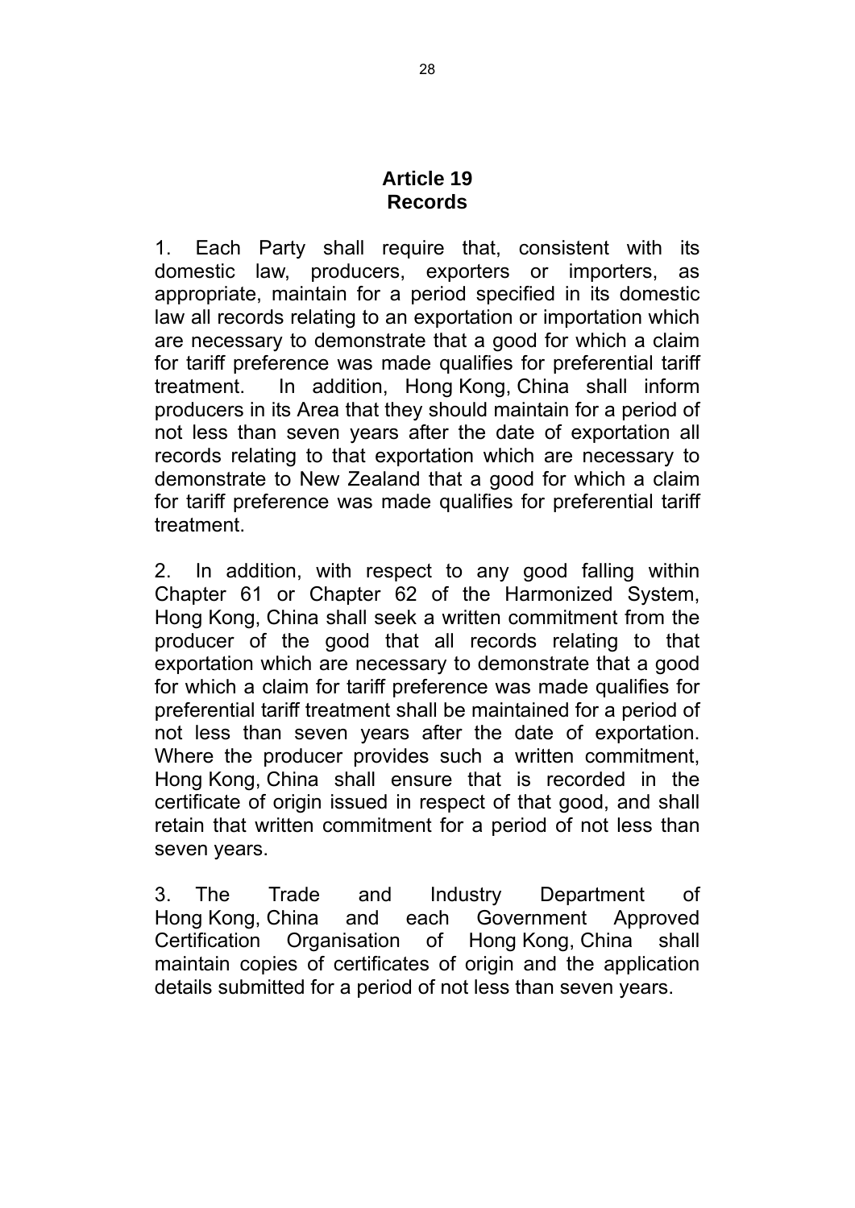## Article 19
## Records

1. Each Party shall require that, consistent with its domestic law, producers, exporters or importers, as appropriate, maintain for a period specified in its domestic law all records relating to an exportation or importation which are necessary to demonstrate that a good for which a claim for tariff preference was made qualifies for preferential tariff treatment. In addition, Hong Kong, China shall inform producers in its Area that they should maintain for a period of not less than seven years after the date of exportation all records relating to that exportation which are necessary to demonstrate to New Zealand that a good for which a claim for tariff preference was made qualifies for preferential tariff treatment.

2. In addition, with respect to any good falling within Chapter 61 or Chapter 62 of the Harmonized System, Hong Kong, China shall seek a written commitment from the producer of the good that all records relating to that exportation which are necessary to demonstrate that a good for which a claim for tariff preference was made qualifies for preferential tariff treatment shall be maintained for a period of not less than seven years after the date of exportation. Where the producer provides such a written commitment, Hong Kong, China shall ensure that is recorded in the certificate of origin issued in respect of that good, and shall retain that written commitment for a period of not less than seven years.

3. The Trade and Industry Department of Hong Kong, China and each Government Approved Certification Organisation of Hong Kong, China shall maintain copies of certificates of origin and the application details submitted for a period of not less than seven years.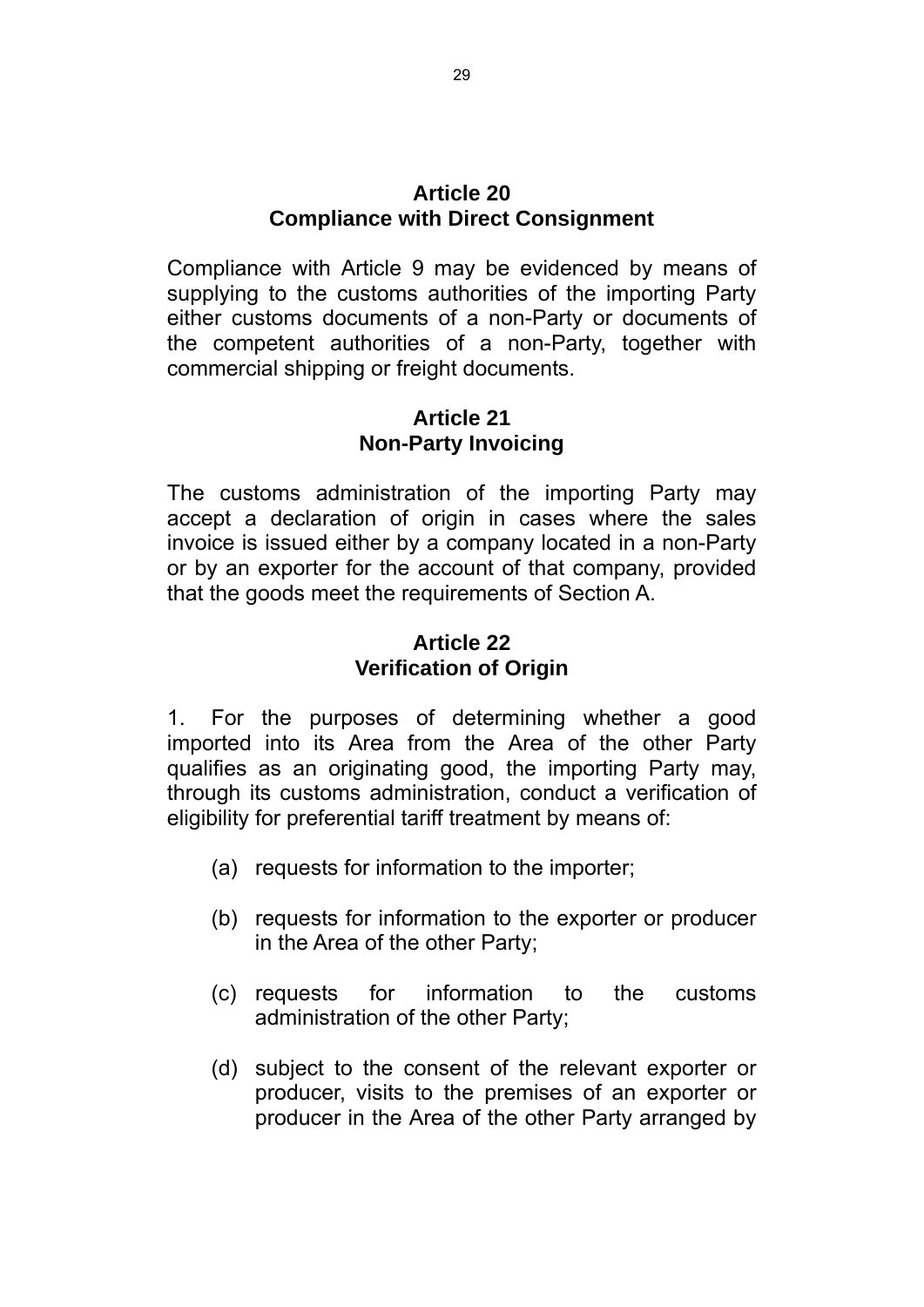## Article 20
## Compliance with Direct Consignment

Compliance with Article 9 may be evidenced by means of supplying to the customs authorities of the importing Party either customs documents of a non-Party or documents of the competent authorities of a non-Party, together with commercial shipping or freight documents.

## Article 21
## Non-Party Invoicing

The customs administration of the importing Party may accept a declaration of origin in cases where the sales invoice is issued either by a company located in a non-Party or by an exporter for the account of that company, provided that the goods meet the requirements of Section A.

## Article 22
## Verification of Origin

1. For the purposes of determining whether a good imported into its Area from the Area of the other Party qualifies as an originating good, the importing Party may, through its customs administration, conduct a verification of eligibility for preferential tariff treatment by means of:

(a) requests for information to the importer;

(b) requests for information to the exporter or producer in the Area of the other Party;

(c) requests for information to the customs administration of the other Party;

(d) subject to the consent of the relevant exporter or producer, visits to the premises of an exporter or producer in the Area of the other Party arranged by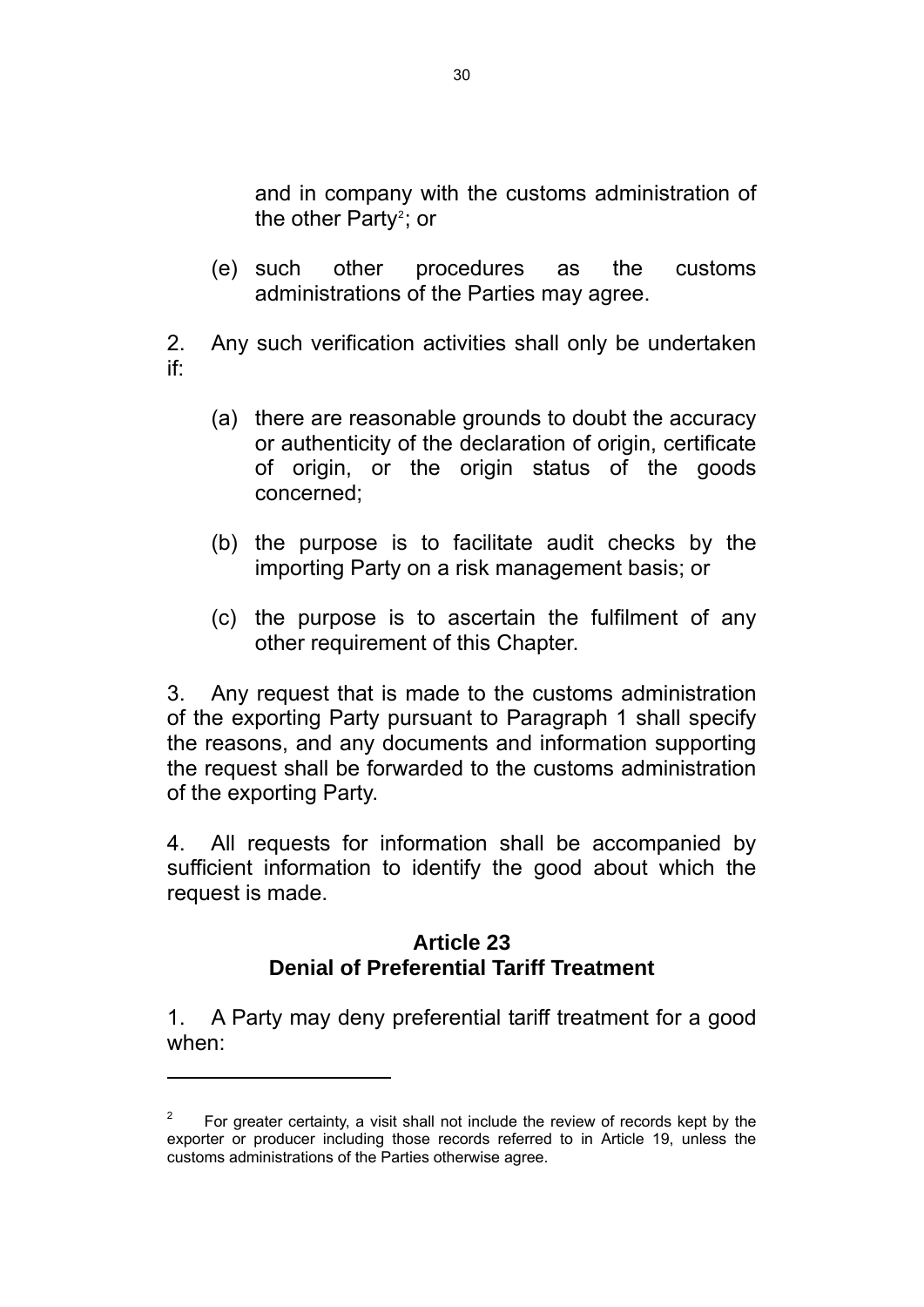and in company with the customs administration of the other Party[2]; or

(e) such other procedures as the customs administrations of the Parties may agree.

2. Any such verification activities shall only be undertaken if:

(a) there are reasonable grounds to doubt the accuracy or authenticity of the declaration of origin, certificate of origin, or the origin status of the goods concerned;

(b) the purpose is to facilitate audit checks by the importing Party on a risk management basis; or

(c) the purpose is to ascertain the fulfilment of any other requirement of this Chapter.

3. Any request that is made to the customs administration of the exporting Party pursuant to Paragraph 1 shall specify the reasons, and any documents and information supporting the request shall be forwarded to the customs administration of the exporting Party.

4. All requests for information shall be accompanied by sufficient information to identify the good about which the request is made.

### Article 23
### Denial of Preferential Tariff Treatment

1. A Party may deny preferential tariff treatment for a good when:

---

[2] For greater certainty, a visit shall not include the review of records kept by the exporter or producer including those records referred to in Article 19, unless the customs administrations of the Parties otherwise agree.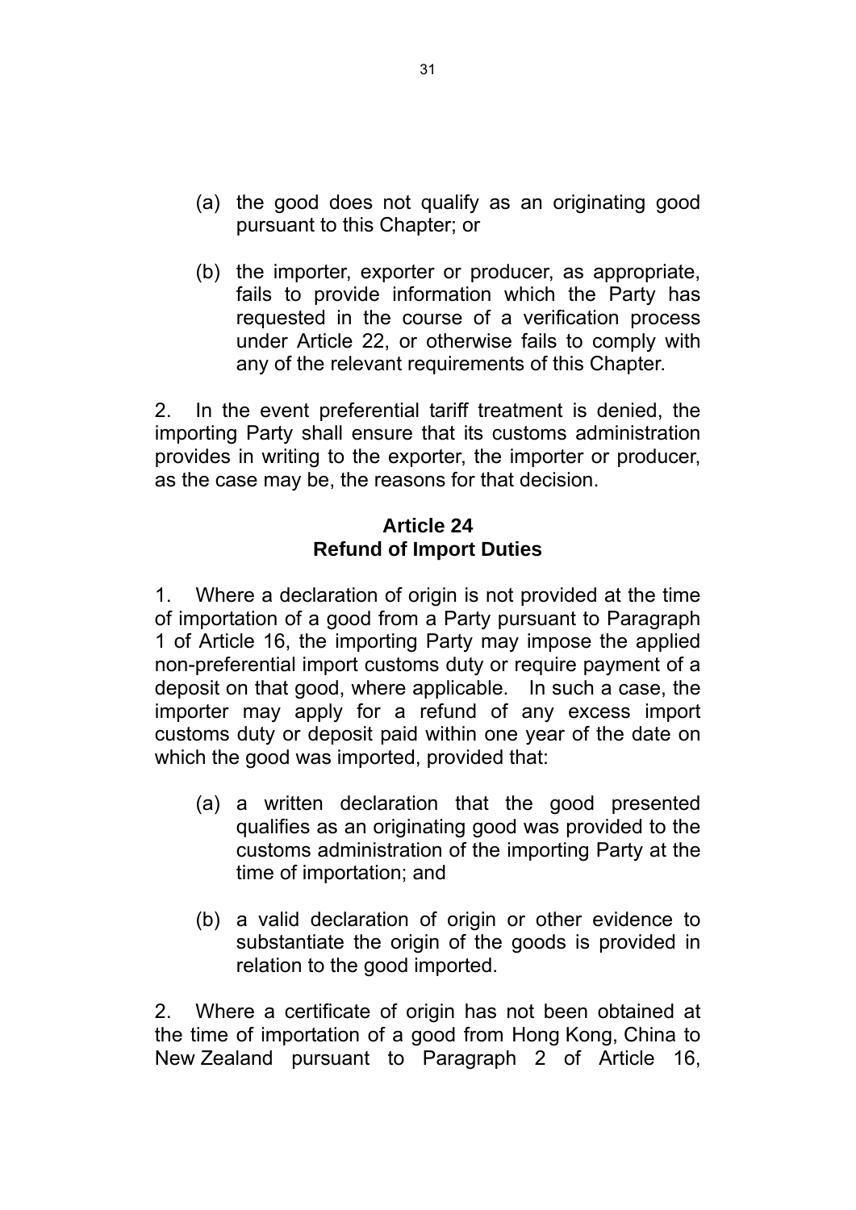(a) the good does not qualify as an originating good pursuant to this Chapter; or

(b) the importer, exporter or producer, as appropriate, fails to provide information which the Party has requested in the course of a verification process under Article 22, or otherwise fails to comply with any of the relevant requirements of this Chapter.

2. In the event preferential tariff treatment is denied, the importing Party shall ensure that its customs administration provides in writing to the exporter, the importer or producer, as the case may be, the reasons for that decision.

### Article 24
### Refund of Import Duties

1. Where a declaration of origin is not provided at the time of importation of a good from a Party pursuant to Paragraph 1 of Article 16, the importing Party may impose the applied non-preferential import customs duty or require payment of a deposit on that good, where applicable. In such a case, the importer may apply for a refund of any excess import customs duty or deposit paid within one year of the date on which the good was imported, provided that:

(a) a written declaration that the good presented qualifies as an originating good was provided to the customs administration of the importing Party at the time of importation; and

(b) a valid declaration of origin or other evidence to substantiate the origin of the goods is provided in relation to the good imported.

2. Where a certificate of origin has not been obtained at the time of importation of a good from Hong Kong, China to New Zealand pursuant to Paragraph 2 of Article 16,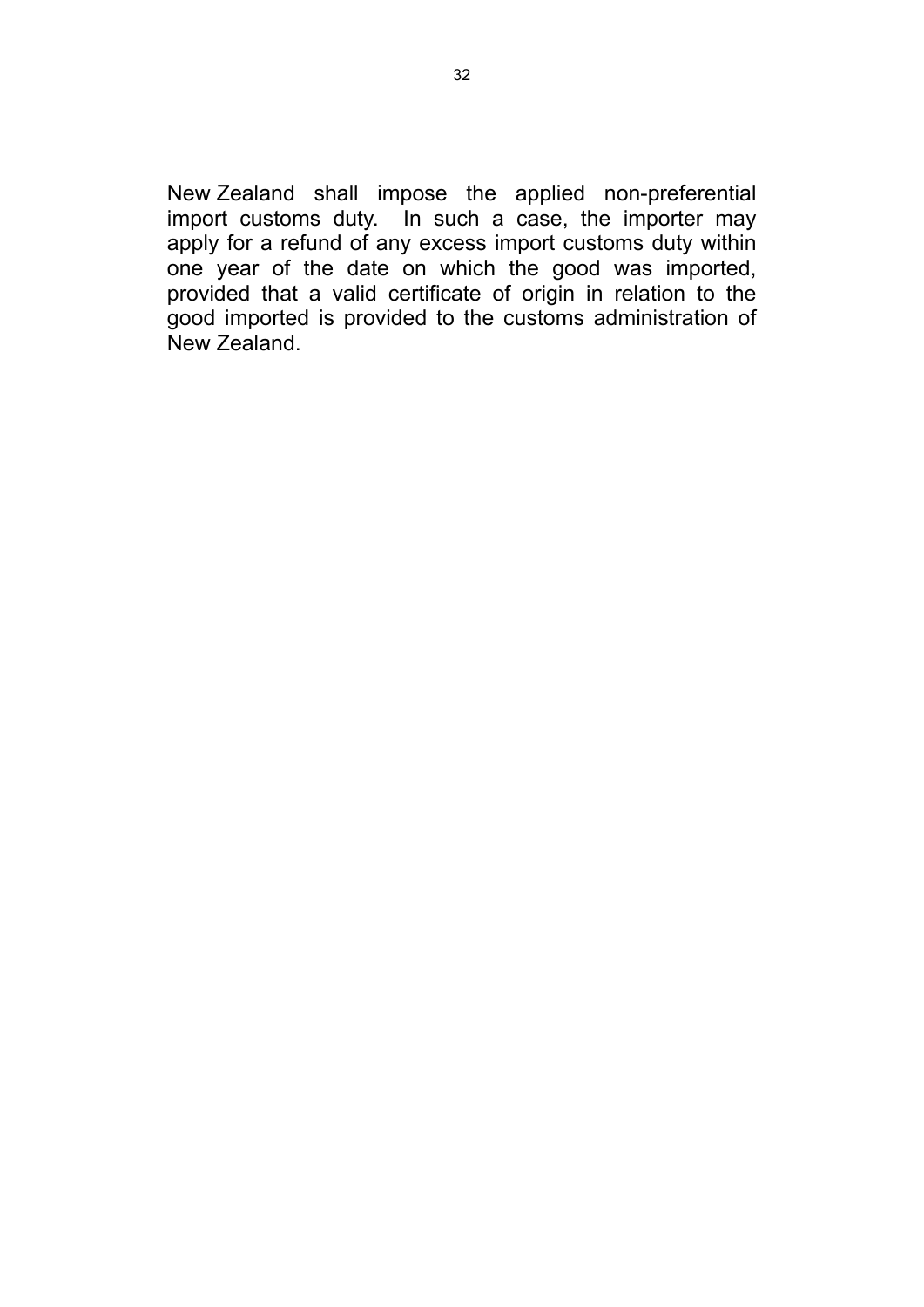New Zealand shall impose the applied non-preferential import customs duty. In such a case, the importer may apply for a refund of any excess import customs duty within one year of the date on which the good was imported, provided that a valid certificate of origin in relation to the good imported is provided to the customs administration of New Zealand.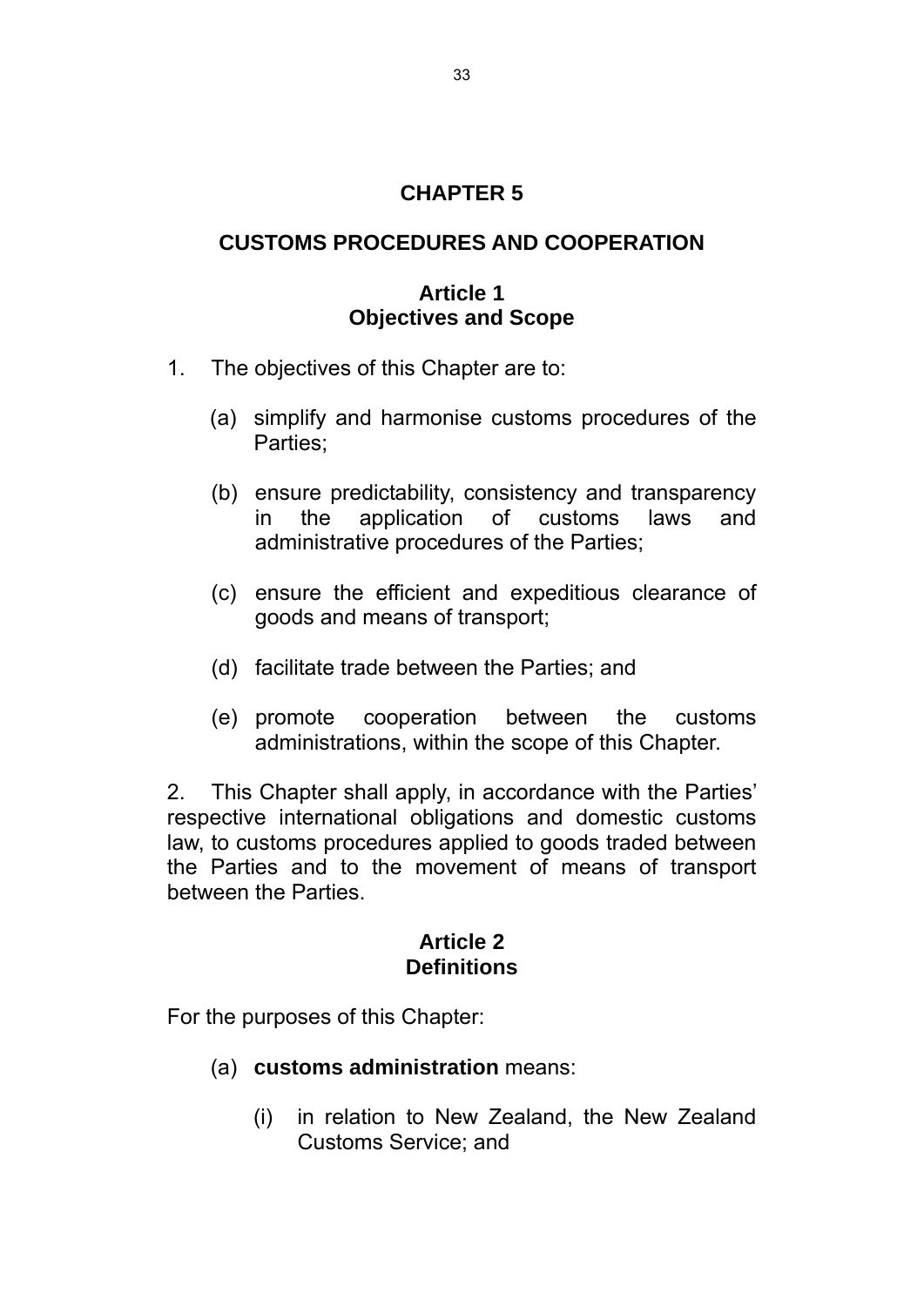# CHAPTER 5

## CUSTOMS PROCEDURES AND COOPERATION

### Article 1
### Objectives and Scope

1. The objectives of this Chapter are to:

   (a) simplify and harmonise customs procedures of the Parties;

   (b) ensure predictability, consistency and transparency in the application of customs laws and administrative procedures of the Parties;

   (c) ensure the efficient and expeditious clearance of goods and means of transport;

   (d) facilitate trade between the Parties; and

   (e) promote cooperation between the customs administrations, within the scope of this Chapter.

2. This Chapter shall apply, in accordance with the Parties' respective international obligations and domestic customs law, to customs procedures applied to goods traded between the Parties and to the movement of means of transport between the Parties.

### Article 2
### Definitions

For the purposes of this Chapter:

   (a) **customs administration** means:

      (i) in relation to New Zealand, the New Zealand Customs Service; and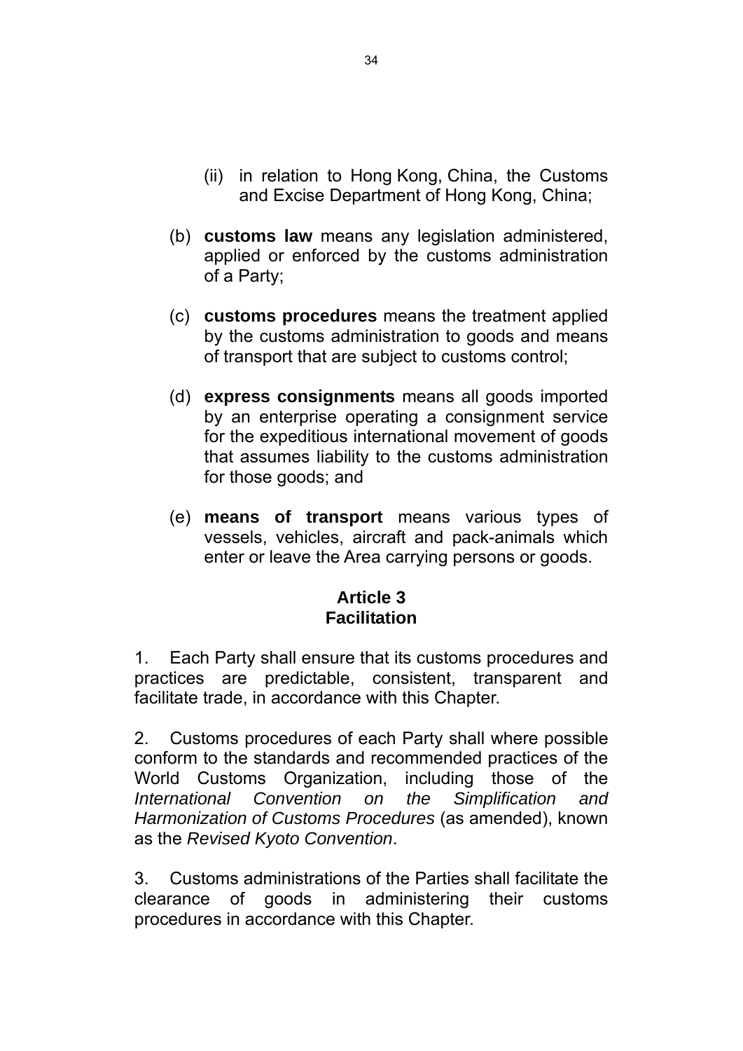(ii) in relation to Hong Kong, China, the Customs and Excise Department of Hong Kong, China;

(b) **customs law** means any legislation administered, applied or enforced by the customs administration of a Party;

(c) **customs procedures** means the treatment applied by the customs administration to goods and means of transport that are subject to customs control;

(d) **express consignments** means all goods imported by an enterprise operating a consignment service for the expeditious international movement of goods that assumes liability to the customs administration for those goods; and

(e) **means of transport** means various types of vessels, vehicles, aircraft and pack-animals which enter or leave the Area carrying persons or goods.

**Article 3**
**Facilitation**

1. Each Party shall ensure that its customs procedures and practices are predictable, consistent, transparent and facilitate trade, in accordance with this Chapter.

2. Customs procedures of each Party shall where possible conform to the standards and recommended practices of the World Customs Organization, including those of the *International Convention on the Simplification and Harmonization of Customs Procedures* (as amended), known as the *Revised Kyoto Convention*.

3. Customs administrations of the Parties shall facilitate the clearance of goods in administering their customs procedures in accordance with this Chapter.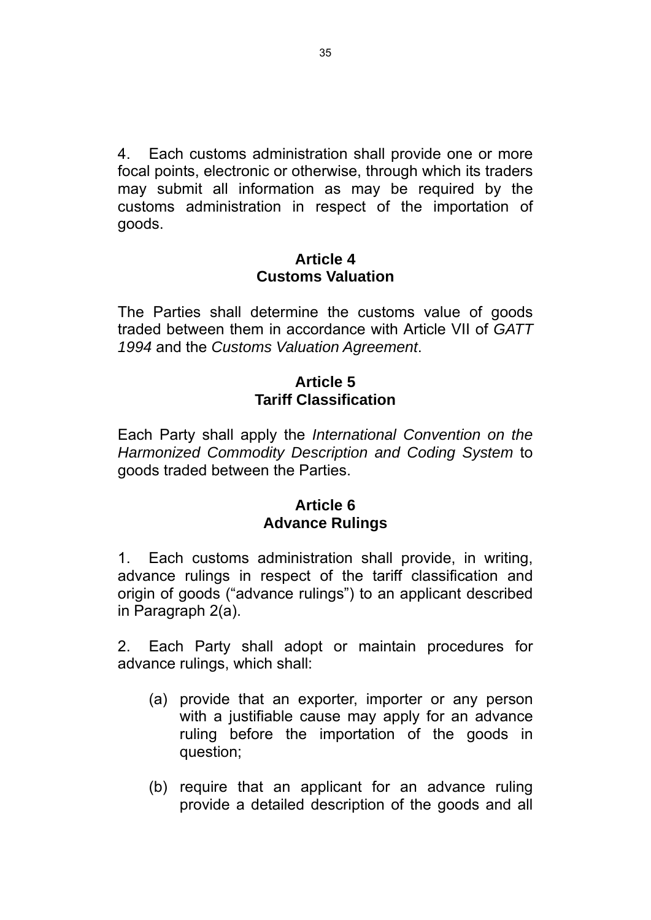4. Each customs administration shall provide one or more focal points, electronic or otherwise, through which its traders may submit all information as may be required by the customs administration in respect of the importation of goods.

**Article 4**
**Customs Valuation**

The Parties shall determine the customs value of goods traded between them in accordance with Article VII of *GATT 1994* and the *Customs Valuation Agreement*.

**Article 5**
**Tariff Classification**

Each Party shall apply the *International Convention on the Harmonized Commodity Description and Coding System* to goods traded between the Parties.

**Article 6**
**Advance Rulings**

1. Each customs administration shall provide, in writing, advance rulings in respect of the tariff classification and origin of goods ("advance rulings") to an applicant described in Paragraph 2(a).

2. Each Party shall adopt or maintain procedures for advance rulings, which shall:

(a) provide that an exporter, importer or any person with a justifiable cause may apply for an advance ruling before the importation of the goods in question;

(b) require that an applicant for an advance ruling provide a detailed description of the goods and all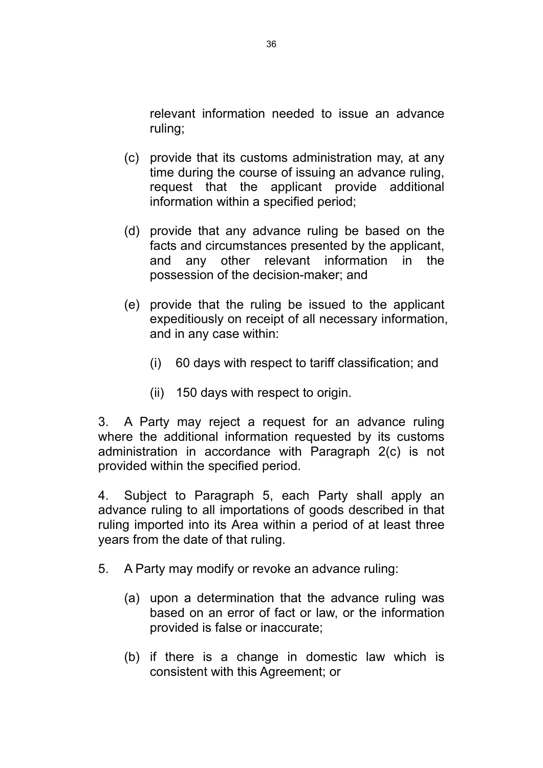relevant information needed to issue an advance ruling;

(c) provide that its customs administration may, at any time during the course of issuing an advance ruling, request that the applicant provide additional information within a specified period;

(d) provide that any advance ruling be based on the facts and circumstances presented by the applicant, and any other relevant information in the possession of the decision-maker; and

(e) provide that the ruling be issued to the applicant expeditiously on receipt of all necessary information, and in any case within:

(i) 60 days with respect to tariff classification; and

(ii) 150 days with respect to origin.

3. A Party may reject a request for an advance ruling where the additional information requested by its customs administration in accordance with Paragraph 2(c) is not provided within the specified period.

4. Subject to Paragraph 5, each Party shall apply an advance ruling to all importations of goods described in that ruling imported into its Area within a period of at least three years from the date of that ruling.

5. A Party may modify or revoke an advance ruling:

(a) upon a determination that the advance ruling was based on an error of fact or law, or the information provided is false or inaccurate;

(b) if there is a change in domestic law which is consistent with this Agreement; or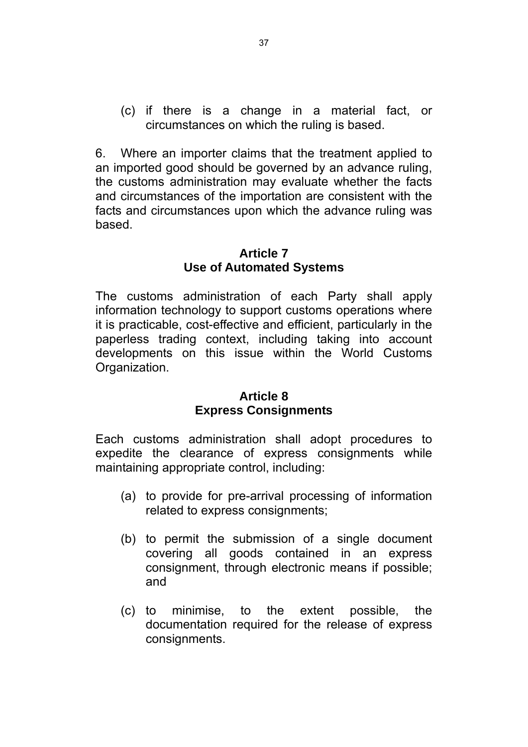(c) if there is a change in a material fact, or circumstances on which the ruling is based.

6. Where an importer claims that the treatment applied to an imported good should be governed by an advance ruling, the customs administration may evaluate whether the facts and circumstances of the importation are consistent with the facts and circumstances upon which the advance ruling was based.

**Article 7**
**Use of Automated Systems**

The customs administration of each Party shall apply information technology to support customs operations where it is practicable, cost-effective and efficient, particularly in the paperless trading context, including taking into account developments on this issue within the World Customs Organization.

**Article 8**
**Express Consignments**

Each customs administration shall adopt procedures to expedite the clearance of express consignments while maintaining appropriate control, including:

(a) to provide for pre-arrival processing of information related to express consignments;

(b) to permit the submission of a single document covering all goods contained in an express consignment, through electronic means if possible; and

(c) to minimise, to the extent possible, the documentation required for the release of express consignments.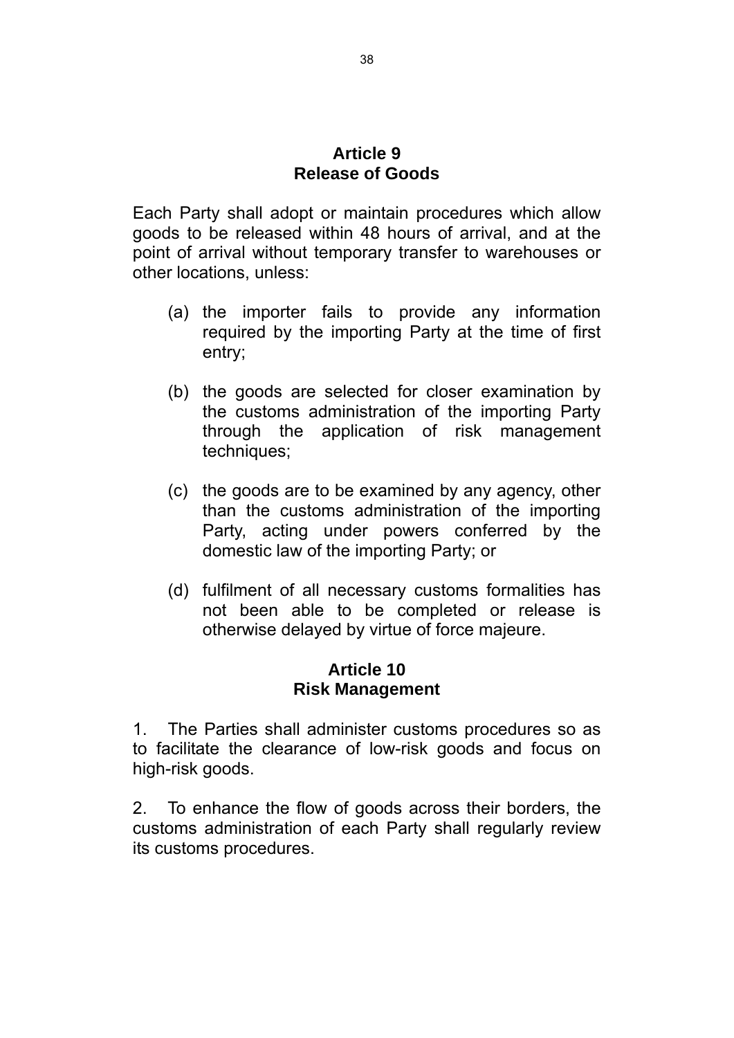## Article 9
## Release of Goods

Each Party shall adopt or maintain procedures which allow goods to be released within 48 hours of arrival, and at the point of arrival without temporary transfer to warehouses or other locations, unless:

(a) the importer fails to provide any information required by the importing Party at the time of first entry;

(b) the goods are selected for closer examination by the customs administration of the importing Party through the application of risk management techniques;

(c) the goods are to be examined by any agency, other than the customs administration of the importing Party, acting under powers conferred by the domestic law of the importing Party; or

(d) fulfilment of all necessary customs formalities has not been able to be completed or release is otherwise delayed by virtue of force majeure.

## Article 10
## Risk Management

1. The Parties shall administer customs procedures so as to facilitate the clearance of low-risk goods and focus on high-risk goods.

2. To enhance the flow of goods across their borders, the customs administration of each Party shall regularly review its customs procedures.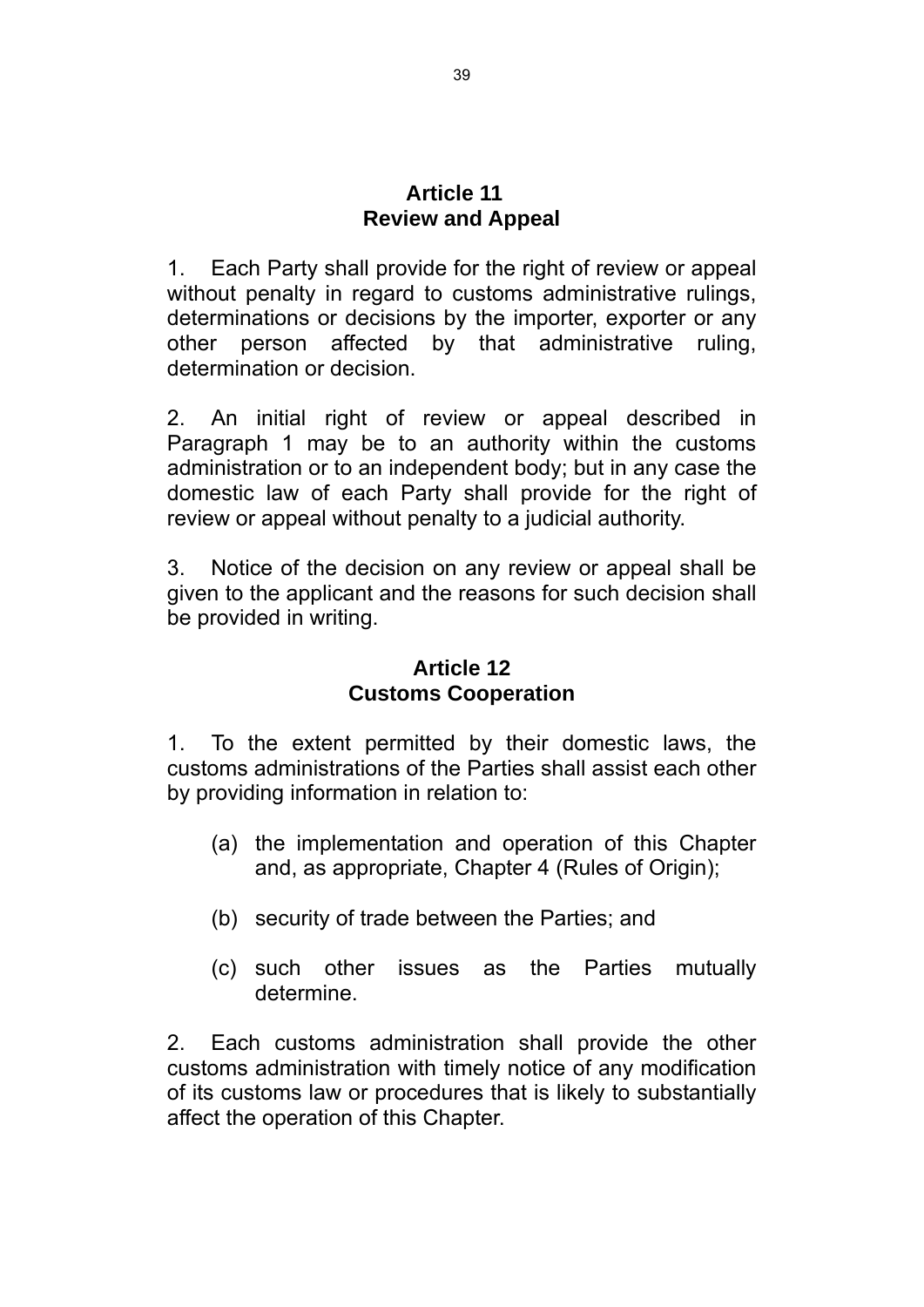## Article 11
## Review and Appeal

1. Each Party shall provide for the right of review or appeal without penalty in regard to customs administrative rulings, determinations or decisions by the importer, exporter or any other person affected by that administrative ruling, determination or decision.

2. An initial right of review or appeal described in Paragraph 1 may be to an authority within the customs administration or to an independent body; but in any case the domestic law of each Party shall provide for the right of review or appeal without penalty to a judicial authority.

3. Notice of the decision on any review or appeal shall be given to the applicant and the reasons for such decision shall be provided in writing.

## Article 12
## Customs Cooperation

1. To the extent permitted by their domestic laws, the customs administrations of the Parties shall assist each other by providing information in relation to:

   (a) the implementation and operation of this Chapter and, as appropriate, Chapter 4 (Rules of Origin);

   (b) security of trade between the Parties; and

   (c) such other issues as the Parties mutually determine.

2. Each customs administration shall provide the other customs administration with timely notice of any modification of its customs law or procedures that is likely to substantially affect the operation of this Chapter.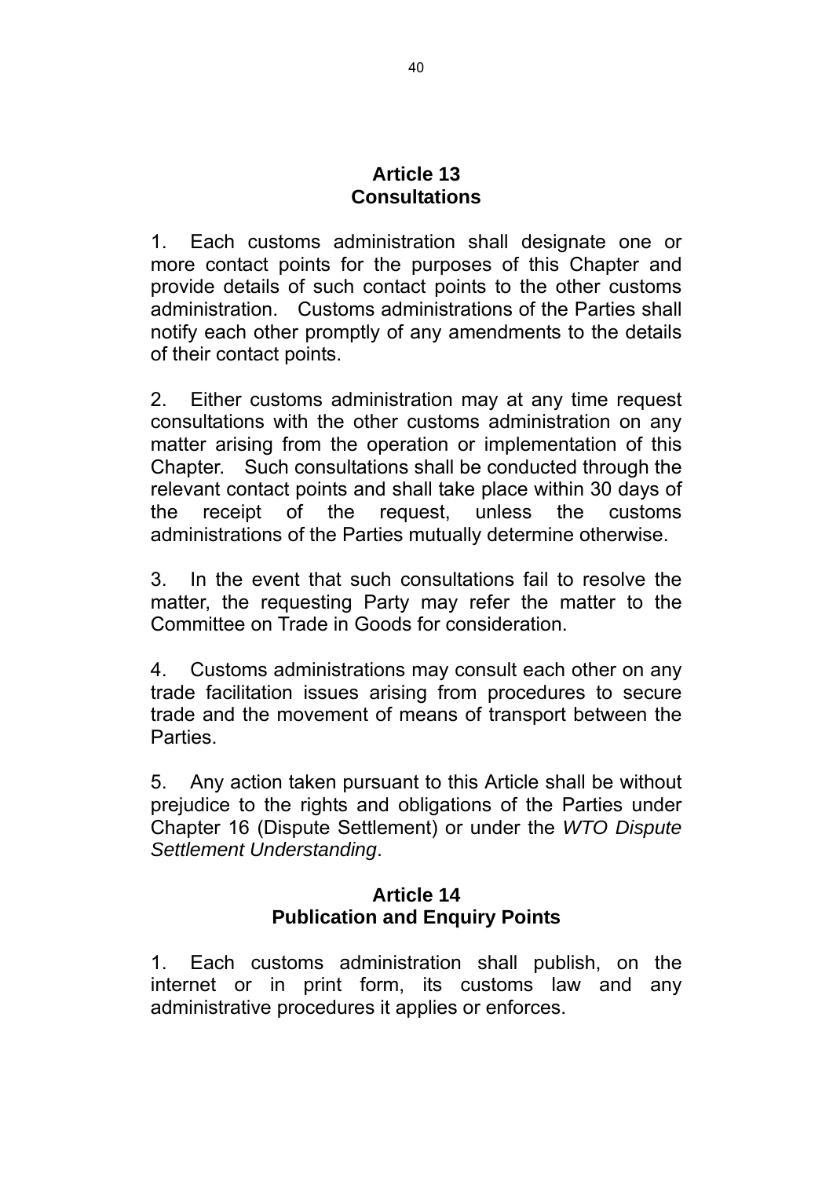## Article 13
## Consultations

1. Each customs administration shall designate one or more contact points for the purposes of this Chapter and provide details of such contact points to the other customs administration. Customs administrations of the Parties shall notify each other promptly of any amendments to the details of their contact points.

2. Either customs administration may at any time request consultations with the other customs administration on any matter arising from the operation or implementation of this Chapter. Such consultations shall be conducted through the relevant contact points and shall take place within 30 days of the receipt of the request, unless the customs administrations of the Parties mutually determine otherwise.

3. In the event that such consultations fail to resolve the matter, the requesting Party may refer the matter to the Committee on Trade in Goods for consideration.

4. Customs administrations may consult each other on any trade facilitation issues arising from procedures to secure trade and the movement of means of transport between the Parties.

5. Any action taken pursuant to this Article shall be without prejudice to the rights and obligations of the Parties under Chapter 16 (Dispute Settlement) or under the *WTO Dispute Settlement Understanding*.

## Article 14
## Publication and Enquiry Points

1. Each customs administration shall publish, on the internet or in print form, its customs law and any administrative procedures it applies or enforces.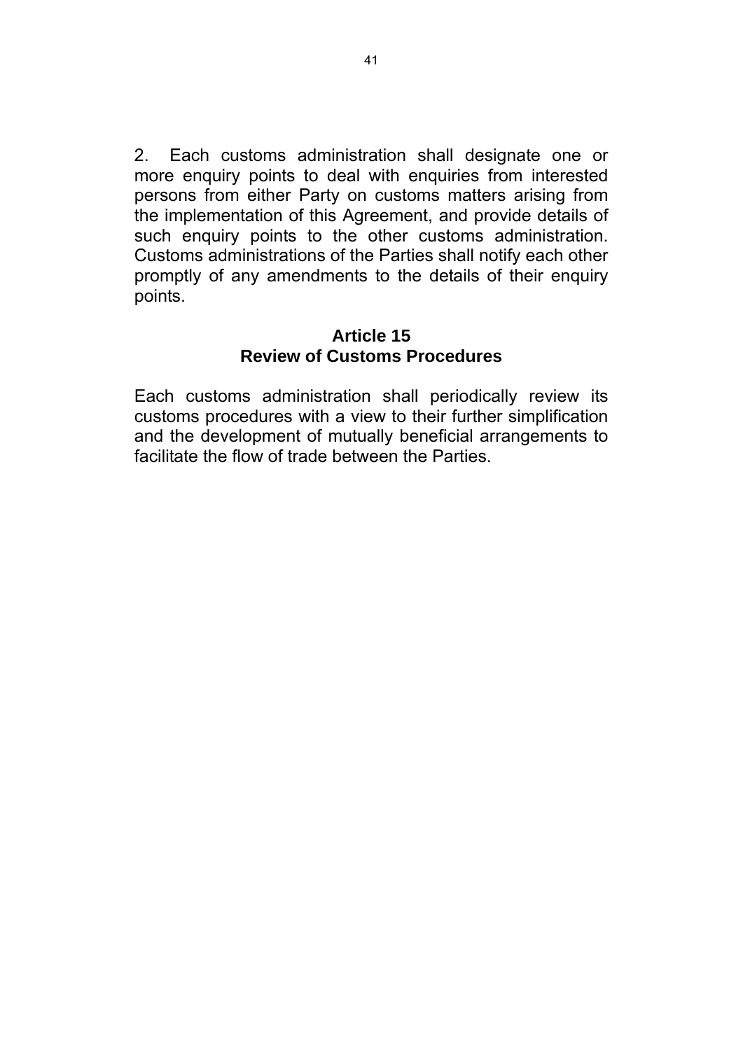2. Each customs administration shall designate one or more enquiry points to deal with enquiries from interested persons from either Party on customs matters arising from the implementation of this Agreement, and provide details of such enquiry points to the other customs administration. Customs administrations of the Parties shall notify each other promptly of any amendments to the details of their enquiry points.

## Article 15
## Review of Customs Procedures

Each customs administration shall periodically review its customs procedures with a view to their further simplification and the development of mutually beneficial arrangements to facilitate the flow of trade between the Parties.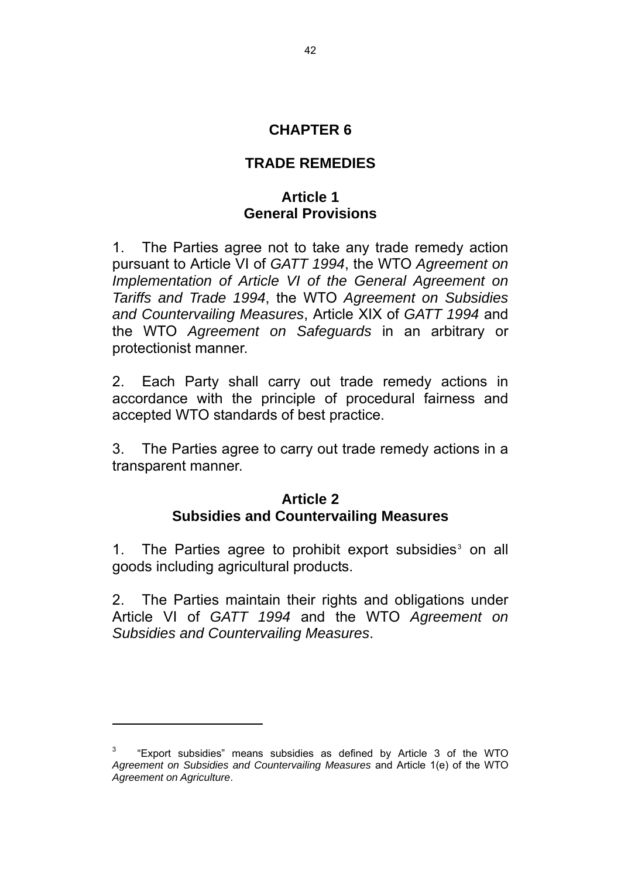# CHAPTER 6

# TRADE REMEDIES

## Article 1
## General Provisions

1. The Parties agree not to take any trade remedy action pursuant to Article VI of *GATT 1994*, the WTO *Agreement on Implementation of Article VI of the General Agreement on Tariffs and Trade 1994*, the WTO *Agreement on Subsidies and Countervailing Measures*, Article XIX of *GATT 1994* and the WTO *Agreement on Safeguards* in an arbitrary or protectionist manner.

2. Each Party shall carry out trade remedy actions in accordance with the principle of procedural fairness and accepted WTO standards of best practice.

3. The Parties agree to carry out trade remedy actions in a transparent manner.

## Article 2
## Subsidies and Countervailing Measures

1. The Parties agree to prohibit export subsidies[3] on all goods including agricultural products.

2. The Parties maintain their rights and obligations under Article VI of *GATT 1994* and the WTO *Agreement on Subsidies and Countervailing Measures*.

---

[3] "Export subsidies" means subsidies as defined by Article 3 of the WTO *Agreement on Subsidies and Countervailing Measures* and Article 1(e) of the WTO *Agreement on Agriculture*.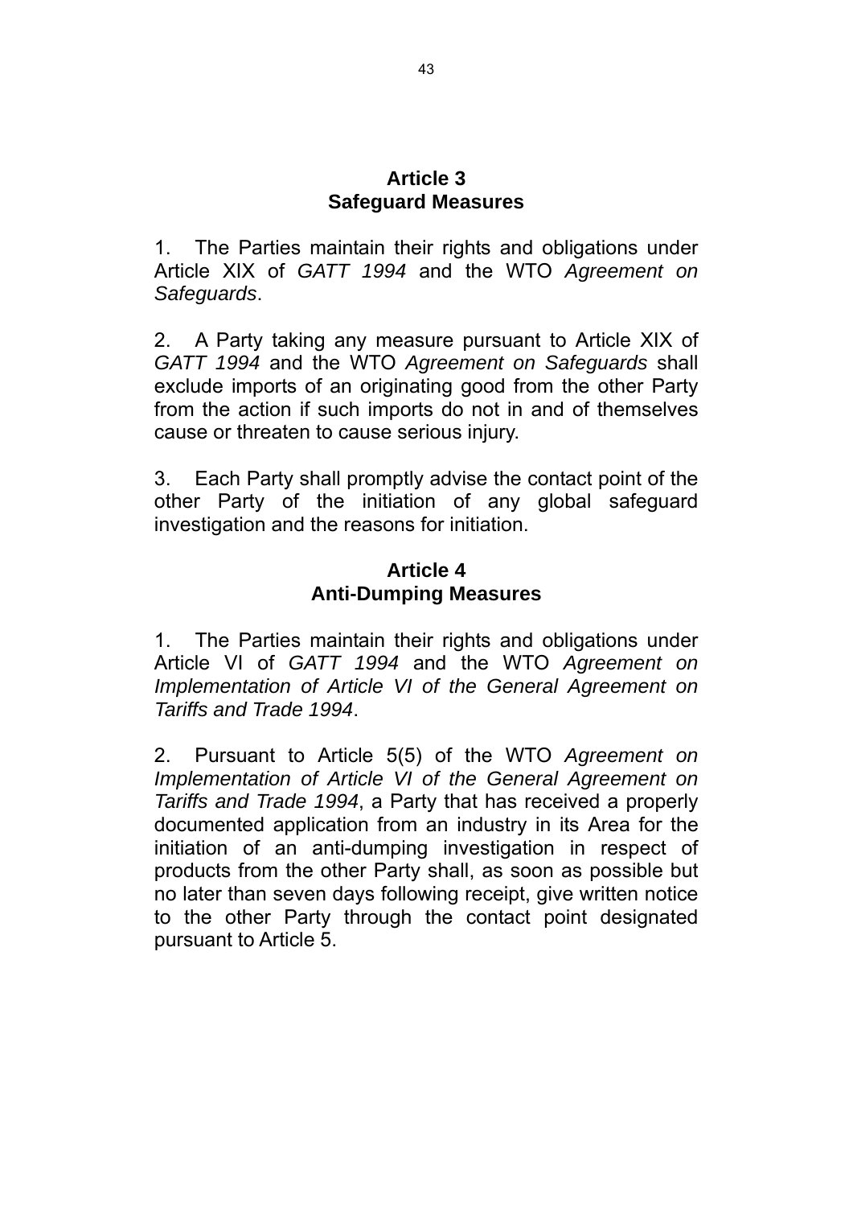## Article 3
## Safeguard Measures

1. The Parties maintain their rights and obligations under Article XIX of *GATT 1994* and the WTO *Agreement on Safeguards*.

2. A Party taking any measure pursuant to Article XIX of *GATT 1994* and the WTO *Agreement on Safeguards* shall exclude imports of an originating good from the other Party from the action if such imports do not in and of themselves cause or threaten to cause serious injury.

3. Each Party shall promptly advise the contact point of the other Party of the initiation of any global safeguard investigation and the reasons for initiation.

## Article 4
## Anti-Dumping Measures

1. The Parties maintain their rights and obligations under Article VI of *GATT 1994* and the WTO *Agreement on Implementation of Article VI of the General Agreement on Tariffs and Trade 1994*.

2. Pursuant to Article 5(5) of the WTO *Agreement on Implementation of Article VI of the General Agreement on Tariffs and Trade 1994*, a Party that has received a properly documented application from an industry in its Area for the initiation of an anti-dumping investigation in respect of products from the other Party shall, as soon as possible but no later than seven days following receipt, give written notice to the other Party through the contact point designated pursuant to Article 5.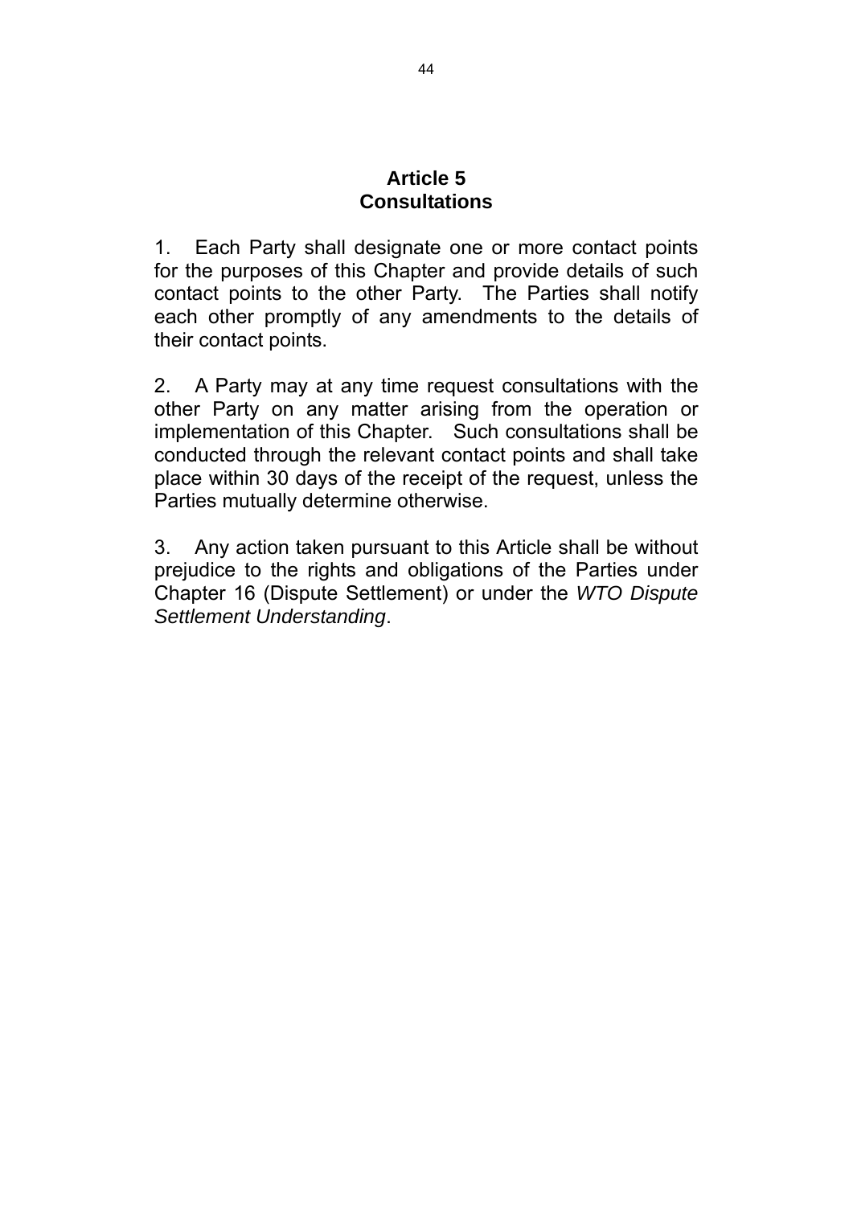## Article 5
## Consultations

1. Each Party shall designate one or more contact points for the purposes of this Chapter and provide details of such contact points to the other Party. The Parties shall notify each other promptly of any amendments to the details of their contact points.

2. A Party may at any time request consultations with the other Party on any matter arising from the operation or implementation of this Chapter. Such consultations shall be conducted through the relevant contact points and shall take place within 30 days of the receipt of the request, unless the Parties mutually determine otherwise.

3. Any action taken pursuant to this Article shall be without prejudice to the rights and obligations of the Parties under Chapter 16 (Dispute Settlement) or under the *WTO Dispute Settlement Understanding*.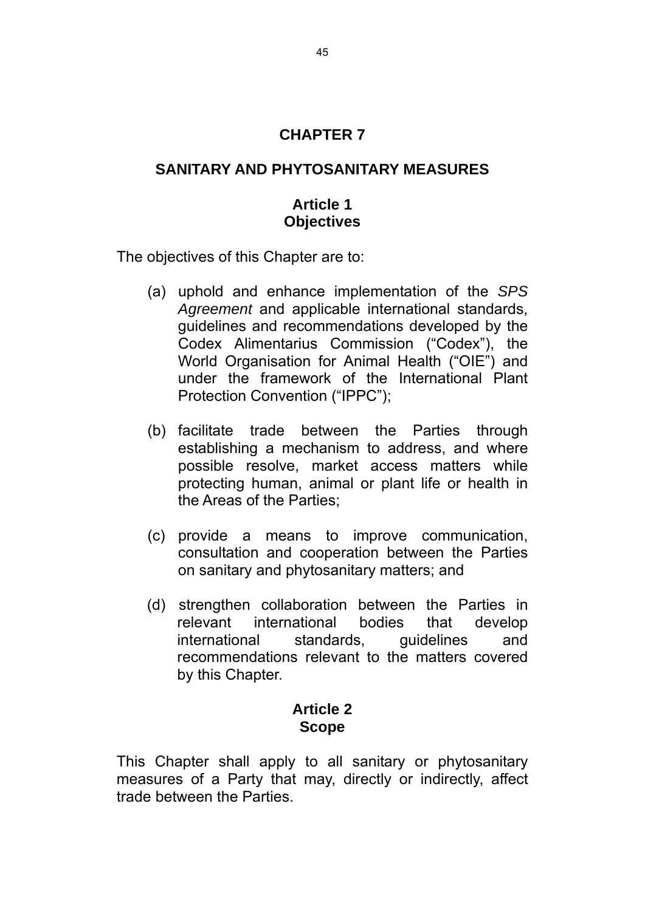# CHAPTER 7

## SANITARY AND PHYTOSANITARY MEASURES

### Article 1
### Objectives

The objectives of this Chapter are to:

(a) uphold and enhance implementation of the *SPS Agreement* and applicable international standards, guidelines and recommendations developed by the Codex Alimentarius Commission ("Codex"), the World Organisation for Animal Health ("OIE") and under the framework of the International Plant Protection Convention ("IPPC");

(b) facilitate trade between the Parties through establishing a mechanism to address, and where possible resolve, market access matters while protecting human, animal or plant life or health in the Areas of the Parties;

(c) provide a means to improve communication, consultation and cooperation between the Parties on sanitary and phytosanitary matters; and

(d) strengthen collaboration between the Parties in relevant international bodies that develop international standards, guidelines and recommendations relevant to the matters covered by this Chapter.

### Article 2
### Scope

This Chapter shall apply to all sanitary or phytosanitary measures of a Party that may, directly or indirectly, affect trade between the Parties.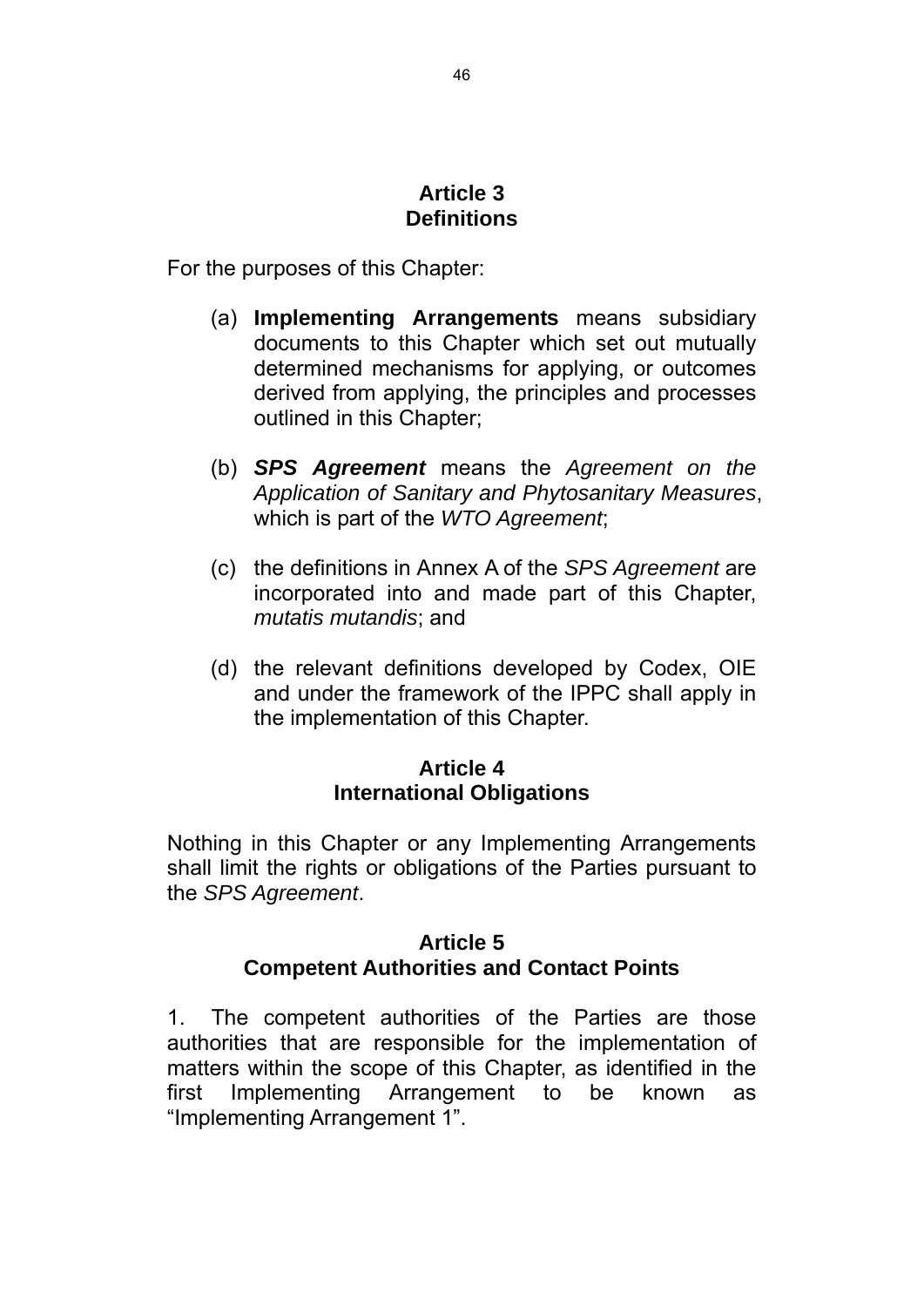## Article 3
## Definitions

For the purposes of this Chapter:

(a) **Implementing Arrangements** means subsidiary documents to this Chapter which set out mutually determined mechanisms for applying, or outcomes derived from applying, the principles and processes outlined in this Chapter;

(b) ***SPS Agreement*** means the *Agreement on the Application of Sanitary and Phytosanitary Measures*, which is part of the *WTO Agreement*;

(c) the definitions in Annex A of the *SPS Agreement* are incorporated into and made part of this Chapter, *mutatis mutandis*; and

(d) the relevant definitions developed by Codex, OIE and under the framework of the IPPC shall apply in the implementation of this Chapter.

## Article 4
## International Obligations

Nothing in this Chapter or any Implementing Arrangements shall limit the rights or obligations of the Parties pursuant to the *SPS Agreement*.

## Article 5
## Competent Authorities and Contact Points

1. The competent authorities of the Parties are those authorities that are responsible for the implementation of matters within the scope of this Chapter, as identified in the first Implementing Arrangement to be known as "Implementing Arrangement 1".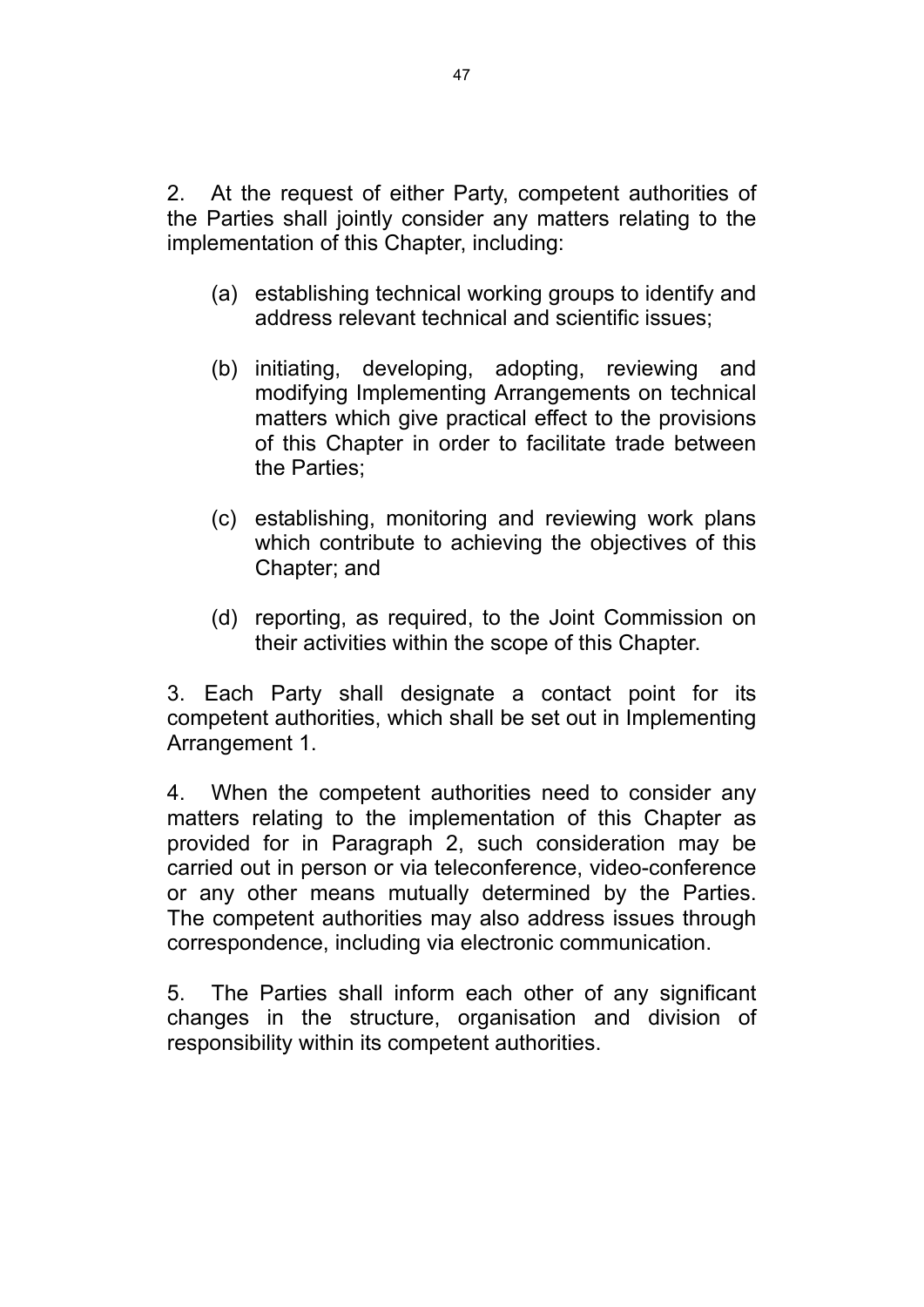2. At the request of either Party, competent authorities of the Parties shall jointly consider any matters relating to the implementation of this Chapter, including:

(a) establishing technical working groups to identify and address relevant technical and scientific issues;

(b) initiating, developing, adopting, reviewing and modifying Implementing Arrangements on technical matters which give practical effect to the provisions of this Chapter in order to facilitate trade between the Parties;

(c) establishing, monitoring and reviewing work plans which contribute to achieving the objectives of this Chapter; and

(d) reporting, as required, to the Joint Commission on their activities within the scope of this Chapter.

3. Each Party shall designate a contact point for its competent authorities, which shall be set out in Implementing Arrangement 1.

4. When the competent authorities need to consider any matters relating to the implementation of this Chapter as provided for in Paragraph 2, such consideration may be carried out in person or via teleconference, video-conference or any other means mutually determined by the Parties. The competent authorities may also address issues through correspondence, including via electronic communication.

5. The Parties shall inform each other of any significant changes in the structure, organisation and division of responsibility within its competent authorities.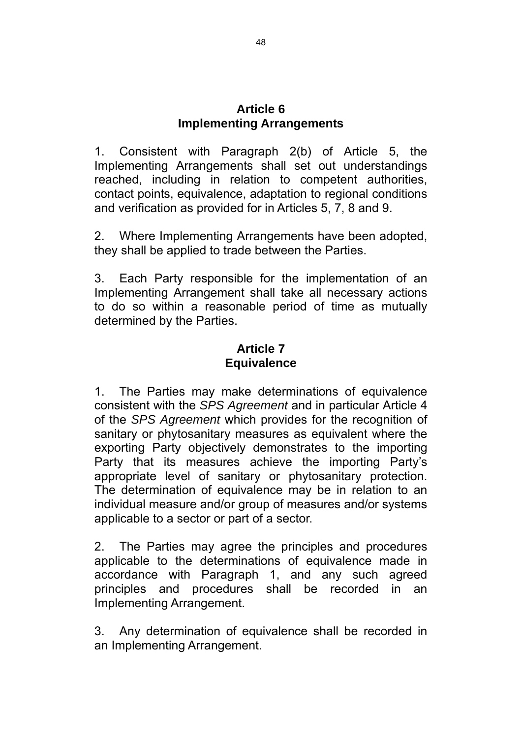## Article 6
## Implementing Arrangements

1. Consistent with Paragraph 2(b) of Article 5, the Implementing Arrangements shall set out understandings reached, including in relation to competent authorities, contact points, equivalence, adaptation to regional conditions and verification as provided for in Articles 5, 7, 8 and 9.

2. Where Implementing Arrangements have been adopted, they shall be applied to trade between the Parties.

3. Each Party responsible for the implementation of an Implementing Arrangement shall take all necessary actions to do so within a reasonable period of time as mutually determined by the Parties.

## Article 7
## Equivalence

1. The Parties may make determinations of equivalence consistent with the *SPS Agreement* and in particular Article 4 of the *SPS Agreement* which provides for the recognition of sanitary or phytosanitary measures as equivalent where the exporting Party objectively demonstrates to the importing Party that its measures achieve the importing Party's appropriate level of sanitary or phytosanitary protection. The determination of equivalence may be in relation to an individual measure and/or group of measures and/or systems applicable to a sector or part of a sector.

2. The Parties may agree the principles and procedures applicable to the determinations of equivalence made in accordance with Paragraph 1, and any such agreed principles and procedures shall be recorded in an Implementing Arrangement.

3. Any determination of equivalence shall be recorded in an Implementing Arrangement.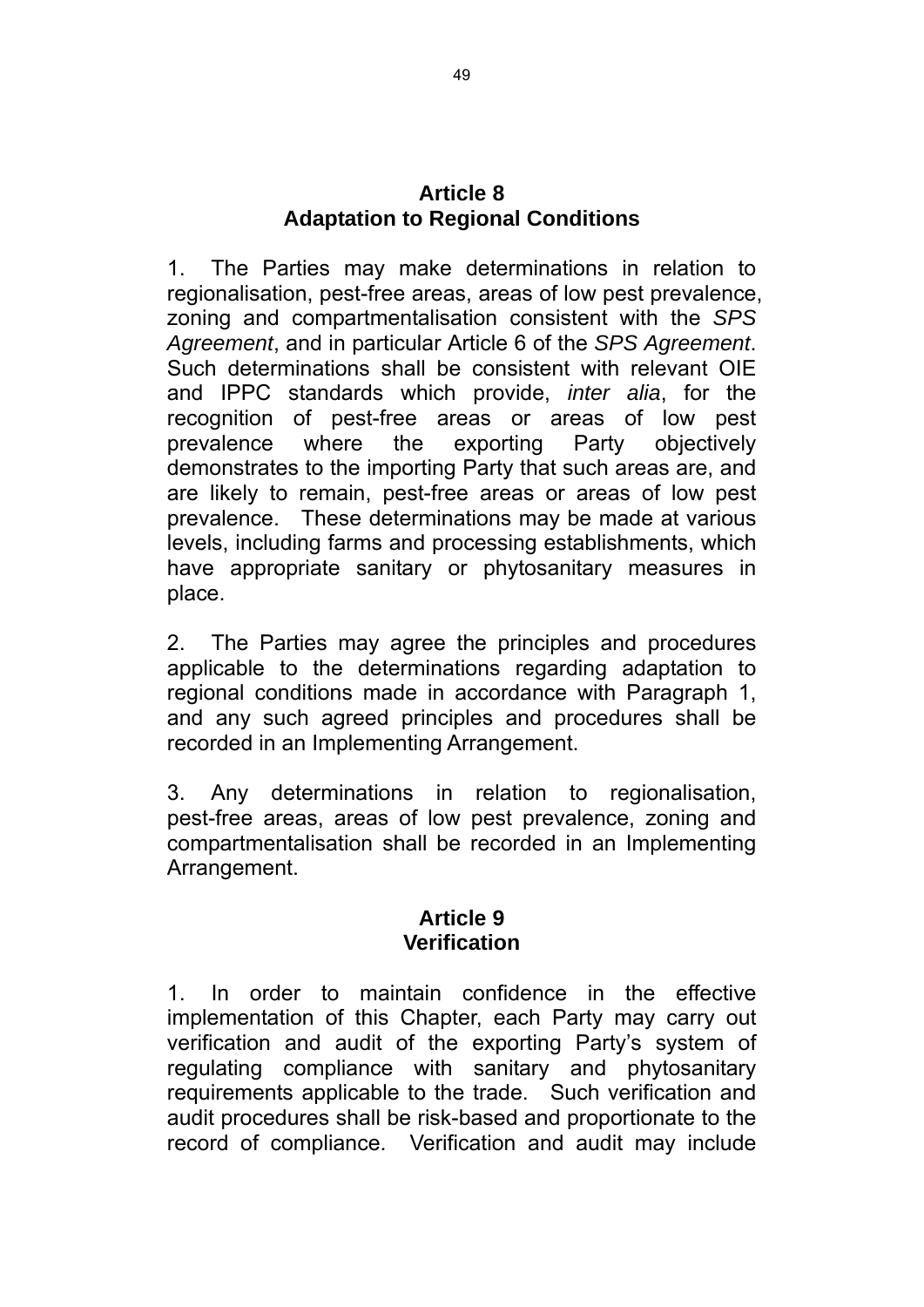## Article 8
## Adaptation to Regional Conditions

1. The Parties may make determinations in relation to regionalisation, pest-free areas, areas of low pest prevalence, zoning and compartmentalisation consistent with the *SPS Agreement*, and in particular Article 6 of the *SPS Agreement*. Such determinations shall be consistent with relevant OIE and IPPC standards which provide, *inter alia*, for the recognition of pest-free areas or areas of low pest prevalence where the exporting Party objectively demonstrates to the importing Party that such areas are, and are likely to remain, pest-free areas or areas of low pest prevalence. These determinations may be made at various levels, including farms and processing establishments, which have appropriate sanitary or phytosanitary measures in place.

2. The Parties may agree the principles and procedures applicable to the determinations regarding adaptation to regional conditions made in accordance with Paragraph 1, and any such agreed principles and procedures shall be recorded in an Implementing Arrangement.

3. Any determinations in relation to regionalisation, pest-free areas, areas of low pest prevalence, zoning and compartmentalisation shall be recorded in an Implementing Arrangement.

## Article 9
## Verification

1. In order to maintain confidence in the effective implementation of this Chapter, each Party may carry out verification and audit of the exporting Party's system of regulating compliance with sanitary and phytosanitary requirements applicable to the trade. Such verification and audit procedures shall be risk-based and proportionate to the record of compliance. Verification and audit may include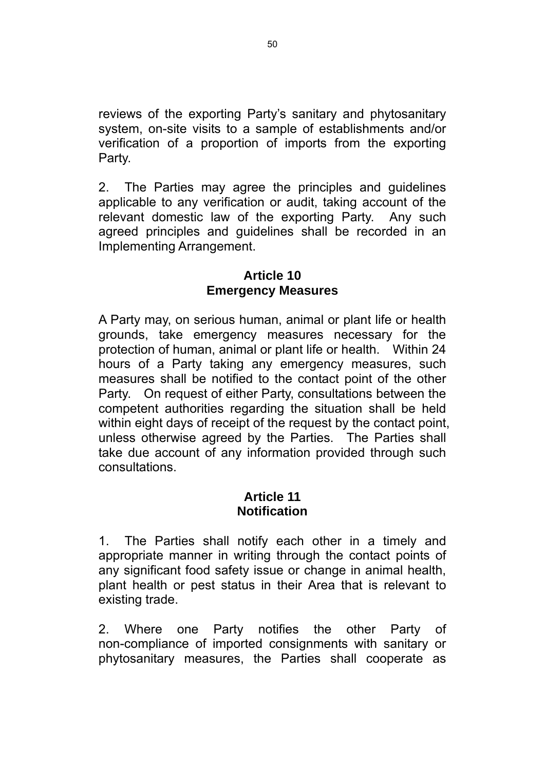reviews of the exporting Party's sanitary and phytosanitary system, on-site visits to a sample of establishments and/or verification of a proportion of imports from the exporting Party.

2. The Parties may agree the principles and guidelines applicable to any verification or audit, taking account of the relevant domestic law of the exporting Party. Any such agreed principles and guidelines shall be recorded in an Implementing Arrangement.

## Article 10
## Emergency Measures

A Party may, on serious human, animal or plant life or health grounds, take emergency measures necessary for the protection of human, animal or plant life or health. Within 24 hours of a Party taking any emergency measures, such measures shall be notified to the contact point of the other Party. On request of either Party, consultations between the competent authorities regarding the situation shall be held within eight days of receipt of the request by the contact point, unless otherwise agreed by the Parties. The Parties shall take due account of any information provided through such consultations.

## Article 11
## Notification

1. The Parties shall notify each other in a timely and appropriate manner in writing through the contact points of any significant food safety issue or change in animal health, plant health or pest status in their Area that is relevant to existing trade.

2. Where one Party notifies the other Party of non-compliance of imported consignments with sanitary or phytosanitary measures, the Parties shall cooperate as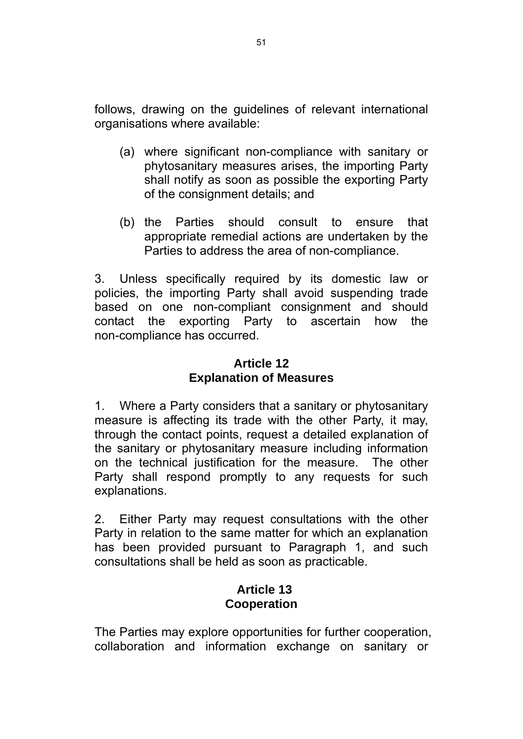follows, drawing on the guidelines of relevant international organisations where available:

(a) where significant non-compliance with sanitary or phytosanitary measures arises, the importing Party shall notify as soon as possible the exporting Party of the consignment details; and

(b) the Parties should consult to ensure that appropriate remedial actions are undertaken by the Parties to address the area of non-compliance.

3. Unless specifically required by its domestic law or policies, the importing Party shall avoid suspending trade based on one non-compliant consignment and should contact the exporting Party to ascertain how the non-compliance has occurred.

### Article 12
### Explanation of Measures

1. Where a Party considers that a sanitary or phytosanitary measure is affecting its trade with the other Party, it may, through the contact points, request a detailed explanation of the sanitary or phytosanitary measure including information on the technical justification for the measure. The other Party shall respond promptly to any requests for such explanations.

2. Either Party may request consultations with the other Party in relation to the same matter for which an explanation has been provided pursuant to Paragraph 1, and such consultations shall be held as soon as practicable.

### Article 13
### Cooperation

The Parties may explore opportunities for further cooperation, collaboration and information exchange on sanitary or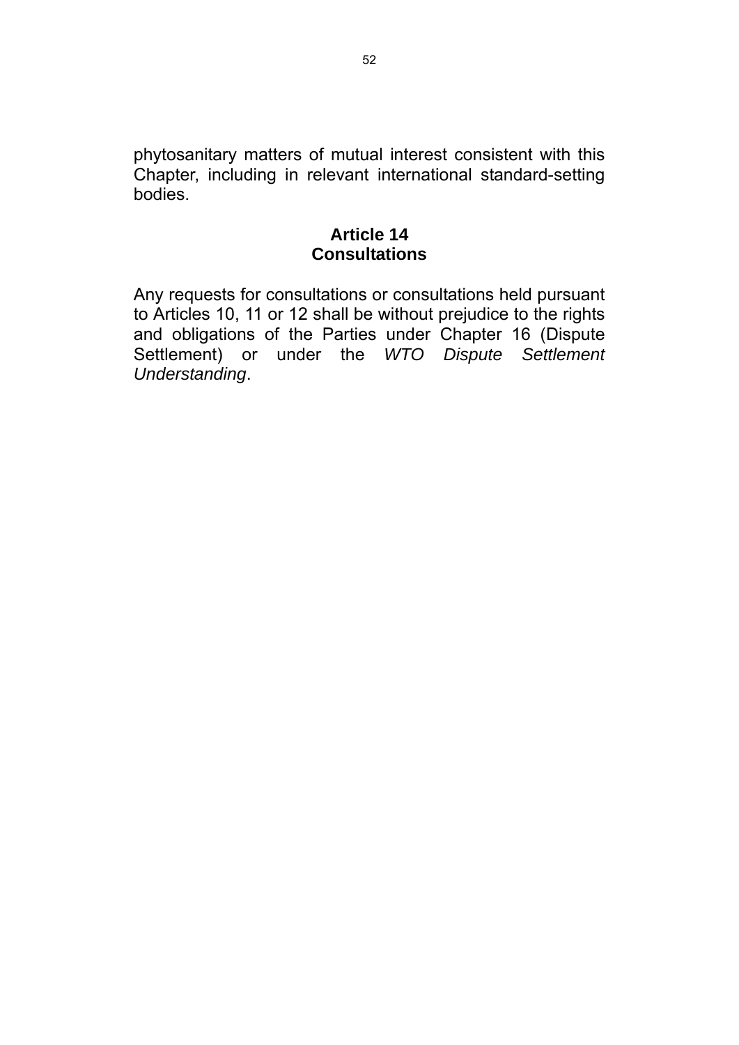phytosanitary matters of mutual interest consistent with this Chapter, including in relevant international standard-setting bodies.

### Article 14
### Consultations

Any requests for consultations or consultations held pursuant to Articles 10, 11 or 12 shall be without prejudice to the rights and obligations of the Parties under Chapter 16 (Dispute Settlement) or under the *WTO Dispute Settlement Understanding*.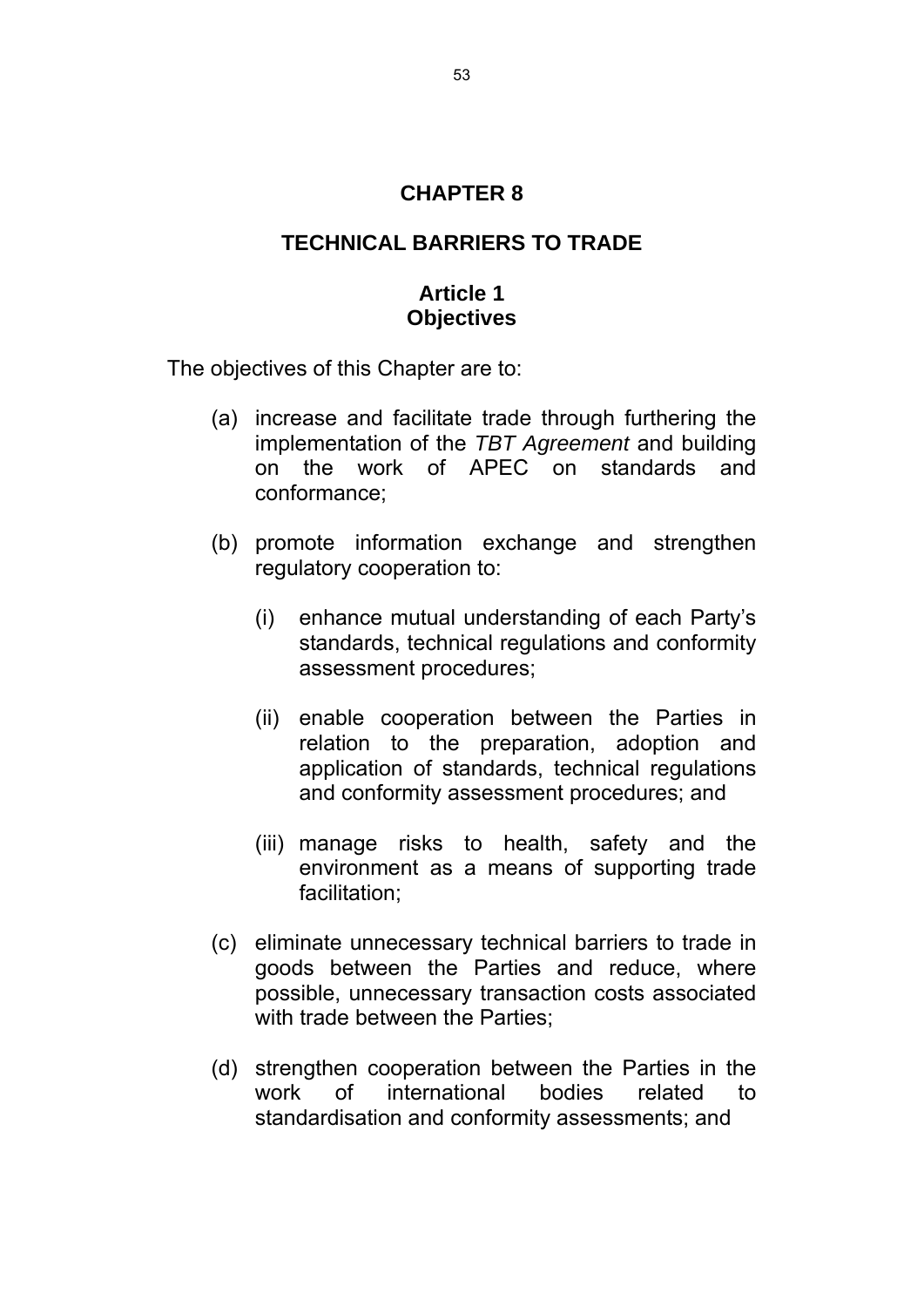# CHAPTER 8

# TECHNICAL BARRIERS TO TRADE

## Article 1
## Objectives

The objectives of this Chapter are to:

(a) increase and facilitate trade through furthering the implementation of the *TBT Agreement* and building on the work of APEC on standards and conformance;

(b) promote information exchange and strengthen regulatory cooperation to:

   (i) enhance mutual understanding of each Party's standards, technical regulations and conformity assessment procedures;

   (ii) enable cooperation between the Parties in relation to the preparation, adoption and application of standards, technical regulations and conformity assessment procedures; and

   (iii) manage risks to health, safety and the environment as a means of supporting trade facilitation;

(c) eliminate unnecessary technical barriers to trade in goods between the Parties and reduce, where possible, unnecessary transaction costs associated with trade between the Parties;

(d) strengthen cooperation between the Parties in the work of international bodies related to standardisation and conformity assessments; and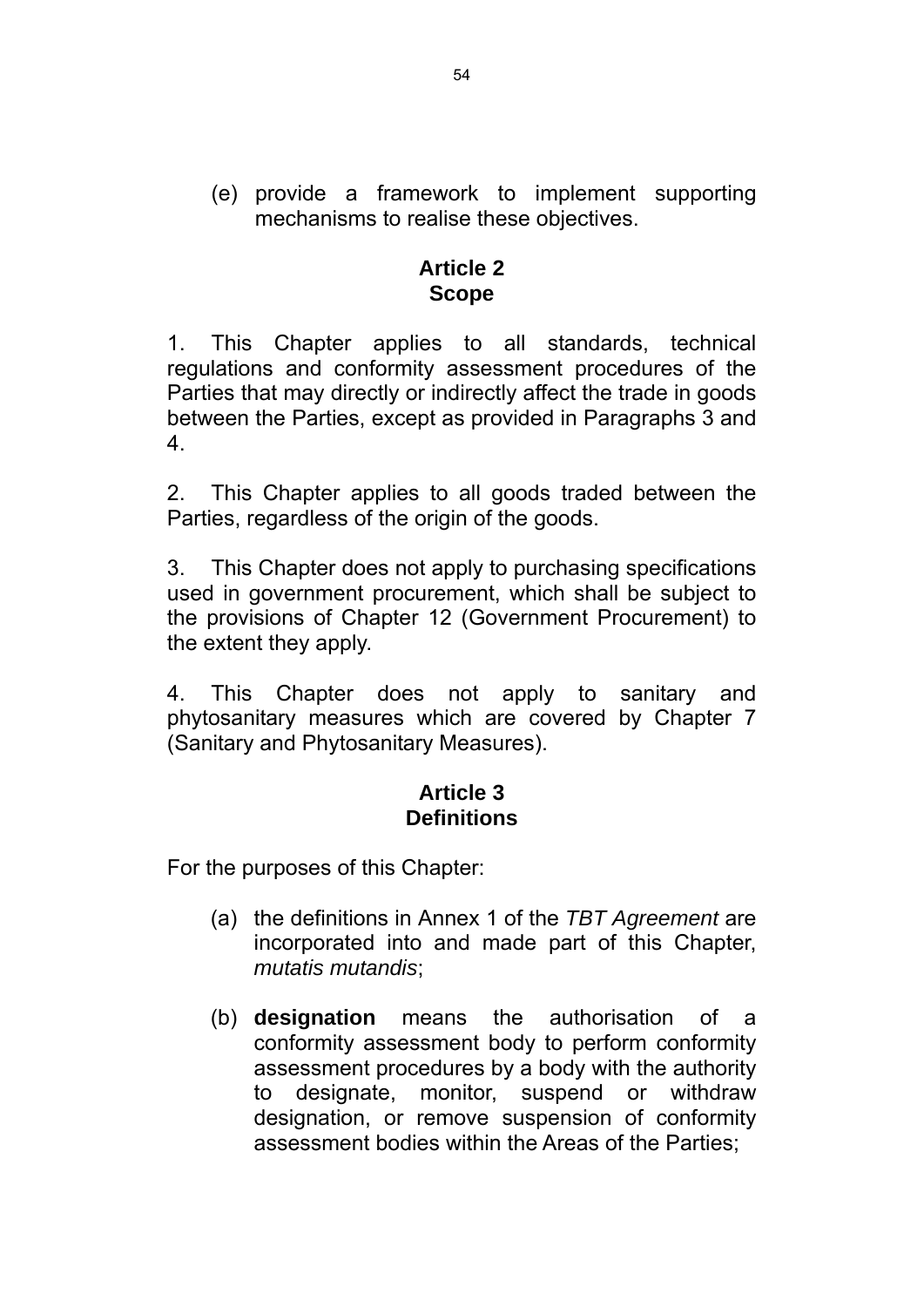(e) provide a framework to implement supporting mechanisms to realise these objectives.

### Article 2
### Scope

1. This Chapter applies to all standards, technical regulations and conformity assessment procedures of the Parties that may directly or indirectly affect the trade in goods between the Parties, except as provided in Paragraphs 3 and 4.

2. This Chapter applies to all goods traded between the Parties, regardless of the origin of the goods.

3. This Chapter does not apply to purchasing specifications used in government procurement, which shall be subject to the provisions of Chapter 12 (Government Procurement) to the extent they apply.

4. This Chapter does not apply to sanitary and phytosanitary measures which are covered by Chapter 7 (Sanitary and Phytosanitary Measures).

### Article 3
### Definitions

For the purposes of this Chapter:

(a) the definitions in Annex 1 of the *TBT Agreement* are incorporated into and made part of this Chapter, *mutatis mutandis*;

(b) **designation** means the authorisation of a conformity assessment body to perform conformity assessment procedures by a body with the authority to designate, monitor, suspend or withdraw designation, or remove suspension of conformity assessment bodies within the Areas of the Parties;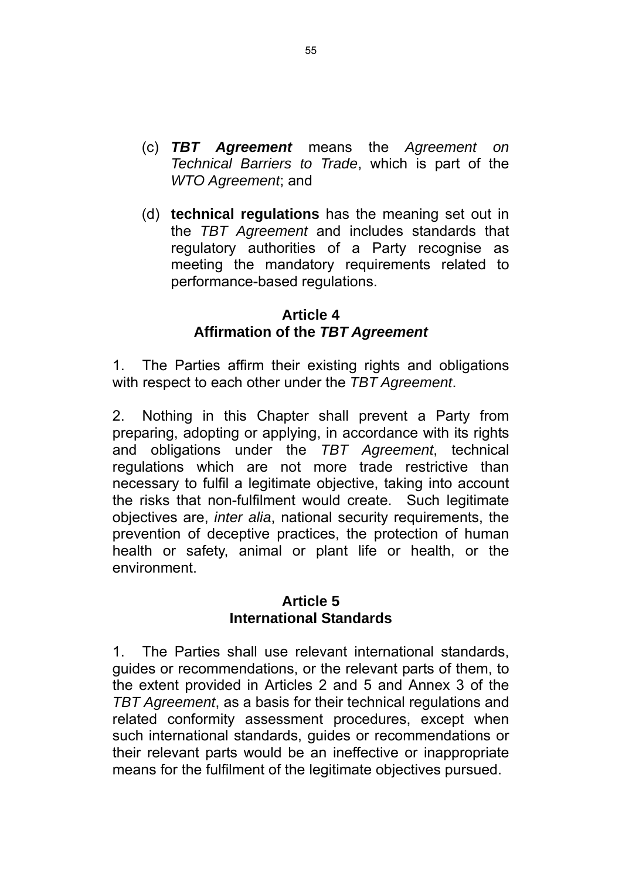(c) ***TBT Agreement*** means the *Agreement on Technical Barriers to Trade*, which is part of the *WTO Agreement*; and

(d) **technical regulations** has the meaning set out in the *TBT Agreement* and includes standards that regulatory authorities of a Party recognise as meeting the mandatory requirements related to performance-based regulations.

## Article 4
## Affirmation of the *TBT Agreement*

1. The Parties affirm their existing rights and obligations with respect to each other under the *TBT Agreement*.

2. Nothing in this Chapter shall prevent a Party from preparing, adopting or applying, in accordance with its rights and obligations under the *TBT Agreement*, technical regulations which are not more trade restrictive than necessary to fulfil a legitimate objective, taking into account the risks that non-fulfilment would create. Such legitimate objectives are, *inter alia*, national security requirements, the prevention of deceptive practices, the protection of human health or safety, animal or plant life or health, or the environment.

## Article 5
## International Standards

1. The Parties shall use relevant international standards, guides or recommendations, or the relevant parts of them, to the extent provided in Articles 2 and 5 and Annex 3 of the *TBT Agreement*, as a basis for their technical regulations and related conformity assessment procedures, except when such international standards, guides or recommendations or their relevant parts would be an ineffective or inappropriate means for the fulfilment of the legitimate objectives pursued.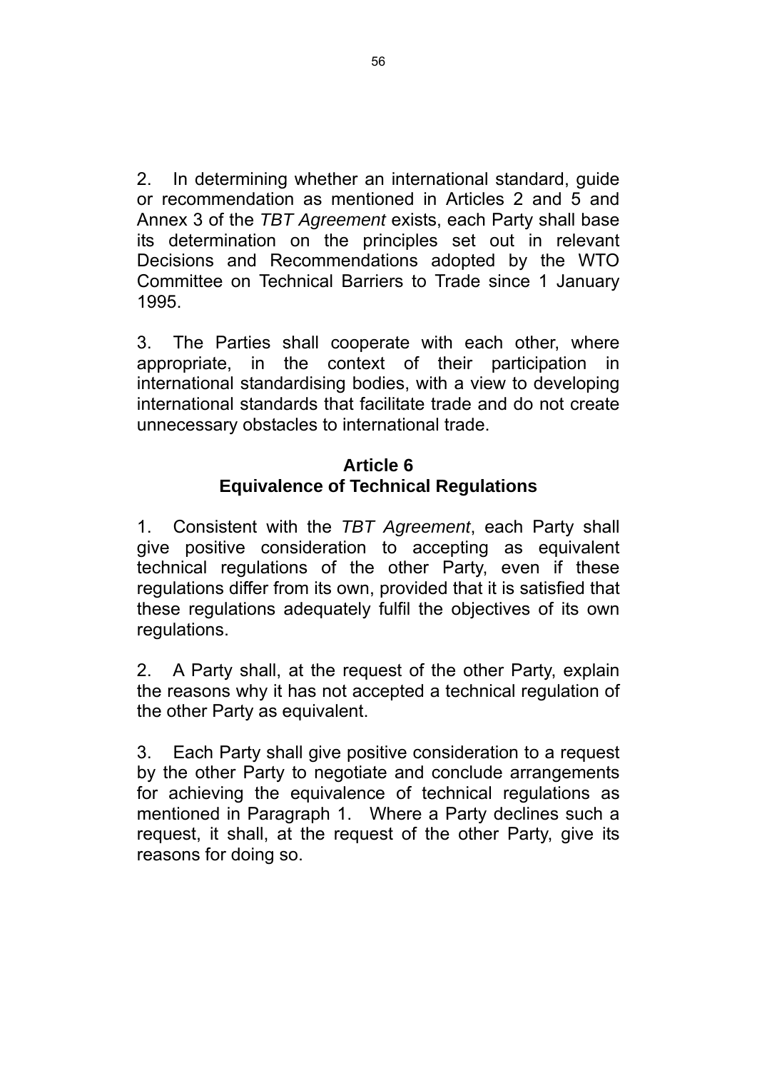2. In determining whether an international standard, guide or recommendation as mentioned in Articles 2 and 5 and Annex 3 of the *TBT Agreement* exists, each Party shall base its determination on the principles set out in relevant Decisions and Recommendations adopted by the WTO Committee on Technical Barriers to Trade since 1 January 1995.

3. The Parties shall cooperate with each other, where appropriate, in the context of their participation in international standardising bodies, with a view to developing international standards that facilitate trade and do not create unnecessary obstacles to international trade.

## Article 6
## Equivalence of Technical Regulations

1. Consistent with the *TBT Agreement*, each Party shall give positive consideration to accepting as equivalent technical regulations of the other Party, even if these regulations differ from its own, provided that it is satisfied that these regulations adequately fulfil the objectives of its own regulations.

2. A Party shall, at the request of the other Party, explain the reasons why it has not accepted a technical regulation of the other Party as equivalent.

3. Each Party shall give positive consideration to a request by the other Party to negotiate and conclude arrangements for achieving the equivalence of technical regulations as mentioned in Paragraph 1. Where a Party declines such a request, it shall, at the request of the other Party, give its reasons for doing so.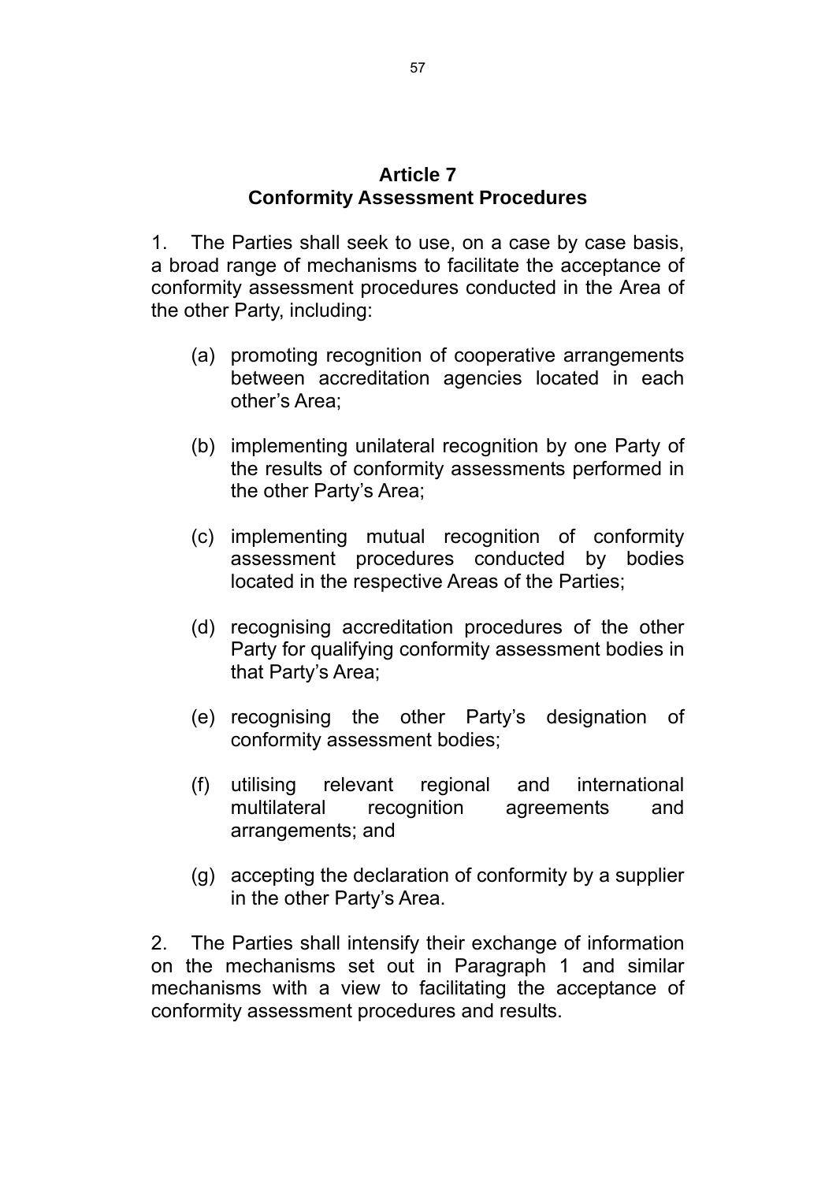# Article 7
## Conformity Assessment Procedures

1. The Parties shall seek to use, on a case by case basis, a broad range of mechanisms to facilitate the acceptance of conformity assessment procedures conducted in the Area of the other Party, including:

   (a) promoting recognition of cooperative arrangements between accreditation agencies located in each other's Area;

   (b) implementing unilateral recognition by one Party of the results of conformity assessments performed in the other Party's Area;

   (c) implementing mutual recognition of conformity assessment procedures conducted by bodies located in the respective Areas of the Parties;

   (d) recognising accreditation procedures of the other Party for qualifying conformity assessment bodies in that Party's Area;

   (e) recognising the other Party's designation of conformity assessment bodies;

   (f) utilising relevant regional and international multilateral recognition agreements and arrangements; and

   (g) accepting the declaration of conformity by a supplier in the other Party's Area.

2. The Parties shall intensify their exchange of information on the mechanisms set out in Paragraph 1 and similar mechanisms with a view to facilitating the acceptance of conformity assessment procedures and results.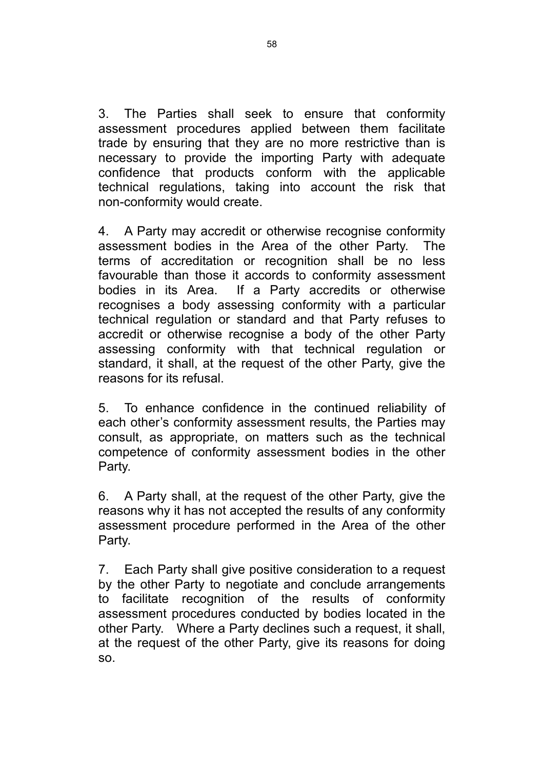3. The Parties shall seek to ensure that conformity assessment procedures applied between them facilitate trade by ensuring that they are no more restrictive than is necessary to provide the importing Party with adequate confidence that products conform with the applicable technical regulations, taking into account the risk that non-conformity would create.

4. A Party may accredit or otherwise recognise conformity assessment bodies in the Area of the other Party. The terms of accreditation or recognition shall be no less favourable than those it accords to conformity assessment bodies in its Area. If a Party accredits or otherwise recognises a body assessing conformity with a particular technical regulation or standard and that Party refuses to accredit or otherwise recognise a body of the other Party assessing conformity with that technical regulation or standard, it shall, at the request of the other Party, give the reasons for its refusal.

5. To enhance confidence in the continued reliability of each other's conformity assessment results, the Parties may consult, as appropriate, on matters such as the technical competence of conformity assessment bodies in the other Party.

6. A Party shall, at the request of the other Party, give the reasons why it has not accepted the results of any conformity assessment procedure performed in the Area of the other Party.

7. Each Party shall give positive consideration to a request by the other Party to negotiate and conclude arrangements to facilitate recognition of the results of conformity assessment procedures conducted by bodies located in the other Party. Where a Party declines such a request, it shall, at the request of the other Party, give its reasons for doing so.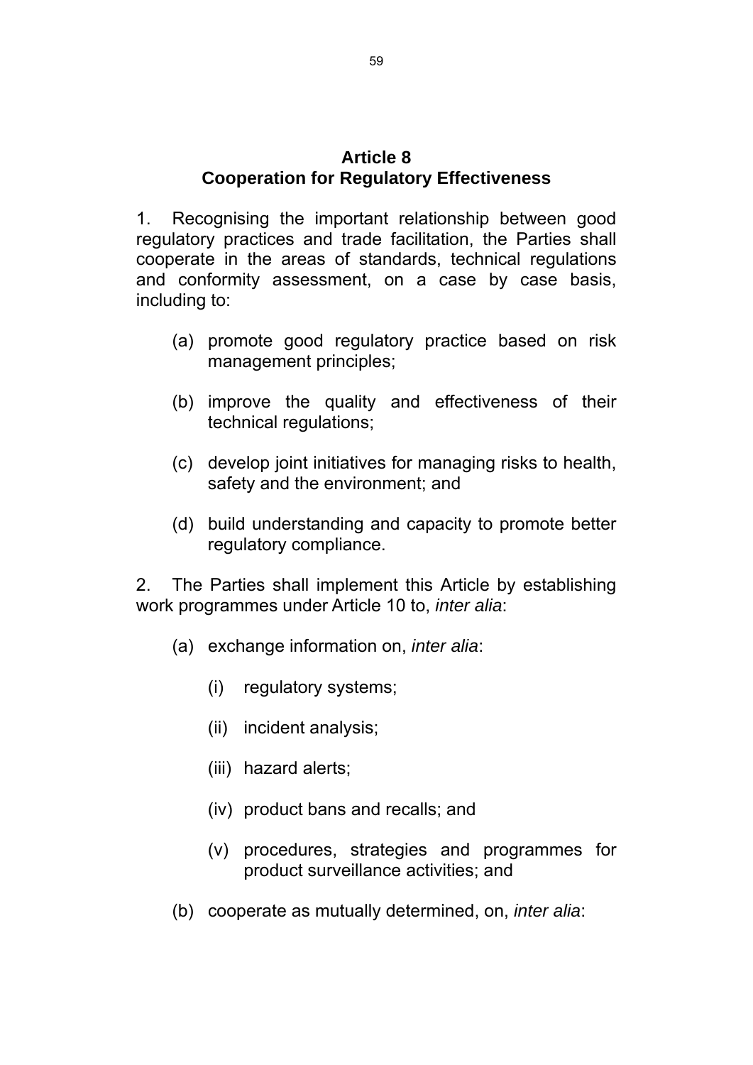## Article 8
## Cooperation for Regulatory Effectiveness

1. Recognising the important relationship between good regulatory practices and trade facilitation, the Parties shall cooperate in the areas of standards, technical regulations and conformity assessment, on a case by case basis, including to:

(a) promote good regulatory practice based on risk management principles;

(b) improve the quality and effectiveness of their technical regulations;

(c) develop joint initiatives for managing risks to health, safety and the environment; and

(d) build understanding and capacity to promote better regulatory compliance.

2. The Parties shall implement this Article by establishing work programmes under Article 10 to, *inter alia*:

(a) exchange information on, *inter alia*:

(i) regulatory systems;

(ii) incident analysis;

(iii) hazard alerts;

(iv) product bans and recalls; and

(v) procedures, strategies and programmes for product surveillance activities; and

(b) cooperate as mutually determined, on, *inter alia*: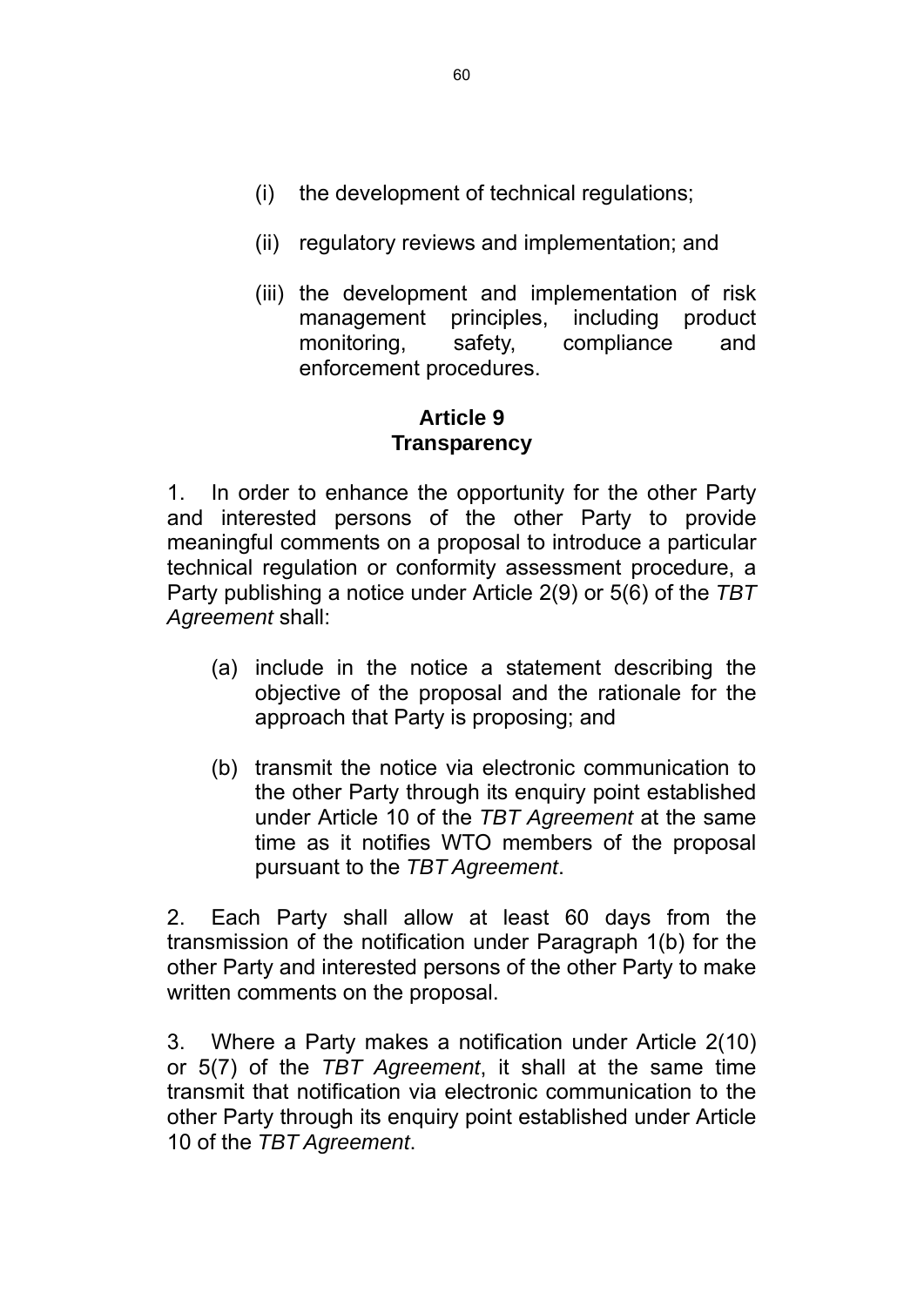(i) the development of technical regulations;

(ii) regulatory reviews and implementation; and

(iii) the development and implementation of risk management principles, including product monitoring, safety, compliance and enforcement procedures.

## Article 9
## Transparency

1. In order to enhance the opportunity for the other Party and interested persons of the other Party to provide meaningful comments on a proposal to introduce a particular technical regulation or conformity assessment procedure, a Party publishing a notice under Article 2(9) or 5(6) of the *TBT Agreement* shall:

(a) include in the notice a statement describing the objective of the proposal and the rationale for the approach that Party is proposing; and

(b) transmit the notice via electronic communication to the other Party through its enquiry point established under Article 10 of the *TBT Agreement* at the same time as it notifies WTO members of the proposal pursuant to the *TBT Agreement*.

2. Each Party shall allow at least 60 days from the transmission of the notification under Paragraph 1(b) for the other Party and interested persons of the other Party to make written comments on the proposal.

3. Where a Party makes a notification under Article 2(10) or 5(7) of the *TBT Agreement*, it shall at the same time transmit that notification via electronic communication to the other Party through its enquiry point established under Article 10 of the *TBT Agreement*.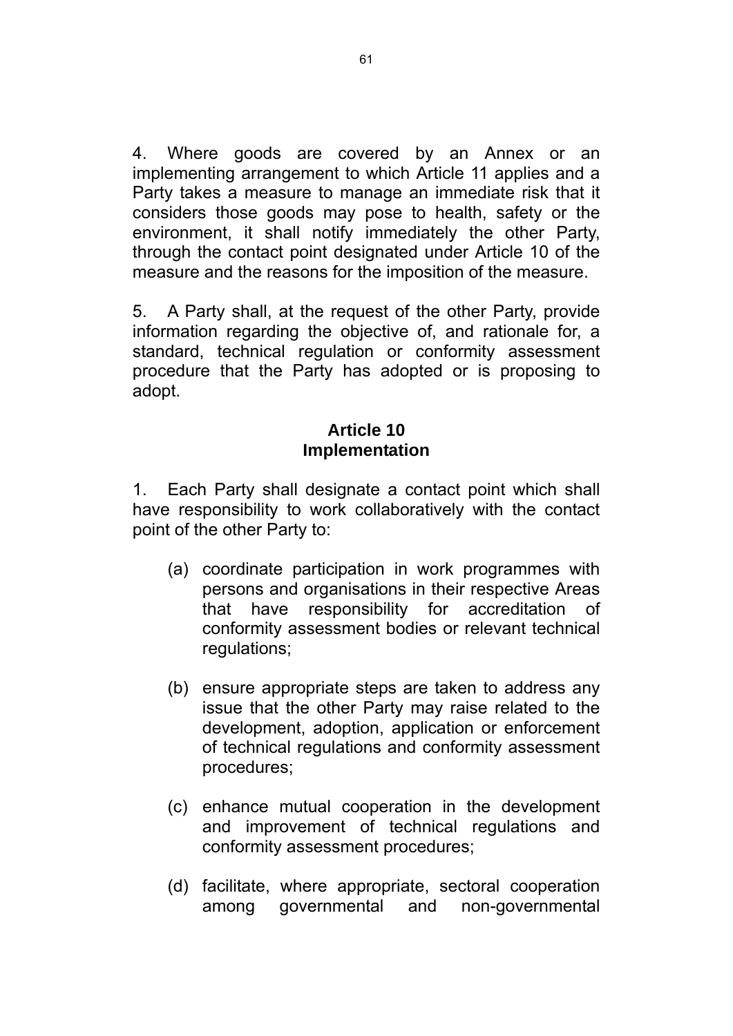4. Where goods are covered by an Annex or an implementing arrangement to which Article 11 applies and a Party takes a measure to manage an immediate risk that it considers those goods may pose to health, safety or the environment, it shall notify immediately the other Party, through the contact point designated under Article 10 of the measure and the reasons for the imposition of the measure.

5. A Party shall, at the request of the other Party, provide information regarding the objective of, and rationale for, a standard, technical regulation or conformity assessment procedure that the Party has adopted or is proposing to adopt.

### Article 10
### Implementation

1. Each Party shall designate a contact point which shall have responsibility to work collaboratively with the contact point of the other Party to:

(a) coordinate participation in work programmes with persons and organisations in their respective Areas that have responsibility for accreditation of conformity assessment bodies or relevant technical regulations;

(b) ensure appropriate steps are taken to address any issue that the other Party may raise related to the development, adoption, application or enforcement of technical regulations and conformity assessment procedures;

(c) enhance mutual cooperation in the development and improvement of technical regulations and conformity assessment procedures;

(d) facilitate, where appropriate, sectoral cooperation among governmental and non-governmental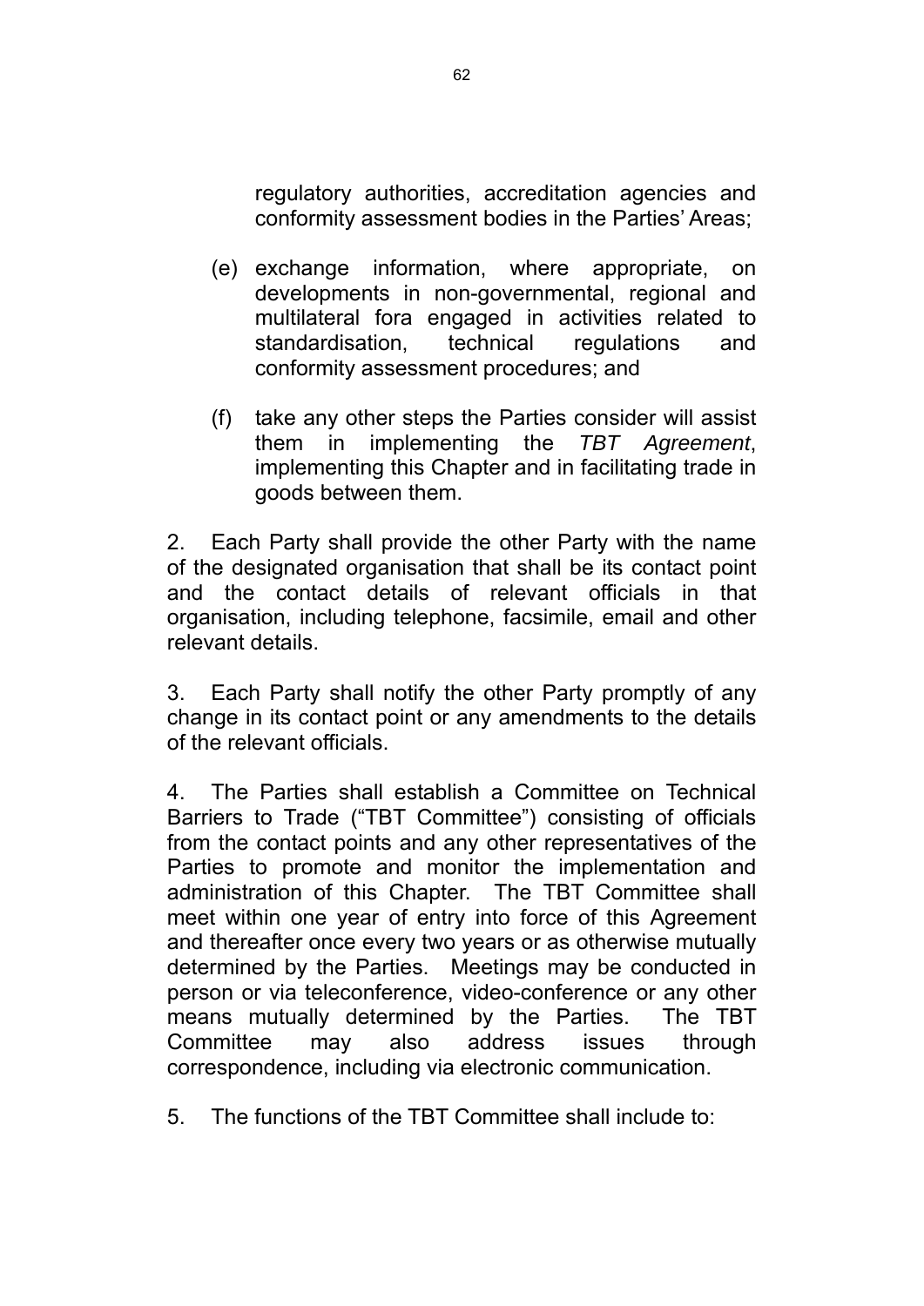regulatory authorities, accreditation agencies and conformity assessment bodies in the Parties' Areas;

(e) exchange information, where appropriate, on developments in non-governmental, regional and multilateral fora engaged in activities related to standardisation, technical regulations and conformity assessment procedures; and

(f) take any other steps the Parties consider will assist them in implementing the *TBT Agreement*, implementing this Chapter and in facilitating trade in goods between them.

2. Each Party shall provide the other Party with the name of the designated organisation that shall be its contact point and the contact details of relevant officials in that organisation, including telephone, facsimile, email and other relevant details.

3. Each Party shall notify the other Party promptly of any change in its contact point or any amendments to the details of the relevant officials.

4. The Parties shall establish a Committee on Technical Barriers to Trade ("TBT Committee") consisting of officials from the contact points and any other representatives of the Parties to promote and monitor the implementation and administration of this Chapter. The TBT Committee shall meet within one year of entry into force of this Agreement and thereafter once every two years or as otherwise mutually determined by the Parties. Meetings may be conducted in person or via teleconference, video-conference or any other means mutually determined by the Parties. The TBT Committee may also address issues through correspondence, including via electronic communication.

5. The functions of the TBT Committee shall include to: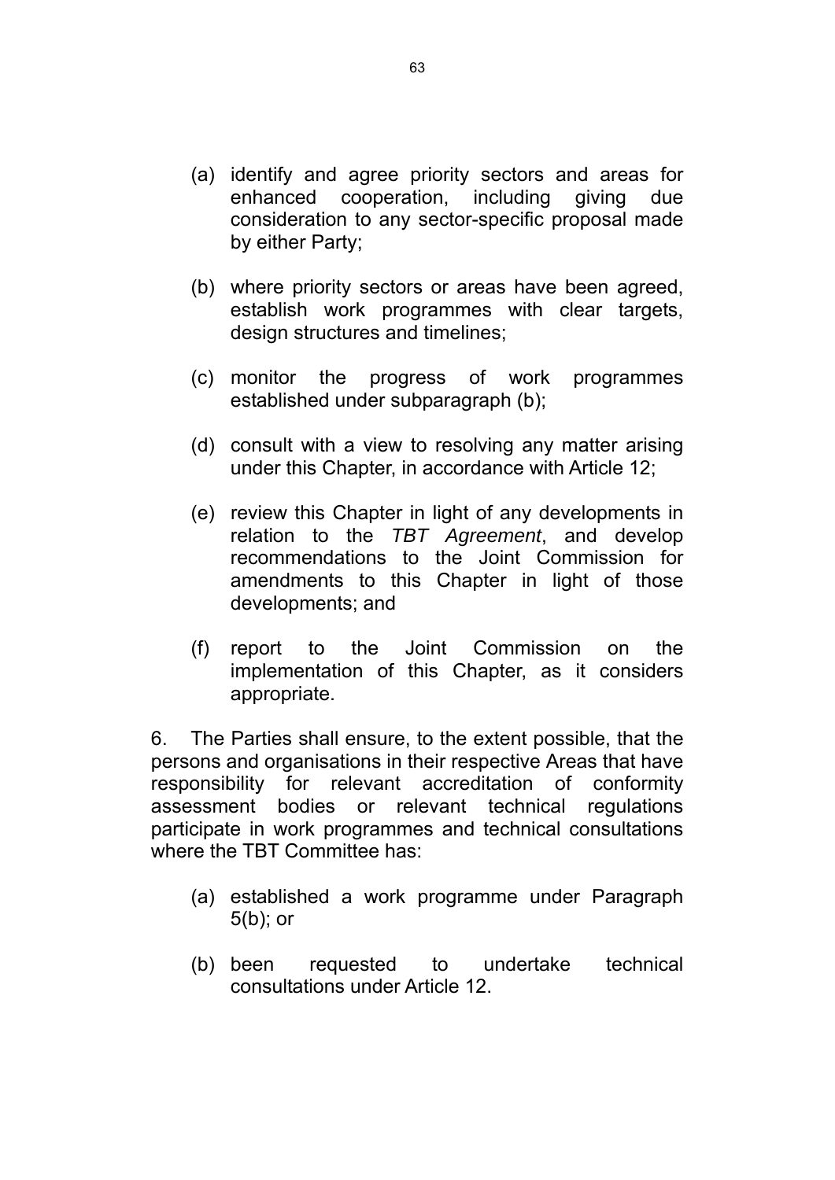(a) identify and agree priority sectors and areas for enhanced cooperation, including giving due consideration to any sector-specific proposal made by either Party;

(b) where priority sectors or areas have been agreed, establish work programmes with clear targets, design structures and timelines;

(c) monitor the progress of work programmes established under subparagraph (b);

(d) consult with a view to resolving any matter arising under this Chapter, in accordance with Article 12;

(e) review this Chapter in light of any developments in relation to the *TBT Agreement*, and develop recommendations to the Joint Commission for amendments to this Chapter in light of those developments; and

(f) report to the Joint Commission on the implementation of this Chapter, as it considers appropriate.

6. The Parties shall ensure, to the extent possible, that the persons and organisations in their respective Areas that have responsibility for relevant accreditation of conformity assessment bodies or relevant technical regulations participate in work programmes and technical consultations where the TBT Committee has:

(a) established a work programme under Paragraph 5(b); or

(b) been requested to undertake technical consultations under Article 12.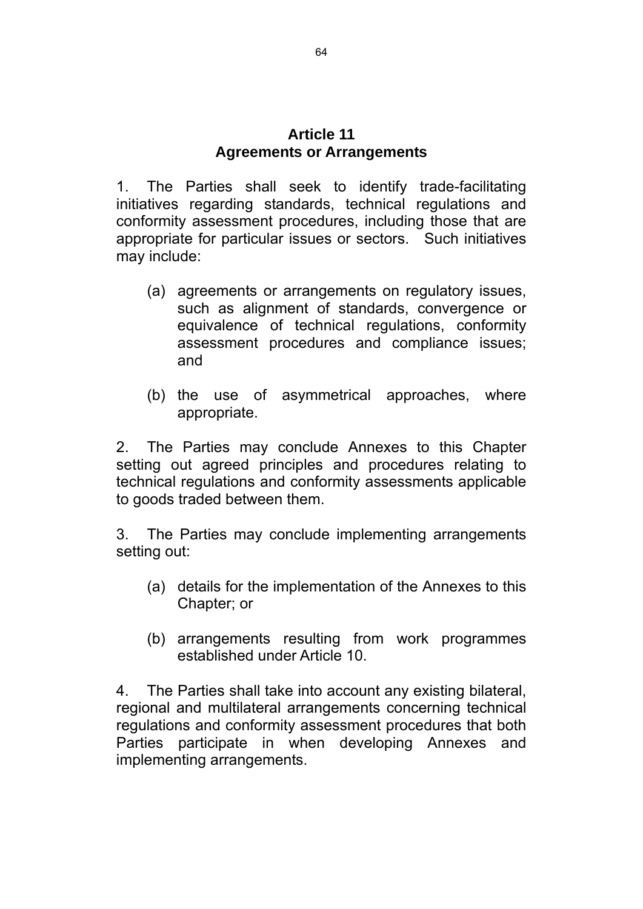## Article 11
## Agreements or Arrangements

1. The Parties shall seek to identify trade-facilitating initiatives regarding standards, technical regulations and conformity assessment procedures, including those that are appropriate for particular issues or sectors. Such initiatives may include:

(a) agreements or arrangements on regulatory issues, such as alignment of standards, convergence or equivalence of technical regulations, conformity assessment procedures and compliance issues; and

(b) the use of asymmetrical approaches, where appropriate.

2. The Parties may conclude Annexes to this Chapter setting out agreed principles and procedures relating to technical regulations and conformity assessments applicable to goods traded between them.

3. The Parties may conclude implementing arrangements setting out:

(a) details for the implementation of the Annexes to this Chapter; or

(b) arrangements resulting from work programmes established under Article 10.

4. The Parties shall take into account any existing bilateral, regional and multilateral arrangements concerning technical regulations and conformity assessment procedures that both Parties participate in when developing Annexes and implementing arrangements.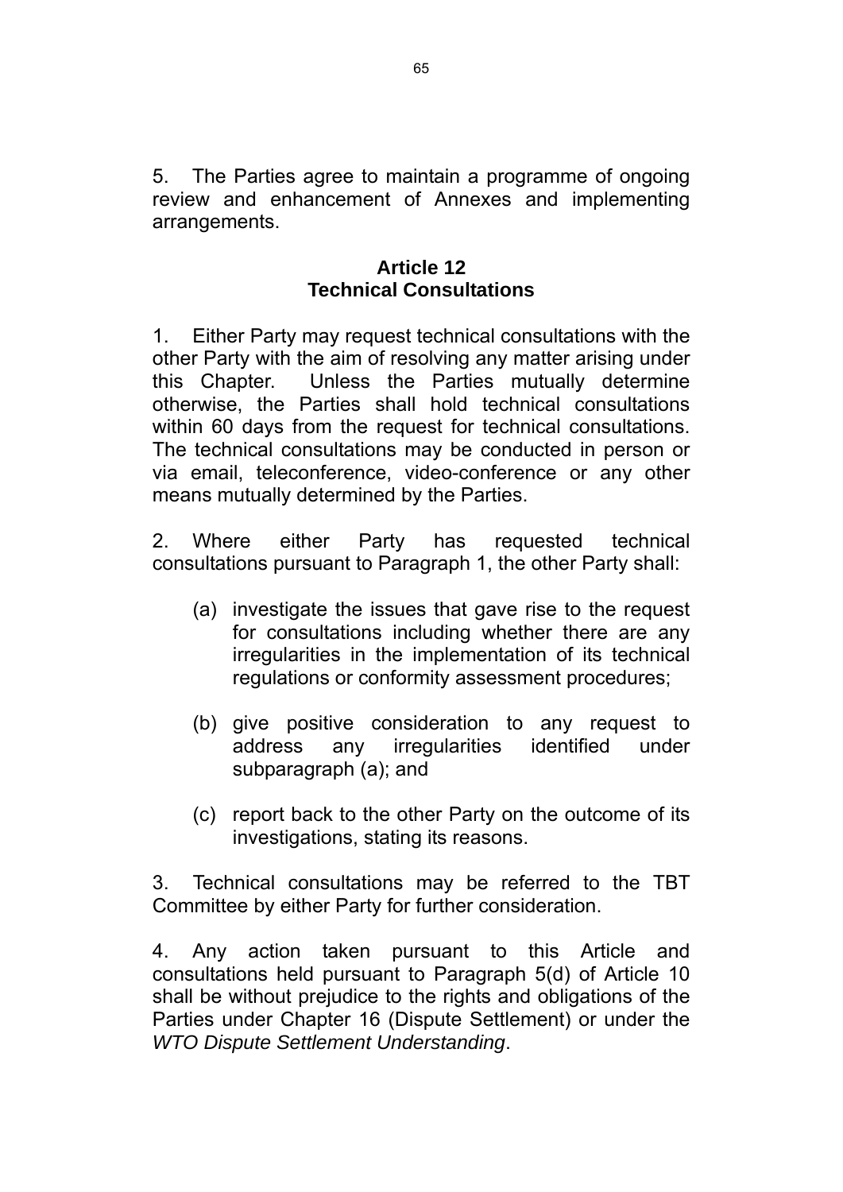5. The Parties agree to maintain a programme of ongoing review and enhancement of Annexes and implementing arrangements.

## Article 12
## Technical Consultations

1. Either Party may request technical consultations with the other Party with the aim of resolving any matter arising under this Chapter. Unless the Parties mutually determine otherwise, the Parties shall hold technical consultations within 60 days from the request for technical consultations. The technical consultations may be conducted in person or via email, teleconference, video-conference or any other means mutually determined by the Parties.

2. Where either Party has requested technical consultations pursuant to Paragraph 1, the other Party shall:

   (a) investigate the issues that gave rise to the request for consultations including whether there are any irregularities in the implementation of its technical regulations or conformity assessment procedures;

   (b) give positive consideration to any request to address any irregularities identified under subparagraph (a); and

   (c) report back to the other Party on the outcome of its investigations, stating its reasons.

3. Technical consultations may be referred to the TBT Committee by either Party for further consideration.

4. Any action taken pursuant to this Article and consultations held pursuant to Paragraph 5(d) of Article 10 shall be without prejudice to the rights and obligations of the Parties under Chapter 16 (Dispute Settlement) or under the *WTO Dispute Settlement Understanding*.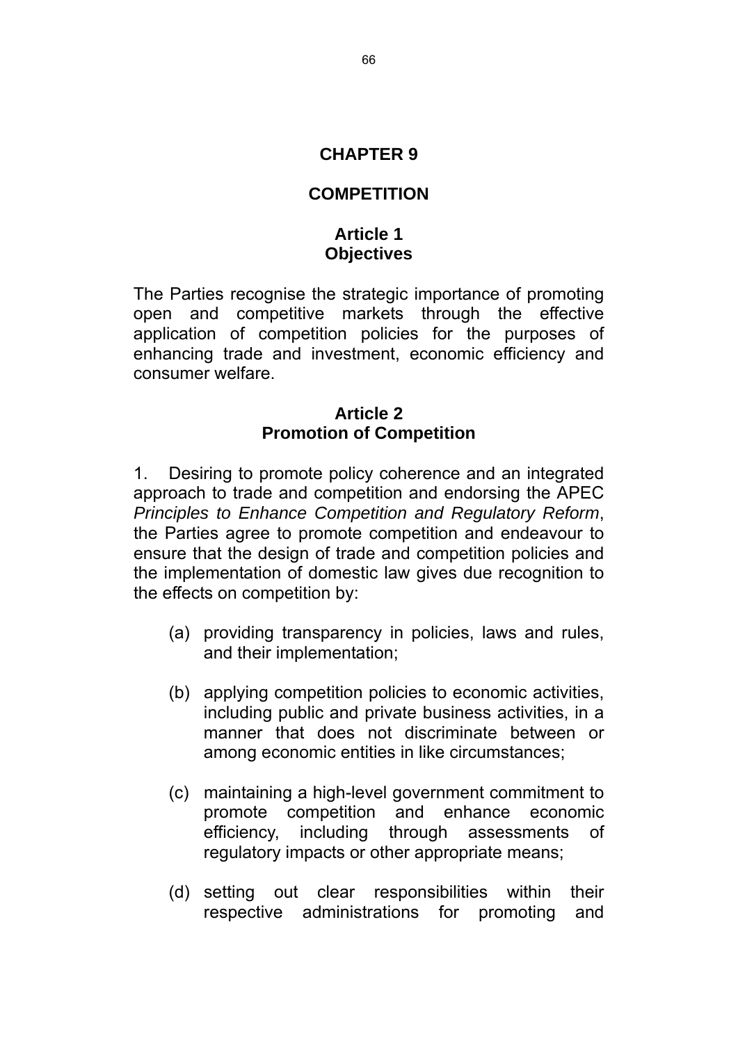# CHAPTER 9

# COMPETITION

## Article 1
## Objectives

The Parties recognise the strategic importance of promoting open and competitive markets through the effective application of competition policies for the purposes of enhancing trade and investment, economic efficiency and consumer welfare.

## Article 2
## Promotion of Competition

1. Desiring to promote policy coherence and an integrated approach to trade and competition and endorsing the APEC *Principles to Enhance Competition and Regulatory Reform*, the Parties agree to promote competition and endeavour to ensure that the design of trade and competition policies and the implementation of domestic law gives due recognition to the effects on competition by:

(a) providing transparency in policies, laws and rules, and their implementation;

(b) applying competition policies to economic activities, including public and private business activities, in a manner that does not discriminate between or among economic entities in like circumstances;

(c) maintaining a high-level government commitment to promote competition and enhance economic efficiency, including through assessments of regulatory impacts or other appropriate means;

(d) setting out clear responsibilities within their respective administrations for promoting and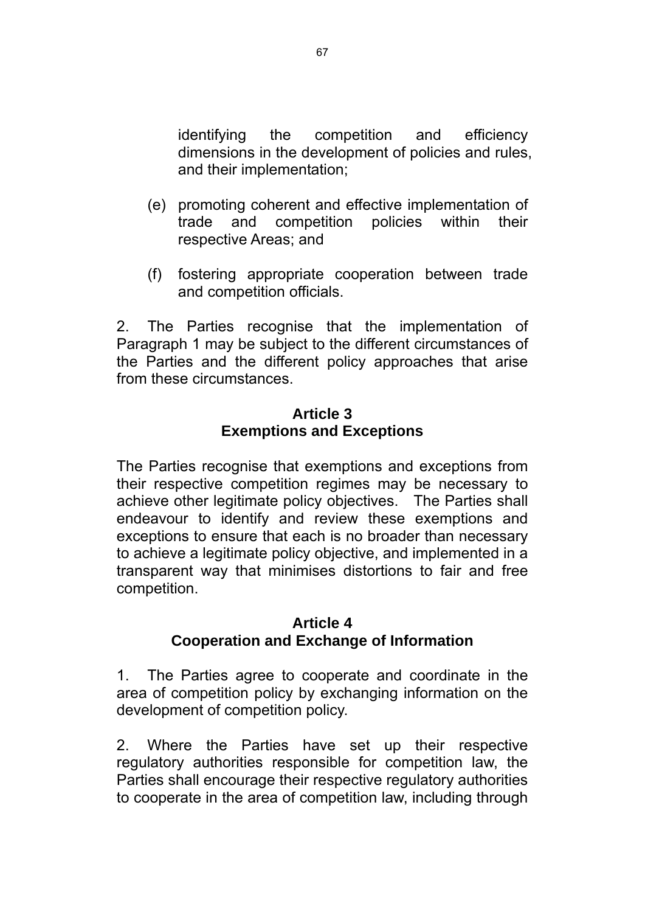identifying the competition and efficiency dimensions in the development of policies and rules, and their implementation;

(e) promoting coherent and effective implementation of trade and competition policies within their respective Areas; and

(f) fostering appropriate cooperation between trade and competition officials.

2. The Parties recognise that the implementation of Paragraph 1 may be subject to the different circumstances of the Parties and the different policy approaches that arise from these circumstances.

### Article 3
### Exemptions and Exceptions

The Parties recognise that exemptions and exceptions from their respective competition regimes may be necessary to achieve other legitimate policy objectives. The Parties shall endeavour to identify and review these exemptions and exceptions to ensure that each is no broader than necessary to achieve a legitimate policy objective, and implemented in a transparent way that minimises distortions to fair and free competition.

### Article 4
### Cooperation and Exchange of Information

1. The Parties agree to cooperate and coordinate in the area of competition policy by exchanging information on the development of competition policy.

2. Where the Parties have set up their respective regulatory authorities responsible for competition law, the Parties shall encourage their respective regulatory authorities to cooperate in the area of competition law, including through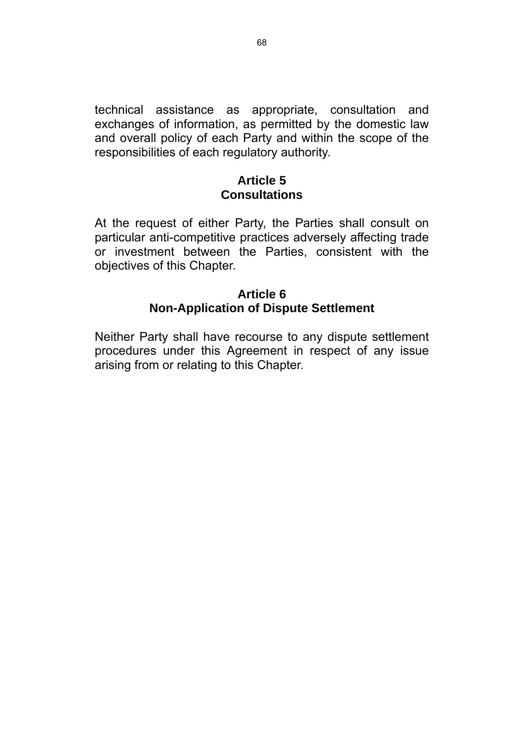technical assistance as appropriate, consultation and exchanges of information, as permitted by the domestic law and overall policy of each Party and within the scope of the responsibilities of each regulatory authority.

## Article 5
## Consultations

At the request of either Party, the Parties shall consult on particular anti-competitive practices adversely affecting trade or investment between the Parties, consistent with the objectives of this Chapter.

## Article 6
## Non-Application of Dispute Settlement

Neither Party shall have recourse to any dispute settlement procedures under this Agreement in respect of any issue arising from or relating to this Chapter.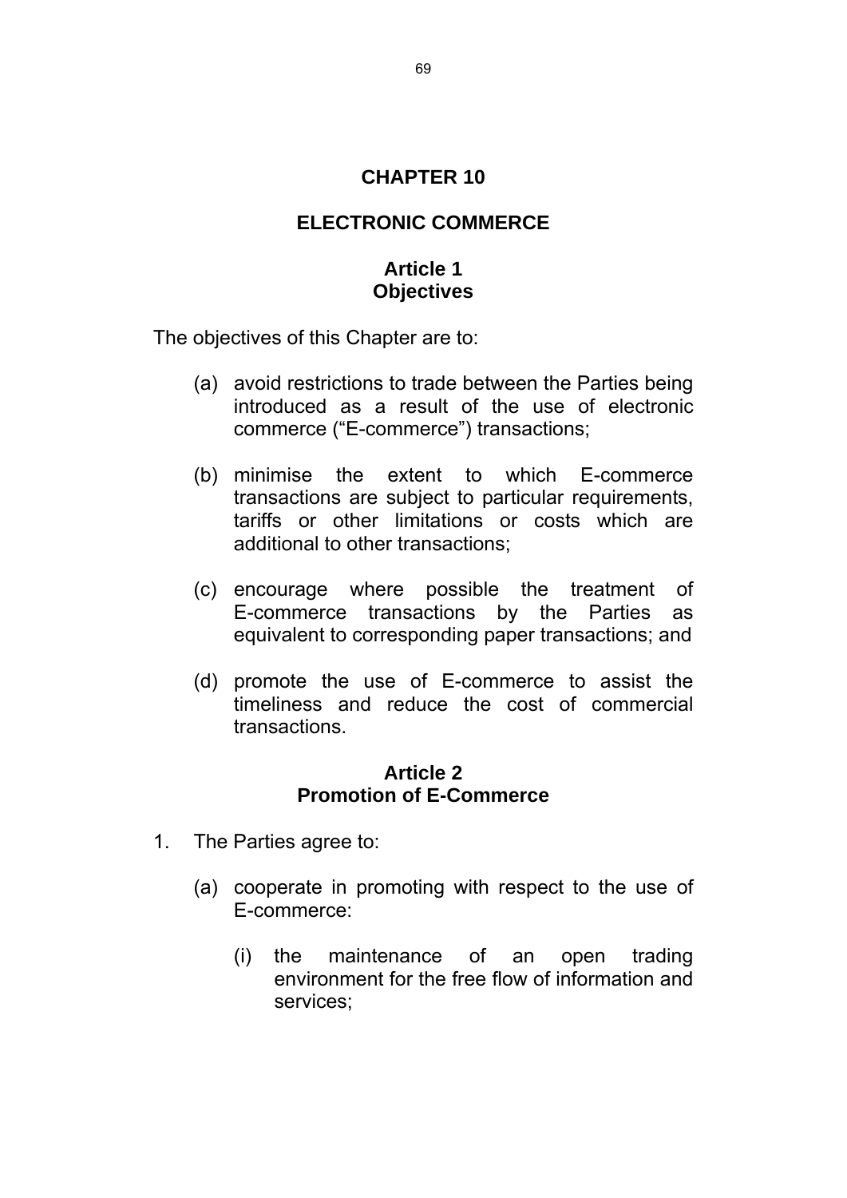# CHAPTER 10

## ELECTRONIC COMMERCE

### Article 1
### Objectives

The objectives of this Chapter are to:

(a) avoid restrictions to trade between the Parties being introduced as a result of the use of electronic commerce ("E-commerce") transactions;

(b) minimise the extent to which E-commerce transactions are subject to particular requirements, tariffs or other limitations or costs which are additional to other transactions;

(c) encourage where possible the treatment of E-commerce transactions by the Parties as equivalent to corresponding paper transactions; and

(d) promote the use of E-commerce to assist the timeliness and reduce the cost of commercial transactions.

### Article 2
### Promotion of E-Commerce

1. The Parties agree to:

   (a) cooperate in promoting with respect to the use of E-commerce:

      (i) the maintenance of an open trading environment for the free flow of information and services;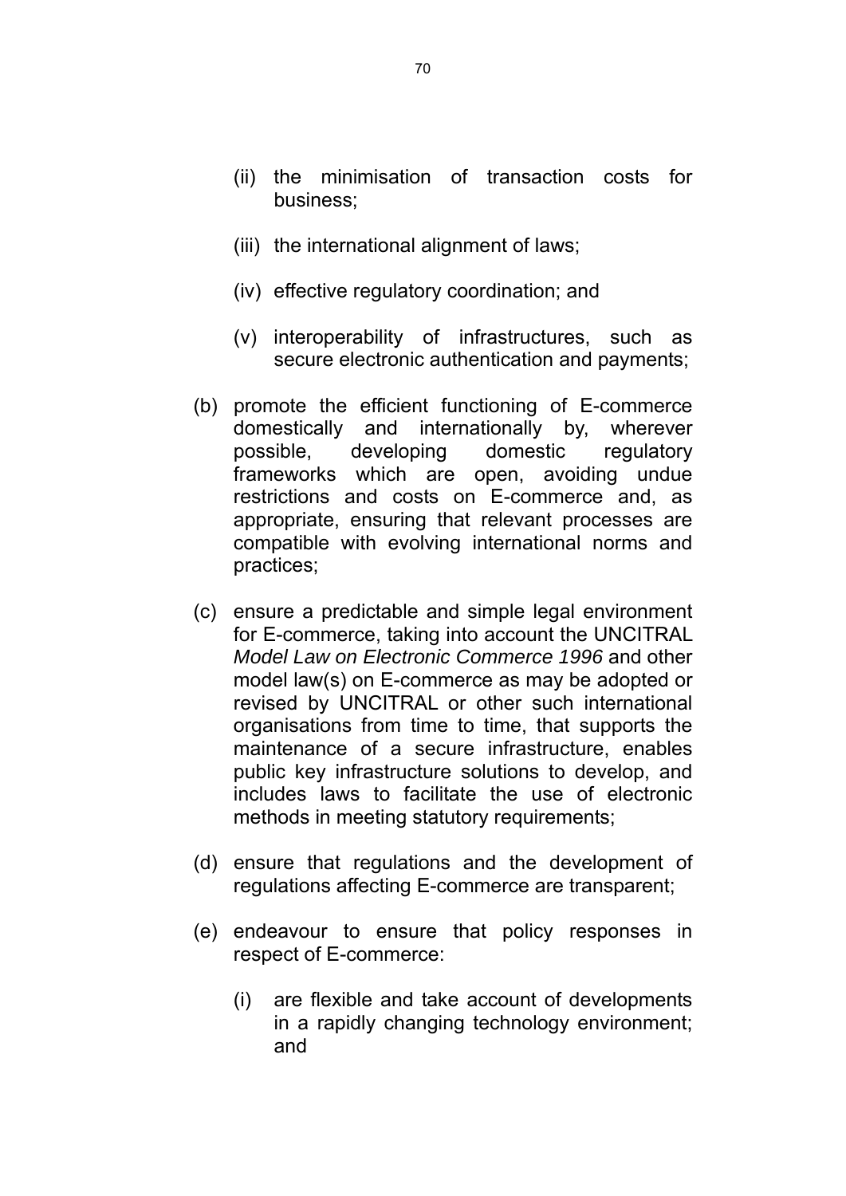(ii) the minimisation of transaction costs for business;

   (iii) the international alignment of laws;

   (iv) effective regulatory coordination; and

   (v) interoperability of infrastructures, such as secure electronic authentication and payments;

(b) promote the efficient functioning of E-commerce domestically and internationally by, wherever possible, developing domestic regulatory frameworks which are open, avoiding undue restrictions and costs on E-commerce and, as appropriate, ensuring that relevant processes are compatible with evolving international norms and practices;

(c) ensure a predictable and simple legal environment for E-commerce, taking into account the UNCITRAL *Model Law on Electronic Commerce 1996* and other model law(s) on E-commerce as may be adopted or revised by UNCITRAL or other such international organisations from time to time, that supports the maintenance of a secure infrastructure, enables public key infrastructure solutions to develop, and includes laws to facilitate the use of electronic methods in meeting statutory requirements;

(d) ensure that regulations and the development of regulations affecting E-commerce are transparent;

(e) endeavour to ensure that policy responses in respect of E-commerce:

   (i) are flexible and take account of developments in a rapidly changing technology environment; and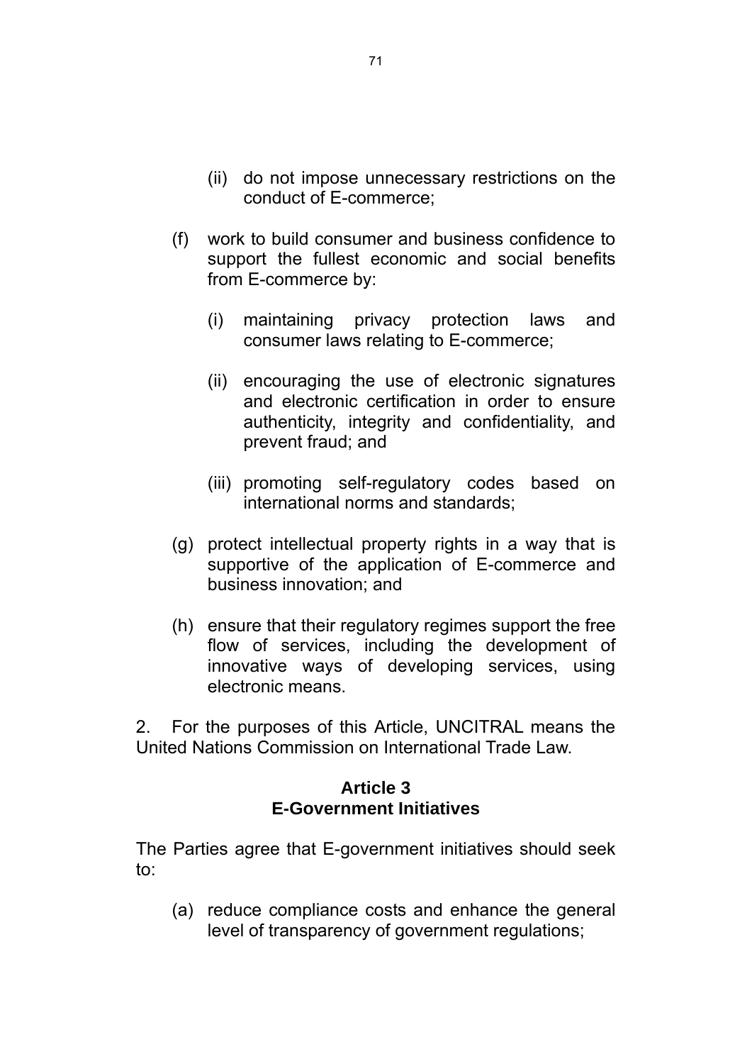(ii) do not impose unnecessary restrictions on the conduct of E-commerce;

(f) work to build consumer and business confidence to support the fullest economic and social benefits from E-commerce by:

   (i) maintaining privacy protection laws and consumer laws relating to E-commerce;

   (ii) encouraging the use of electronic signatures and electronic certification in order to ensure authenticity, integrity and confidentiality, and prevent fraud; and

   (iii) promoting self-regulatory codes based on international norms and standards;

(g) protect intellectual property rights in a way that is supportive of the application of E-commerce and business innovation; and

(h) ensure that their regulatory regimes support the free flow of services, including the development of innovative ways of developing services, using electronic means.

2. For the purposes of this Article, UNCITRAL means the United Nations Commission on International Trade Law.

### Article 3
### E-Government Initiatives

The Parties agree that E-government initiatives should seek to:

(a) reduce compliance costs and enhance the general level of transparency of government regulations;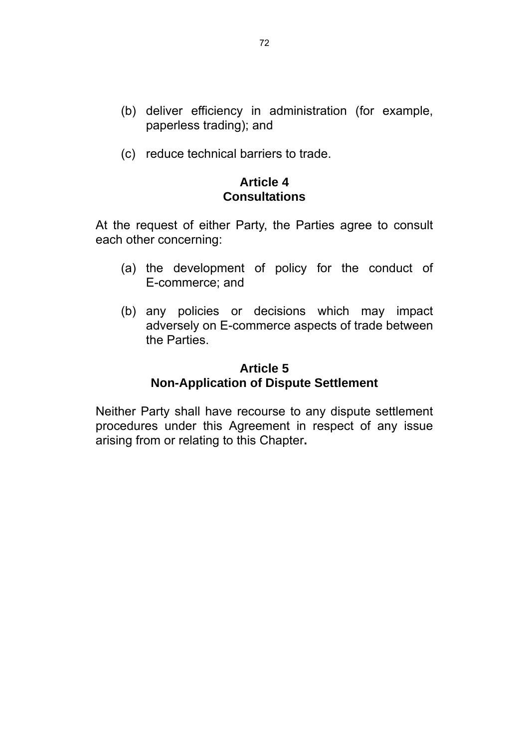(b) deliver efficiency in administration (for example, paperless trading); and

(c) reduce technical barriers to trade.

### Article 4
### Consultations

At the request of either Party, the Parties agree to consult each other concerning:

(a) the development of policy for the conduct of E-commerce; and

(b) any policies or decisions which may impact adversely on E-commerce aspects of trade between the Parties.

### Article 5
### Non-Application of Dispute Settlement

Neither Party shall have recourse to any dispute settlement procedures under this Agreement in respect of any issue arising from or relating to this Chapter.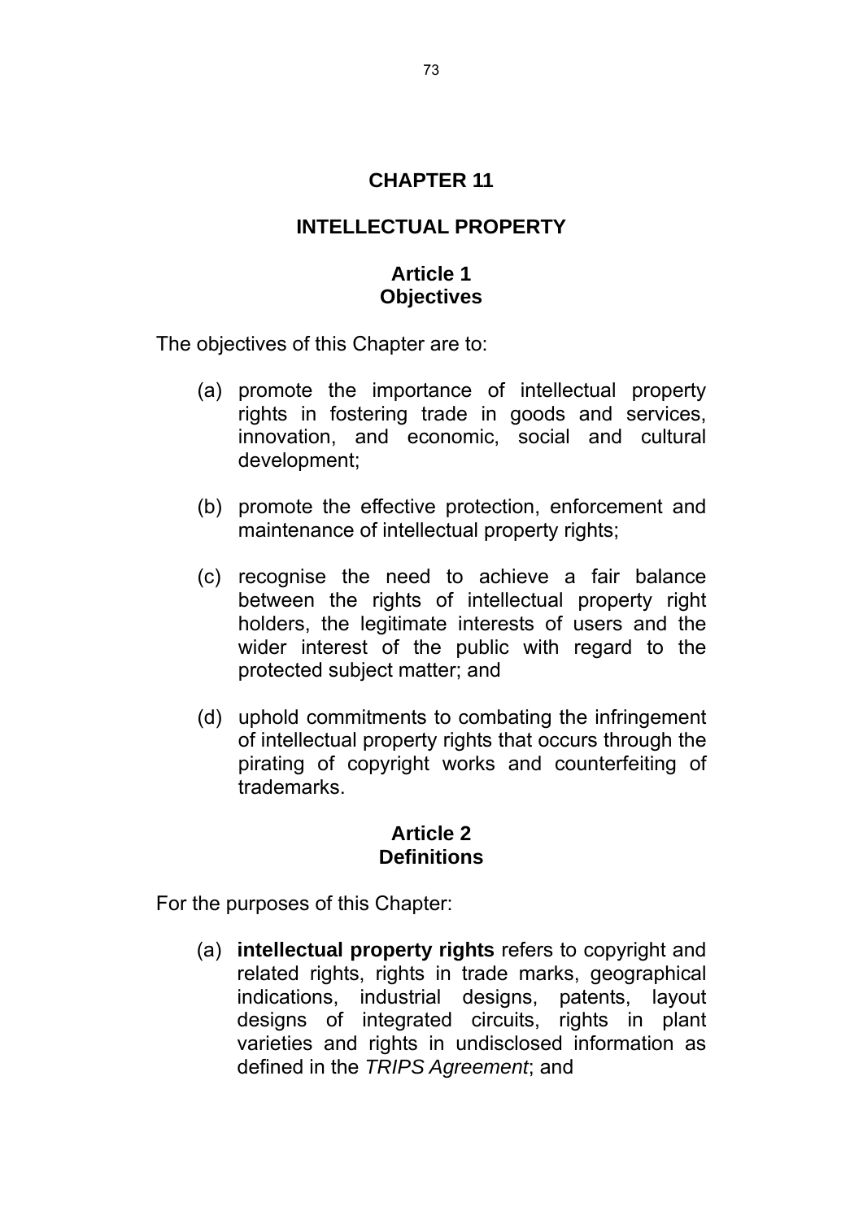# CHAPTER 11

## INTELLECTUAL PROPERTY

### Article 1
### Objectives

The objectives of this Chapter are to:

(a) promote the importance of intellectual property rights in fostering trade in goods and services, innovation, and economic, social and cultural development;

(b) promote the effective protection, enforcement and maintenance of intellectual property rights;

(c) recognise the need to achieve a fair balance between the rights of intellectual property right holders, the legitimate interests of users and the wider interest of the public with regard to the protected subject matter; and

(d) uphold commitments to combating the infringement of intellectual property rights that occurs through the pirating of copyright works and counterfeiting of trademarks.

### Article 2
### Definitions

For the purposes of this Chapter:

(a) **intellectual property rights** refers to copyright and related rights, rights in trade marks, geographical indications, industrial designs, patents, layout designs of integrated circuits, rights in plant varieties and rights in undisclosed information as defined in the *TRIPS Agreement*; and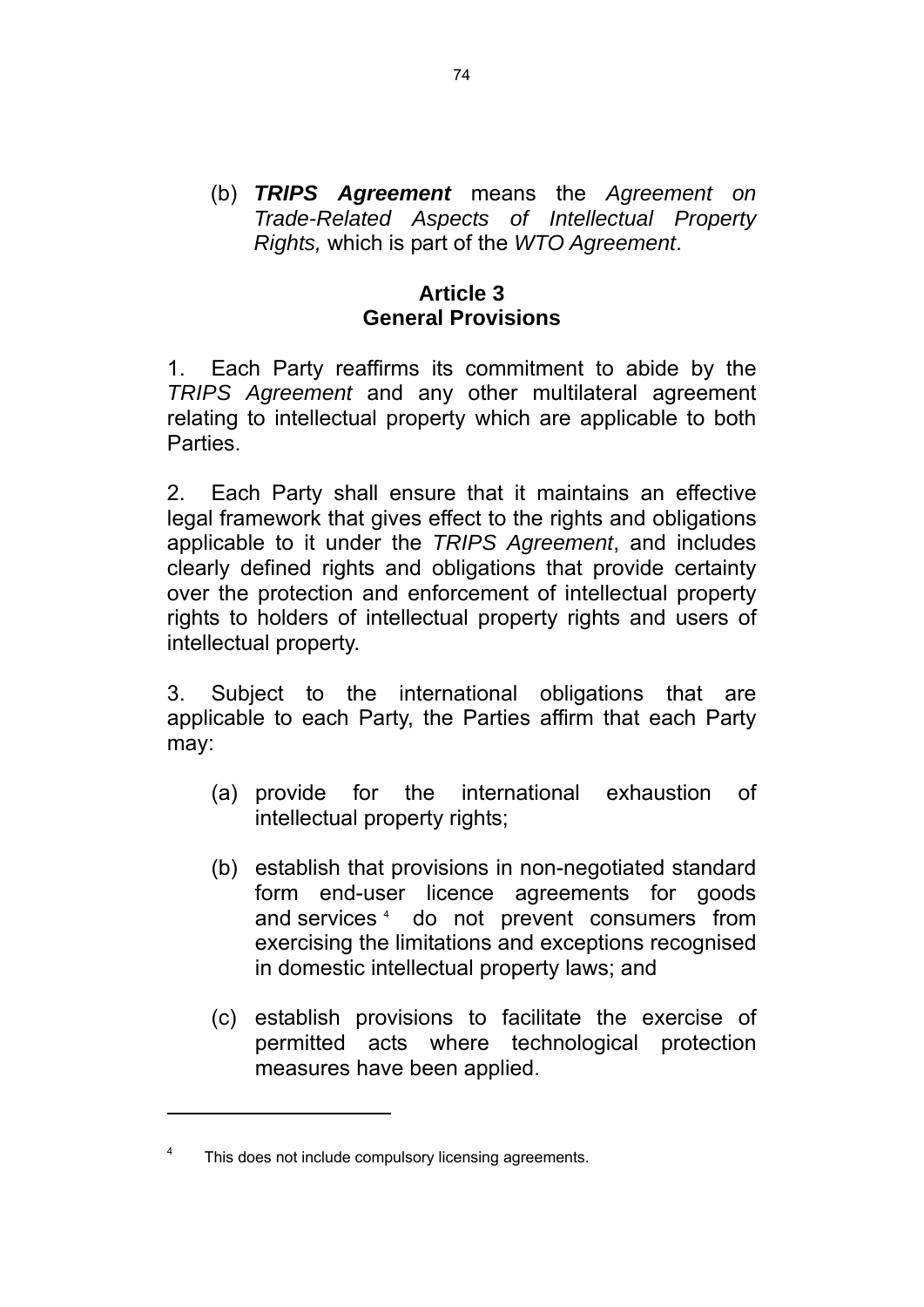(b) ***TRIPS Agreement*** means the *Agreement on Trade-Related Aspects of Intellectual Property Rights,* which is part of the *WTO Agreement*.

## Article 3
## General Provisions

1. Each Party reaffirms its commitment to abide by the *TRIPS Agreement* and any other multilateral agreement relating to intellectual property which are applicable to both Parties.

2. Each Party shall ensure that it maintains an effective legal framework that gives effect to the rights and obligations applicable to it under the *TRIPS Agreement*, and includes clearly defined rights and obligations that provide certainty over the protection and enforcement of intellectual property rights to holders of intellectual property rights and users of intellectual property.

3. Subject to the international obligations that are applicable to each Party, the Parties affirm that each Party may:

(a) provide for the international exhaustion of intellectual property rights;

(b) establish that provisions in non-negotiated standard form end-user licence agreements for goods and services [4] do not prevent consumers from exercising the limitations and exceptions recognised in domestic intellectual property laws; and

(c) establish provisions to facilitate the exercise of permitted acts where technological protection measures have been applied.

---

[4] This does not include compulsory licensing agreements.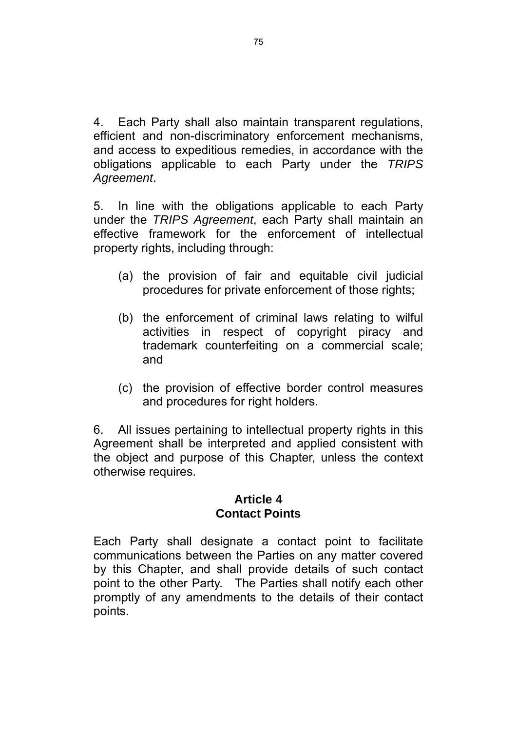4. Each Party shall also maintain transparent regulations, efficient and non-discriminatory enforcement mechanisms, and access to expeditious remedies, in accordance with the obligations applicable to each Party under the *TRIPS Agreement*.

5. In line with the obligations applicable to each Party under the *TRIPS Agreement*, each Party shall maintain an effective framework for the enforcement of intellectual property rights, including through:

(a) the provision of fair and equitable civil judicial procedures for private enforcement of those rights;

(b) the enforcement of criminal laws relating to wilful activities in respect of copyright piracy and trademark counterfeiting on a commercial scale; and

(c) the provision of effective border control measures and procedures for right holders.

6. All issues pertaining to intellectual property rights in this Agreement shall be interpreted and applied consistent with the object and purpose of this Chapter, unless the context otherwise requires.

## Article 4
## Contact Points

Each Party shall designate a contact point to facilitate communications between the Parties on any matter covered by this Chapter, and shall provide details of such contact point to the other Party. The Parties shall notify each other promptly of any amendments to the details of their contact points.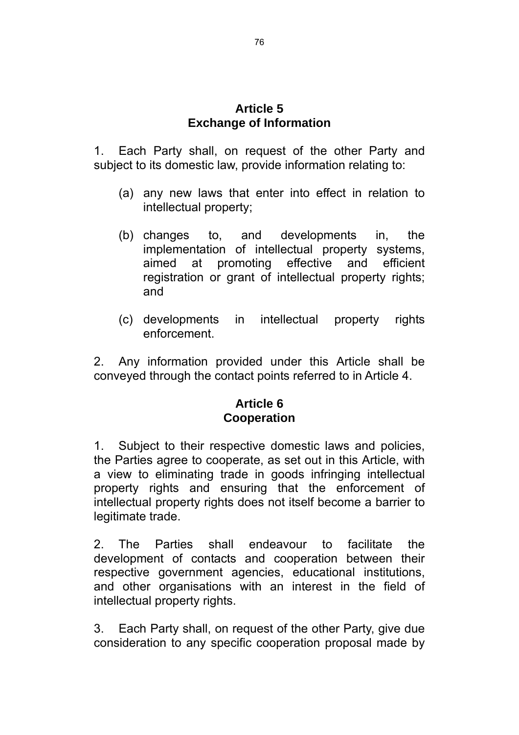## Article 5
## Exchange of Information

1. Each Party shall, on request of the other Party and subject to its domestic law, provide information relating to:

(a) any new laws that enter into effect in relation to intellectual property;

(b) changes to, and developments in, the implementation of intellectual property systems, aimed at promoting effective and efficient registration or grant of intellectual property rights; and

(c) developments in intellectual property rights enforcement.

2. Any information provided under this Article shall be conveyed through the contact points referred to in Article 4.

## Article 6
## Cooperation

1. Subject to their respective domestic laws and policies, the Parties agree to cooperate, as set out in this Article, with a view to eliminating trade in goods infringing intellectual property rights and ensuring that the enforcement of intellectual property rights does not itself become a barrier to legitimate trade.

2. The Parties shall endeavour to facilitate the development of contacts and cooperation between their respective government agencies, educational institutions, and other organisations with an interest in the field of intellectual property rights.

3. Each Party shall, on request of the other Party, give due consideration to any specific cooperation proposal made by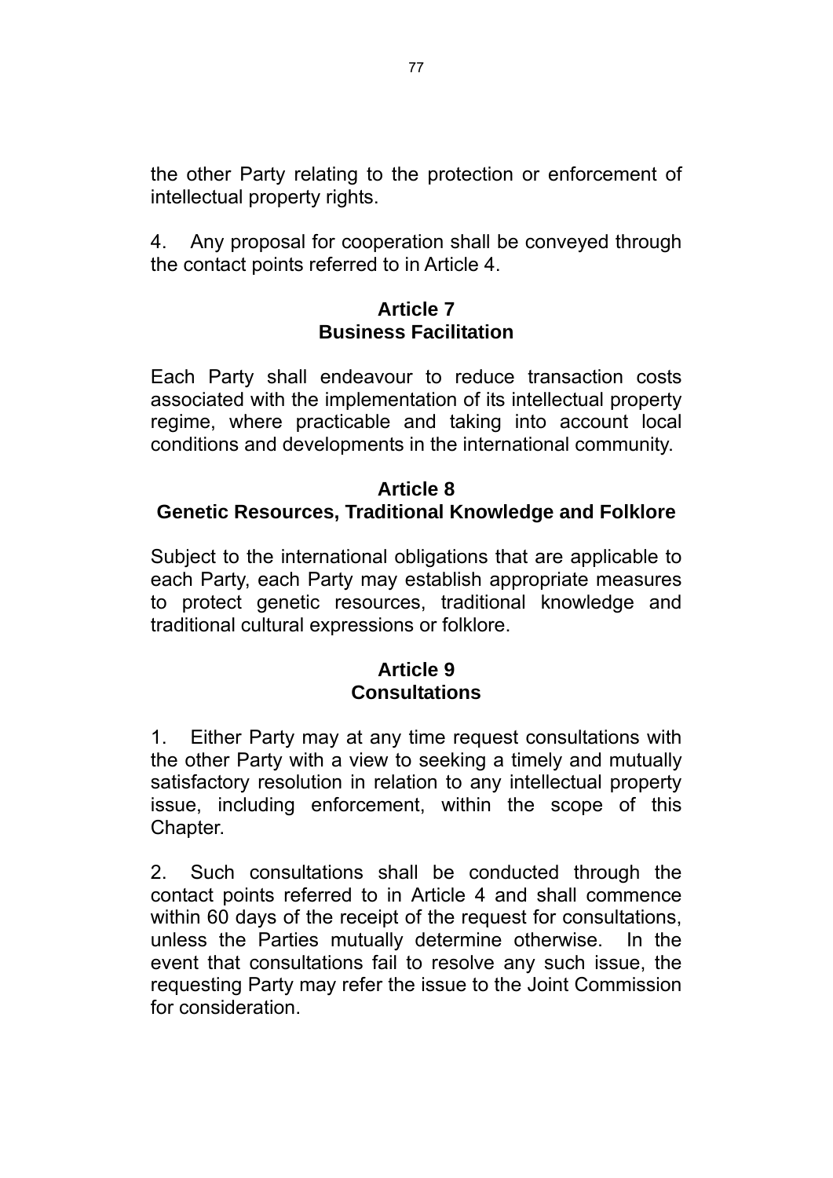the other Party relating to the protection or enforcement of intellectual property rights.

4. Any proposal for cooperation shall be conveyed through the contact points referred to in Article 4.

**Article 7**
**Business Facilitation**

Each Party shall endeavour to reduce transaction costs associated with the implementation of its intellectual property regime, where practicable and taking into account local conditions and developments in the international community.

**Article 8**
**Genetic Resources, Traditional Knowledge and Folklore**

Subject to the international obligations that are applicable to each Party, each Party may establish appropriate measures to protect genetic resources, traditional knowledge and traditional cultural expressions or folklore.

**Article 9**
**Consultations**

1. Either Party may at any time request consultations with the other Party with a view to seeking a timely and mutually satisfactory resolution in relation to any intellectual property issue, including enforcement, within the scope of this Chapter.

2. Such consultations shall be conducted through the contact points referred to in Article 4 and shall commence within 60 days of the receipt of the request for consultations, unless the Parties mutually determine otherwise. In the event that consultations fail to resolve any such issue, the requesting Party may refer the issue to the Joint Commission for consideration.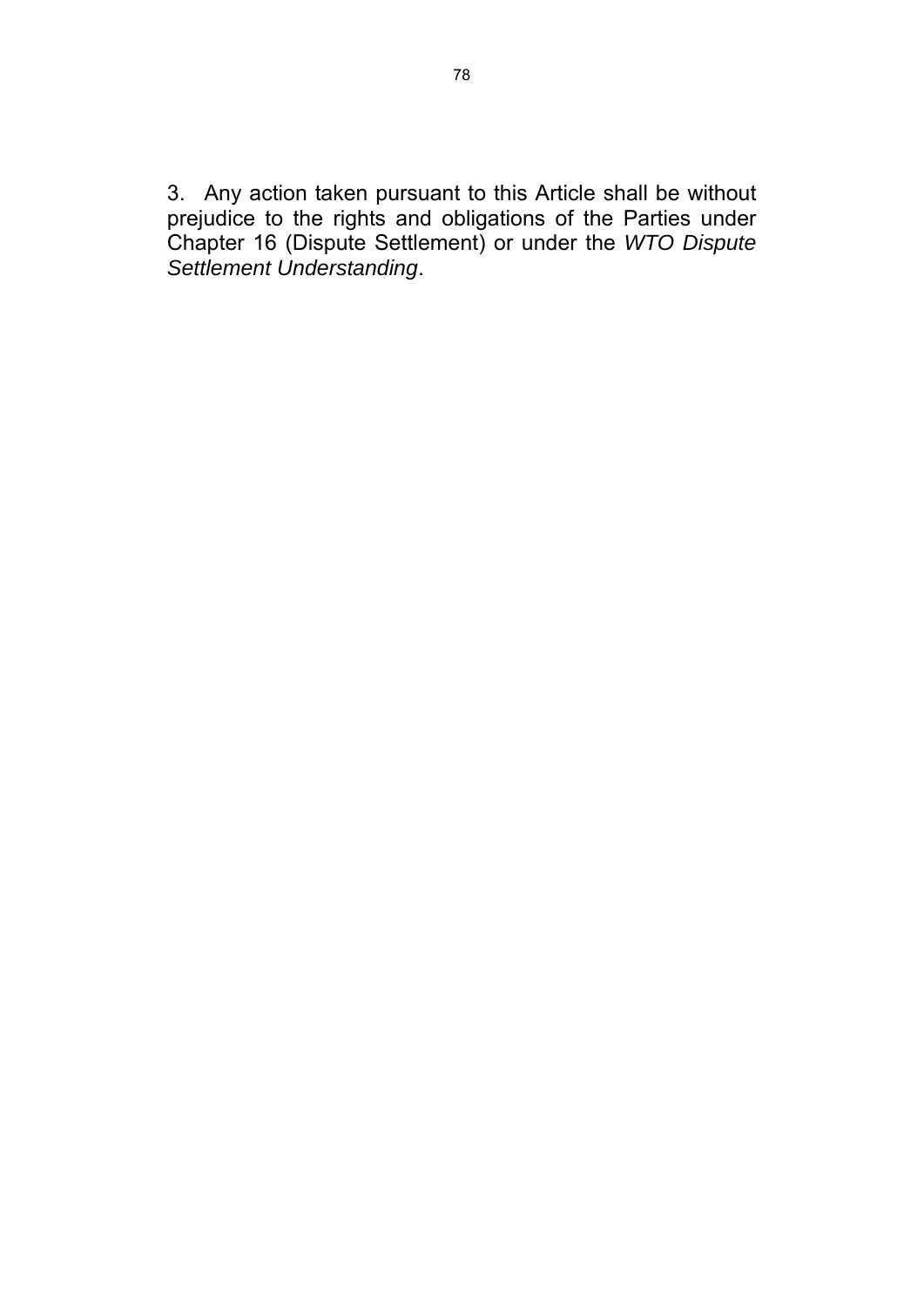3. Any action taken pursuant to this Article shall be without prejudice to the rights and obligations of the Parties under Chapter 16 (Dispute Settlement) or under the *WTO Dispute Settlement Understanding*.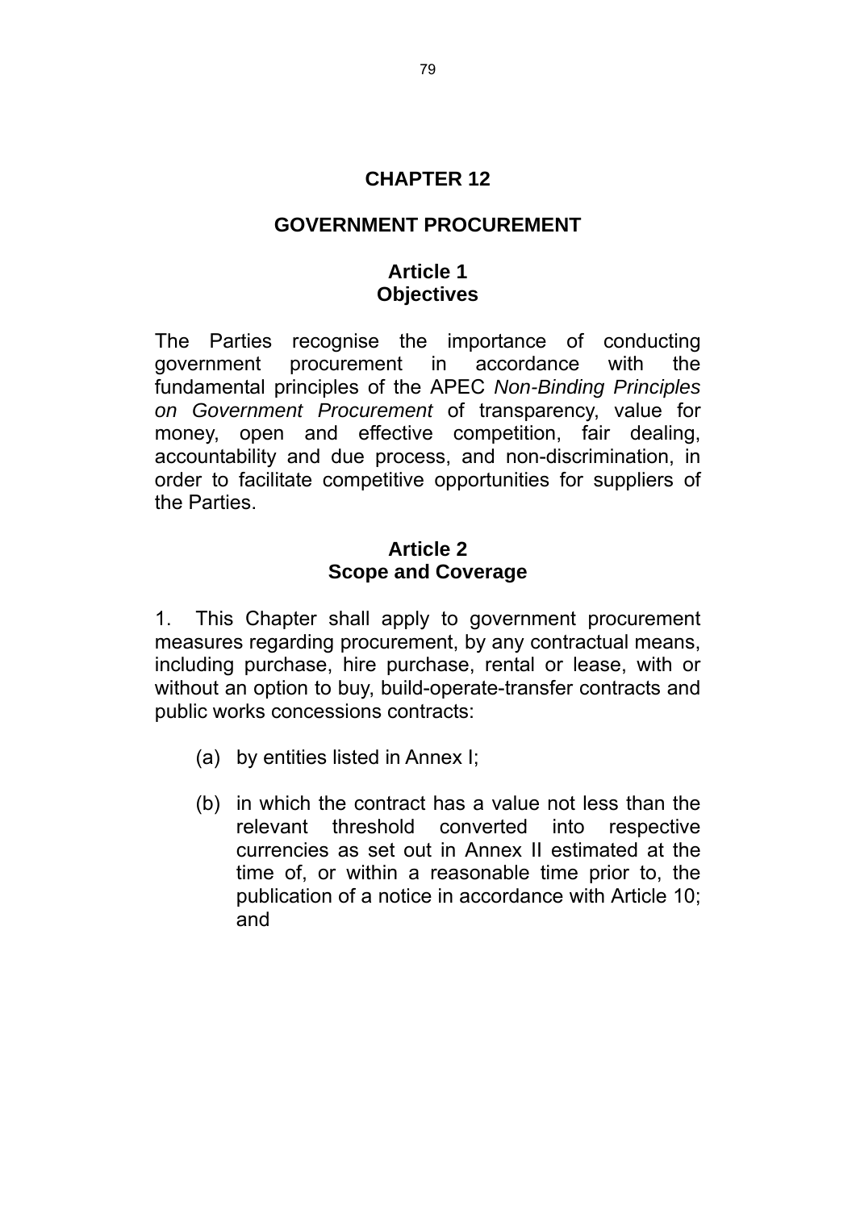# CHAPTER 12

## GOVERNMENT PROCUREMENT

### Article 1
### Objectives

The Parties recognise the importance of conducting government procurement in accordance with the fundamental principles of the APEC *Non-Binding Principles on Government Procurement* of transparency, value for money, open and effective competition, fair dealing, accountability and due process, and non-discrimination, in order to facilitate competitive opportunities for suppliers of the Parties.

### Article 2
### Scope and Coverage

1. This Chapter shall apply to government procurement measures regarding procurement, by any contractual means, including purchase, hire purchase, rental or lease, with or without an option to buy, build-operate-transfer contracts and public works concessions contracts:

   (a) by entities listed in Annex I;

   (b) in which the contract has a value not less than the relevant threshold converted into respective currencies as set out in Annex II estimated at the time of, or within a reasonable time prior to, the publication of a notice in accordance with Article 10; and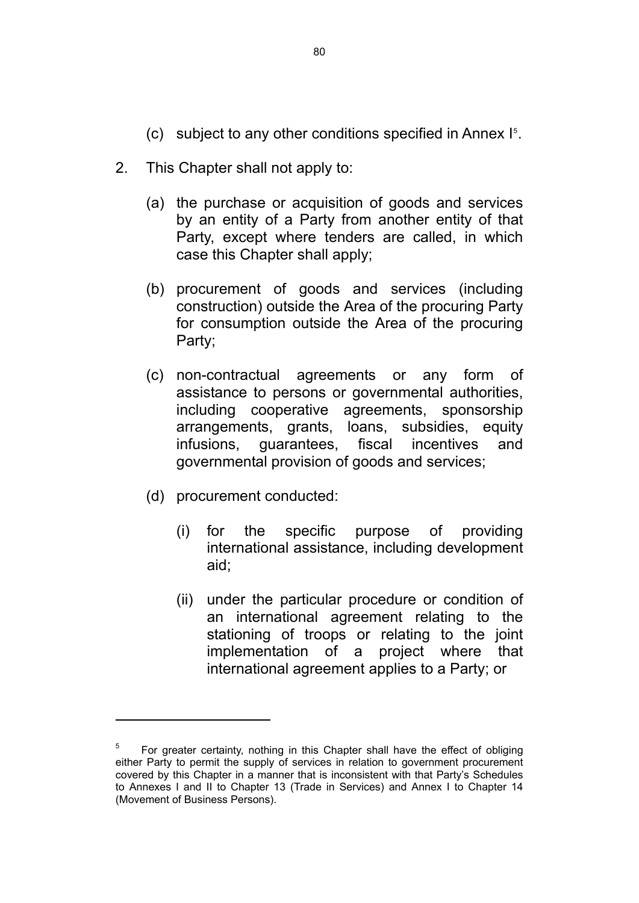(c) subject to any other conditions specified in Annex I[5].

2. This Chapter shall not apply to:

   (a) the purchase or acquisition of goods and services by an entity of a Party from another entity of that Party, except where tenders are called, in which case this Chapter shall apply;

   (b) procurement of goods and services (including construction) outside the Area of the procuring Party for consumption outside the Area of the procuring Party;

   (c) non-contractual agreements or any form of assistance to persons or governmental authorities, including cooperative agreements, sponsorship arrangements, grants, loans, subsidies, equity infusions, guarantees, fiscal incentives and governmental provision of goods and services;

   (d) procurement conducted:

      (i) for the specific purpose of providing international assistance, including development aid;

      (ii) under the particular procedure or condition of an international agreement relating to the stationing of troops or relating to the joint implementation of a project where that international agreement applies to a Party; or

---

[5] For greater certainty, nothing in this Chapter shall have the effect of obliging either Party to permit the supply of services in relation to government procurement covered by this Chapter in a manner that is inconsistent with that Party's Schedules to Annexes I and II to Chapter 13 (Trade in Services) and Annex I to Chapter 14 (Movement of Business Persons).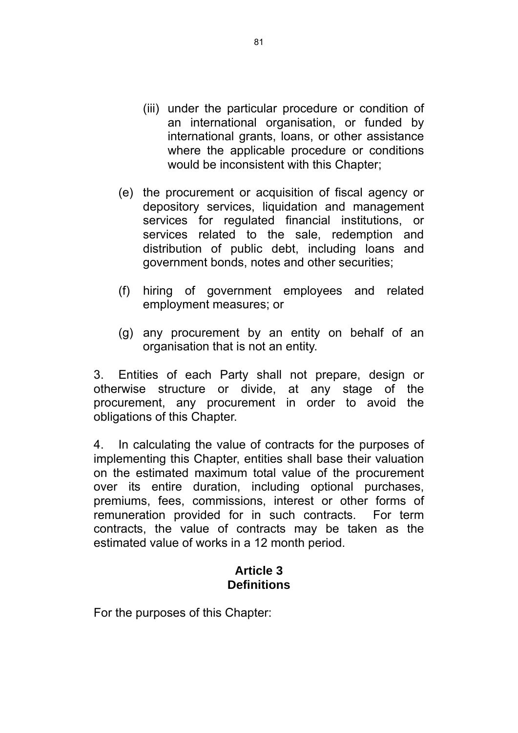(iii) under the particular procedure or condition of an international organisation, or funded by international grants, loans, or other assistance where the applicable procedure or conditions would be inconsistent with this Chapter;

(e) the procurement or acquisition of fiscal agency or depository services, liquidation and management services for regulated financial institutions, or services related to the sale, redemption and distribution of public debt, including loans and government bonds, notes and other securities;

(f) hiring of government employees and related employment measures; or

(g) any procurement by an entity on behalf of an organisation that is not an entity.

3. Entities of each Party shall not prepare, design or otherwise structure or divide, at any stage of the procurement, any procurement in order to avoid the obligations of this Chapter.

4. In calculating the value of contracts for the purposes of implementing this Chapter, entities shall base their valuation on the estimated maximum total value of the procurement over its entire duration, including optional purchases, premiums, fees, commissions, interest or other forms of remuneration provided for in such contracts. For term contracts, the value of contracts may be taken as the estimated value of works in a 12 month period.

## Article 3
## Definitions

For the purposes of this Chapter: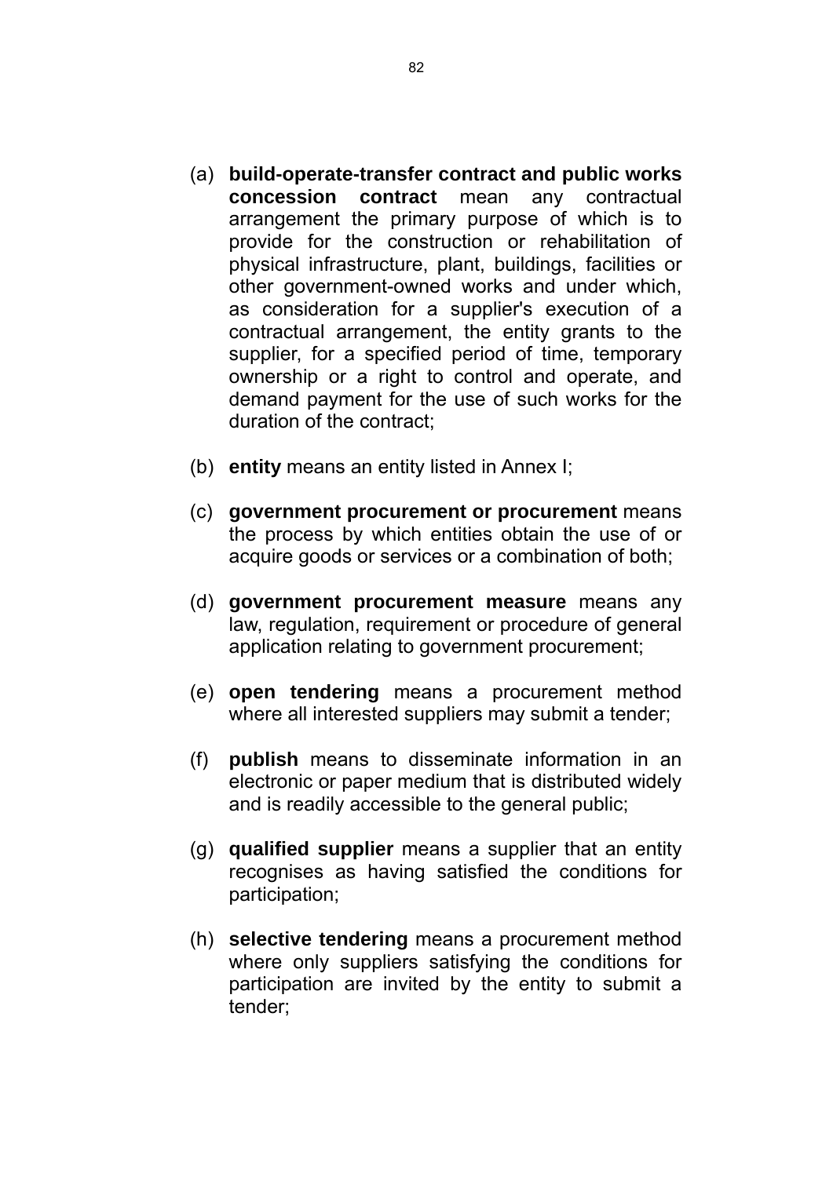(a) **build-operate-transfer contract and public works concession contract** mean any contractual arrangement the primary purpose of which is to provide for the construction or rehabilitation of physical infrastructure, plant, buildings, facilities or other government-owned works and under which, as consideration for a supplier's execution of a contractual arrangement, the entity grants to the supplier, for a specified period of time, temporary ownership or a right to control and operate, and demand payment for the use of such works for the duration of the contract;

(b) **entity** means an entity listed in Annex I;

(c) **government procurement or procurement** means the process by which entities obtain the use of or acquire goods or services or a combination of both;

(d) **government procurement measure** means any law, regulation, requirement or procedure of general application relating to government procurement;

(e) **open tendering** means a procurement method where all interested suppliers may submit a tender;

(f) **publish** means to disseminate information in an electronic or paper medium that is distributed widely and is readily accessible to the general public;

(g) **qualified supplier** means a supplier that an entity recognises as having satisfied the conditions for participation;

(h) **selective tendering** means a procurement method where only suppliers satisfying the conditions for participation are invited by the entity to submit a tender;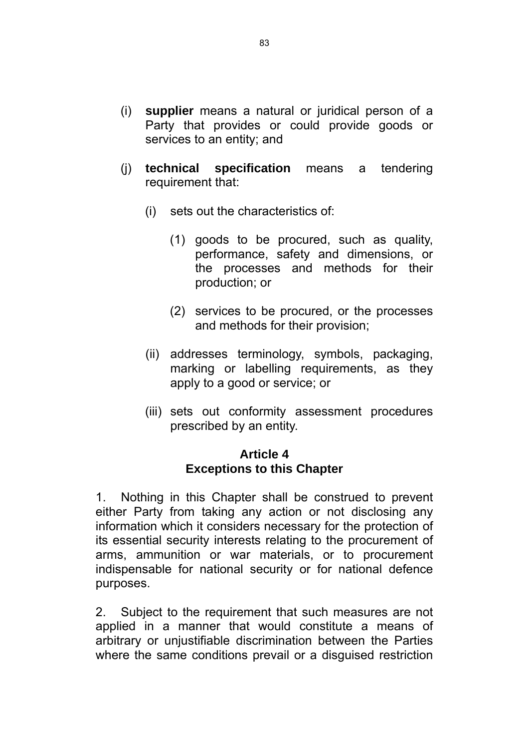(i) **supplier** means a natural or juridical person of a Party that provides or could provide goods or services to an entity; and

(j) **technical specification** means a tendering requirement that:

  (i) sets out the characteristics of:

    (1) goods to be procured, such as quality, performance, safety and dimensions, or the processes and methods for their production; or

    (2) services to be procured, or the processes and methods for their provision;

  (ii) addresses terminology, symbols, packaging, marking or labelling requirements, as they apply to a good or service; or

  (iii) sets out conformity assessment procedures prescribed by an entity.

## Article 4
## Exceptions to this Chapter

1. Nothing in this Chapter shall be construed to prevent either Party from taking any action or not disclosing any information which it considers necessary for the protection of its essential security interests relating to the procurement of arms, ammunition or war materials, or to procurement indispensable for national security or for national defence purposes.

2. Subject to the requirement that such measures are not applied in a manner that would constitute a means of arbitrary or unjustifiable discrimination between the Parties where the same conditions prevail or a disguised restriction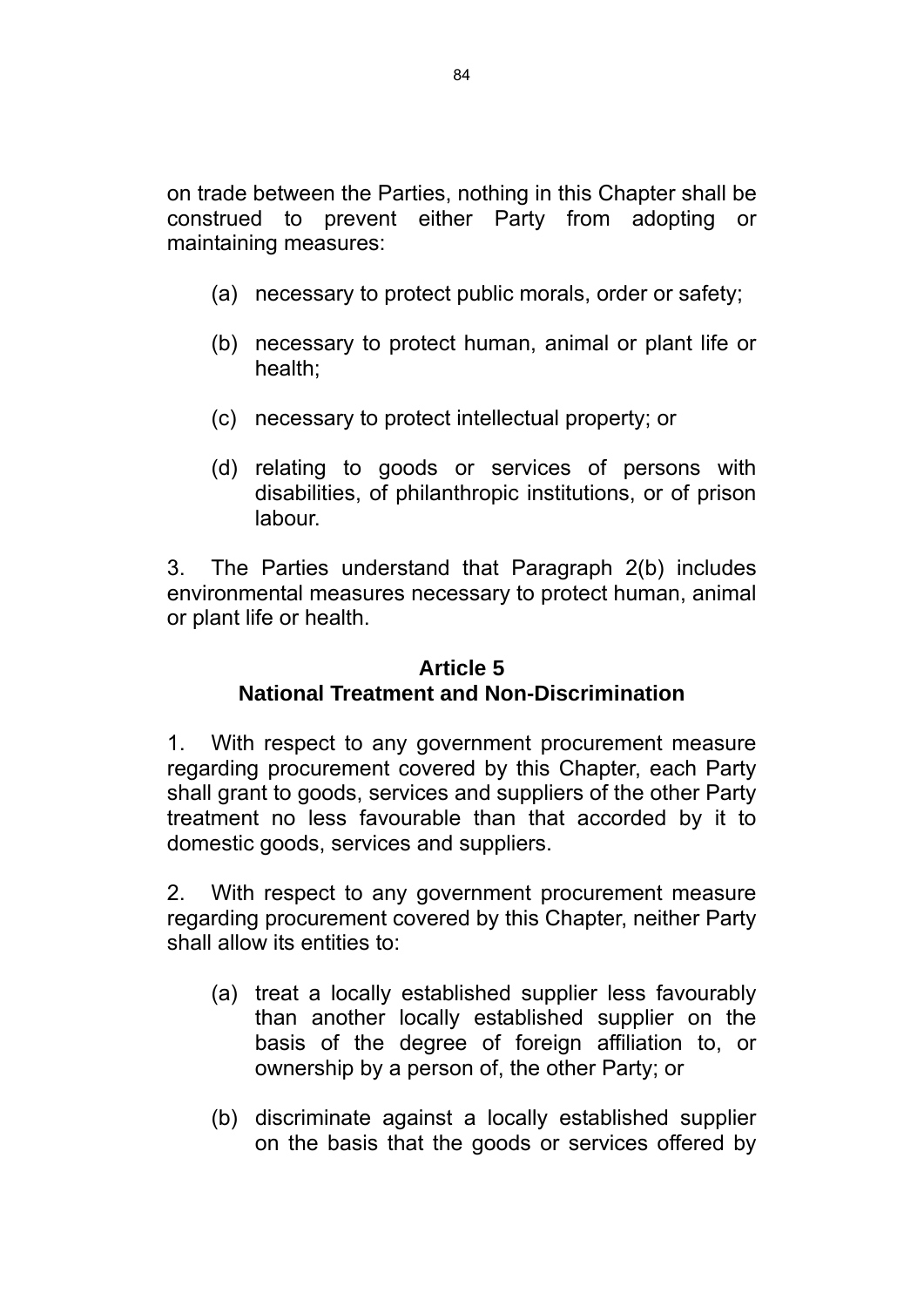on trade between the Parties, nothing in this Chapter shall be construed to prevent either Party from adopting or maintaining measures:

(a) necessary to protect public morals, order or safety;

(b) necessary to protect human, animal or plant life or health;

(c) necessary to protect intellectual property; or

(d) relating to goods or services of persons with disabilities, of philanthropic institutions, or of prison labour.

3. The Parties understand that Paragraph 2(b) includes environmental measures necessary to protect human, animal or plant life or health.

### Article 5
### National Treatment and Non-Discrimination

1. With respect to any government procurement measure regarding procurement covered by this Chapter, each Party shall grant to goods, services and suppliers of the other Party treatment no less favourable than that accorded by it to domestic goods, services and suppliers.

2. With respect to any government procurement measure regarding procurement covered by this Chapter, neither Party shall allow its entities to:

(a) treat a locally established supplier less favourably than another locally established supplier on the basis of the degree of foreign affiliation to, or ownership by a person of, the other Party; or

(b) discriminate against a locally established supplier on the basis that the goods or services offered by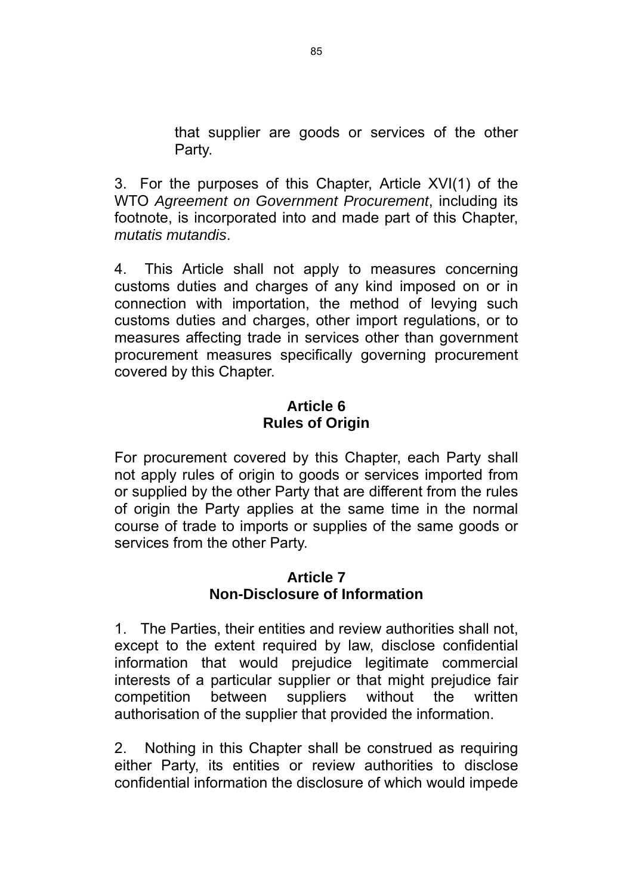that supplier are goods or services of the other Party.

3. For the purposes of this Chapter, Article XVI(1) of the WTO *Agreement on Government Procurement*, including its footnote, is incorporated into and made part of this Chapter, *mutatis mutandis*.

4. This Article shall not apply to measures concerning customs duties and charges of any kind imposed on or in connection with importation, the method of levying such customs duties and charges, other import regulations, or to measures affecting trade in services other than government procurement measures specifically governing procurement covered by this Chapter.

**Article 6**
**Rules of Origin**

For procurement covered by this Chapter, each Party shall not apply rules of origin to goods or services imported from or supplied by the other Party that are different from the rules of origin the Party applies at the same time in the normal course of trade to imports or supplies of the same goods or services from the other Party.

**Article 7**
**Non-Disclosure of Information**

1. The Parties, their entities and review authorities shall not, except to the extent required by law, disclose confidential information that would prejudice legitimate commercial interests of a particular supplier or that might prejudice fair competition between suppliers without the written authorisation of the supplier that provided the information.

2. Nothing in this Chapter shall be construed as requiring either Party, its entities or review authorities to disclose confidential information the disclosure of which would impede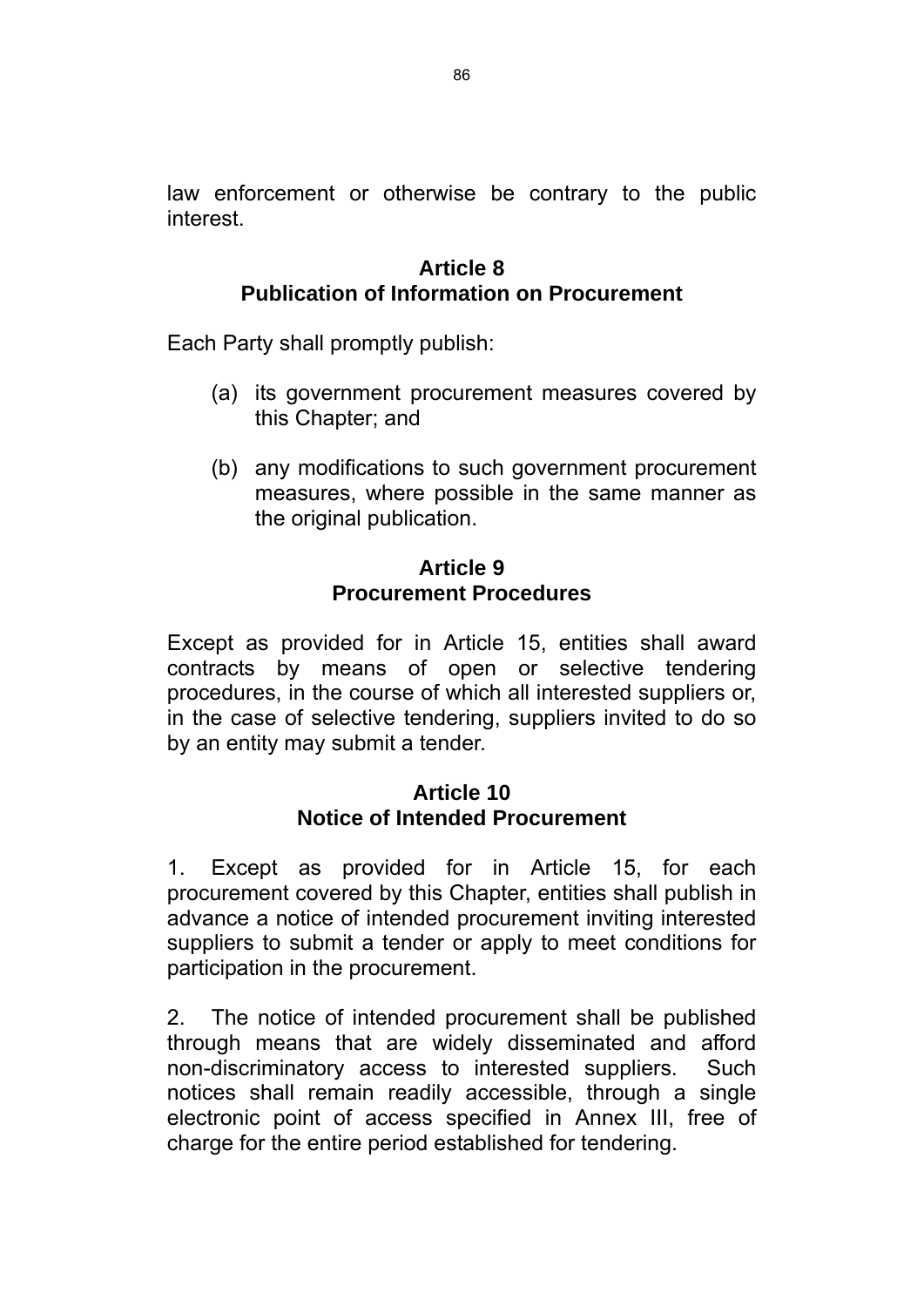law enforcement or otherwise be contrary to the public interest.

### Article 8
### Publication of Information on Procurement

Each Party shall promptly publish:

(a) its government procurement measures covered by this Chapter; and

(b) any modifications to such government procurement measures, where possible in the same manner as the original publication.

### Article 9
### Procurement Procedures

Except as provided for in Article 15, entities shall award contracts by means of open or selective tendering procedures, in the course of which all interested suppliers or, in the case of selective tendering, suppliers invited to do so by an entity may submit a tender.

### Article 10
### Notice of Intended Procurement

1. Except as provided for in Article 15, for each procurement covered by this Chapter, entities shall publish in advance a notice of intended procurement inviting interested suppliers to submit a tender or apply to meet conditions for participation in the procurement.

2. The notice of intended procurement shall be published through means that are widely disseminated and afford non-discriminatory access to interested suppliers. Such notices shall remain readily accessible, through a single electronic point of access specified in Annex III, free of charge for the entire period established for tendering.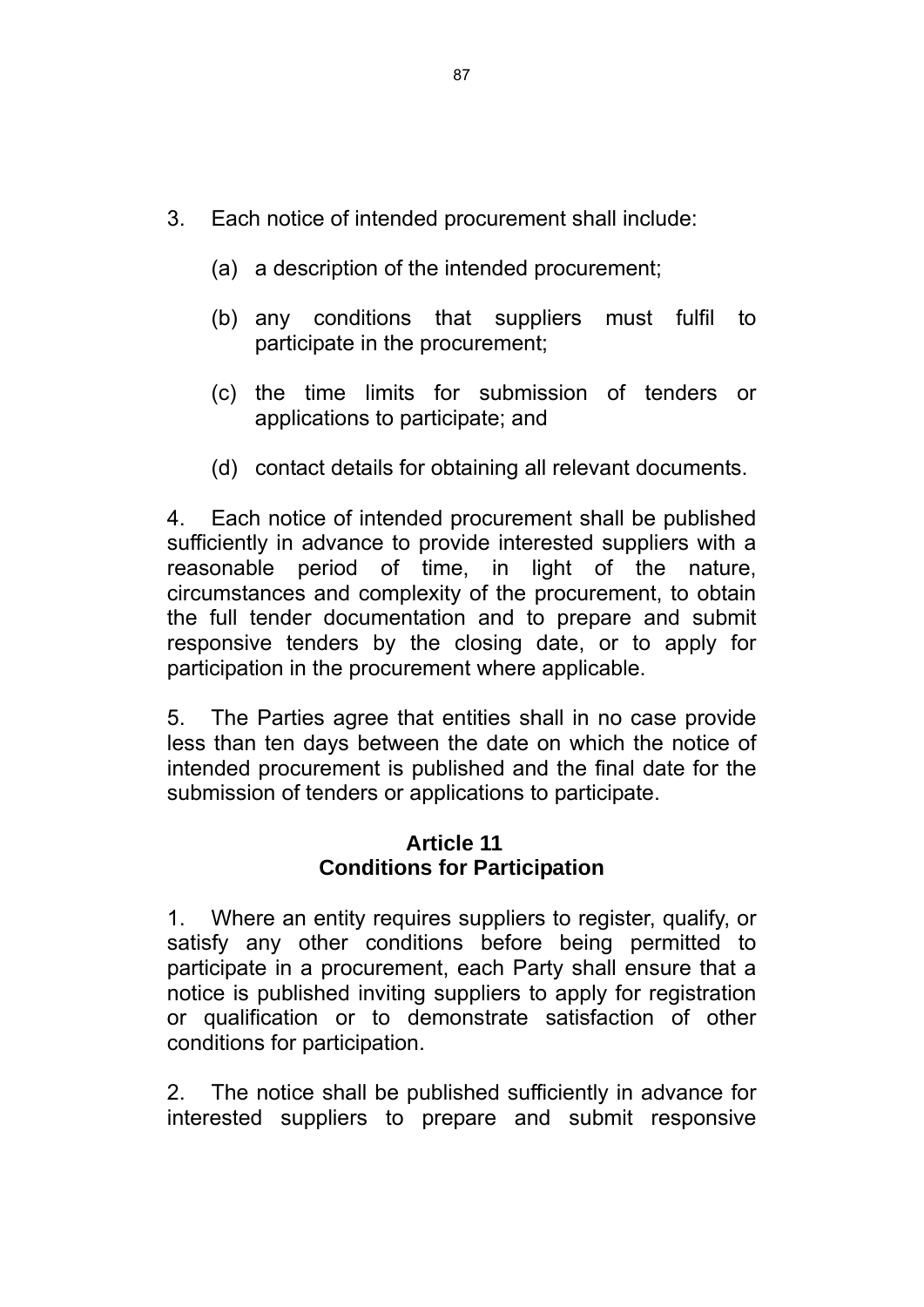3. Each notice of intended procurement shall include:

   (a) a description of the intended procurement;

   (b) any conditions that suppliers must fulfil to participate in the procurement;

   (c) the time limits for submission of tenders or applications to participate; and

   (d) contact details for obtaining all relevant documents.

4. Each notice of intended procurement shall be published sufficiently in advance to provide interested suppliers with a reasonable period of time, in light of the nature, circumstances and complexity of the procurement, to obtain the full tender documentation and to prepare and submit responsive tenders by the closing date, or to apply for participation in the procurement where applicable.

5. The Parties agree that entities shall in no case provide less than ten days between the date on which the notice of intended procurement is published and the final date for the submission of tenders or applications to participate.

### Article 11
### Conditions for Participation

1. Where an entity requires suppliers to register, qualify, or satisfy any other conditions before being permitted to participate in a procurement, each Party shall ensure that a notice is published inviting suppliers to apply for registration or qualification or to demonstrate satisfaction of other conditions for participation.

2. The notice shall be published sufficiently in advance for interested suppliers to prepare and submit responsive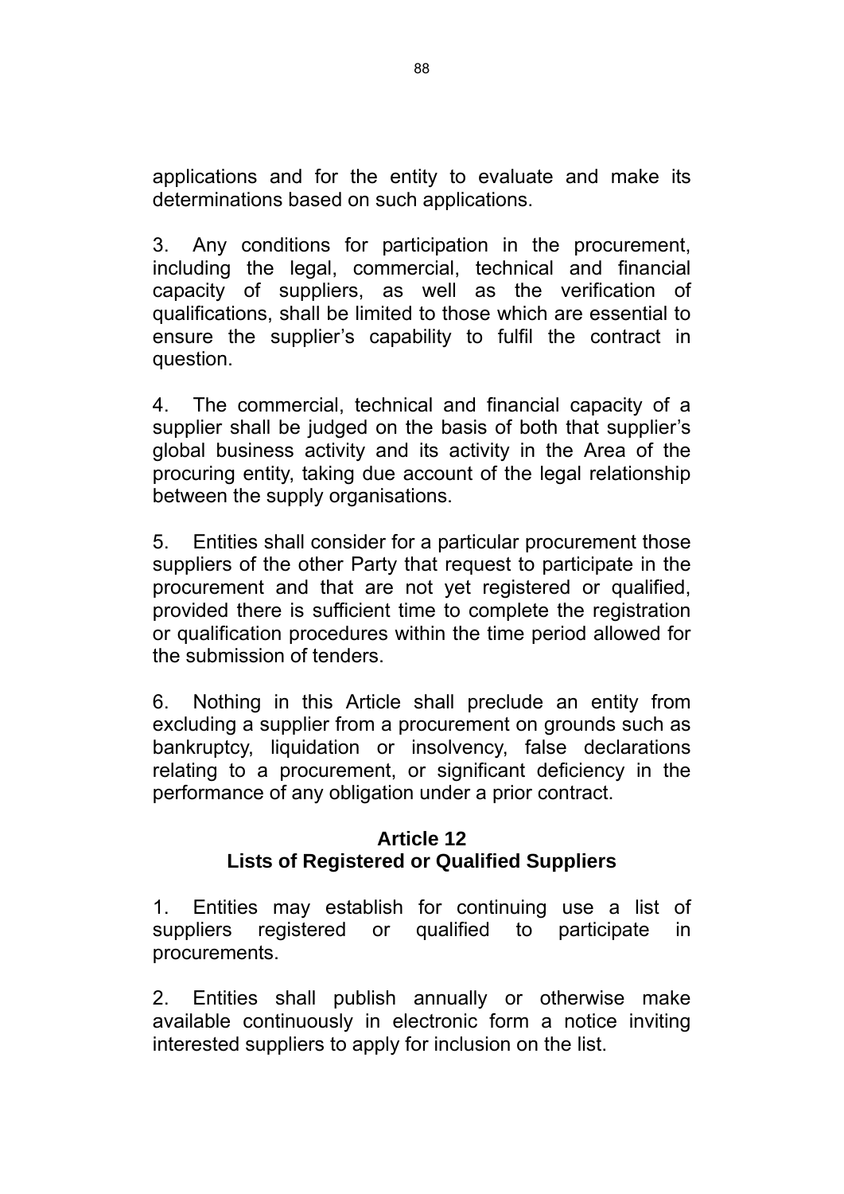applications and for the entity to evaluate and make its determinations based on such applications.

3. Any conditions for participation in the procurement, including the legal, commercial, technical and financial capacity of suppliers, as well as the verification of qualifications, shall be limited to those which are essential to ensure the supplier's capability to fulfil the contract in question.

4. The commercial, technical and financial capacity of a supplier shall be judged on the basis of both that supplier's global business activity and its activity in the Area of the procuring entity, taking due account of the legal relationship between the supply organisations.

5. Entities shall consider for a particular procurement those suppliers of the other Party that request to participate in the procurement and that are not yet registered or qualified, provided there is sufficient time to complete the registration or qualification procedures within the time period allowed for the submission of tenders.

6. Nothing in this Article shall preclude an entity from excluding a supplier from a procurement on grounds such as bankruptcy, liquidation or insolvency, false declarations relating to a procurement, or significant deficiency in the performance of any obligation under a prior contract.

## Article 12
## Lists of Registered or Qualified Suppliers

1. Entities may establish for continuing use a list of suppliers registered or qualified to participate in procurements.

2. Entities shall publish annually or otherwise make available continuously in electronic form a notice inviting interested suppliers to apply for inclusion on the list.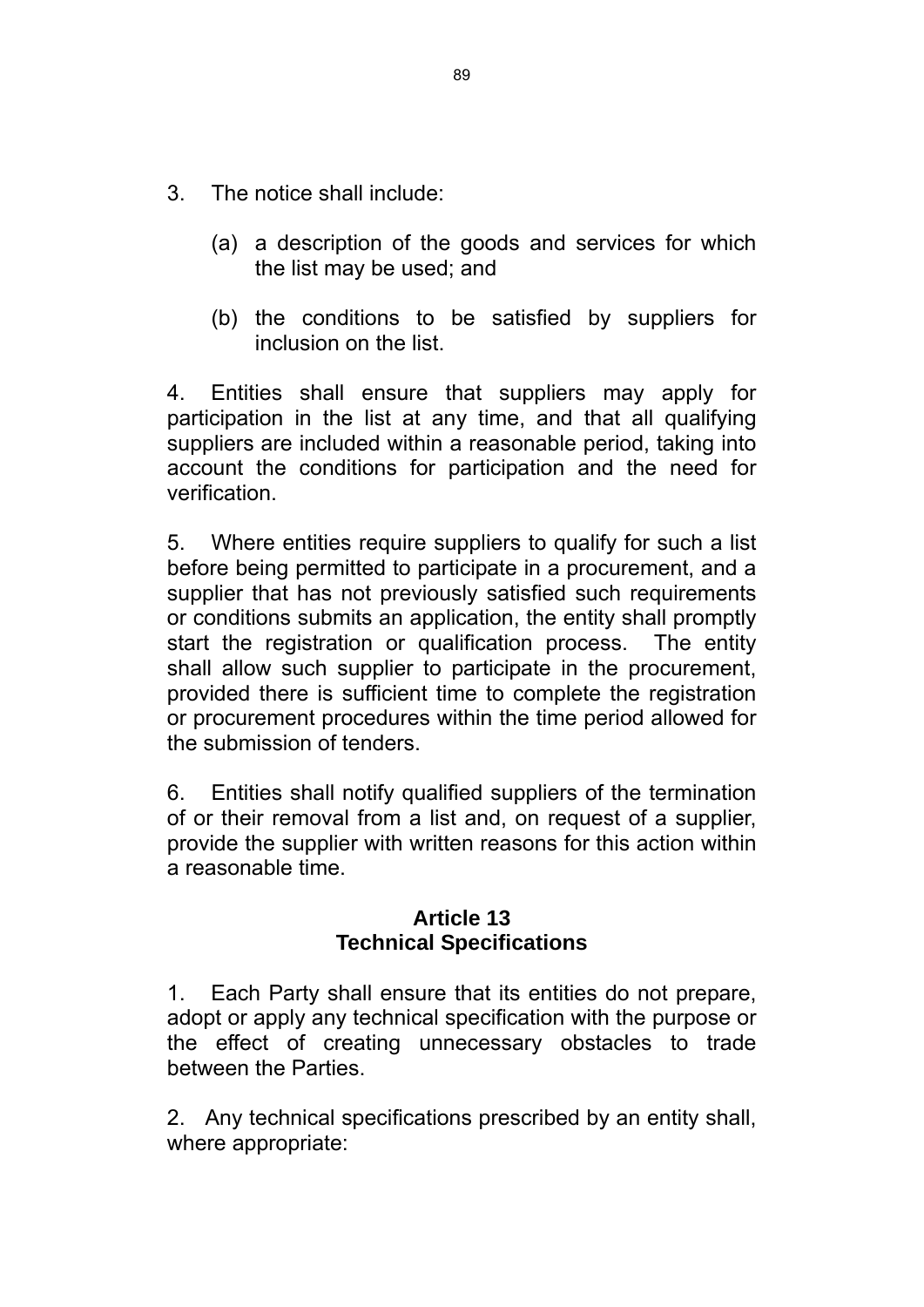3. The notice shall include:

   (a) a description of the goods and services for which the list may be used; and

   (b) the conditions to be satisfied by suppliers for inclusion on the list.

4. Entities shall ensure that suppliers may apply for participation in the list at any time, and that all qualifying suppliers are included within a reasonable period, taking into account the conditions for participation and the need for verification.

5. Where entities require suppliers to qualify for such a list before being permitted to participate in a procurement, and a supplier that has not previously satisfied such requirements or conditions submits an application, the entity shall promptly start the registration or qualification process. The entity shall allow such supplier to participate in the procurement, provided there is sufficient time to complete the registration or procurement procedures within the time period allowed for the submission of tenders.

6. Entities shall notify qualified suppliers of the termination of or their removal from a list and, on request of a supplier, provide the supplier with written reasons for this action within a reasonable time.

## Article 13
## Technical Specifications

1. Each Party shall ensure that its entities do not prepare, adopt or apply any technical specification with the purpose or the effect of creating unnecessary obstacles to trade between the Parties.

2. Any technical specifications prescribed by an entity shall, where appropriate: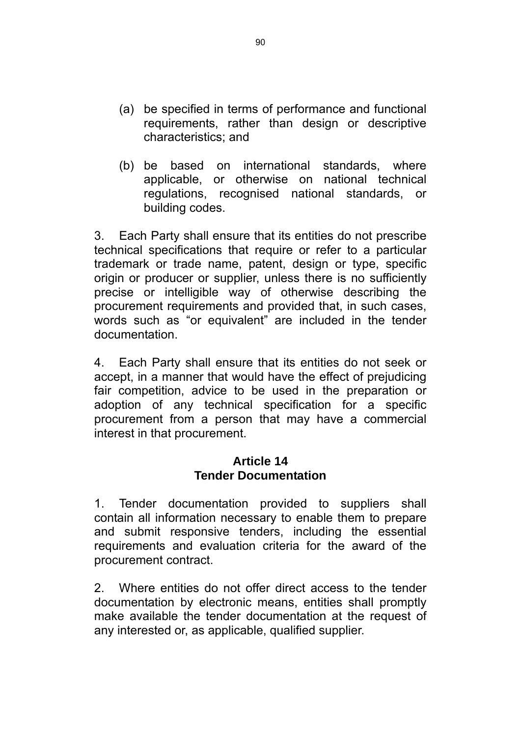(a) be specified in terms of performance and functional requirements, rather than design or descriptive characteristics; and

(b) be based on international standards, where applicable, or otherwise on national technical regulations, recognised national standards, or building codes.

3. Each Party shall ensure that its entities do not prescribe technical specifications that require or refer to a particular trademark or trade name, patent, design or type, specific origin or producer or supplier, unless there is no sufficiently precise or intelligible way of otherwise describing the procurement requirements and provided that, in such cases, words such as "or equivalent" are included in the tender documentation.

4. Each Party shall ensure that its entities do not seek or accept, in a manner that would have the effect of prejudicing fair competition, advice to be used in the preparation or adoption of any technical specification for a specific procurement from a person that may have a commercial interest in that procurement.

## Article 14
## Tender Documentation

1. Tender documentation provided to suppliers shall contain all information necessary to enable them to prepare and submit responsive tenders, including the essential requirements and evaluation criteria for the award of the procurement contract.

2. Where entities do not offer direct access to the tender documentation by electronic means, entities shall promptly make available the tender documentation at the request of any interested or, as applicable, qualified supplier.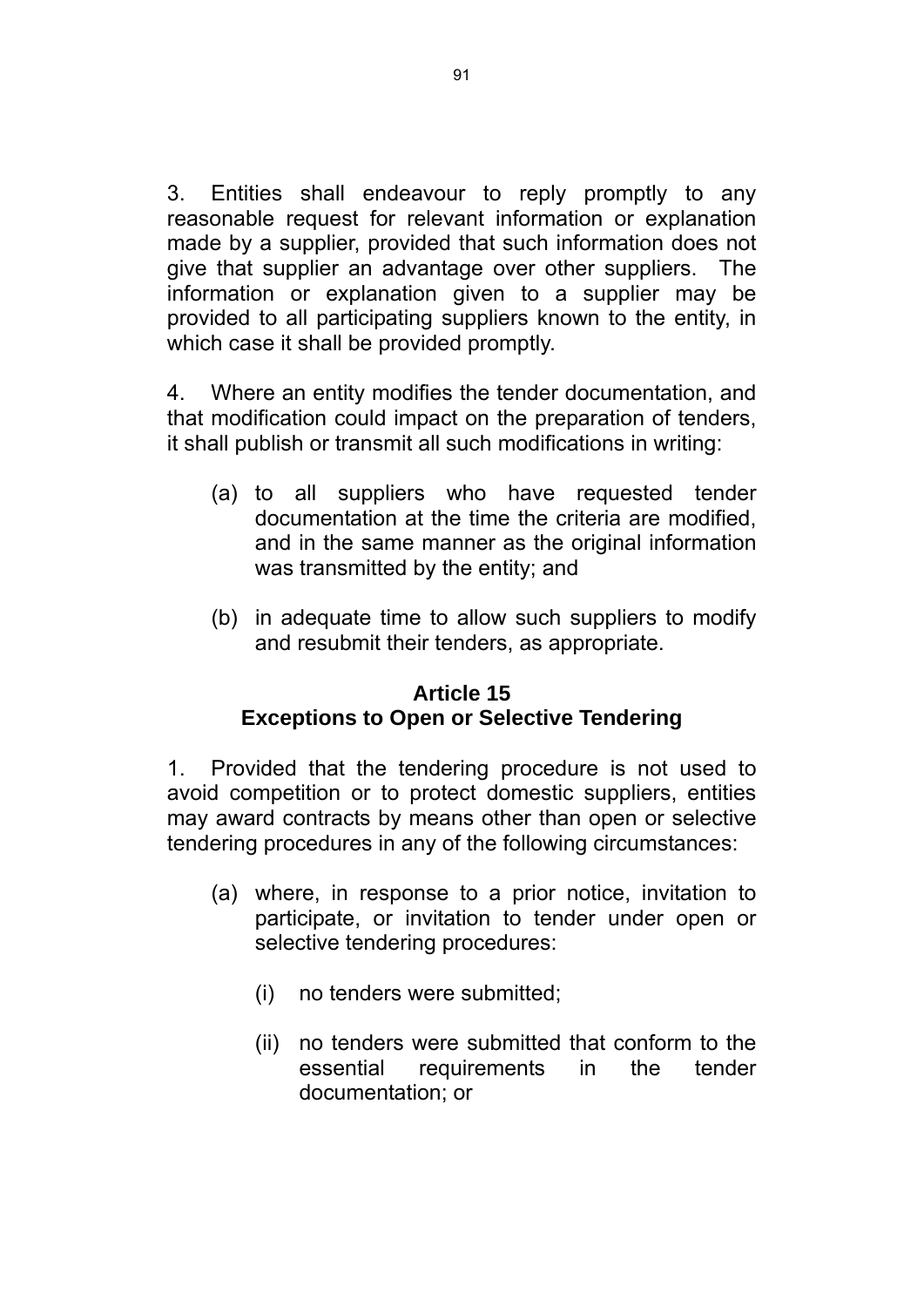3. Entities shall endeavour to reply promptly to any reasonable request for relevant information or explanation made by a supplier, provided that such information does not give that supplier an advantage over other suppliers. The information or explanation given to a supplier may be provided to all participating suppliers known to the entity, in which case it shall be provided promptly.

4. Where an entity modifies the tender documentation, and that modification could impact on the preparation of tenders, it shall publish or transmit all such modifications in writing:

(a) to all suppliers who have requested tender documentation at the time the criteria are modified, and in the same manner as the original information was transmitted by the entity; and

(b) in adequate time to allow such suppliers to modify and resubmit their tenders, as appropriate.

## Article 15
## Exceptions to Open or Selective Tendering

1. Provided that the tendering procedure is not used to avoid competition or to protect domestic suppliers, entities may award contracts by means other than open or selective tendering procedures in any of the following circumstances:

(a) where, in response to a prior notice, invitation to participate, or invitation to tender under open or selective tendering procedures:

(i) no tenders were submitted;

(ii) no tenders were submitted that conform to the essential requirements in the tender documentation; or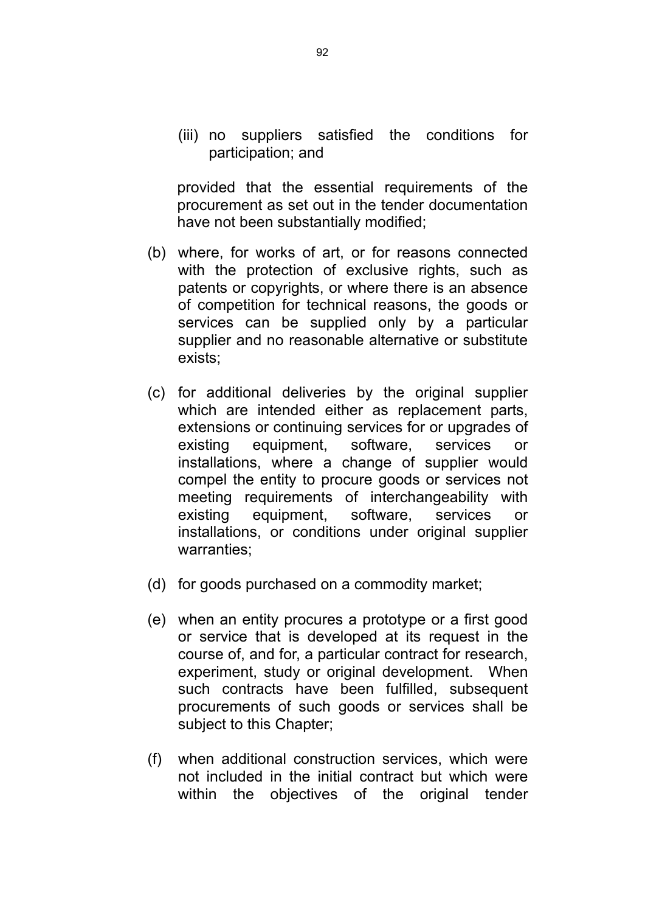(iii) no suppliers satisfied the conditions for participation; and

provided that the essential requirements of the procurement as set out in the tender documentation have not been substantially modified;

(b) where, for works of art, or for reasons connected with the protection of exclusive rights, such as patents or copyrights, or where there is an absence of competition for technical reasons, the goods or services can be supplied only by a particular supplier and no reasonable alternative or substitute exists;

(c) for additional deliveries by the original supplier which are intended either as replacement parts, extensions or continuing services for or upgrades of existing equipment, software, services or installations, where a change of supplier would compel the entity to procure goods or services not meeting requirements of interchangeability with existing equipment, software, services or installations, or conditions under original supplier warranties;

(d) for goods purchased on a commodity market;

(e) when an entity procures a prototype or a first good or service that is developed at its request in the course of, and for, a particular contract for research, experiment, study or original development. When such contracts have been fulfilled, subsequent procurements of such goods or services shall be subject to this Chapter;

(f) when additional construction services, which were not included in the initial contract but which were within the objectives of the original tender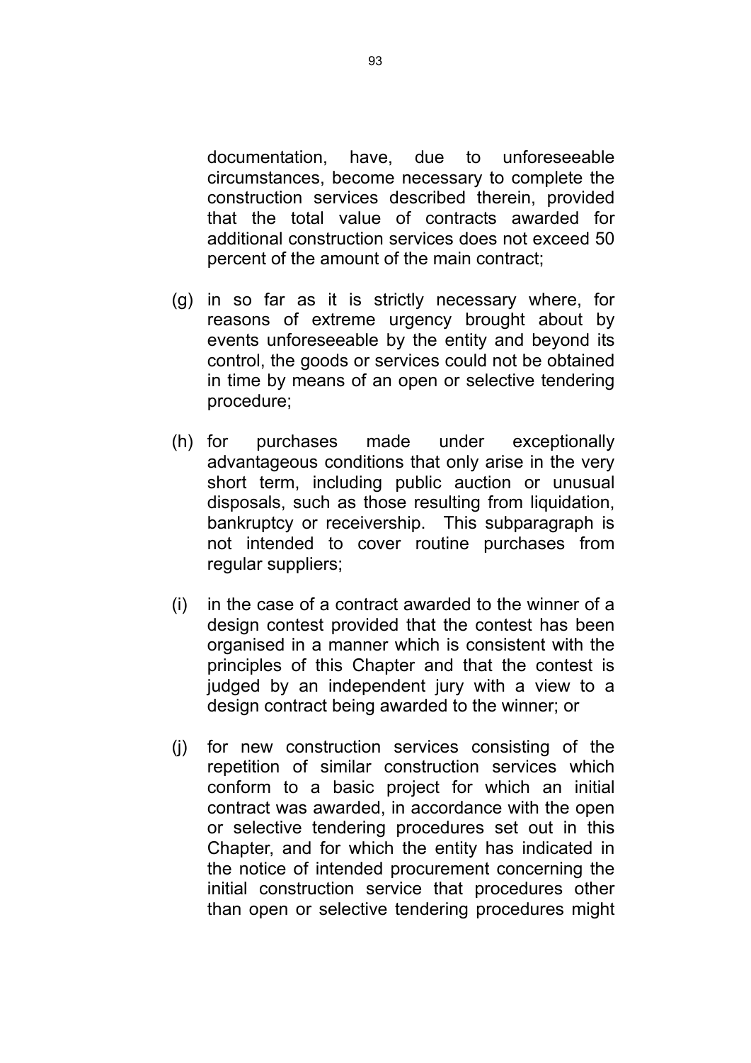documentation, have, due to unforeseeable circumstances, become necessary to complete the construction services described therein, provided that the total value of contracts awarded for additional construction services does not exceed 50 percent of the amount of the main contract;

(g) in so far as it is strictly necessary where, for reasons of extreme urgency brought about by events unforeseeable by the entity and beyond its control, the goods or services could not be obtained in time by means of an open or selective tendering procedure;

(h) for purchases made under exceptionally advantageous conditions that only arise in the very short term, including public auction or unusual disposals, such as those resulting from liquidation, bankruptcy or receivership. This subparagraph is not intended to cover routine purchases from regular suppliers;

(i) in the case of a contract awarded to the winner of a design contest provided that the contest has been organised in a manner which is consistent with the principles of this Chapter and that the contest is judged by an independent jury with a view to a design contract being awarded to the winner; or

(j) for new construction services consisting of the repetition of similar construction services which conform to a basic project for which an initial contract was awarded, in accordance with the open or selective tendering procedures set out in this Chapter, and for which the entity has indicated in the notice of intended procurement concerning the initial construction service that procedures other than open or selective tendering procedures might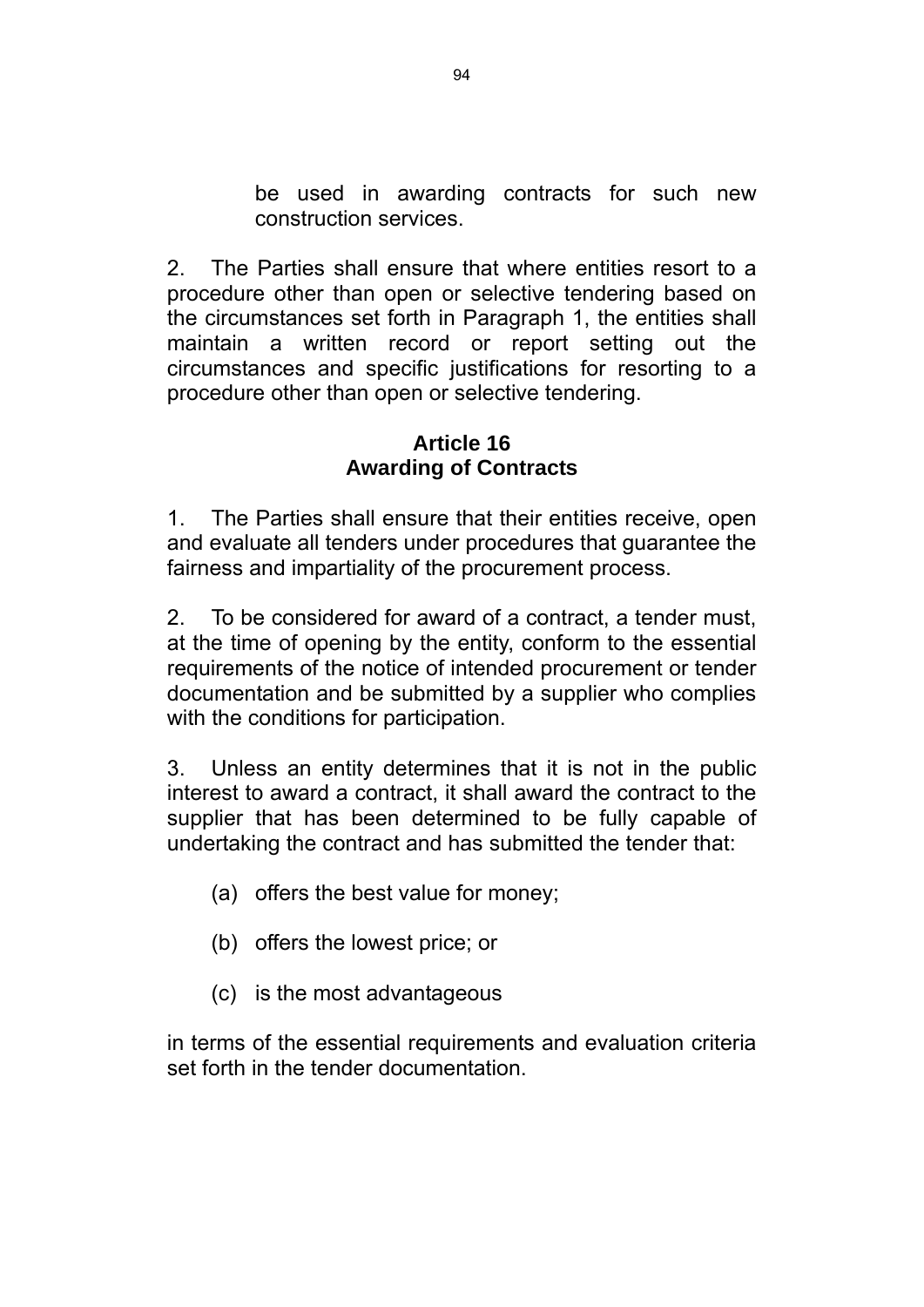be used in awarding contracts for such new construction services.

2. The Parties shall ensure that where entities resort to a procedure other than open or selective tendering based on the circumstances set forth in Paragraph 1, the entities shall maintain a written record or report setting out the circumstances and specific justifications for resorting to a procedure other than open or selective tendering.

## Article 16
## Awarding of Contracts

1. The Parties shall ensure that their entities receive, open and evaluate all tenders under procedures that guarantee the fairness and impartiality of the procurement process.

2. To be considered for award of a contract, a tender must, at the time of opening by the entity, conform to the essential requirements of the notice of intended procurement or tender documentation and be submitted by a supplier who complies with the conditions for participation.

3. Unless an entity determines that it is not in the public interest to award a contract, it shall award the contract to the supplier that has been determined to be fully capable of undertaking the contract and has submitted the tender that:

(a) offers the best value for money;

(b) offers the lowest price; or

(c) is the most advantageous

in terms of the essential requirements and evaluation criteria set forth in the tender documentation.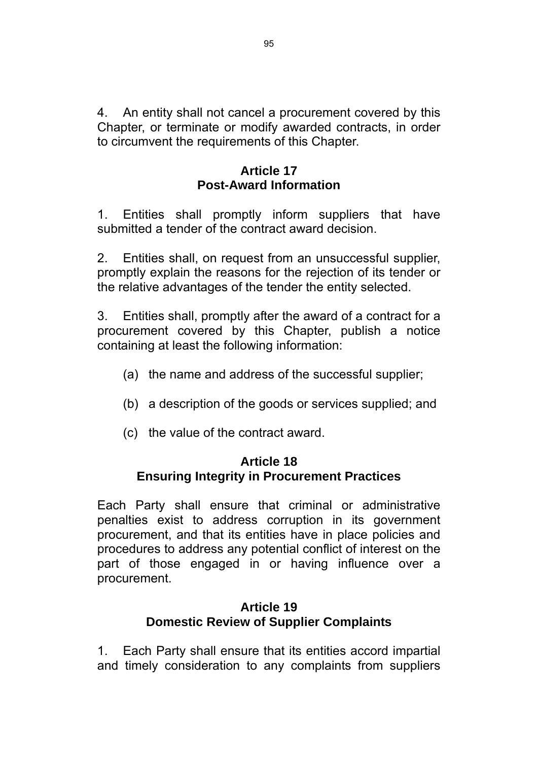4. An entity shall not cancel a procurement covered by this Chapter, or terminate or modify awarded contracts, in order to circumvent the requirements of this Chapter.

## Article 17
## Post-Award Information

1. Entities shall promptly inform suppliers that have submitted a tender of the contract award decision.

2. Entities shall, on request from an unsuccessful supplier, promptly explain the reasons for the rejection of its tender or the relative advantages of the tender the entity selected.

3. Entities shall, promptly after the award of a contract for a procurement covered by this Chapter, publish a notice containing at least the following information:

   (a) the name and address of the successful supplier;

   (b) a description of the goods or services supplied; and

   (c) the value of the contract award.

## Article 18
## Ensuring Integrity in Procurement Practices

Each Party shall ensure that criminal or administrative penalties exist to address corruption in its government procurement, and that its entities have in place policies and procedures to address any potential conflict of interest on the part of those engaged in or having influence over a procurement.

## Article 19
## Domestic Review of Supplier Complaints

1. Each Party shall ensure that its entities accord impartial and timely consideration to any complaints from suppliers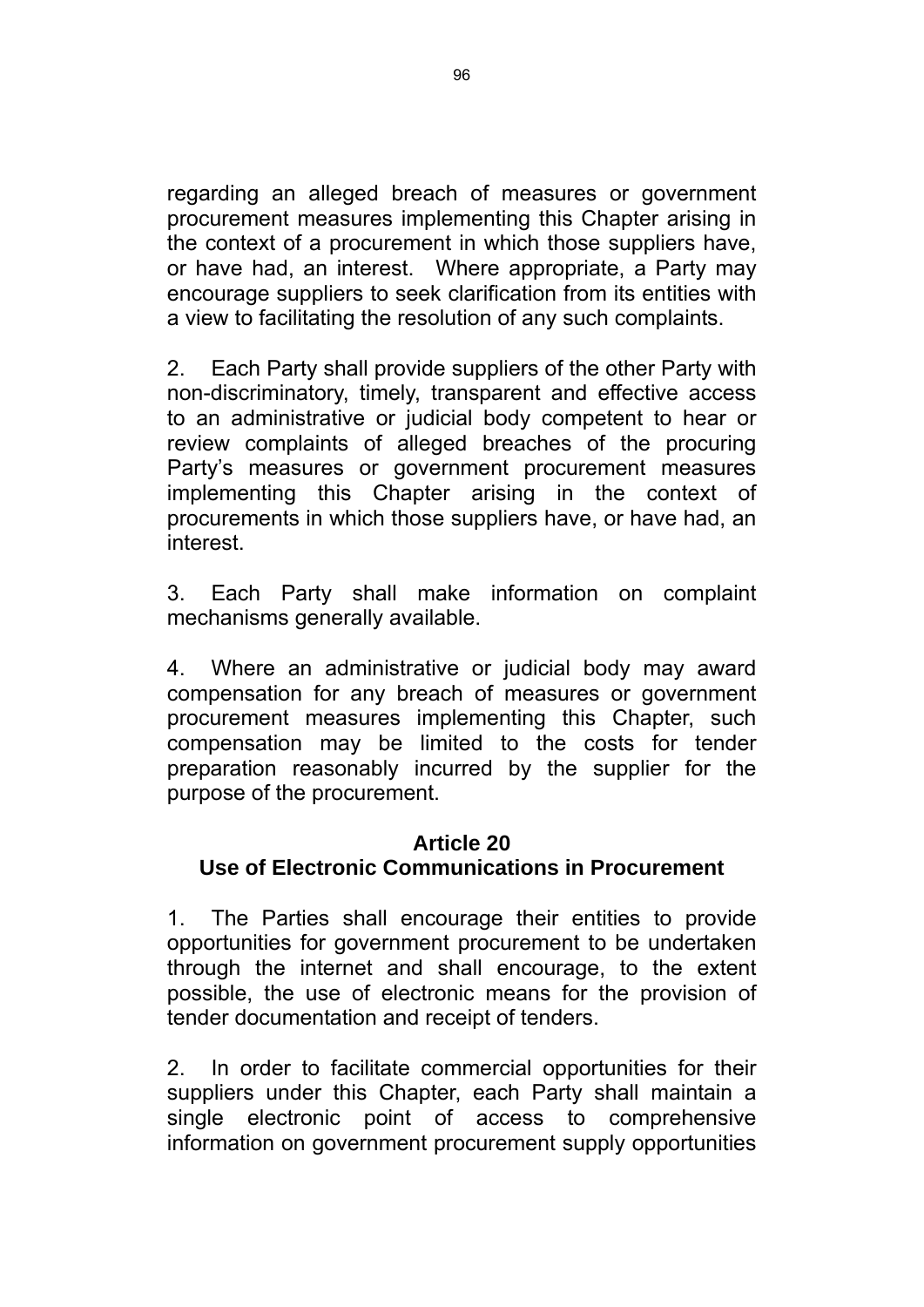regarding an alleged breach of measures or government procurement measures implementing this Chapter arising in the context of a procurement in which those suppliers have, or have had, an interest. Where appropriate, a Party may encourage suppliers to seek clarification from its entities with a view to facilitating the resolution of any such complaints.

2. Each Party shall provide suppliers of the other Party with non-discriminatory, timely, transparent and effective access to an administrative or judicial body competent to hear or review complaints of alleged breaches of the procuring Party's measures or government procurement measures implementing this Chapter arising in the context of procurements in which those suppliers have, or have had, an interest.

3. Each Party shall make information on complaint mechanisms generally available.

4. Where an administrative or judicial body may award compensation for any breach of measures or government procurement measures implementing this Chapter, such compensation may be limited to the costs for tender preparation reasonably incurred by the supplier for the purpose of the procurement.

**Article 20**
**Use of Electronic Communications in Procurement**

1. The Parties shall encourage their entities to provide opportunities for government procurement to be undertaken through the internet and shall encourage, to the extent possible, the use of electronic means for the provision of tender documentation and receipt of tenders.

2. In order to facilitate commercial opportunities for their suppliers under this Chapter, each Party shall maintain a single electronic point of access to comprehensive information on government procurement supply opportunities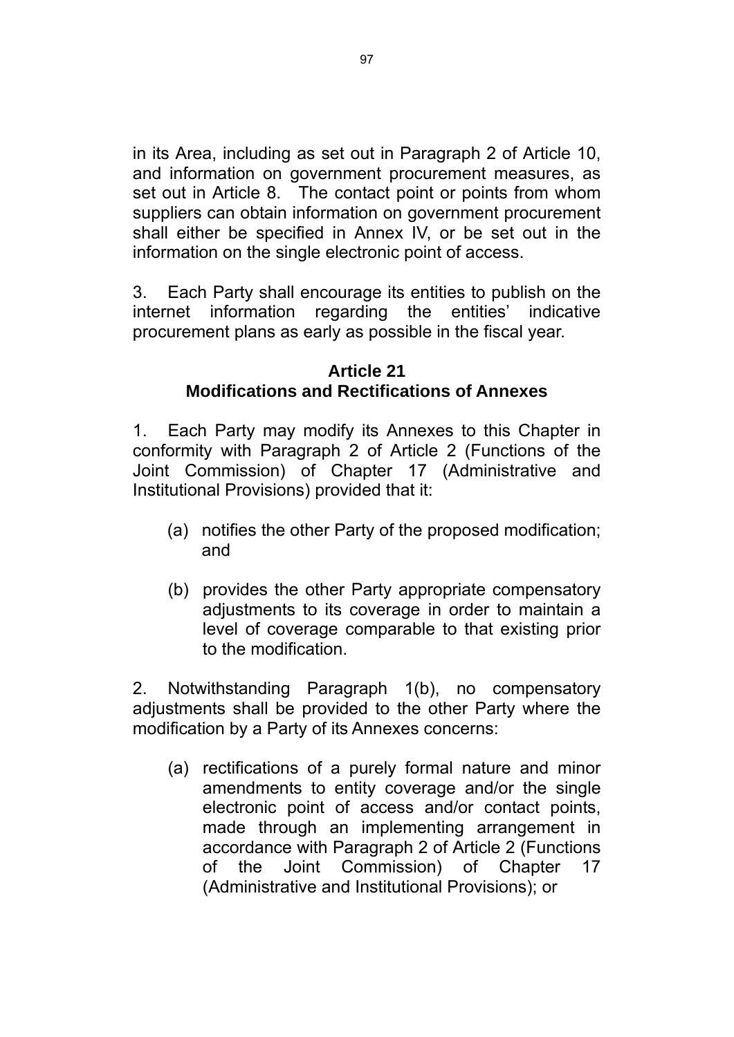in its Area, including as set out in Paragraph 2 of Article 10, and information on government procurement measures, as set out in Article 8. The contact point or points from whom suppliers can obtain information on government procurement shall either be specified in Annex IV, or be set out in the information on the single electronic point of access.

3. Each Party shall encourage its entities to publish on the internet information regarding the entities' indicative procurement plans as early as possible in the fiscal year.

## Article 21
## Modifications and Rectifications of Annexes

1. Each Party may modify its Annexes to this Chapter in conformity with Paragraph 2 of Article 2 (Functions of the Joint Commission) of Chapter 17 (Administrative and Institutional Provisions) provided that it:

   (a) notifies the other Party of the proposed modification; and

   (b) provides the other Party appropriate compensatory adjustments to its coverage in order to maintain a level of coverage comparable to that existing prior to the modification.

2. Notwithstanding Paragraph 1(b), no compensatory adjustments shall be provided to the other Party where the modification by a Party of its Annexes concerns:

   (a) rectifications of a purely formal nature and minor amendments to entity coverage and/or the single electronic point of access and/or contact points, made through an implementing arrangement in accordance with Paragraph 2 of Article 2 (Functions of the Joint Commission) of Chapter 17 (Administrative and Institutional Provisions); or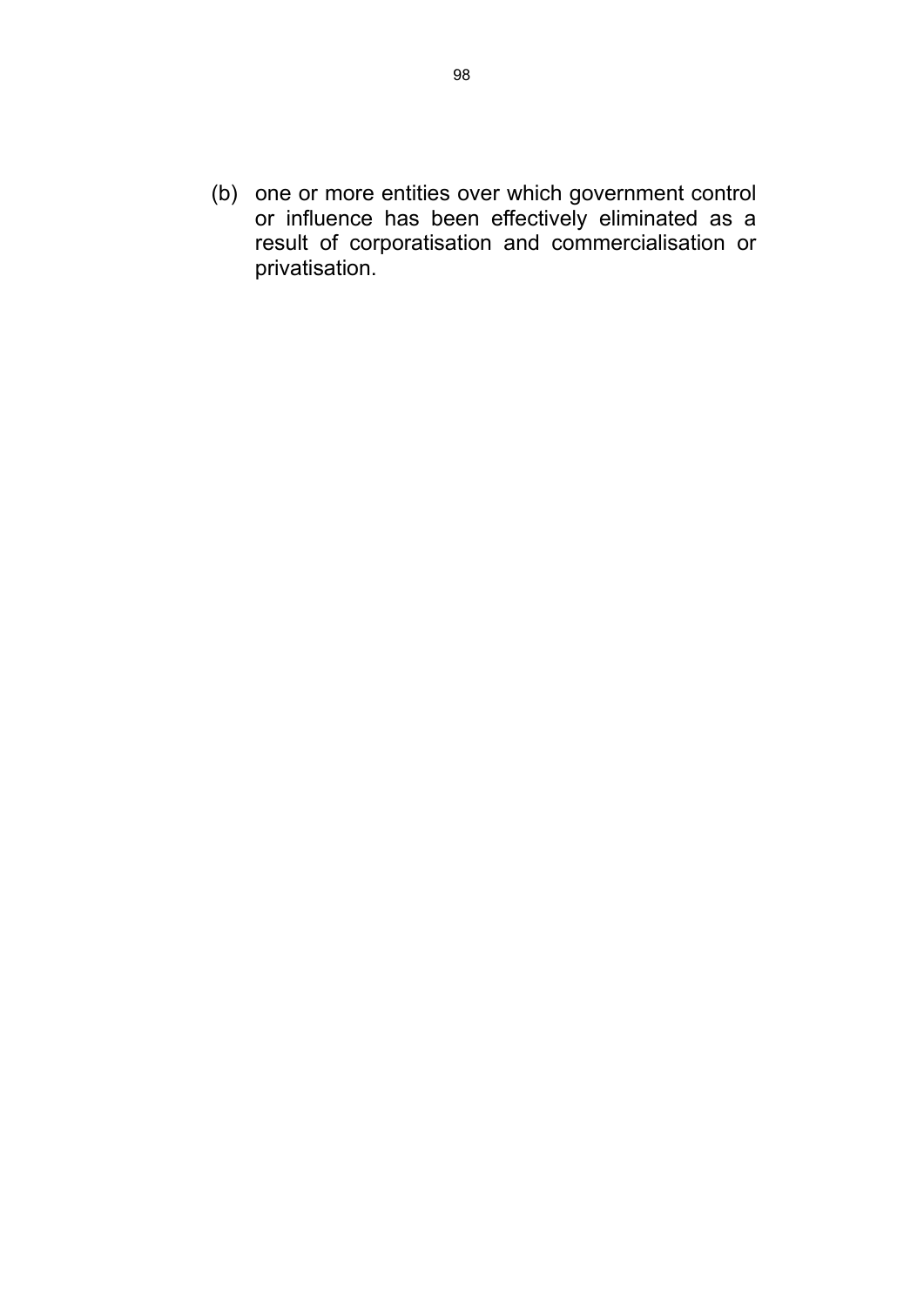(b) one or more entities over which government control or influence has been effectively eliminated as a result of corporatisation and commercialisation or privatisation.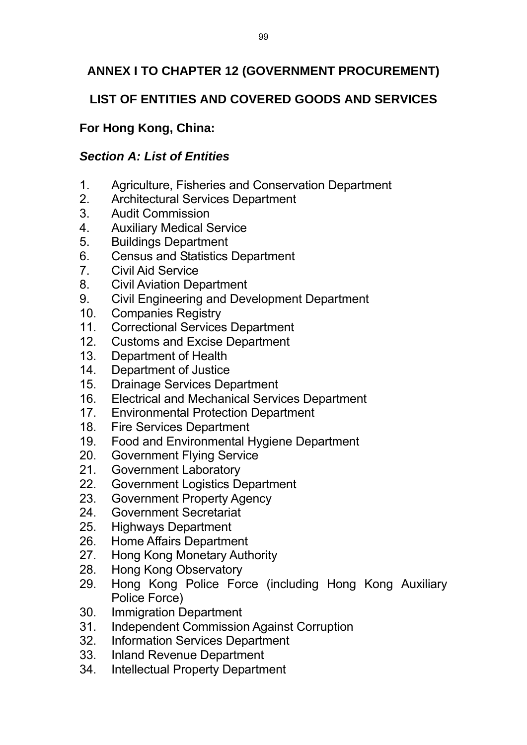# ANNEX I TO CHAPTER 12 (GOVERNMENT PROCUREMENT)

## LIST OF ENTITIES AND COVERED GOODS AND SERVICES

### For Hong Kong, China:

#### *Section A: List of Entities*

1. Agriculture, Fisheries and Conservation Department
2. Architectural Services Department
3. Audit Commission
4. Auxiliary Medical Service
5. Buildings Department
6. Census and Statistics Department
7. Civil Aid Service
8. Civil Aviation Department
9. Civil Engineering and Development Department
10. Companies Registry
11. Correctional Services Department
12. Customs and Excise Department
13. Department of Health
14. Department of Justice
15. Drainage Services Department
16. Electrical and Mechanical Services Department
17. Environmental Protection Department
18. Fire Services Department
19. Food and Environmental Hygiene Department
20. Government Flying Service
21. Government Laboratory
22. Government Logistics Department
23. Government Property Agency
24. Government Secretariat
25. Highways Department
26. Home Affairs Department
27. Hong Kong Monetary Authority
28. Hong Kong Observatory
29. Hong Kong Police Force (including Hong Kong Auxiliary Police Force)
30. Immigration Department
31. Independent Commission Against Corruption
32. Information Services Department
33. Inland Revenue Department
34. Intellectual Property Department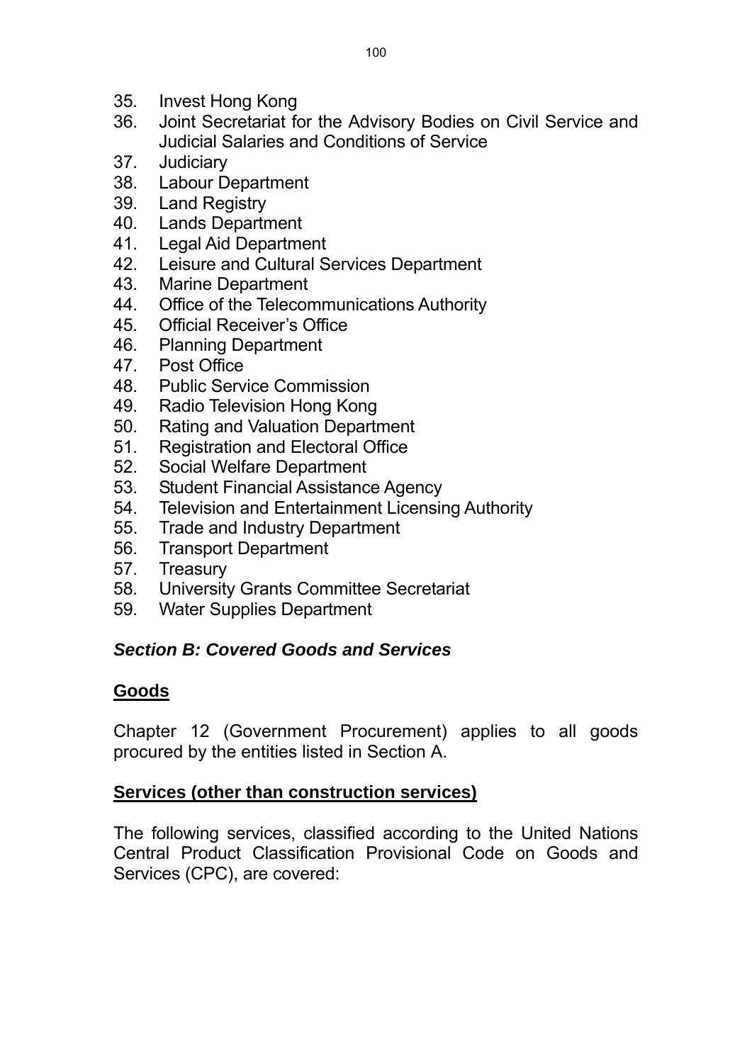35. Invest Hong Kong
36. Joint Secretariat for the Advisory Bodies on Civil Service and Judicial Salaries and Conditions of Service
37. Judiciary
38. Labour Department
39. Land Registry
40. Lands Department
41. Legal Aid Department
42. Leisure and Cultural Services Department
43. Marine Department
44. Office of the Telecommunications Authority
45. Official Receiver's Office
46. Planning Department
47. Post Office
48. Public Service Commission
49. Radio Television Hong Kong
50. Rating and Valuation Department
51. Registration and Electoral Office
52. Social Welfare Department
53. Student Financial Assistance Agency
54. Television and Entertainment Licensing Authority
55. Trade and Industry Department
56. Transport Department
57. Treasury
58. University Grants Committee Secretariat
59. Water Supplies Department

### *Section B: Covered Goods and Services*

**Goods**

Chapter 12 (Government Procurement) applies to all goods procured by the entities listed in Section A.

**Services (other than construction services)**

The following services, classified according to the United Nations Central Product Classification Provisional Code on Goods and Services (CPC), are covered: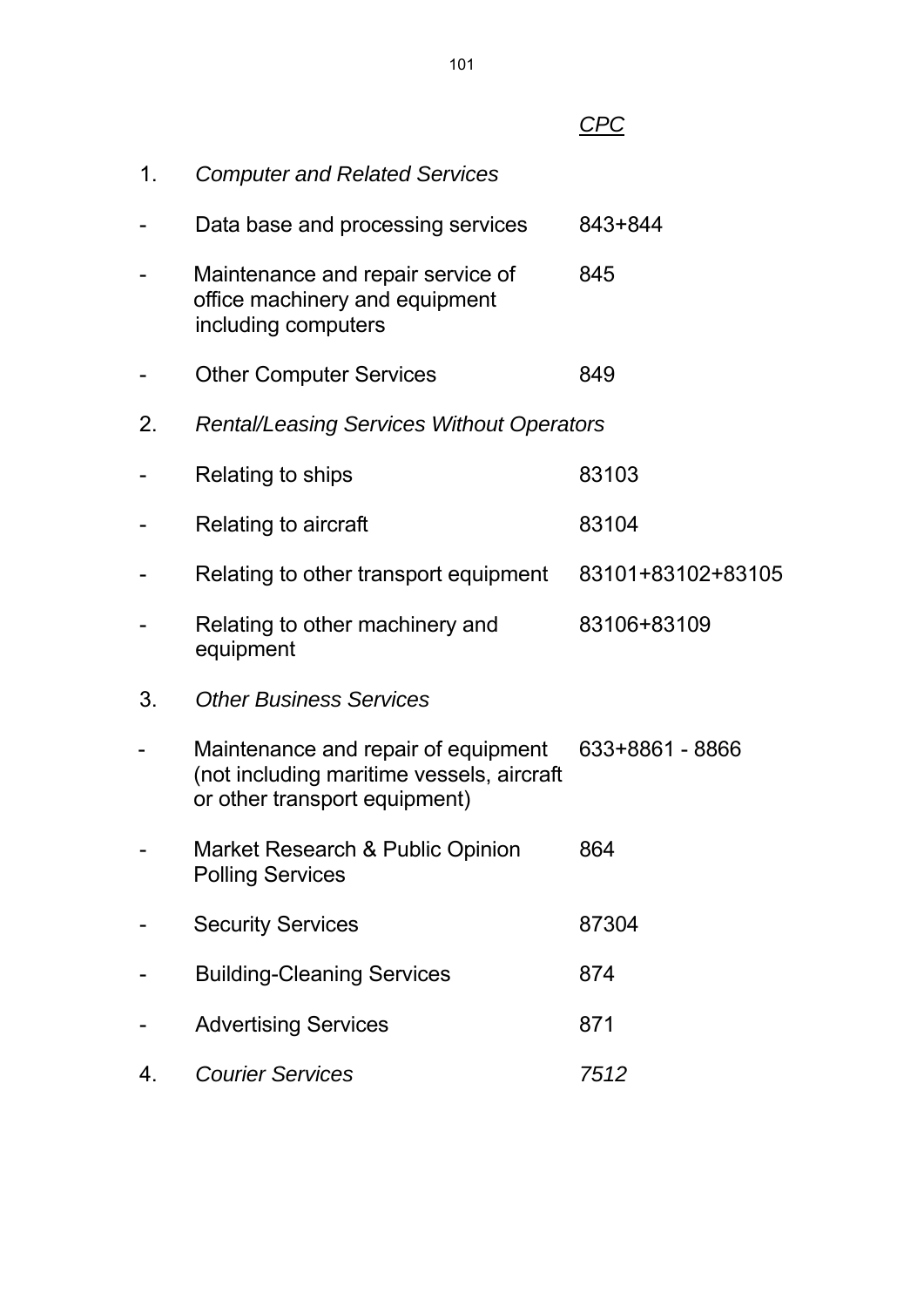| | | CPC |
|---|---|---|
| 1. | *Computer and Related Services* | |
| - | Data base and processing services | 843+844 |
| - | Maintenance and repair service of office machinery and equipment including computers | 845 |
| - | Other Computer Services | 849 |
| 2. | *Rental/Leasing Services Without Operators* | |
| - | Relating to ships | 83103 |
| - | Relating to aircraft | 83104 |
| - | Relating to other transport equipment | 83101+83102+83105 |
| - | Relating to other machinery and equipment | 83106+83109 |
| 3. | *Other Business Services* | |
| - | Maintenance and repair of equipment (not including maritime vessels, aircraft or other transport equipment) | 633+8861 - 8866 |
| - | Market Research & Public Opinion Polling Services | 864 |
| - | Security Services | 87304 |
| - | Building-Cleaning Services | 874 |
| - | Advertising Services | 871 |
| 4. | *Courier Services* | *7512* |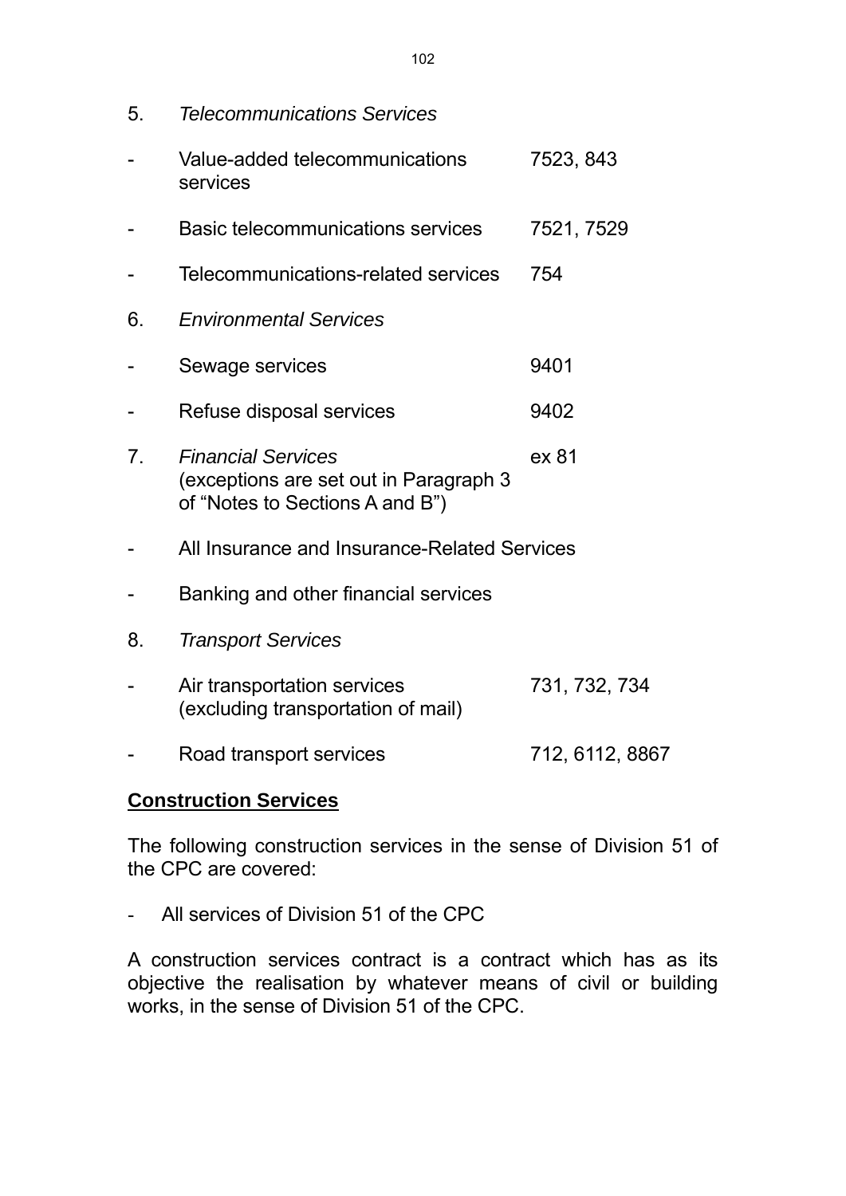5. *Telecommunications Services*

| | | |
|---|---|---|
| - | Value-added telecommunications services | 7523, 843 |
| - | Basic telecommunications services | 7521, 7529 |
| - | Telecommunications-related services | 754 |

6. *Environmental Services*

| | | |
|---|---|---|
| - | Sewage services | 9401 |
| - | Refuse disposal services | 9402 |

7. *Financial Services* (exceptions are set out in Paragraph 3 of "Notes to Sections A and B") — ex 81

- All Insurance and Insurance-Related Services
- Banking and other financial services

8. *Transport Services*

| | | |
|---|---|---|
| - | Air transportation services (excluding transportation of mail) | 731, 732, 734 |
| - | Road transport services | 712, 6112, 8867 |

**Construction Services**

The following construction services in the sense of Division 51 of the CPC are covered:

- All services of Division 51 of the CPC

A construction services contract is a contract which has as its objective the realisation by whatever means of civil or building works, in the sense of Division 51 of the CPC.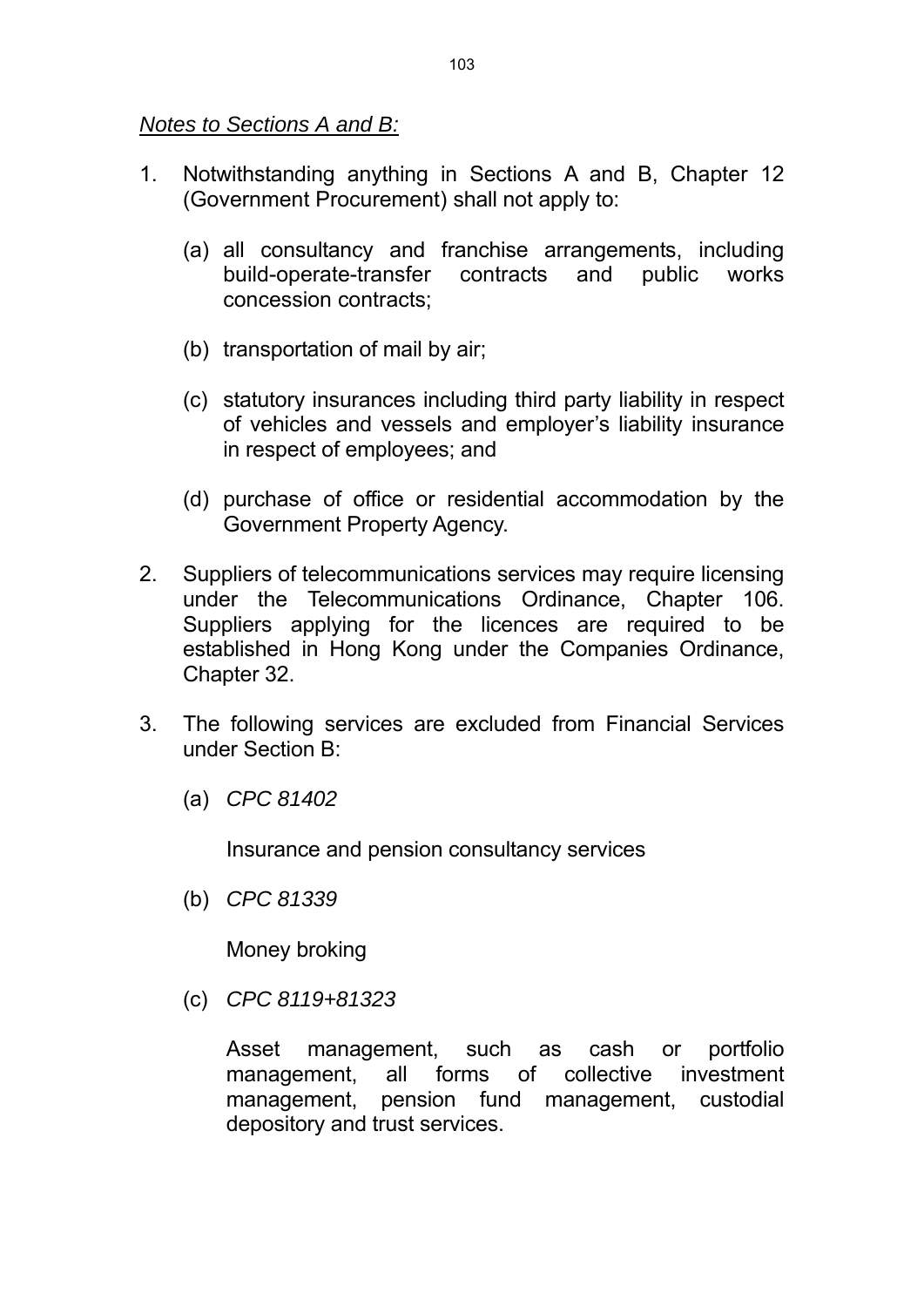*Notes to Sections A and B:*

1. Notwithstanding anything in Sections A and B, Chapter 12 (Government Procurement) shall not apply to:

   (a) all consultancy and franchise arrangements, including build-operate-transfer contracts and public works concession contracts;

   (b) transportation of mail by air;

   (c) statutory insurances including third party liability in respect of vehicles and vessels and employer's liability insurance in respect of employees; and

   (d) purchase of office or residential accommodation by the Government Property Agency.

2. Suppliers of telecommunications services may require licensing under the Telecommunications Ordinance, Chapter 106. Suppliers applying for the licences are required to be established in Hong Kong under the Companies Ordinance, Chapter 32.

3. The following services are excluded from Financial Services under Section B:

   (a) *CPC 81402*

   Insurance and pension consultancy services

   (b) *CPC 81339*

   Money broking

   (c) *CPC 8119+81323*

   Asset management, such as cash or portfolio management, all forms of collective investment management, pension fund management, custodial depository and trust services.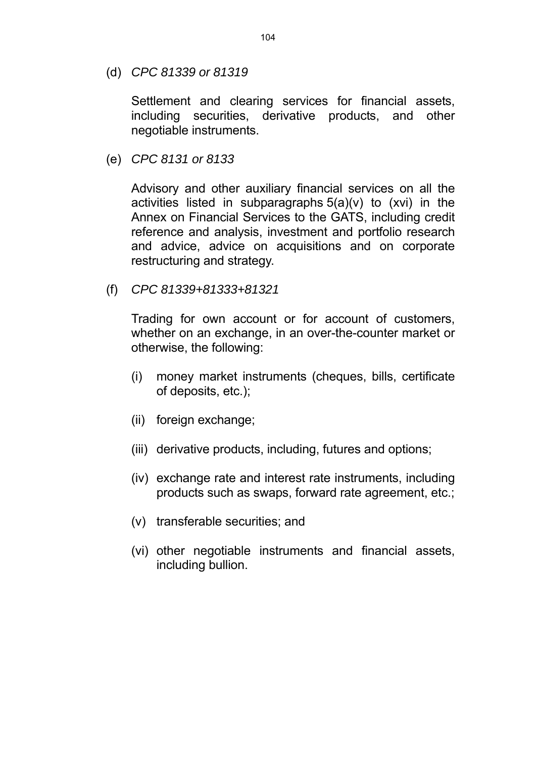(d) *CPC 81339 or 81319*

Settlement and clearing services for financial assets, including securities, derivative products, and other negotiable instruments.

(e) *CPC 8131 or 8133*

Advisory and other auxiliary financial services on all the activities listed in subparagraphs 5(a)(v) to (xvi) in the Annex on Financial Services to the GATS, including credit reference and analysis, investment and portfolio research and advice, advice on acquisitions and on corporate restructuring and strategy.

(f) *CPC 81339+81333+81321*

Trading for own account or for account of customers, whether on an exchange, in an over-the-counter market or otherwise, the following:

(i) money market instruments (cheques, bills, certificate of deposits, etc.);

(ii) foreign exchange;

(iii) derivative products, including, futures and options;

(iv) exchange rate and interest rate instruments, including products such as swaps, forward rate agreement, etc.;

(v) transferable securities; and

(vi) other negotiable instruments and financial assets, including bullion.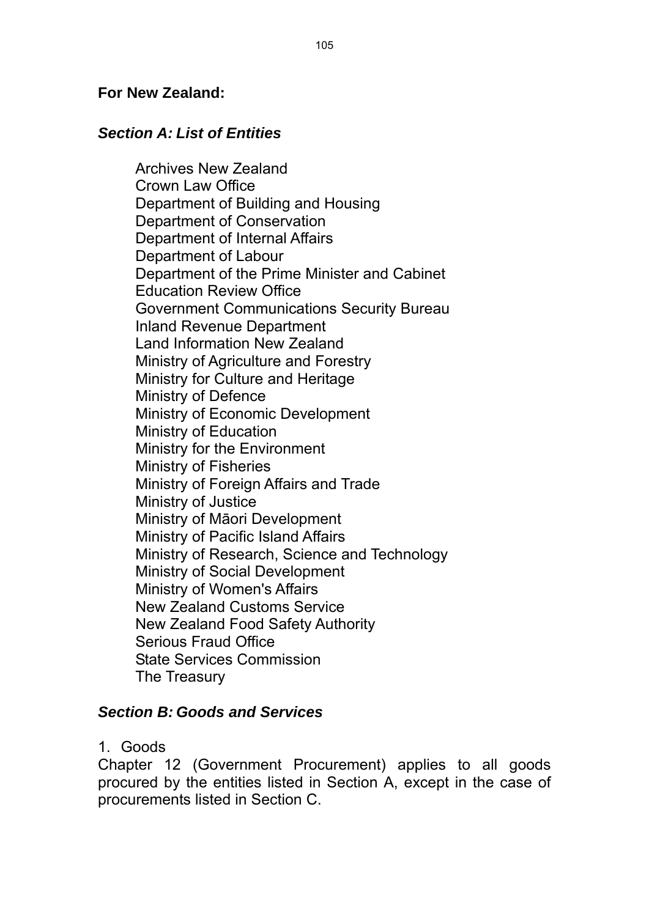**For New Zealand:**

***Section A: List of Entities***

Archives New Zealand
Crown Law Office
Department of Building and Housing
Department of Conservation
Department of Internal Affairs
Department of Labour
Department of the Prime Minister and Cabinet
Education Review Office
Government Communications Security Bureau
Inland Revenue Department
Land Information New Zealand
Ministry of Agriculture and Forestry
Ministry for Culture and Heritage
Ministry of Defence
Ministry of Economic Development
Ministry of Education
Ministry for the Environment
Ministry of Fisheries
Ministry of Foreign Affairs and Trade
Ministry of Justice
Ministry of Māori Development
Ministry of Pacific Island Affairs
Ministry of Research, Science and Technology
Ministry of Social Development
Ministry of Women's Affairs
New Zealand Customs Service
New Zealand Food Safety Authority
Serious Fraud Office
State Services Commission
The Treasury

***Section B: Goods and Services***

1. Goods

Chapter 12 (Government Procurement) applies to all goods procured by the entities listed in Section A, except in the case of procurements listed in Section C.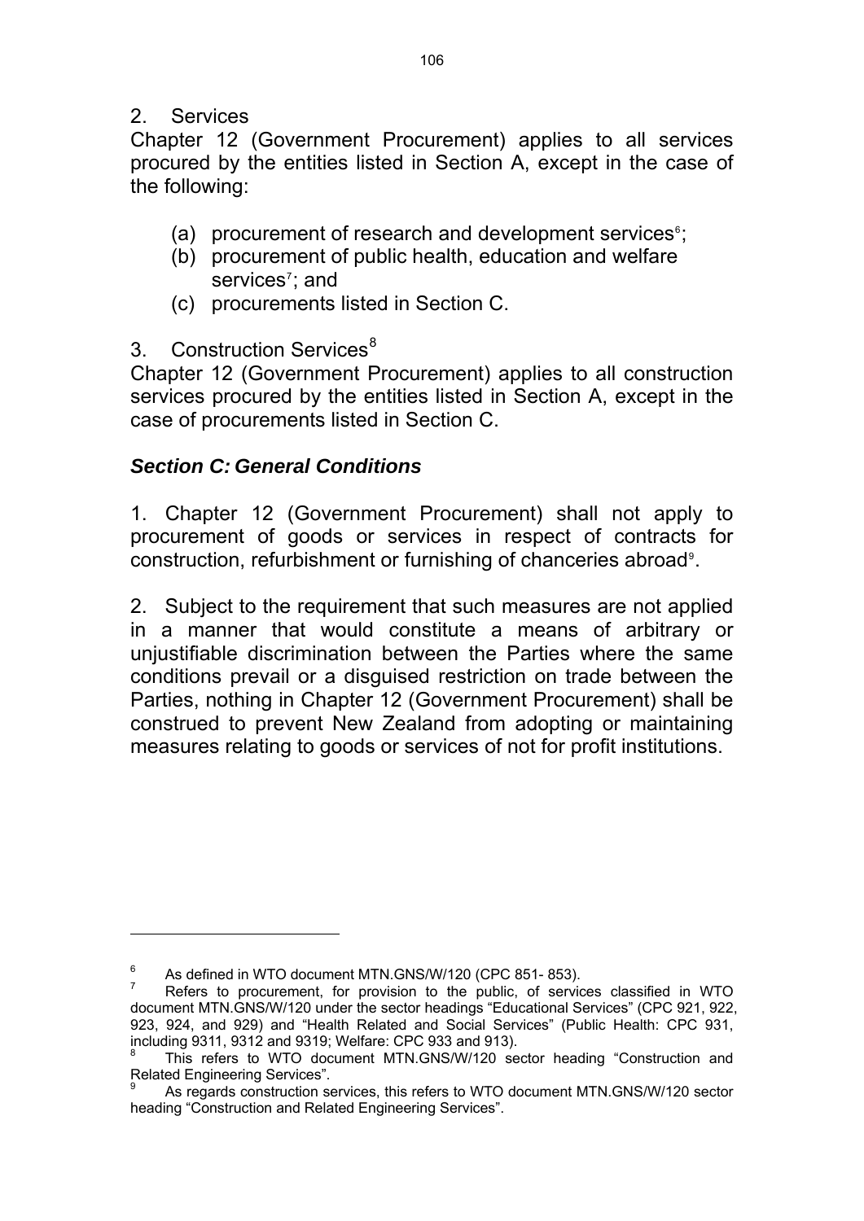2. Services

Chapter 12 (Government Procurement) applies to all services procured by the entities listed in Section A, except in the case of the following:

(a) procurement of research and development services[6];

(b) procurement of public health, education and welfare services[7]; and

(c) procurements listed in Section C.

3. Construction Services[8]

Chapter 12 (Government Procurement) applies to all construction services procured by the entities listed in Section A, except in the case of procurements listed in Section C.

### *Section C: General Conditions*

1. Chapter 12 (Government Procurement) shall not apply to procurement of goods or services in respect of contracts for construction, refurbishment or furnishing of chanceries abroad[9].

2. Subject to the requirement that such measures are not applied in a manner that would constitute a means of arbitrary or unjustifiable discrimination between the Parties where the same conditions prevail or a disguised restriction on trade between the Parties, nothing in Chapter 12 (Government Procurement) shall be construed to prevent New Zealand from adopting or maintaining measures relating to goods or services of not for profit institutions.

---

[6] As defined in WTO document MTN.GNS/W/120 (CPC 851- 853).

[7] Refers to procurement, for provision to the public, of services classified in WTO document MTN.GNS/W/120 under the sector headings "Educational Services" (CPC 921, 922, 923, 924, and 929) and "Health Related and Social Services" (Public Health: CPC 931, including 9311, 9312 and 9319; Welfare: CPC 933 and 913).

[8] This refers to WTO document MTN.GNS/W/120 sector heading "Construction and Related Engineering Services".

[9] As regards construction services, this refers to WTO document MTN.GNS/W/120 sector heading "Construction and Related Engineering Services".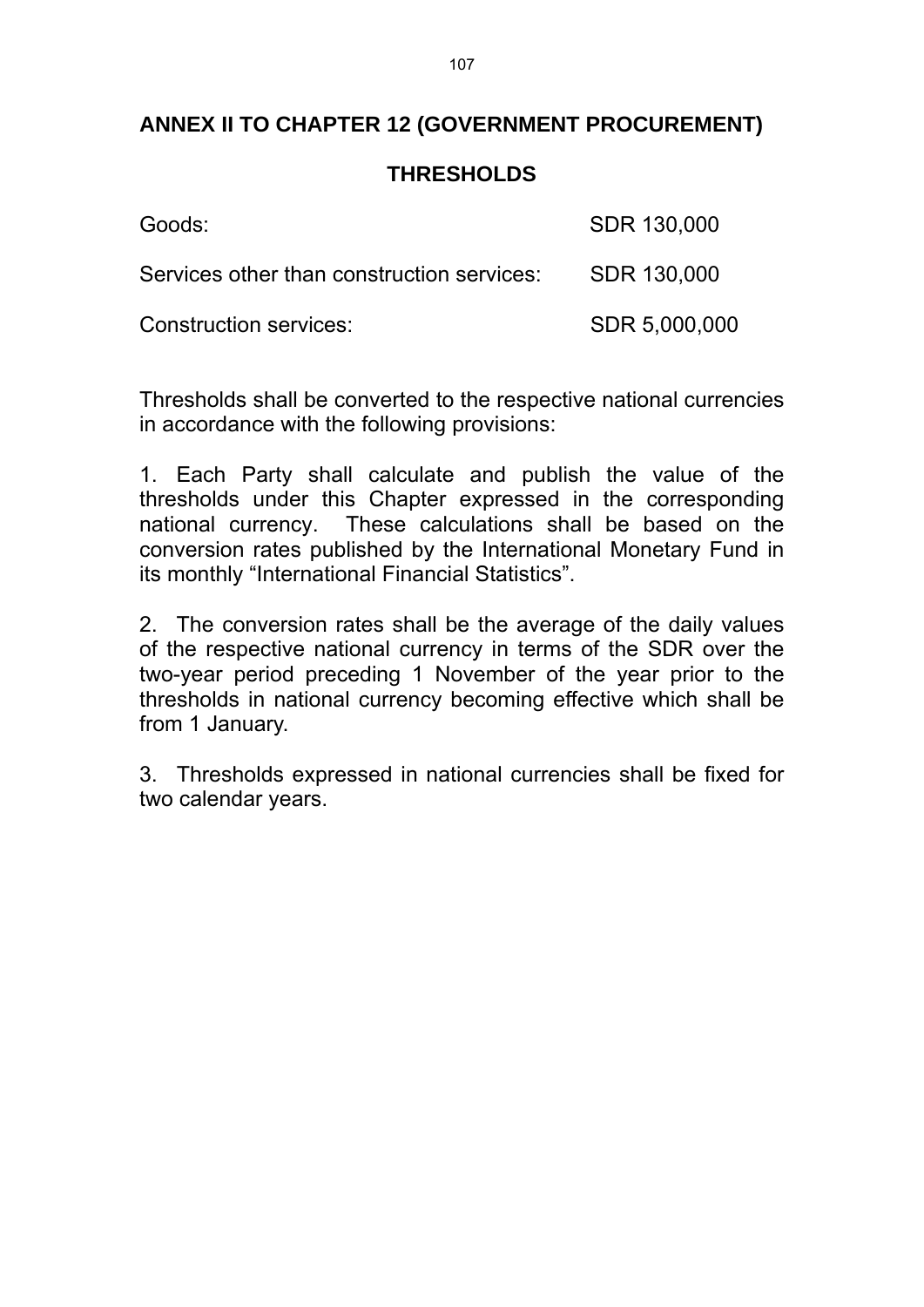## ANNEX II TO CHAPTER 12 (GOVERNMENT PROCUREMENT)

### THRESHOLDS

| | |
|---|---|
| Goods: | SDR 130,000 |
| Services other than construction services: | SDR 130,000 |
| Construction services: | SDR 5,000,000 |

Thresholds shall be converted to the respective national currencies in accordance with the following provisions:

1. Each Party shall calculate and publish the value of the thresholds under this Chapter expressed in the corresponding national currency. These calculations shall be based on the conversion rates published by the International Monetary Fund in its monthly "International Financial Statistics".

2. The conversion rates shall be the average of the daily values of the respective national currency in terms of the SDR over the two-year period preceding 1 November of the year prior to the thresholds in national currency becoming effective which shall be from 1 January.

3. Thresholds expressed in national currencies shall be fixed for two calendar years.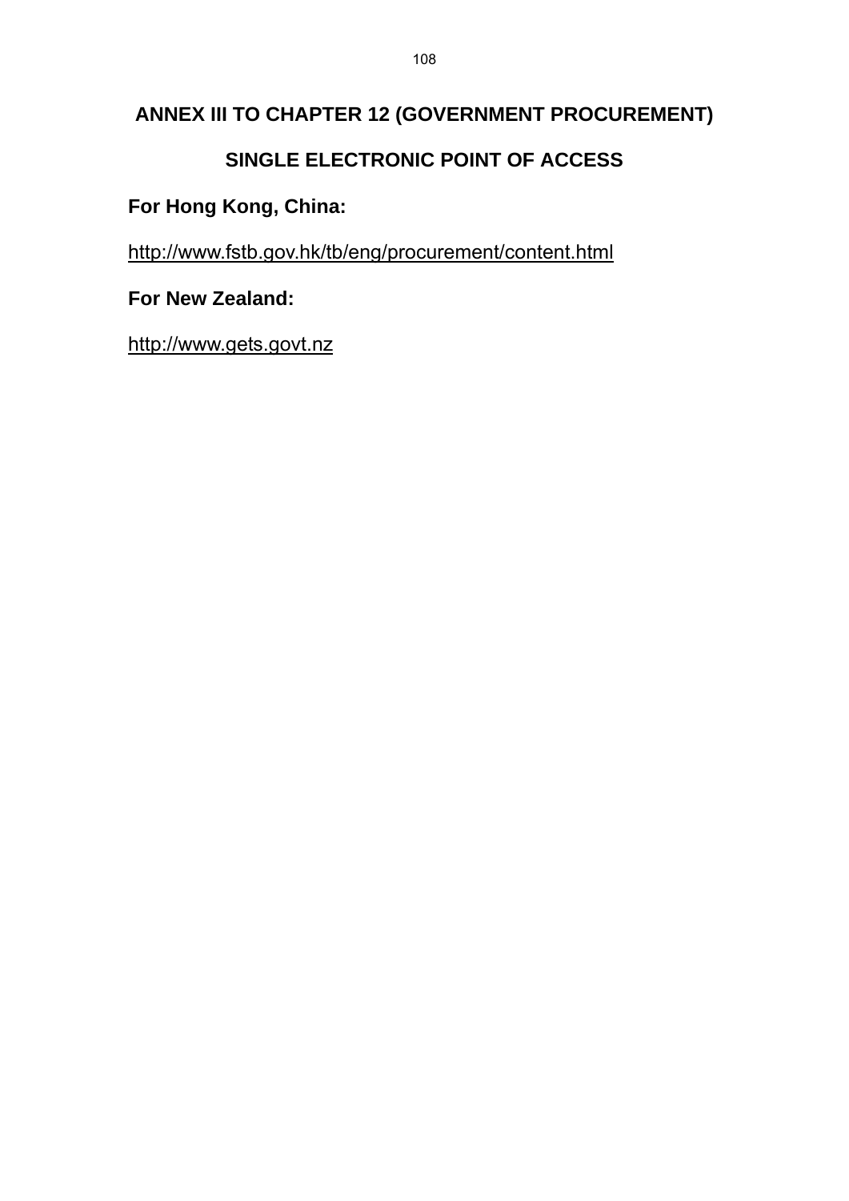## ANNEX III TO CHAPTER 12 (GOVERNMENT PROCUREMENT)

## SINGLE ELECTRONIC POINT OF ACCESS

**For Hong Kong, China:**

http://www.fstb.gov.hk/tb/eng/procurement/content.html

**For New Zealand:**

http://www.gets.govt.nz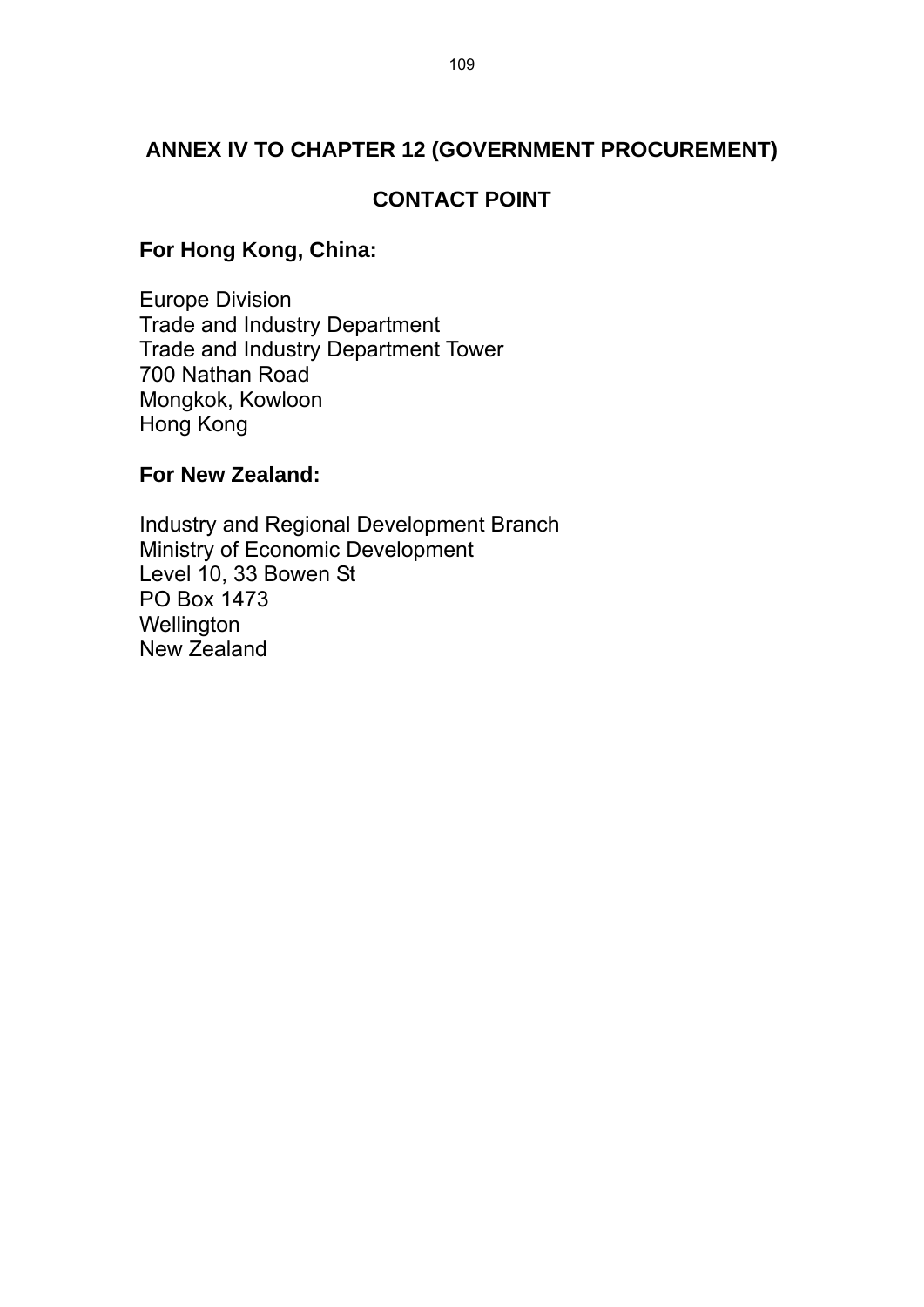## ANNEX IV TO CHAPTER 12 (GOVERNMENT PROCUREMENT)

## CONTACT POINT

**For Hong Kong, China:**

Europe Division
Trade and Industry Department
Trade and Industry Department Tower
700 Nathan Road
Mongkok, Kowloon
Hong Kong

**For New Zealand:**

Industry and Regional Development Branch
Ministry of Economic Development
Level 10, 33 Bowen St
PO Box 1473
Wellington
New Zealand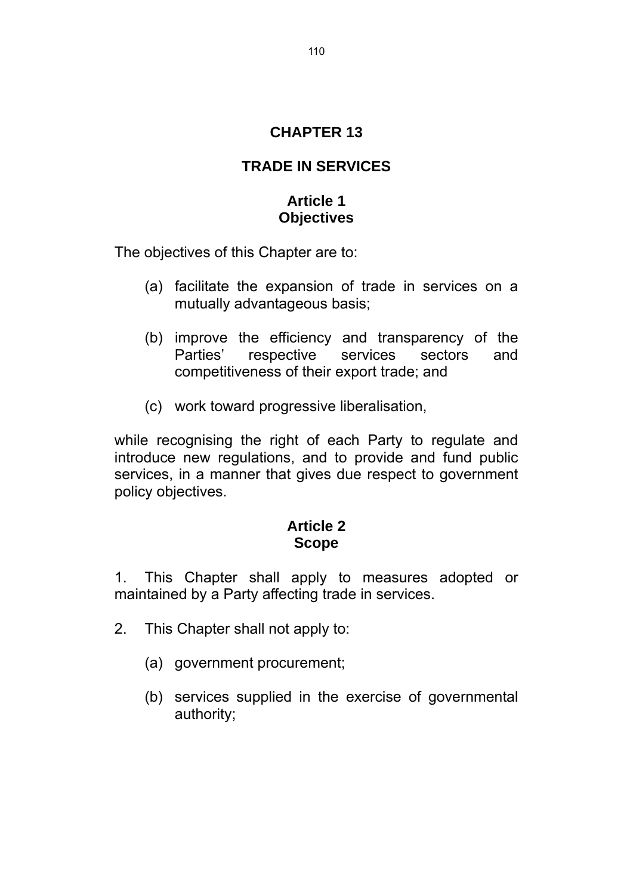# CHAPTER 13

## TRADE IN SERVICES

### Article 1
### Objectives

The objectives of this Chapter are to:

(a) facilitate the expansion of trade in services on a mutually advantageous basis;

(b) improve the efficiency and transparency of the Parties' respective services sectors and competitiveness of their export trade; and

(c) work toward progressive liberalisation,

while recognising the right of each Party to regulate and introduce new regulations, and to provide and fund public services, in a manner that gives due respect to government policy objectives.

### Article 2
### Scope

1. This Chapter shall apply to measures adopted or maintained by a Party affecting trade in services.

2. This Chapter shall not apply to:

(a) government procurement;

(b) services supplied in the exercise of governmental authority;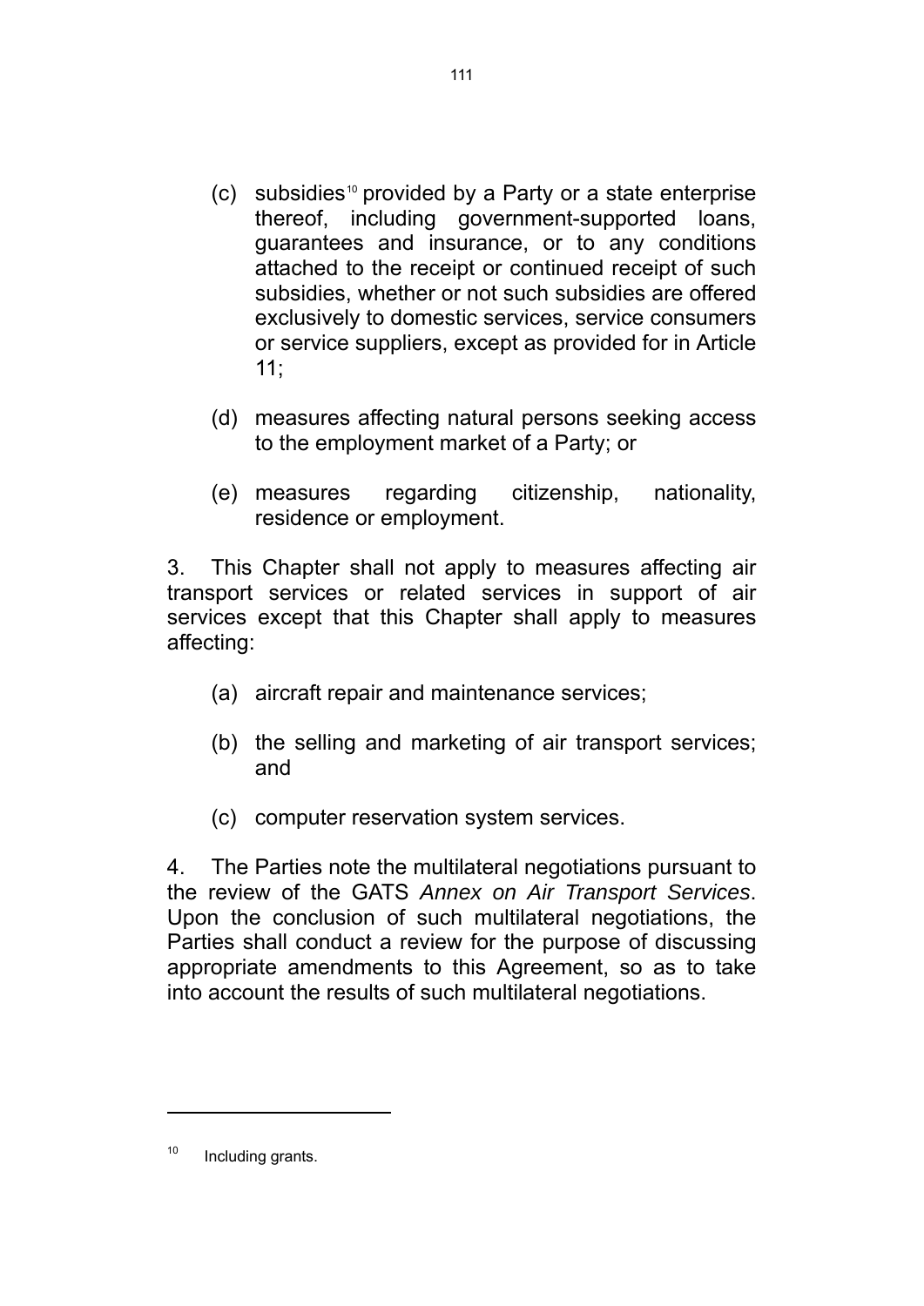(c) subsidies[10] provided by a Party or a state enterprise thereof, including government-supported loans, guarantees and insurance, or to any conditions attached to the receipt or continued receipt of such subsidies, whether or not such subsidies are offered exclusively to domestic services, service consumers or service suppliers, except as provided for in Article 11;

(d) measures affecting natural persons seeking access to the employment market of a Party; or

(e) measures regarding citizenship, nationality, residence or employment.

3. This Chapter shall not apply to measures affecting air transport services or related services in support of air services except that this Chapter shall apply to measures affecting:

(a) aircraft repair and maintenance services;

(b) the selling and marketing of air transport services; and

(c) computer reservation system services.

4. The Parties note the multilateral negotiations pursuant to the review of the GATS *Annex on Air Transport Services*. Upon the conclusion of such multilateral negotiations, the Parties shall conduct a review for the purpose of discussing appropriate amendments to this Agreement, so as to take into account the results of such multilateral negotiations.

---

[10] Including grants.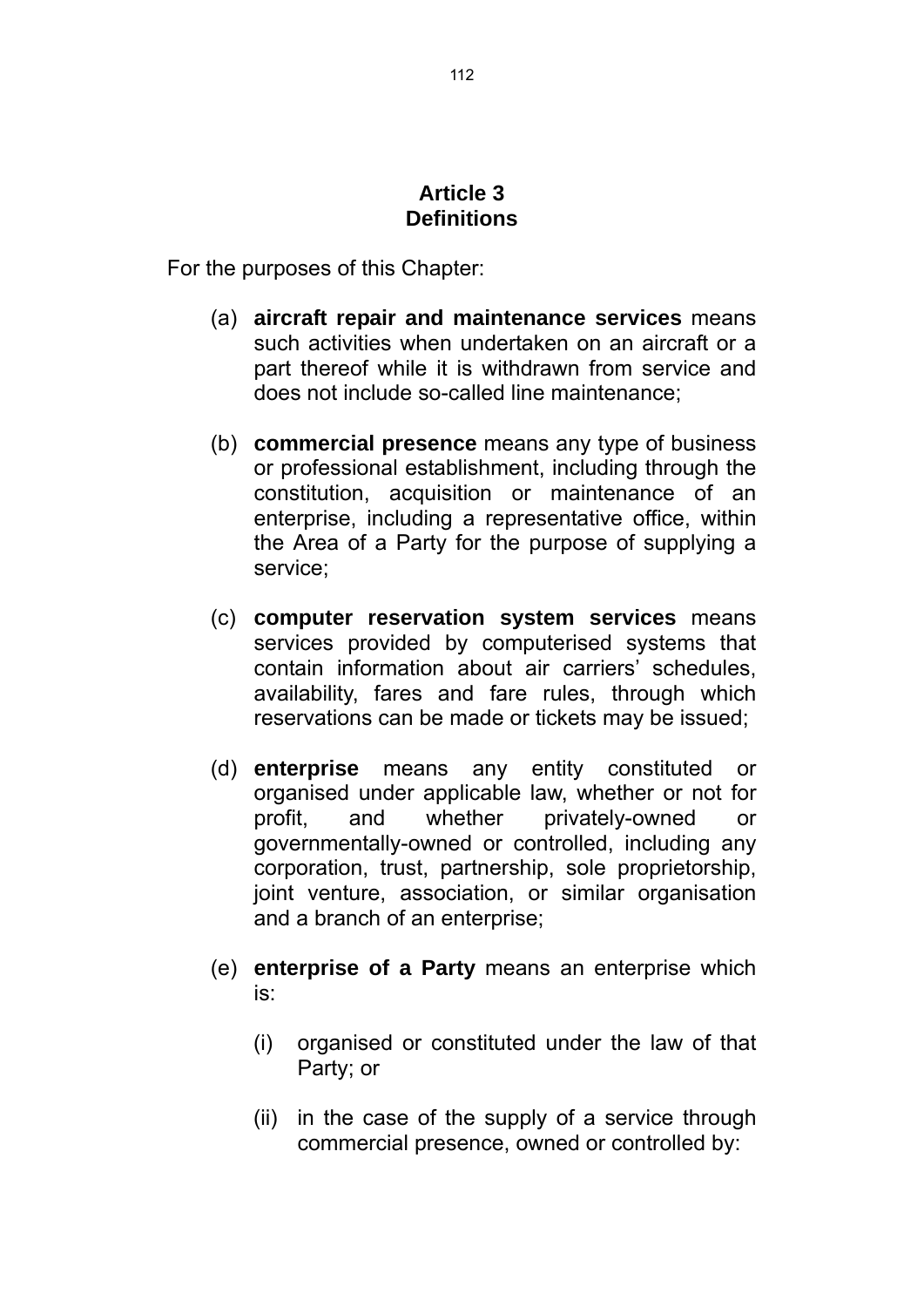## Article 3
## Definitions

For the purposes of this Chapter:

(a) **aircraft repair and maintenance services** means such activities when undertaken on an aircraft or a part thereof while it is withdrawn from service and does not include so-called line maintenance;

(b) **commercial presence** means any type of business or professional establishment, including through the constitution, acquisition or maintenance of an enterprise, including a representative office, within the Area of a Party for the purpose of supplying a service;

(c) **computer reservation system services** means services provided by computerised systems that contain information about air carriers' schedules, availability, fares and fare rules, through which reservations can be made or tickets may be issued;

(d) **enterprise** means any entity constituted or organised under applicable law, whether or not for profit, and whether privately-owned or governmentally-owned or controlled, including any corporation, trust, partnership, sole proprietorship, joint venture, association, or similar organisation and a branch of an enterprise;

(e) **enterprise of a Party** means an enterprise which is:

(i) organised or constituted under the law of that Party; or

(ii) in the case of the supply of a service through commercial presence, owned or controlled by: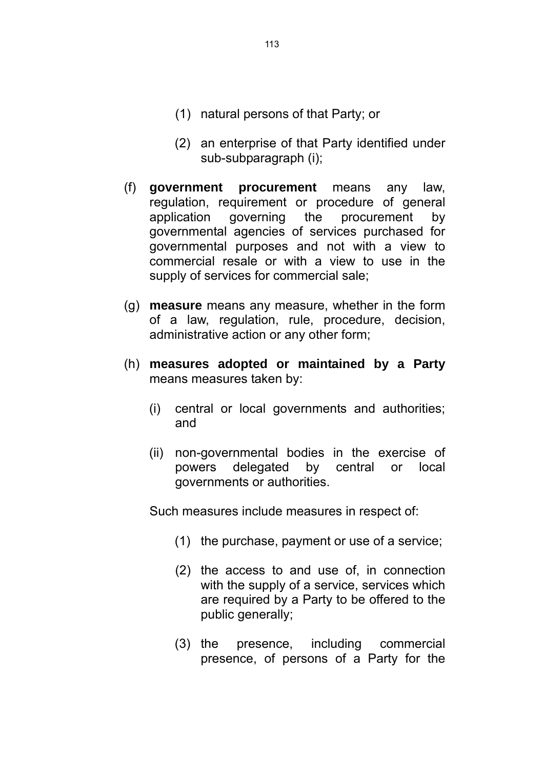(1) natural persons of that Party; or

(2) an enterprise of that Party identified under sub-subparagraph (i);

(f) **government procurement** means any law, regulation, requirement or procedure of general application governing the procurement by governmental agencies of services purchased for governmental purposes and not with a view to commercial resale or with a view to use in the supply of services for commercial sale;

(g) **measure** means any measure, whether in the form of a law, regulation, rule, procedure, decision, administrative action or any other form;

(h) **measures adopted or maintained by a Party** means measures taken by:

(i) central or local governments and authorities; and

(ii) non-governmental bodies in the exercise of powers delegated by central or local governments or authorities.

Such measures include measures in respect of:

(1) the purchase, payment or use of a service;

(2) the access to and use of, in connection with the supply of a service, services which are required by a Party to be offered to the public generally;

(3) the presence, including commercial presence, of persons of a Party for the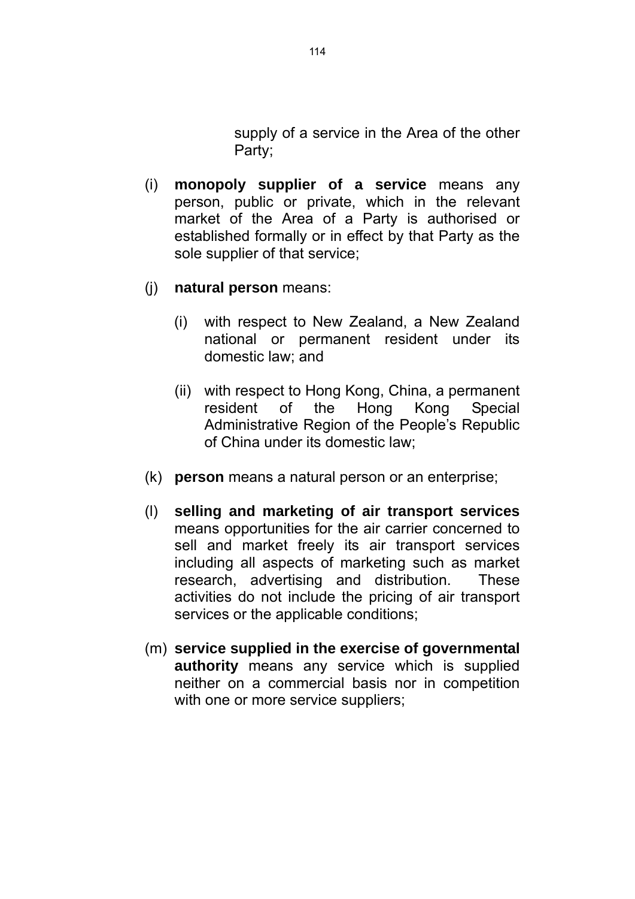supply of a service in the Area of the other Party;

(i) **monopoly supplier of a service** means any person, public or private, which in the relevant market of the Area of a Party is authorised or established formally or in effect by that Party as the sole supplier of that service;

(j) **natural person** means:

   (i) with respect to New Zealand, a New Zealand national or permanent resident under its domestic law; and

   (ii) with respect to Hong Kong, China, a permanent resident of the Hong Kong Special Administrative Region of the People's Republic of China under its domestic law;

(k) **person** means a natural person or an enterprise;

(l) **selling and marketing of air transport services** means opportunities for the air carrier concerned to sell and market freely its air transport services including all aspects of marketing such as market research, advertising and distribution. These activities do not include the pricing of air transport services or the applicable conditions;

(m) **service supplied in the exercise of governmental authority** means any service which is supplied neither on a commercial basis nor in competition with one or more service suppliers;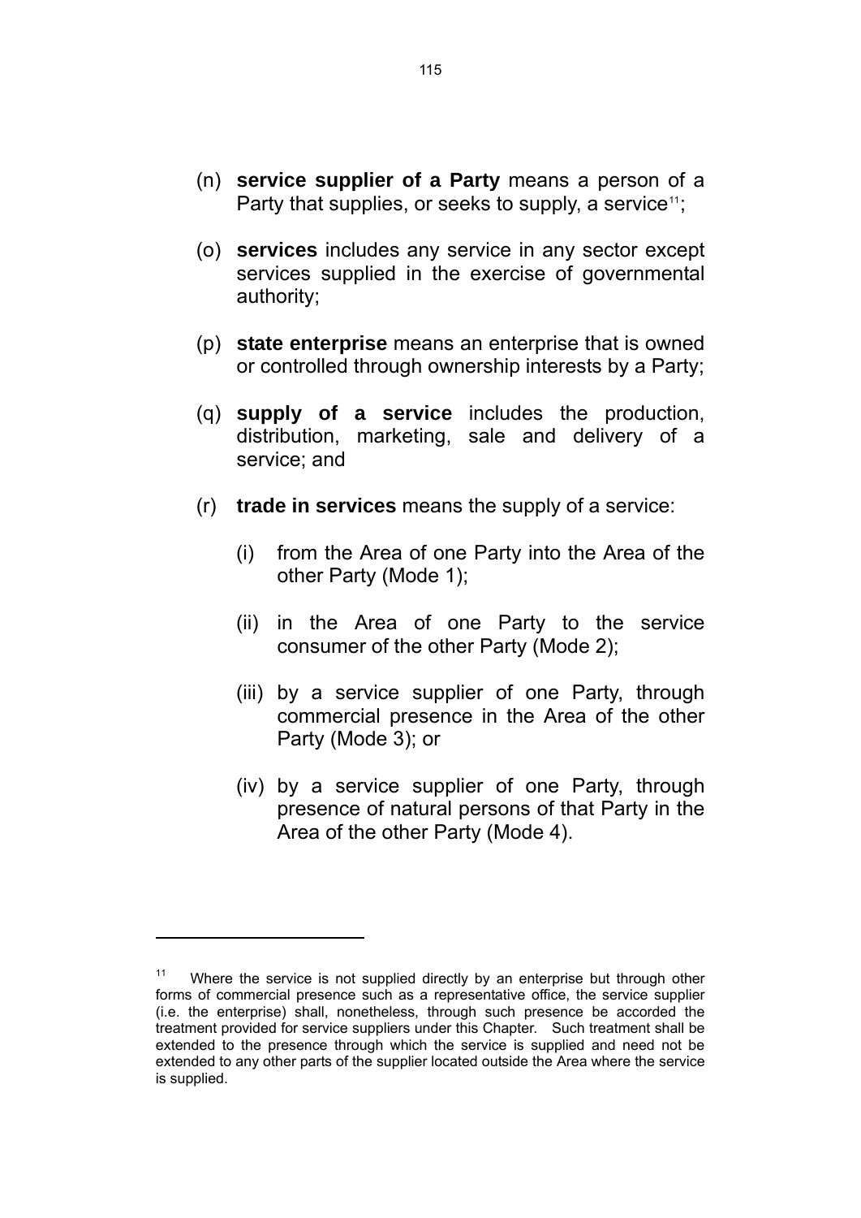(n) **service supplier of a Party** means a person of a Party that supplies, or seeks to supply, a service[11];

(o) **services** includes any service in any sector except services supplied in the exercise of governmental authority;

(p) **state enterprise** means an enterprise that is owned or controlled through ownership interests by a Party;

(q) **supply of a service** includes the production, distribution, marketing, sale and delivery of a service; and

(r) **trade in services** means the supply of a service:

   (i) from the Area of one Party into the Area of the other Party (Mode 1);

   (ii) in the Area of one Party to the service consumer of the other Party (Mode 2);

   (iii) by a service supplier of one Party, through commercial presence in the Area of the other Party (Mode 3); or

   (iv) by a service supplier of one Party, through presence of natural persons of that Party in the Area of the other Party (Mode 4).

---

[11] Where the service is not supplied directly by an enterprise but through other forms of commercial presence such as a representative office, the service supplier (i.e. the enterprise) shall, nonetheless, through such presence be accorded the treatment provided for service suppliers under this Chapter. Such treatment shall be extended to the presence through which the service is supplied and need not be extended to any other parts of the supplier located outside the Area where the service is supplied.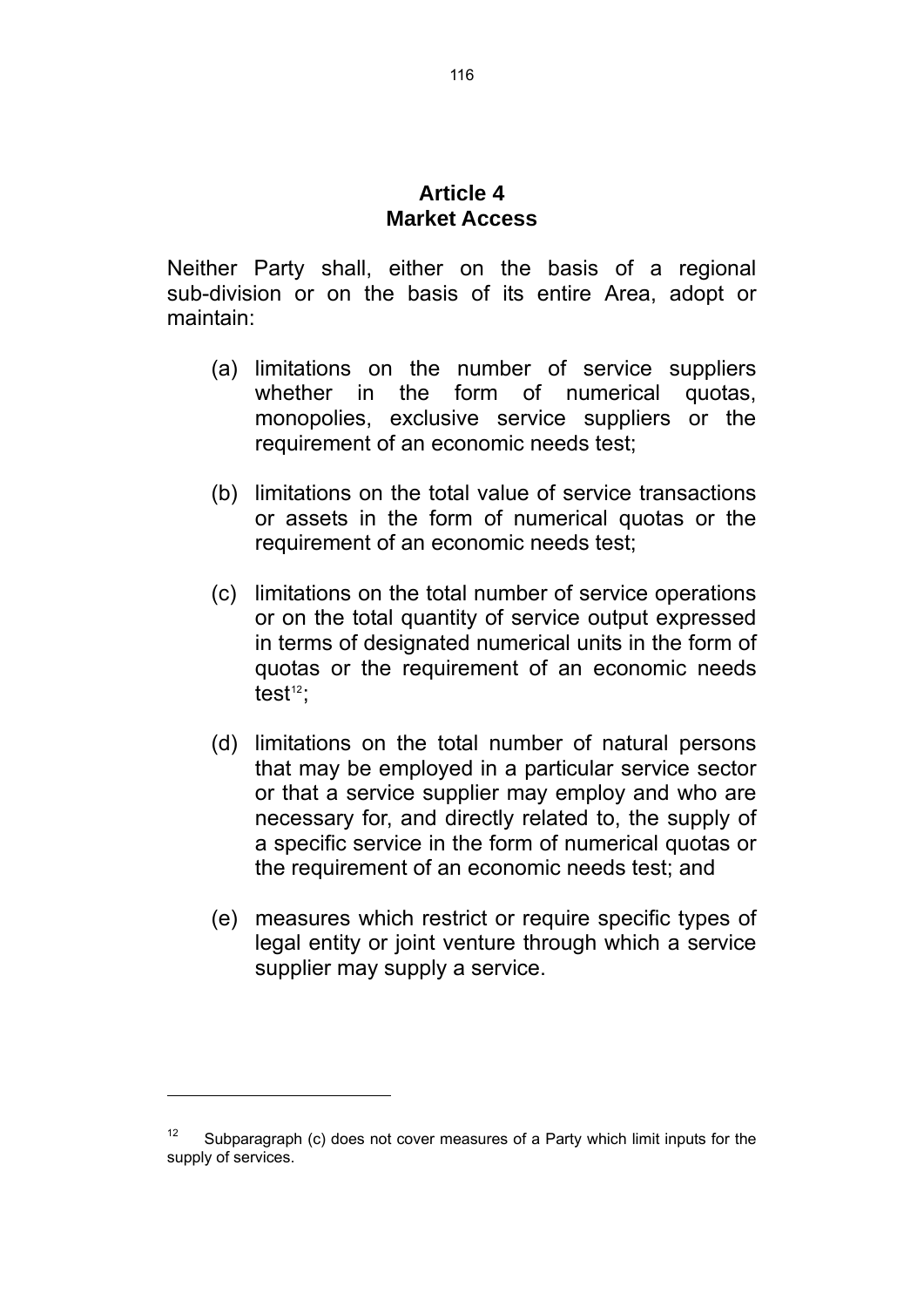## Article 4
## Market Access

Neither Party shall, either on the basis of a regional sub-division or on the basis of its entire Area, adopt or maintain:

(a) limitations on the number of service suppliers whether in the form of numerical quotas, monopolies, exclusive service suppliers or the requirement of an economic needs test;

(b) limitations on the total value of service transactions or assets in the form of numerical quotas or the requirement of an economic needs test;

(c) limitations on the total number of service operations or on the total quantity of service output expressed in terms of designated numerical units in the form of quotas or the requirement of an economic needs test[12];

(d) limitations on the total number of natural persons that may be employed in a particular service sector or that a service supplier may employ and who are necessary for, and directly related to, the supply of a specific service in the form of numerical quotas or the requirement of an economic needs test; and

(e) measures which restrict or require specific types of legal entity or joint venture through which a service supplier may supply a service.

---

[12] Subparagraph (c) does not cover measures of a Party which limit inputs for the supply of services.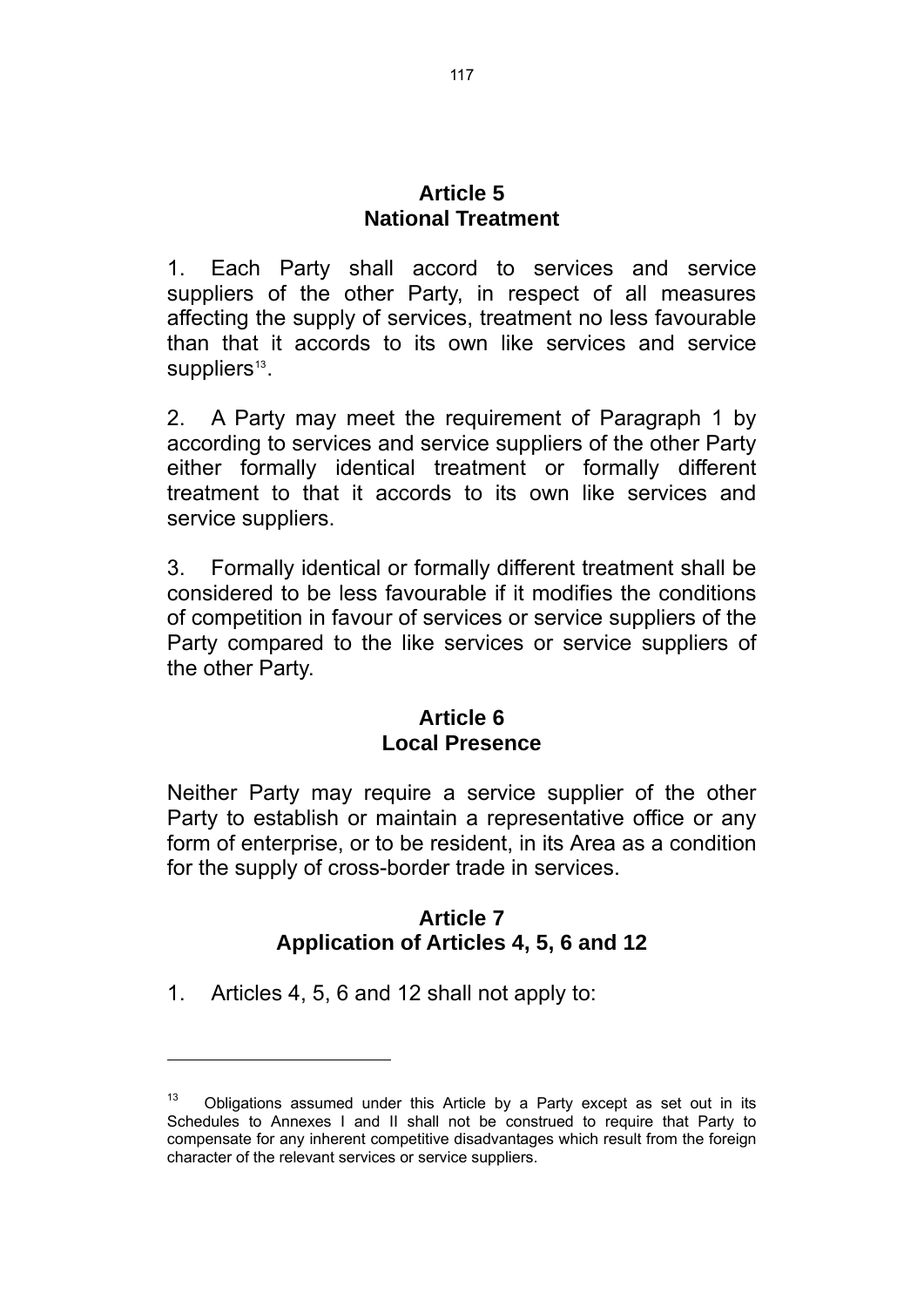## Article 5
## National Treatment

1. Each Party shall accord to services and service suppliers of the other Party, in respect of all measures affecting the supply of services, treatment no less favourable than that it accords to its own like services and service suppliers[13].

2. A Party may meet the requirement of Paragraph 1 by according to services and service suppliers of the other Party either formally identical treatment or formally different treatment to that it accords to its own like services and service suppliers.

3. Formally identical or formally different treatment shall be considered to be less favourable if it modifies the conditions of competition in favour of services or service suppliers of the Party compared to the like services or service suppliers of the other Party.

## Article 6
## Local Presence

Neither Party may require a service supplier of the other Party to establish or maintain a representative office or any form of enterprise, or to be resident, in its Area as a condition for the supply of cross-border trade in services.

## Article 7
## Application of Articles 4, 5, 6 and 12

1. Articles 4, 5, 6 and 12 shall not apply to:

---

[13] Obligations assumed under this Article by a Party except as set out in its Schedules to Annexes I and II shall not be construed to require that Party to compensate for any inherent competitive disadvantages which result from the foreign character of the relevant services or service suppliers.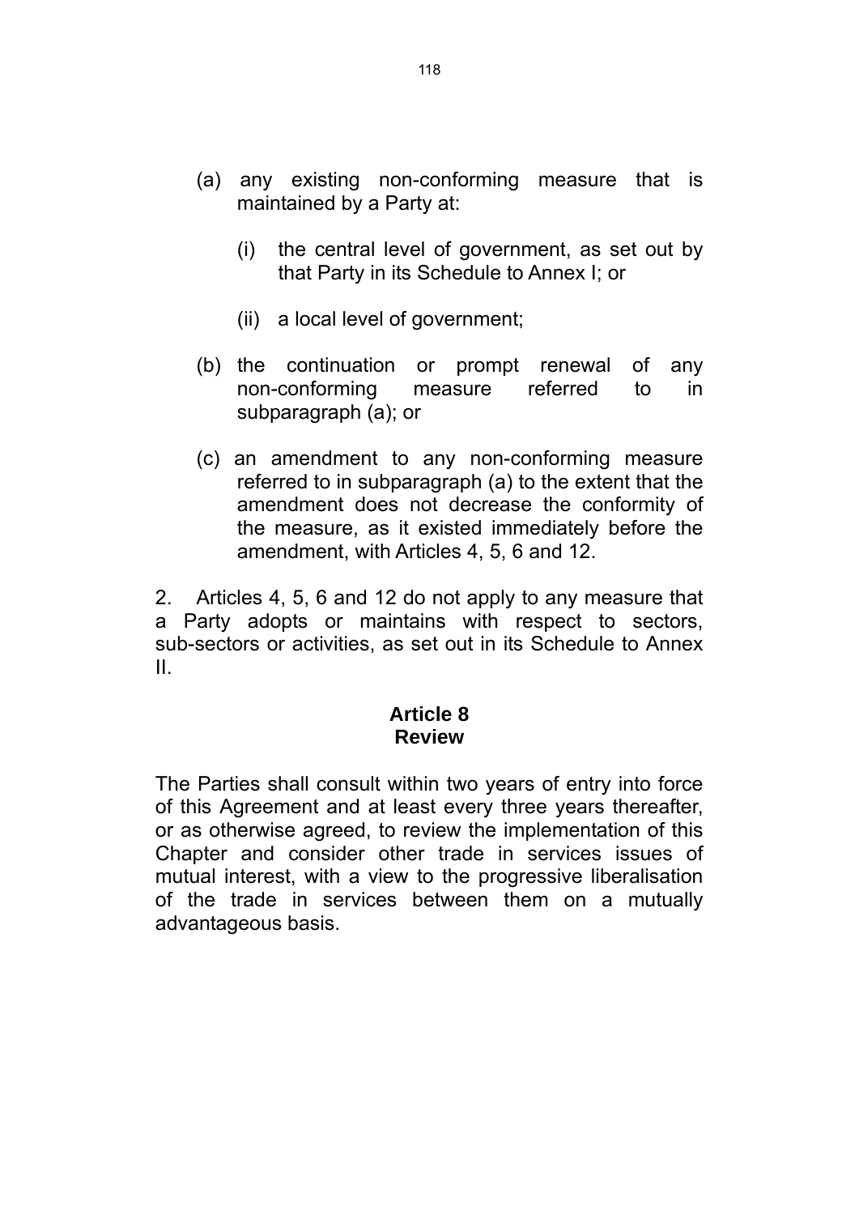(a) any existing non-conforming measure that is maintained by a Party at:

   (i) the central level of government, as set out by that Party in its Schedule to Annex I; or

   (ii) a local level of government;

(b) the continuation or prompt renewal of any non-conforming measure referred to in subparagraph (a); or

(c) an amendment to any non-conforming measure referred to in subparagraph (a) to the extent that the amendment does not decrease the conformity of the measure, as it existed immediately before the amendment, with Articles 4, 5, 6 and 12.

2. Articles 4, 5, 6 and 12 do not apply to any measure that a Party adopts or maintains with respect to sectors, sub-sectors or activities, as set out in its Schedule to Annex II.

### Article 8
### Review

The Parties shall consult within two years of entry into force of this Agreement and at least every three years thereafter, or as otherwise agreed, to review the implementation of this Chapter and consider other trade in services issues of mutual interest, with a view to the progressive liberalisation of the trade in services between them on a mutually advantageous basis.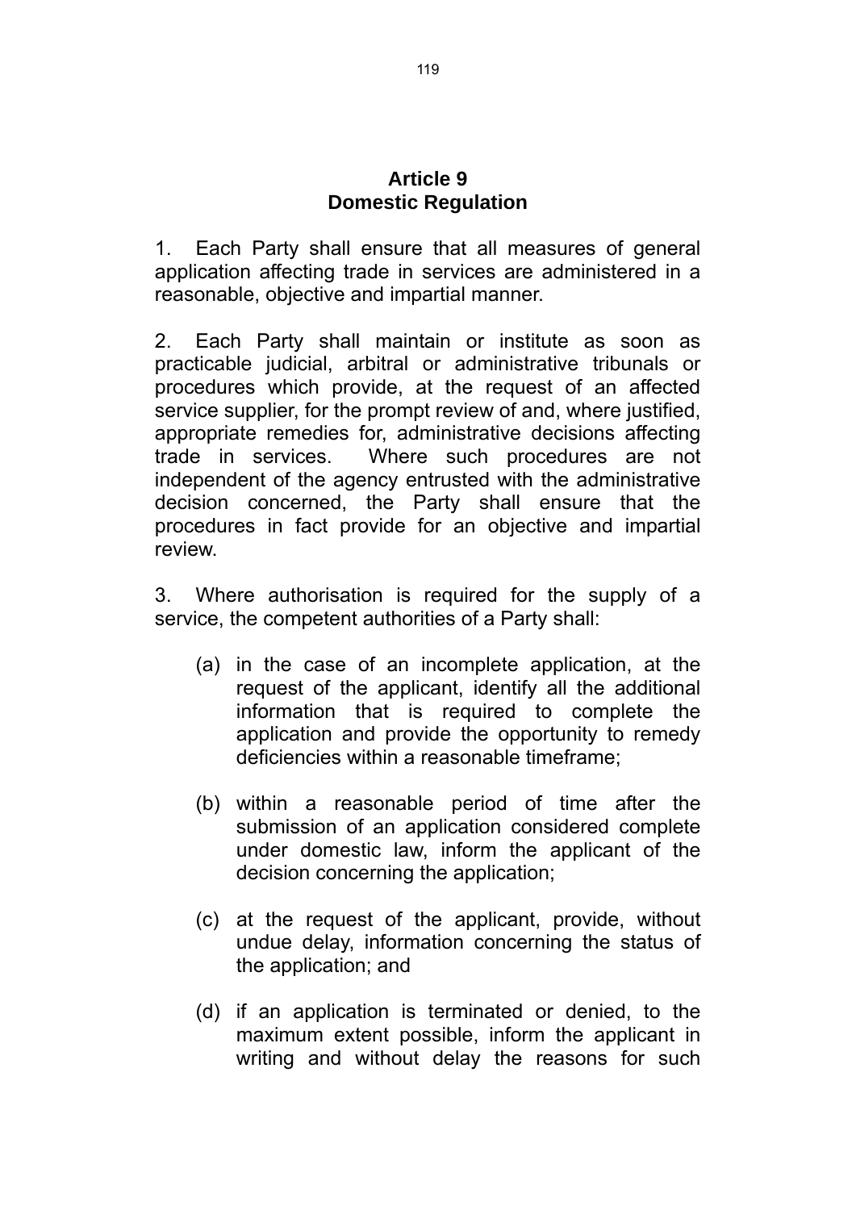## Article 9
## Domestic Regulation

1. Each Party shall ensure that all measures of general application affecting trade in services are administered in a reasonable, objective and impartial manner.

2. Each Party shall maintain or institute as soon as practicable judicial, arbitral or administrative tribunals or procedures which provide, at the request of an affected service supplier, for the prompt review of and, where justified, appropriate remedies for, administrative decisions affecting trade in services. Where such procedures are not independent of the agency entrusted with the administrative decision concerned, the Party shall ensure that the procedures in fact provide for an objective and impartial review.

3. Where authorisation is required for the supply of a service, the competent authorities of a Party shall:

(a) in the case of an incomplete application, at the request of the applicant, identify all the additional information that is required to complete the application and provide the opportunity to remedy deficiencies within a reasonable timeframe;

(b) within a reasonable period of time after the submission of an application considered complete under domestic law, inform the applicant of the decision concerning the application;

(c) at the request of the applicant, provide, without undue delay, information concerning the status of the application; and

(d) if an application is terminated or denied, to the maximum extent possible, inform the applicant in writing and without delay the reasons for such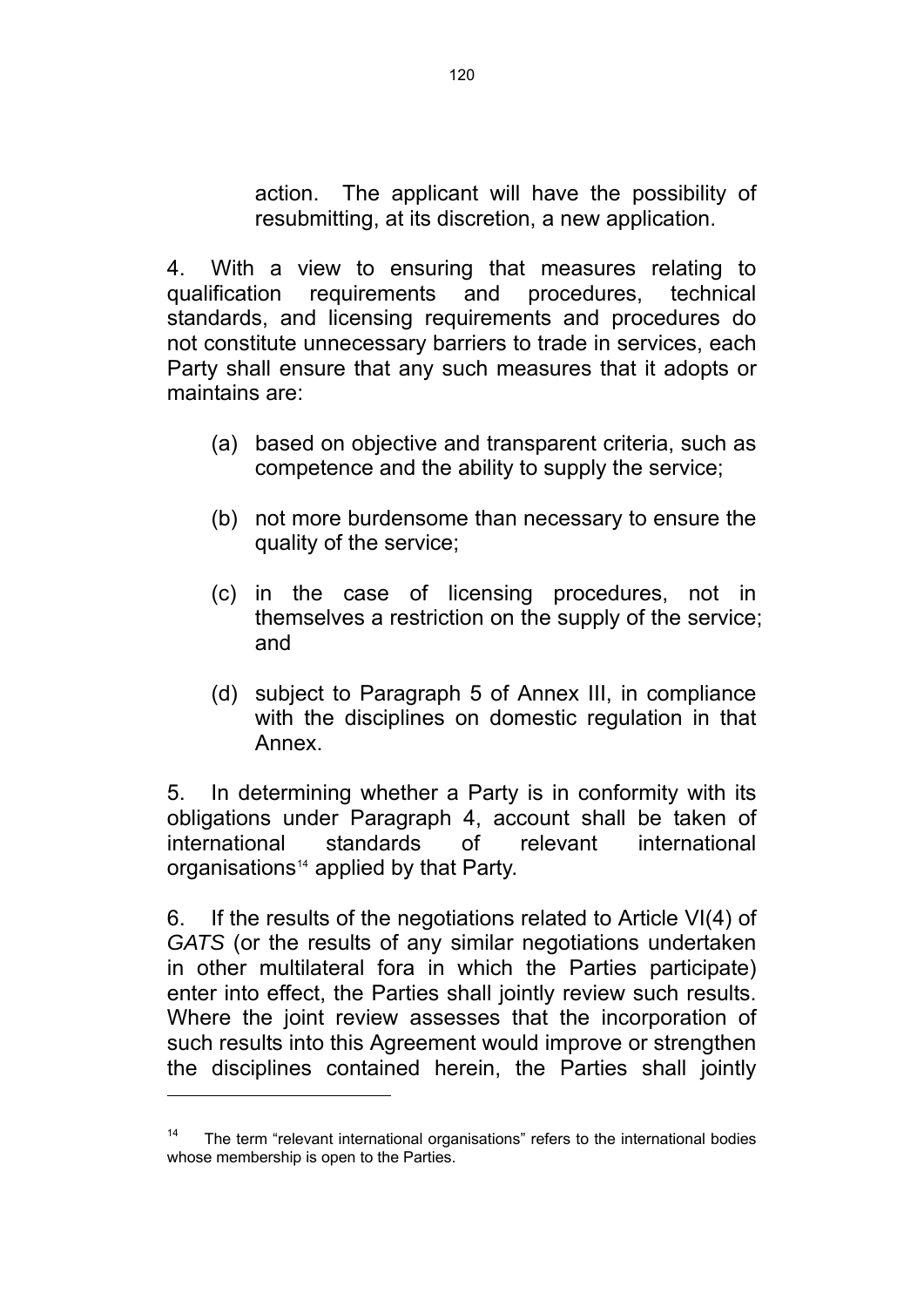action. The applicant will have the possibility of resubmitting, at its discretion, a new application.

4. With a view to ensuring that measures relating to qualification requirements and procedures, technical standards, and licensing requirements and procedures do not constitute unnecessary barriers to trade in services, each Party shall ensure that any such measures that it adopts or maintains are:

(a) based on objective and transparent criteria, such as competence and the ability to supply the service;

(b) not more burdensome than necessary to ensure the quality of the service;

(c) in the case of licensing procedures, not in themselves a restriction on the supply of the service; and

(d) subject to Paragraph 5 of Annex III, in compliance with the disciplines on domestic regulation in that Annex.

5. In determining whether a Party is in conformity with its obligations under Paragraph 4, account shall be taken of international standards of relevant international organisations[14] applied by that Party.

6. If the results of the negotiations related to Article VI(4) of *GATS* (or the results of any similar negotiations undertaken in other multilateral fora in which the Parties participate) enter into effect, the Parties shall jointly review such results. Where the joint review assesses that the incorporation of such results into this Agreement would improve or strengthen the disciplines contained herein, the Parties shall jointly

[14] The term "relevant international organisations" refers to the international bodies whose membership is open to the Parties.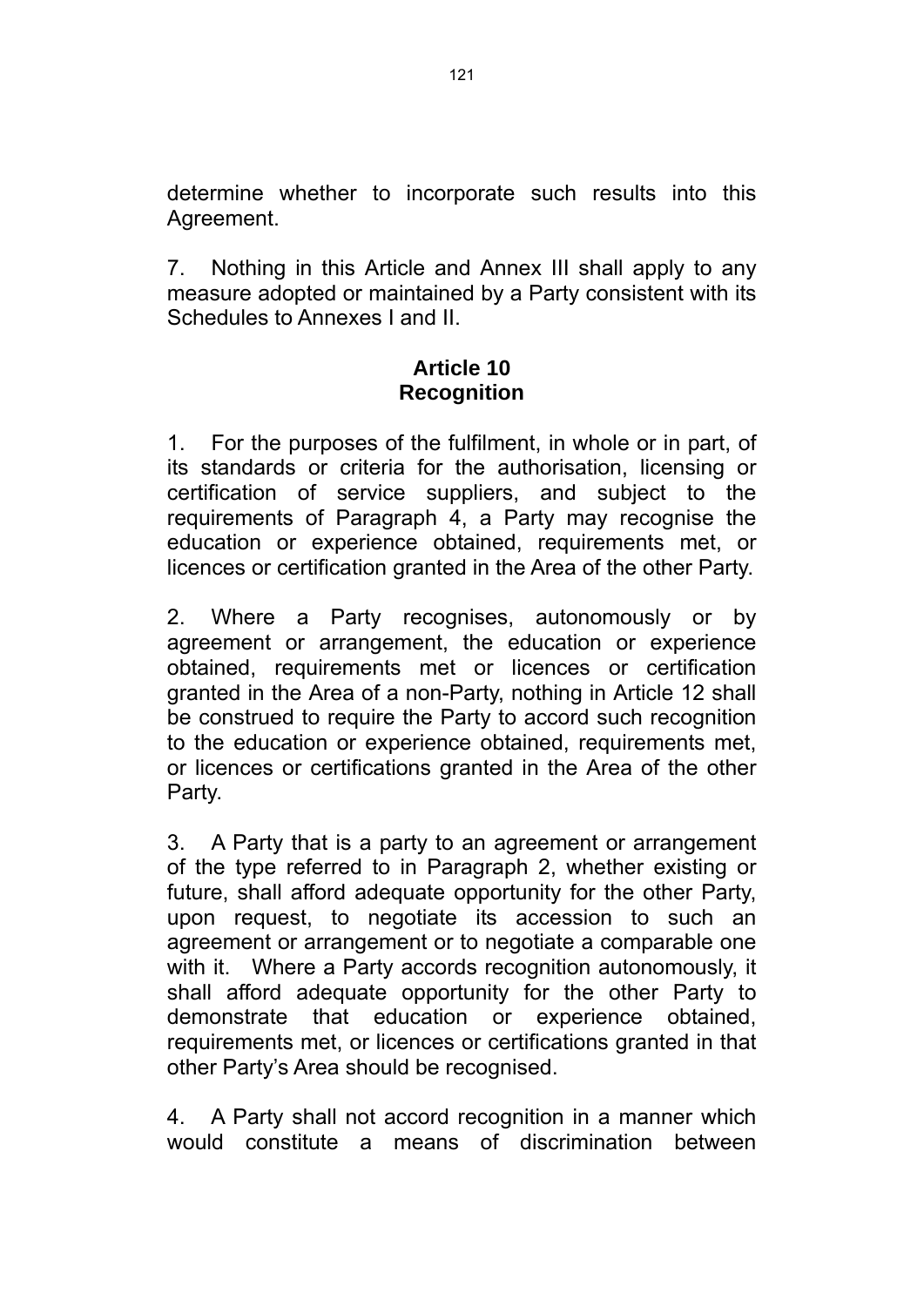determine whether to incorporate such results into this Agreement.

7. Nothing in this Article and Annex III shall apply to any measure adopted or maintained by a Party consistent with its Schedules to Annexes I and II.

### Article 10
### Recognition

1. For the purposes of the fulfilment, in whole or in part, of its standards or criteria for the authorisation, licensing or certification of service suppliers, and subject to the requirements of Paragraph 4, a Party may recognise the education or experience obtained, requirements met, or licences or certification granted in the Area of the other Party.

2. Where a Party recognises, autonomously or by agreement or arrangement, the education or experience obtained, requirements met or licences or certification granted in the Area of a non-Party, nothing in Article 12 shall be construed to require the Party to accord such recognition to the education or experience obtained, requirements met, or licences or certifications granted in the Area of the other Party.

3. A Party that is a party to an agreement or arrangement of the type referred to in Paragraph 2, whether existing or future, shall afford adequate opportunity for the other Party, upon request, to negotiate its accession to such an agreement or arrangement or to negotiate a comparable one with it. Where a Party accords recognition autonomously, it shall afford adequate opportunity for the other Party to demonstrate that education or experience obtained, requirements met, or licences or certifications granted in that other Party's Area should be recognised.

4. A Party shall not accord recognition in a manner which would constitute a means of discrimination between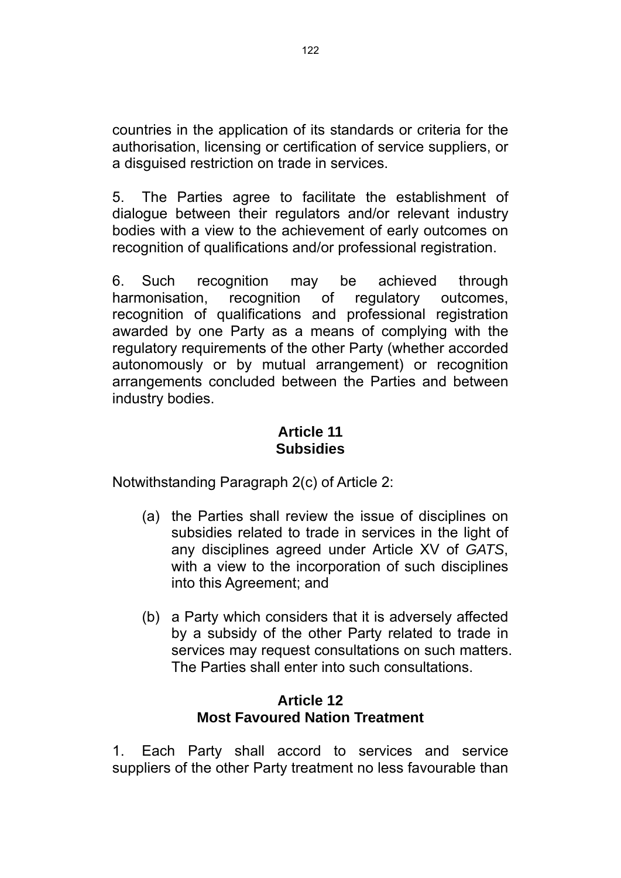countries in the application of its standards or criteria for the authorisation, licensing or certification of service suppliers, or a disguised restriction on trade in services.

5. The Parties agree to facilitate the establishment of dialogue between their regulators and/or relevant industry bodies with a view to the achievement of early outcomes on recognition of qualifications and/or professional registration.

6. Such recognition may be achieved through harmonisation, recognition of regulatory outcomes, recognition of qualifications and professional registration awarded by one Party as a means of complying with the regulatory requirements of the other Party (whether accorded autonomously or by mutual arrangement) or recognition arrangements concluded between the Parties and between industry bodies.

### Article 11
### Subsidies

Notwithstanding Paragraph 2(c) of Article 2:

(a) the Parties shall review the issue of disciplines on subsidies related to trade in services in the light of any disciplines agreed under Article XV of *GATS*, with a view to the incorporation of such disciplines into this Agreement; and

(b) a Party which considers that it is adversely affected by a subsidy of the other Party related to trade in services may request consultations on such matters. The Parties shall enter into such consultations.

### Article 12
### Most Favoured Nation Treatment

1. Each Party shall accord to services and service suppliers of the other Party treatment no less favourable than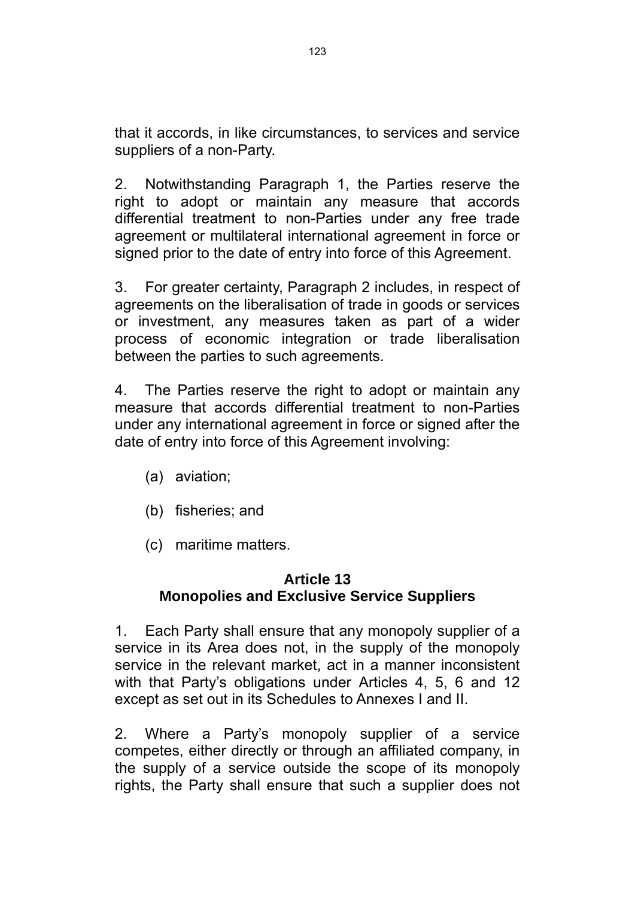that it accords, in like circumstances, to services and service suppliers of a non-Party.

2. Notwithstanding Paragraph 1, the Parties reserve the right to adopt or maintain any measure that accords differential treatment to non-Parties under any free trade agreement or multilateral international agreement in force or signed prior to the date of entry into force of this Agreement.

3. For greater certainty, Paragraph 2 includes, in respect of agreements on the liberalisation of trade in goods or services or investment, any measures taken as part of a wider process of economic integration or trade liberalisation between the parties to such agreements.

4. The Parties reserve the right to adopt or maintain any measure that accords differential treatment to non-Parties under any international agreement in force or signed after the date of entry into force of this Agreement involving:

(a) aviation;

(b) fisheries; and

(c) maritime matters.

**Article 13**
**Monopolies and Exclusive Service Suppliers**

1. Each Party shall ensure that any monopoly supplier of a service in its Area does not, in the supply of the monopoly service in the relevant market, act in a manner inconsistent with that Party's obligations under Articles 4, 5, 6 and 12 except as set out in its Schedules to Annexes I and II.

2. Where a Party's monopoly supplier of a service competes, either directly or through an affiliated company, in the supply of a service outside the scope of its monopoly rights, the Party shall ensure that such a supplier does not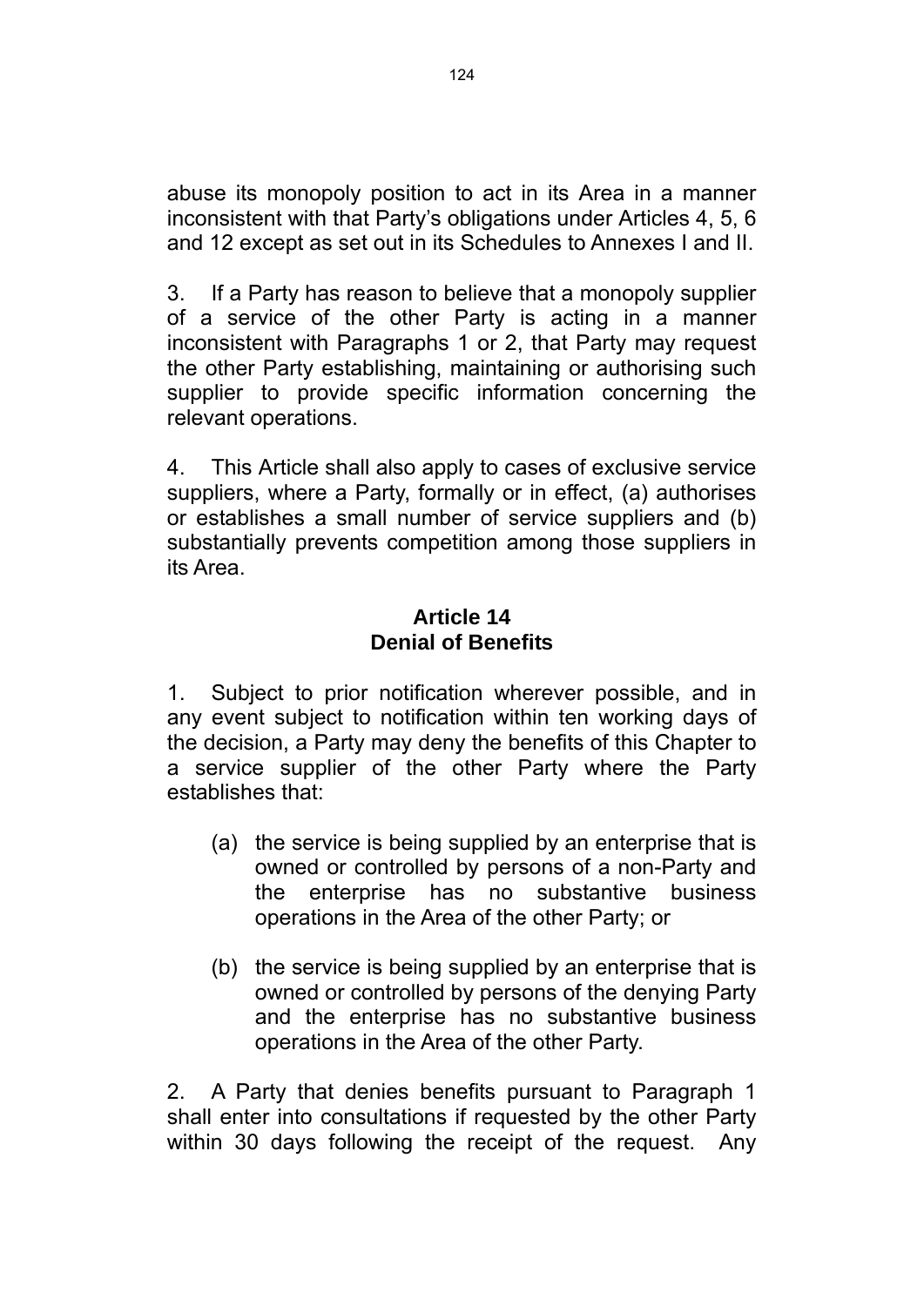abuse its monopoly position to act in its Area in a manner inconsistent with that Party's obligations under Articles 4, 5, 6 and 12 except as set out in its Schedules to Annexes I and II.

3. If a Party has reason to believe that a monopoly supplier of a service of the other Party is acting in a manner inconsistent with Paragraphs 1 or 2, that Party may request the other Party establishing, maintaining or authorising such supplier to provide specific information concerning the relevant operations.

4. This Article shall also apply to cases of exclusive service suppliers, where a Party, formally or in effect, (a) authorises or establishes a small number of service suppliers and (b) substantially prevents competition among those suppliers in its Area.

## Article 14
## Denial of Benefits

1. Subject to prior notification wherever possible, and in any event subject to notification within ten working days of the decision, a Party may deny the benefits of this Chapter to a service supplier of the other Party where the Party establishes that:

(a) the service is being supplied by an enterprise that is owned or controlled by persons of a non-Party and the enterprise has no substantive business operations in the Area of the other Party; or

(b) the service is being supplied by an enterprise that is owned or controlled by persons of the denying Party and the enterprise has no substantive business operations in the Area of the other Party.

2. A Party that denies benefits pursuant to Paragraph 1 shall enter into consultations if requested by the other Party within 30 days following the receipt of the request. Any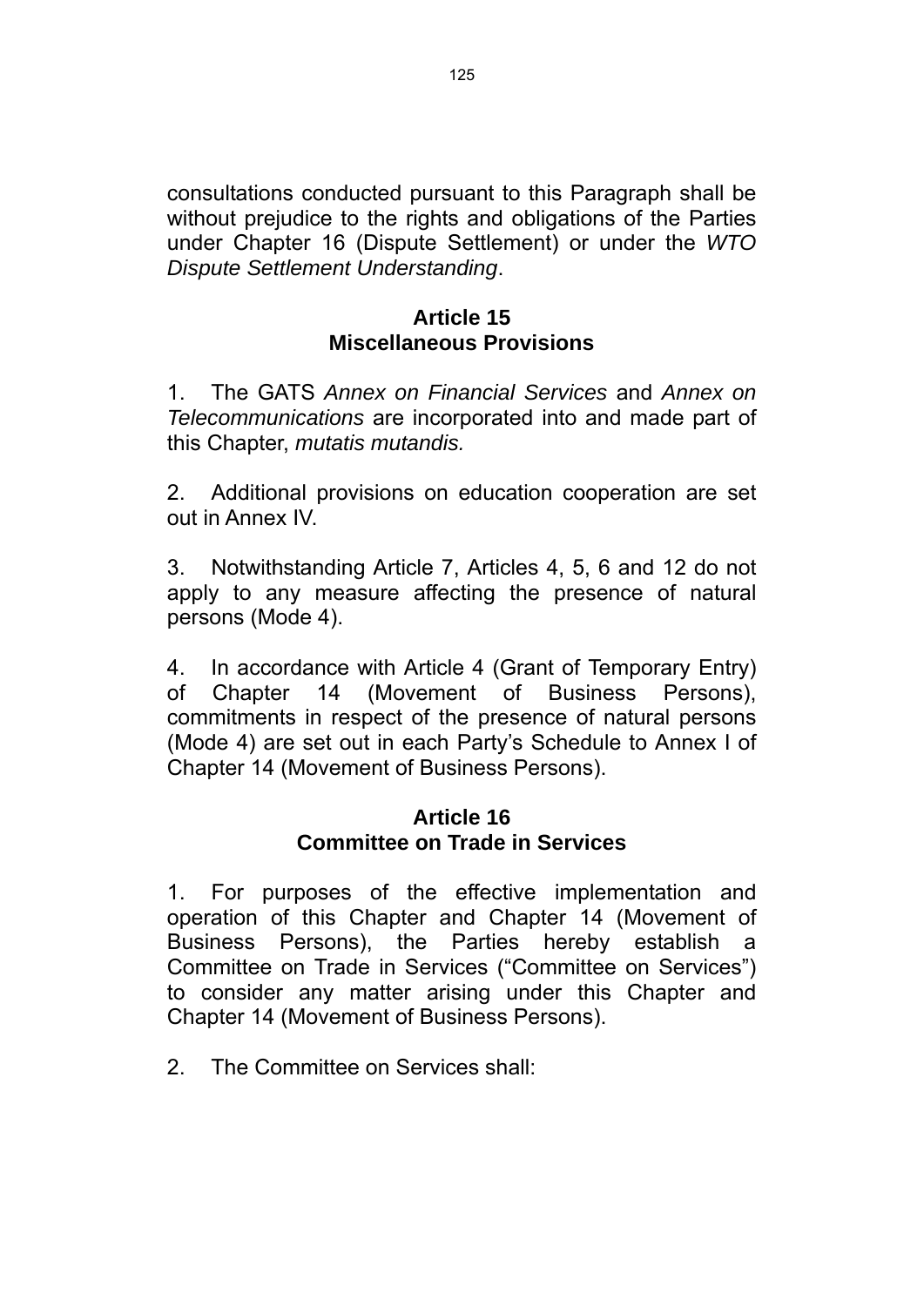consultations conducted pursuant to this Paragraph shall be without prejudice to the rights and obligations of the Parties under Chapter 16 (Dispute Settlement) or under the *WTO Dispute Settlement Understanding*.

### Article 15
### Miscellaneous Provisions

1. The GATS *Annex on Financial Services* and *Annex on Telecommunications* are incorporated into and made part of this Chapter, *mutatis mutandis.*

2. Additional provisions on education cooperation are set out in Annex IV.

3. Notwithstanding Article 7, Articles 4, 5, 6 and 12 do not apply to any measure affecting the presence of natural persons (Mode 4).

4. In accordance with Article 4 (Grant of Temporary Entry) of Chapter 14 (Movement of Business Persons), commitments in respect of the presence of natural persons (Mode 4) are set out in each Party's Schedule to Annex I of Chapter 14 (Movement of Business Persons).

### Article 16
### Committee on Trade in Services

1. For purposes of the effective implementation and operation of this Chapter and Chapter 14 (Movement of Business Persons), the Parties hereby establish a Committee on Trade in Services ("Committee on Services") to consider any matter arising under this Chapter and Chapter 14 (Movement of Business Persons).

2. The Committee on Services shall: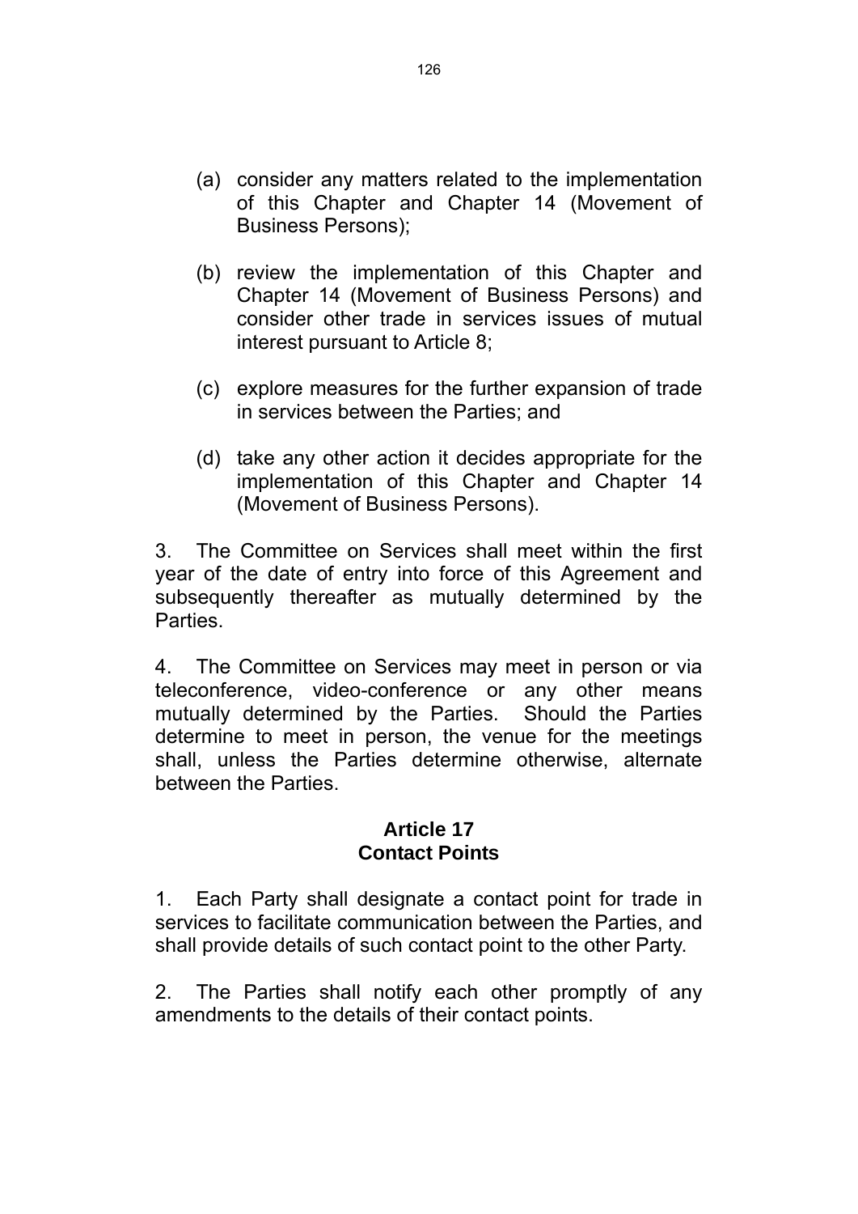(a) consider any matters related to the implementation of this Chapter and Chapter 14 (Movement of Business Persons);

(b) review the implementation of this Chapter and Chapter 14 (Movement of Business Persons) and consider other trade in services issues of mutual interest pursuant to Article 8;

(c) explore measures for the further expansion of trade in services between the Parties; and

(d) take any other action it decides appropriate for the implementation of this Chapter and Chapter 14 (Movement of Business Persons).

3. The Committee on Services shall meet within the first year of the date of entry into force of this Agreement and subsequently thereafter as mutually determined by the Parties.

4. The Committee on Services may meet in person or via teleconference, video-conference or any other means mutually determined by the Parties. Should the Parties determine to meet in person, the venue for the meetings shall, unless the Parties determine otherwise, alternate between the Parties.

### Article 17
### Contact Points

1. Each Party shall designate a contact point for trade in services to facilitate communication between the Parties, and shall provide details of such contact point to the other Party.

2. The Parties shall notify each other promptly of any amendments to the details of their contact points.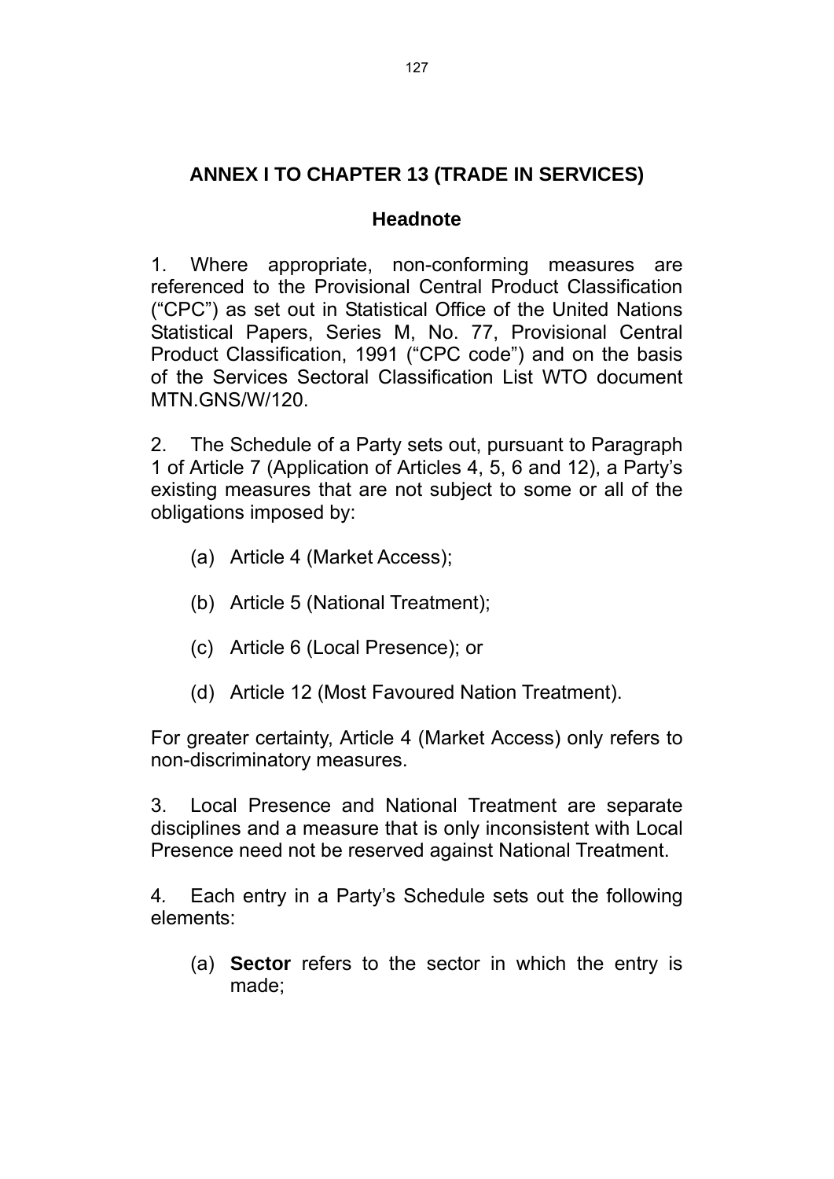## ANNEX I TO CHAPTER 13 (TRADE IN SERVICES)

### Headnote

1. Where appropriate, non-conforming measures are referenced to the Provisional Central Product Classification ("CPC") as set out in Statistical Office of the United Nations Statistical Papers, Series M, No. 77, Provisional Central Product Classification, 1991 ("CPC code") and on the basis of the Services Sectoral Classification List WTO document MTN.GNS/W/120.

2. The Schedule of a Party sets out, pursuant to Paragraph 1 of Article 7 (Application of Articles 4, 5, 6 and 12), a Party's existing measures that are not subject to some or all of the obligations imposed by:

   (a) Article 4 (Market Access);

   (b) Article 5 (National Treatment);

   (c) Article 6 (Local Presence); or

   (d) Article 12 (Most Favoured Nation Treatment).

For greater certainty, Article 4 (Market Access) only refers to non-discriminatory measures.

3. Local Presence and National Treatment are separate disciplines and a measure that is only inconsistent with Local Presence need not be reserved against National Treatment.

4. Each entry in a Party's Schedule sets out the following elements:

   (a) **Sector** refers to the sector in which the entry is made;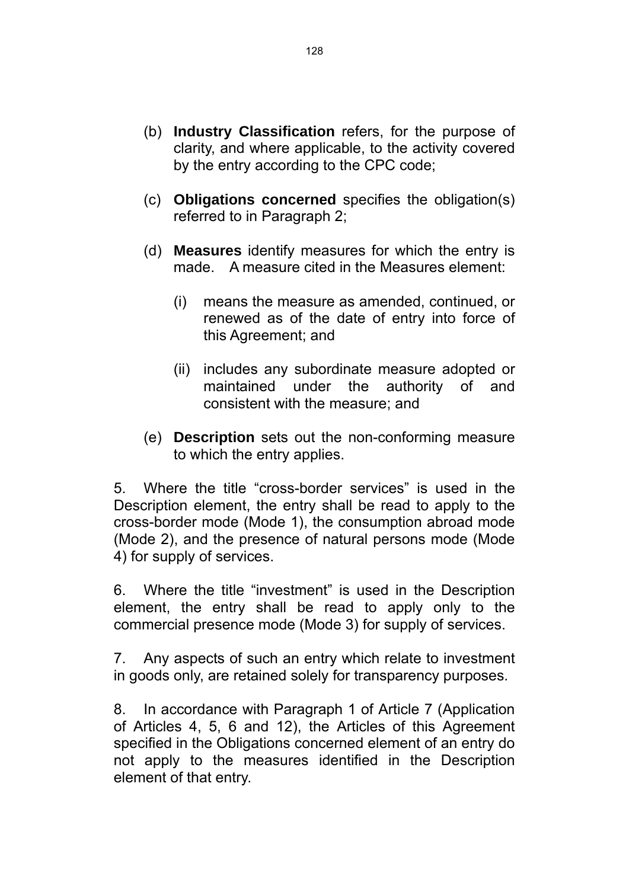(b) **Industry Classification** refers, for the purpose of clarity, and where applicable, to the activity covered by the entry according to the CPC code;

(c) **Obligations concerned** specifies the obligation(s) referred to in Paragraph 2;

(d) **Measures** identify measures for which the entry is made. A measure cited in the Measures element:

   (i) means the measure as amended, continued, or renewed as of the date of entry into force of this Agreement; and

   (ii) includes any subordinate measure adopted or maintained under the authority of and consistent with the measure; and

(e) **Description** sets out the non-conforming measure to which the entry applies.

5. Where the title "cross-border services" is used in the Description element, the entry shall be read to apply to the cross-border mode (Mode 1), the consumption abroad mode (Mode 2), and the presence of natural persons mode (Mode 4) for supply of services.

6. Where the title "investment" is used in the Description element, the entry shall be read to apply only to the commercial presence mode (Mode 3) for supply of services.

7. Any aspects of such an entry which relate to investment in goods only, are retained solely for transparency purposes.

8. In accordance with Paragraph 1 of Article 7 (Application of Articles 4, 5, 6 and 12), the Articles of this Agreement specified in the Obligations concerned element of an entry do not apply to the measures identified in the Description element of that entry.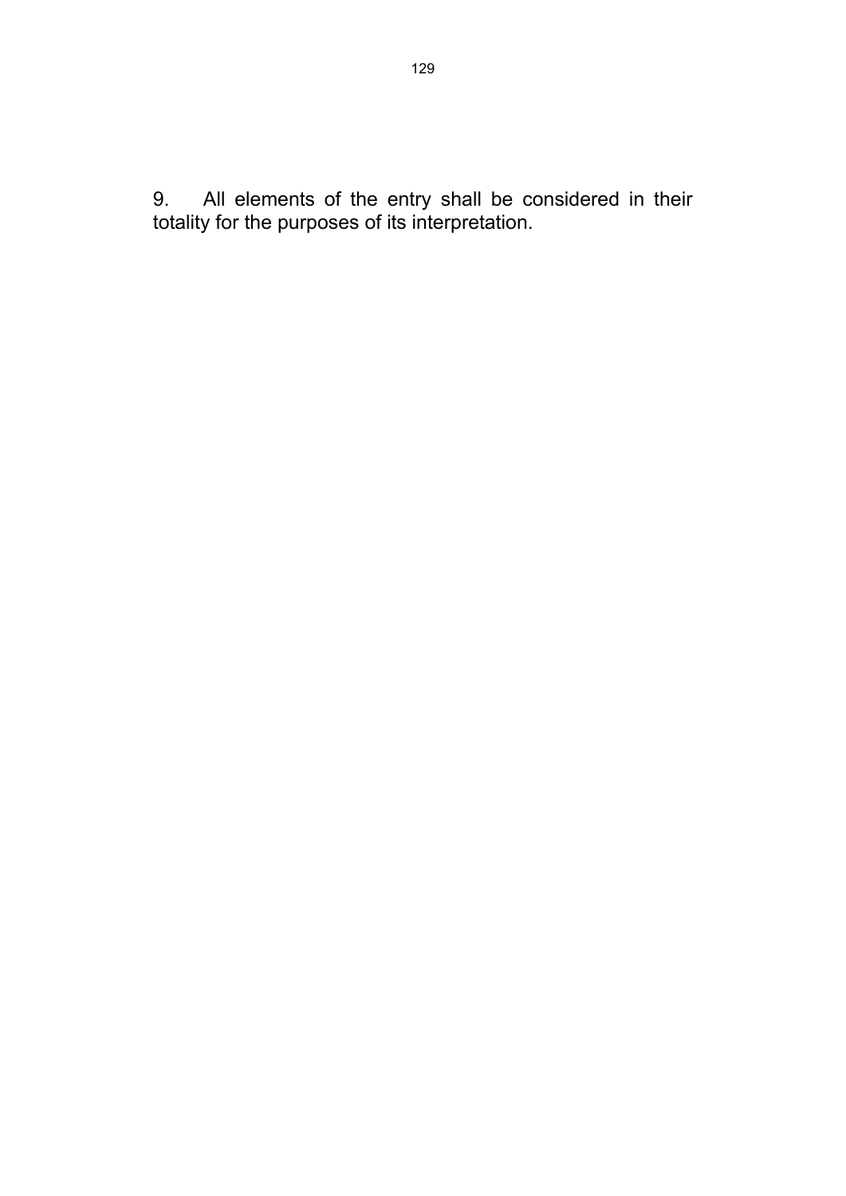9. All elements of the entry shall be considered in their totality for the purposes of its interpretation.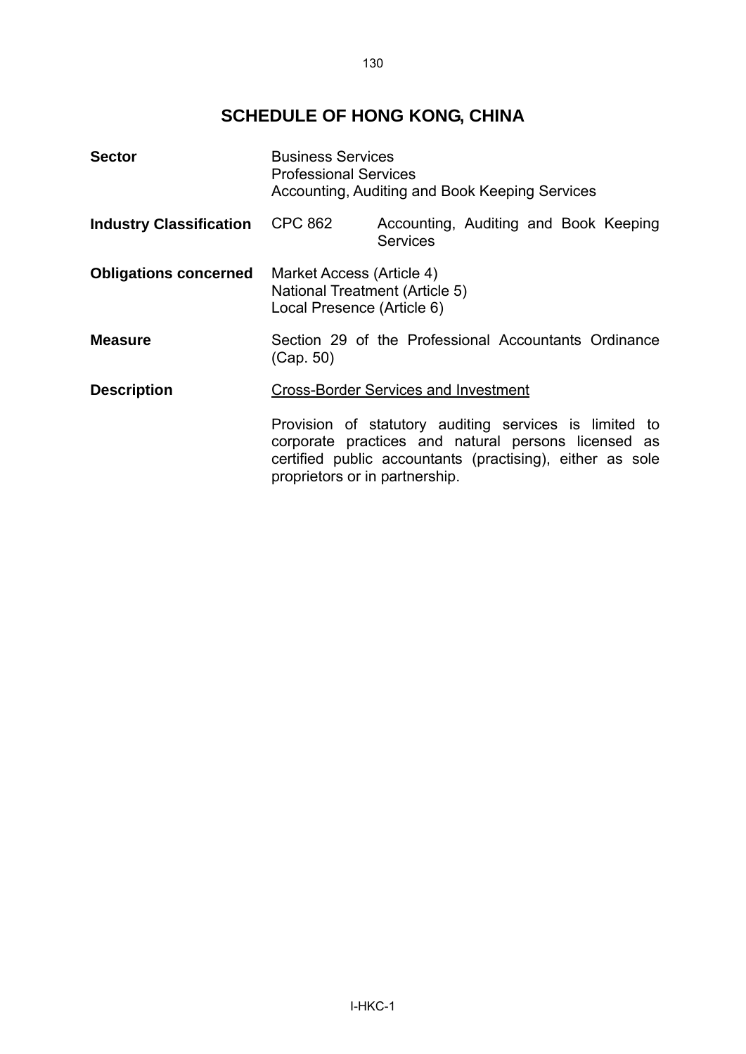# SCHEDULE OF HONG KONG, CHINA

| | |
|---|---|
| **Sector** | Business Services<br>Professional Services<br>Accounting, Auditing and Book Keeping Services |
| **Industry Classification** | CPC 862 Accounting, Auditing and Book Keeping Services |
| **Obligations concerned** | Market Access (Article 4)<br>National Treatment (Article 5)<br>Local Presence (Article 6) |
| **Measure** | Section 29 of the Professional Accountants Ordinance (Cap. 50) |
| **Description** | <u>Cross-Border Services and Investment</u><br><br>Provision of statutory auditing services is limited to corporate practices and natural persons licensed as certified public accountants (practising), either as sole proprietors or in partnership. |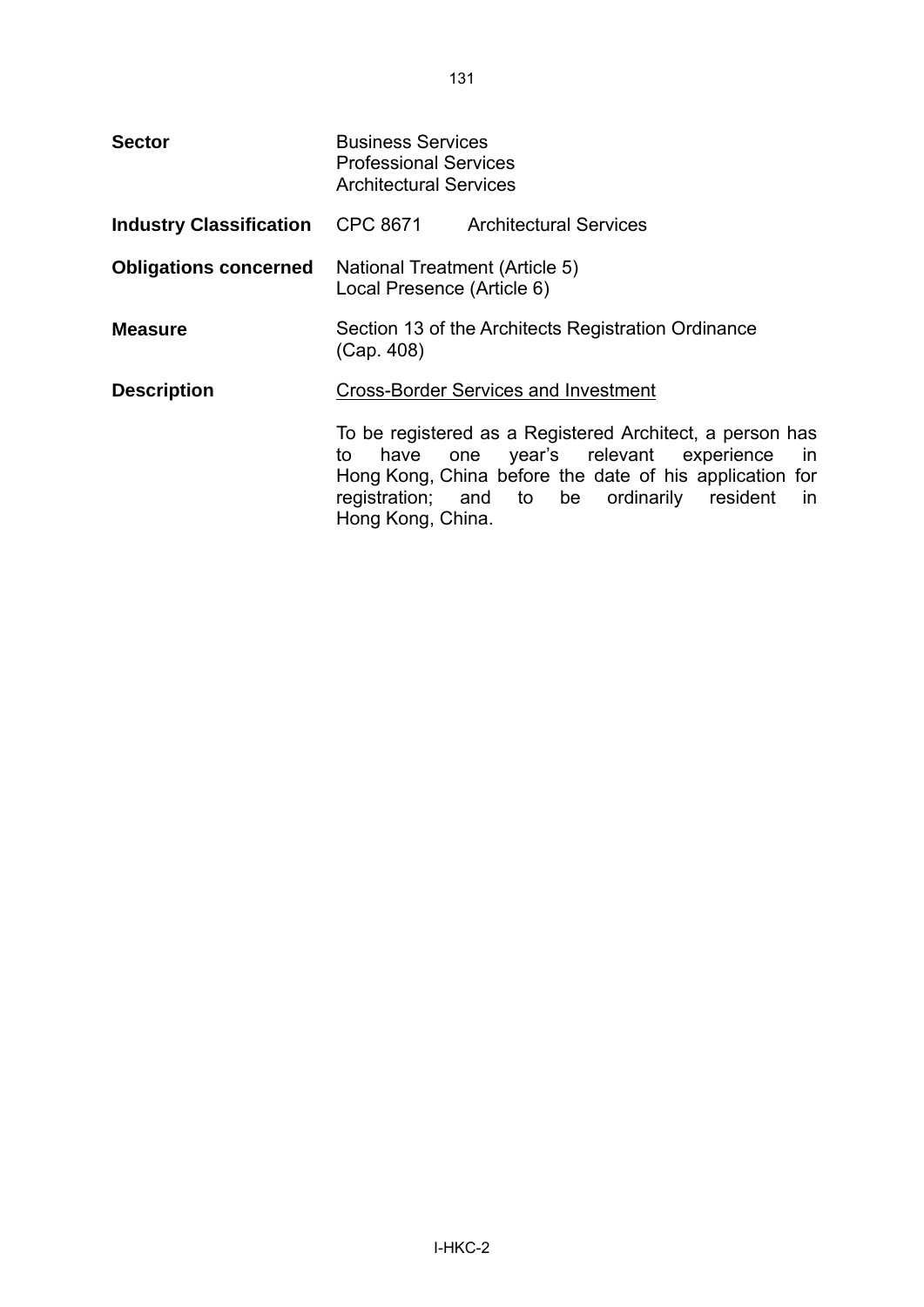| | |
|---|---|
| **Sector** | Business Services<br>Professional Services<br>Architectural Services |
| **Industry Classification** | CPC 8671 Architectural Services |
| **Obligations concerned** | National Treatment (Article 5)<br>Local Presence (Article 6) |
| **Measure** | Section 13 of the Architects Registration Ordinance (Cap. 408) |
| **Description** | Cross-Border Services and Investment<br><br>To be registered as a Registered Architect, a person has to have one year's relevant experience in Hong Kong, China before the date of his application for registration; and to be ordinarily resident in Hong Kong, China. |

I-HKC-2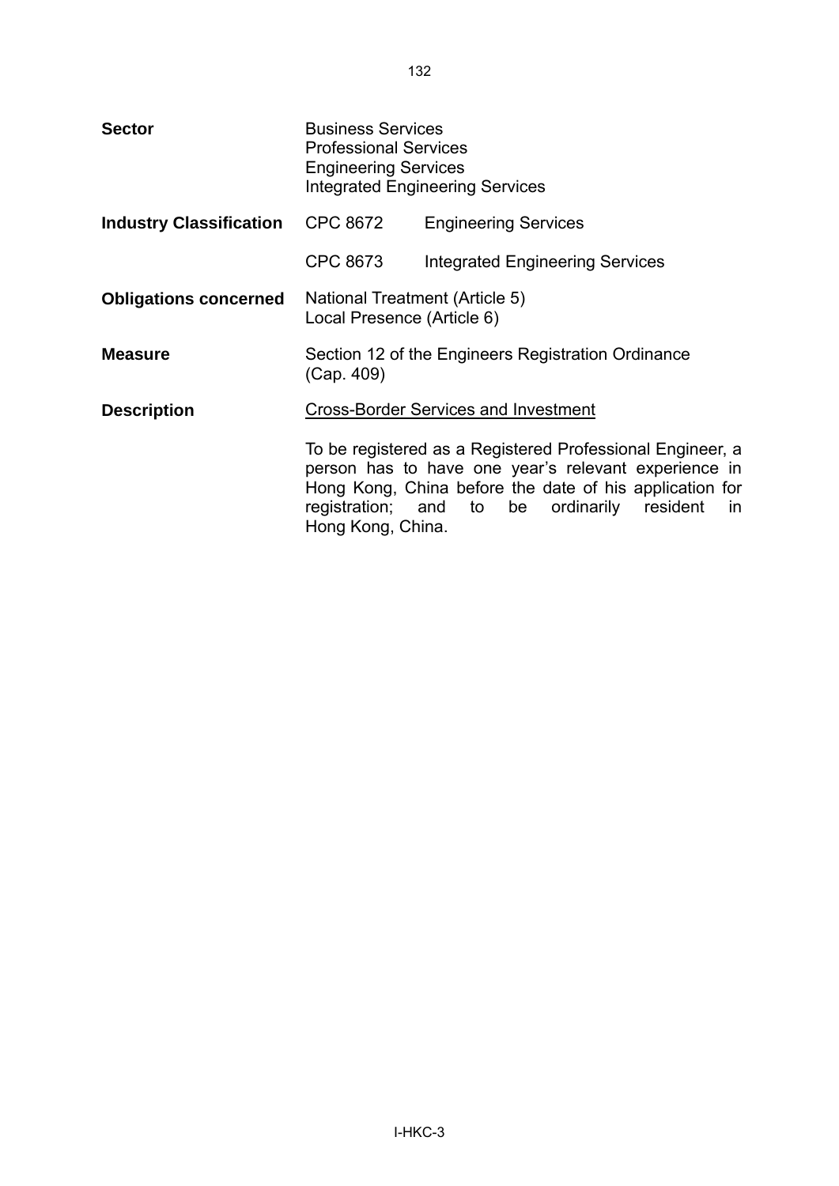| | | |
|---|---|---|
| **Sector** | Business Services<br>Professional Services<br>Engineering Services<br>Integrated Engineering Services | |
| **Industry Classification** | CPC 8672 | Engineering Services |
| | CPC 8673 | Integrated Engineering Services |
| **Obligations concerned** | National Treatment (Article 5)<br>Local Presence (Article 6) | |
| **Measure** | Section 12 of the Engineers Registration Ordinance (Cap. 409) | |
| **Description** | <u>Cross-Border Services and Investment</u><br><br>To be registered as a Registered Professional Engineer, a person has to have one year's relevant experience in Hong Kong, China before the date of his application for registration; and to be ordinarily resident in Hong Kong, China. | |

I-HKC-3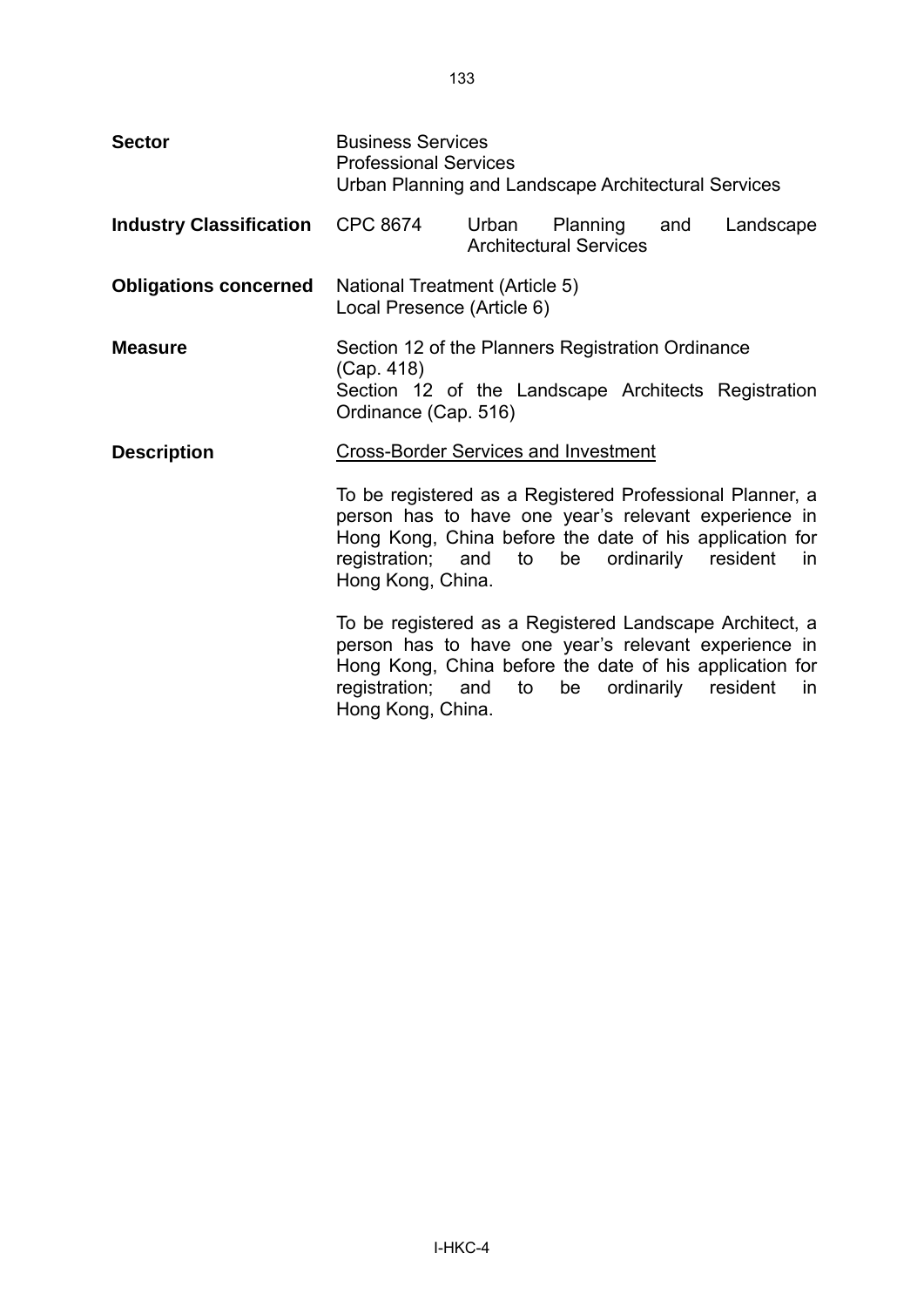| | |
|---|---|
| **Sector** | Business Services<br>Professional Services<br>Urban Planning and Landscape Architectural Services |
| **Industry Classification** | CPC 8674 Urban Planning and Landscape Architectural Services |
| **Obligations concerned** | National Treatment (Article 5)<br>Local Presence (Article 6) |
| **Measure** | Section 12 of the Planners Registration Ordinance (Cap. 418)<br>Section 12 of the Landscape Architects Registration Ordinance (Cap. 516) |
| **Description** | <u>Cross-Border Services and Investment</u><br><br>To be registered as a Registered Professional Planner, a person has to have one year's relevant experience in Hong Kong, China before the date of his application for registration; and to be ordinarily resident in Hong Kong, China.<br><br>To be registered as a Registered Landscape Architect, a person has to have one year's relevant experience in Hong Kong, China before the date of his application for registration; and to be ordinarily resident in Hong Kong, China. |

I-HKC-4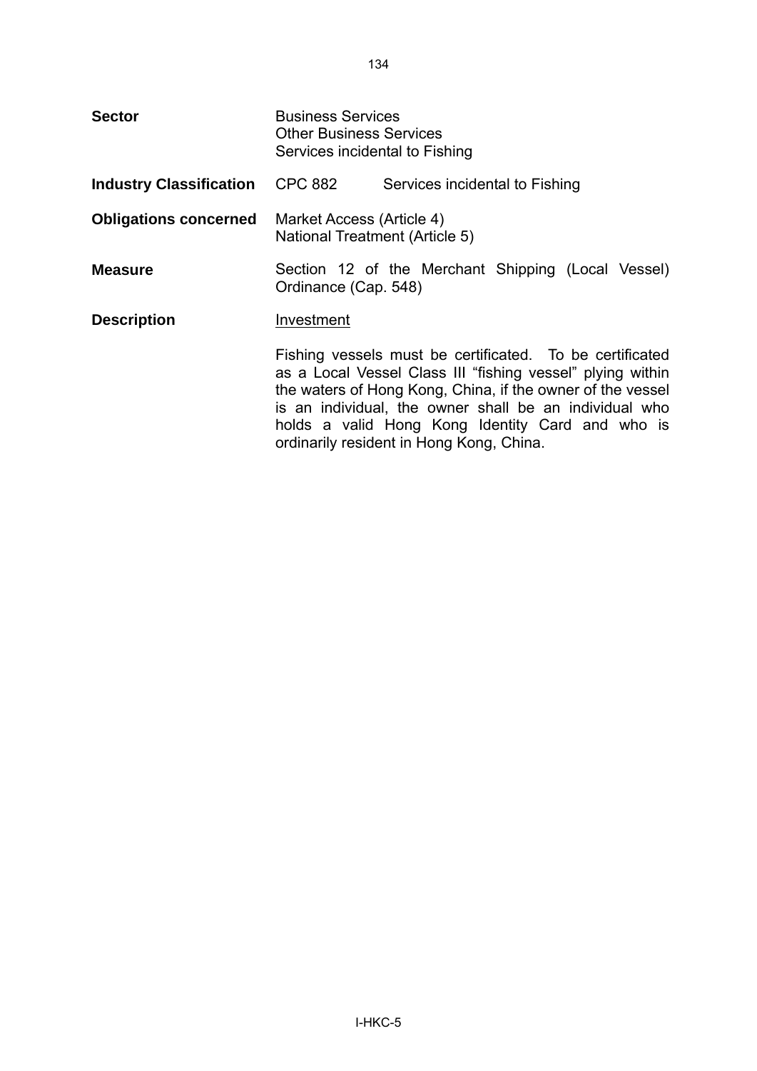| | |
|---|---|
| **Sector** | Business Services<br>Other Business Services<br>Services incidental to Fishing |
| **Industry Classification** | CPC 882 Services incidental to Fishing |
| **Obligations concerned** | Market Access (Article 4)<br>National Treatment (Article 5) |
| **Measure** | Section 12 of the Merchant Shipping (Local Vessel) Ordinance (Cap. 548) |
| **Description** | Investment<br><br>Fishing vessels must be certificated. To be certificated as a Local Vessel Class III "fishing vessel" plying within the waters of Hong Kong, China, if the owner of the vessel is an individual, the owner shall be an individual who holds a valid Hong Kong Identity Card and who is ordinarily resident in Hong Kong, China. |

I-HKC-5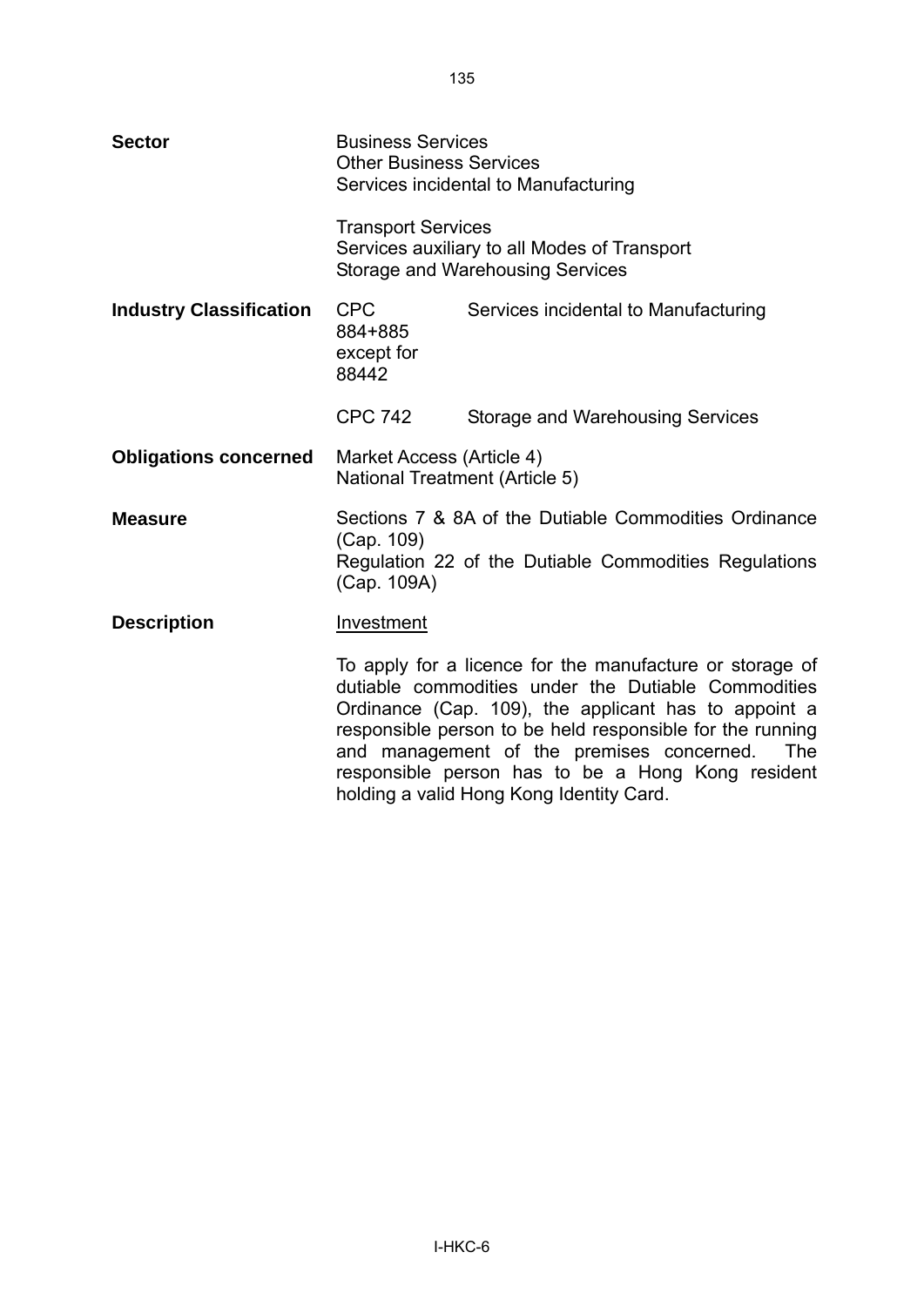| | | |
|---|---|---|
| **Sector** | Business Services<br>Other Business Services<br>Services incidental to Manufacturing<br><br>Transport Services<br>Services auxiliary to all Modes of Transport<br>Storage and Warehousing Services | |
| **Industry Classification** | CPC 884+885 except for 88442 | Services incidental to Manufacturing |
| | CPC 742 | Storage and Warehousing Services |
| **Obligations concerned** | Market Access (Article 4)<br>National Treatment (Article 5) | |
| **Measure** | Sections 7 & 8A of the Dutiable Commodities Ordinance (Cap. 109)<br>Regulation 22 of the Dutiable Commodities Regulations (Cap. 109A) | |
| **Description** | <u>Investment</u><br><br>To apply for a licence for the manufacture or storage of dutiable commodities under the Dutiable Commodities Ordinance (Cap. 109), the applicant has to appoint a responsible person to be held responsible for the running and management of the premises concerned. The responsible person has to be a Hong Kong resident holding a valid Hong Kong Identity Card. | |

I-HKC-6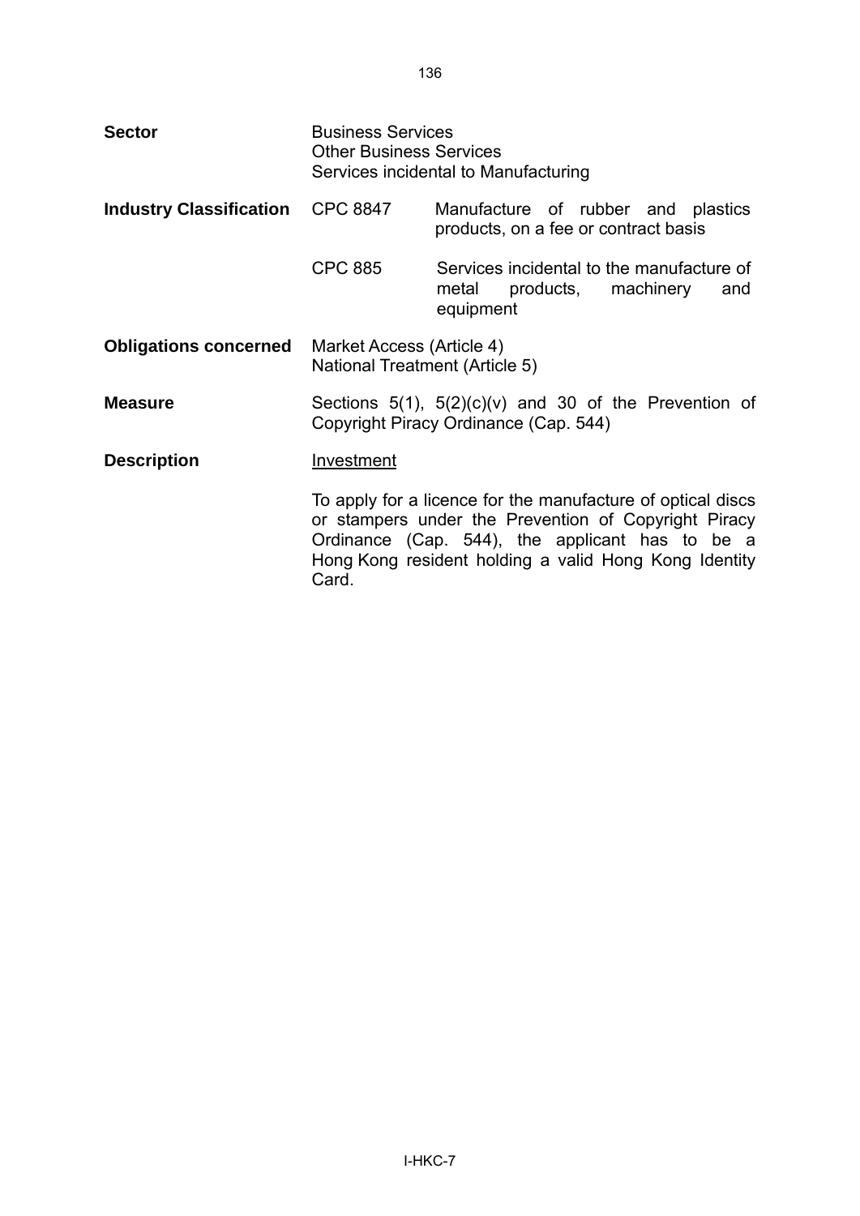| | | |
|---|---|---|
| **Sector** | Business Services<br>Other Business Services<br>Services incidental to Manufacturing | |
| **Industry Classification** | CPC 8847 | Manufacture of rubber and plastics products, on a fee or contract basis |
| | CPC 885 | Services incidental to the manufacture of metal products, machinery and equipment |
| **Obligations concerned** | Market Access (Article 4)<br>National Treatment (Article 5) | |
| **Measure** | Sections 5(1), 5(2)(c)(v) and 30 of the Prevention of Copyright Piracy Ordinance (Cap. 544) | |
| **Description** | <u>Investment</u><br><br>To apply for a licence for the manufacture of optical discs or stampers under the Prevention of Copyright Piracy Ordinance (Cap. 544), the applicant has to be a Hong Kong resident holding a valid Hong Kong Identity Card. | |

I-HKC-7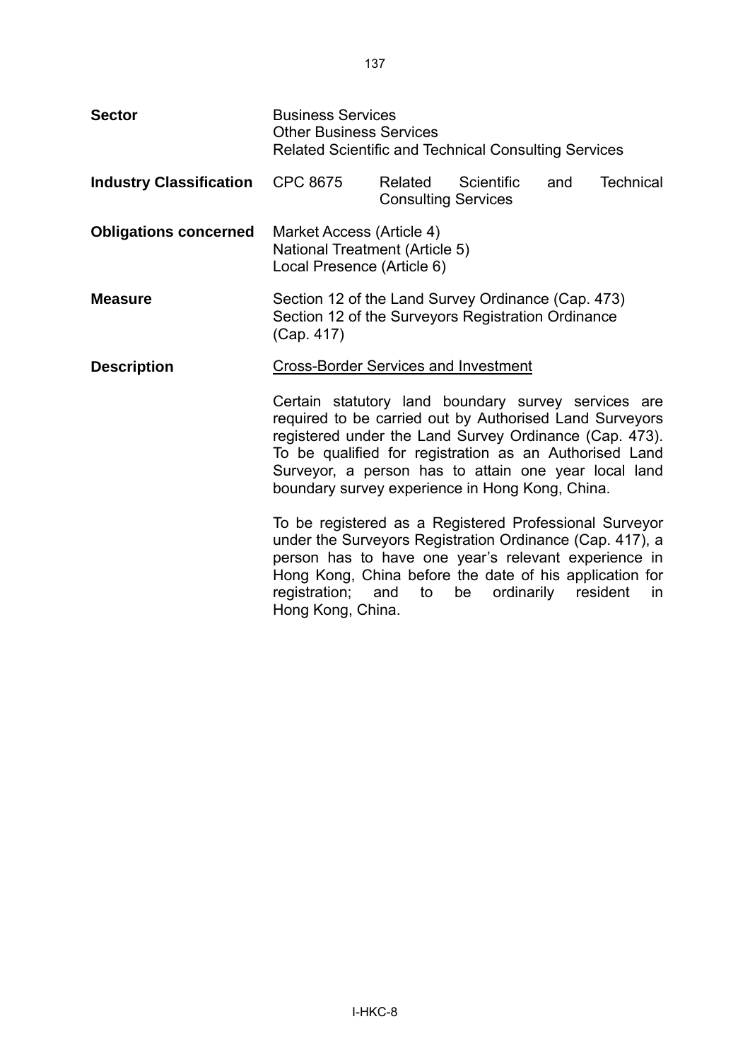| | |
|---|---|
| **Sector** | Business Services<br>Other Business Services<br>Related Scientific and Technical Consulting Services |
| **Industry Classification** | CPC 8675 Related Scientific and Technical Consulting Services |
| **Obligations concerned** | Market Access (Article 4)<br>National Treatment (Article 5)<br>Local Presence (Article 6) |
| **Measure** | Section 12 of the Land Survey Ordinance (Cap. 473)<br>Section 12 of the Surveyors Registration Ordinance (Cap. 417) |
| **Description** | <u>Cross-Border Services and Investment</u><br><br>Certain statutory land boundary survey services are required to be carried out by Authorised Land Surveyors registered under the Land Survey Ordinance (Cap. 473). To be qualified for registration as an Authorised Land Surveyor, a person has to attain one year local land boundary survey experience in Hong Kong, China.<br><br>To be registered as a Registered Professional Surveyor under the Surveyors Registration Ordinance (Cap. 417), a person has to have one year's relevant experience in Hong Kong, China before the date of his application for registration; and to be ordinarily resident in Hong Kong, China. |

I-HKC-8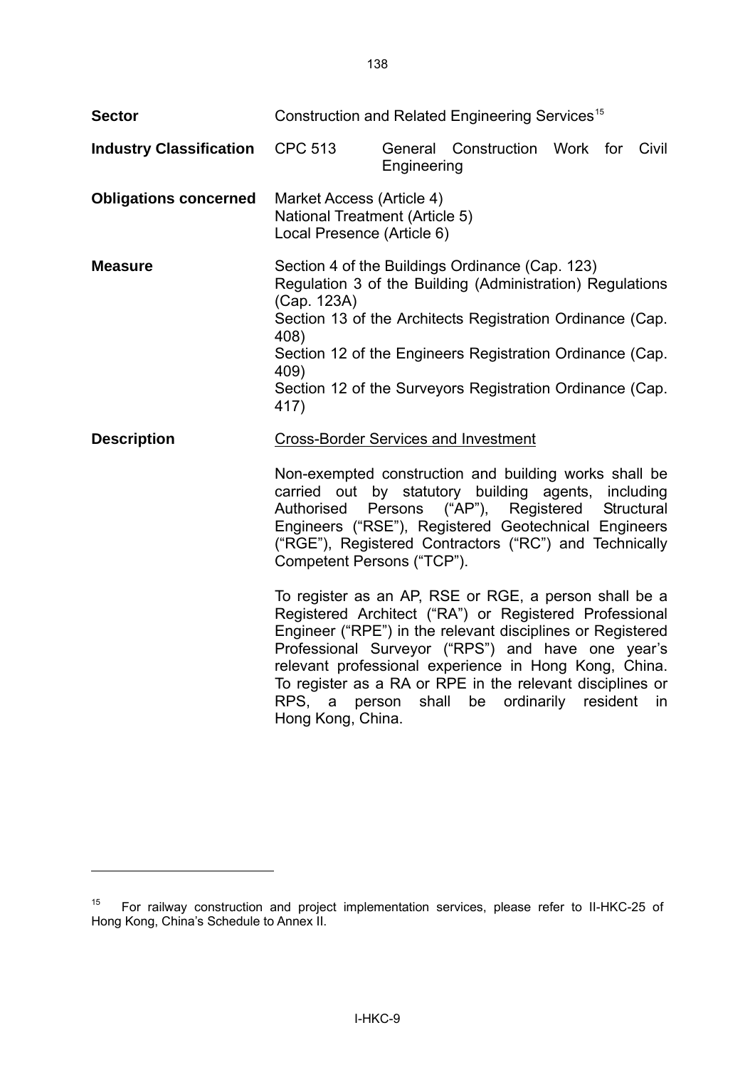| | |
|---|---|
| **Sector** | Construction and Related Engineering Services[15] |
| **Industry Classification** | CPC 513 General Construction Work for Civil Engineering |
| **Obligations concerned** | Market Access (Article 4)<br>National Treatment (Article 5)<br>Local Presence (Article 6) |
| **Measure** | Section 4 of the Buildings Ordinance (Cap. 123)<br>Regulation 3 of the Building (Administration) Regulations (Cap. 123A)<br>Section 13 of the Architects Registration Ordinance (Cap. 408)<br>Section 12 of the Engineers Registration Ordinance (Cap. 409)<br>Section 12 of the Surveyors Registration Ordinance (Cap. 417) |
| **Description** | <u>Cross-Border Services and Investment</u><br><br>Non-exempted construction and building works shall be carried out by statutory building agents, including Authorised Persons ("AP"), Registered Structural Engineers ("RSE"), Registered Geotechnical Engineers ("RGE"), Registered Contractors ("RC") and Technically Competent Persons ("TCP").<br><br>To register as an AP, RSE or RGE, a person shall be a Registered Architect ("RA") or Registered Professional Engineer ("RPE") in the relevant disciplines or Registered Professional Surveyor ("RPS") and have one year's relevant professional experience in Hong Kong, China. To register as a RA or RPE in the relevant disciplines or RPS, a person shall be ordinarily resident in Hong Kong, China. |

[15] For railway construction and project implementation services, please refer to II-HKC-25 of Hong Kong, China's Schedule to Annex II.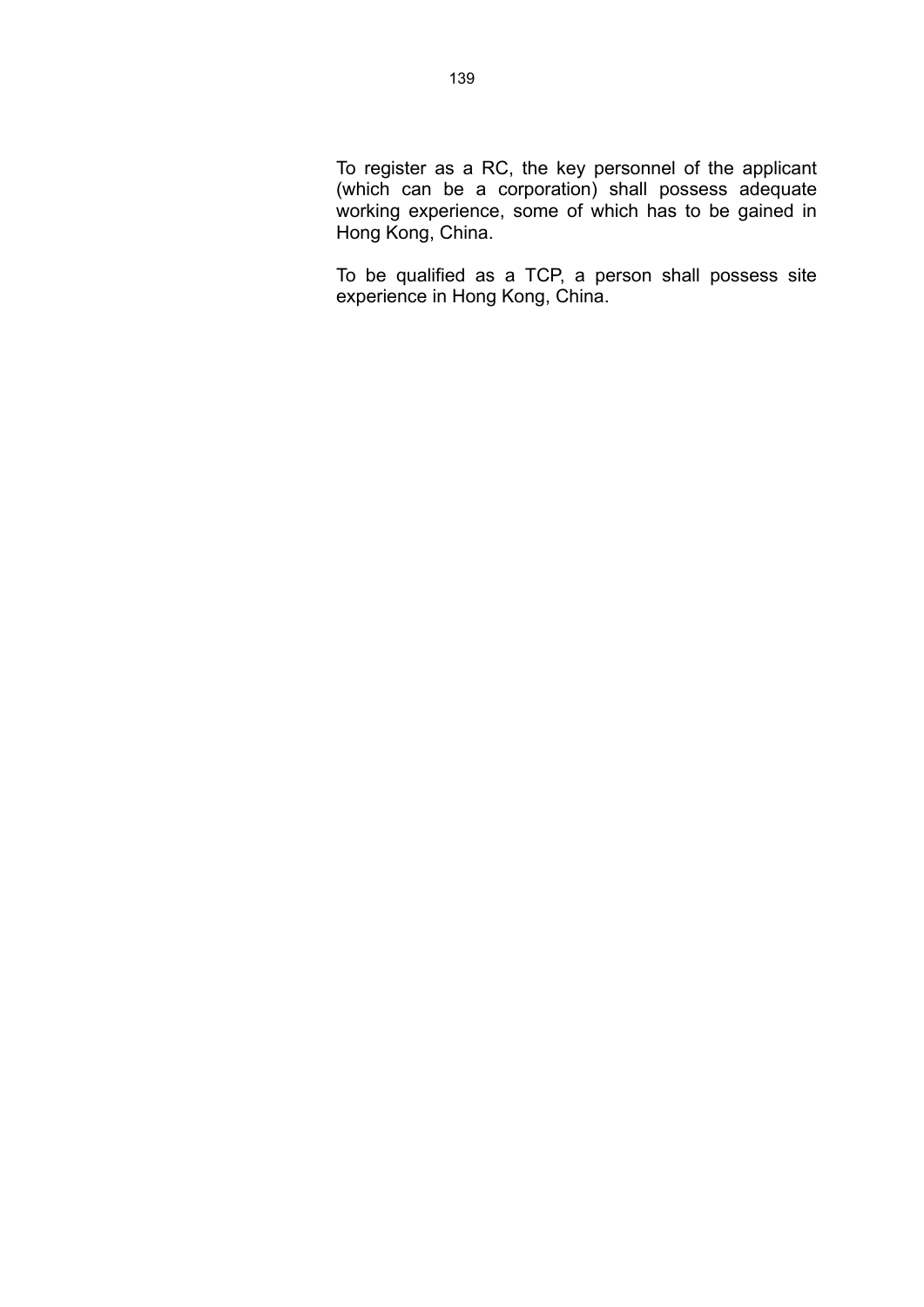To register as a RC, the key personnel of the applicant (which can be a corporation) shall possess adequate working experience, some of which has to be gained in Hong Kong, China.

To be qualified as a TCP, a person shall possess site experience in Hong Kong, China.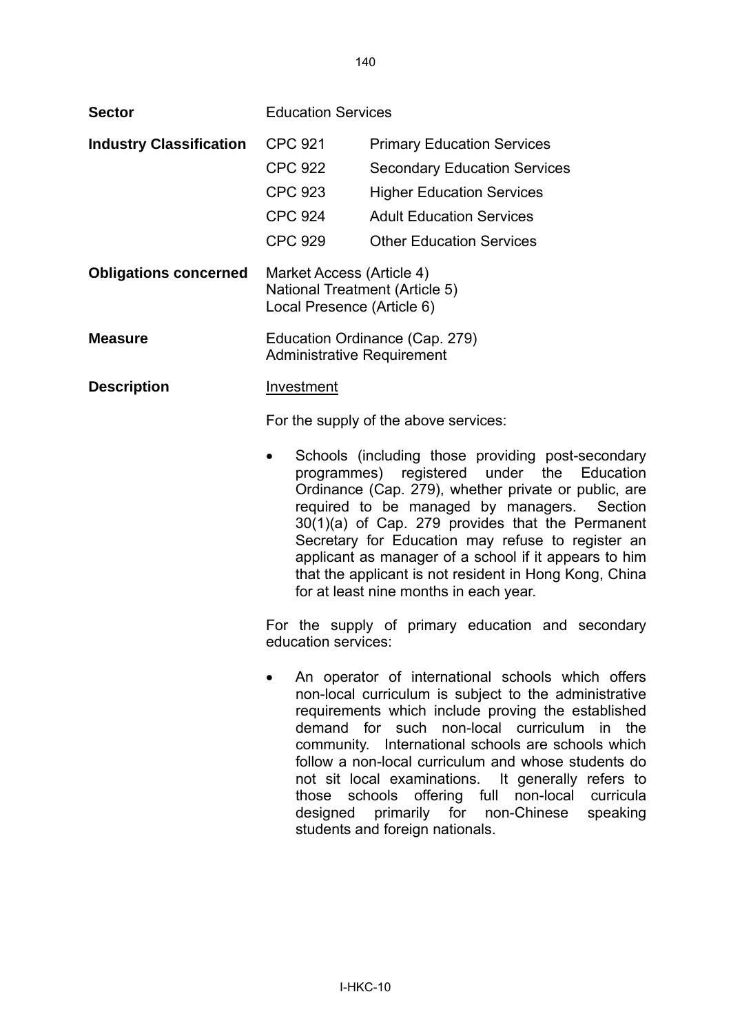**Sector** Education Services

**Industry Classification**

| | |
|---|---|
| CPC 921 | Primary Education Services |
| CPC 922 | Secondary Education Services |
| CPC 923 | Higher Education Services |
| CPC 924 | Adult Education Services |
| CPC 929 | Other Education Services |

**Obligations concerned** Market Access (Article 4)
National Treatment (Article 5)
Local Presence (Article 6)

**Measure** Education Ordinance (Cap. 279)
Administrative Requirement

**Description** Investment

For the supply of the above services:

- Schools (including those providing post-secondary programmes) registered under the Education Ordinance (Cap. 279), whether private or public, are required to be managed by managers. Section 30(1)(a) of Cap. 279 provides that the Permanent Secretary for Education may refuse to register an applicant as manager of a school if it appears to him that the applicant is not resident in Hong Kong, China for at least nine months in each year.

For the supply of primary education and secondary education services:

- An operator of international schools which offers non-local curriculum is subject to the administrative requirements which include proving the established demand for such non-local curriculum in the community. International schools are schools which follow a non-local curriculum and whose students do not sit local examinations. It generally refers to those schools offering full non-local curricula designed primarily for non-Chinese speaking students and foreign nationals.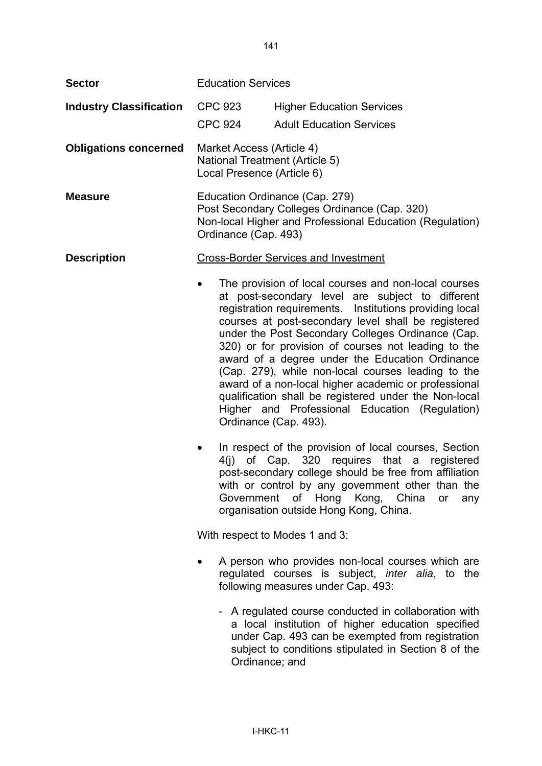| | | |
|---|---|---|
| **Sector** | Education Services | |
| **Industry Classification** | CPC 923 | Higher Education Services |
| | CPC 924 | Adult Education Services |
| **Obligations concerned** | Market Access (Article 4)<br>National Treatment (Article 5)<br>Local Presence (Article 6) | |
| **Measure** | Education Ordinance (Cap. 279)<br>Post Secondary Colleges Ordinance (Cap. 320)<br>Non-local Higher and Professional Education (Regulation) Ordinance (Cap. 493) | |
| **Description** | <u>Cross-Border Services and Investment</u> | |

- The provision of local courses and non-local courses at post-secondary level are subject to different registration requirements. Institutions providing local courses at post-secondary level shall be registered under the Post Secondary Colleges Ordinance (Cap. 320) or for provision of courses not leading to the award of a degree under the Education Ordinance (Cap. 279), while non-local courses leading to the award of a non-local higher academic or professional qualification shall be registered under the Non-local Higher and Professional Education (Regulation) Ordinance (Cap. 493).

- In respect of the provision of local courses, Section 4(j) of Cap. 320 requires that a registered post-secondary college should be free from affiliation with or control by any government other than the Government of Hong Kong, China or any organisation outside Hong Kong, China.

With respect to Modes 1 and 3:

- A person who provides non-local courses which are regulated courses is subject, *inter alia*, to the following measures under Cap. 493:

  - A regulated course conducted in collaboration with a local institution of higher education specified under Cap. 493 can be exempted from registration subject to conditions stipulated in Section 8 of the Ordinance; and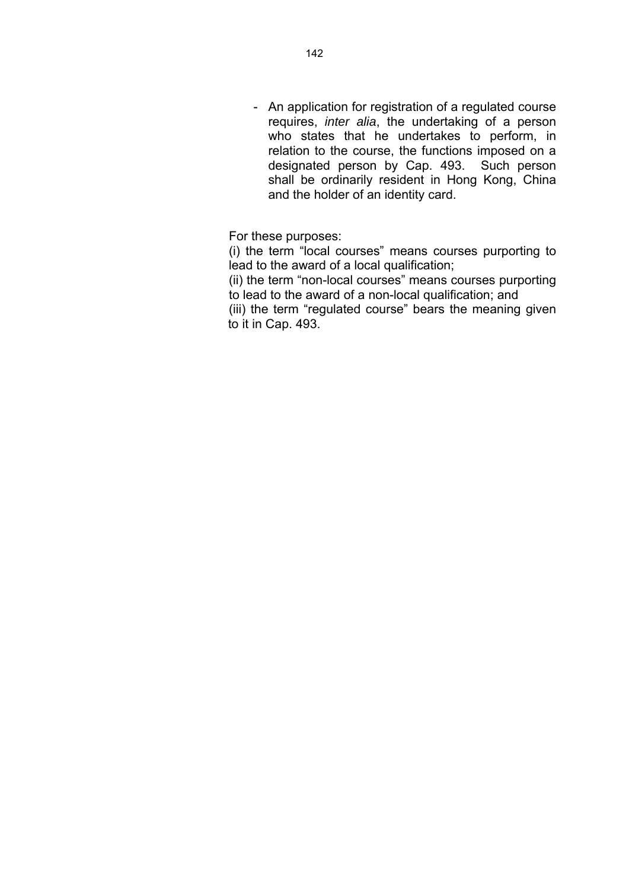- An application for registration of a regulated course requires, *inter alia*, the undertaking of a person who states that he undertakes to perform, in relation to the course, the functions imposed on a designated person by Cap. 493. Such person shall be ordinarily resident in Hong Kong, China and the holder of an identity card.

For these purposes:
(i) the term "local courses" means courses purporting to lead to the award of a local qualification;
(ii) the term "non-local courses" means courses purporting to lead to the award of a non-local qualification; and
(iii) the term "regulated course" bears the meaning given to it in Cap. 493.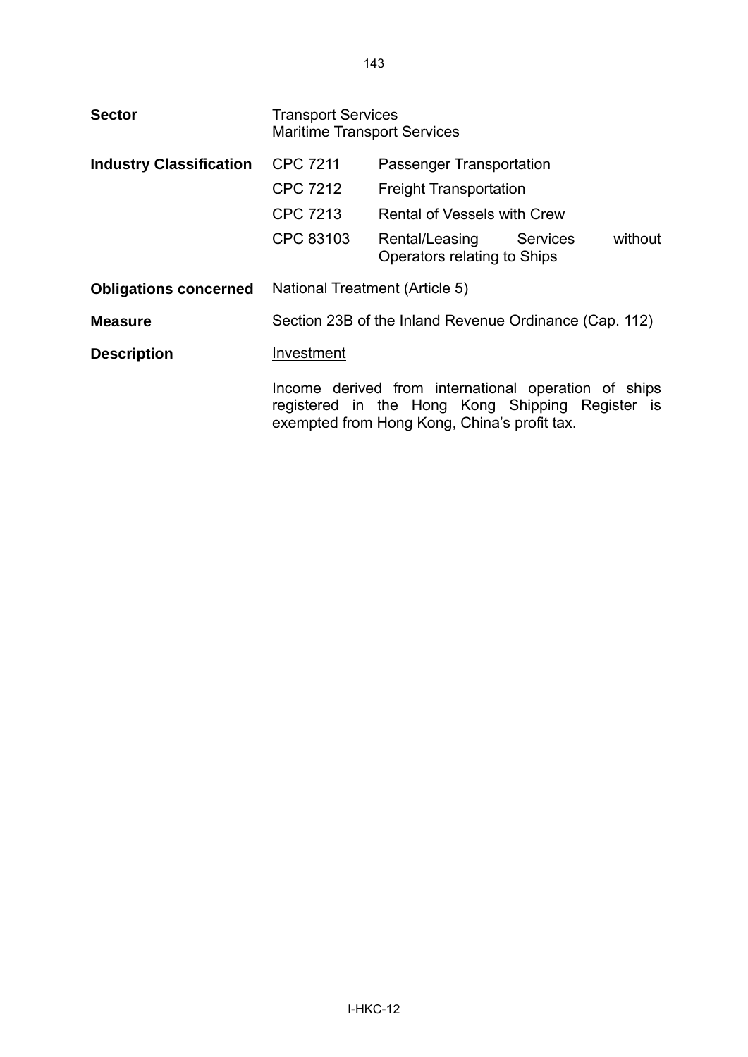| | | |
|---|---|---|
| **Sector** | Transport Services<br>Maritime Transport Services | |
| **Industry Classification** | CPC 7211 | Passenger Transportation |
| | CPC 7212 | Freight Transportation |
| | CPC 7213 | Rental of Vessels with Crew |
| | CPC 83103 | Rental/Leasing Services without Operators relating to Ships |
| **Obligations concerned** | National Treatment (Article 5) | |
| **Measure** | Section 23B of the Inland Revenue Ordinance (Cap. 112) | |
| **Description** | Investment<br><br>Income derived from international operation of ships registered in the Hong Kong Shipping Register is exempted from Hong Kong, China's profit tax. | |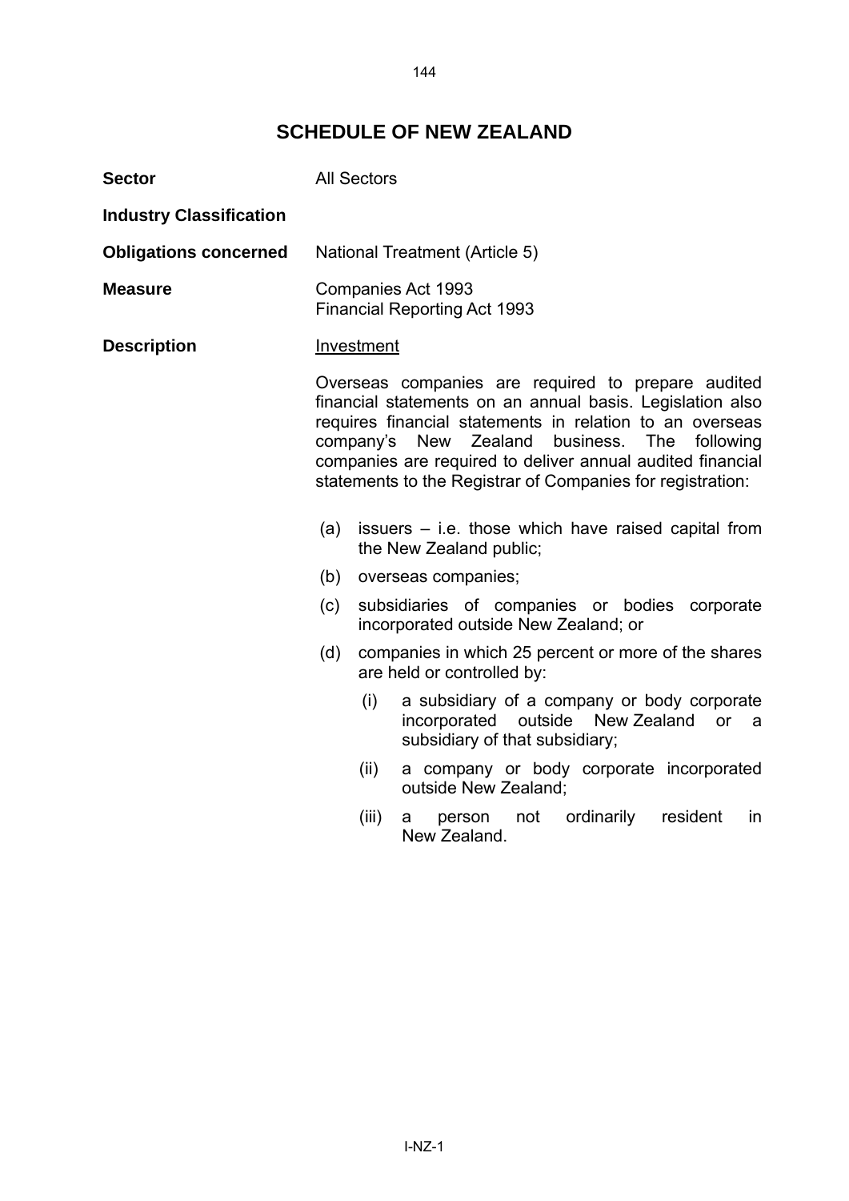# SCHEDULE OF NEW ZEALAND

**Sector** All Sectors

**Industry Classification**

**Obligations concerned** National Treatment (Article 5)

**Measure** Companies Act 1993
Financial Reporting Act 1993

**Description** Investment

Overseas companies are required to prepare audited financial statements on an annual basis. Legislation also requires financial statements in relation to an overseas company's New Zealand business. The following companies are required to deliver annual audited financial statements to the Registrar of Companies for registration:

(a) issuers – i.e. those which have raised capital from the New Zealand public;

(b) overseas companies;

(c) subsidiaries of companies or bodies corporate incorporated outside New Zealand; or

(d) companies in which 25 percent or more of the shares are held or controlled by:

(i) a subsidiary of a company or body corporate incorporated outside New Zealand or a subsidiary of that subsidiary;

(ii) a company or body corporate incorporated outside New Zealand;

(iii) a person not ordinarily resident in New Zealand.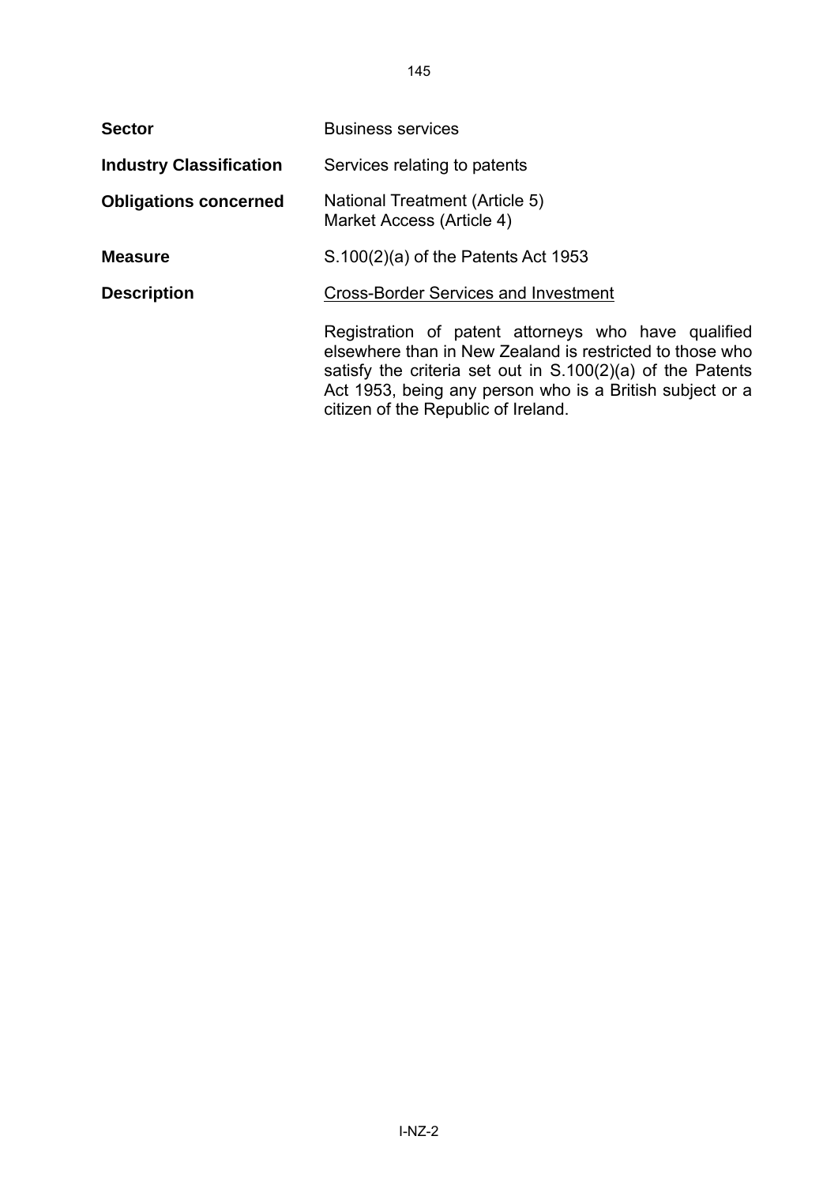| | |
|---|---|
| **Sector** | Business services |
| **Industry Classification** | Services relating to patents |
| **Obligations concerned** | National Treatment (Article 5)<br>Market Access (Article 4) |
| **Measure** | S.100(2)(a) of the Patents Act 1953 |
| **Description** | <u>Cross-Border Services and Investment</u><br><br>Registration of patent attorneys who have qualified elsewhere than in New Zealand is restricted to those who satisfy the criteria set out in S.100(2)(a) of the Patents Act 1953, being any person who is a British subject or a citizen of the Republic of Ireland. |

I-NZ-2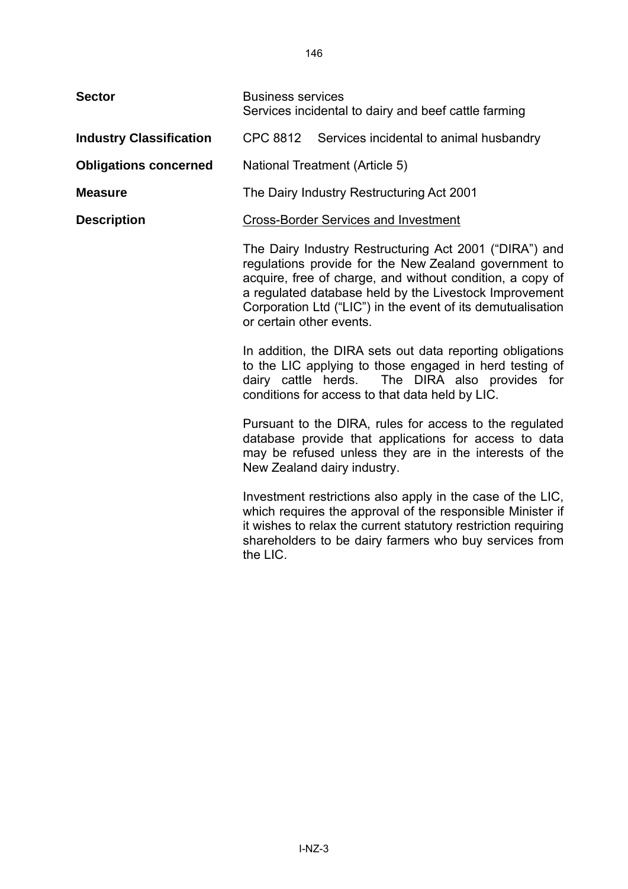| | |
|---|---|
| **Sector** | Business services<br>Services incidental to dairy and beef cattle farming |
| **Industry Classification** | CPC 8812 Services incidental to animal husbandry |
| **Obligations concerned** | National Treatment (Article 5) |
| **Measure** | The Dairy Industry Restructuring Act 2001 |
| **Description** | <u>Cross-Border Services and Investment</u> |

The Dairy Industry Restructuring Act 2001 ("DIRA") and regulations provide for the New Zealand government to acquire, free of charge, and without condition, a copy of a regulated database held by the Livestock Improvement Corporation Ltd ("LIC") in the event of its demutualisation or certain other events.

In addition, the DIRA sets out data reporting obligations to the LIC applying to those engaged in herd testing of dairy cattle herds. The DIRA also provides for conditions for access to that data held by LIC.

Pursuant to the DIRA, rules for access to the regulated database provide that applications for access to data may be refused unless they are in the interests of the New Zealand dairy industry.

Investment restrictions also apply in the case of the LIC, which requires the approval of the responsible Minister if it wishes to relax the current statutory restriction requiring shareholders to be dairy farmers who buy services from the LIC.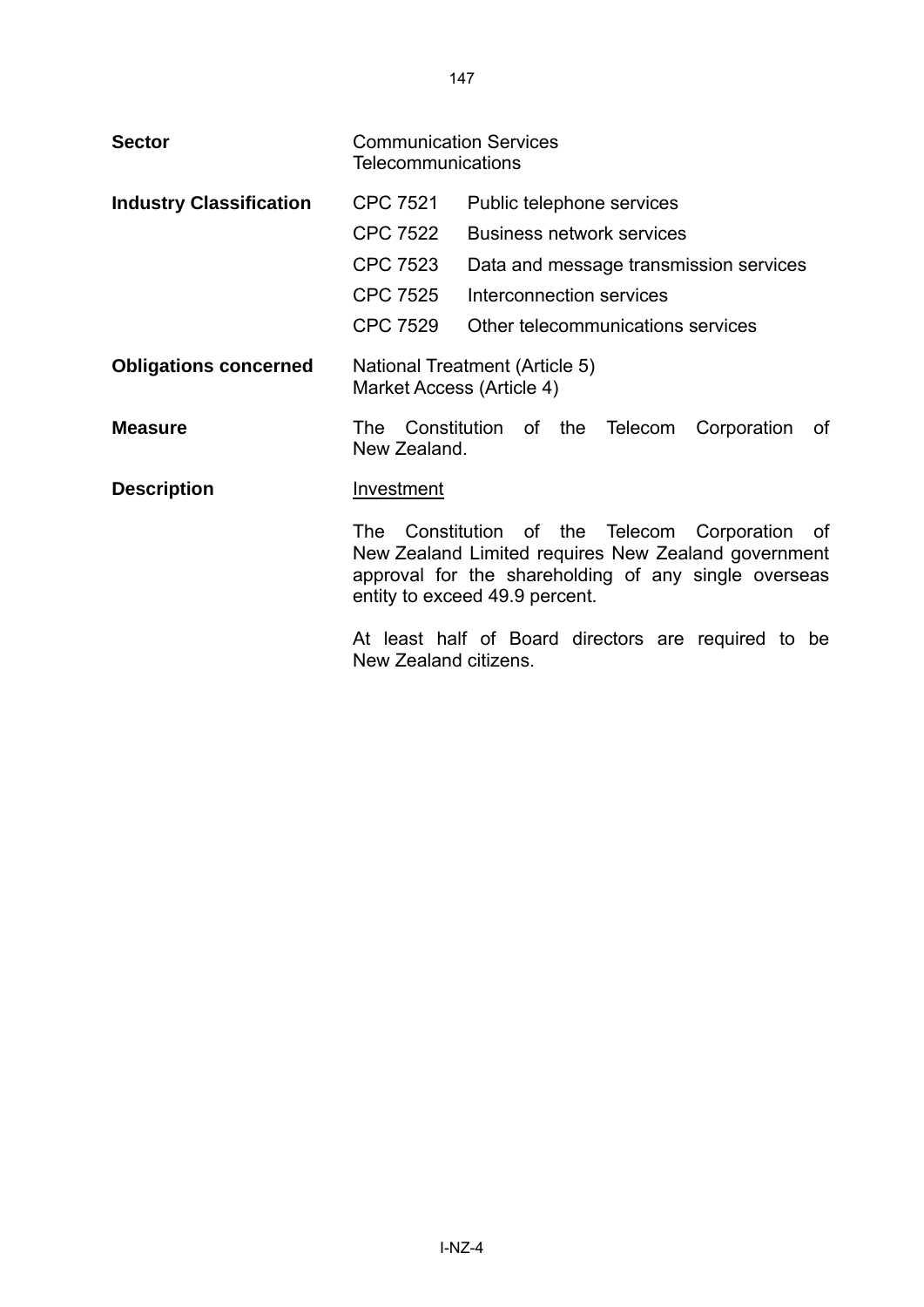| | | |
|---|---|---|
| **Sector** | Communication Services<br>Telecommunications | |
| **Industry Classification** | CPC 7521 | Public telephone services |
| | CPC 7522 | Business network services |
| | CPC 7523 | Data and message transmission services |
| | CPC 7525 | Interconnection services |
| | CPC 7529 | Other telecommunications services |
| **Obligations concerned** | National Treatment (Article 5)<br>Market Access (Article 4) | |
| **Measure** | The Constitution of the Telecom Corporation of New Zealand. | |
| **Description** | <u>Investment</u><br><br>The Constitution of the Telecom Corporation of New Zealand Limited requires New Zealand government approval for the shareholding of any single overseas entity to exceed 49.9 percent.<br><br>At least half of Board directors are required to be New Zealand citizens. | |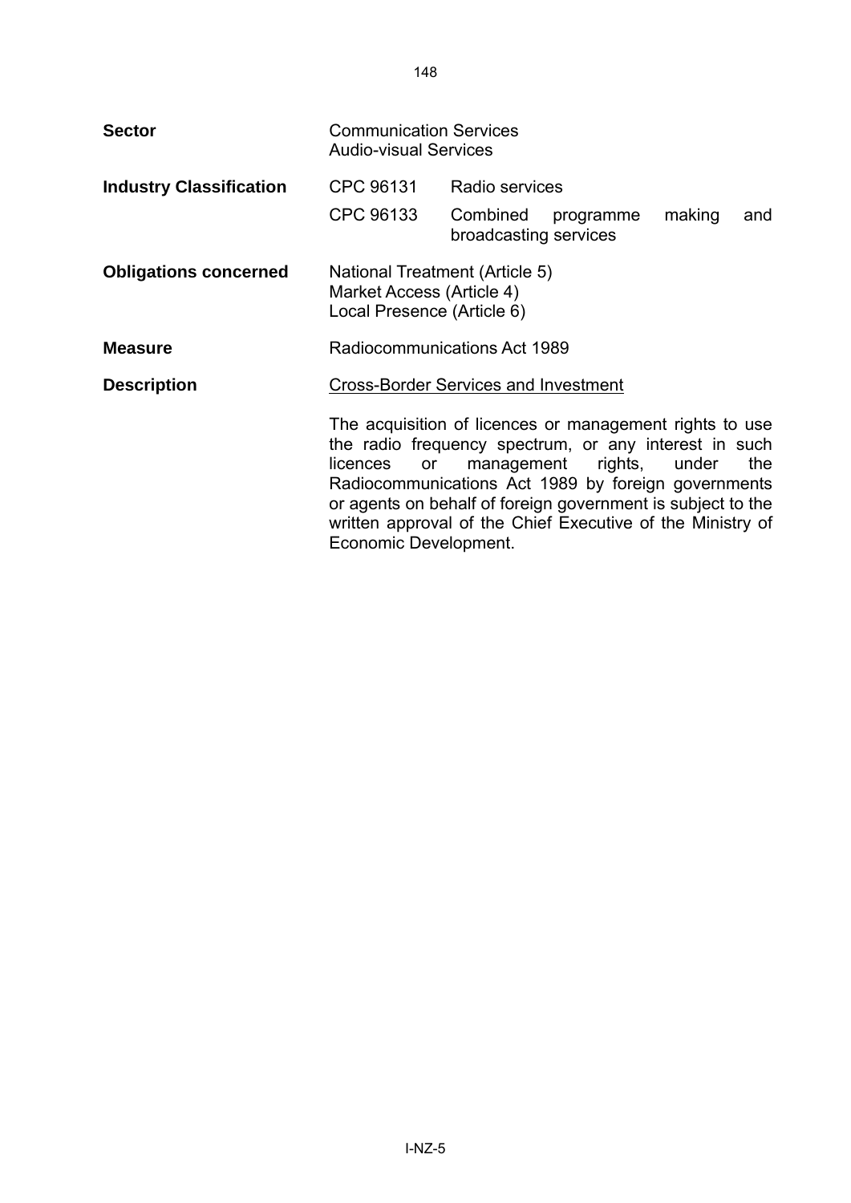| | | |
|---|---|---|
| **Sector** | Communication Services<br>Audio-visual Services | |
| **Industry Classification** | CPC 96131 | Radio services |
| | CPC 96133 | Combined programme making and broadcasting services |
| **Obligations concerned** | National Treatment (Article 5)<br>Market Access (Article 4)<br>Local Presence (Article 6) | |
| **Measure** | Radiocommunications Act 1989 | |
| **Description** | <u>Cross-Border Services and Investment</u><br><br>The acquisition of licences or management rights to use the radio frequency spectrum, or any interest in such licences or management rights, under the Radiocommunications Act 1989 by foreign governments or agents on behalf of foreign government is subject to the written approval of the Chief Executive of the Ministry of Economic Development. | |

I-NZ-5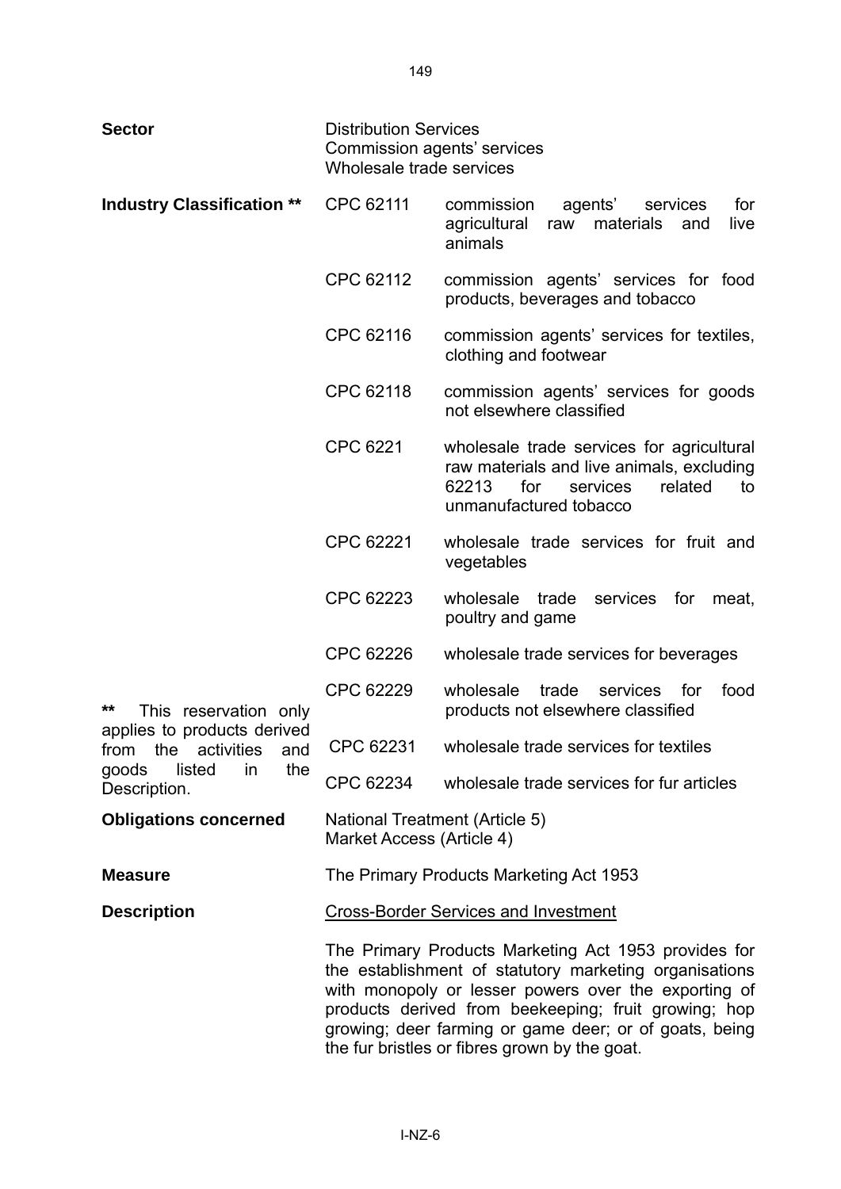| | | |
|---|---|---|
| **Sector** | Distribution Services<br>Commission agents' services<br>Wholesale trade services | |
| **Industry Classification \*\*** | CPC 62111 | commission agents' services for agricultural raw materials and live animals |
| | CPC 62112 | commission agents' services for food products, beverages and tobacco |
| | CPC 62116 | commission agents' services for textiles, clothing and footwear |
| | CPC 62118 | commission agents' services for goods not elsewhere classified |
| | CPC 6221 | wholesale trade services for agricultural raw materials and live animals, excluding 62213 for services related to unmanufactured tobacco |
| | CPC 62221 | wholesale trade services for fruit and vegetables |
| | CPC 62223 | wholesale trade services for meat, poultry and game |
| | CPC 62226 | wholesale trade services for beverages |
| | CPC 62229 | wholesale trade services for food products not elsewhere classified |
| \*\* This reservation only applies to products derived from the activities and goods listed in the Description. | CPC 62231 | wholesale trade services for textiles |
| | CPC 62234 | wholesale trade services for fur articles |
| **Obligations concerned** | National Treatment (Article 5)<br>Market Access (Article 4) | |
| **Measure** | The Primary Products Marketing Act 1953 | |
| **Description** | Cross-Border Services and Investment<br><br>The Primary Products Marketing Act 1953 provides for the establishment of statutory marketing organisations with monopoly or lesser powers over the exporting of products derived from beekeeping; fruit growing; hop growing; deer farming or game deer; or of goats, being the fur bristles or fibres grown by the goat. | |

I-NZ-6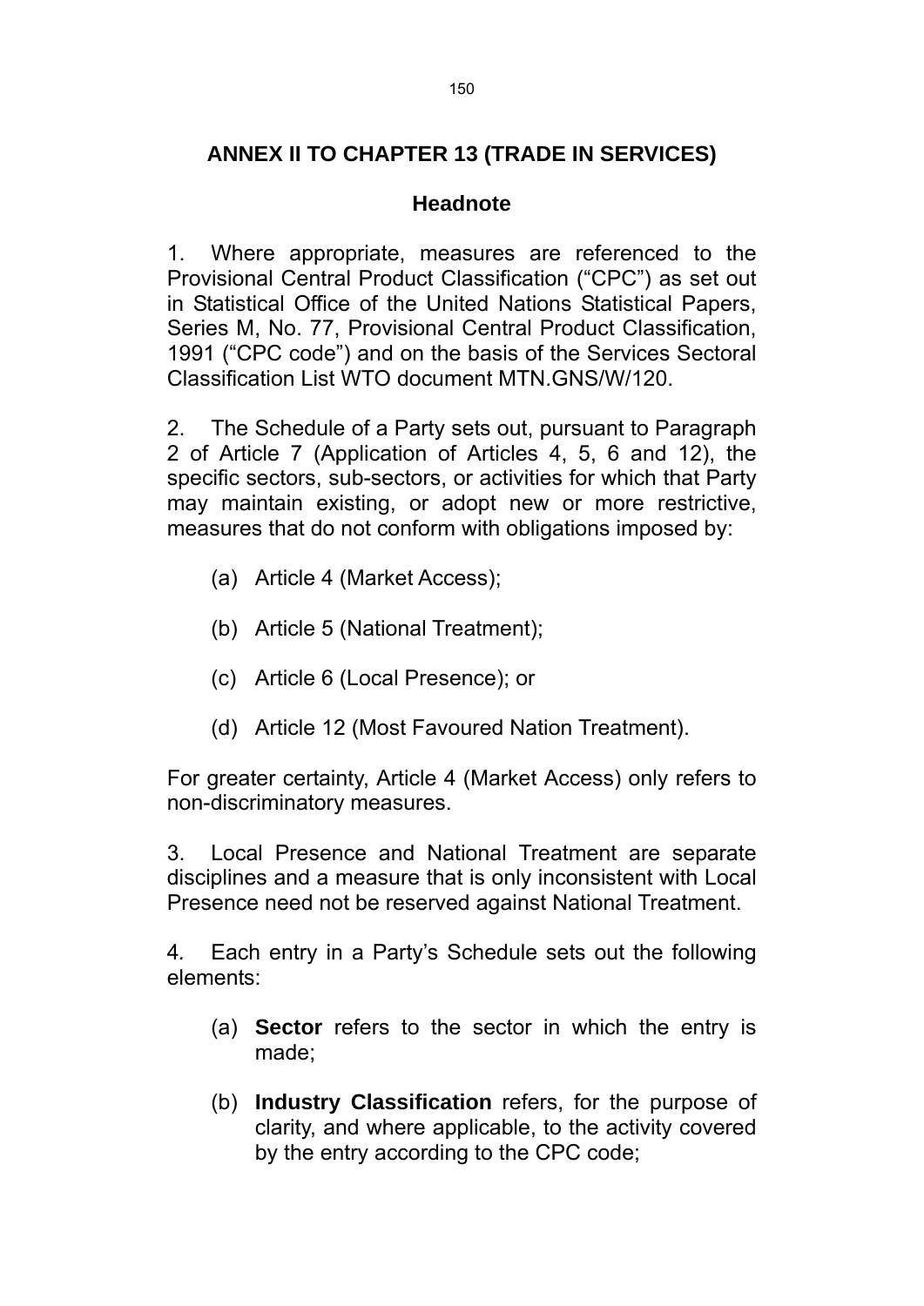## ANNEX II TO CHAPTER 13 (TRADE IN SERVICES)

### Headnote

1. Where appropriate, measures are referenced to the Provisional Central Product Classification ("CPC") as set out in Statistical Office of the United Nations Statistical Papers, Series M, No. 77, Provisional Central Product Classification, 1991 ("CPC code") and on the basis of the Services Sectoral Classification List WTO document MTN.GNS/W/120.

2. The Schedule of a Party sets out, pursuant to Paragraph 2 of Article 7 (Application of Articles 4, 5, 6 and 12), the specific sectors, sub-sectors, or activities for which that Party may maintain existing, or adopt new or more restrictive, measures that do not conform with obligations imposed by:

   (a) Article 4 (Market Access);

   (b) Article 5 (National Treatment);

   (c) Article 6 (Local Presence); or

   (d) Article 12 (Most Favoured Nation Treatment).

For greater certainty, Article 4 (Market Access) only refers to non-discriminatory measures.

3. Local Presence and National Treatment are separate disciplines and a measure that is only inconsistent with Local Presence need not be reserved against National Treatment.

4. Each entry in a Party's Schedule sets out the following elements:

   (a) **Sector** refers to the sector in which the entry is made;

   (b) **Industry Classification** refers, for the purpose of clarity, and where applicable, to the activity covered by the entry according to the CPC code;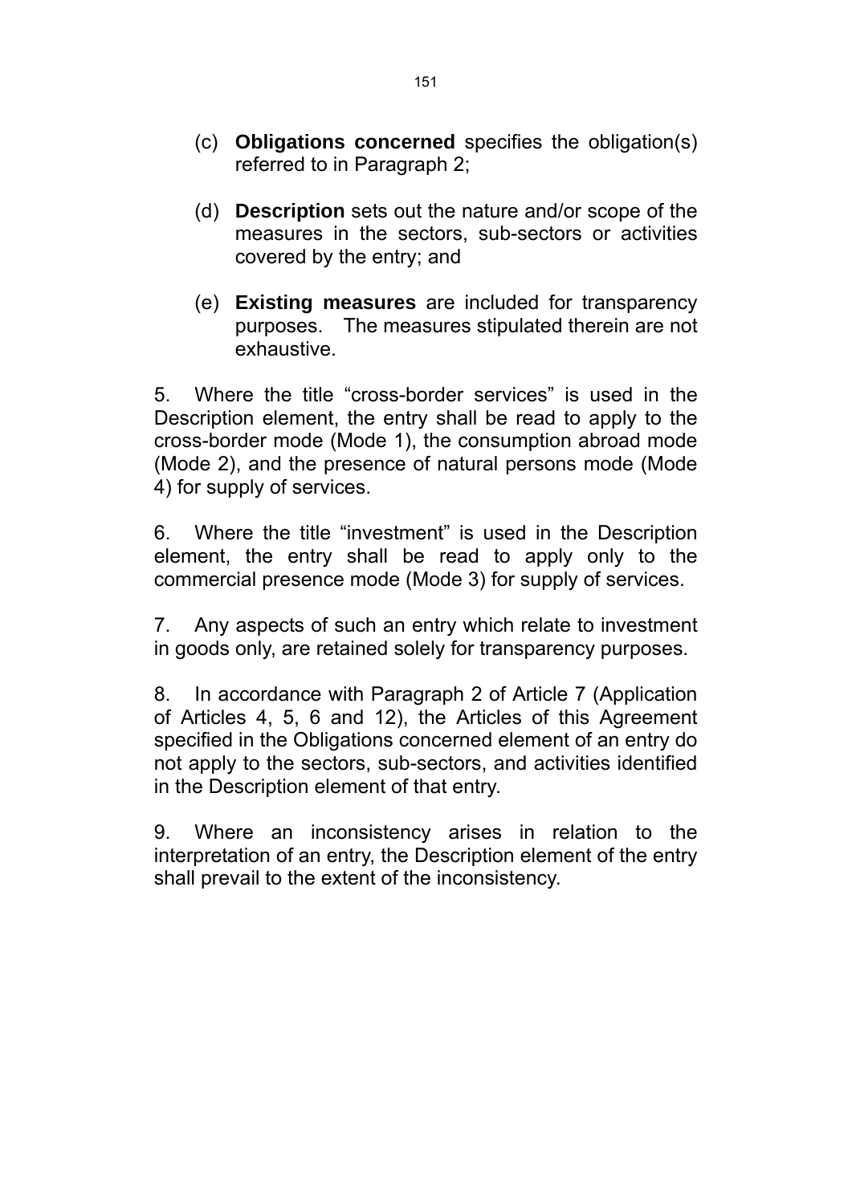(c) **Obligations concerned** specifies the obligation(s) referred to in Paragraph 2;

(d) **Description** sets out the nature and/or scope of the measures in the sectors, sub-sectors or activities covered by the entry; and

(e) **Existing measures** are included for transparency purposes. The measures stipulated therein are not exhaustive.

5. Where the title "cross-border services" is used in the Description element, the entry shall be read to apply to the cross-border mode (Mode 1), the consumption abroad mode (Mode 2), and the presence of natural persons mode (Mode 4) for supply of services.

6. Where the title "investment" is used in the Description element, the entry shall be read to apply only to the commercial presence mode (Mode 3) for supply of services.

7. Any aspects of such an entry which relate to investment in goods only, are retained solely for transparency purposes.

8. In accordance with Paragraph 2 of Article 7 (Application of Articles 4, 5, 6 and 12), the Articles of this Agreement specified in the Obligations concerned element of an entry do not apply to the sectors, sub-sectors, and activities identified in the Description element of that entry.

9. Where an inconsistency arises in relation to the interpretation of an entry, the Description element of the entry shall prevail to the extent of the inconsistency.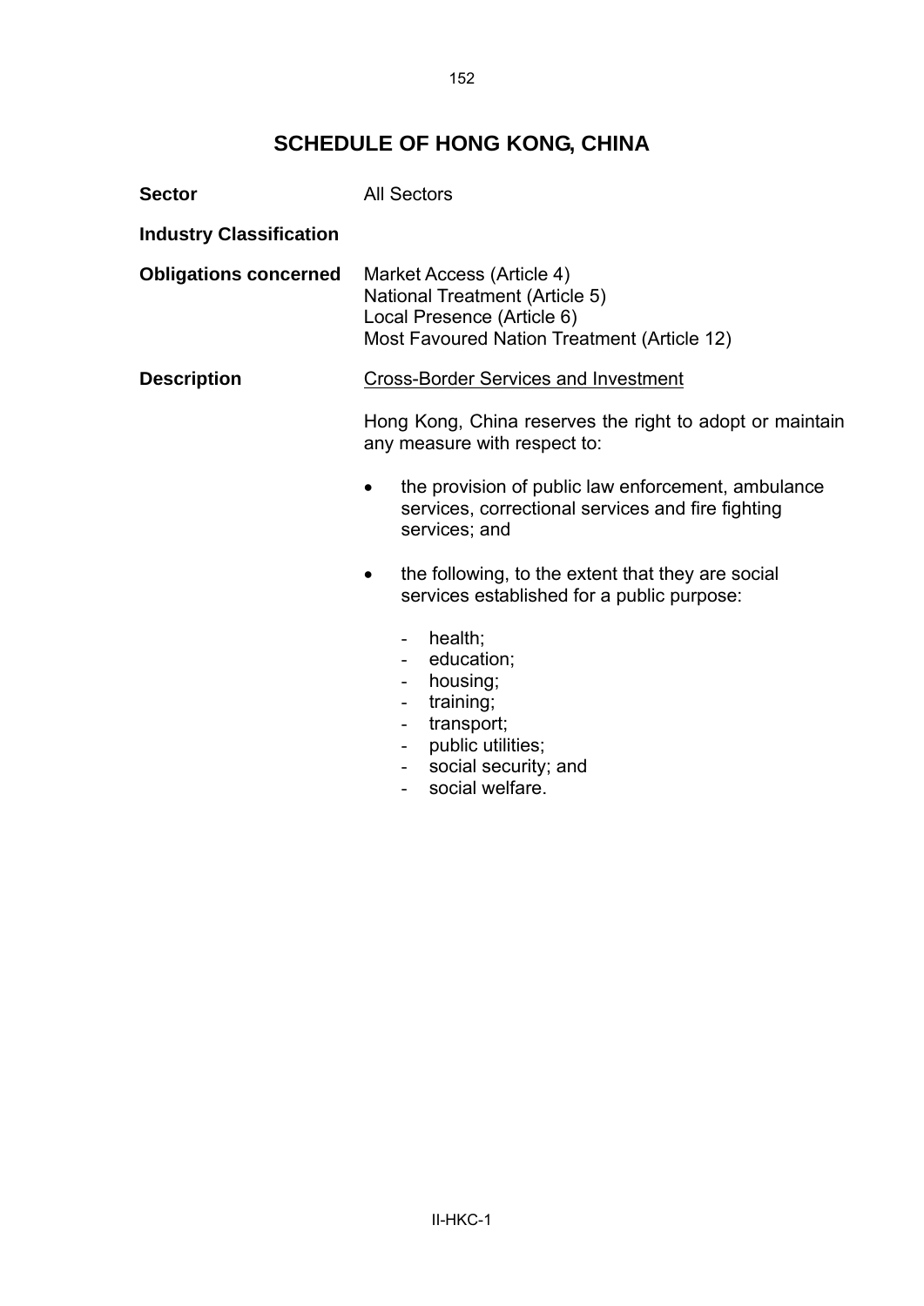# SCHEDULE OF HONG KONG, CHINA

**Sector** All Sectors

**Industry Classification**

**Obligations concerned** Market Access (Article 4)
National Treatment (Article 5)
Local Presence (Article 6)
Most Favoured Nation Treatment (Article 12)

**Description** <u>Cross-Border Services and Investment</u>

Hong Kong, China reserves the right to adopt or maintain any measure with respect to:

- the provision of public law enforcement, ambulance services, correctional services and fire fighting services; and

- the following, to the extent that they are social services established for a public purpose:

  - health;
  - education;
  - housing;
  - training;
  - transport;
  - public utilities;
  - social security; and
  - social welfare.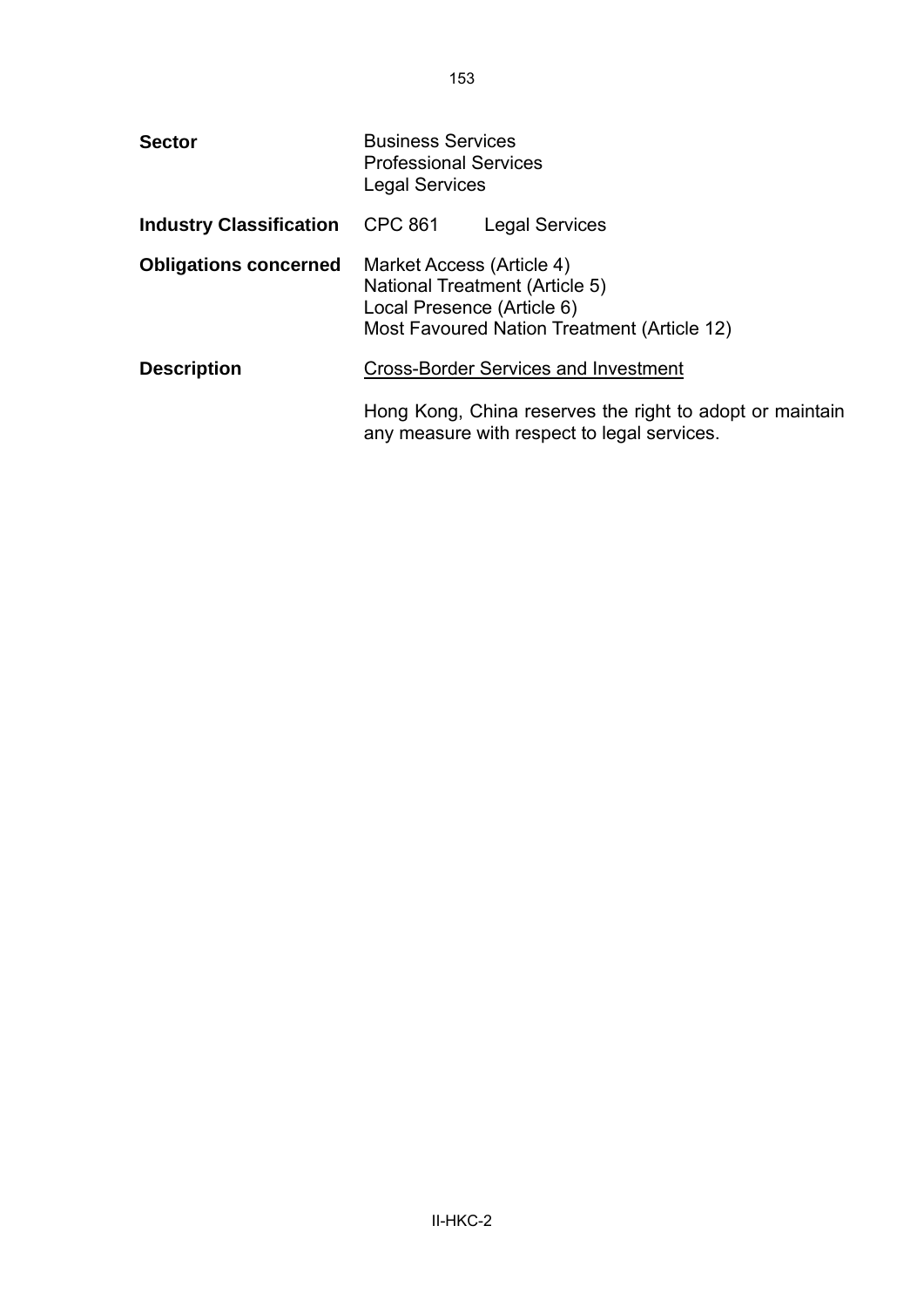| | |
|---|---|
| **Sector** | Business Services<br>Professional Services<br>Legal Services |
| **Industry Classification** | CPC 861 Legal Services |
| **Obligations concerned** | Market Access (Article 4)<br>National Treatment (Article 5)<br>Local Presence (Article 6)<br>Most Favoured Nation Treatment (Article 12) |
| **Description** | Cross-Border Services and Investment<br><br>Hong Kong, China reserves the right to adopt or maintain any measure with respect to legal services. |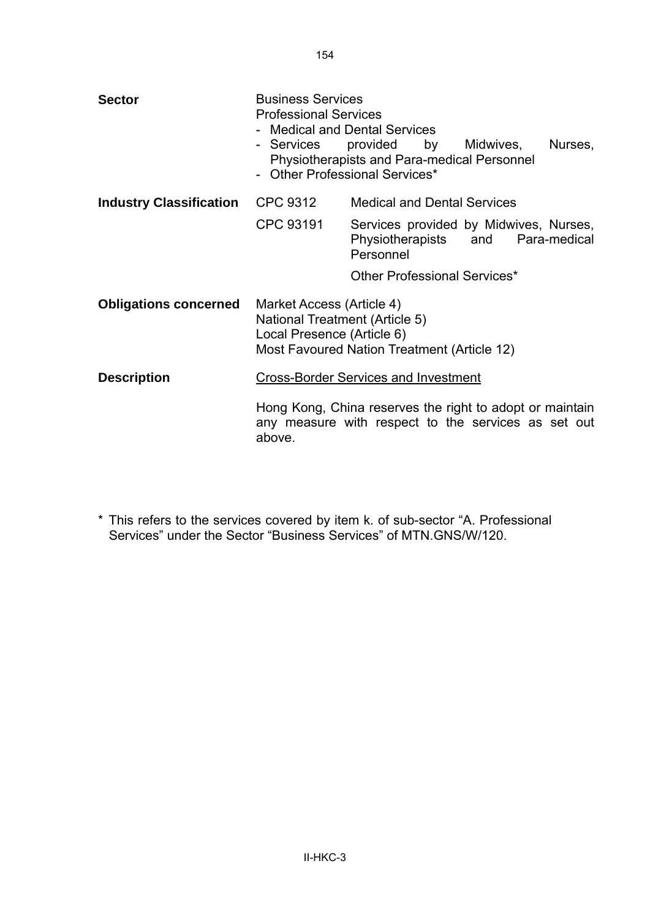| | | |
|---|---|---|
| **Sector** | Business Services<br>Professional Services<br>- Medical and Dental Services<br>- Services provided by Midwives, Nurses, Physiotherapists and Para-medical Personnel<br>- Other Professional Services* | |
| **Industry Classification** | CPC 9312 | Medical and Dental Services |
| | CPC 93191 | Services provided by Midwives, Nurses, Physiotherapists and Para-medical Personnel |
| | | Other Professional Services* |
| **Obligations concerned** | Market Access (Article 4)<br>National Treatment (Article 5)<br>Local Presence (Article 6)<br>Most Favoured Nation Treatment (Article 12) | |
| **Description** | Cross-Border Services and Investment<br><br>Hong Kong, China reserves the right to adopt or maintain any measure with respect to the services as set out above. | |

\* This refers to the services covered by item k. of sub-sector "A. Professional Services" under the Sector "Business Services" of MTN.GNS/W/120.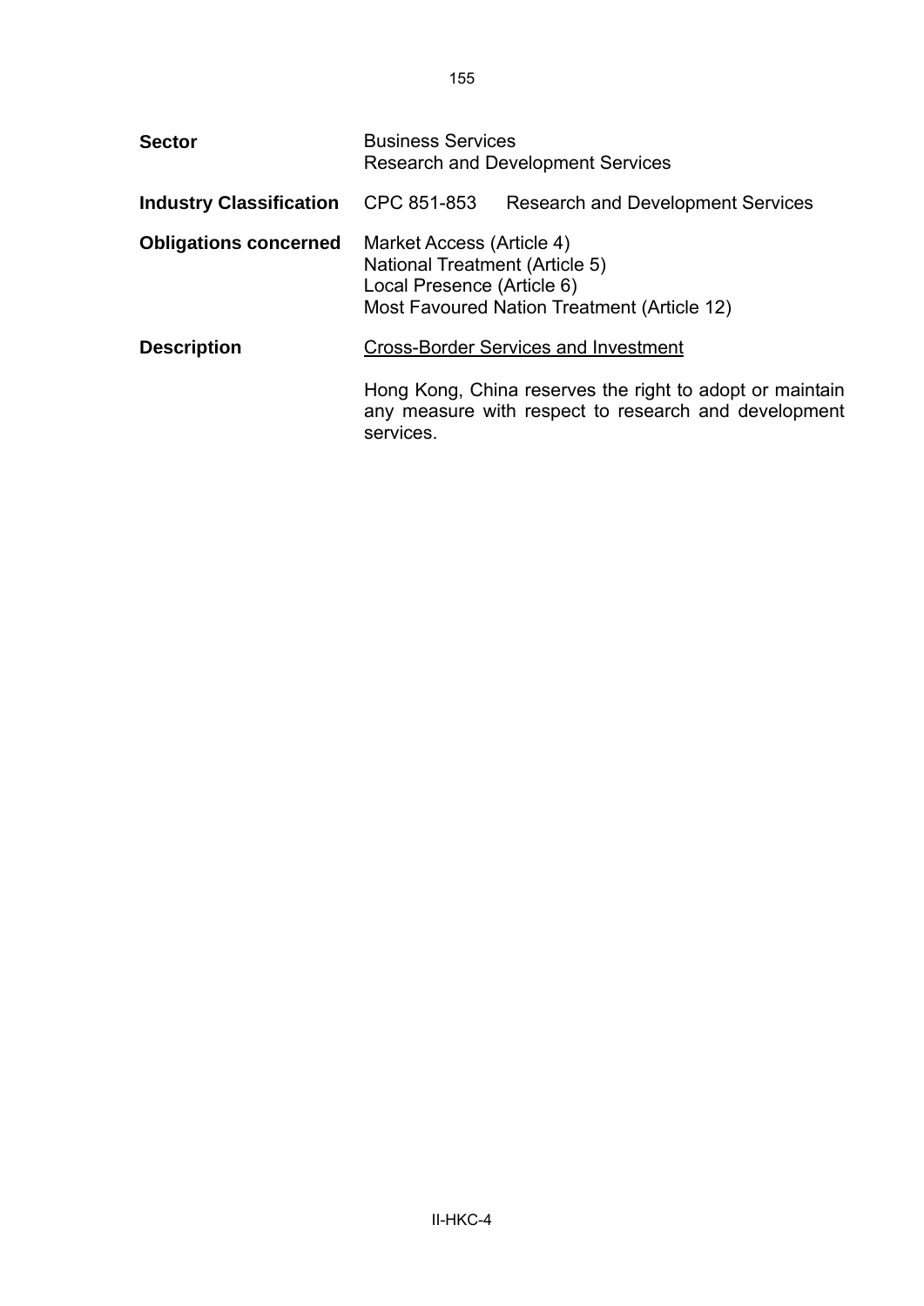| | |
|---|---|
| **Sector** | Business Services<br>Research and Development Services |
| **Industry Classification** | CPC 851-853 Research and Development Services |
| **Obligations concerned** | Market Access (Article 4)<br>National Treatment (Article 5)<br>Local Presence (Article 6)<br>Most Favoured Nation Treatment (Article 12) |
| **Description** | <u>Cross-Border Services and Investment</u><br><br>Hong Kong, China reserves the right to adopt or maintain any measure with respect to research and development services. |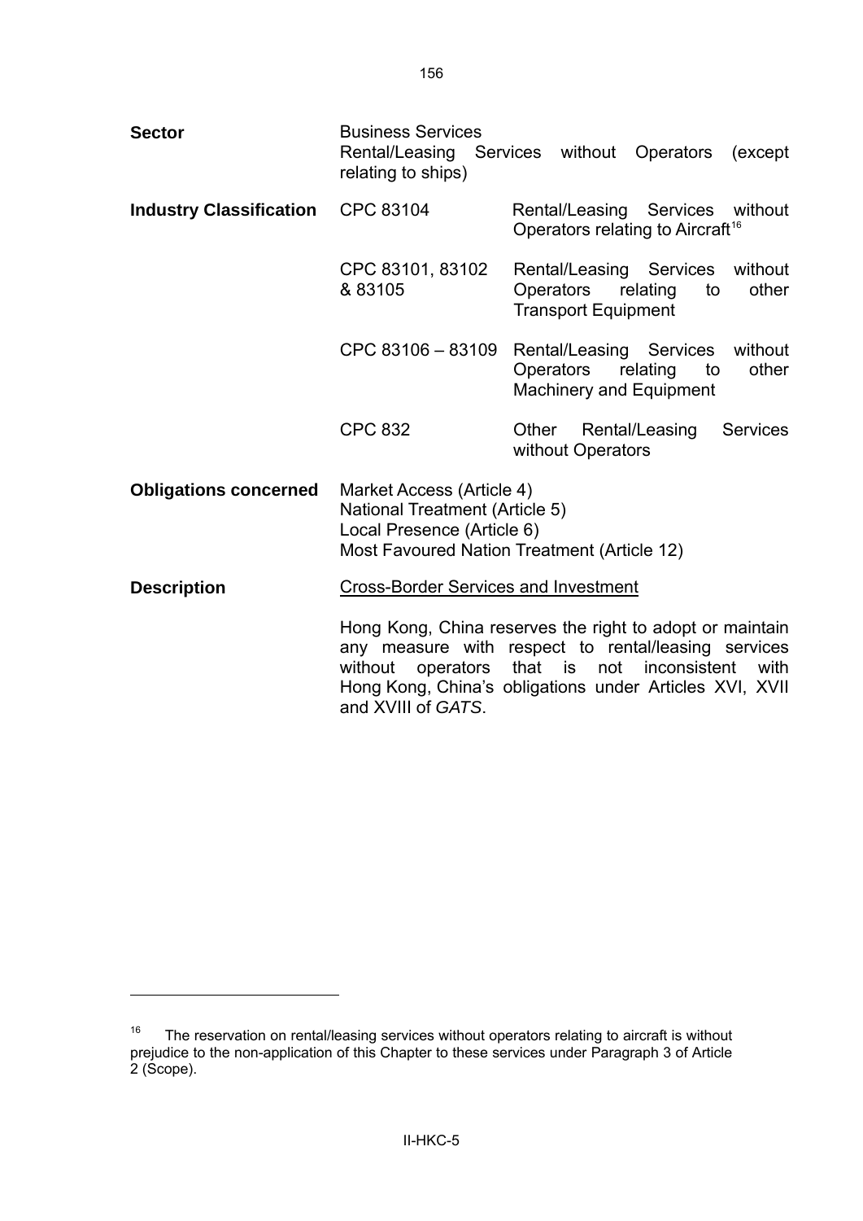| | | |
|---|---|---|
| **Sector** | Business Services<br>Rental/Leasing Services without Operators (except relating to ships) | |
| **Industry Classification** | CPC 83104 | Rental/Leasing Services without Operators relating to Aircraft[16] |
| | CPC 83101, 83102 & 83105 | Rental/Leasing Services without Operators relating to other Transport Equipment |
| | CPC 83106 – 83109 | Rental/Leasing Services without Operators relating to other Machinery and Equipment |
| | CPC 832 | Other Rental/Leasing Services without Operators |
| **Obligations concerned** | Market Access (Article 4)<br>National Treatment (Article 5)<br>Local Presence (Article 6)<br>Most Favoured Nation Treatment (Article 12) | |
| **Description** | <u>Cross-Border Services and Investment</u><br><br>Hong Kong, China reserves the right to adopt or maintain any measure with respect to rental/leasing services without operators that is not inconsistent with Hong Kong, China's obligations under Articles XVI, XVII and XVIII of *GATS*. | |

[16] The reservation on rental/leasing services without operators relating to aircraft is without prejudice to the non-application of this Chapter to these services under Paragraph 3 of Article 2 (Scope).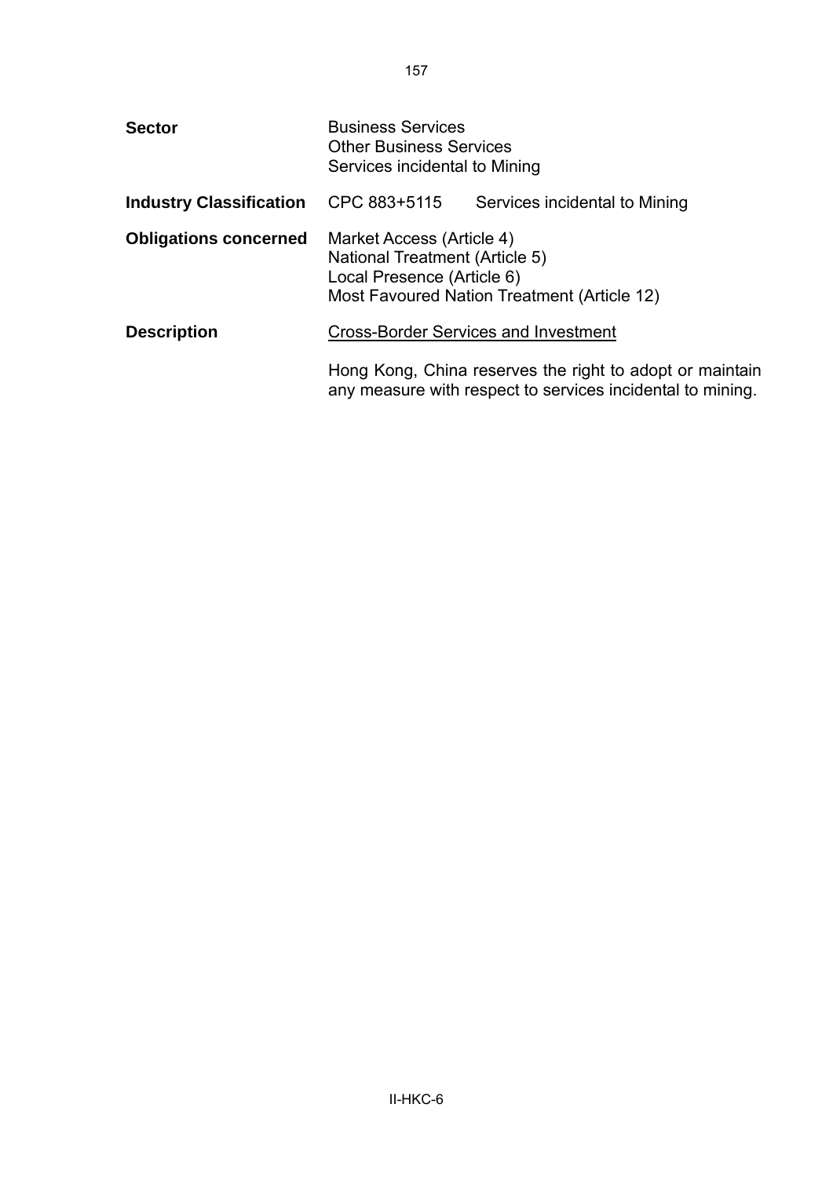| | |
|---|---|
| **Sector** | Business Services<br>Other Business Services<br>Services incidental to Mining |
| **Industry Classification** | CPC 883+5115 Services incidental to Mining |
| **Obligations concerned** | Market Access (Article 4)<br>National Treatment (Article 5)<br>Local Presence (Article 6)<br>Most Favoured Nation Treatment (Article 12) |
| **Description** | <u>Cross-Border Services and Investment</u><br><br>Hong Kong, China reserves the right to adopt or maintain any measure with respect to services incidental to mining. |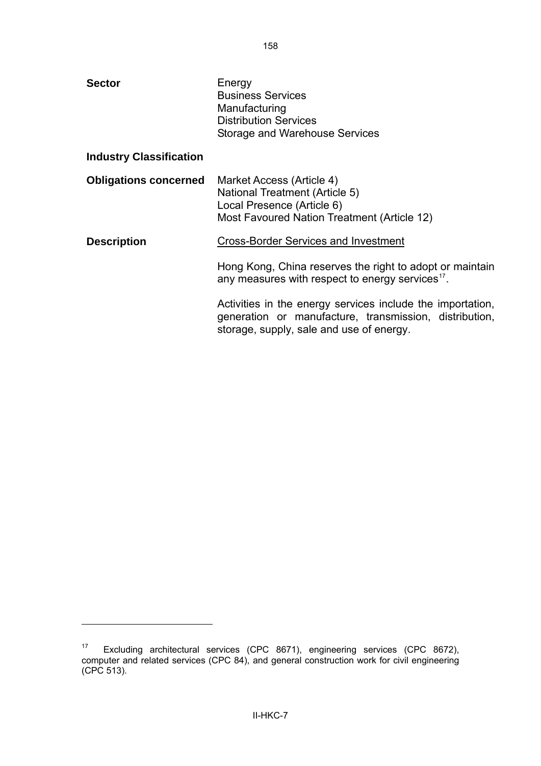| | |
|---|---|
| **Sector** | Energy<br>Business Services<br>Manufacturing<br>Distribution Services<br>Storage and Warehouse Services |
| **Industry Classification** | |
| **Obligations concerned** | Market Access (Article 4)<br>National Treatment (Article 5)<br>Local Presence (Article 6)<br>Most Favoured Nation Treatment (Article 12) |
| **Description** | <u>Cross-Border Services and Investment</u><br><br>Hong Kong, China reserves the right to adopt or maintain any measures with respect to energy services[17].<br><br>Activities in the energy services include the importation, generation or manufacture, transmission, distribution, storage, supply, sale and use of energy. |

---

[17] Excluding architectural services (CPC 8671), engineering services (CPC 8672), computer and related services (CPC 84), and general construction work for civil engineering (CPC 513).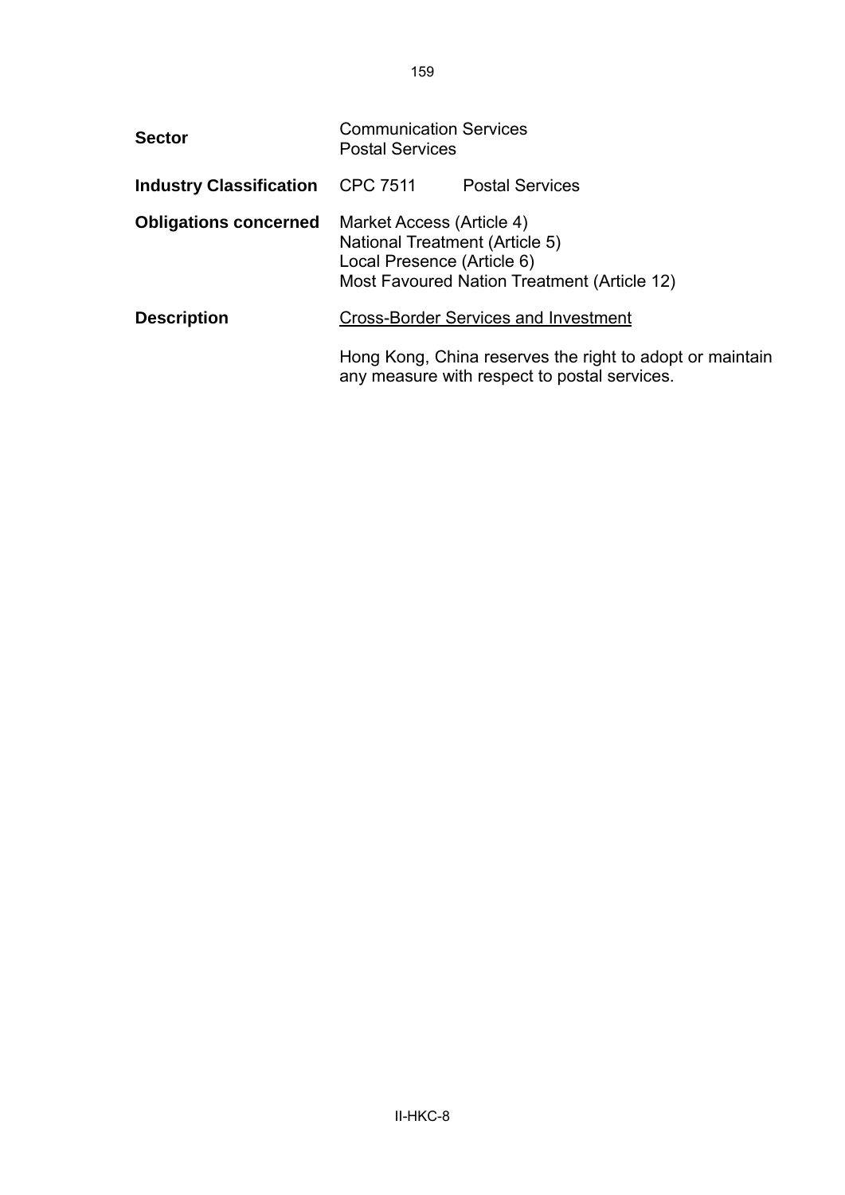| | |
|---|---|
| **Sector** | Communication Services<br>Postal Services |
| **Industry Classification** | CPC 7511 Postal Services |
| **Obligations concerned** | Market Access (Article 4)<br>National Treatment (Article 5)<br>Local Presence (Article 6)<br>Most Favoured Nation Treatment (Article 12) |
| **Description** | <u>Cross-Border Services and Investment</u><br><br>Hong Kong, China reserves the right to adopt or maintain any measure with respect to postal services. |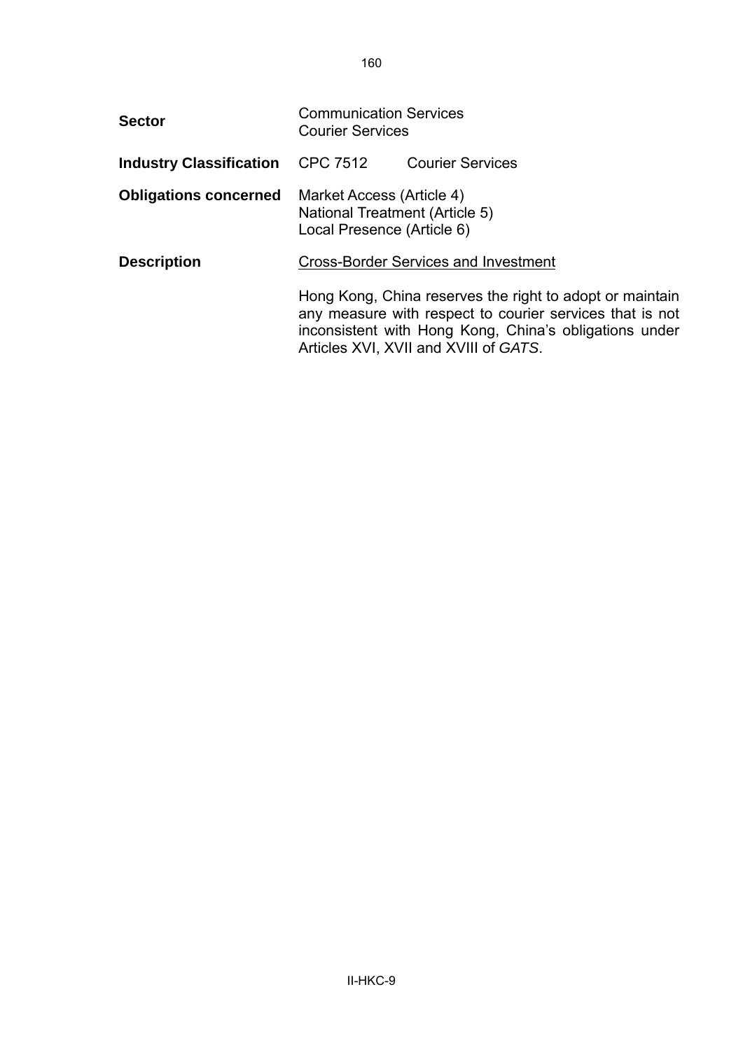| | |
|---|---|
| **Sector** | Communication Services<br>Courier Services |
| **Industry Classification** | CPC 7512 Courier Services |
| **Obligations concerned** | Market Access (Article 4)<br>National Treatment (Article 5)<br>Local Presence (Article 6) |
| **Description** | <u>Cross-Border Services and Investment</u><br><br>Hong Kong, China reserves the right to adopt or maintain any measure with respect to courier services that is not inconsistent with Hong Kong, China's obligations under Articles XVI, XVII and XVIII of *GATS*. |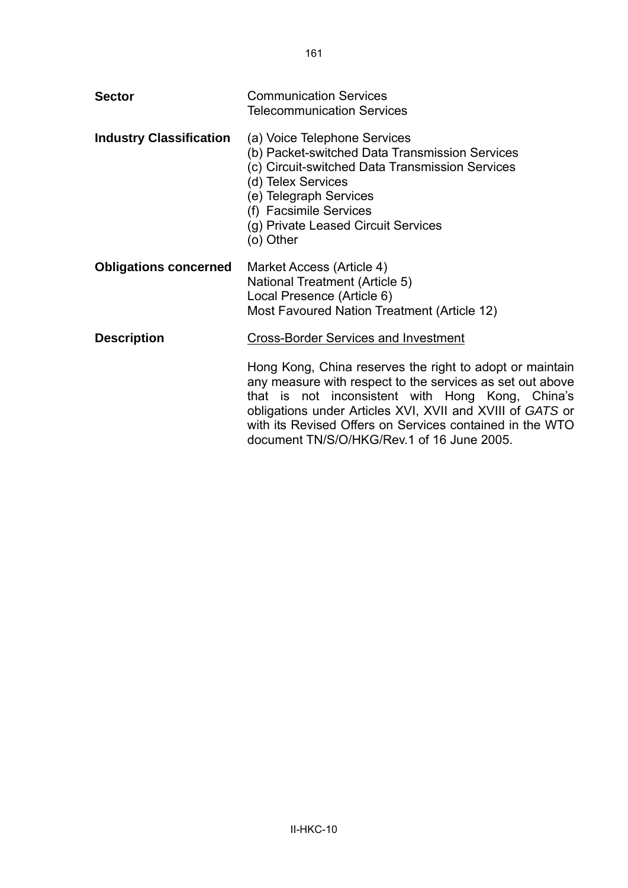**Sector** Communication Services
Telecommunication Services

**Industry Classification**
(a) Voice Telephone Services
(b) Packet-switched Data Transmission Services
(c) Circuit-switched Data Transmission Services
(d) Telex Services
(e) Telegraph Services
(f) Facsimile Services
(g) Private Leased Circuit Services
(o) Other

**Obligations concerned**
Market Access (Article 4)
National Treatment (Article 5)
Local Presence (Article 6)
Most Favoured Nation Treatment (Article 12)

**Description** Cross-Border Services and Investment

Hong Kong, China reserves the right to adopt or maintain any measure with respect to the services as set out above that is not inconsistent with Hong Kong, China's obligations under Articles XVI, XVII and XVIII of *GATS* or with its Revised Offers on Services contained in the WTO document TN/S/O/HKG/Rev.1 of 16 June 2005.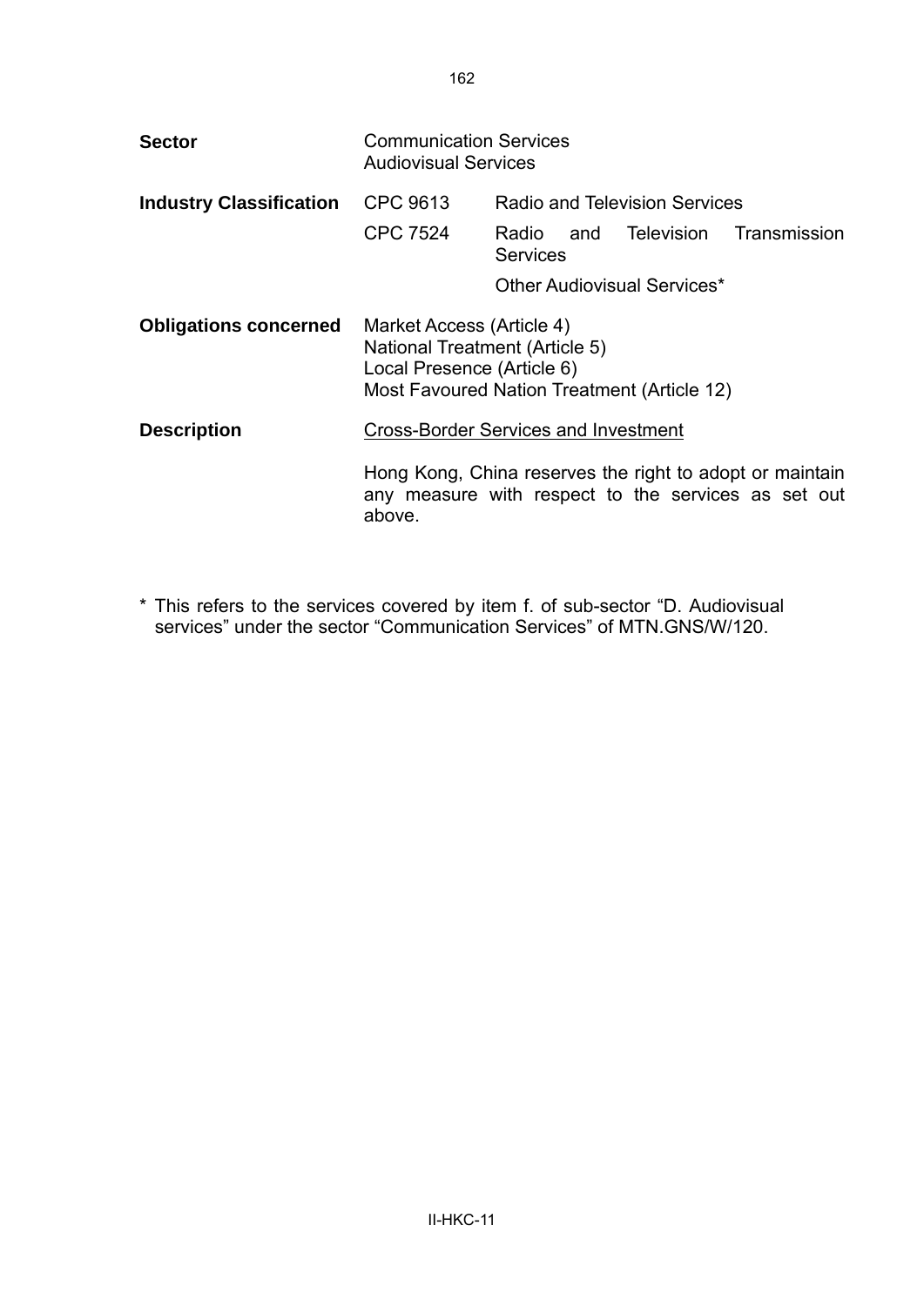| | | |
|---|---|---|
| **Sector** | Communication Services<br>Audiovisual Services | |
| **Industry Classification** | CPC 9613 | Radio and Television Services |
| | CPC 7524 | Radio and Television Transmission Services |
| | | Other Audiovisual Services* |
| **Obligations concerned** | Market Access (Article 4)<br>National Treatment (Article 5)<br>Local Presence (Article 6)<br>Most Favoured Nation Treatment (Article 12) | |
| **Description** | <u>Cross-Border Services and Investment</u><br><br>Hong Kong, China reserves the right to adopt or maintain any measure with respect to the services as set out above. | |

\* This refers to the services covered by item f. of sub-sector "D. Audiovisual services" under the sector "Communication Services" of MTN.GNS/W/120.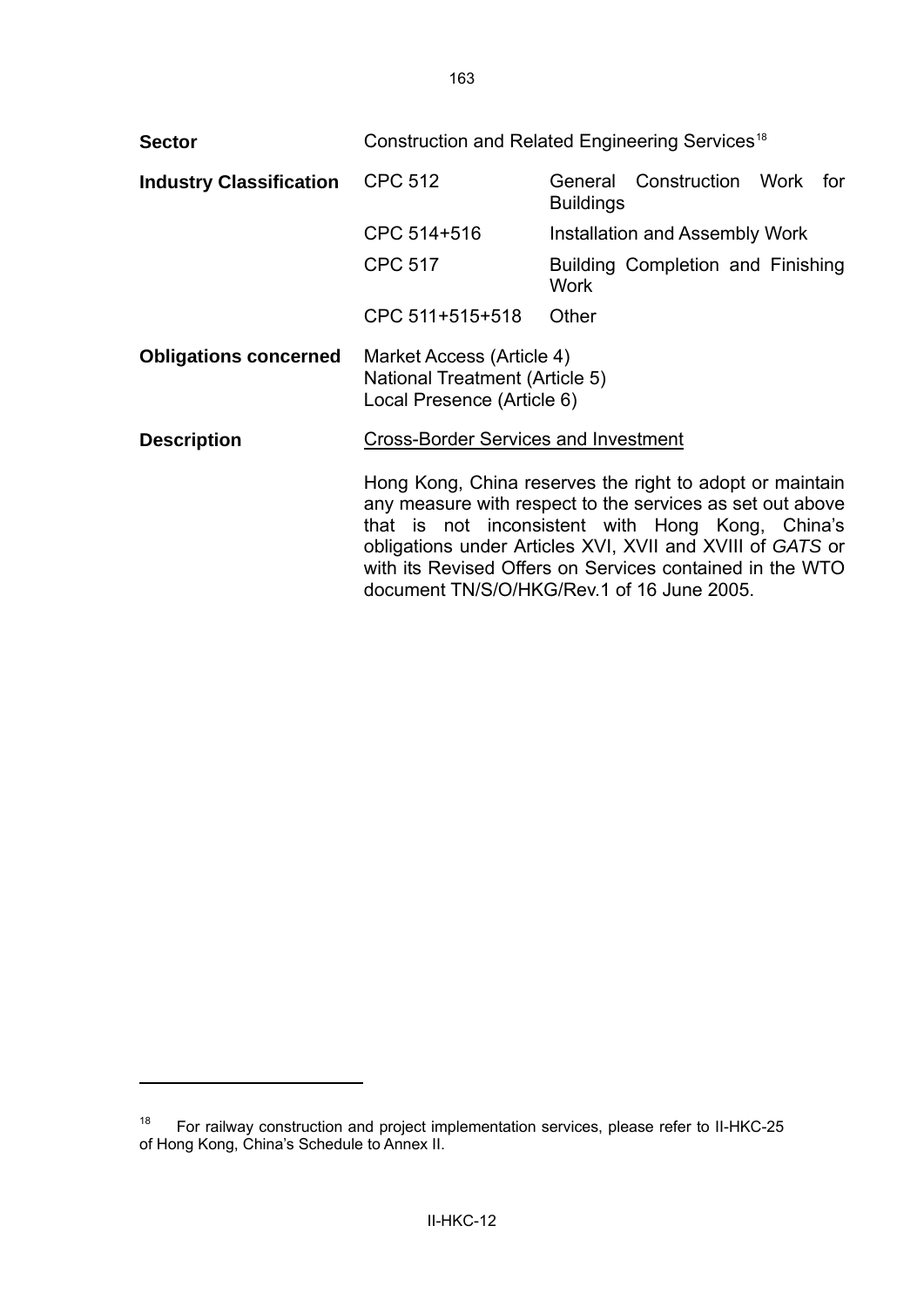| | | |
|---|---|---|
| **Sector** | Construction and Related Engineering Services[18] | |
| **Industry Classification** | CPC 512 | General Construction Work for Buildings |
| | CPC 514+516 | Installation and Assembly Work |
| | CPC 517 | Building Completion and Finishing Work |
| | CPC 511+515+518 | Other |
| **Obligations concerned** | Market Access (Article 4)<br>National Treatment (Article 5)<br>Local Presence (Article 6) | |
| **Description** | <u>Cross-Border Services and Investment</u><br><br>Hong Kong, China reserves the right to adopt or maintain any measure with respect to the services as set out above that is not inconsistent with Hong Kong, China's obligations under Articles XVI, XVII and XVIII of *GATS* or with its Revised Offers on Services contained in the WTO document TN/S/O/HKG/Rev.1 of 16 June 2005. | |

[18] For railway construction and project implementation services, please refer to II-HKC-25 of Hong Kong, China's Schedule to Annex II.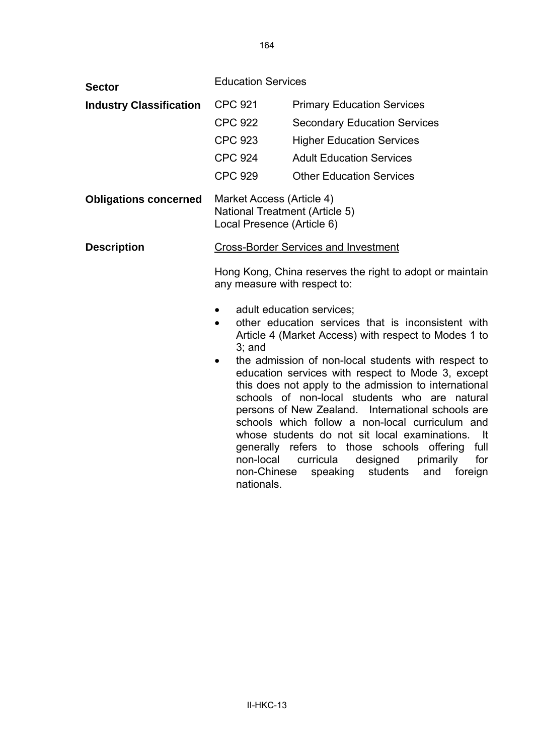| | | |
|---|---|---|
| **Sector** | Education Services | |
| **Industry Classification** | CPC 921 | Primary Education Services |
| | CPC 922 | Secondary Education Services |
| | CPC 923 | Higher Education Services |
| | CPC 924 | Adult Education Services |
| | CPC 929 | Other Education Services |
| **Obligations concerned** | Market Access (Article 4)<br>National Treatment (Article 5)<br>Local Presence (Article 6) | |

**Description**

Cross-Border Services and Investment

Hong Kong, China reserves the right to adopt or maintain any measure with respect to:

- adult education services;
- other education services that is inconsistent with Article 4 (Market Access) with respect to Modes 1 to 3; and
- the admission of non-local students with respect to education services with respect to Mode 3, except this does not apply to the admission to international schools of non-local students who are natural persons of New Zealand. International schools are schools which follow a non-local curriculum and whose students do not sit local examinations. It generally refers to those schools offering full non-local curricula designed primarily for non-Chinese speaking students and foreign nationals.

II-HKC-13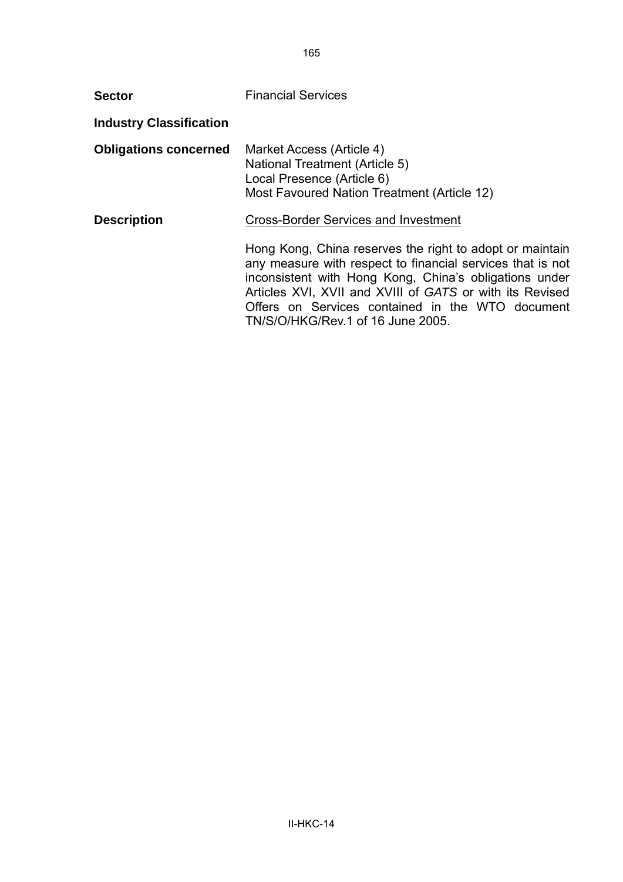| | |
|---|---|
| **Sector** | Financial Services |
| **Industry Classification** | |
| **Obligations concerned** | Market Access (Article 4)<br>National Treatment (Article 5)<br>Local Presence (Article 6)<br>Most Favoured Nation Treatment (Article 12) |
| **Description** | <u>Cross-Border Services and Investment</u><br><br>Hong Kong, China reserves the right to adopt or maintain any measure with respect to financial services that is not inconsistent with Hong Kong, China's obligations under Articles XVI, XVII and XVIII of *GATS* or with its Revised Offers on Services contained in the WTO document TN/S/O/HKG/Rev.1 of 16 June 2005. |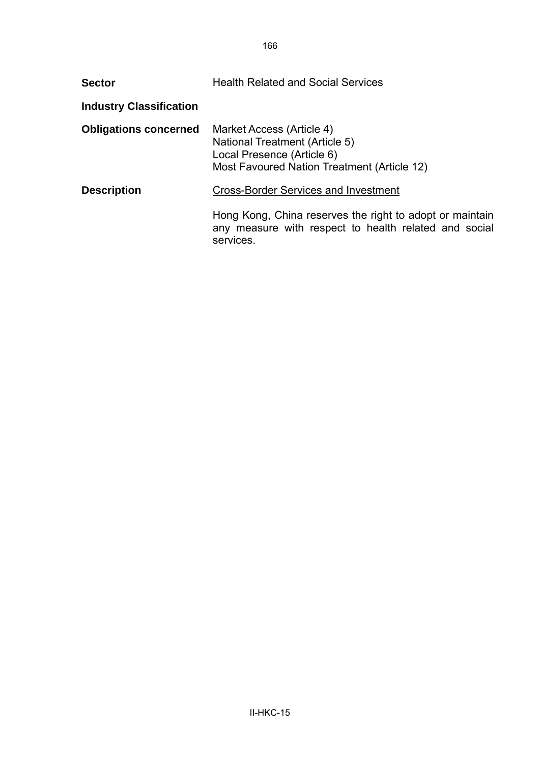| | |
|---|---|
| **Sector** | Health Related and Social Services |
| **Industry Classification** | |
| **Obligations concerned** | Market Access (Article 4)<br>National Treatment (Article 5)<br>Local Presence (Article 6)<br>Most Favoured Nation Treatment (Article 12) |
| **Description** | Cross-Border Services and Investment<br><br>Hong Kong, China reserves the right to adopt or maintain any measure with respect to health related and social services. |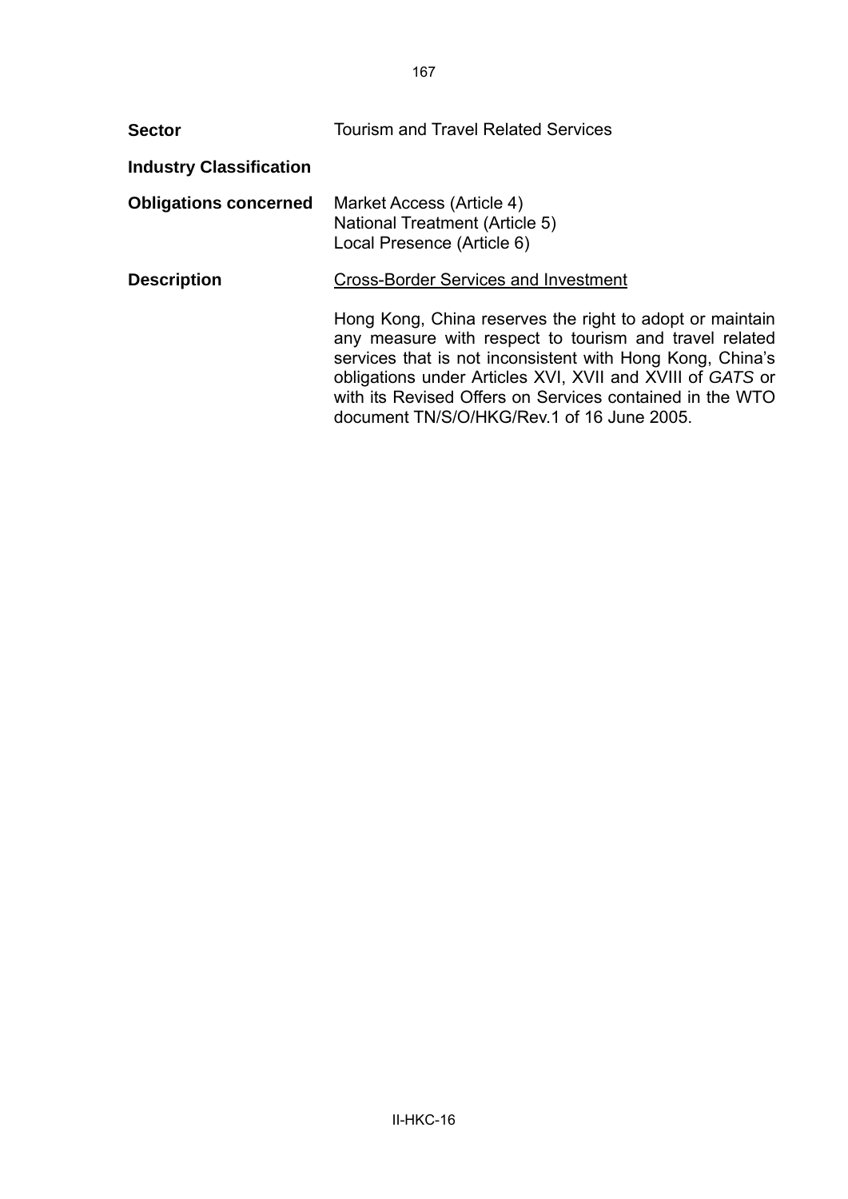| | |
|---|---|
| **Sector** | Tourism and Travel Related Services |
| **Industry Classification** | |
| **Obligations concerned** | Market Access (Article 4)<br>National Treatment (Article 5)<br>Local Presence (Article 6) |
| **Description** | <u>Cross-Border Services and Investment</u><br><br>Hong Kong, China reserves the right to adopt or maintain any measure with respect to tourism and travel related services that is not inconsistent with Hong Kong, China's obligations under Articles XVI, XVII and XVIII of *GATS* or with its Revised Offers on Services contained in the WTO document TN/S/O/HKG/Rev.1 of 16 June 2005. |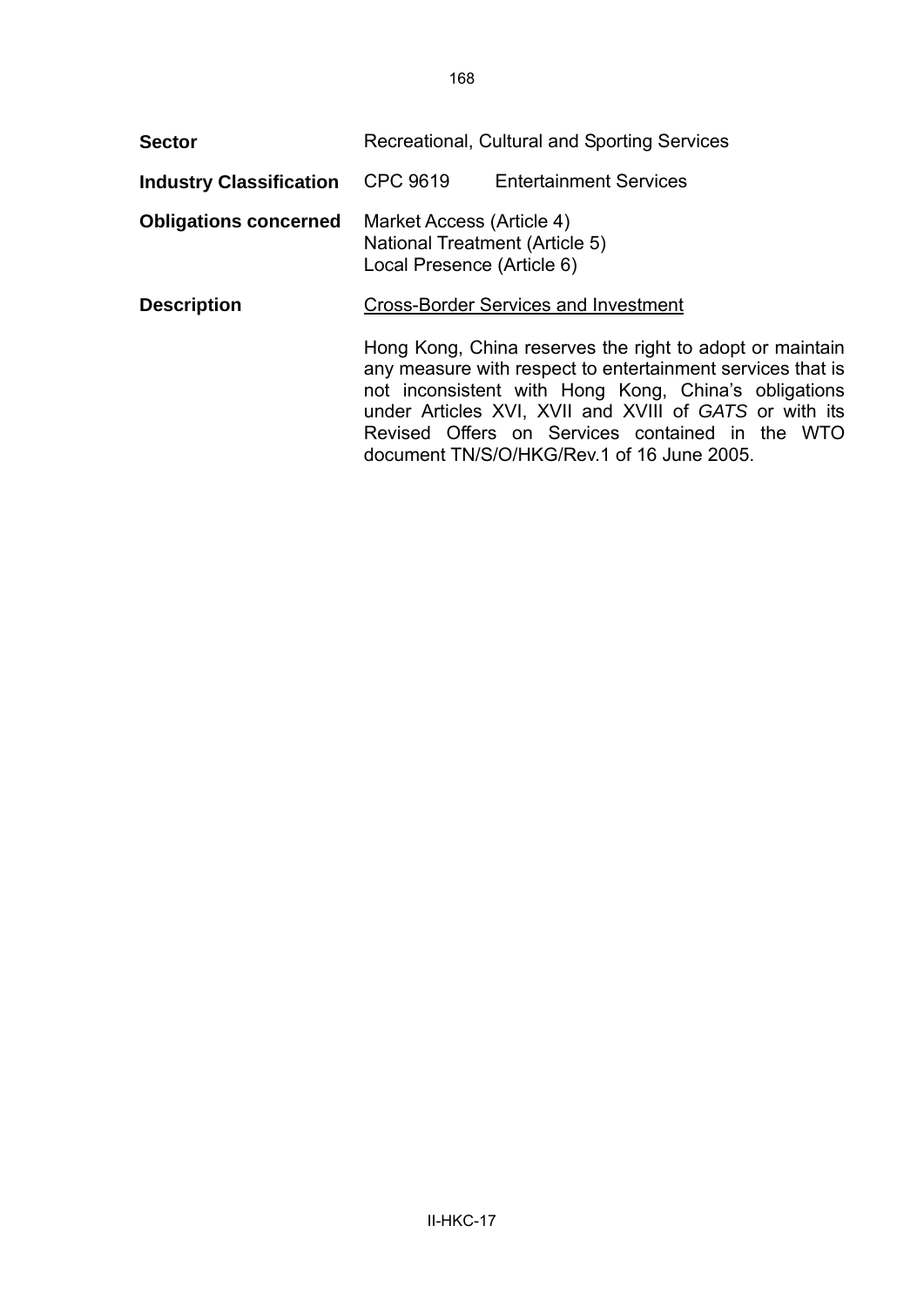| | |
|---|---|
| **Sector** | Recreational, Cultural and Sporting Services |
| **Industry Classification** | CPC 9619 Entertainment Services |
| **Obligations concerned** | Market Access (Article 4)<br>National Treatment (Article 5)<br>Local Presence (Article 6) |
| **Description** | <u>Cross-Border Services and Investment</u><br><br>Hong Kong, China reserves the right to adopt or maintain any measure with respect to entertainment services that is not inconsistent with Hong Kong, China's obligations under Articles XVI, XVII and XVIII of *GATS* or with its Revised Offers on Services contained in the WTO document TN/S/O/HKG/Rev.1 of 16 June 2005. |

II-HKC-17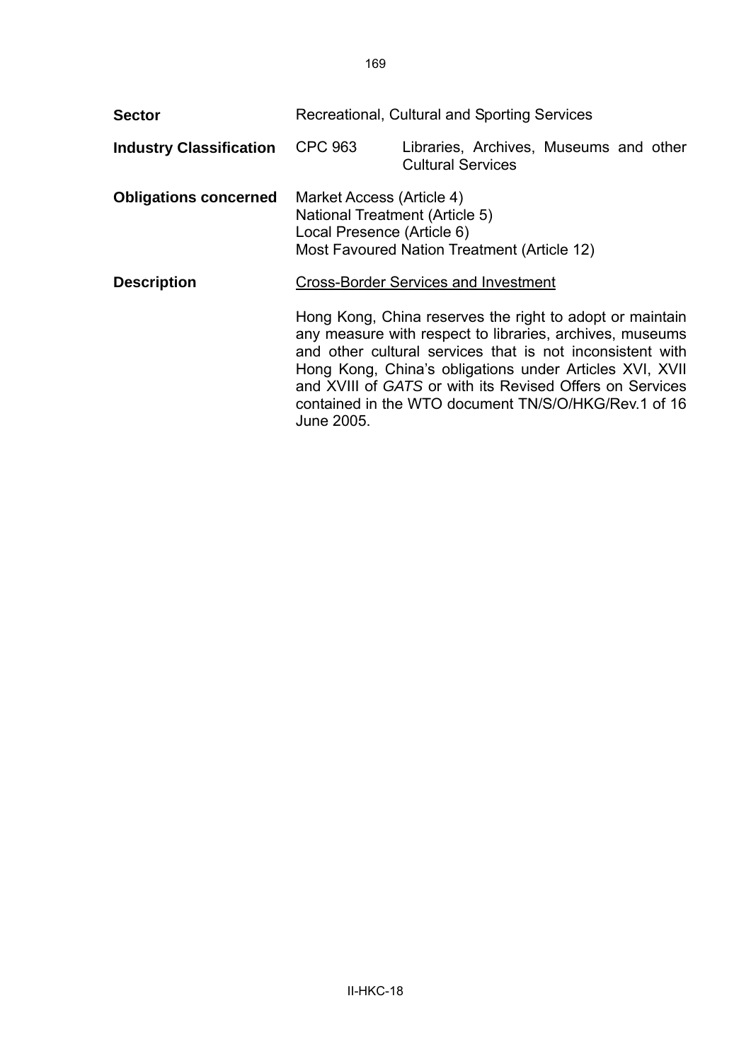| | | |
|---|---|---|
| **Sector** | Recreational, Cultural and Sporting Services | |
| **Industry Classification** | CPC 963 | Libraries, Archives, Museums and other Cultural Services |
| **Obligations concerned** | Market Access (Article 4)<br>National Treatment (Article 5)<br>Local Presence (Article 6)<br>Most Favoured Nation Treatment (Article 12) | |
| **Description** | <u>Cross-Border Services and Investment</u><br><br>Hong Kong, China reserves the right to adopt or maintain any measure with respect to libraries, archives, museums and other cultural services that is not inconsistent with Hong Kong, China's obligations under Articles XVI, XVII and XVIII of *GATS* or with its Revised Offers on Services contained in the WTO document TN/S/O/HKG/Rev.1 of 16 June 2005. | |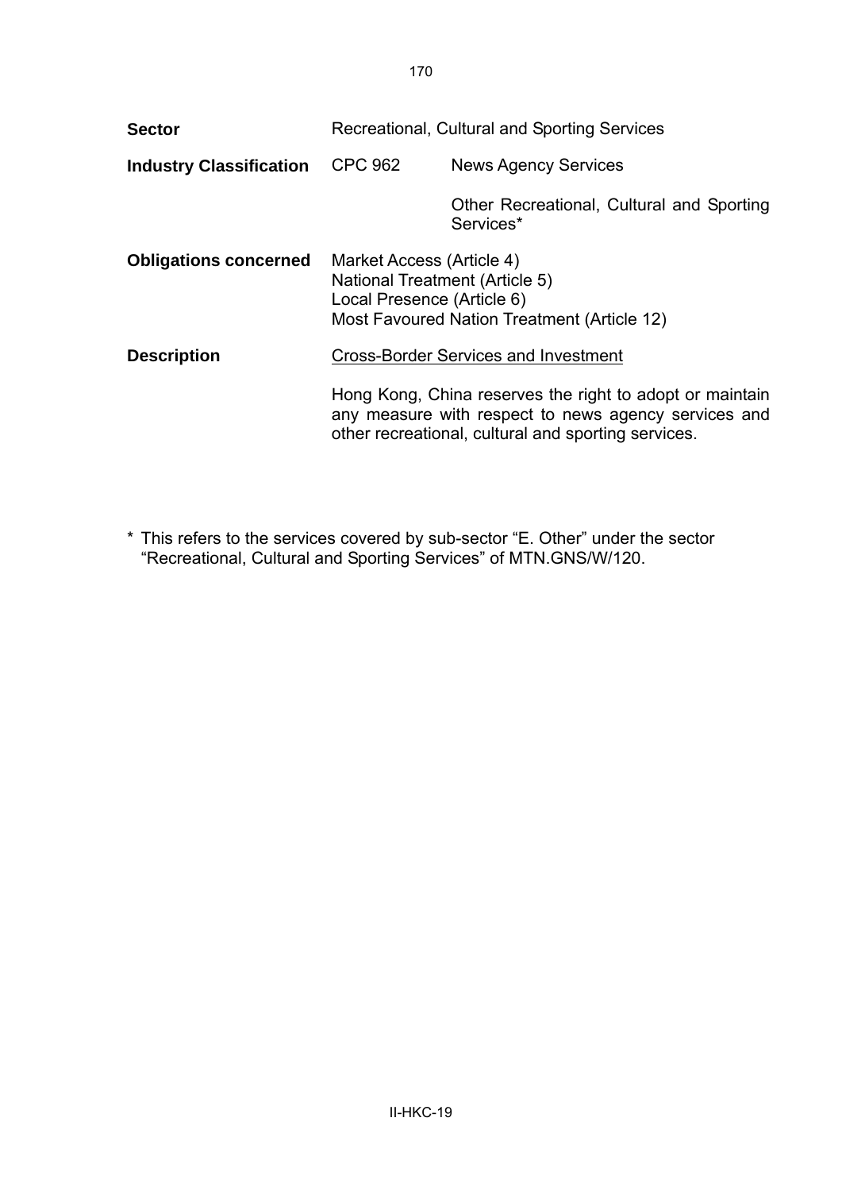| | | |
|---|---|---|
| **Sector** | Recreational, Cultural and Sporting Services | |
| **Industry Classification** | CPC 962 | News Agency Services |
| | | Other Recreational, Cultural and Sporting Services* |
| **Obligations concerned** | Market Access (Article 4)<br>National Treatment (Article 5)<br>Local Presence (Article 6)<br>Most Favoured Nation Treatment (Article 12) | |
| **Description** | Cross-Border Services and Investment<br><br>Hong Kong, China reserves the right to adopt or maintain any measure with respect to news agency services and other recreational, cultural and sporting services. | |

\* This refers to the services covered by sub-sector "E. Other" under the sector "Recreational, Cultural and Sporting Services" of MTN.GNS/W/120.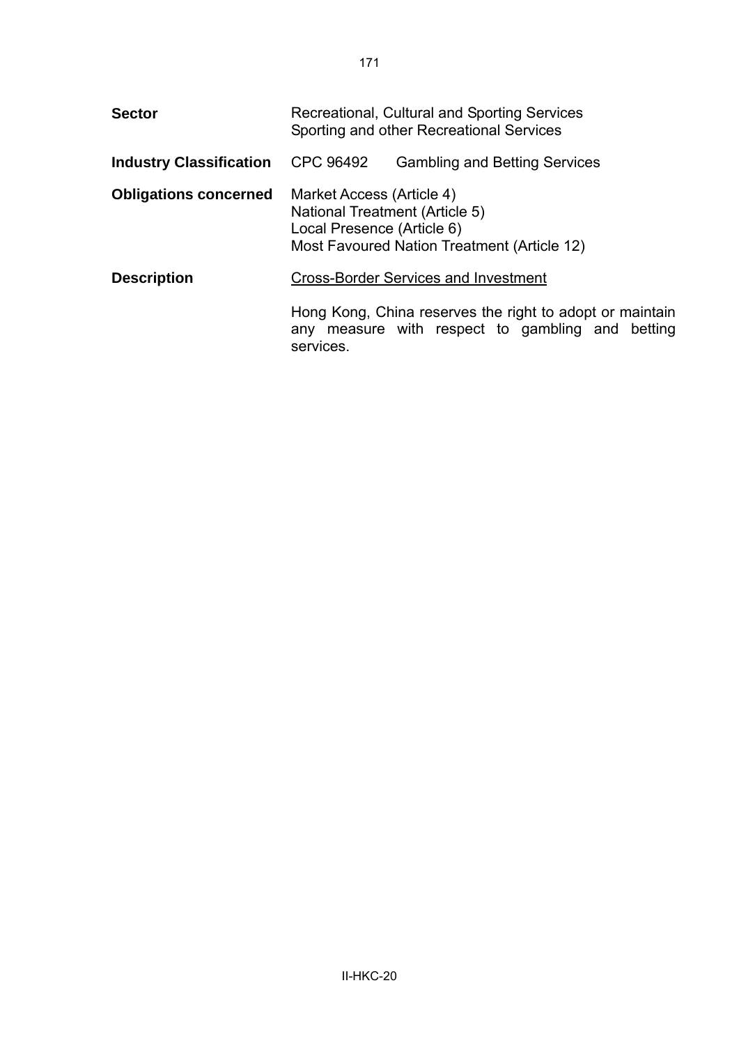| | |
|---|---|
| **Sector** | Recreational, Cultural and Sporting Services<br>Sporting and other Recreational Services |
| **Industry Classification** | CPC 96492 Gambling and Betting Services |
| **Obligations concerned** | Market Access (Article 4)<br>National Treatment (Article 5)<br>Local Presence (Article 6)<br>Most Favoured Nation Treatment (Article 12) |
| **Description** | <u>Cross-Border Services and Investment</u><br><br>Hong Kong, China reserves the right to adopt or maintain any measure with respect to gambling and betting services. |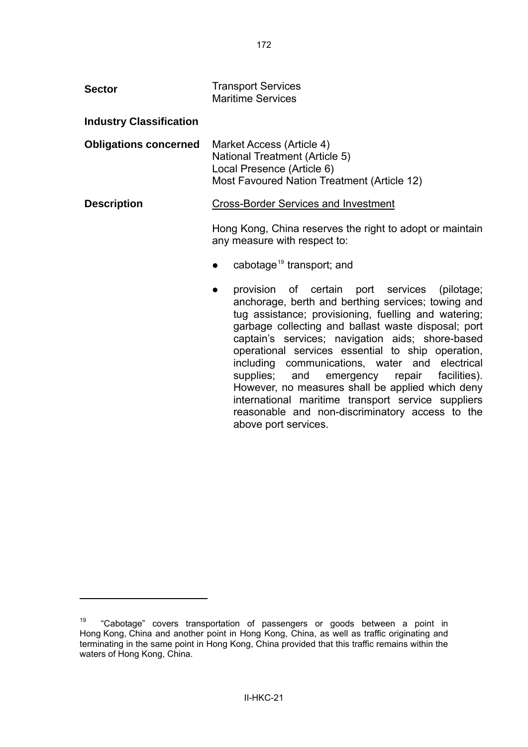| | |
|---|---|
| **Sector** | Transport Services<br>Maritime Services |
| **Industry Classification** | |
| **Obligations concerned** | Market Access (Article 4)<br>National Treatment (Article 5)<br>Local Presence (Article 6)<br>Most Favoured Nation Treatment (Article 12) |
| **Description** | Cross-Border Services and Investment |

Hong Kong, China reserves the right to adopt or maintain any measure with respect to:

- cabotage[19] transport; and
- provision of certain port services (pilotage; anchorage, berth and berthing services; towing and tug assistance; provisioning, fuelling and watering; garbage collecting and ballast waste disposal; port captain's services; navigation aids; shore-based operational services essential to ship operation, including communications, water and electrical supplies; and emergency repair facilities). However, no measures shall be applied which deny international maritime transport service suppliers reasonable and non-discriminatory access to the above port services.

---

[19] "Cabotage" covers transportation of passengers or goods between a point in Hong Kong, China and another point in Hong Kong, China, as well as traffic originating and terminating in the same point in Hong Kong, China provided that this traffic remains within the waters of Hong Kong, China.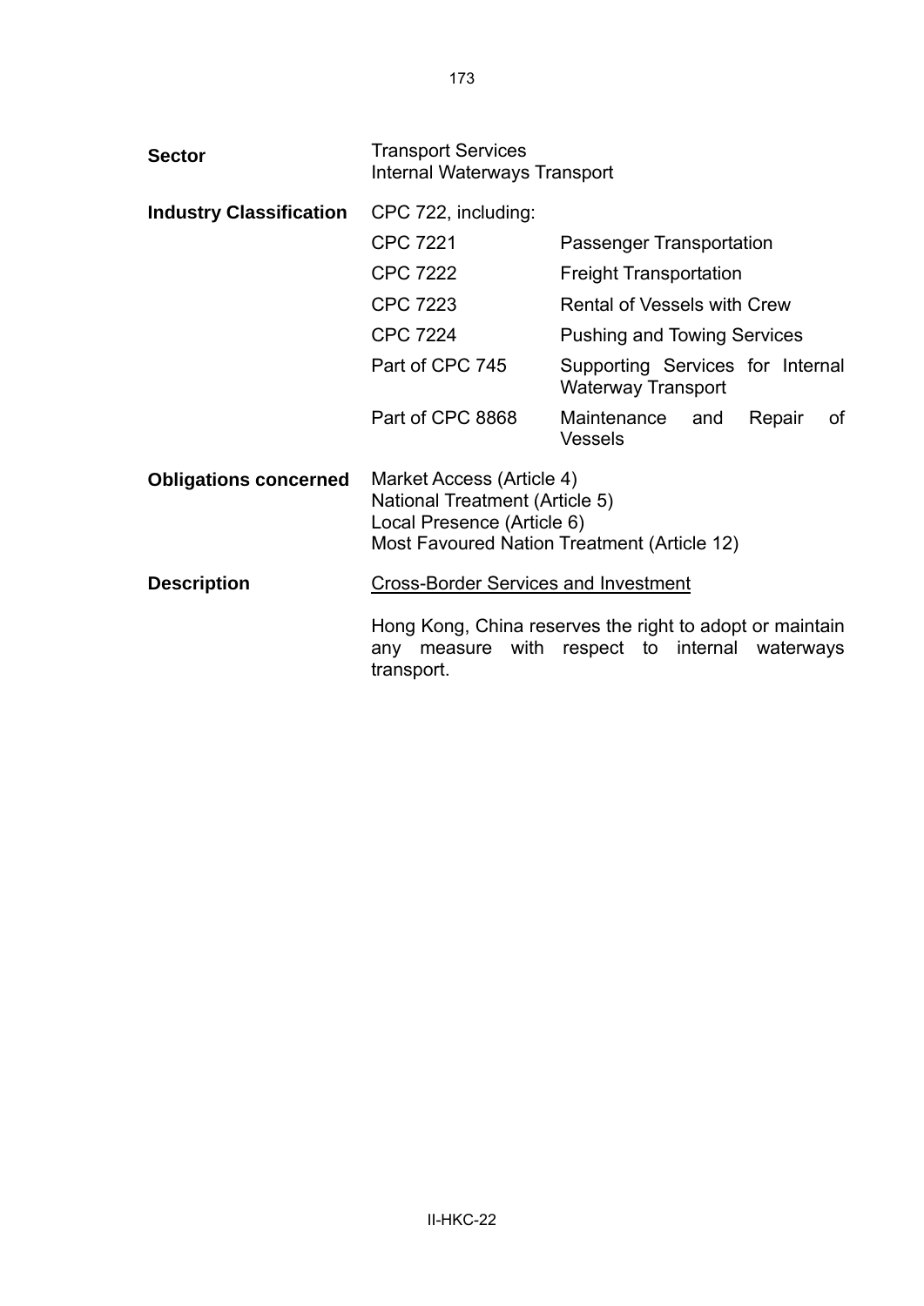| | | |
|---|---|---|
| **Sector** | Transport Services<br>Internal Waterways Transport | |
| **Industry Classification** | CPC 722, including: | |
| | CPC 7221 | Passenger Transportation |
| | CPC 7222 | Freight Transportation |
| | CPC 7223 | Rental of Vessels with Crew |
| | CPC 7224 | Pushing and Towing Services |
| | Part of CPC 745 | Supporting Services for Internal Waterway Transport |
| | Part of CPC 8868 | Maintenance and Repair of Vessels |
| **Obligations concerned** | Market Access (Article 4)<br>National Treatment (Article 5)<br>Local Presence (Article 6)<br>Most Favoured Nation Treatment (Article 12) | |
| **Description** | <u>Cross-Border Services and Investment</u><br><br>Hong Kong, China reserves the right to adopt or maintain any measure with respect to internal waterways transport. | |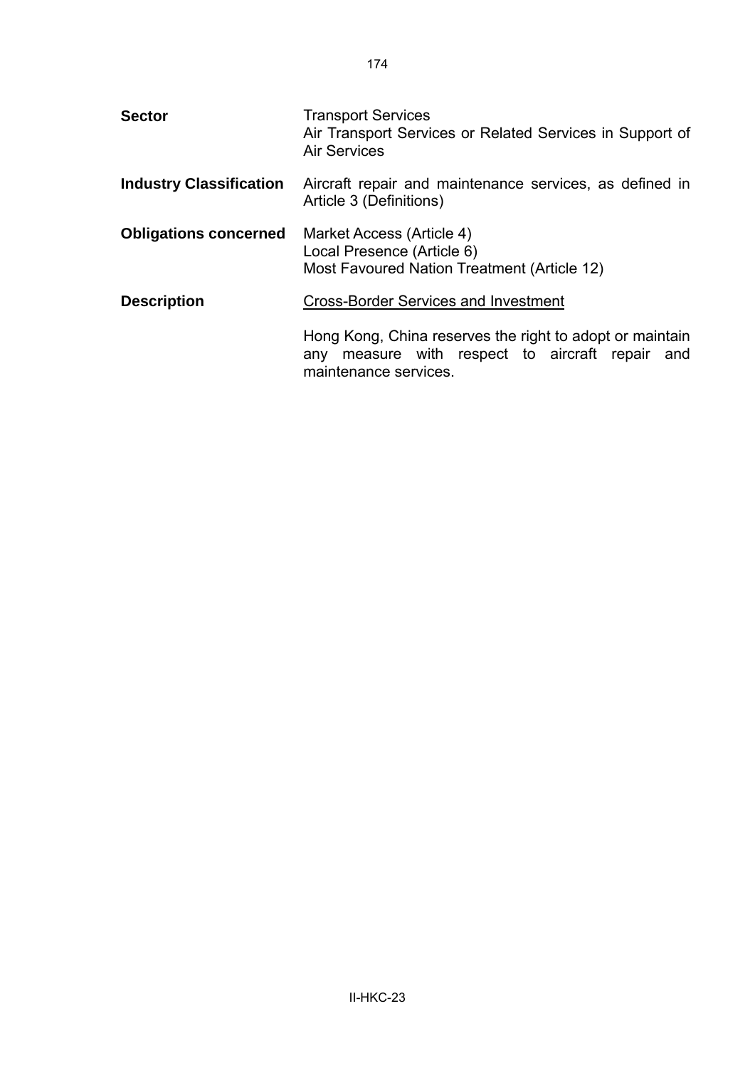| | |
|---|---|
| **Sector** | Transport Services<br>Air Transport Services or Related Services in Support of Air Services |
| **Industry Classification** | Aircraft repair and maintenance services, as defined in Article 3 (Definitions) |
| **Obligations concerned** | Market Access (Article 4)<br>Local Presence (Article 6)<br>Most Favoured Nation Treatment (Article 12) |
| **Description** | <u>Cross-Border Services and Investment</u><br><br>Hong Kong, China reserves the right to adopt or maintain any measure with respect to aircraft repair and maintenance services. |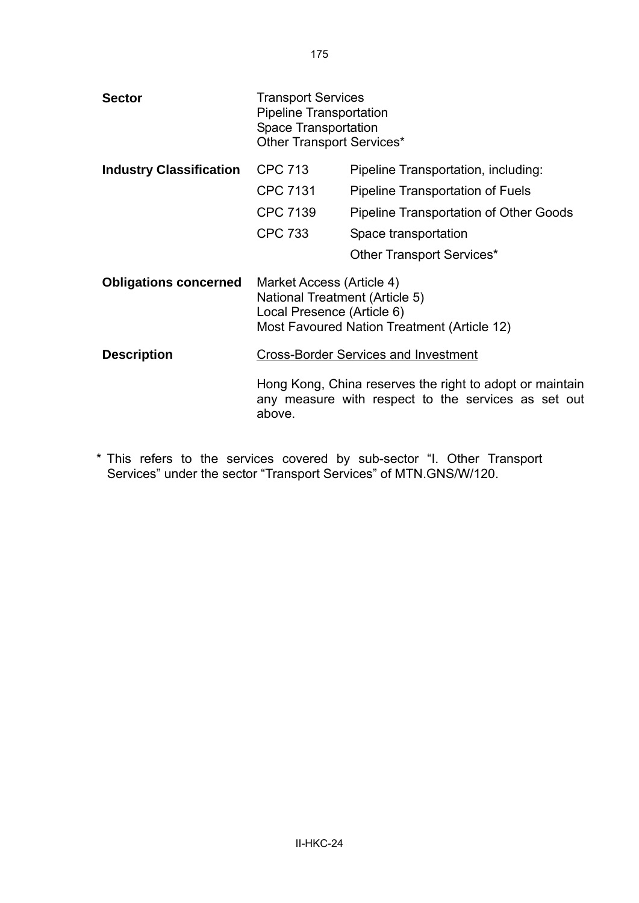| | | |
|---|---|---|
| **Sector** | Transport Services<br>Pipeline Transportation<br>Space Transportation<br>Other Transport Services* | |
| **Industry Classification** | CPC 713 | Pipeline Transportation, including: |
| | CPC 7131 | Pipeline Transportation of Fuels |
| | CPC 7139 | Pipeline Transportation of Other Goods |
| | CPC 733 | Space transportation |
| | | Other Transport Services* |
| **Obligations concerned** | Market Access (Article 4)<br>National Treatment (Article 5)<br>Local Presence (Article 6)<br>Most Favoured Nation Treatment (Article 12) | |
| **Description** | <u>Cross-Border Services and Investment</u><br><br>Hong Kong, China reserves the right to adopt or maintain any measure with respect to the services as set out above. | |

\* This refers to the services covered by sub-sector "I. Other Transport Services" under the sector "Transport Services" of MTN.GNS/W/120.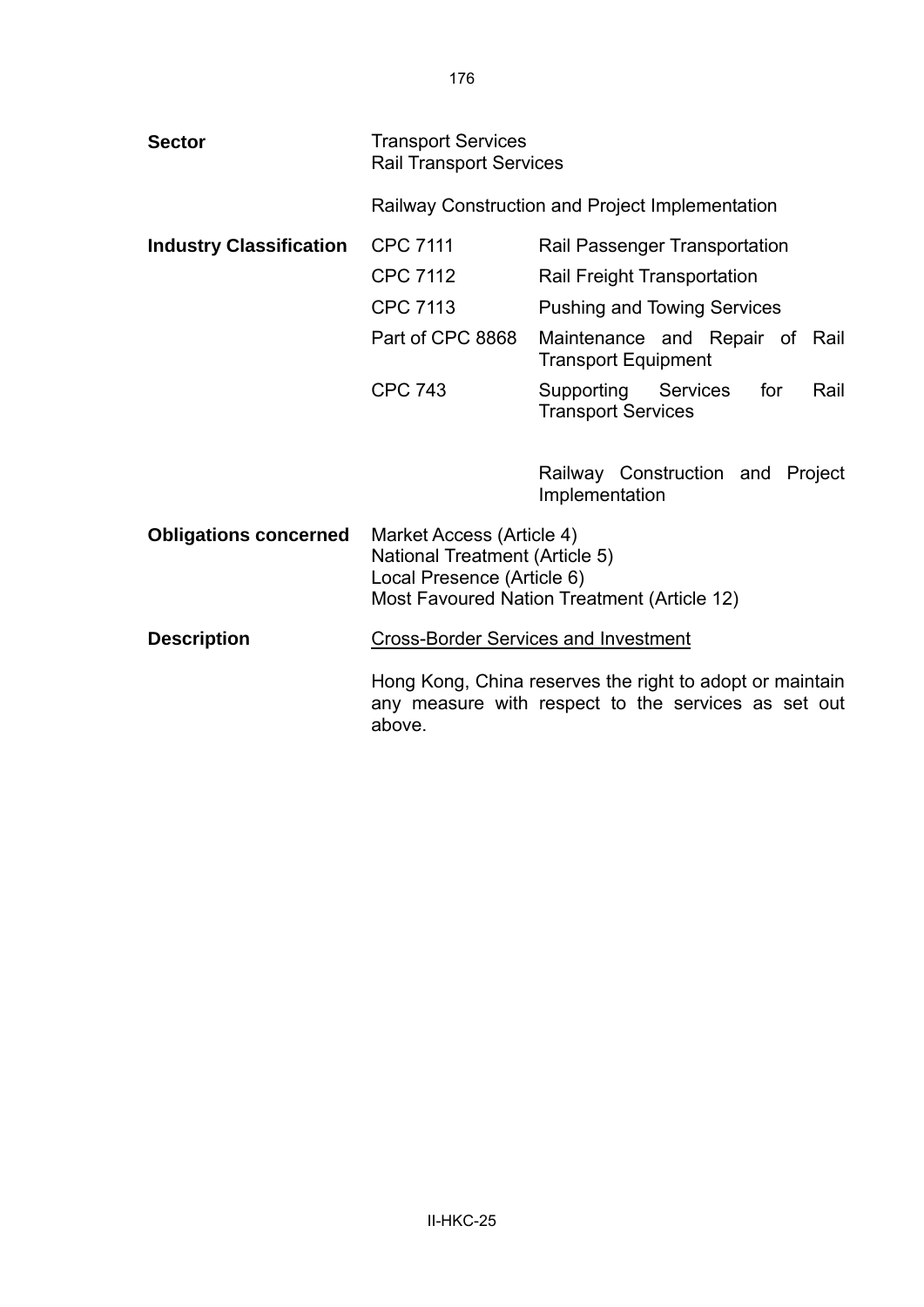| | | |
|---|---|---|
| **Sector** | Transport Services<br>Rail Transport Services<br><br>Railway Construction and Project Implementation | |
| **Industry Classification** | CPC 7111 | Rail Passenger Transportation |
| | CPC 7112 | Rail Freight Transportation |
| | CPC 7113 | Pushing and Towing Services |
| | Part of CPC 8868 | Maintenance and Repair of Rail Transport Equipment |
| | CPC 743 | Supporting Services for Rail Transport Services |
| | | Railway Construction and Project Implementation |
| **Obligations concerned** | Market Access (Article 4)<br>National Treatment (Article 5)<br>Local Presence (Article 6)<br>Most Favoured Nation Treatment (Article 12) | |
| **Description** | Cross-Border Services and Investment<br><br>Hong Kong, China reserves the right to adopt or maintain any measure with respect to the services as set out above. | |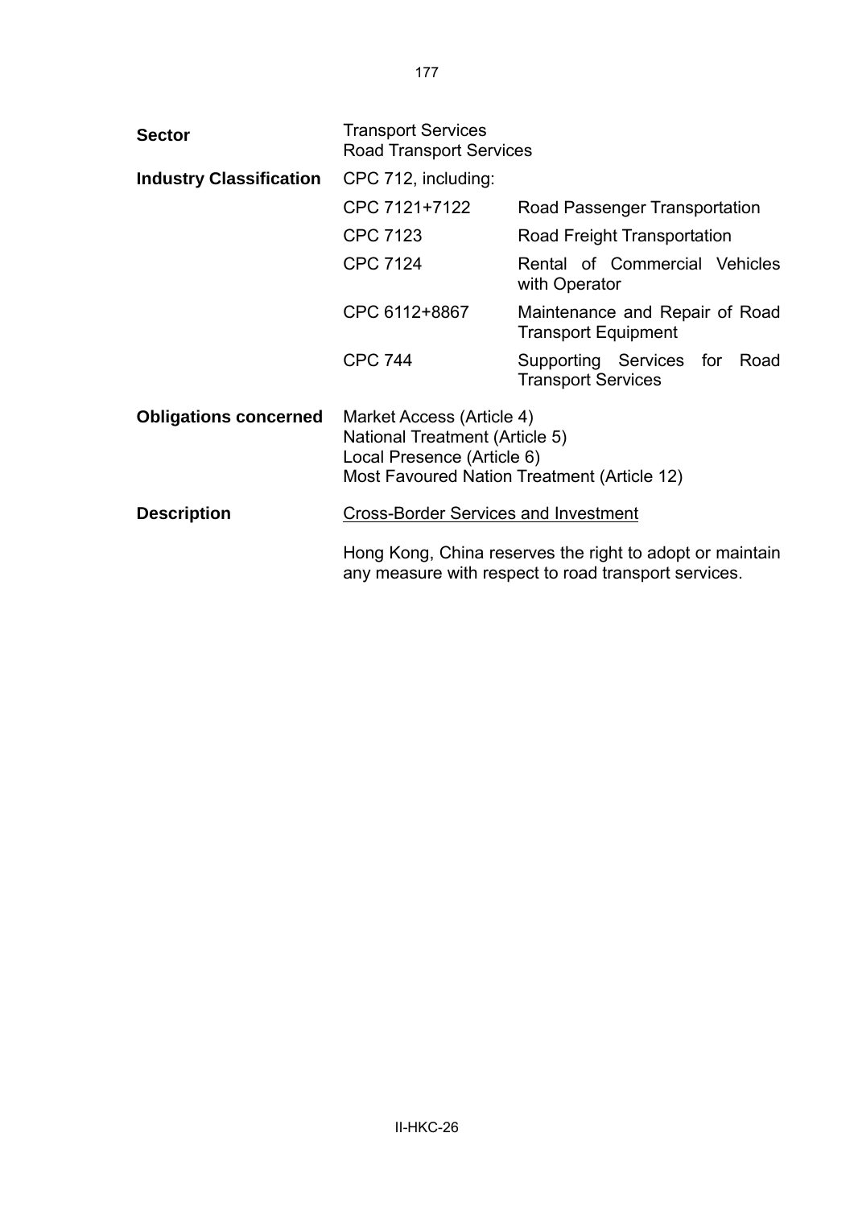| | | |
|---|---|---|
| **Sector** | Transport Services<br>Road Transport Services | |
| **Industry Classification** | CPC 712, including: | |
| | CPC 7121+7122 | Road Passenger Transportation |
| | CPC 7123 | Road Freight Transportation |
| | CPC 7124 | Rental of Commercial Vehicles with Operator |
| | CPC 6112+8867 | Maintenance and Repair of Road Transport Equipment |
| | CPC 744 | Supporting Services for Road Transport Services |
| **Obligations concerned** | Market Access (Article 4)<br>National Treatment (Article 5)<br>Local Presence (Article 6)<br>Most Favoured Nation Treatment (Article 12) | |
| **Description** | Cross-Border Services and Investment<br><br>Hong Kong, China reserves the right to adopt or maintain any measure with respect to road transport services. | |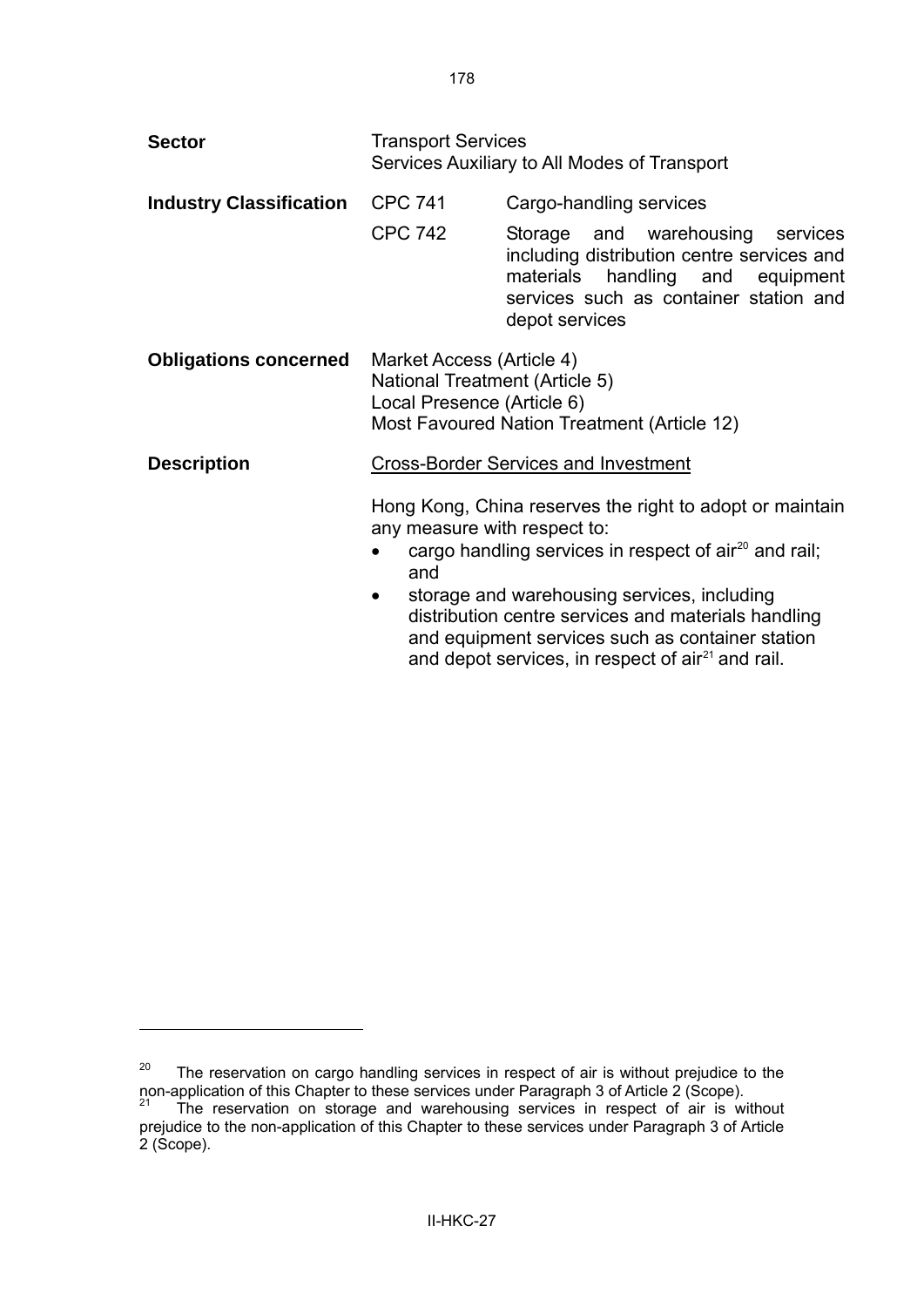| | | |
|---|---|---|
| **Sector** | Transport Services<br>Services Auxiliary to All Modes of Transport | |
| **Industry Classification** | CPC 741 | Cargo-handling services |
| | CPC 742 | Storage and warehousing services including distribution centre services and materials handling and equipment services such as container station and depot services |
| **Obligations concerned** | Market Access (Article 4)<br>National Treatment (Article 5)<br>Local Presence (Article 6)<br>Most Favoured Nation Treatment (Article 12) | |
| **Description** | Cross-Border Services and Investment | |

Hong Kong, China reserves the right to adopt or maintain any measure with respect to:

- cargo handling services in respect of air[20] and rail; and
- storage and warehousing services, including distribution centre services and materials handling and equipment services such as container station and depot services, in respect of air[21] and rail.

---

[20] The reservation on cargo handling services in respect of air is without prejudice to the non-application of this Chapter to these services under Paragraph 3 of Article 2 (Scope).

[21] The reservation on storage and warehousing services in respect of air is without prejudice to the non-application of this Chapter to these services under Paragraph 3 of Article 2 (Scope).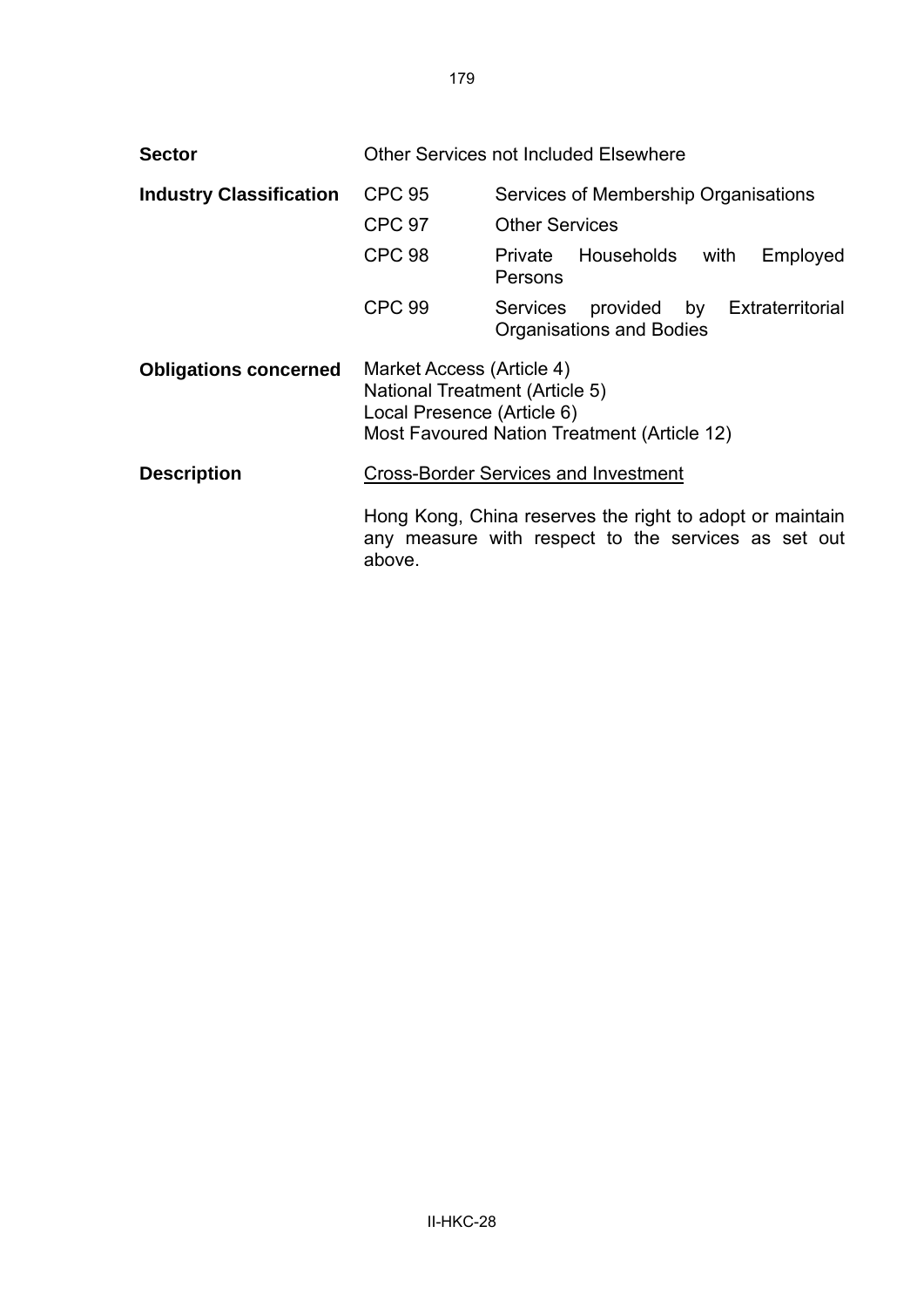| | | |
|---|---|---|
| **Sector** | Other Services not Included Elsewhere | |
| **Industry Classification** | CPC 95 | Services of Membership Organisations |
| | CPC 97 | Other Services |
| | CPC 98 | Private Households with Employed Persons |
| | CPC 99 | Services provided by Extraterritorial Organisations and Bodies |
| **Obligations concerned** | Market Access (Article 4)<br>National Treatment (Article 5)<br>Local Presence (Article 6)<br>Most Favoured Nation Treatment (Article 12) | |
| **Description** | <u>Cross-Border Services and Investment</u><br><br>Hong Kong, China reserves the right to adopt or maintain any measure with respect to the services as set out above. | |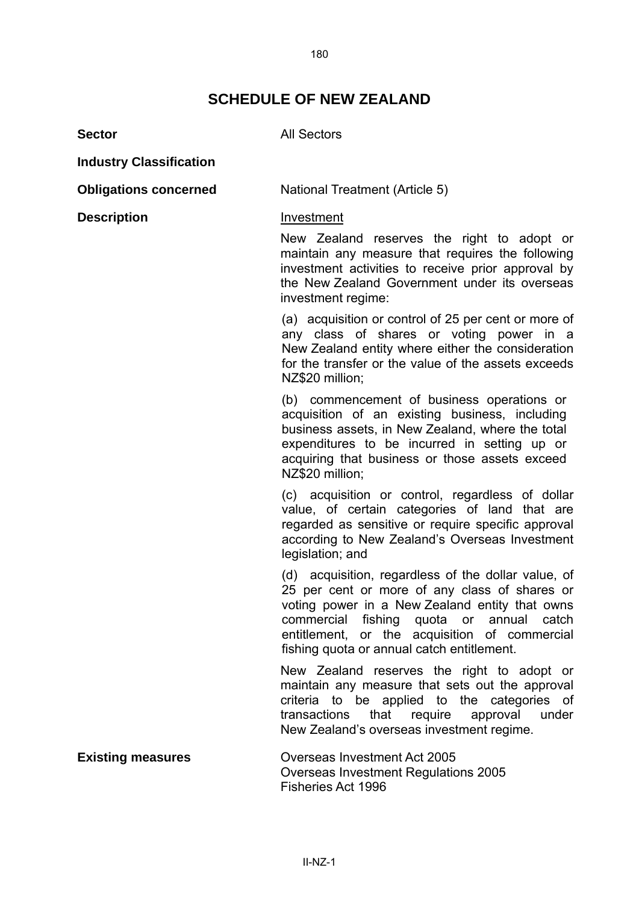## SCHEDULE OF NEW ZEALAND

**Sector** All Sectors

**Industry Classification**

**Obligations concerned** National Treatment (Article 5)

**Description** Investment

New Zealand reserves the right to adopt or maintain any measure that requires the following investment activities to receive prior approval by the New Zealand Government under its overseas investment regime:

(a) acquisition or control of 25 per cent or more of any class of shares or voting power in a New Zealand entity where either the consideration for the transfer or the value of the assets exceeds NZ$20 million;

(b) commencement of business operations or acquisition of an existing business, including business assets, in New Zealand, where the total expenditures to be incurred in setting up or acquiring that business or those assets exceed NZ$20 million;

(c) acquisition or control, regardless of dollar value, of certain categories of land that are regarded as sensitive or require specific approval according to New Zealand's Overseas Investment legislation; and

(d) acquisition, regardless of the dollar value, of 25 per cent or more of any class of shares or voting power in a New Zealand entity that owns commercial fishing quota or annual catch entitlement, or the acquisition of commercial fishing quota or annual catch entitlement.

New Zealand reserves the right to adopt or maintain any measure that sets out the approval criteria to be applied to the categories of transactions that require approval under New Zealand's overseas investment regime.

**Existing measures** Overseas Investment Act 2005
Overseas Investment Regulations 2005
Fisheries Act 1996

II-NZ-1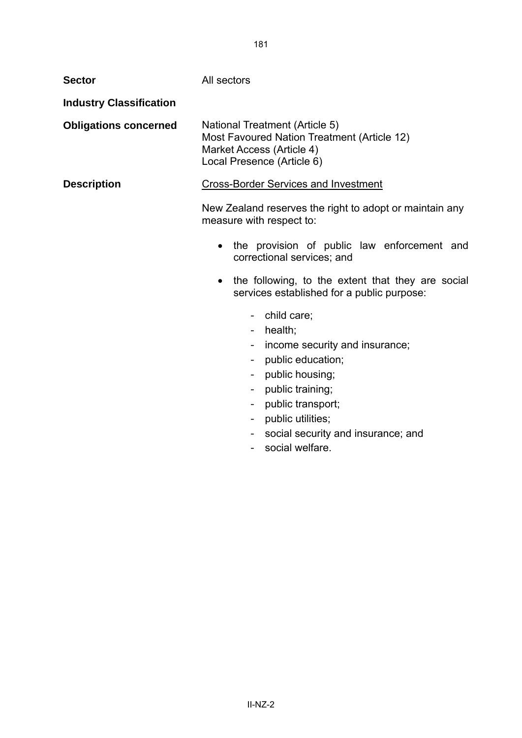**Sector** All sectors

**Industry Classification**

**Obligations concerned**
National Treatment (Article 5)
Most Favoured Nation Treatment (Article 12)
Market Access (Article 4)
Local Presence (Article 6)

**Description**

Cross-Border Services and Investment

New Zealand reserves the right to adopt or maintain any measure with respect to:

- the provision of public law enforcement and correctional services; and
- the following, to the extent that they are social services established for a public purpose:
  - child care;
  - health;
  - income security and insurance;
  - public education;
  - public housing;
  - public training;
  - public transport;
  - public utilities;
  - social security and insurance; and
  - social welfare.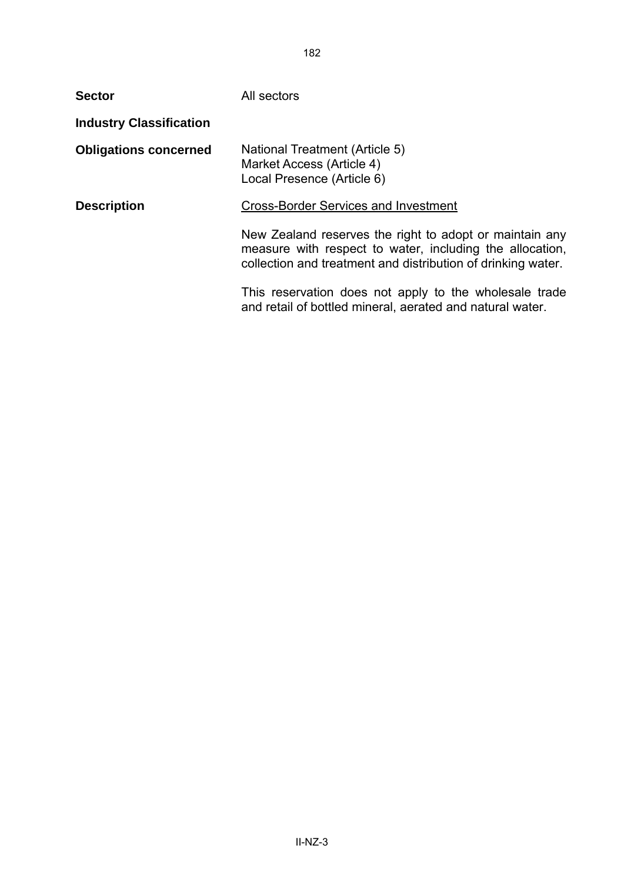| | |
|---|---|
| **Sector** | All sectors |
| **Industry Classification** | |
| **Obligations concerned** | National Treatment (Article 5)<br>Market Access (Article 4)<br>Local Presence (Article 6) |
| **Description** | Cross-Border Services and Investment<br><br>New Zealand reserves the right to adopt or maintain any measure with respect to water, including the allocation, collection and treatment and distribution of drinking water.<br><br>This reservation does not apply to the wholesale trade and retail of bottled mineral, aerated and natural water. |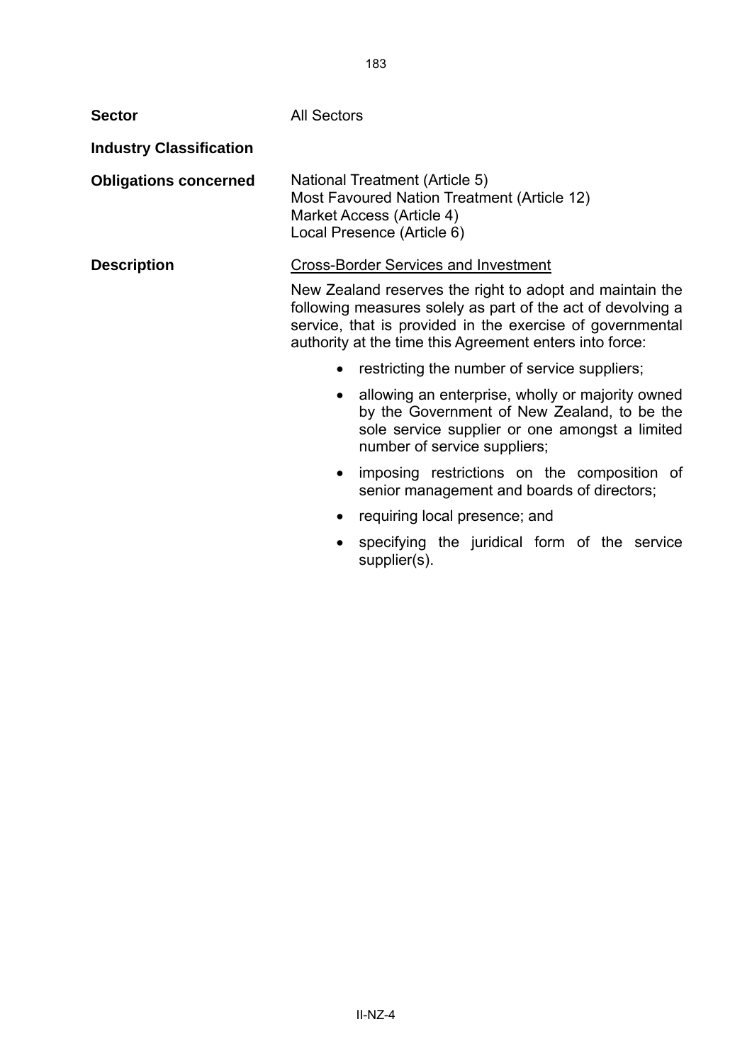| | |
|---|---|
| **Sector** | All Sectors |
| **Industry Classification** | |
| **Obligations concerned** | National Treatment (Article 5)<br>Most Favoured Nation Treatment (Article 12)<br>Market Access (Article 4)<br>Local Presence (Article 6) |
| **Description** | Cross-Border Services and Investment |

New Zealand reserves the right to adopt and maintain the following measures solely as part of the act of devolving a service, that is provided in the exercise of governmental authority at the time this Agreement enters into force:

- restricting the number of service suppliers;
- allowing an enterprise, wholly or majority owned by the Government of New Zealand, to be the sole service supplier or one amongst a limited number of service suppliers;
- imposing restrictions on the composition of senior management and boards of directors;
- requiring local presence; and
- specifying the juridical form of the service supplier(s).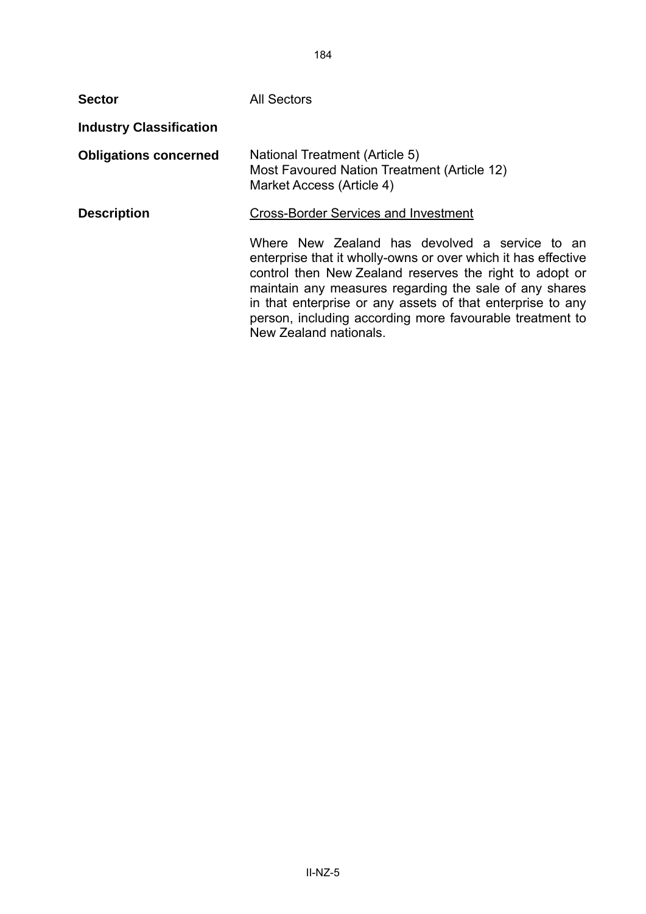| | |
|---|---|
| **Sector** | All Sectors |
| **Industry Classification** | |
| **Obligations concerned** | National Treatment (Article 5)<br>Most Favoured Nation Treatment (Article 12)<br>Market Access (Article 4) |
| **Description** | Cross-Border Services and Investment<br><br>Where New Zealand has devolved a service to an enterprise that it wholly-owns or over which it has effective control then New Zealand reserves the right to adopt or maintain any measures regarding the sale of any shares in that enterprise or any assets of that enterprise to any person, including according more favourable treatment to New Zealand nationals. |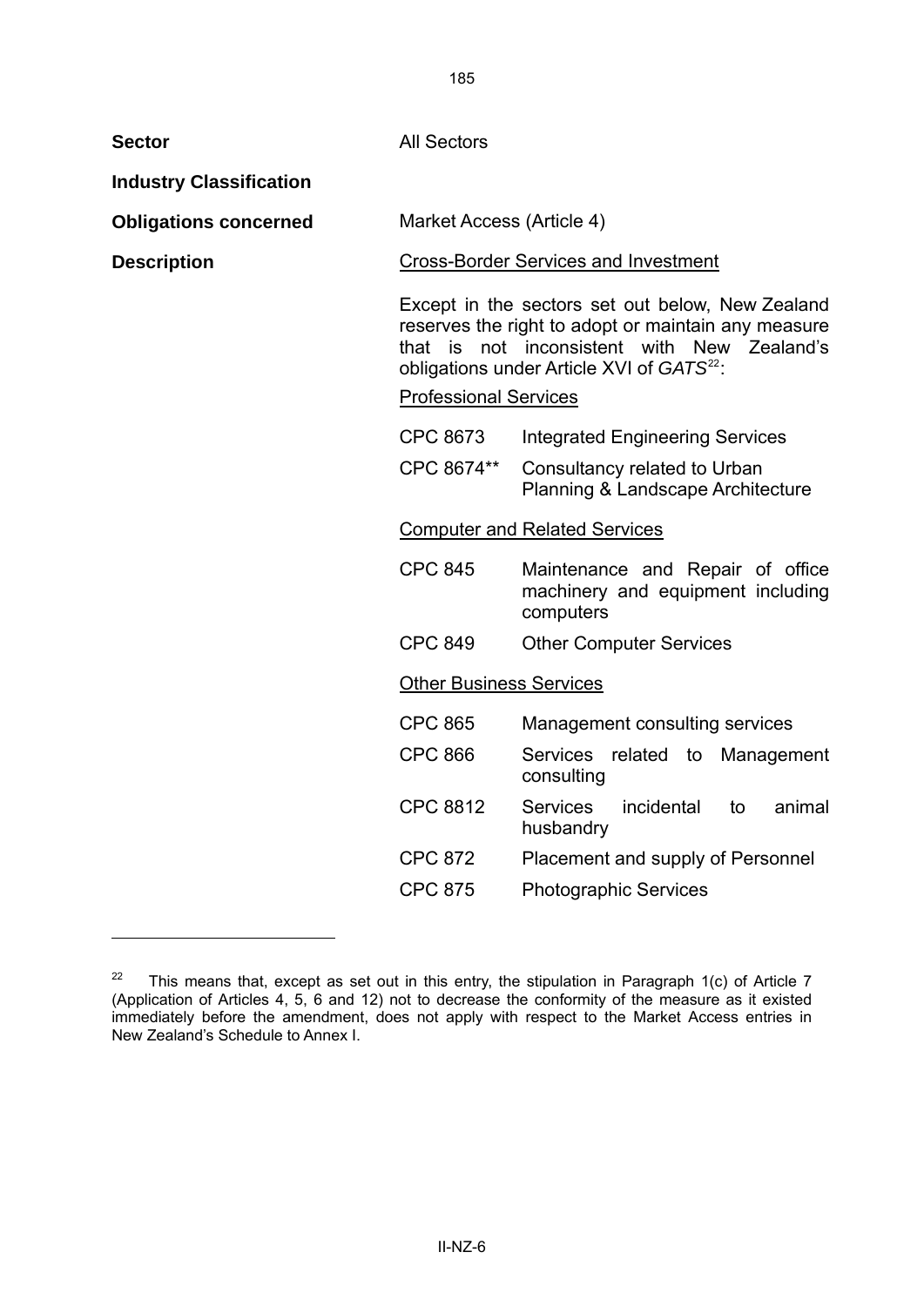| | |
|---|---|
| **Sector** | All Sectors |
| **Industry Classification** | |
| **Obligations concerned** | Market Access (Article 4) |
| **Description** | Cross-Border Services and Investment |

Except in the sectors set out below, New Zealand reserves the right to adopt or maintain any measure that is not inconsistent with New Zealand's obligations under Article XVI of *GATS*[22]:

Professional Services

| | |
|---|---|
| CPC 8673 | Integrated Engineering Services |
| CPC 8674** | Consultancy related to Urban Planning & Landscape Architecture |

Computer and Related Services

| | |
|---|---|
| CPC 845 | Maintenance and Repair of office machinery and equipment including computers |
| CPC 849 | Other Computer Services |

Other Business Services

| | |
|---|---|
| CPC 865 | Management consulting services |
| CPC 866 | Services related to Management consulting |
| CPC 8812 | Services incidental to animal husbandry |
| CPC 872 | Placement and supply of Personnel |
| CPC 875 | Photographic Services |

---

[22] This means that, except as set out in this entry, the stipulation in Paragraph 1(c) of Article 7 (Application of Articles 4, 5, 6 and 12) not to decrease the conformity of the measure as it existed immediately before the amendment, does not apply with respect to the Market Access entries in New Zealand's Schedule to Annex I.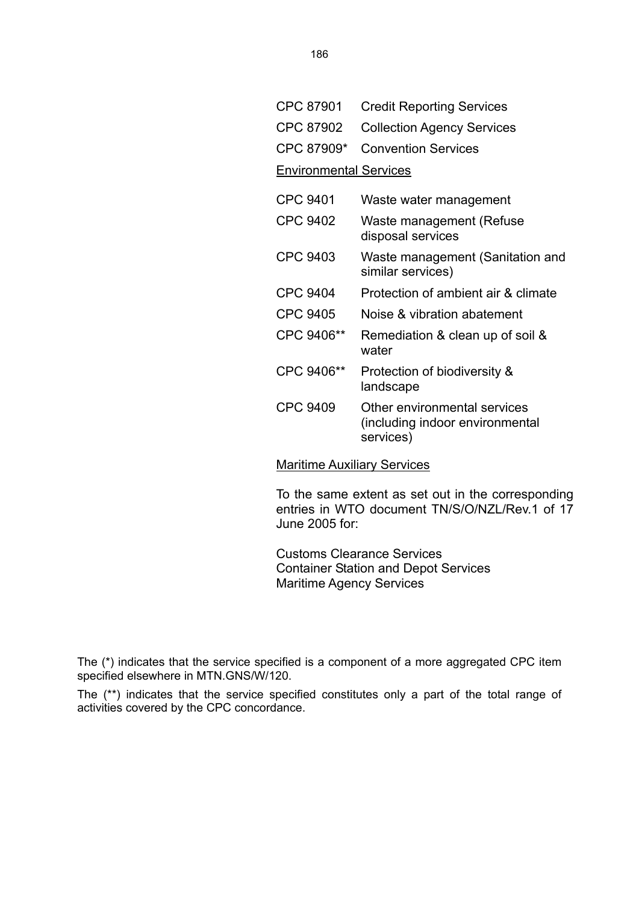| | |
|---|---|
| CPC 87901 | Credit Reporting Services |
| CPC 87902 | Collection Agency Services |
| CPC 87909* | Convention Services |

<u>Environmental Services</u>

| | |
|---|---|
| CPC 9401 | Waste water management |
| CPC 9402 | Waste management (Refuse disposal services |
| CPC 9403 | Waste management (Sanitation and similar services) |
| CPC 9404 | Protection of ambient air & climate |
| CPC 9405 | Noise & vibration abatement |
| CPC 9406** | Remediation & clean up of soil & water |
| CPC 9406** | Protection of biodiversity & landscape |
| CPC 9409 | Other environmental services (including indoor environmental services) |

<u>Maritime Auxiliary Services</u>

To the same extent as set out in the corresponding entries in WTO document TN/S/O/NZL/Rev.1 of 17 June 2005 for:

Customs Clearance Services
Container Station and Depot Services
Maritime Agency Services

The (*) indicates that the service specified is a component of a more aggregated CPC item specified elsewhere in MTN.GNS/W/120.

The (**) indicates that the service specified constitutes only a part of the total range of activities covered by the CPC concordance.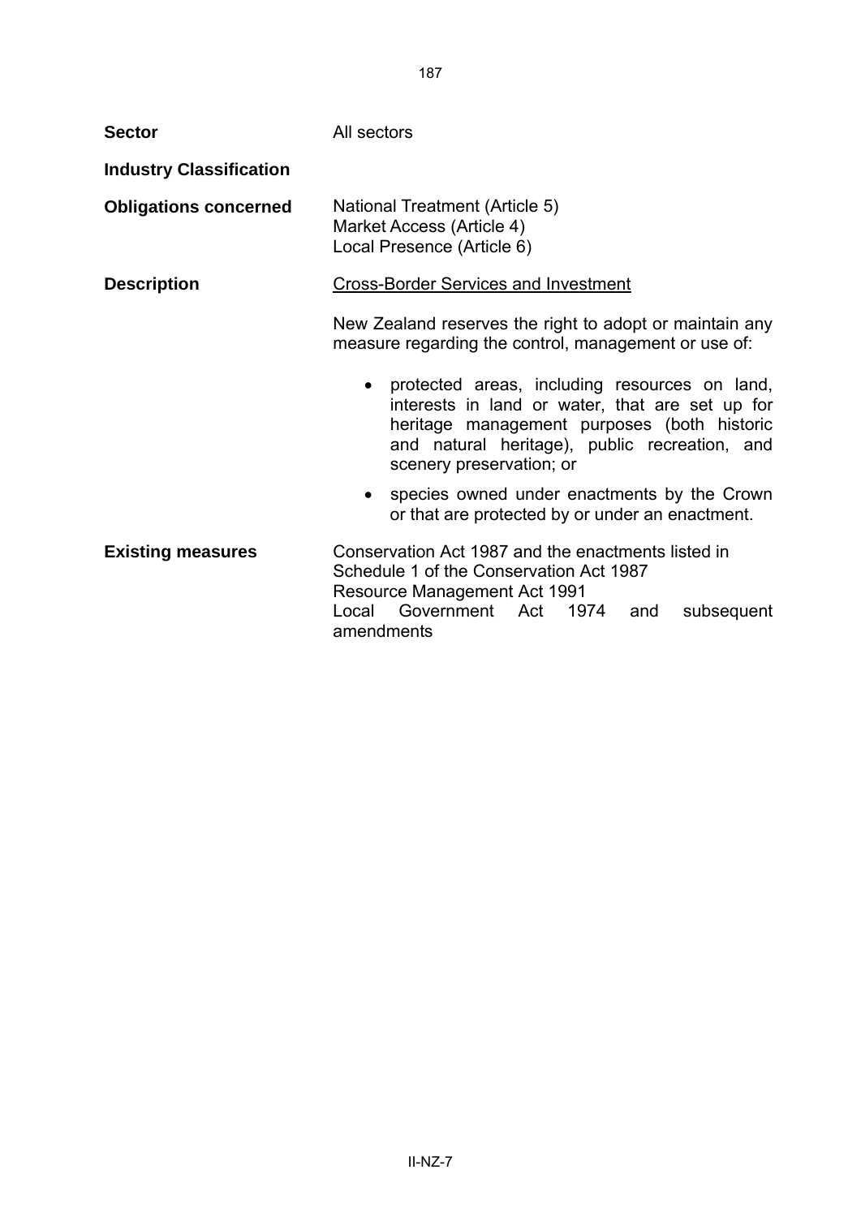| | |
|---|---|
| **Sector** | All sectors |
| **Industry Classification** | |
| **Obligations concerned** | National Treatment (Article 5)<br>Market Access (Article 4)<br>Local Presence (Article 6) |
| **Description** | <u>Cross-Border Services and Investment</u><br><br>New Zealand reserves the right to adopt or maintain any measure regarding the control, management or use of:<br><br>• protected areas, including resources on land, interests in land or water, that are set up for heritage management purposes (both historic and natural heritage), public recreation, and scenery preservation; or<br><br>• species owned under enactments by the Crown or that are protected by or under an enactment. |
| **Existing measures** | Conservation Act 1987 and the enactments listed in Schedule 1 of the Conservation Act 1987<br>Resource Management Act 1991<br>Local Government Act 1974 and subsequent amendments |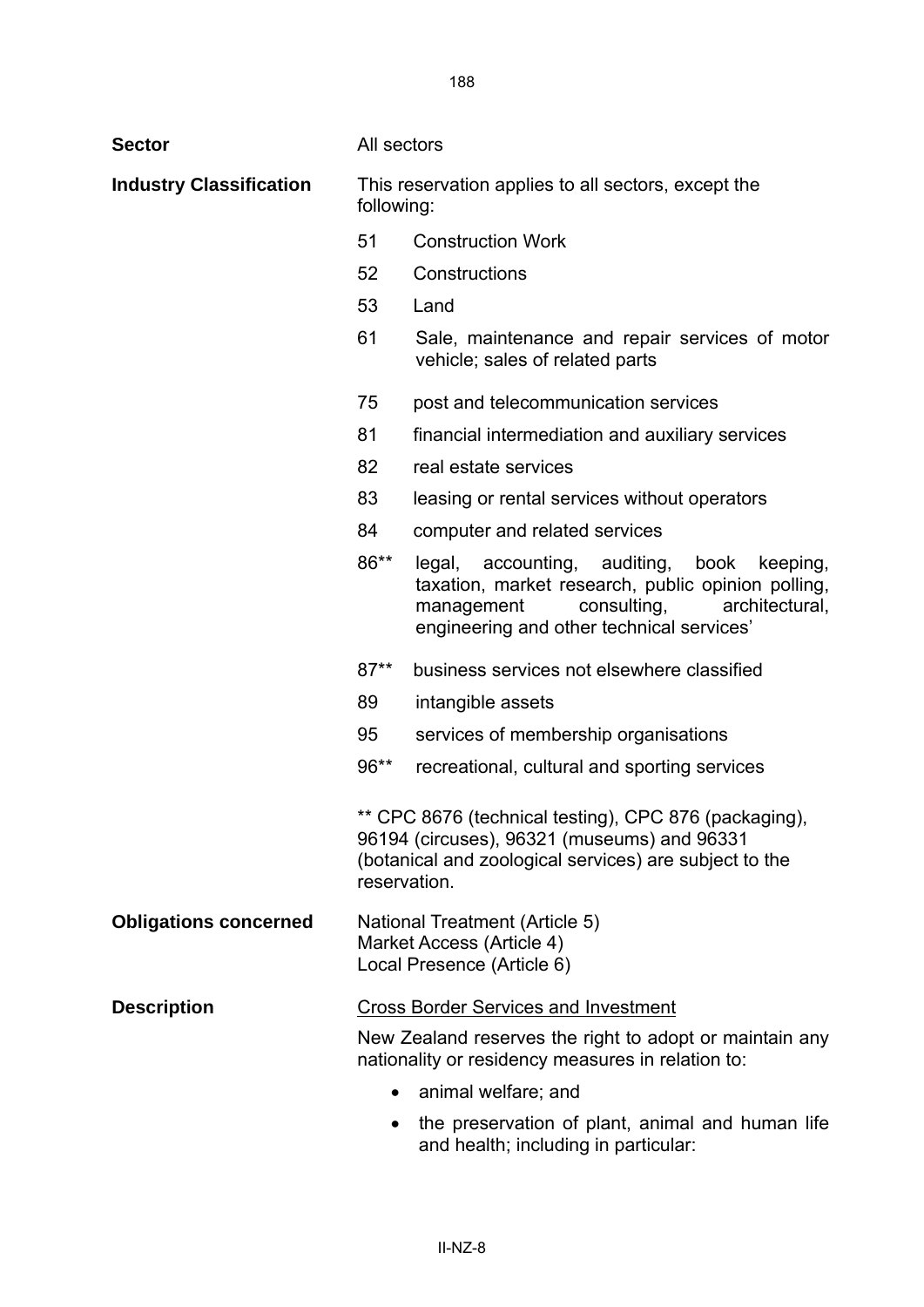**Sector** All sectors

**Industry Classification** This reservation applies to all sectors, except the following:

| | |
|---|---|
| 51 | Construction Work |
| 52 | Constructions |
| 53 | Land |
| 61 | Sale, maintenance and repair services of motor vehicle; sales of related parts |
| 75 | post and telecommunication services |
| 81 | financial intermediation and auxiliary services |
| 82 | real estate services |
| 83 | leasing or rental services without operators |
| 84 | computer and related services |
| 86** | legal, accounting, auditing, book keeping, taxation, market research, public opinion polling, management consulting, architectural, engineering and other technical services' |
| 87** | business services not elsewhere classified |
| 89 | intangible assets |
| 95 | services of membership organisations |
| 96** | recreational, cultural and sporting services |

** CPC 8676 (technical testing), CPC 876 (packaging), 96194 (circuses), 96321 (museums) and 96331 (botanical and zoological services) are subject to the reservation.

**Obligations concerned** National Treatment (Article 5)
Market Access (Article 4)
Local Presence (Article 6)

**Description** Cross Border Services and Investment

New Zealand reserves the right to adopt or maintain any nationality or residency measures in relation to:

- animal welfare; and
- the preservation of plant, animal and human life and health; including in particular: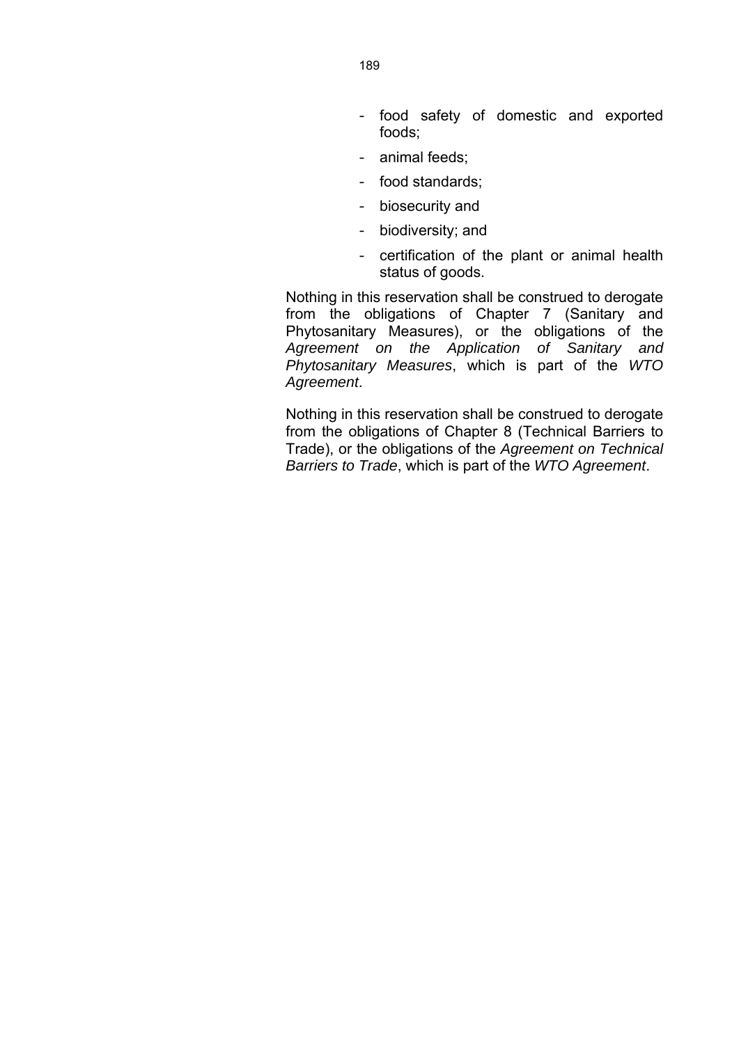- food safety of domestic and exported foods;
- animal feeds;
- food standards;
- biosecurity and
- biodiversity; and
- certification of the plant or animal health status of goods.

Nothing in this reservation shall be construed to derogate from the obligations of Chapter 7 (Sanitary and Phytosanitary Measures), or the obligations of the *Agreement on the Application of Sanitary and Phytosanitary Measures*, which is part of the *WTO Agreement*.

Nothing in this reservation shall be construed to derogate from the obligations of Chapter 8 (Technical Barriers to Trade), or the obligations of the *Agreement on Technical Barriers to Trade*, which is part of the *WTO Agreement*.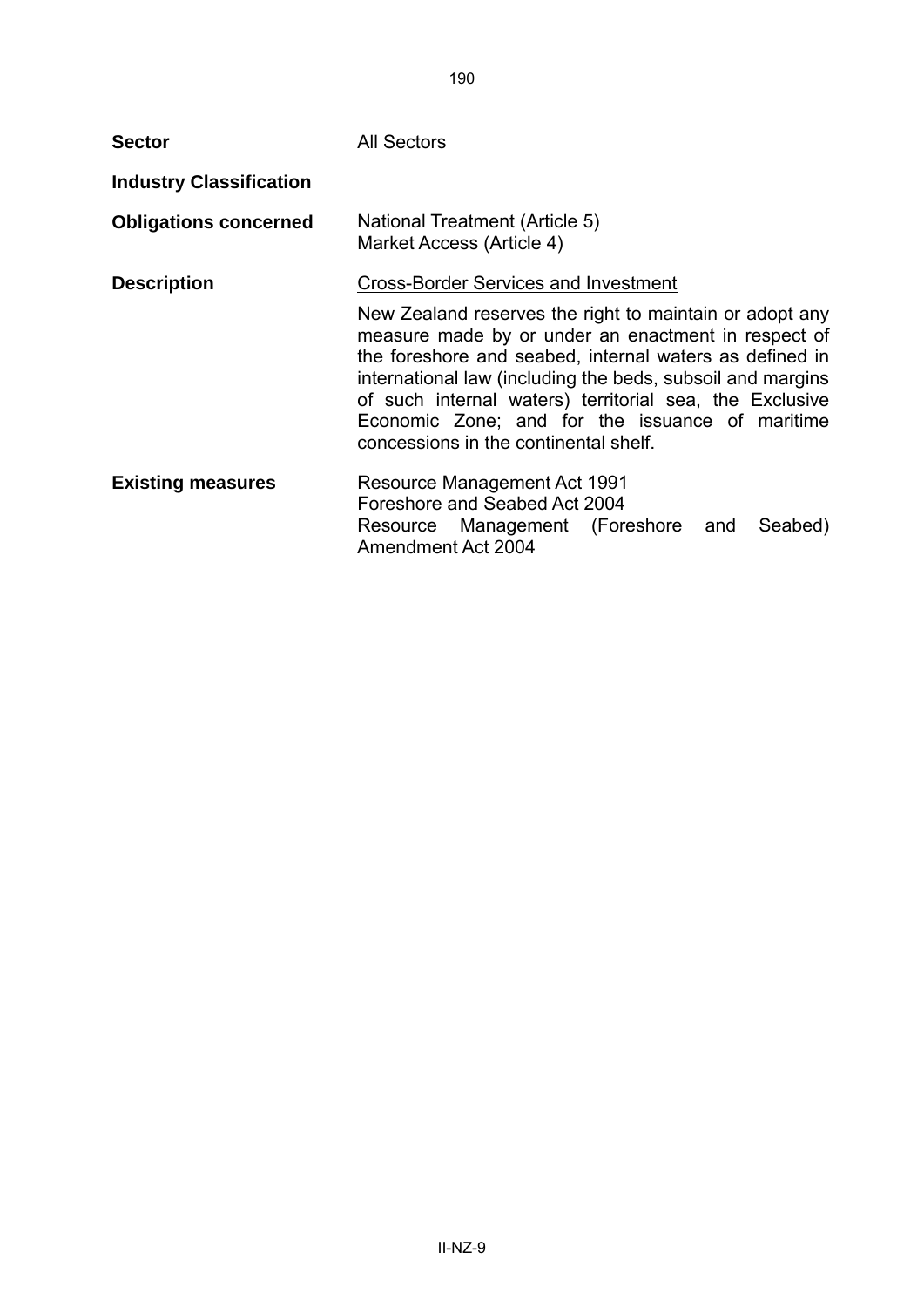| | |
|---|---|
| **Sector** | All Sectors |
| **Industry Classification** | |
| **Obligations concerned** | National Treatment (Article 5)<br>Market Access (Article 4) |
| **Description** | <u>Cross-Border Services and Investment</u><br><br>New Zealand reserves the right to maintain or adopt any measure made by or under an enactment in respect of the foreshore and seabed, internal waters as defined in international law (including the beds, subsoil and margins of such internal waters) territorial sea, the Exclusive Economic Zone; and for the issuance of maritime concessions in the continental shelf. |
| **Existing measures** | Resource Management Act 1991<br>Foreshore and Seabed Act 2004<br>Resource Management (Foreshore and Seabed) Amendment Act 2004 |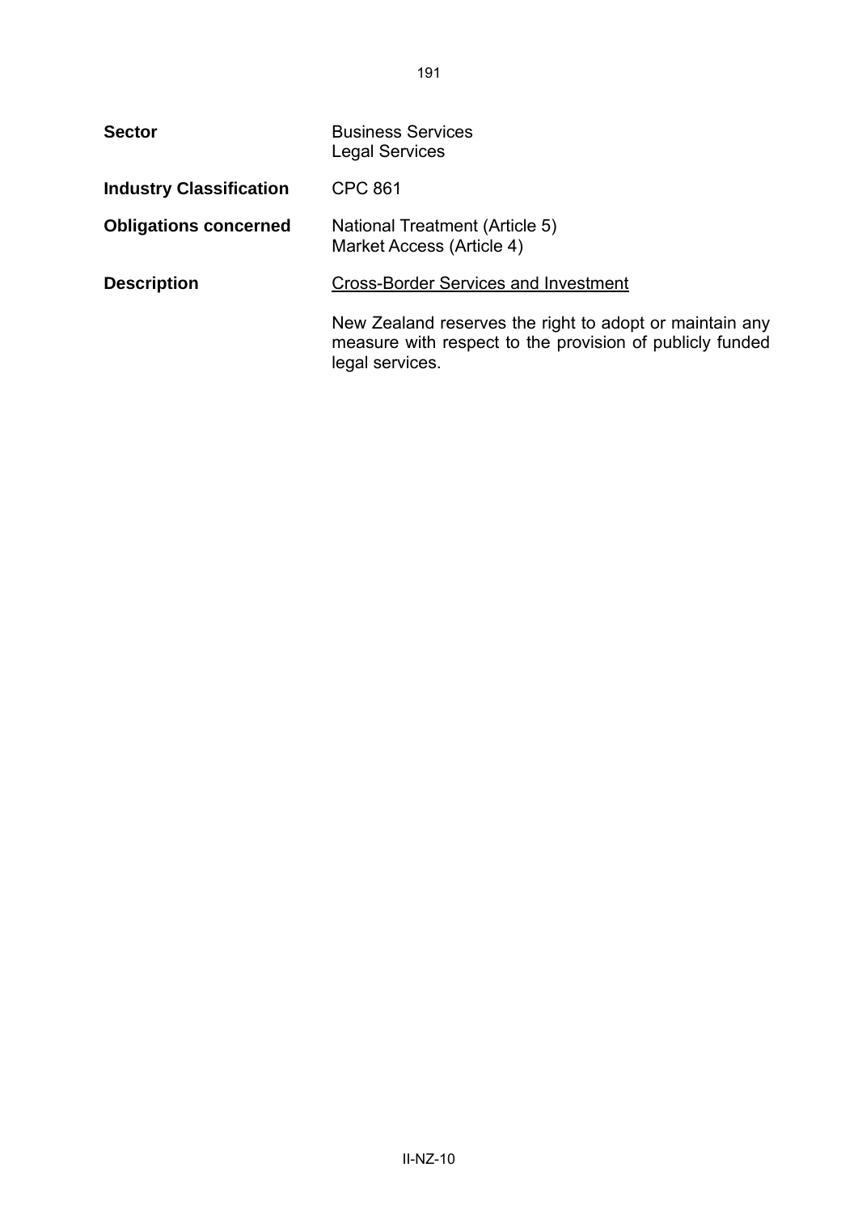| | |
|---|---|
| **Sector** | Business Services<br>Legal Services |
| **Industry Classification** | CPC 861 |
| **Obligations concerned** | National Treatment (Article 5)<br>Market Access (Article 4) |
| **Description** | <u>Cross-Border Services and Investment</u><br><br>New Zealand reserves the right to adopt or maintain any measure with respect to the provision of publicly funded legal services. |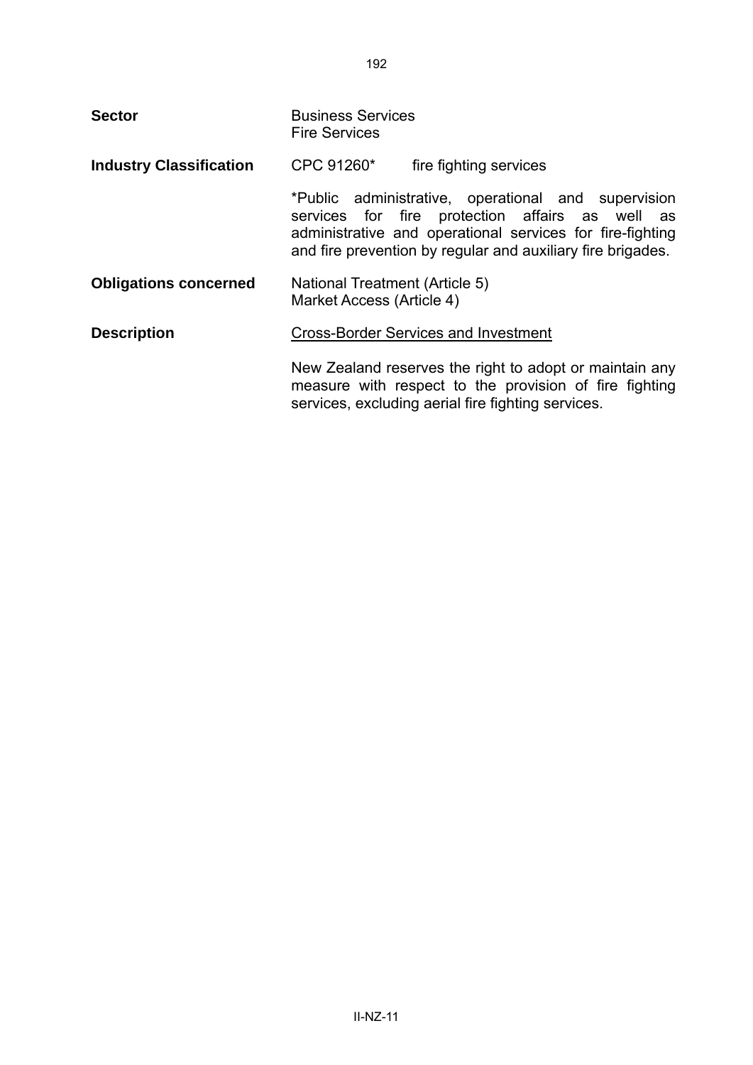| | |
|---|---|
| **Sector** | Business Services<br>Fire Services |
| **Industry Classification** | CPC 91260* fire fighting services<br><br>*Public administrative, operational and supervision services for fire protection affairs as well as administrative and operational services for fire-fighting and fire prevention by regular and auxiliary fire brigades. |
| **Obligations concerned** | National Treatment (Article 5)<br>Market Access (Article 4) |
| **Description** | <u>Cross-Border Services and Investment</u><br><br>New Zealand reserves the right to adopt or maintain any measure with respect to the provision of fire fighting services, excluding aerial fire fighting services. |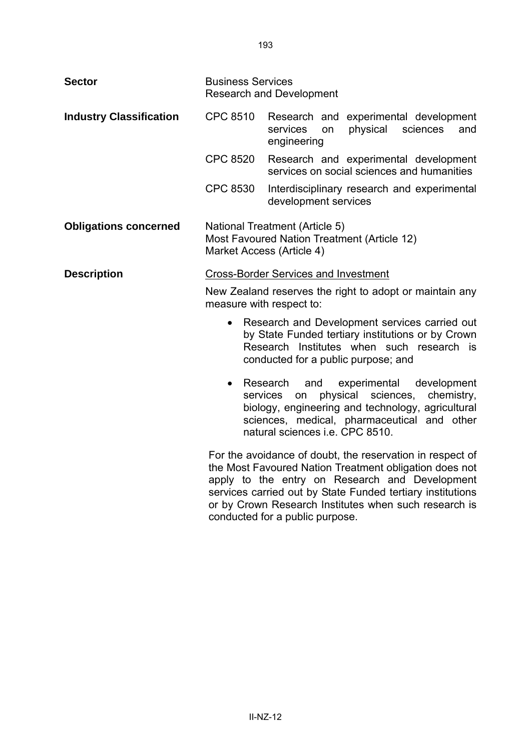| | |
|---|---|
| **Sector** | Business Services<br>Research and Development |
| **Industry Classification** | CPC 8510 Research and experimental development services on physical sciences and engineering<br>CPC 8520 Research and experimental development services on social sciences and humanities<br>CPC 8530 Interdisciplinary research and experimental development services |
| **Obligations concerned** | National Treatment (Article 5)<br>Most Favoured Nation Treatment (Article 12)<br>Market Access (Article 4) |
| **Description** | <u>Cross-Border Services and Investment</u><br>New Zealand reserves the right to adopt or maintain any measure with respect to:<br>• Research and Development services carried out by State Funded tertiary institutions or by Crown Research Institutes when such research is conducted for a public purpose; and<br>• Research and experimental development services on physical sciences, chemistry, biology, engineering and technology, agricultural sciences, medical, pharmaceutical and other natural sciences i.e. CPC 8510.<br>For the avoidance of doubt, the reservation in respect of the Most Favoured Nation Treatment obligation does not apply to the entry on Research and Development services carried out by State Funded tertiary institutions or by Crown Research Institutes when such research is conducted for a public purpose. |

II-NZ-12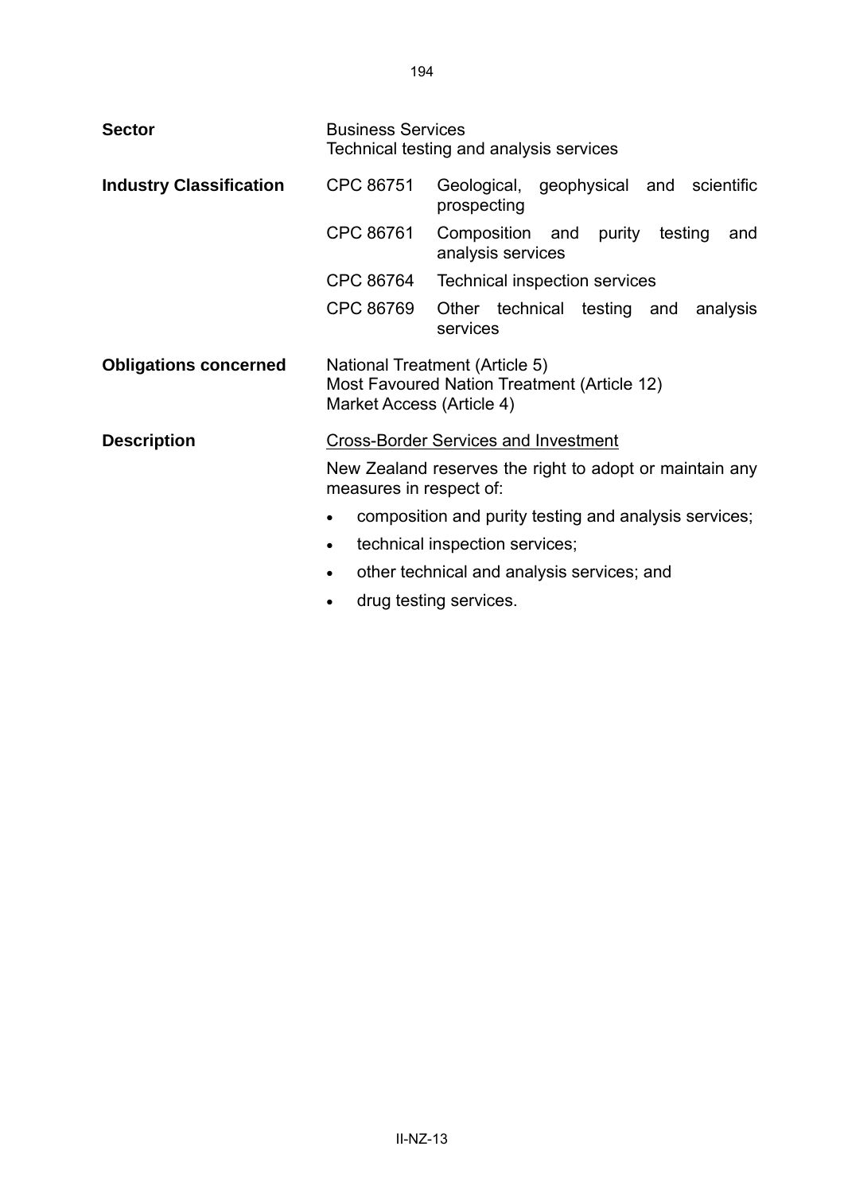| | | |
|---|---|---|
| **Sector** | Business Services<br>Technical testing and analysis services | |
| **Industry Classification** | CPC 86751 | Geological, geophysical and scientific prospecting |
| | CPC 86761 | Composition and purity testing and analysis services |
| | CPC 86764 | Technical inspection services |
| | CPC 86769 | Other technical testing and analysis services |
| **Obligations concerned** | National Treatment (Article 5)<br>Most Favoured Nation Treatment (Article 12)<br>Market Access (Article 4) | |
| **Description** | Cross-Border Services and Investment | |

New Zealand reserves the right to adopt or maintain any measures in respect of:

- composition and purity testing and analysis services;
- technical inspection services;
- other technical and analysis services; and
- drug testing services.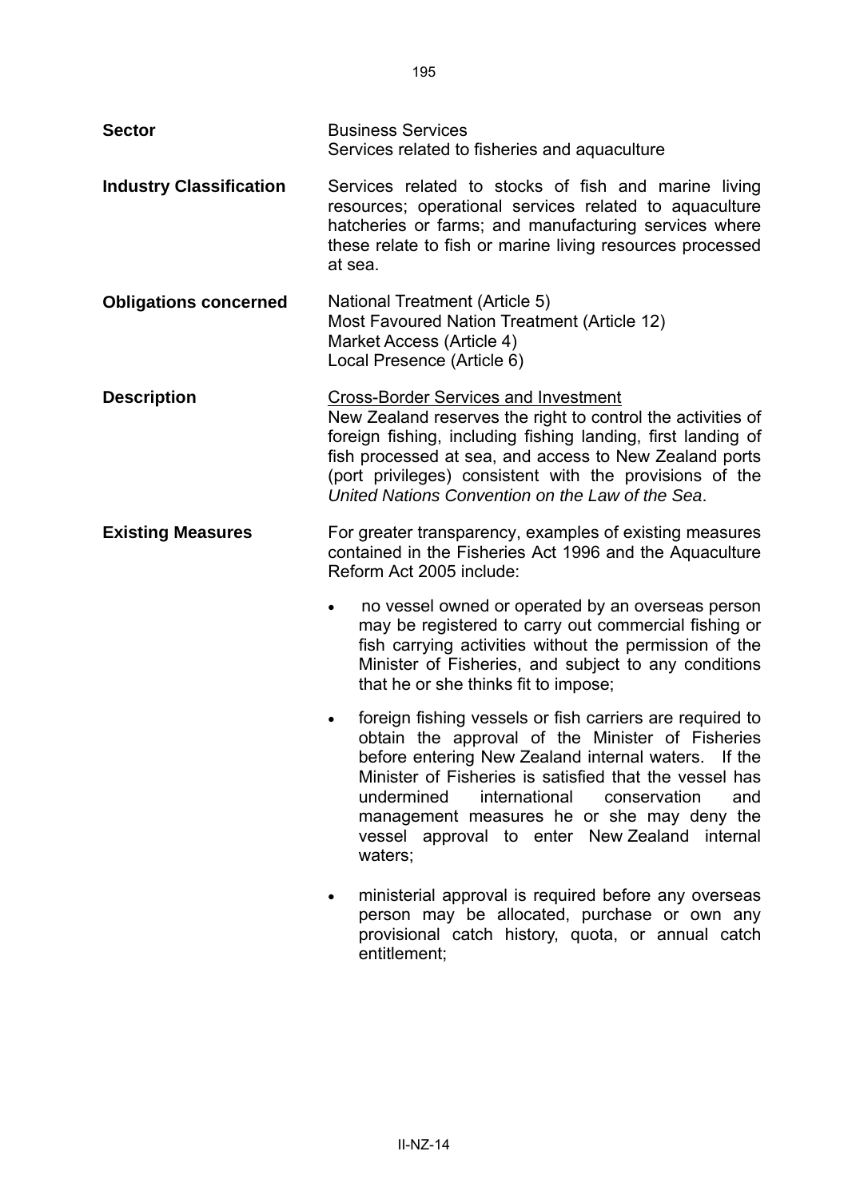**Sector**

Business Services
Services related to fisheries and aquaculture

**Industry Classification**

Services related to stocks of fish and marine living resources; operational services related to aquaculture hatcheries or farms; and manufacturing services where these relate to fish or marine living resources processed at sea.

**Obligations concerned**

National Treatment (Article 5)
Most Favoured Nation Treatment (Article 12)
Market Access (Article 4)
Local Presence (Article 6)

**Description**

Cross-Border Services and Investment

New Zealand reserves the right to control the activities of foreign fishing, including fishing landing, first landing of fish processed at sea, and access to New Zealand ports (port privileges) consistent with the provisions of the *United Nations Convention on the Law of the Sea*.

**Existing Measures**

For greater transparency, examples of existing measures contained in the Fisheries Act 1996 and the Aquaculture Reform Act 2005 include:

- no vessel owned or operated by an overseas person may be registered to carry out commercial fishing or fish carrying activities without the permission of the Minister of Fisheries, and subject to any conditions that he or she thinks fit to impose;
- foreign fishing vessels or fish carriers are required to obtain the approval of the Minister of Fisheries before entering New Zealand internal waters. If the Minister of Fisheries is satisfied that the vessel has undermined international conservation and management measures he or she may deny the vessel approval to enter New Zealand internal waters;
- ministerial approval is required before any overseas person may be allocated, purchase or own any provisional catch history, quota, or annual catch entitlement;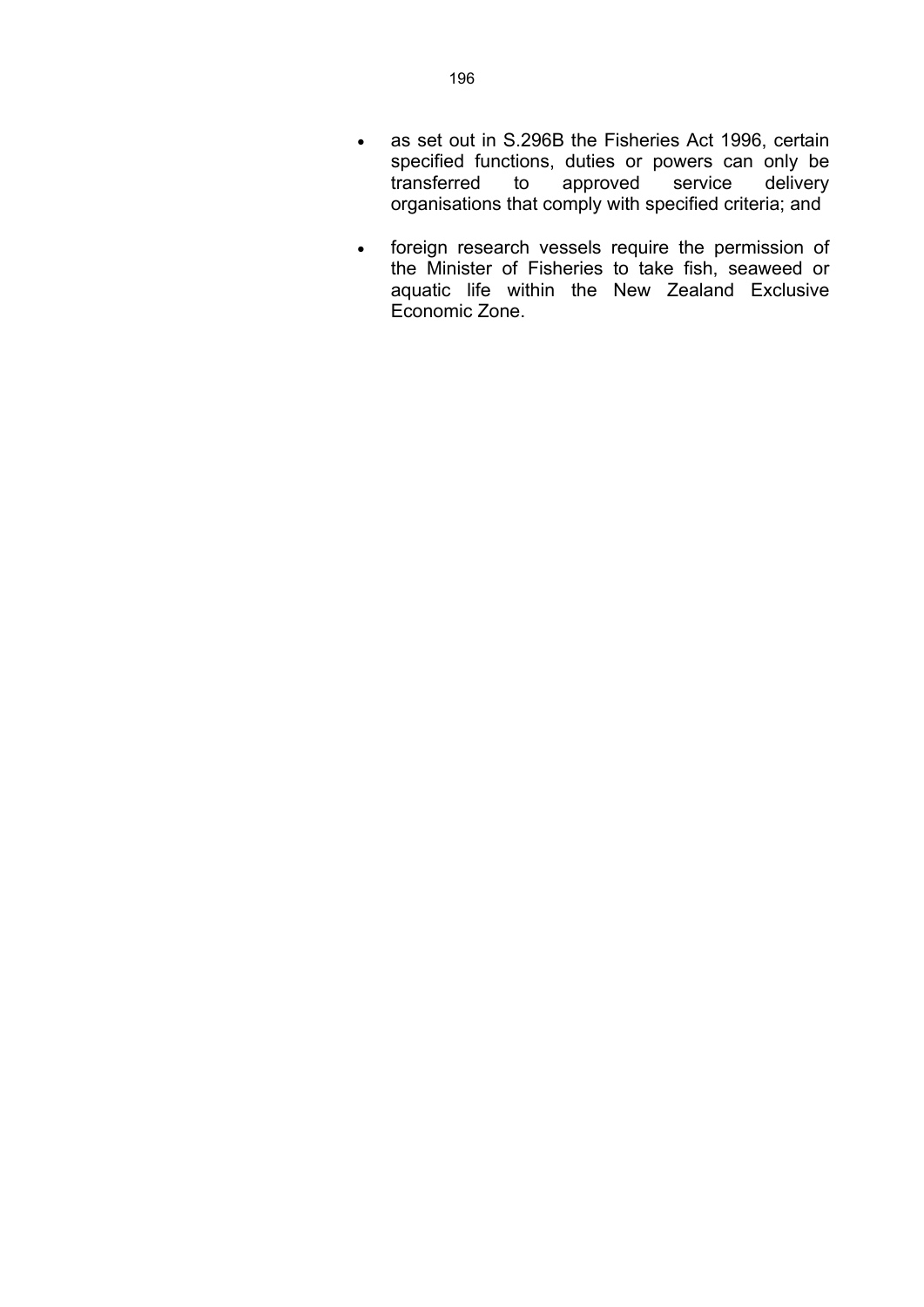- as set out in S.296B the Fisheries Act 1996, certain specified functions, duties or powers can only be transferred to approved service delivery organisations that comply with specified criteria; and

- foreign research vessels require the permission of the Minister of Fisheries to take fish, seaweed or aquatic life within the New Zealand Exclusive Economic Zone.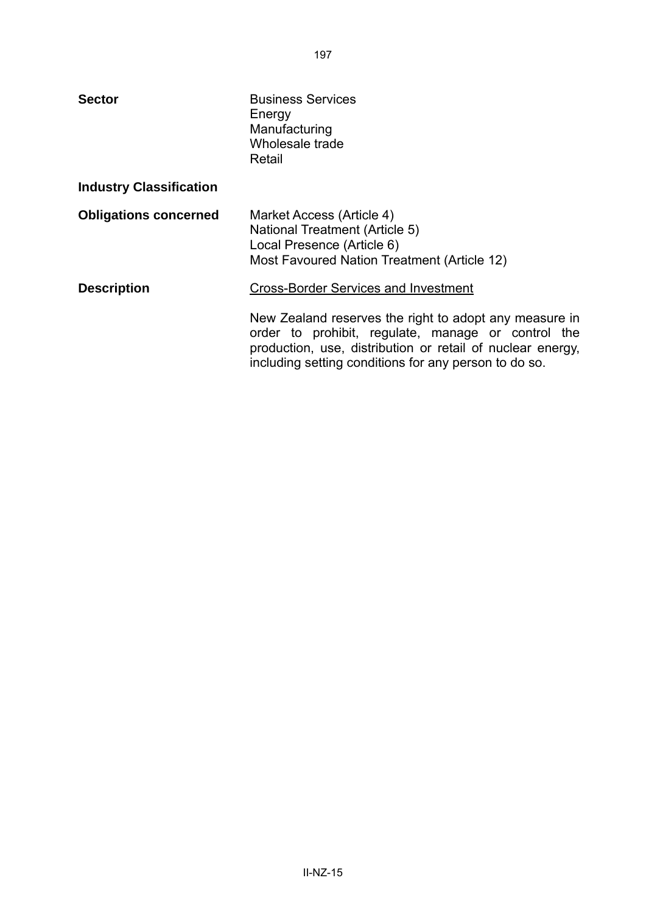| | |
|---|---|
| **Sector** | Business Services<br>Energy<br>Manufacturing<br>Wholesale trade<br>Retail |
| **Industry Classification** | |
| **Obligations concerned** | Market Access (Article 4)<br>National Treatment (Article 5)<br>Local Presence (Article 6)<br>Most Favoured Nation Treatment (Article 12) |
| **Description** | <u>Cross-Border Services and Investment</u><br><br>New Zealand reserves the right to adopt any measure in order to prohibit, regulate, manage or control the production, use, distribution or retail of nuclear energy, including setting conditions for any person to do so. |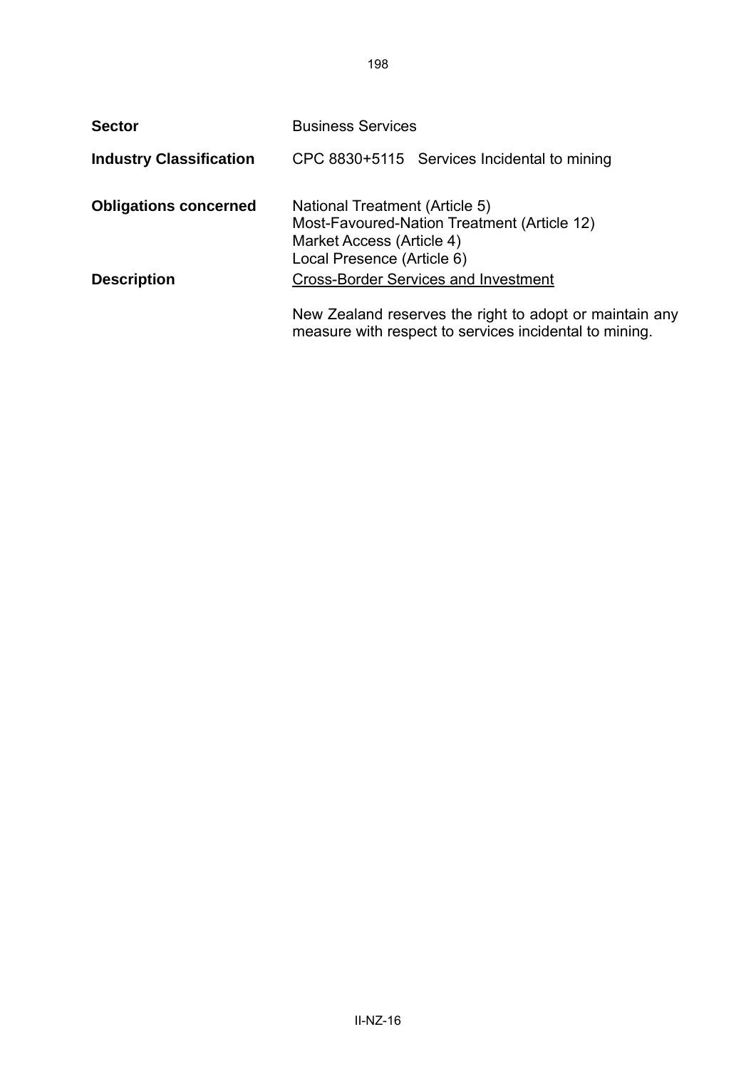| | |
|---|---|
| **Sector** | Business Services |
| **Industry Classification** | CPC 8830+5115 Services Incidental to mining |
| **Obligations concerned** | National Treatment (Article 5)<br>Most-Favoured-Nation Treatment (Article 12)<br>Market Access (Article 4)<br>Local Presence (Article 6) |
| **Description** | <u>Cross-Border Services and Investment</u><br><br>New Zealand reserves the right to adopt or maintain any measure with respect to services incidental to mining. |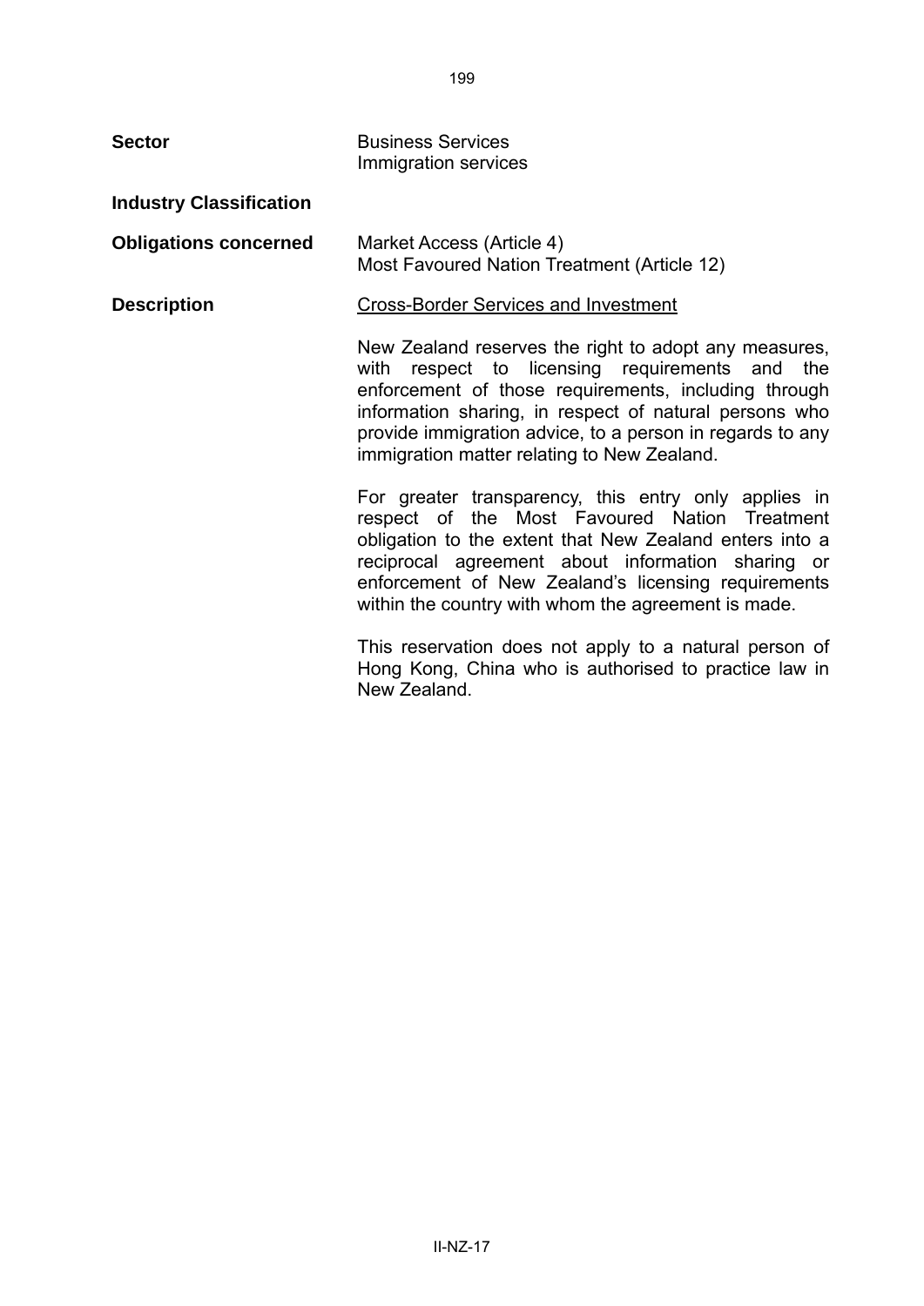| | |
|---|---|
| **Sector** | Business Services<br>Immigration services |
| **Industry Classification** | |
| **Obligations concerned** | Market Access (Article 4)<br>Most Favoured Nation Treatment (Article 12) |
| **Description** | <u>Cross-Border Services and Investment</u><br><br>New Zealand reserves the right to adopt any measures, with respect to licensing requirements and the enforcement of those requirements, including through information sharing, in respect of natural persons who provide immigration advice, to a person in regards to any immigration matter relating to New Zealand.<br><br>For greater transparency, this entry only applies in respect of the Most Favoured Nation Treatment obligation to the extent that New Zealand enters into a reciprocal agreement about information sharing or enforcement of New Zealand's licensing requirements within the country with whom the agreement is made.<br><br>This reservation does not apply to a natural person of Hong Kong, China who is authorised to practice law in New Zealand. |

II-NZ-17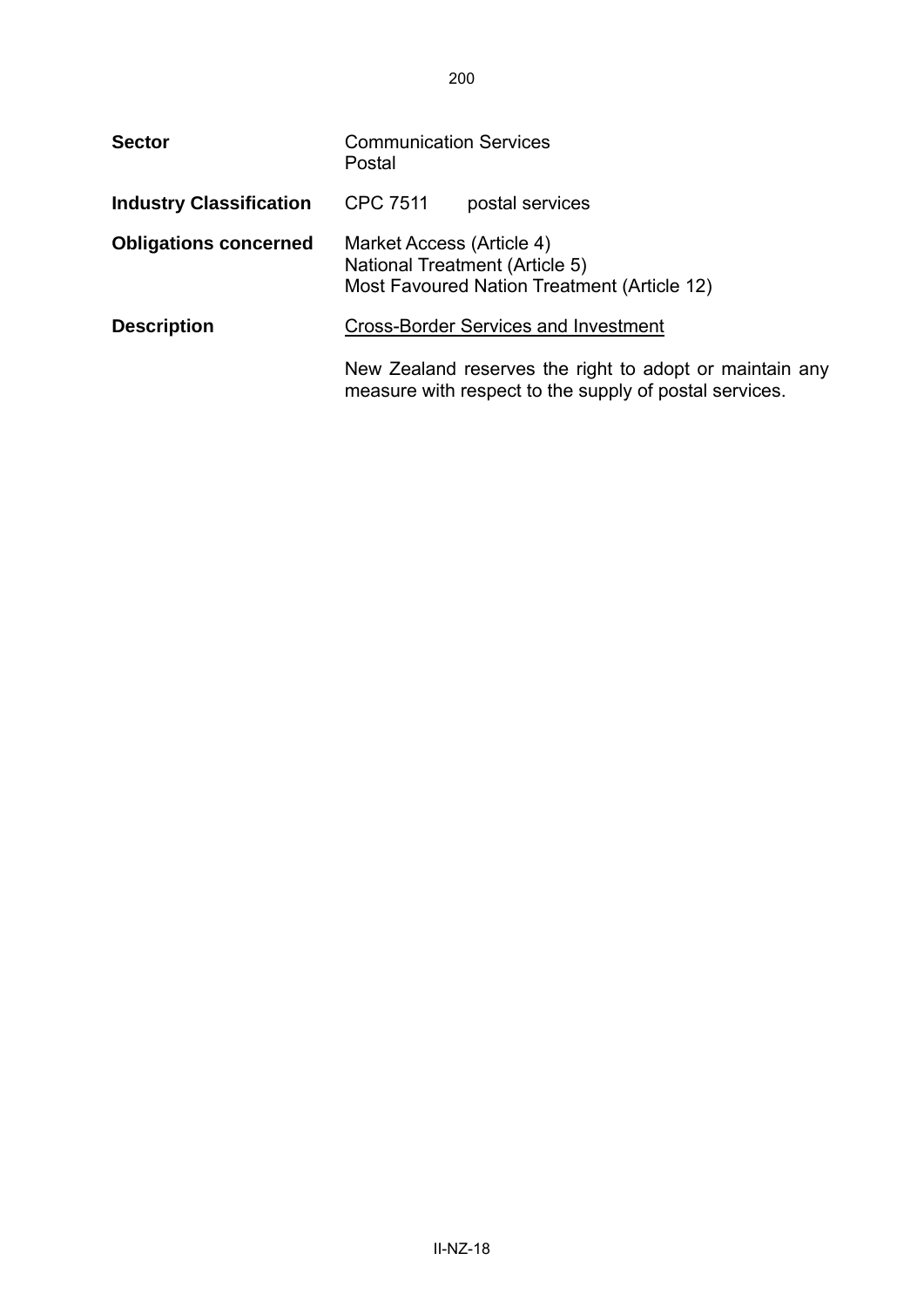| | |
|---|---|
| **Sector** | Communication Services<br>Postal |
| **Industry Classification** | CPC 7511 postal services |
| **Obligations concerned** | Market Access (Article 4)<br>National Treatment (Article 5)<br>Most Favoured Nation Treatment (Article 12) |
| **Description** | <u>Cross-Border Services and Investment</u><br><br>New Zealand reserves the right to adopt or maintain any measure with respect to the supply of postal services. |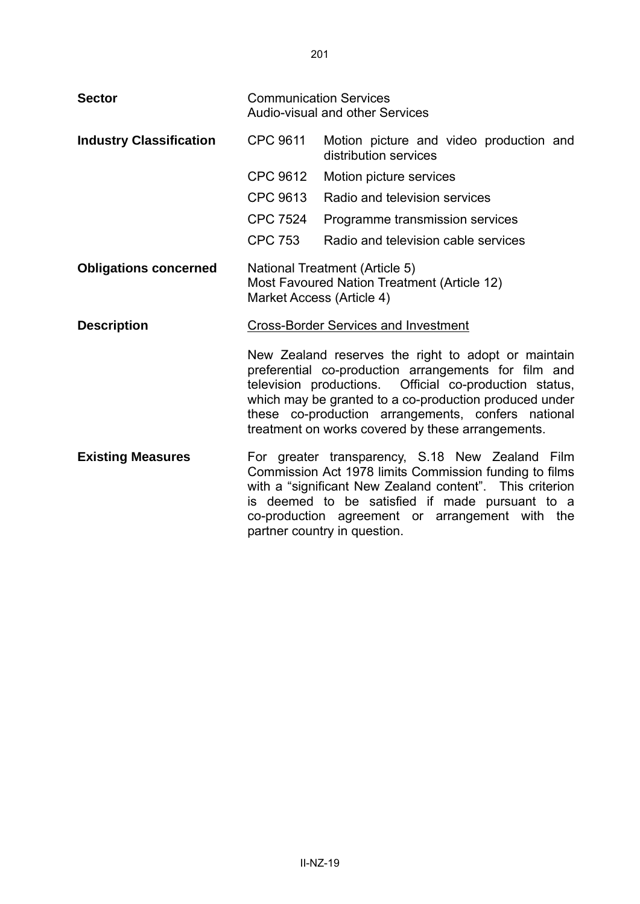| | | |
|---|---|---|
| **Sector** | Communication Services<br>Audio-visual and other Services | |
| **Industry Classification** | CPC 9611 | Motion picture and video production and distribution services |
| | CPC 9612 | Motion picture services |
| | CPC 9613 | Radio and television services |
| | CPC 7524 | Programme transmission services |
| | CPC 753 | Radio and television cable services |
| **Obligations concerned** | National Treatment (Article 5)<br>Most Favoured Nation Treatment (Article 12)<br>Market Access (Article 4) | |
| **Description** | <u>Cross-Border Services and Investment</u><br><br>New Zealand reserves the right to adopt or maintain preferential co-production arrangements for film and television productions. Official co-production status, which may be granted to a co-production produced under these co-production arrangements, confers national treatment on works covered by these arrangements. | |
| **Existing Measures** | For greater transparency, S.18 New Zealand Film Commission Act 1978 limits Commission funding to films with a "significant New Zealand content". This criterion is deemed to be satisfied if made pursuant to a co-production agreement or arrangement with the partner country in question. | |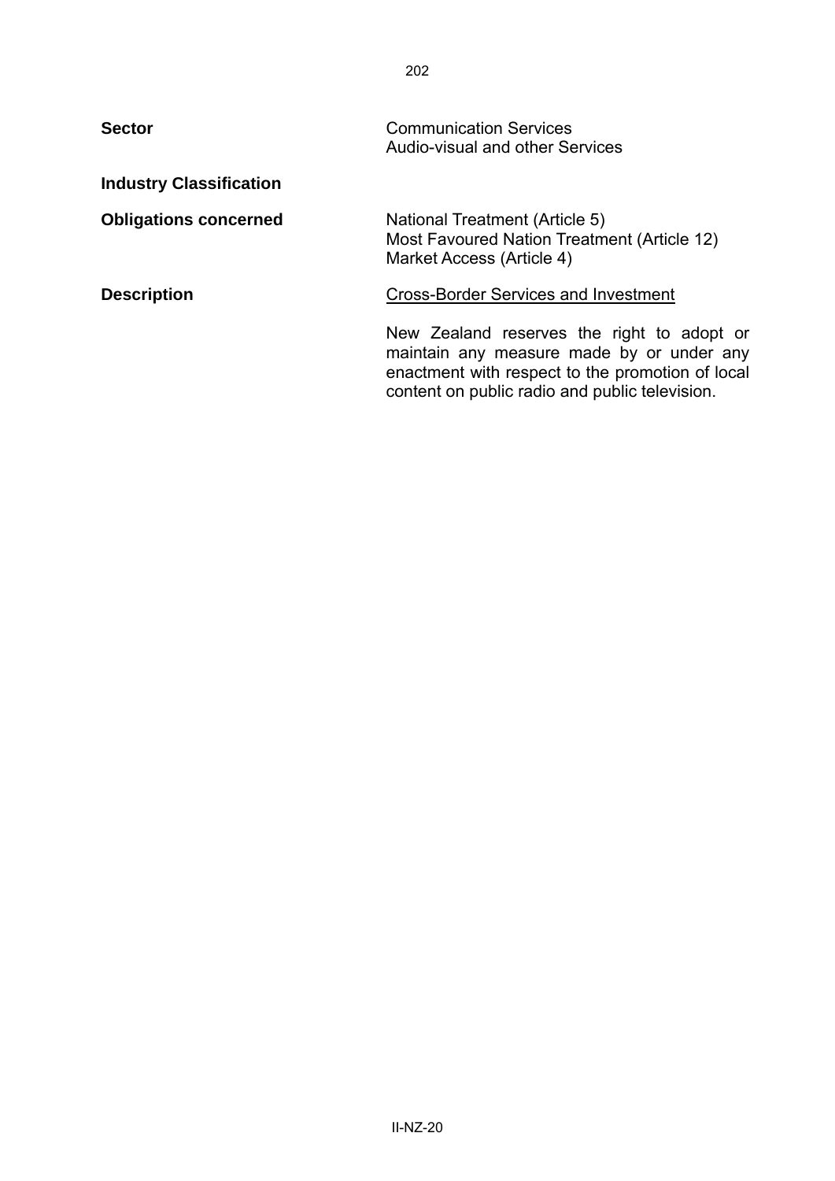| | |
|---|---|
| **Sector** | Communication Services<br>Audio-visual and other Services |
| **Industry Classification** | |
| **Obligations concerned** | National Treatment (Article 5)<br>Most Favoured Nation Treatment (Article 12)<br>Market Access (Article 4) |
| **Description** | Cross-Border Services and Investment<br><br>New Zealand reserves the right to adopt or maintain any measure made by or under any enactment with respect to the promotion of local content on public radio and public television. |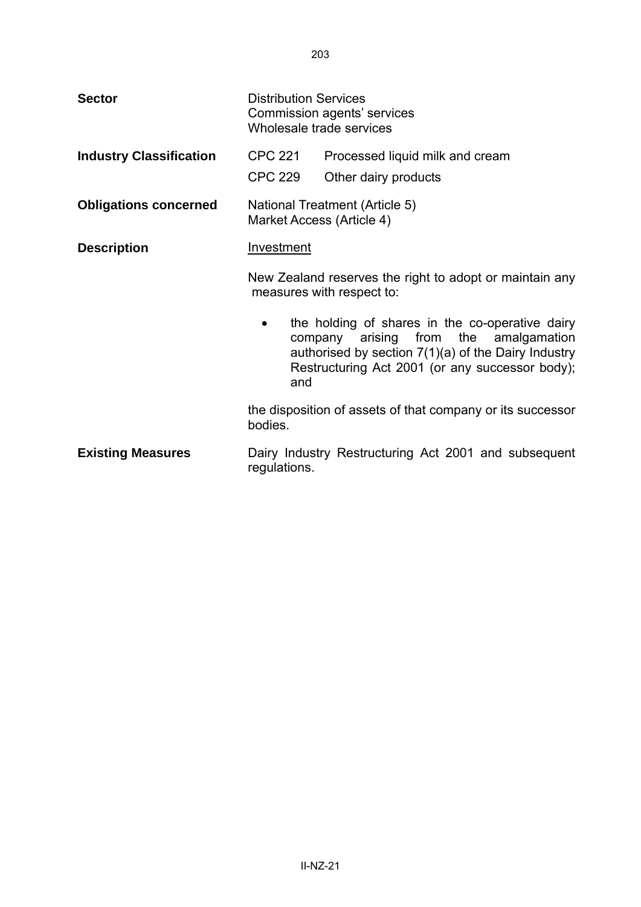| | |
|---|---|
| **Sector** | Distribution Services<br>Commission agents' services<br>Wholesale trade services |
| **Industry Classification** | CPC 221 Processed liquid milk and cream<br>CPC 229 Other dairy products |
| **Obligations concerned** | National Treatment (Article 5)<br>Market Access (Article 4) |
| **Description** | Investment<br><br>New Zealand reserves the right to adopt or maintain any measures with respect to:<br><br>• the holding of shares in the co-operative dairy company arising from the amalgamation authorised by section 7(1)(a) of the Dairy Industry Restructuring Act 2001 (or any successor body); and<br><br>the disposition of assets of that company or its successor bodies. |
| **Existing Measures** | Dairy Industry Restructuring Act 2001 and subsequent regulations. |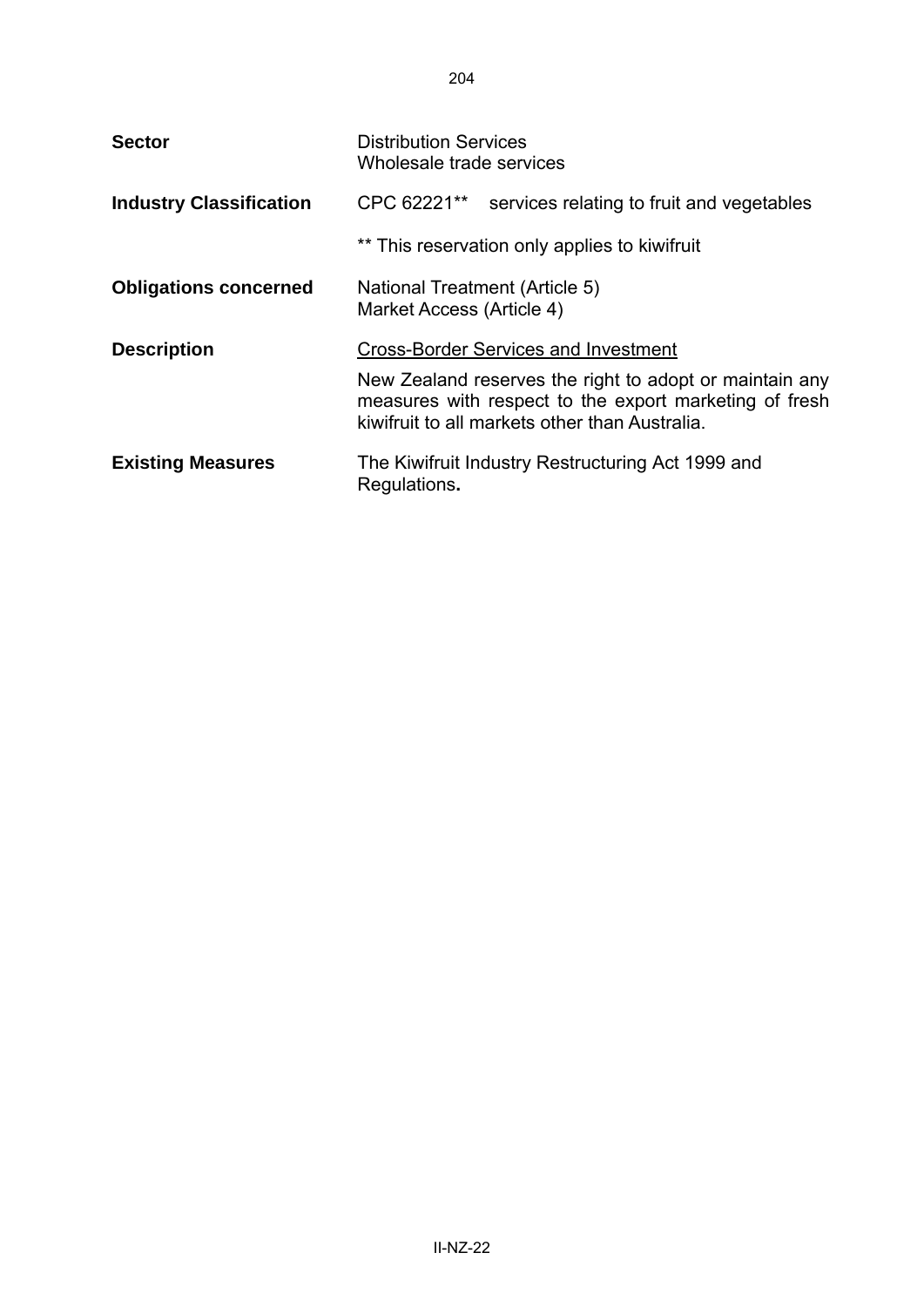| | |
|---|---|
| **Sector** | Distribution Services<br>Wholesale trade services |
| **Industry Classification** | CPC 62221** services relating to fruit and vegetables<br><br>** This reservation only applies to kiwifruit |
| **Obligations concerned** | National Treatment (Article 5)<br>Market Access (Article 4) |
| **Description** | <u>Cross-Border Services and Investment</u><br><br>New Zealand reserves the right to adopt or maintain any measures with respect to the export marketing of fresh kiwifruit to all markets other than Australia. |
| **Existing Measures** | The Kiwifruit Industry Restructuring Act 1999 and Regulations**.** |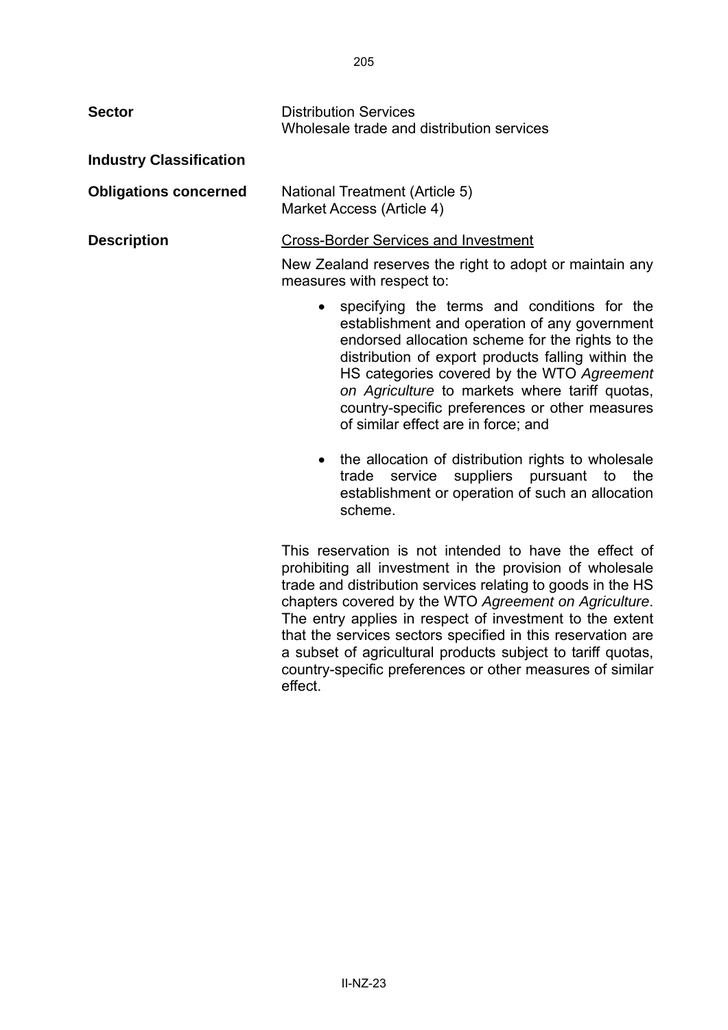**Sector**: Distribution Services
Wholesale trade and distribution services

**Industry Classification**:

**Obligations concerned**: National Treatment (Article 5)
Market Access (Article 4)

**Description**: Cross-Border Services and Investment

New Zealand reserves the right to adopt or maintain any measures with respect to:

- specifying the terms and conditions for the establishment and operation of any government endorsed allocation scheme for the rights to the distribution of export products falling within the HS categories covered by the WTO *Agreement on Agriculture* to markets where tariff quotas, country-specific preferences or other measures of similar effect are in force; and

- the allocation of distribution rights to wholesale trade service suppliers pursuant to the establishment or operation of such an allocation scheme.

This reservation is not intended to have the effect of prohibiting all investment in the provision of wholesale trade and distribution services relating to goods in the HS chapters covered by the WTO *Agreement on Agriculture*. The entry applies in respect of investment to the extent that the services sectors specified in this reservation are a subset of agricultural products subject to tariff quotas, country-specific preferences or other measures of similar effect.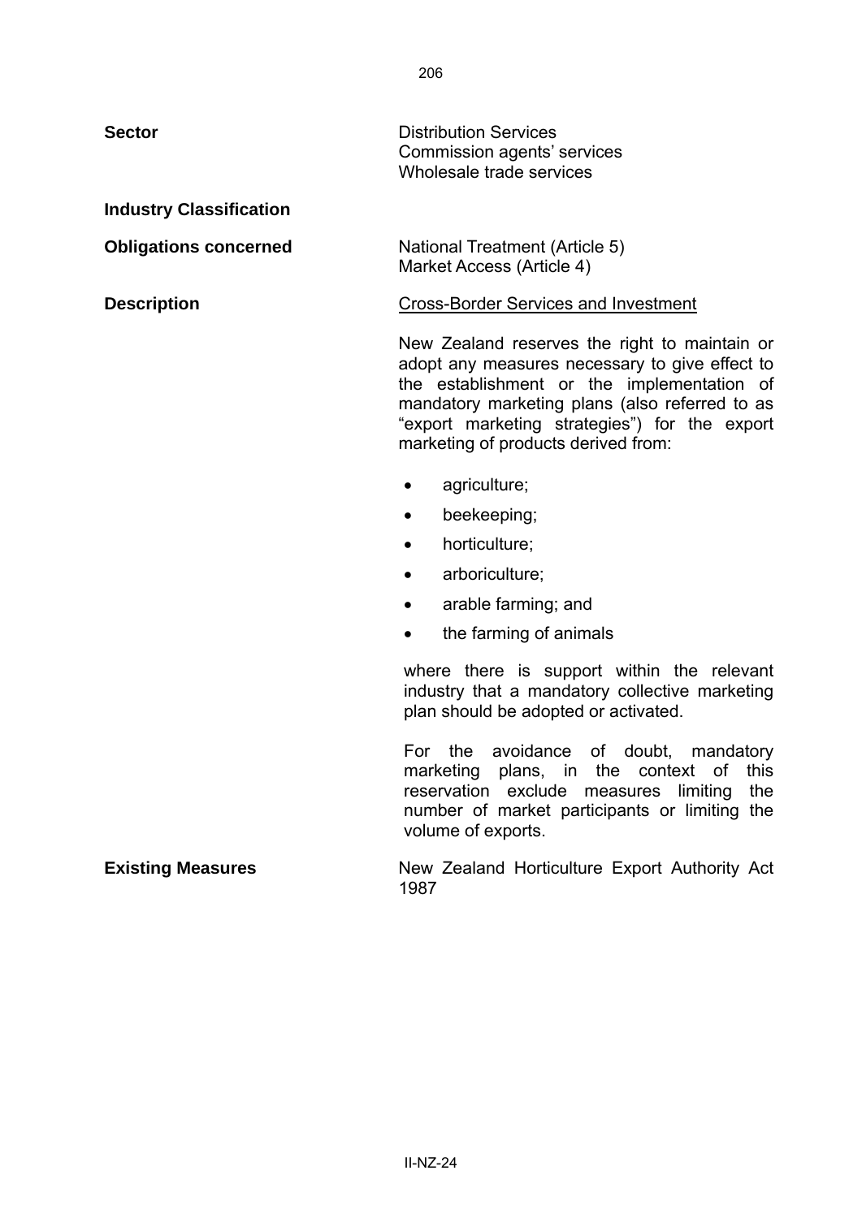**Sector** Distribution Services
Commission agents' services
Wholesale trade services

**Industry Classification**

**Obligations concerned** National Treatment (Article 5)
Market Access (Article 4)

**Description** Cross-Border Services and Investment

New Zealand reserves the right to maintain or adopt any measures necessary to give effect to the establishment or the implementation of mandatory marketing plans (also referred to as "export marketing strategies") for the export marketing of products derived from:

- agriculture;
- beekeeping;
- horticulture;
- arboriculture;
- arable farming; and
- the farming of animals

where there is support within the relevant industry that a mandatory collective marketing plan should be adopted or activated.

For the avoidance of doubt, mandatory marketing plans, in the context of this reservation exclude measures limiting the number of market participants or limiting the volume of exports.

**Existing Measures** New Zealand Horticulture Export Authority Act 1987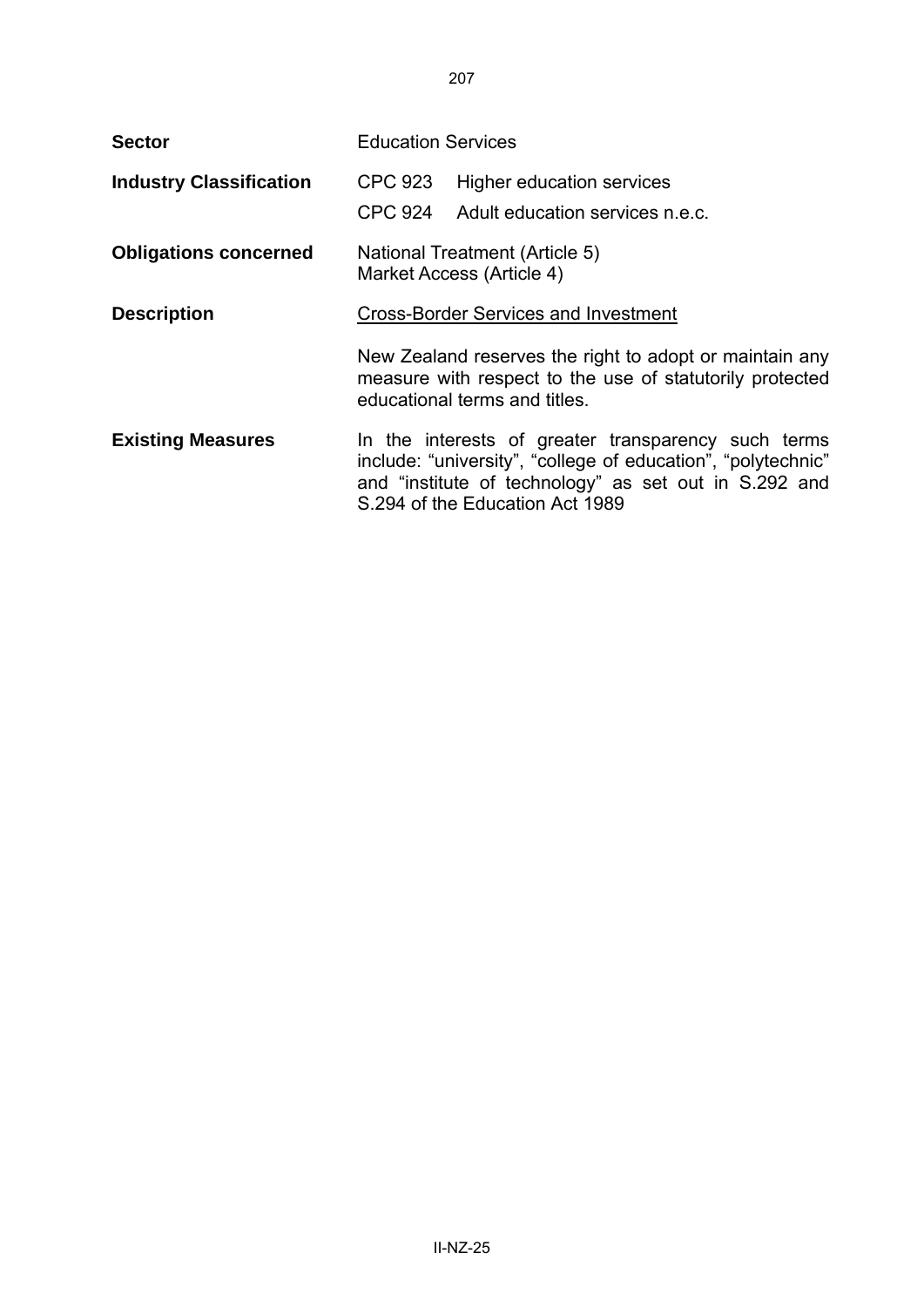| | |
|---|---|
| **Sector** | Education Services |
| **Industry Classification** | CPC 923 Higher education services<br>CPC 924 Adult education services n.e.c. |
| **Obligations concerned** | National Treatment (Article 5)<br>Market Access (Article 4) |
| **Description** | <u>Cross-Border Services and Investment</u><br><br>New Zealand reserves the right to adopt or maintain any measure with respect to the use of statutorily protected educational terms and titles. |
| **Existing Measures** | In the interests of greater transparency such terms include: "university", "college of education", "polytechnic" and "institute of technology" as set out in S.292 and S.294 of the Education Act 1989 |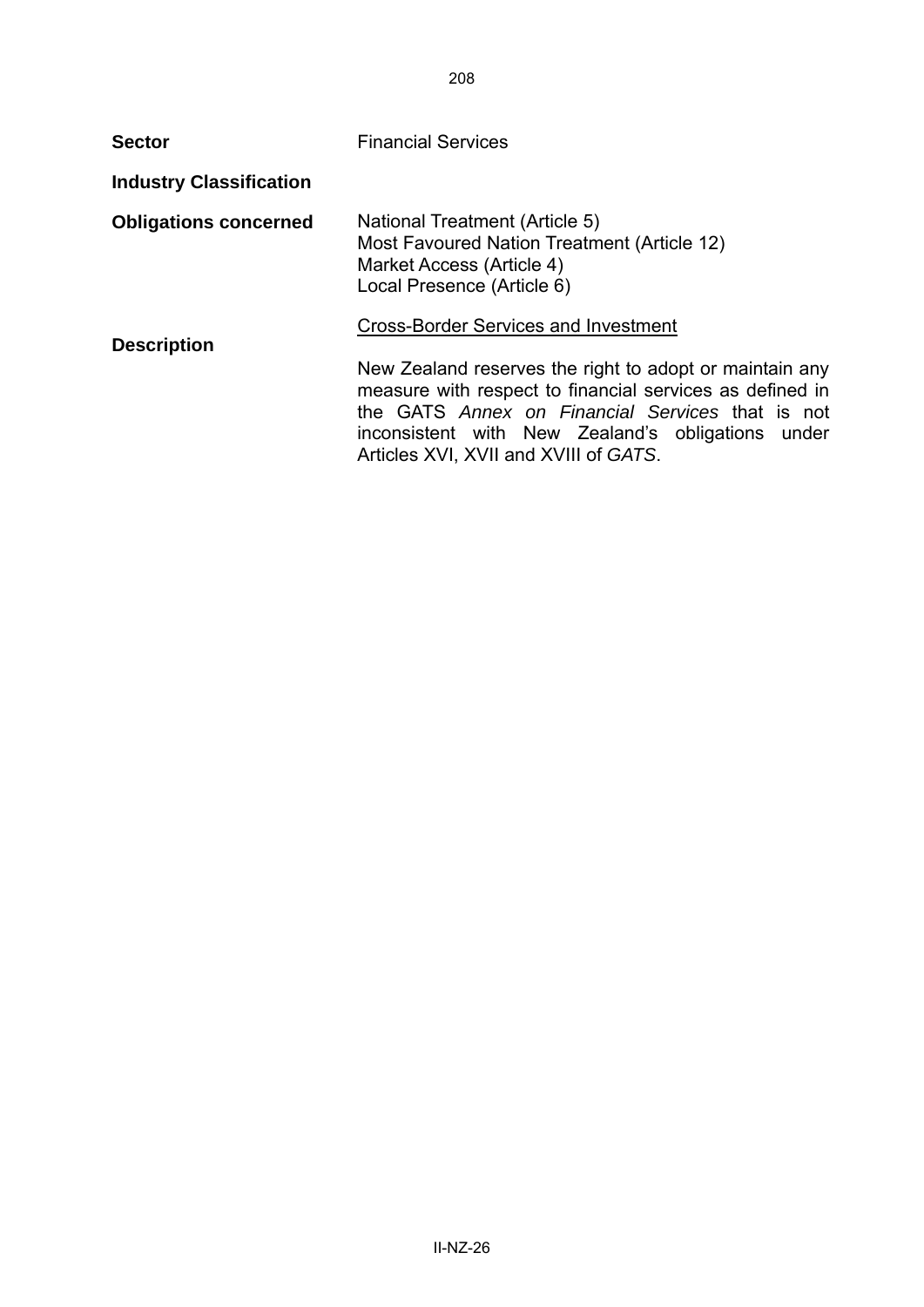| | |
|---|---|
| **Sector** | Financial Services |
| **Industry Classification** | |
| **Obligations concerned** | National Treatment (Article 5)<br>Most Favoured Nation Treatment (Article 12)<br>Market Access (Article 4)<br>Local Presence (Article 6) |
| **Description** | <u>Cross-Border Services and Investment</u><br><br>New Zealand reserves the right to adopt or maintain any measure with respect to financial services as defined in the GATS *Annex on Financial Services* that is not inconsistent with New Zealand's obligations under Articles XVI, XVII and XVIII of *GATS*. |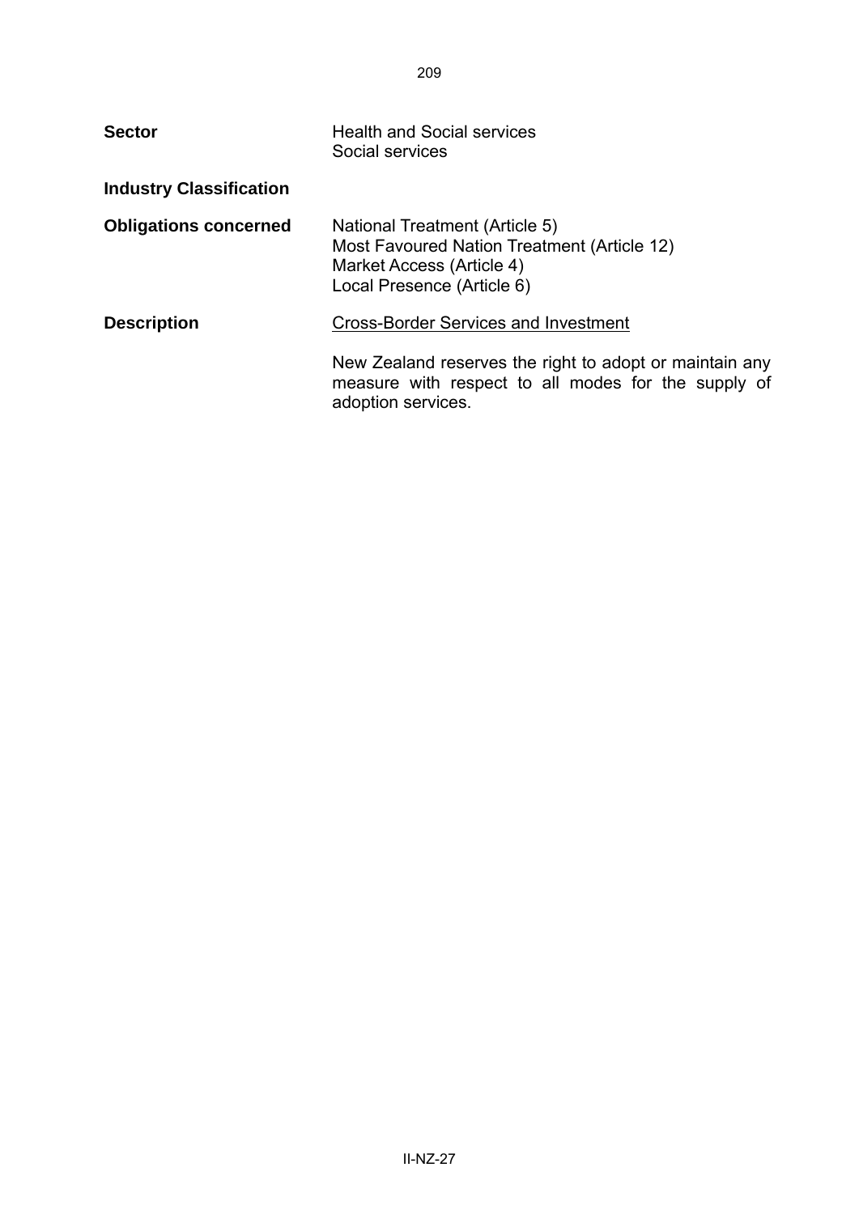| | |
|---|---|
| **Sector** | Health and Social services<br>Social services |
| **Industry Classification** | |
| **Obligations concerned** | National Treatment (Article 5)<br>Most Favoured Nation Treatment (Article 12)<br>Market Access (Article 4)<br>Local Presence (Article 6) |
| **Description** | Cross-Border Services and Investment<br><br>New Zealand reserves the right to adopt or maintain any measure with respect to all modes for the supply of adoption services. |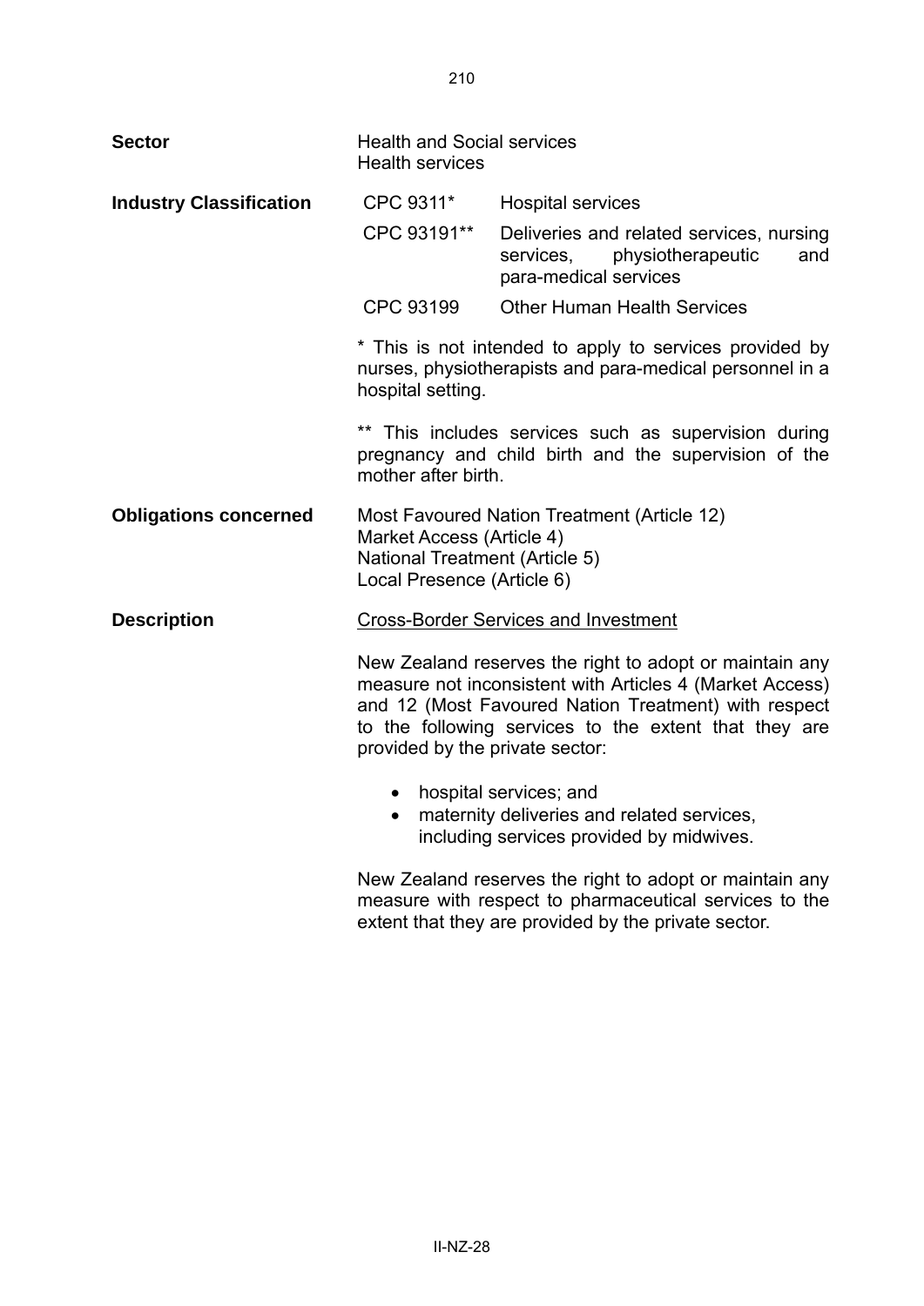| | | |
|---|---|---|
| **Sector** | Health and Social services<br>Health services | |
| **Industry Classification** | CPC 9311* | Hospital services |
| | CPC 93191** | Deliveries and related services, nursing services, physiotherapeutic and para-medical services |
| | CPC 93199 | Other Human Health Services |
| | * This is not intended to apply to services provided by nurses, physiotherapists and para-medical personnel in a hospital setting. | |
| | ** This includes services such as supervision during pregnancy and child birth and the supervision of the mother after birth. | |
| **Obligations concerned** | Most Favoured Nation Treatment (Article 12)<br>Market Access (Article 4)<br>National Treatment (Article 5)<br>Local Presence (Article 6) | |
| **Description** | Cross-Border Services and Investment | |

New Zealand reserves the right to adopt or maintain any measure not inconsistent with Articles 4 (Market Access) and 12 (Most Favoured Nation Treatment) with respect to the following services to the extent that they are provided by the private sector:

- hospital services; and
- maternity deliveries and related services, including services provided by midwives.

New Zealand reserves the right to adopt or maintain any measure with respect to pharmaceutical services to the extent that they are provided by the private sector.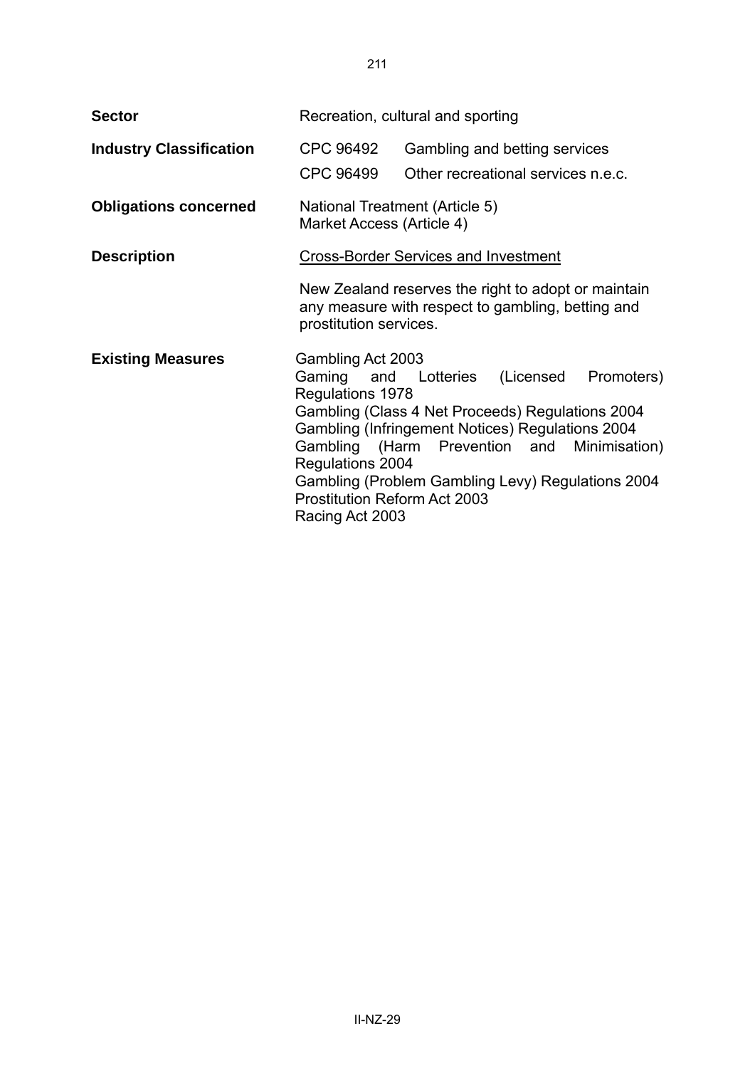| | |
|---|---|
| **Sector** | Recreation, cultural and sporting |
| **Industry Classification** | CPC 96492 Gambling and betting services<br>CPC 96499 Other recreational services n.e.c. |
| **Obligations concerned** | National Treatment (Article 5)<br>Market Access (Article 4) |
| **Description** | <u>Cross-Border Services and Investment</u><br><br>New Zealand reserves the right to adopt or maintain any measure with respect to gambling, betting and prostitution services. |
| **Existing Measures** | Gambling Act 2003<br>Gaming and Lotteries (Licensed Promoters) Regulations 1978<br>Gambling (Class 4 Net Proceeds) Regulations 2004<br>Gambling (Infringement Notices) Regulations 2004<br>Gambling (Harm Prevention and Minimisation) Regulations 2004<br>Gambling (Problem Gambling Levy) Regulations 2004<br>Prostitution Reform Act 2003<br>Racing Act 2003 |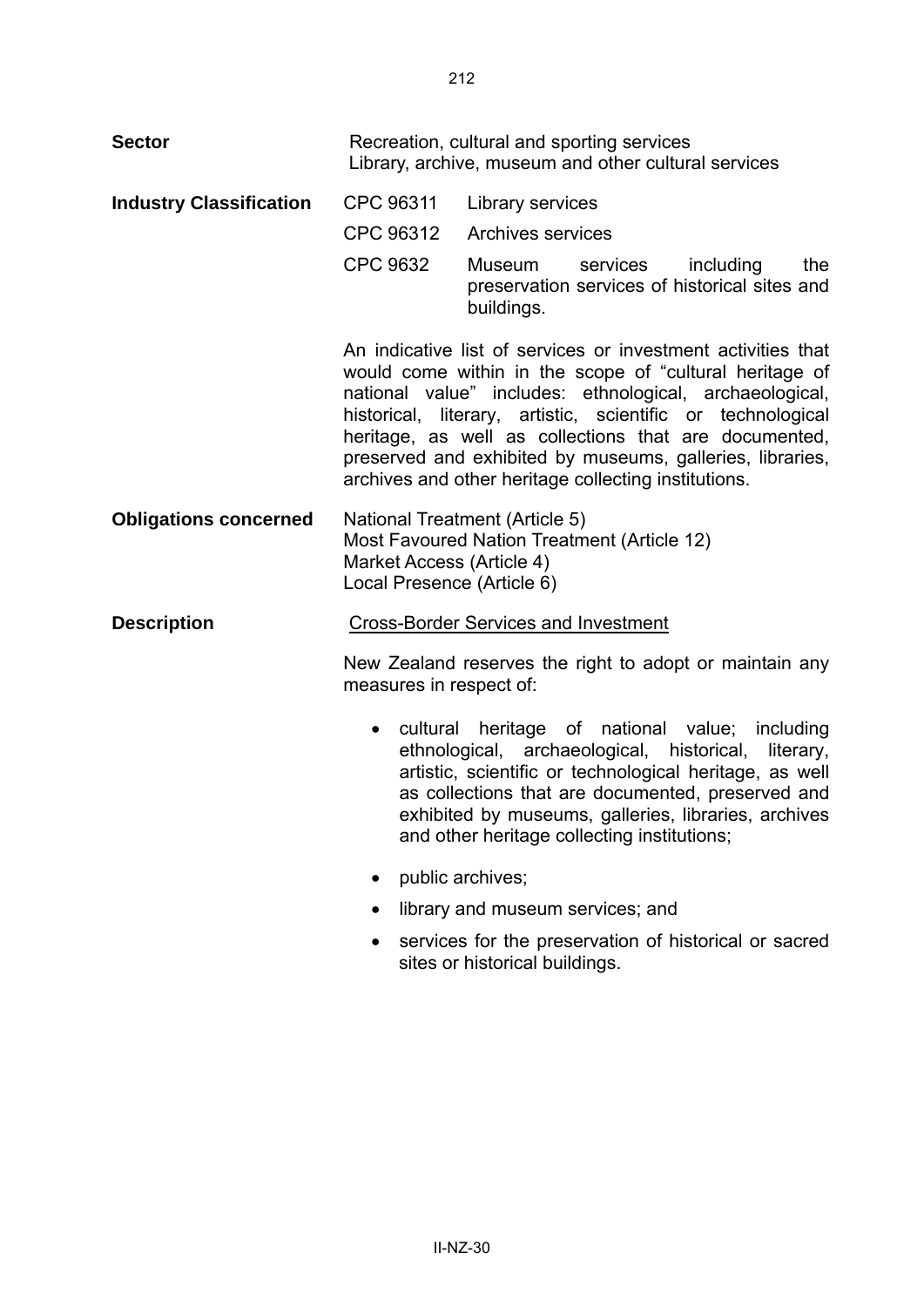| | |
|---|---|
| **Sector** | Recreation, cultural and sporting services<br>Library, archive, museum and other cultural services |
| **Industry Classification** | CPC 96311 Library services<br>CPC 96312 Archives services<br>CPC 9632 Museum services including the preservation services of historical sites and buildings.<br><br>An indicative list of services or investment activities that would come within in the scope of "cultural heritage of national value" includes: ethnological, archaeological, historical, literary, artistic, scientific or technological heritage, as well as collections that are documented, preserved and exhibited by museums, galleries, libraries, archives and other heritage collecting institutions. |
| **Obligations concerned** | National Treatment (Article 5)<br>Most Favoured Nation Treatment (Article 12)<br>Market Access (Article 4)<br>Local Presence (Article 6) |
| **Description** | <u>Cross-Border Services and Investment</u><br><br>New Zealand reserves the right to adopt or maintain any measures in respect of:<br><br>• cultural heritage of national value; including ethnological, archaeological, historical, literary, artistic, scientific or technological heritage, as well as collections that are documented, preserved and exhibited by museums, galleries, libraries, archives and other heritage collecting institutions;<br>• public archives;<br>• library and museum services; and<br>• services for the preservation of historical or sacred sites or historical buildings. |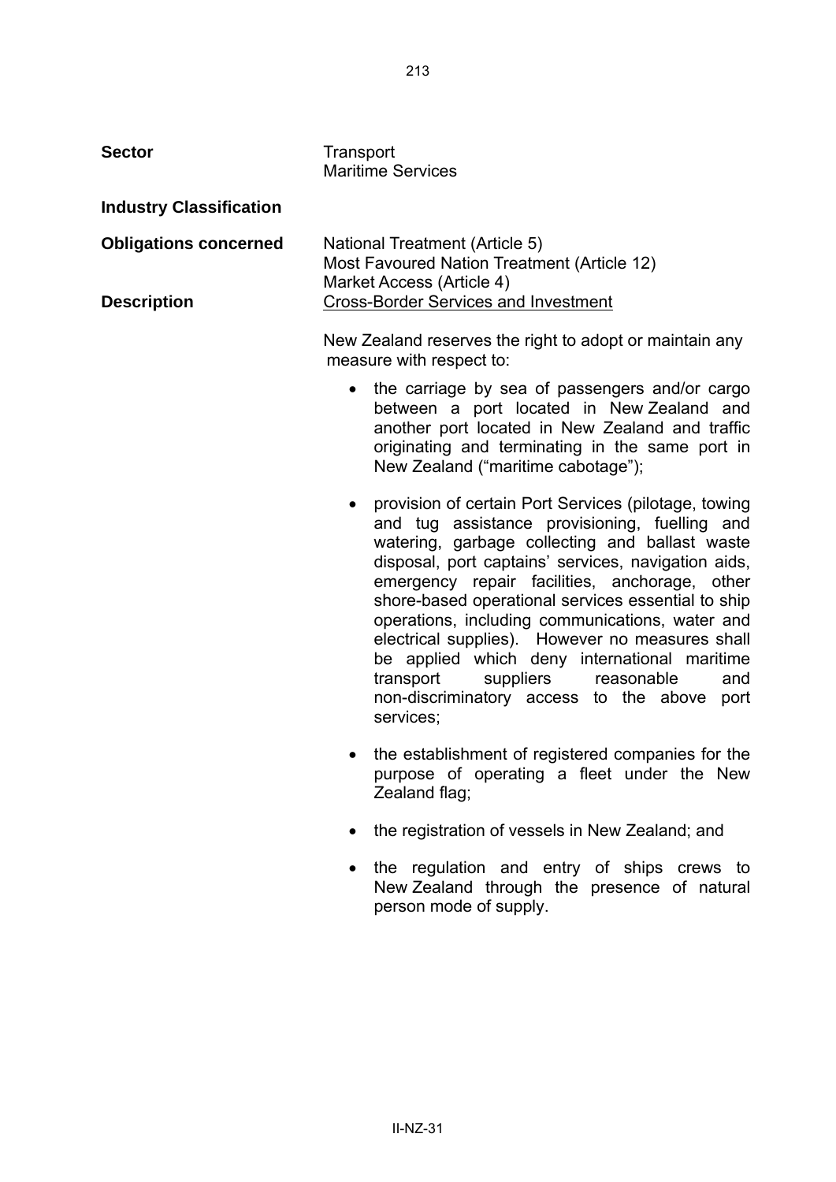**Sector** Transport
Maritime Services

**Industry Classification**

**Obligations concerned** National Treatment (Article 5)
Most Favoured Nation Treatment (Article 12)
Market Access (Article 4)

**Description** Cross-Border Services and Investment

New Zealand reserves the right to adopt or maintain any measure with respect to:

- the carriage by sea of passengers and/or cargo between a port located in New Zealand and another port located in New Zealand and traffic originating and terminating in the same port in New Zealand ("maritime cabotage");

- provision of certain Port Services (pilotage, towing and tug assistance provisioning, fuelling and watering, garbage collecting and ballast waste disposal, port captains' services, navigation aids, emergency repair facilities, anchorage, other shore-based operational services essential to ship operations, including communications, water and electrical supplies). However no measures shall be applied which deny international maritime transport suppliers reasonable and non-discriminatory access to the above port services;

- the establishment of registered companies for the purpose of operating a fleet under the New Zealand flag;

- the registration of vessels in New Zealand; and

- the regulation and entry of ships crews to New Zealand through the presence of natural person mode of supply.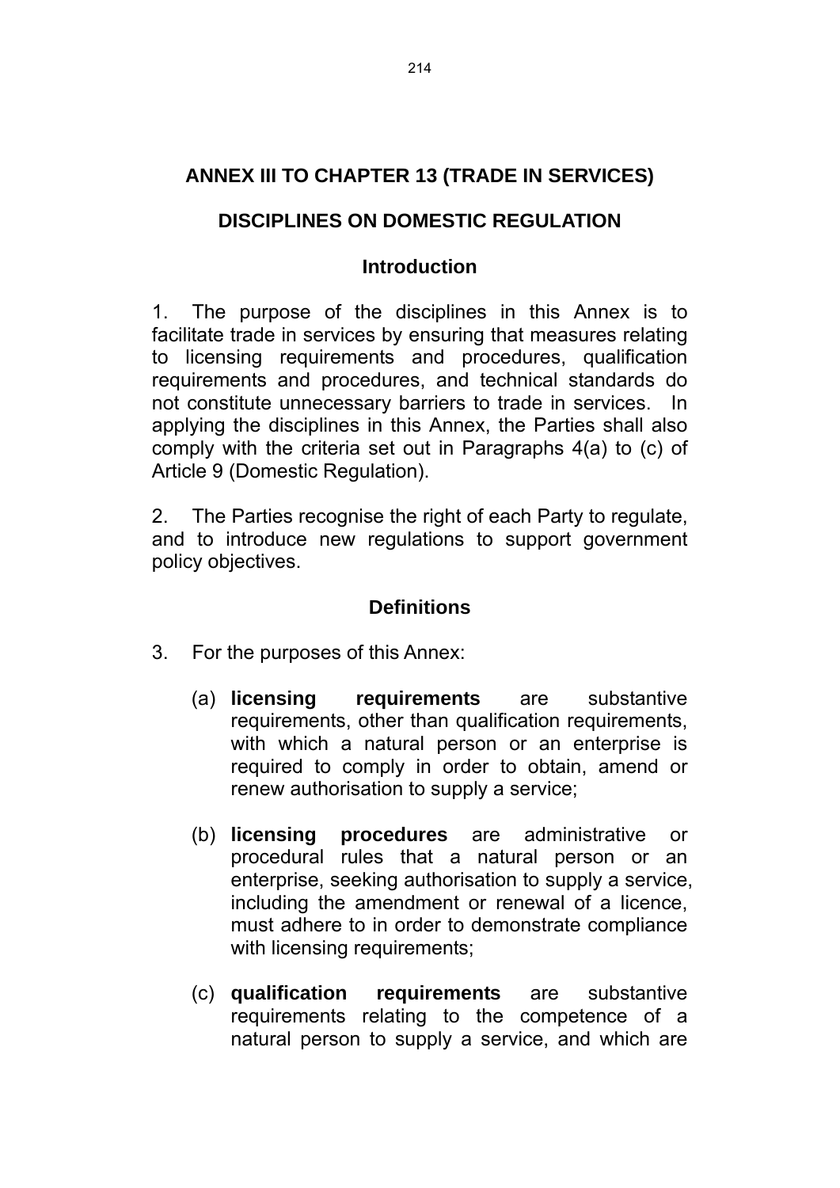## ANNEX III TO CHAPTER 13 (TRADE IN SERVICES)

## DISCIPLINES ON DOMESTIC REGULATION

### Introduction

1. The purpose of the disciplines in this Annex is to facilitate trade in services by ensuring that measures relating to licensing requirements and procedures, qualification requirements and procedures, and technical standards do not constitute unnecessary barriers to trade in services. In applying the disciplines in this Annex, the Parties shall also comply with the criteria set out in Paragraphs 4(a) to (c) of Article 9 (Domestic Regulation).

2. The Parties recognise the right of each Party to regulate, and to introduce new regulations to support government policy objectives.

### Definitions

3. For the purposes of this Annex:

   (a) **licensing requirements** are substantive requirements, other than qualification requirements, with which a natural person or an enterprise is required to comply in order to obtain, amend or renew authorisation to supply a service;

   (b) **licensing procedures** are administrative or procedural rules that a natural person or an enterprise, seeking authorisation to supply a service, including the amendment or renewal of a licence, must adhere to in order to demonstrate compliance with licensing requirements;

   (c) **qualification requirements** are substantive requirements relating to the competence of a natural person to supply a service, and which are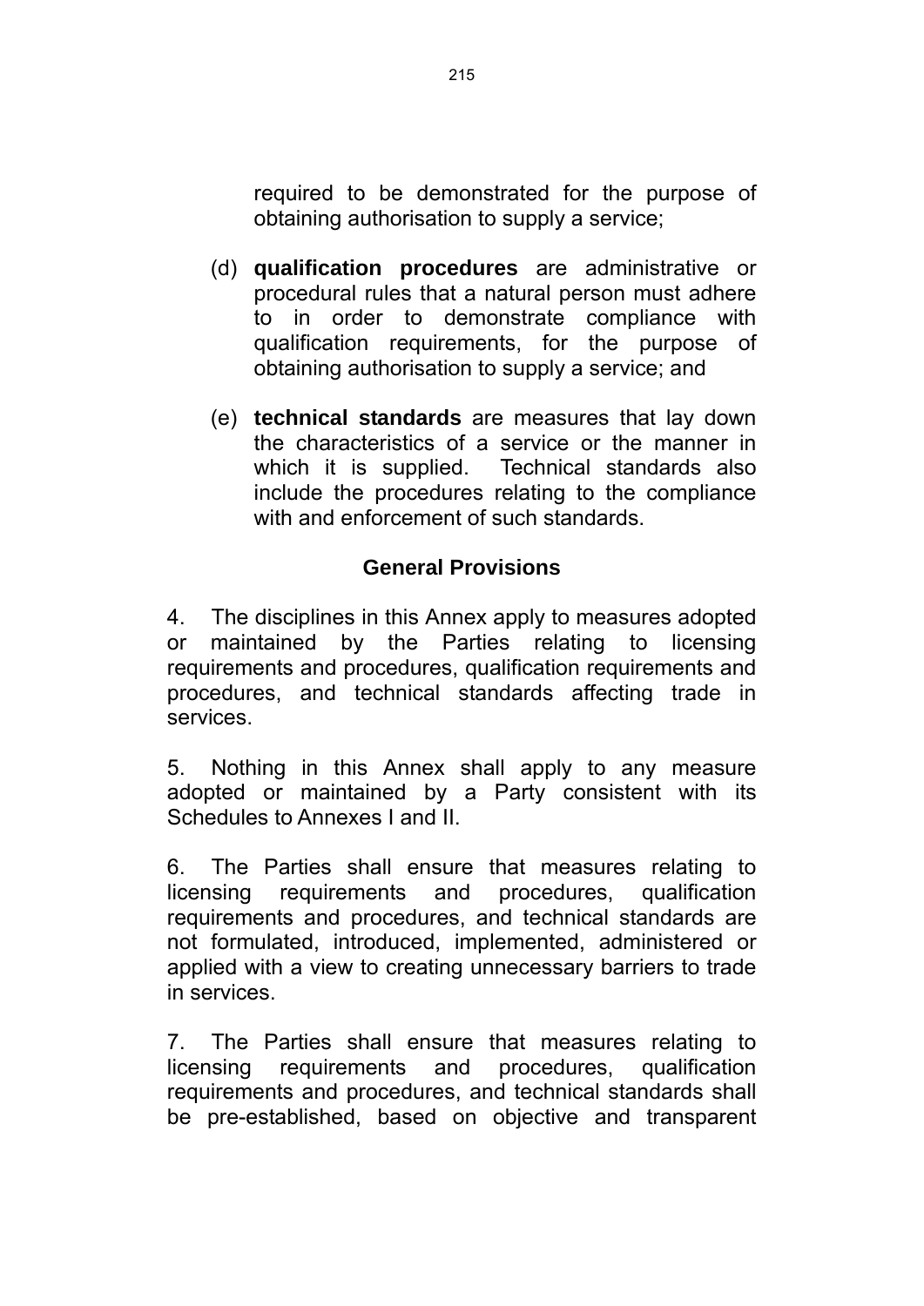required to be demonstrated for the purpose of obtaining authorisation to supply a service;

(d) **qualification procedures** are administrative or procedural rules that a natural person must adhere to in order to demonstrate compliance with qualification requirements, for the purpose of obtaining authorisation to supply a service; and

(e) **technical standards** are measures that lay down the characteristics of a service or the manner in which it is supplied. Technical standards also include the procedures relating to the compliance with and enforcement of such standards.

## General Provisions

4. The disciplines in this Annex apply to measures adopted or maintained by the Parties relating to licensing requirements and procedures, qualification requirements and procedures, and technical standards affecting trade in services.

5. Nothing in this Annex shall apply to any measure adopted or maintained by a Party consistent with its Schedules to Annexes I and II.

6. The Parties shall ensure that measures relating to licensing requirements and procedures, qualification requirements and procedures, and technical standards are not formulated, introduced, implemented, administered or applied with a view to creating unnecessary barriers to trade in services.

7. The Parties shall ensure that measures relating to licensing requirements and procedures, qualification requirements and procedures, and technical standards shall be pre-established, based on objective and transparent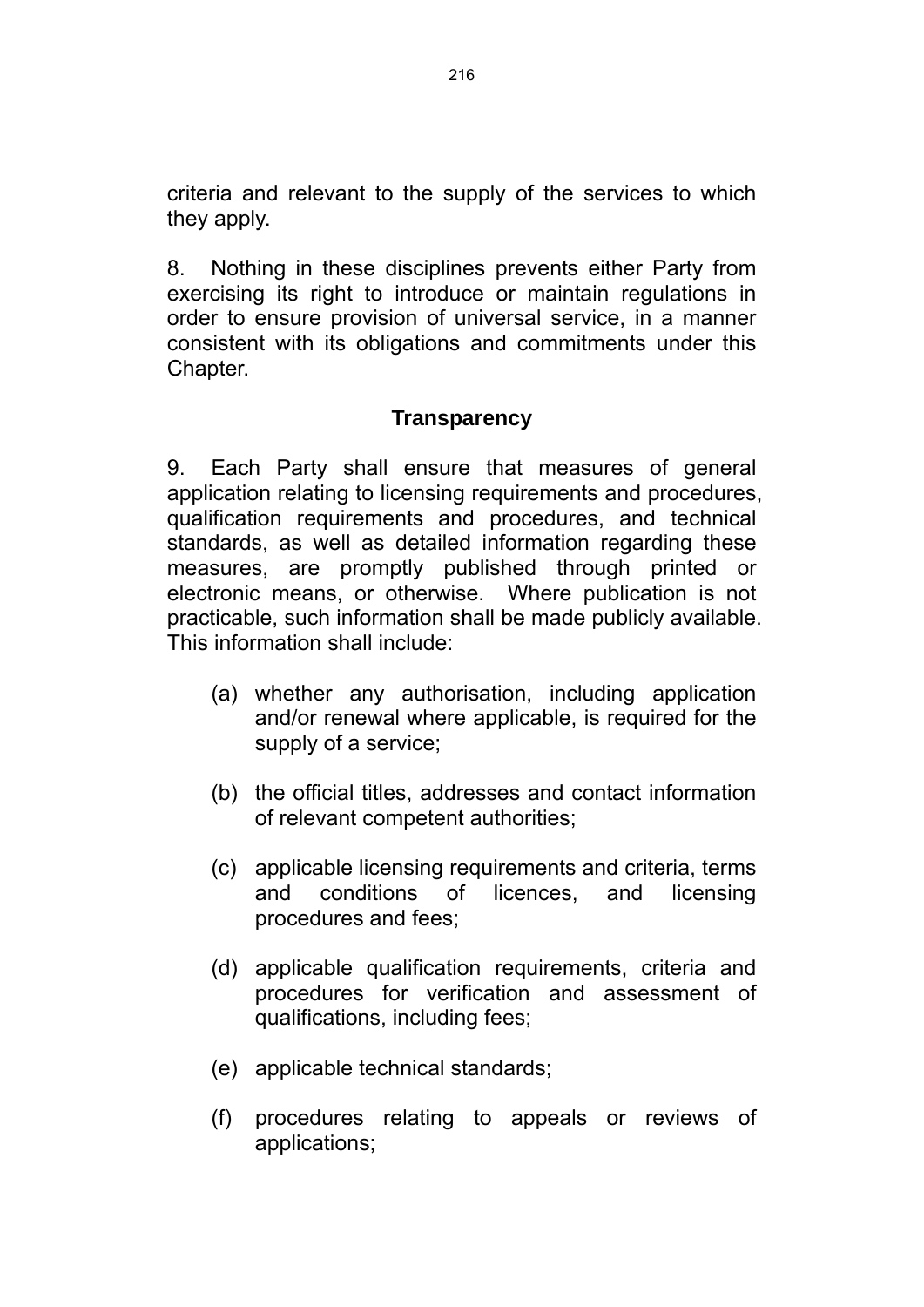criteria and relevant to the supply of the services to which they apply.

8. Nothing in these disciplines prevents either Party from exercising its right to introduce or maintain regulations in order to ensure provision of universal service, in a manner consistent with its obligations and commitments under this Chapter.

**Transparency**

9. Each Party shall ensure that measures of general application relating to licensing requirements and procedures, qualification requirements and procedures, and technical standards, as well as detailed information regarding these measures, are promptly published through printed or electronic means, or otherwise. Where publication is not practicable, such information shall be made publicly available. This information shall include:

(a) whether any authorisation, including application and/or renewal where applicable, is required for the supply of a service;

(b) the official titles, addresses and contact information of relevant competent authorities;

(c) applicable licensing requirements and criteria, terms and conditions of licences, and licensing procedures and fees;

(d) applicable qualification requirements, criteria and procedures for verification and assessment of qualifications, including fees;

(e) applicable technical standards;

(f) procedures relating to appeals or reviews of applications;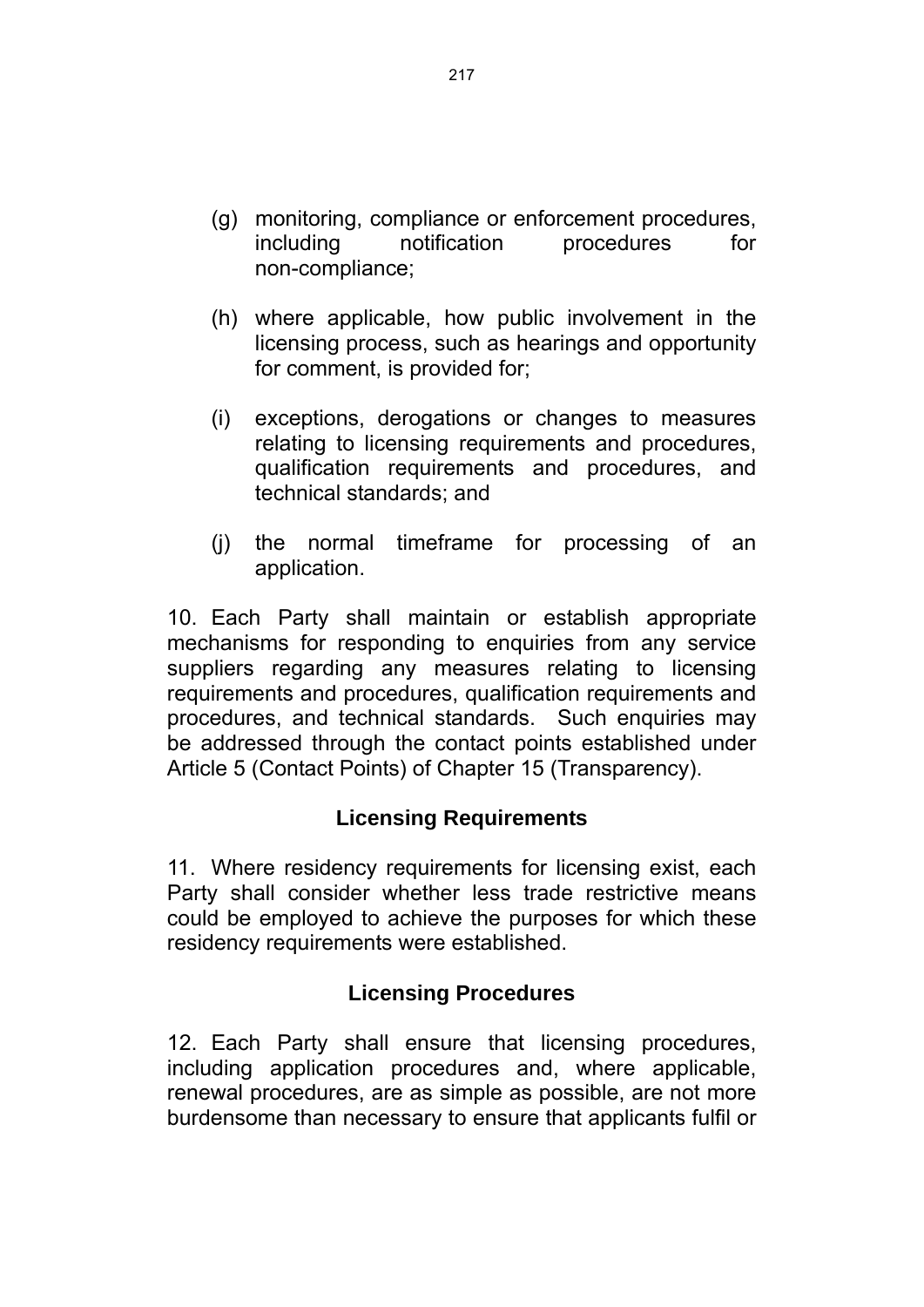(g) monitoring, compliance or enforcement procedures, including notification procedures for non-compliance;

(h) where applicable, how public involvement in the licensing process, such as hearings and opportunity for comment, is provided for;

(i) exceptions, derogations or changes to measures relating to licensing requirements and procedures, qualification requirements and procedures, and technical standards; and

(j) the normal timeframe for processing of an application.

10. Each Party shall maintain or establish appropriate mechanisms for responding to enquiries from any service suppliers regarding any measures relating to licensing requirements and procedures, qualification requirements and procedures, and technical standards. Such enquiries may be addressed through the contact points established under Article 5 (Contact Points) of Chapter 15 (Transparency).

### Licensing Requirements

11. Where residency requirements for licensing exist, each Party shall consider whether less trade restrictive means could be employed to achieve the purposes for which these residency requirements were established.

### Licensing Procedures

12. Each Party shall ensure that licensing procedures, including application procedures and, where applicable, renewal procedures, are as simple as possible, are not more burdensome than necessary to ensure that applicants fulfil or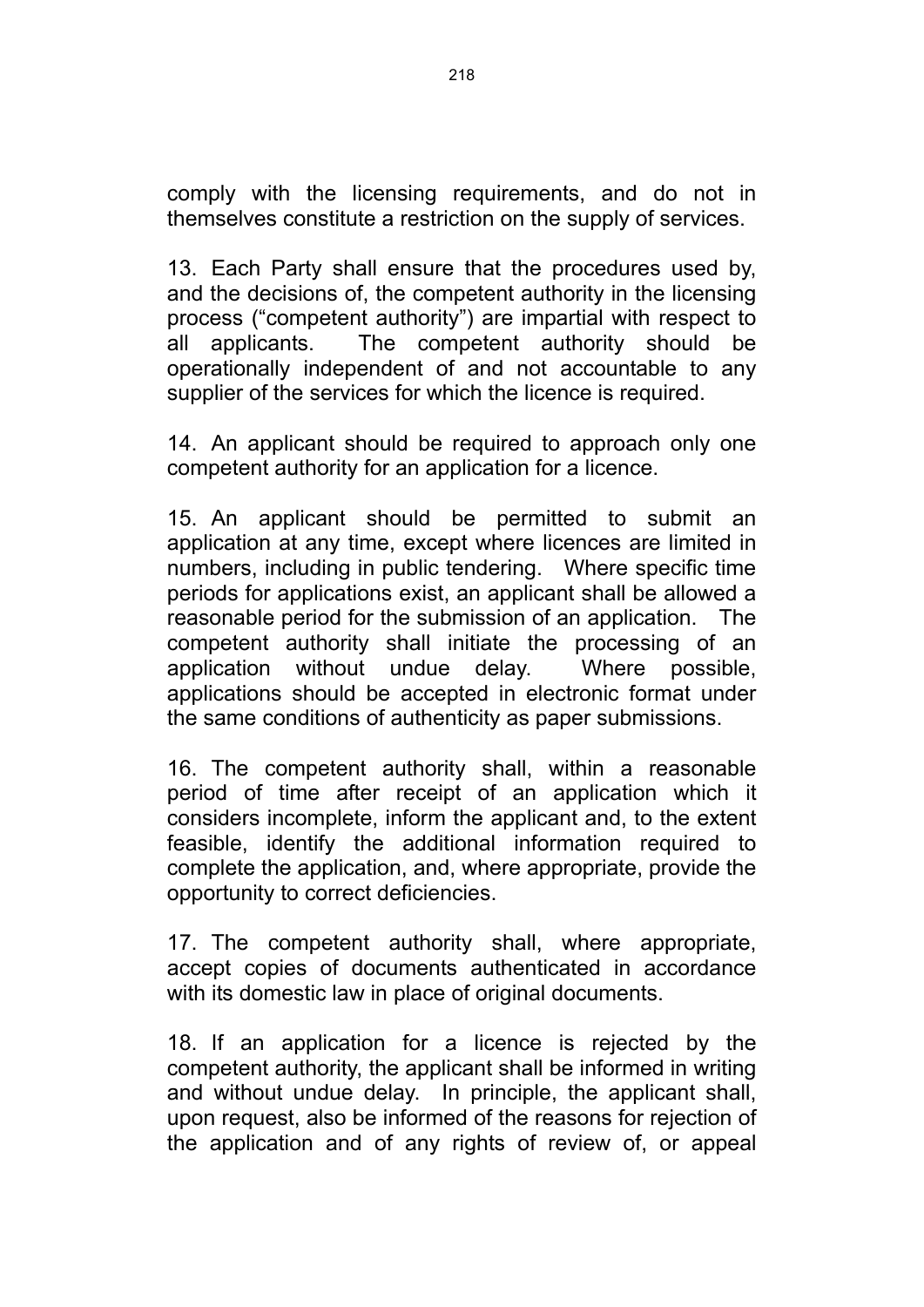comply with the licensing requirements, and do not in themselves constitute a restriction on the supply of services.

13. Each Party shall ensure that the procedures used by, and the decisions of, the competent authority in the licensing process ("competent authority") are impartial with respect to all applicants. The competent authority should be operationally independent of and not accountable to any supplier of the services for which the licence is required.

14. An applicant should be required to approach only one competent authority for an application for a licence.

15. An applicant should be permitted to submit an application at any time, except where licences are limited in numbers, including in public tendering. Where specific time periods for applications exist, an applicant shall be allowed a reasonable period for the submission of an application. The competent authority shall initiate the processing of an application without undue delay. Where possible, applications should be accepted in electronic format under the same conditions of authenticity as paper submissions.

16. The competent authority shall, within a reasonable period of time after receipt of an application which it considers incomplete, inform the applicant and, to the extent feasible, identify the additional information required to complete the application, and, where appropriate, provide the opportunity to correct deficiencies.

17. The competent authority shall, where appropriate, accept copies of documents authenticated in accordance with its domestic law in place of original documents.

18. If an application for a licence is rejected by the competent authority, the applicant shall be informed in writing and without undue delay. In principle, the applicant shall, upon request, also be informed of the reasons for rejection of the application and of any rights of review of, or appeal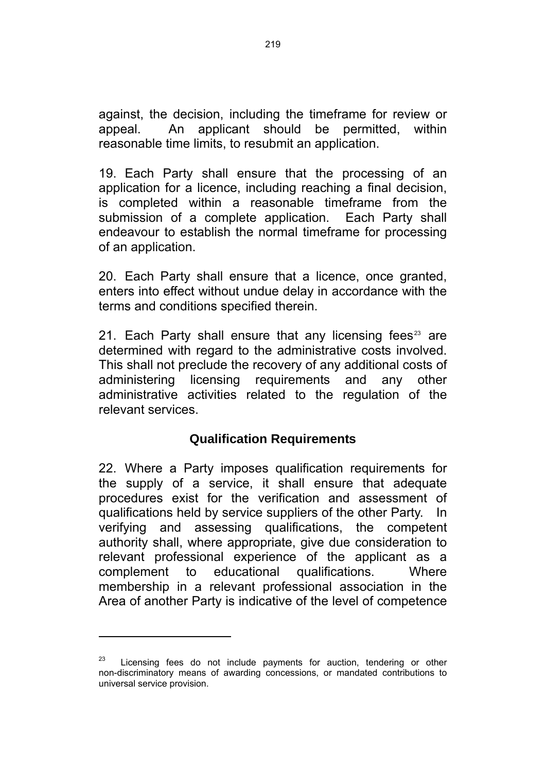against, the decision, including the timeframe for review or appeal. An applicant should be permitted, within reasonable time limits, to resubmit an application.

19. Each Party shall ensure that the processing of an application for a licence, including reaching a final decision, is completed within a reasonable timeframe from the submission of a complete application. Each Party shall endeavour to establish the normal timeframe for processing of an application.

20. Each Party shall ensure that a licence, once granted, enters into effect without undue delay in accordance with the terms and conditions specified therein.

21. Each Party shall ensure that any licensing fees[23] are determined with regard to the administrative costs involved. This shall not preclude the recovery of any additional costs of administering licensing requirements and any other administrative activities related to the regulation of the relevant services.

### Qualification Requirements

22. Where a Party imposes qualification requirements for the supply of a service, it shall ensure that adequate procedures exist for the verification and assessment of qualifications held by service suppliers of the other Party. In verifying and assessing qualifications, the competent authority shall, where appropriate, give due consideration to relevant professional experience of the applicant as a complement to educational qualifications. Where membership in a relevant professional association in the Area of another Party is indicative of the level of competence

---

[23] Licensing fees do not include payments for auction, tendering or other non-discriminatory means of awarding concessions, or mandated contributions to universal service provision.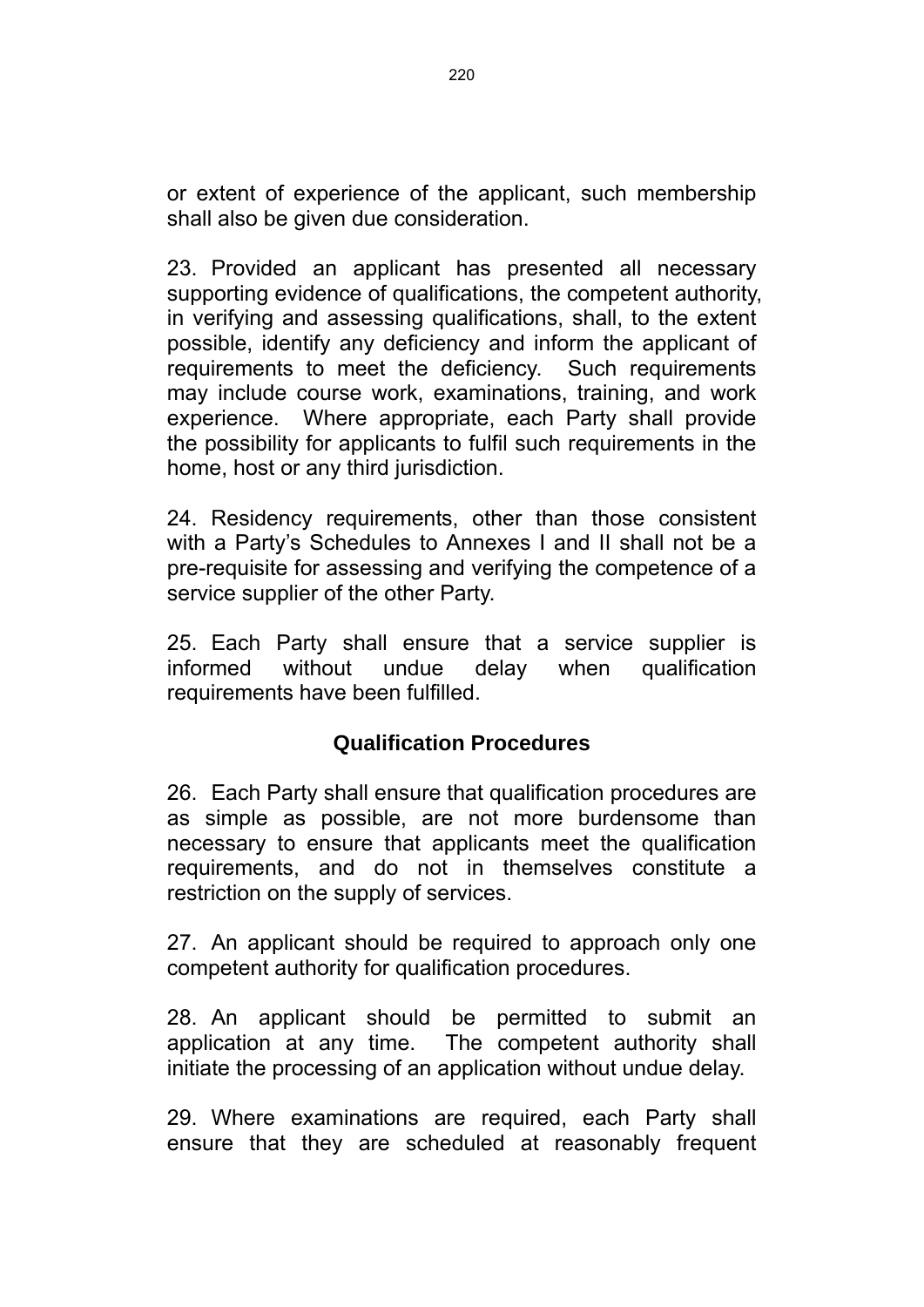or extent of experience of the applicant, such membership shall also be given due consideration.

23. Provided an applicant has presented all necessary supporting evidence of qualifications, the competent authority, in verifying and assessing qualifications, shall, to the extent possible, identify any deficiency and inform the applicant of requirements to meet the deficiency. Such requirements may include course work, examinations, training, and work experience. Where appropriate, each Party shall provide the possibility for applicants to fulfil such requirements in the home, host or any third jurisdiction.

24. Residency requirements, other than those consistent with a Party's Schedules to Annexes I and II shall not be a pre-requisite for assessing and verifying the competence of a service supplier of the other Party.

25. Each Party shall ensure that a service supplier is informed without undue delay when qualification requirements have been fulfilled.

### Qualification Procedures

26. Each Party shall ensure that qualification procedures are as simple as possible, are not more burdensome than necessary to ensure that applicants meet the qualification requirements, and do not in themselves constitute a restriction on the supply of services.

27. An applicant should be required to approach only one competent authority for qualification procedures.

28. An applicant should be permitted to submit an application at any time. The competent authority shall initiate the processing of an application without undue delay.

29. Where examinations are required, each Party shall ensure that they are scheduled at reasonably frequent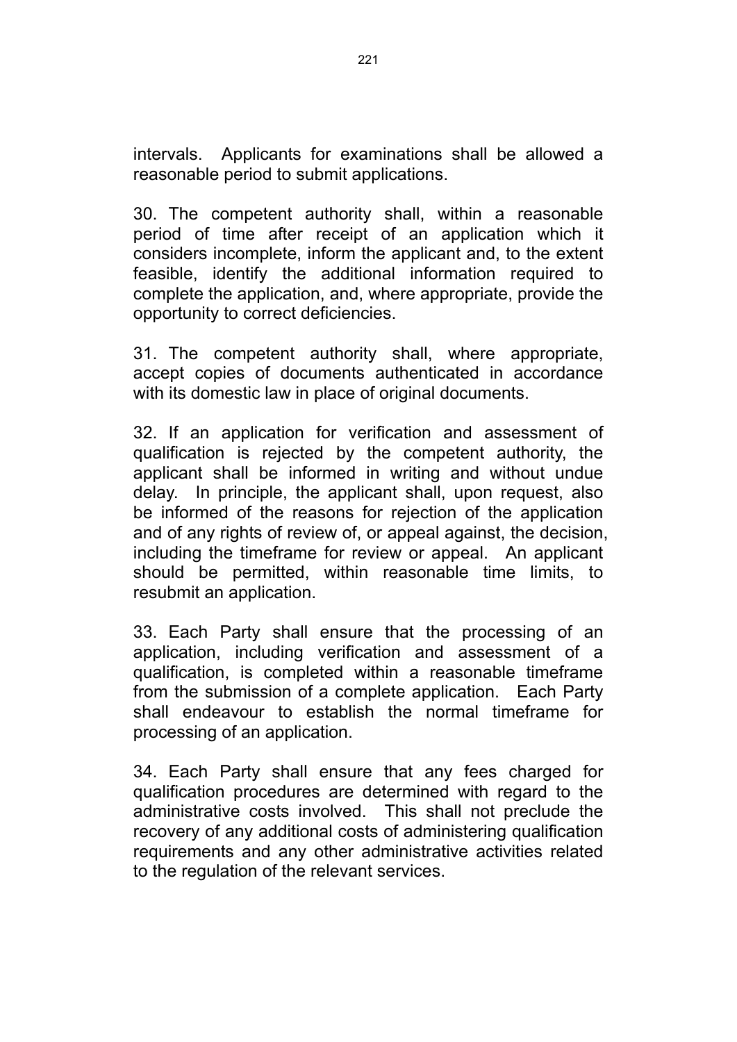intervals. Applicants for examinations shall be allowed a reasonable period to submit applications.

30. The competent authority shall, within a reasonable period of time after receipt of an application which it considers incomplete, inform the applicant and, to the extent feasible, identify the additional information required to complete the application, and, where appropriate, provide the opportunity to correct deficiencies.

31. The competent authority shall, where appropriate, accept copies of documents authenticated in accordance with its domestic law in place of original documents.

32. If an application for verification and assessment of qualification is rejected by the competent authority, the applicant shall be informed in writing and without undue delay. In principle, the applicant shall, upon request, also be informed of the reasons for rejection of the application and of any rights of review of, or appeal against, the decision, including the timeframe for review or appeal. An applicant should be permitted, within reasonable time limits, to resubmit an application.

33. Each Party shall ensure that the processing of an application, including verification and assessment of a qualification, is completed within a reasonable timeframe from the submission of a complete application. Each Party shall endeavour to establish the normal timeframe for processing of an application.

34. Each Party shall ensure that any fees charged for qualification procedures are determined with regard to the administrative costs involved. This shall not preclude the recovery of any additional costs of administering qualification requirements and any other administrative activities related to the regulation of the relevant services.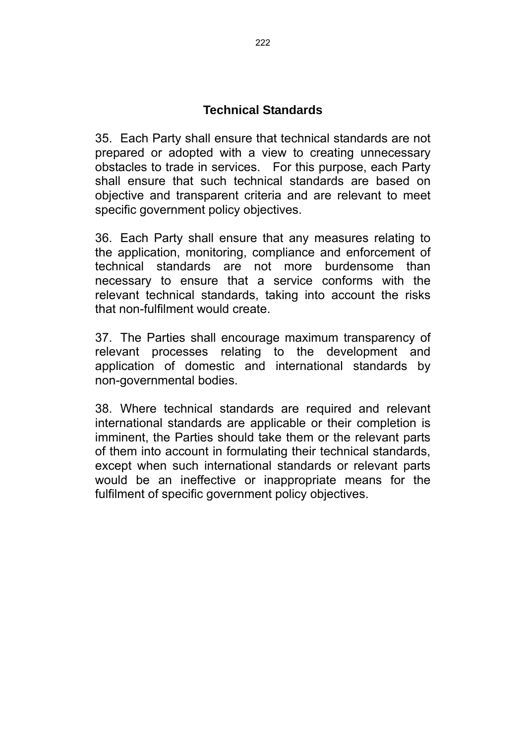## Technical Standards

35. Each Party shall ensure that technical standards are not prepared or adopted with a view to creating unnecessary obstacles to trade in services. For this purpose, each Party shall ensure that such technical standards are based on objective and transparent criteria and are relevant to meet specific government policy objectives.

36. Each Party shall ensure that any measures relating to the application, monitoring, compliance and enforcement of technical standards are not more burdensome than necessary to ensure that a service conforms with the relevant technical standards, taking into account the risks that non-fulfilment would create.

37. The Parties shall encourage maximum transparency of relevant processes relating to the development and application of domestic and international standards by non-governmental bodies.

38. Where technical standards are required and relevant international standards are applicable or their completion is imminent, the Parties should take them or the relevant parts of them into account in formulating their technical standards, except when such international standards or relevant parts would be an ineffective or inappropriate means for the fulfilment of specific government policy objectives.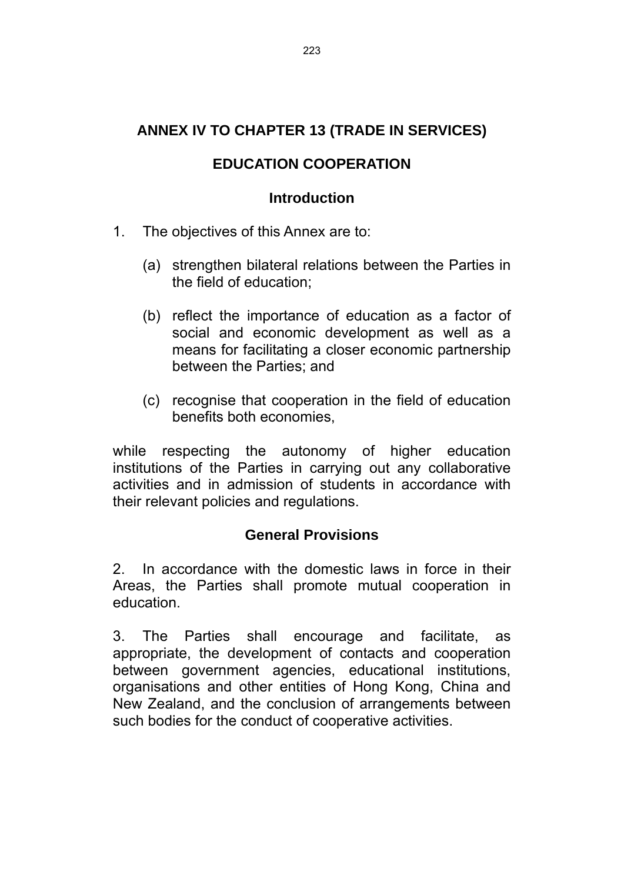## ANNEX IV TO CHAPTER 13 (TRADE IN SERVICES)

## EDUCATION COOPERATION

### Introduction

1. The objectives of this Annex are to:

   (a) strengthen bilateral relations between the Parties in the field of education;

   (b) reflect the importance of education as a factor of social and economic development as well as a means for facilitating a closer economic partnership between the Parties; and

   (c) recognise that cooperation in the field of education benefits both economies,

while respecting the autonomy of higher education institutions of the Parties in carrying out any collaborative activities and in admission of students in accordance with their relevant policies and regulations.

### General Provisions

2. In accordance with the domestic laws in force in their Areas, the Parties shall promote mutual cooperation in education.

3. The Parties shall encourage and facilitate, as appropriate, the development of contacts and cooperation between government agencies, educational institutions, organisations and other entities of Hong Kong, China and New Zealand, and the conclusion of arrangements between such bodies for the conduct of cooperative activities.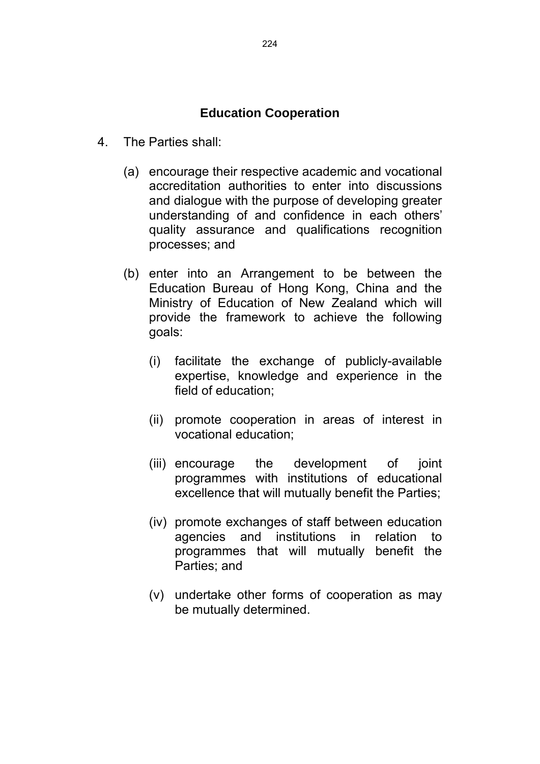## Education Cooperation

4. The Parties shall:

   (a) encourage their respective academic and vocational accreditation authorities to enter into discussions and dialogue with the purpose of developing greater understanding of and confidence in each others' quality assurance and qualifications recognition processes; and

   (b) enter into an Arrangement to be between the Education Bureau of Hong Kong, China and the Ministry of Education of New Zealand which will provide the framework to achieve the following goals:

      (i) facilitate the exchange of publicly-available expertise, knowledge and experience in the field of education;

      (ii) promote cooperation in areas of interest in vocational education;

      (iii) encourage the development of joint programmes with institutions of educational excellence that will mutually benefit the Parties;

      (iv) promote exchanges of staff between education agencies and institutions in relation to programmes that will mutually benefit the Parties; and

      (v) undertake other forms of cooperation as may be mutually determined.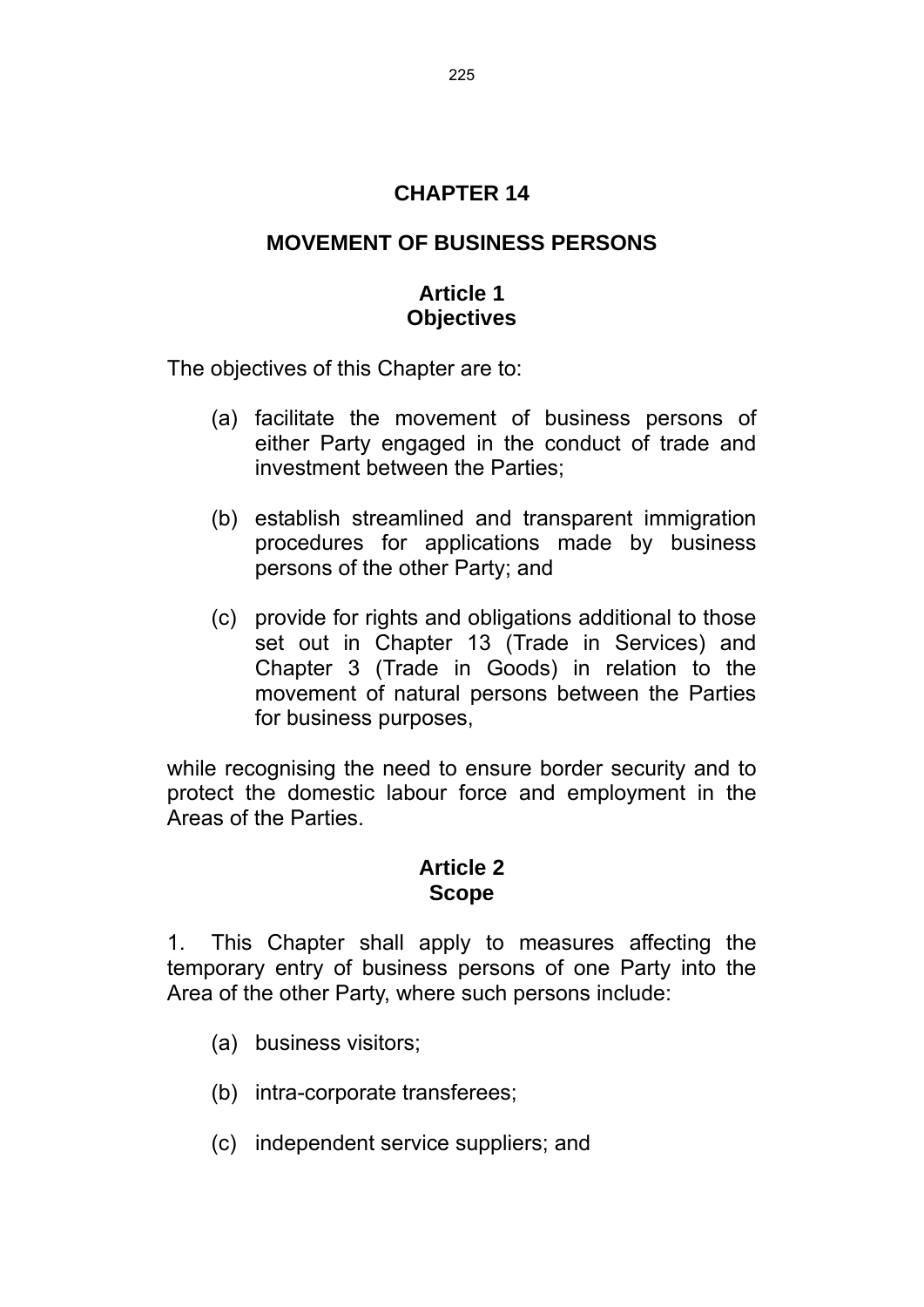# CHAPTER 14

## MOVEMENT OF BUSINESS PERSONS

### Article 1
### Objectives

The objectives of this Chapter are to:

(a) facilitate the movement of business persons of either Party engaged in the conduct of trade and investment between the Parties;

(b) establish streamlined and transparent immigration procedures for applications made by business persons of the other Party; and

(c) provide for rights and obligations additional to those set out in Chapter 13 (Trade in Services) and Chapter 3 (Trade in Goods) in relation to the movement of natural persons between the Parties for business purposes,

while recognising the need to ensure border security and to protect the domestic labour force and employment in the Areas of the Parties.

### Article 2
### Scope

1. This Chapter shall apply to measures affecting the temporary entry of business persons of one Party into the Area of the other Party, where such persons include:

(a) business visitors;

(b) intra-corporate transferees;

(c) independent service suppliers; and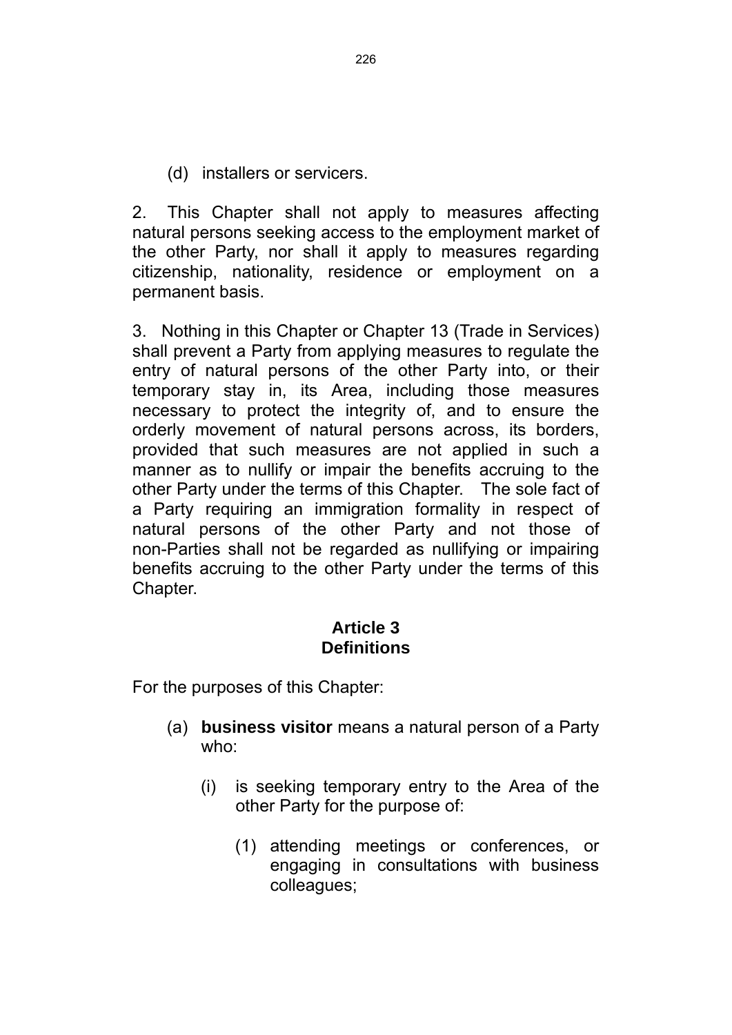(d) installers or servicers.

2. This Chapter shall not apply to measures affecting natural persons seeking access to the employment market of the other Party, nor shall it apply to measures regarding citizenship, nationality, residence or employment on a permanent basis.

3. Nothing in this Chapter or Chapter 13 (Trade in Services) shall prevent a Party from applying measures to regulate the entry of natural persons of the other Party into, or their temporary stay in, its Area, including those measures necessary to protect the integrity of, and to ensure the orderly movement of natural persons across, its borders, provided that such measures are not applied in such a manner as to nullify or impair the benefits accruing to the other Party under the terms of this Chapter. The sole fact of a Party requiring an immigration formality in respect of natural persons of the other Party and not those of non-Parties shall not be regarded as nullifying or impairing benefits accruing to the other Party under the terms of this Chapter.

### Article 3
### Definitions

For the purposes of this Chapter:

(a) **business visitor** means a natural person of a Party who:

(i) is seeking temporary entry to the Area of the other Party for the purpose of:

(1) attending meetings or conferences, or engaging in consultations with business colleagues;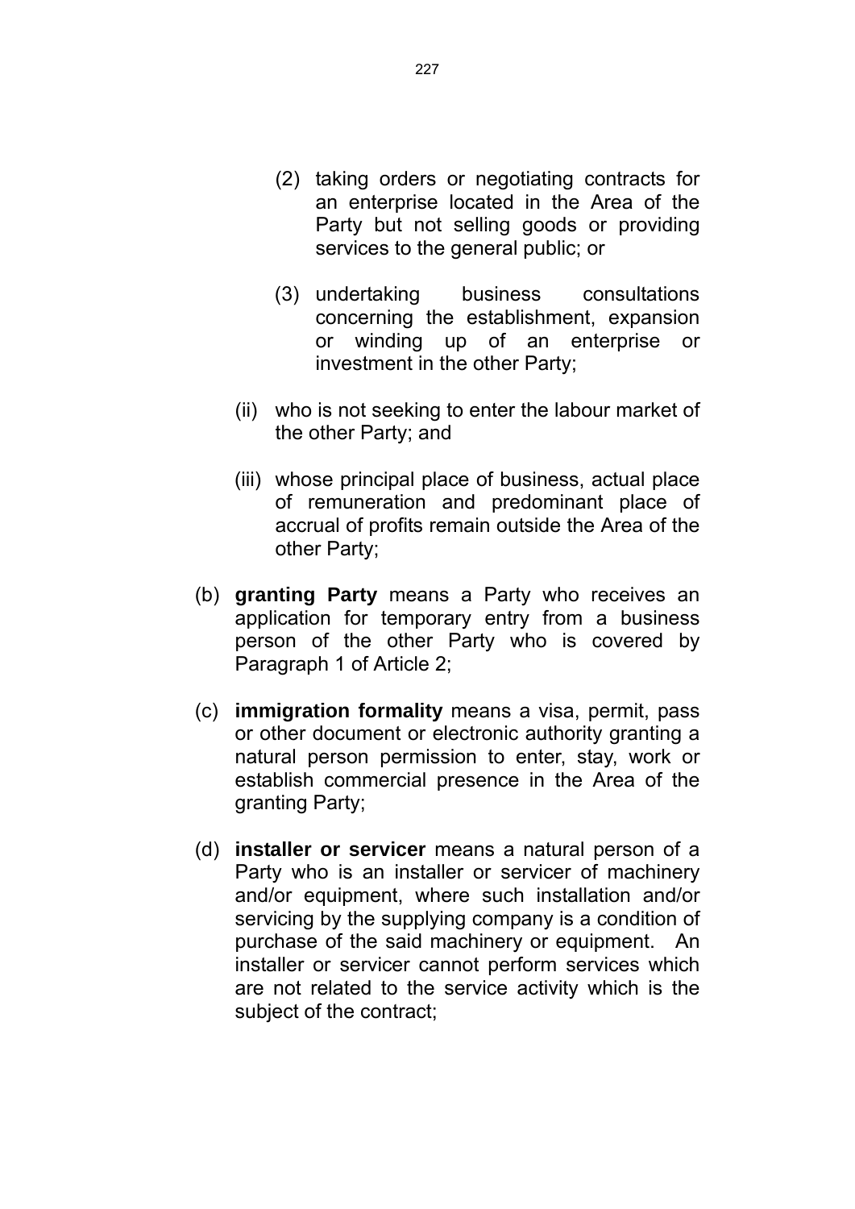(2) taking orders or negotiating contracts for an enterprise located in the Area of the Party but not selling goods or providing services to the general public; or

(3) undertaking business consultations concerning the establishment, expansion or winding up of an enterprise or investment in the other Party;

(ii) who is not seeking to enter the labour market of the other Party; and

(iii) whose principal place of business, actual place of remuneration and predominant place of accrual of profits remain outside the Area of the other Party;

(b) **granting Party** means a Party who receives an application for temporary entry from a business person of the other Party who is covered by Paragraph 1 of Article 2;

(c) **immigration formality** means a visa, permit, pass or other document or electronic authority granting a natural person permission to enter, stay, work or establish commercial presence in the Area of the granting Party;

(d) **installer or servicer** means a natural person of a Party who is an installer or servicer of machinery and/or equipment, where such installation and/or servicing by the supplying company is a condition of purchase of the said machinery or equipment. An installer or servicer cannot perform services which are not related to the service activity which is the subject of the contract;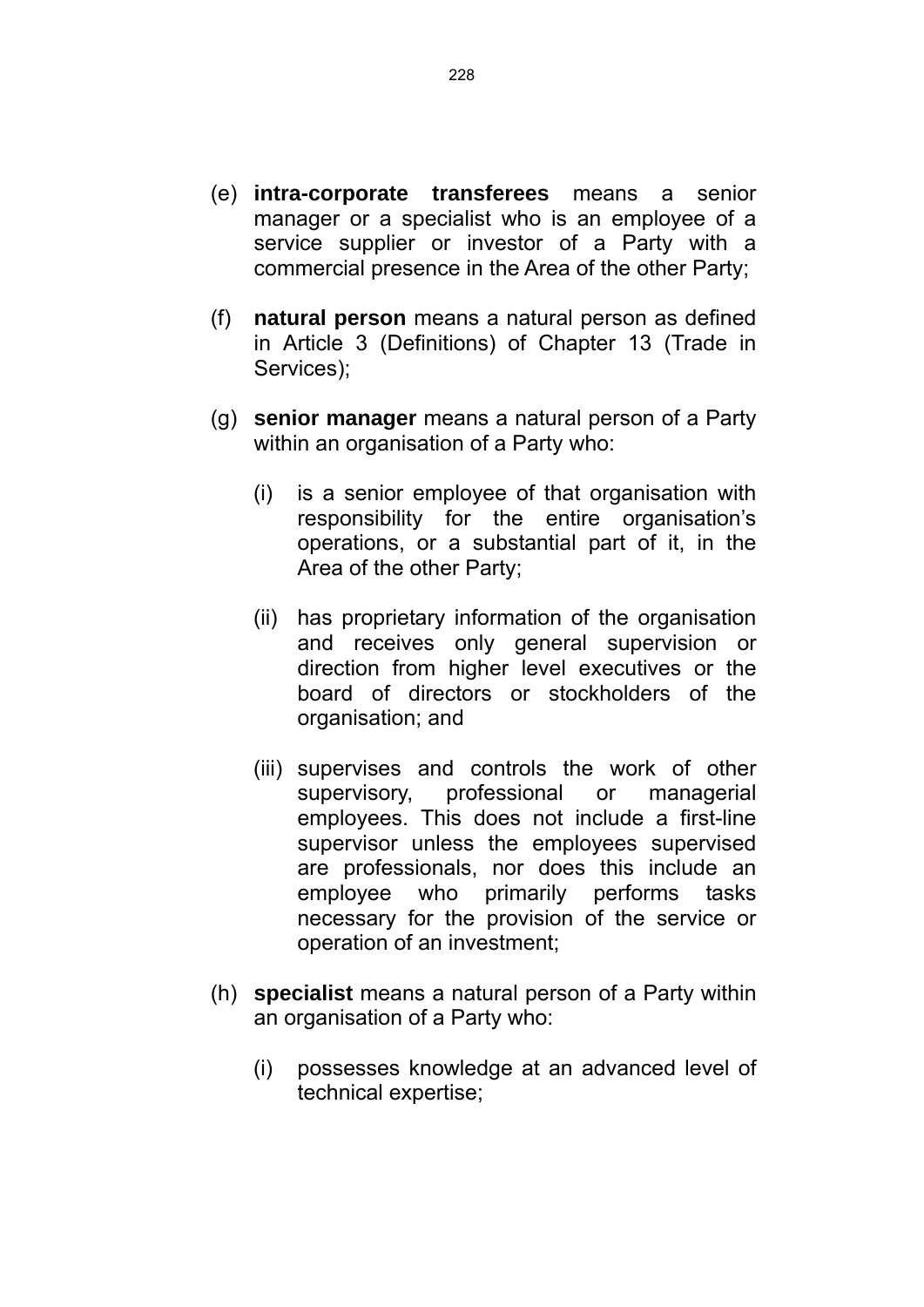(e) **intra-corporate transferees** means a senior manager or a specialist who is an employee of a service supplier or investor of a Party with a commercial presence in the Area of the other Party;

(f) **natural person** means a natural person as defined in Article 3 (Definitions) of Chapter 13 (Trade in Services);

(g) **senior manager** means a natural person of a Party within an organisation of a Party who:

  (i) is a senior employee of that organisation with responsibility for the entire organisation's operations, or a substantial part of it, in the Area of the other Party;

  (ii) has proprietary information of the organisation and receives only general supervision or direction from higher level executives or the board of directors or stockholders of the organisation; and

  (iii) supervises and controls the work of other supervisory, professional or managerial employees. This does not include a first-line supervisor unless the employees supervised are professionals, nor does this include an employee who primarily performs tasks necessary for the provision of the service or operation of an investment;

(h) **specialist** means a natural person of a Party within an organisation of a Party who:

  (i) possesses knowledge at an advanced level of technical expertise;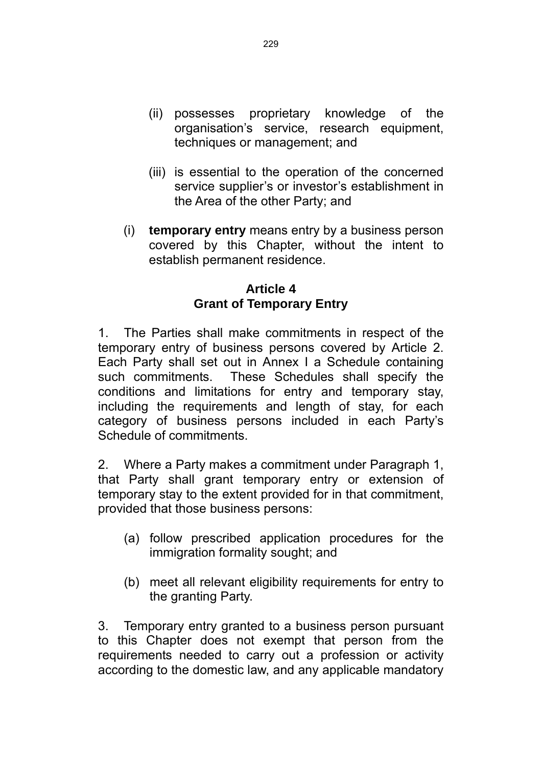(ii) possesses proprietary knowledge of the organisation's service, research equipment, techniques or management; and

(iii) is essential to the operation of the concerned service supplier's or investor's establishment in the Area of the other Party; and

(i) **temporary entry** means entry by a business person covered by this Chapter, without the intent to establish permanent residence.

### Article 4
### Grant of Temporary Entry

1. The Parties shall make commitments in respect of the temporary entry of business persons covered by Article 2. Each Party shall set out in Annex I a Schedule containing such commitments. These Schedules shall specify the conditions and limitations for entry and temporary stay, including the requirements and length of stay, for each category of business persons included in each Party's Schedule of commitments.

2. Where a Party makes a commitment under Paragraph 1, that Party shall grant temporary entry or extension of temporary stay to the extent provided for in that commitment, provided that those business persons:

(a) follow prescribed application procedures for the immigration formality sought; and

(b) meet all relevant eligibility requirements for entry to the granting Party.

3. Temporary entry granted to a business person pursuant to this Chapter does not exempt that person from the requirements needed to carry out a profession or activity according to the domestic law, and any applicable mandatory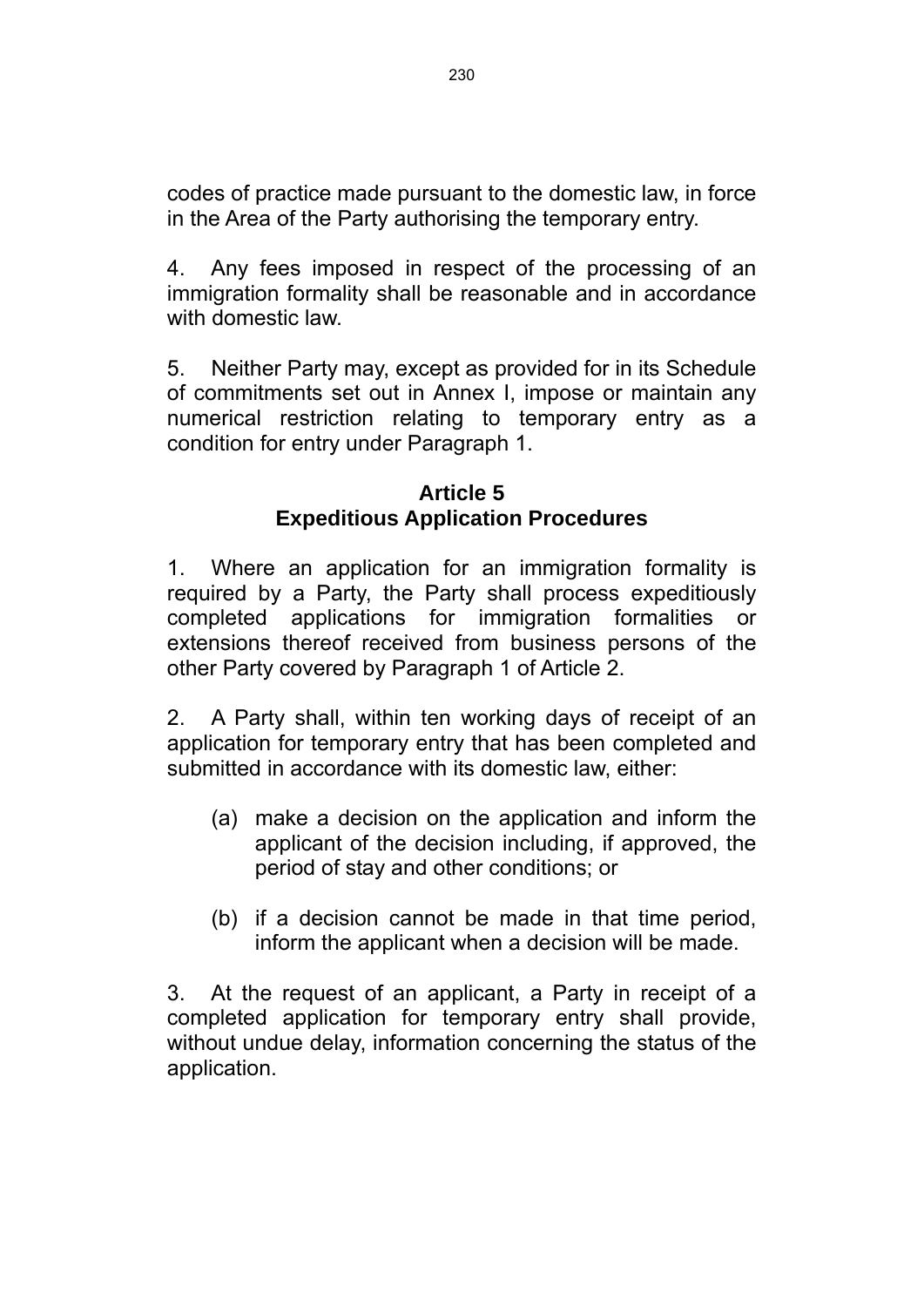codes of practice made pursuant to the domestic law, in force in the Area of the Party authorising the temporary entry.

4. Any fees imposed in respect of the processing of an immigration formality shall be reasonable and in accordance with domestic law.

5. Neither Party may, except as provided for in its Schedule of commitments set out in Annex I, impose or maintain any numerical restriction relating to temporary entry as a condition for entry under Paragraph 1.

**Article 5**
**Expeditious Application Procedures**

1. Where an application for an immigration formality is required by a Party, the Party shall process expeditiously completed applications for immigration formalities or extensions thereof received from business persons of the other Party covered by Paragraph 1 of Article 2.

2. A Party shall, within ten working days of receipt of an application for temporary entry that has been completed and submitted in accordance with its domestic law, either:

(a) make a decision on the application and inform the applicant of the decision including, if approved, the period of stay and other conditions; or

(b) if a decision cannot be made in that time period, inform the applicant when a decision will be made.

3. At the request of an applicant, a Party in receipt of a completed application for temporary entry shall provide, without undue delay, information concerning the status of the application.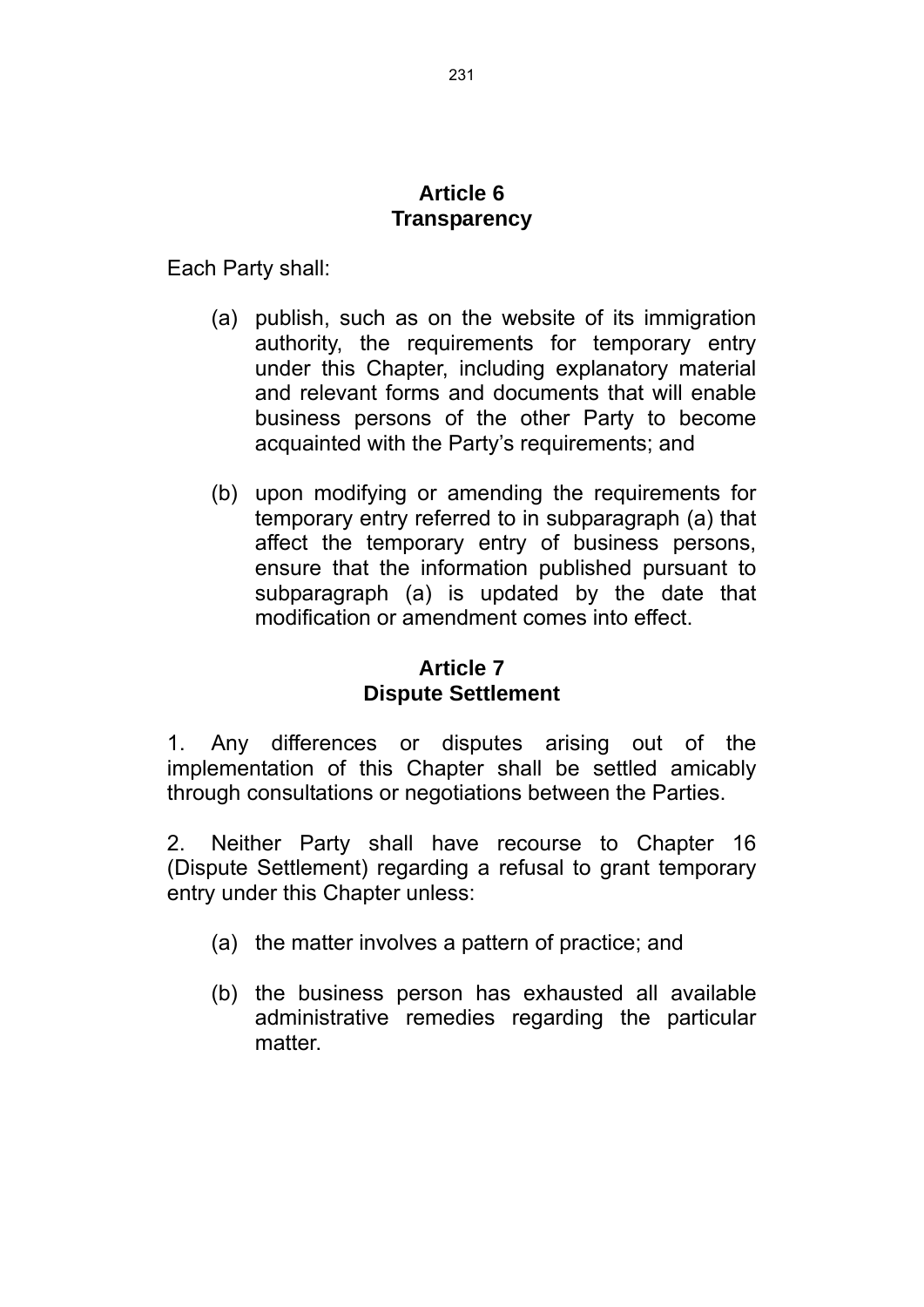## Article 6
## Transparency

Each Party shall:

(a) publish, such as on the website of its immigration authority, the requirements for temporary entry under this Chapter, including explanatory material and relevant forms and documents that will enable business persons of the other Party to become acquainted with the Party's requirements; and

(b) upon modifying or amending the requirements for temporary entry referred to in subparagraph (a) that affect the temporary entry of business persons, ensure that the information published pursuant to subparagraph (a) is updated by the date that modification or amendment comes into effect.

## Article 7
## Dispute Settlement

1. Any differences or disputes arising out of the implementation of this Chapter shall be settled amicably through consultations or negotiations between the Parties.

2. Neither Party shall have recourse to Chapter 16 (Dispute Settlement) regarding a refusal to grant temporary entry under this Chapter unless:

(a) the matter involves a pattern of practice; and

(b) the business person has exhausted all available administrative remedies regarding the particular matter.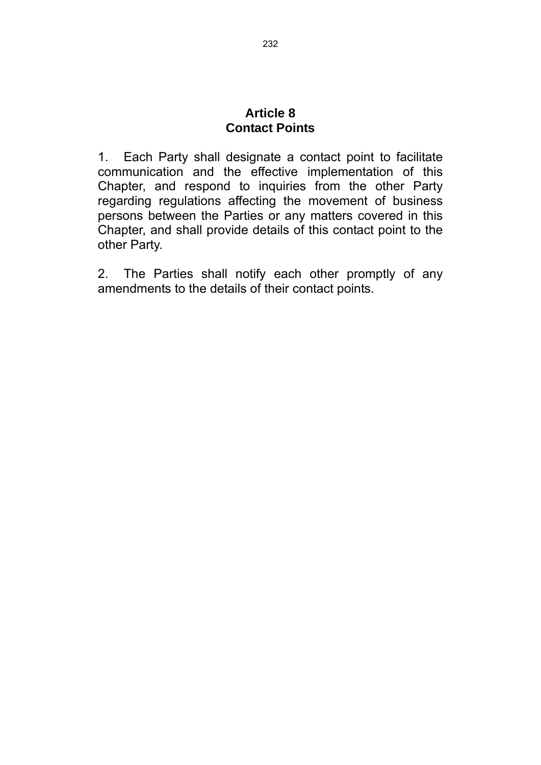## Article 8
## Contact Points

1. Each Party shall designate a contact point to facilitate communication and the effective implementation of this Chapter, and respond to inquiries from the other Party regarding regulations affecting the movement of business persons between the Parties or any matters covered in this Chapter, and shall provide details of this contact point to the other Party.

2. The Parties shall notify each other promptly of any amendments to the details of their contact points.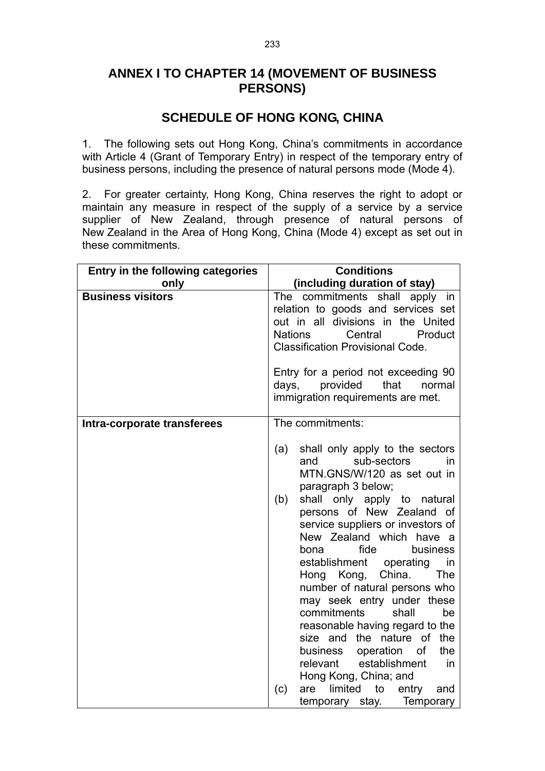# ANNEX I TO CHAPTER 14 (MOVEMENT OF BUSINESS PERSONS)

## SCHEDULE OF HONG KONG, CHINA

1. The following sets out Hong Kong, China's commitments in accordance with Article 4 (Grant of Temporary Entry) in respect of the temporary entry of business persons, including the presence of natural persons mode (Mode 4).

2. For greater certainty, Hong Kong, China reserves the right to adopt or maintain any measure in respect of the supply of a service by a service supplier of New Zealand, through presence of natural persons of New Zealand in the Area of Hong Kong, China (Mode 4) except as set out in these commitments.

| Entry in the following categories only | Conditions (including duration of stay) |
|---|---|
| **Business visitors** | The commitments shall apply in relation to goods and services set out in all divisions in the United Nations Central Product Classification Provisional Code.<br><br>Entry for a period not exceeding 90 days, provided that normal immigration requirements are met. |
| **Intra-corporate transferees** | The commitments:<br><br>(a) shall only apply to the sectors and sub-sectors in MTN.GNS/W/120 as set out in paragraph 3 below;<br>(b) shall only apply to natural persons of New Zealand of service suppliers or investors of New Zealand which have a bona fide business establishment operating in Hong Kong, China. The number of natural persons who may seek entry under these commitments shall be reasonable having regard to the size and the nature of the business operation of the relevant establishment in Hong Kong, China; and<br>(c) are limited to entry and temporary stay. Temporary |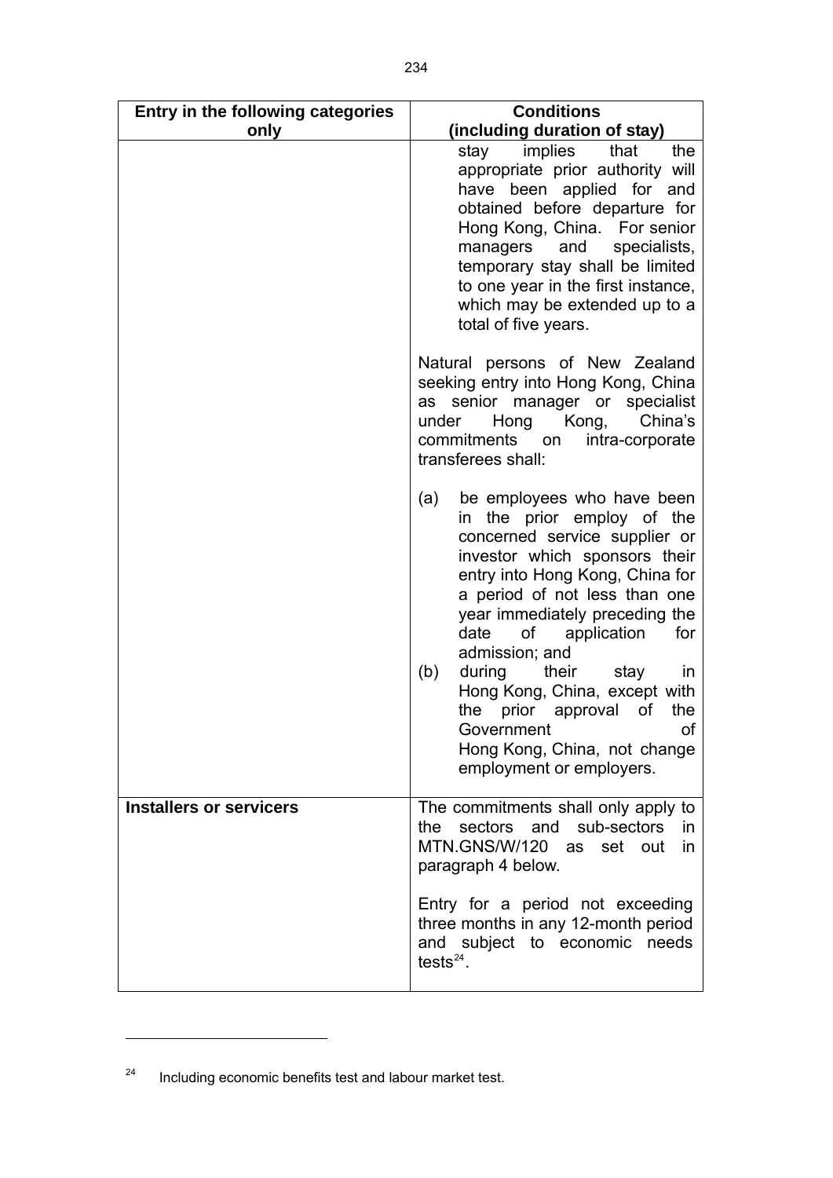| Entry in the following categories only | Conditions (including duration of stay) |
| --- | --- |
| | stay implies that the appropriate prior authority will have been applied for and obtained before departure for Hong Kong, China. For senior managers and specialists, temporary stay shall be limited to one year in the first instance, which may be extended up to a total of five years.<br><br>Natural persons of New Zealand seeking entry into Hong Kong, China as senior manager or specialist under Hong Kong, China's commitments on intra-corporate transferees shall:<br><br>(a) be employees who have been in the prior employ of the concerned service supplier or investor which sponsors their entry into Hong Kong, China for a period of not less than one year immediately preceding the date of application for admission; and<br>(b) during their stay in Hong Kong, China, except with the prior approval of the Government of Hong Kong, China, not change employment or employers. |
| **Installers or servicers** | The commitments shall only apply to the sectors and sub-sectors in MTN.GNS/W/120 as set out in paragraph 4 below.<br><br>Entry for a period not exceeding three months in any 12-month period and subject to economic needs tests[24]. |

[24] Including economic benefits test and labour market test.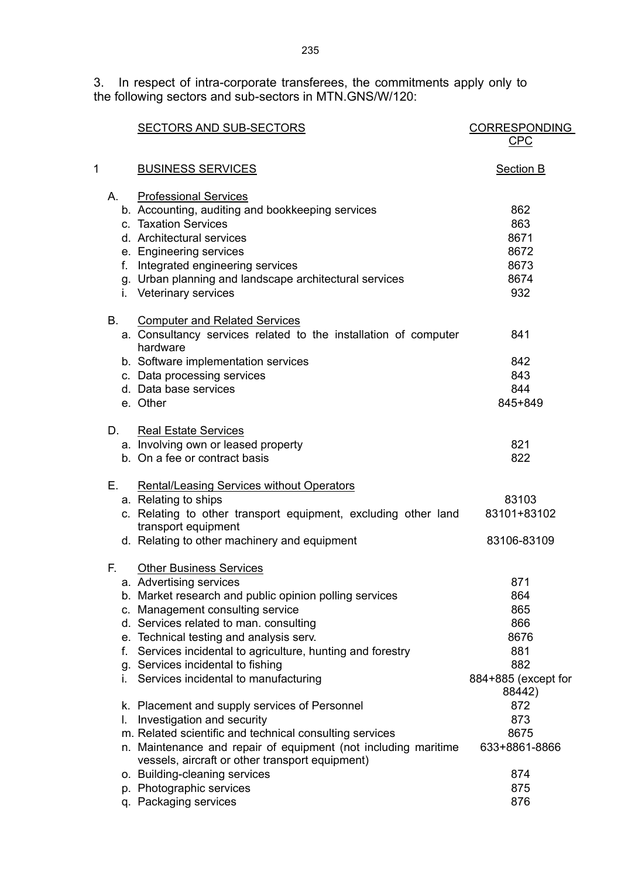3. In respect of intra-corporate transferees, the commitments apply only to the following sectors and sub-sectors in MTN.GNS/W/120:

| | | SECTORS AND SUB-SECTORS | CORRESPONDING CPC |
|---|---|---|---|
| 1 | | BUSINESS SERVICES | Section B |
| | A. | Professional Services | |
| | | b. Accounting, auditing and bookkeeping services | 862 |
| | | c. Taxation Services | 863 |
| | | d. Architectural services | 8671 |
| | | e. Engineering services | 8672 |
| | | f. Integrated engineering services | 8673 |
| | | g. Urban planning and landscape architectural services | 8674 |
| | | i. Veterinary services | 932 |
| | B. | Computer and Related Services | |
| | | a. Consultancy services related to the installation of computer hardware | 841 |
| | | b. Software implementation services | 842 |
| | | c. Data processing services | 843 |
| | | d. Data base services | 844 |
| | | e. Other | 845+849 |
| | D. | Real Estate Services | |
| | | a. Involving own or leased property | 821 |
| | | b. On a fee or contract basis | 822 |
| | E. | Rental/Leasing Services without Operators | |
| | | a. Relating to ships | 83103 |
| | | c. Relating to other transport equipment, excluding other land transport equipment | 83101+83102 |
| | | d. Relating to other machinery and equipment | 83106-83109 |
| | F. | Other Business Services | |
| | | a. Advertising services | 871 |
| | | b. Market research and public opinion polling services | 864 |
| | | c. Management consulting service | 865 |
| | | d. Services related to man. consulting | 866 |
| | | e. Technical testing and analysis serv. | 8676 |
| | | f. Services incidental to agriculture, hunting and forestry | 881 |
| | | g. Services incidental to fishing | 882 |
| | | i. Services incidental to manufacturing | 884+885 (except for 88442) |
| | | k. Placement and supply services of Personnel | 872 |
| | | l. Investigation and security | 873 |
| | | m. Related scientific and technical consulting services | 8675 |
| | | n. Maintenance and repair of equipment (not including maritime vessels, aircraft or other transport equipment) | 633+8861-8866 |
| | | o. Building-cleaning services | 874 |
| | | p. Photographic services | 875 |
| | | q. Packaging services | 876 |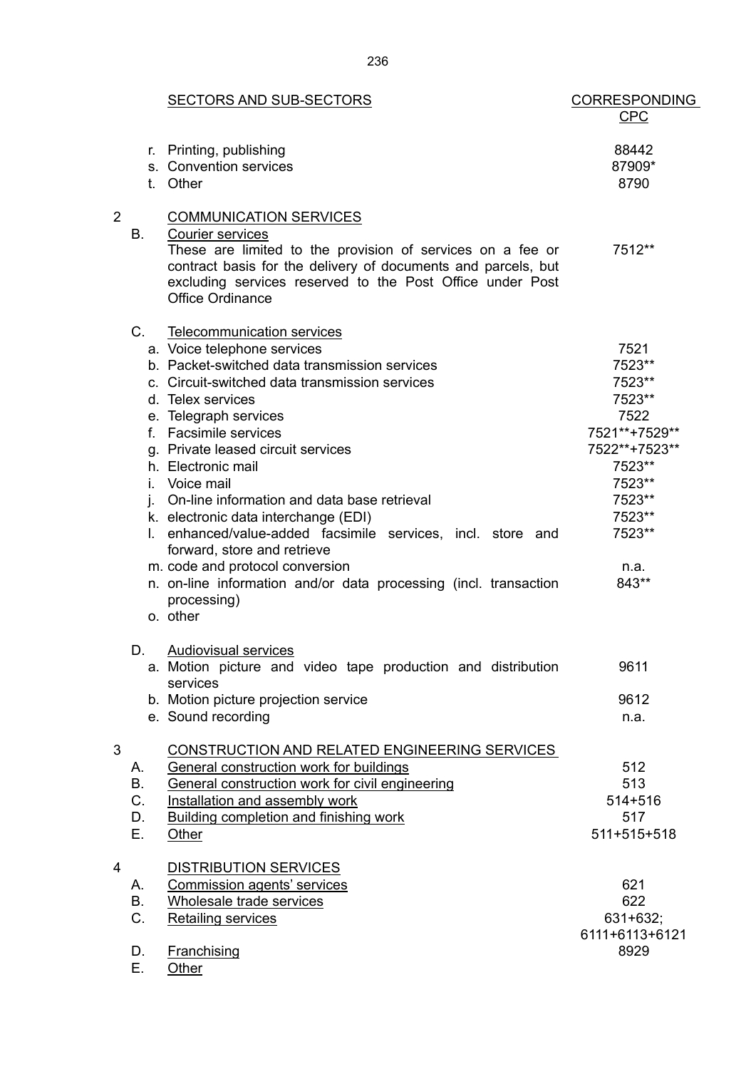| SECTORS AND SUB-SECTORS | | | CORRESPONDING CPC |
|---|---|---|---|
| | r. | Printing, publishing | 88442 |
| | s. | Convention services | 87909* |
| | t. | Other | 8790 |
| 2 | | COMMUNICATION SERVICES | |
| B. | | Courier services<br>These are limited to the provision of services on a fee or contract basis for the delivery of documents and parcels, but excluding services reserved to the Post Office under Post Office Ordinance | 7512** |
| C. | | Telecommunication services | |
| | a. | Voice telephone services | 7521 |
| | b. | Packet-switched data transmission services | 7523** |
| | c. | Circuit-switched data transmission services | 7523** |
| | d. | Telex services | 7523** |
| | e. | Telegraph services | 7522 |
| | f. | Facsimile services | 7521**+7529** |
| | g. | Private leased circuit services | 7522**+7523** |
| | h. | Electronic mail | 7523** |
| | i. | Voice mail | 7523** |
| | j. | On-line information and data base retrieval | 7523** |
| | k. | electronic data interchange (EDI) | 7523** |
| | l. | enhanced/value-added facsimile services, incl. store and forward, store and retrieve | 7523** |
| | m. | code and protocol conversion | n.a. |
| | n. | on-line information and/or data processing (incl. transaction processing) | 843** |
| | o. | other | |
| D. | | Audiovisual services | |
| | a. | Motion picture and video tape production and distribution services | 9611 |
| | b. | Motion picture projection service | 9612 |
| | e. | Sound recording | n.a. |
| 3 | | CONSTRUCTION AND RELATED ENGINEERING SERVICES | |
| A. | | General construction work for buildings | 512 |
| B. | | General construction work for civil engineering | 513 |
| C. | | Installation and assembly work | 514+516 |
| D. | | Building completion and finishing work | 517 |
| E. | | Other | 511+515+518 |
| 4 | | DISTRIBUTION SERVICES | |
| A. | | Commission agents' services | 621 |
| B. | | Wholesale trade services | 622 |
| C. | | Retailing services | 631+632;<br>6111+6113+6121 |
| D. | | Franchising | 8929 |
| E. | | Other | |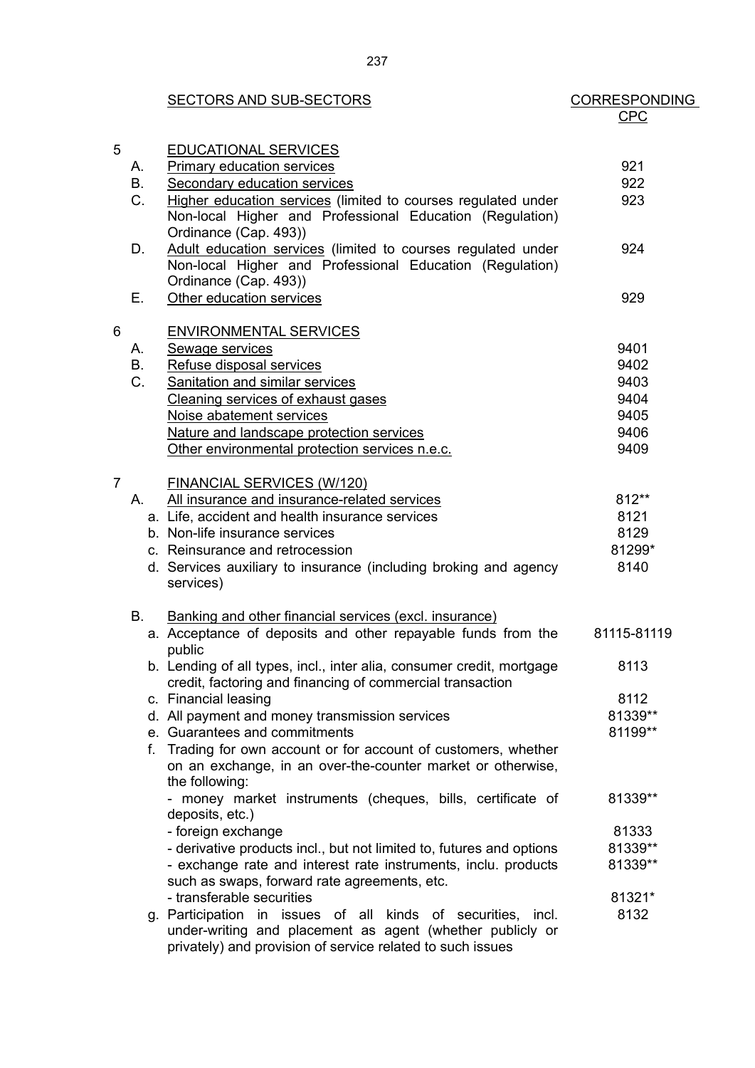| SECTORS AND SUB-SECTORS | | | CORRESPONDING CPC |
|---|---|---|---|
| 5 | | EDUCATIONAL SERVICES | |
| | A. | Primary education services | 921 |
| | B. | Secondary education services | 922 |
| | C. | Higher education services (limited to courses regulated under Non-local Higher and Professional Education (Regulation) Ordinance (Cap. 493)) | 923 |
| | D. | Adult education services (limited to courses regulated under Non-local Higher and Professional Education (Regulation) Ordinance (Cap. 493)) | 924 |
| | E. | Other education services | 929 |
| 6 | | ENVIRONMENTAL SERVICES | |
| | A. | Sewage services | 9401 |
| | B. | Refuse disposal services | 9402 |
| | C. | Sanitation and similar services | 9403 |
| | | Cleaning services of exhaust gases | 9404 |
| | | Noise abatement services | 9405 |
| | | Nature and landscape protection services | 9406 |
| | | Other environmental protection services n.e.c. | 9409 |
| 7 | | FINANCIAL SERVICES (W/120) | |
| | A. | All insurance and insurance-related services | 812** |
| | | a. Life, accident and health insurance services | 8121 |
| | | b. Non-life insurance services | 8129 |
| | | c. Reinsurance and retrocession | 81299* |
| | | d. Services auxiliary to insurance (including broking and agency services) | 8140 |
| | B. | Banking and other financial services (excl. insurance) | |
| | | a. Acceptance of deposits and other repayable funds from the public | 81115-81119 |
| | | b. Lending of all types, incl., inter alia, consumer credit, mortgage credit, factoring and financing of commercial transaction | 8113 |
| | | c. Financial leasing | 8112 |
| | | d. All payment and money transmission services | 81339** |
| | | e. Guarantees and commitments | 81199** |
| | | f. Trading for own account or for account of customers, whether on an exchange, in an over-the-counter market or otherwise, the following: | |
| | | - money market instruments (cheques, bills, certificate of deposits, etc.) | 81339** |
| | | - foreign exchange | 81333 |
| | | - derivative products incl., but not limited to, futures and options | 81339** |
| | | - exchange rate and interest rate instruments, inclu. products such as swaps, forward rate agreements, etc. | 81339** |
| | | - transferable securities | 81321* |
| | | g. Participation in issues of all kinds of securities, incl. under-writing and placement as agent (whether publicly or privately) and provision of service related to such issues | 8132 |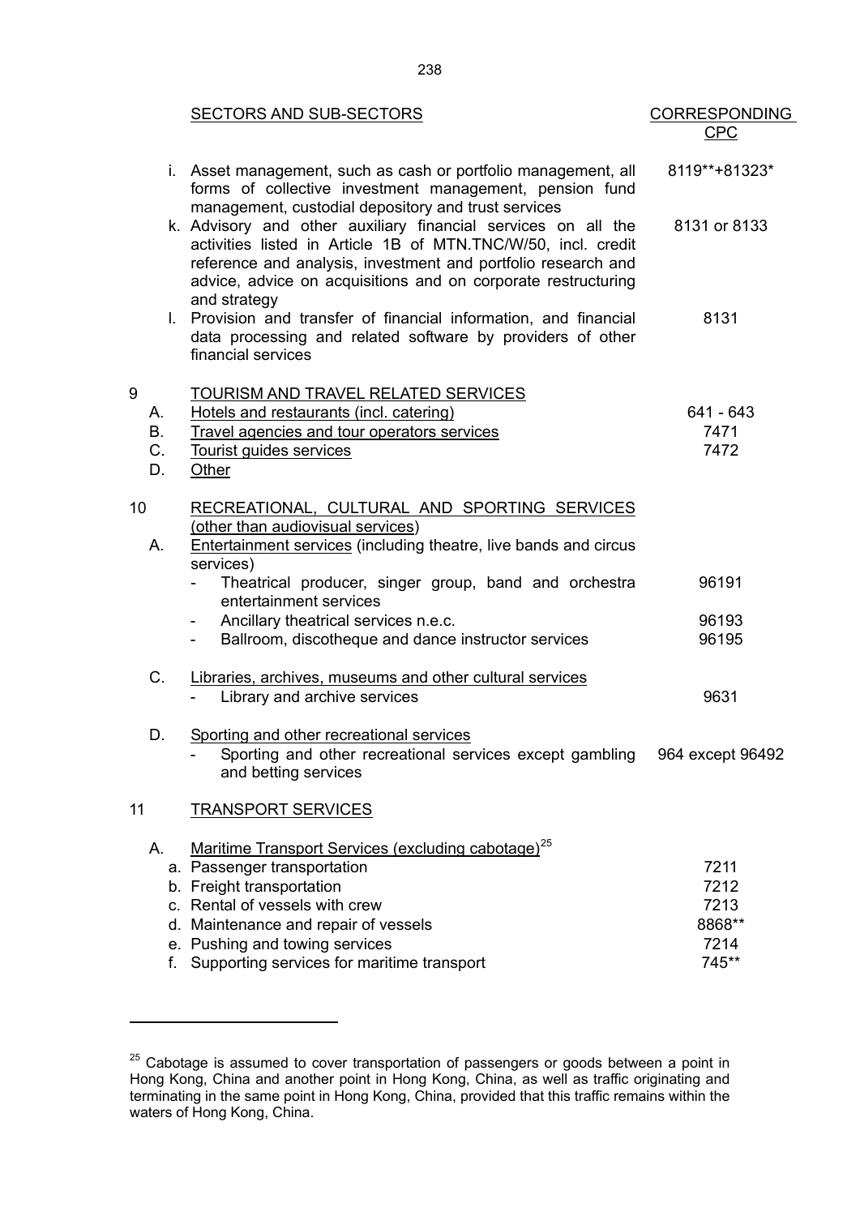| SECTORS AND SUB-SECTORS | | CORRESPONDING CPC |
|---|---|---|
| | i. Asset management, such as cash or portfolio management, all forms of collective investment management, pension fund management, custodial depository and trust services | 8119**+81323* |
| | k. Advisory and other auxiliary financial services on all the activities listed in Article 1B of MTN.TNC/W/50, incl. credit reference and analysis, investment and portfolio research and advice, advice on acquisitions and on corporate restructuring and strategy | 8131 or 8133 |
| | l. Provision and transfer of financial information, and financial data processing and related software by providers of other financial services | 8131 |
| 9 | TOURISM AND TRAVEL RELATED SERVICES | |
| A. | Hotels and restaurants (incl. catering) | 641 - 643 |
| B. | Travel agencies and tour operators services | 7471 |
| C. | Tourist guides services | 7472 |
| D. | Other | |
| 10 | RECREATIONAL, CULTURAL AND SPORTING SERVICES (other than audiovisual services) | |
| A. | Entertainment services (including theatre, live bands and circus services) | |
| | - Theatrical producer, singer group, band and orchestra entertainment services | 96191 |
| | - Ancillary theatrical services n.e.c. | 96193 |
| | - Ballroom, discotheque and dance instructor services | 96195 |
| C. | Libraries, archives, museums and other cultural services | |
| | - Library and archive services | 9631 |
| D. | Sporting and other recreational services | |
| | - Sporting and other recreational services except gambling and betting services | 964 except 96492 |
| 11 | TRANSPORT SERVICES | |
| A. | Maritime Transport Services (excluding cabotage)[25] | |
| | a. Passenger transportation | 7211 |
| | b. Freight transportation | 7212 |
| | c. Rental of vessels with crew | 7213 |
| | d. Maintenance and repair of vessels | 8868** |
| | e. Pushing and towing services | 7214 |
| | f. Supporting services for maritime transport | 745** |

[25] Cabotage is assumed to cover transportation of passengers or goods between a point in Hong Kong, China and another point in Hong Kong, China, as well as traffic originating and terminating in the same point in Hong Kong, China, provided that this traffic remains within the waters of Hong Kong, China.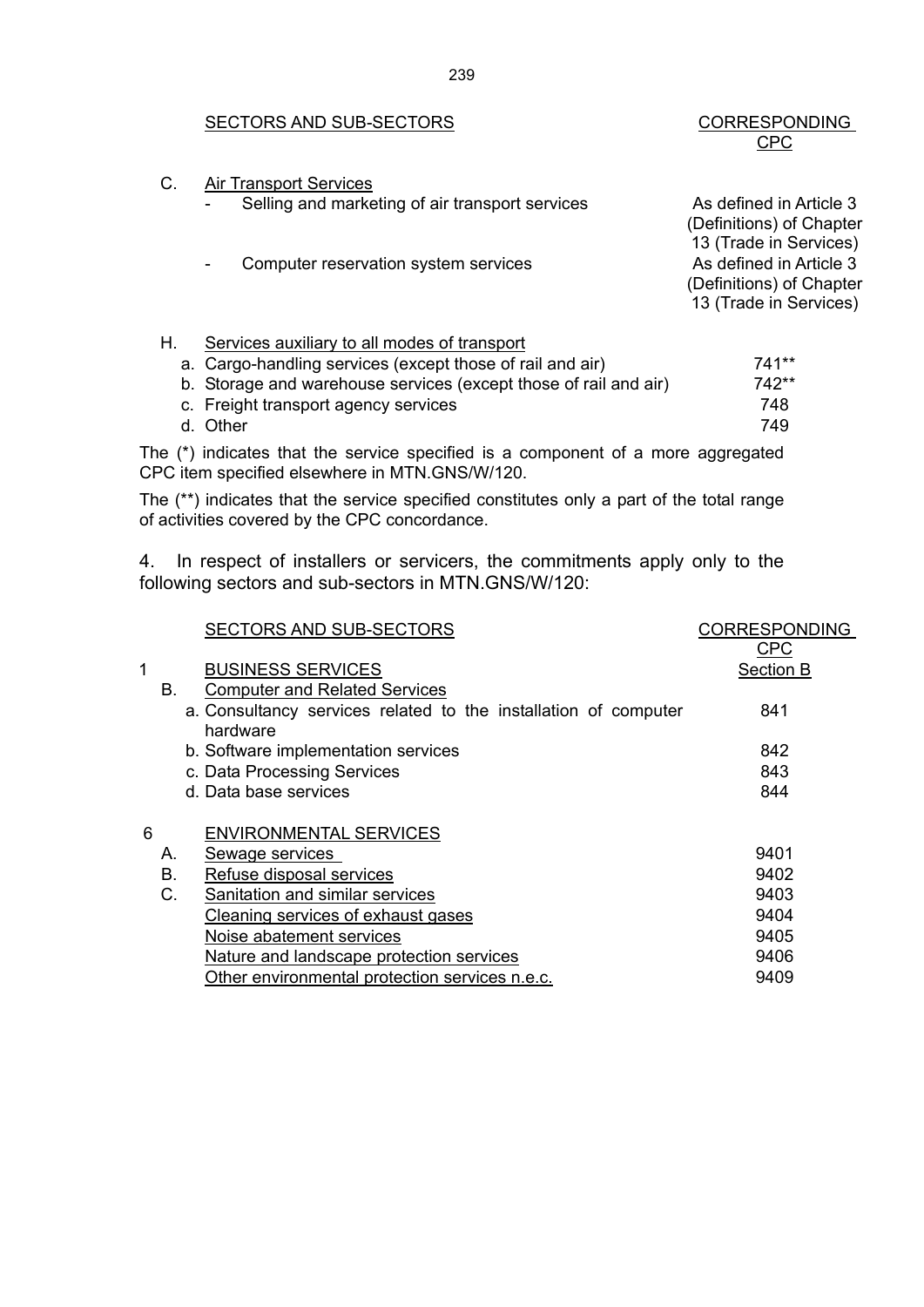| SECTORS AND SUB-SECTORS | | CORRESPONDING CPC |
|---|---|---|
| C. | Air Transport Services | |
| | - Selling and marketing of air transport services | As defined in Article 3 (Definitions) of Chapter 13 (Trade in Services) |
| | - Computer reservation system services | As defined in Article 3 (Definitions) of Chapter 13 (Trade in Services) |
| H. | Services auxiliary to all modes of transport | |
| | a. Cargo-handling services (except those of rail and air) | 741** |
| | b. Storage and warehouse services (except those of rail and air) | 742** |
| | c. Freight transport agency services | 748 |
| | d. Other | 749 |

The (*) indicates that the service specified is a component of a more aggregated CPC item specified elsewhere in MTN.GNS/W/120.

The (**) indicates that the service specified constitutes only a part of the total range of activities covered by the CPC concordance.

4. In respect of installers or servicers, the commitments apply only to the following sectors and sub-sectors in MTN.GNS/W/120:

| SECTORS AND SUB-SECTORS | | CORRESPONDING CPC |
|---|---|---|
| 1 | BUSINESS SERVICES | Section B |
| B. | Computer and Related Services | |
| | a. Consultancy services related to the installation of computer hardware | 841 |
| | b. Software implementation services | 842 |
| | c. Data Processing Services | 843 |
| | d. Data base services | 844 |
| 6 | ENVIRONMENTAL SERVICES | |
| A. | Sewage services | 9401 |
| B. | Refuse disposal services | 9402 |
| C. | Sanitation and similar services | 9403 |
| | Cleaning services of exhaust gases | 9404 |
| | Noise abatement services | 9405 |
| | Nature and landscape protection services | 9406 |
| | Other environmental protection services n.e.c. | 9409 |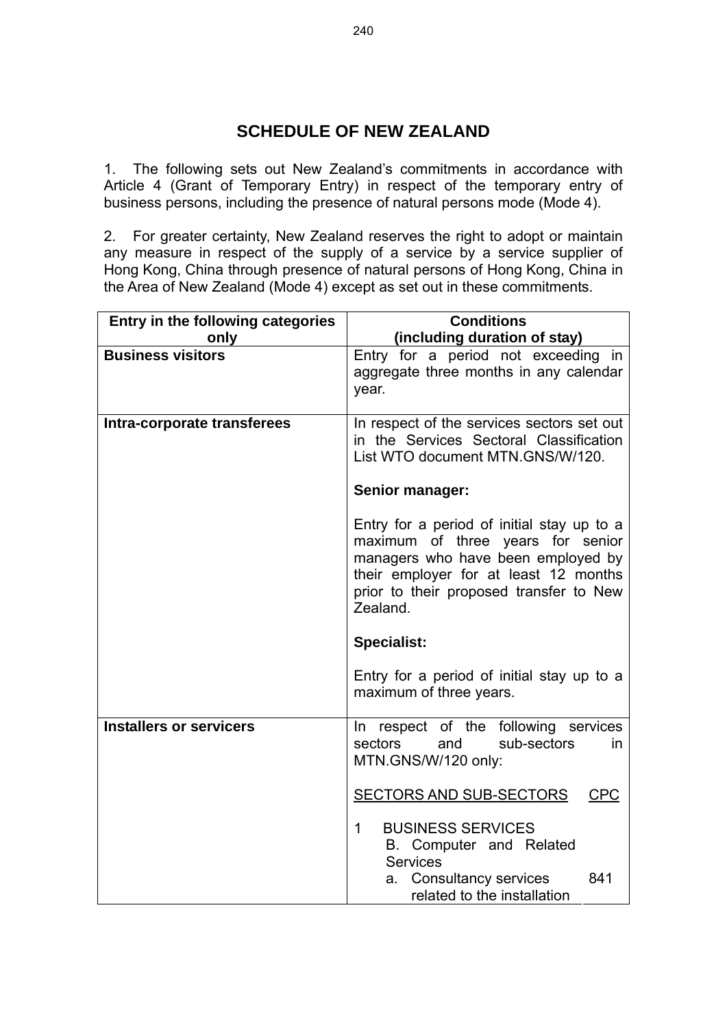# SCHEDULE OF NEW ZEALAND

1. The following sets out New Zealand's commitments in accordance with Article 4 (Grant of Temporary Entry) in respect of the temporary entry of business persons, including the presence of natural persons mode (Mode 4).

2. For greater certainty, New Zealand reserves the right to adopt or maintain any measure in respect of the supply of a service by a service supplier of Hong Kong, China through presence of natural persons of Hong Kong, China in the Area of New Zealand (Mode 4) except as set out in these commitments.

| Entry in the following categories only | Conditions (including duration of stay) |
|---|---|
| **Business visitors** | Entry for a period not exceeding in aggregate three months in any calendar year. |
| **Intra-corporate transferees** | In respect of the services sectors set out in the Services Sectoral Classification List WTO document MTN.GNS/W/120.<br><br>**Senior manager:**<br><br>Entry for a period of initial stay up to a maximum of three years for senior managers who have been employed by their employer for at least 12 months prior to their proposed transfer to New Zealand.<br><br>**Specialist:**<br><br>Entry for a period of initial stay up to a maximum of three years. |
| **Installers or servicers** | In respect of the following services sectors and sub-sectors in MTN.GNS/W/120 only:<br><br><u>SECTORS AND SUB-SECTORS</u> <u>CPC</u><br><br>1 BUSINESS SERVICES<br>B. Computer and Related Services<br>a. Consultancy services related to the installation 841 |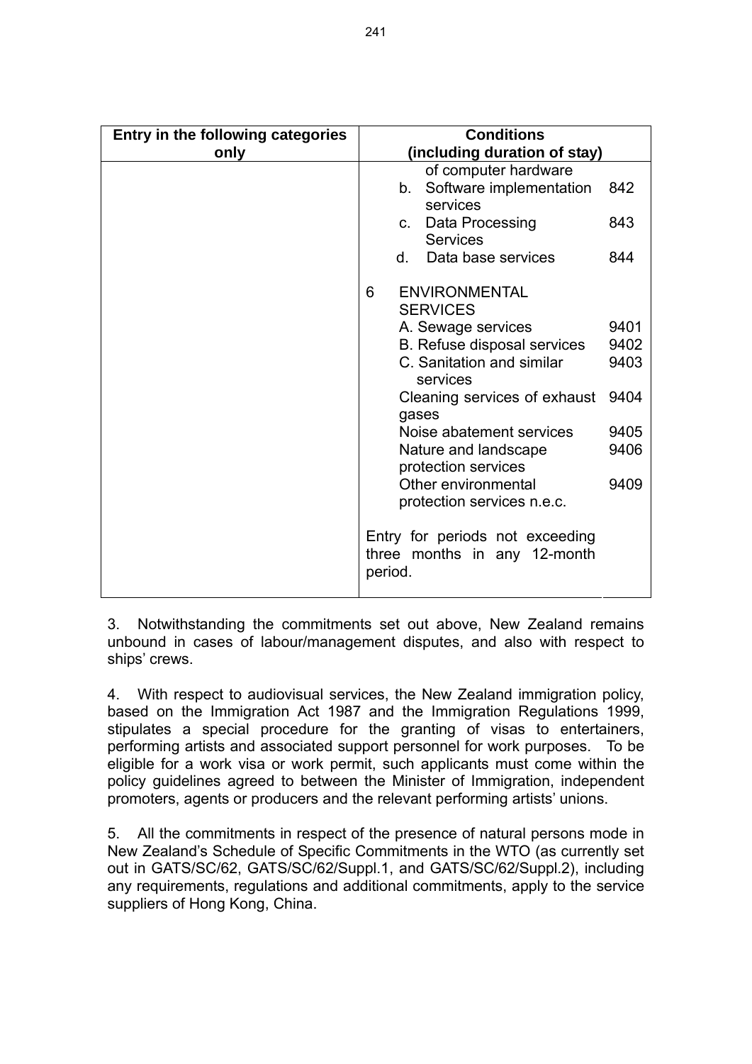| Entry in the following categories only | Conditions (including duration of stay) | |
|---|---|---|
| | of computer hardware | |
| | b. Software implementation services | 842 |
| | c. Data Processing Services | 843 |
| | d. Data base services | 844 |
| | 6 ENVIRONMENTAL SERVICES | |
| | A. Sewage services | 9401 |
| | B. Refuse disposal services | 9402 |
| | C. Sanitation and similar services | 9403 |
| | Cleaning services of exhaust gases | 9404 |
| | Noise abatement services | 9405 |
| | Nature and landscape protection services | 9406 |
| | Other environmental protection services n.e.c. | 9409 |
| | Entry for periods not exceeding three months in any 12-month period. | |

3. Notwithstanding the commitments set out above, New Zealand remains unbound in cases of labour/management disputes, and also with respect to ships' crews.

4. With respect to audiovisual services, the New Zealand immigration policy, based on the Immigration Act 1987 and the Immigration Regulations 1999, stipulates a special procedure for the granting of visas to entertainers, performing artists and associated support personnel for work purposes. To be eligible for a work visa or work permit, such applicants must come within the policy guidelines agreed to between the Minister of Immigration, independent promoters, agents or producers and the relevant performing artists' unions.

5. All the commitments in respect of the presence of natural persons mode in New Zealand's Schedule of Specific Commitments in the WTO (as currently set out in GATS/SC/62, GATS/SC/62/Suppl.1, and GATS/SC/62/Suppl.2), including any requirements, regulations and additional commitments, apply to the service suppliers of Hong Kong, China.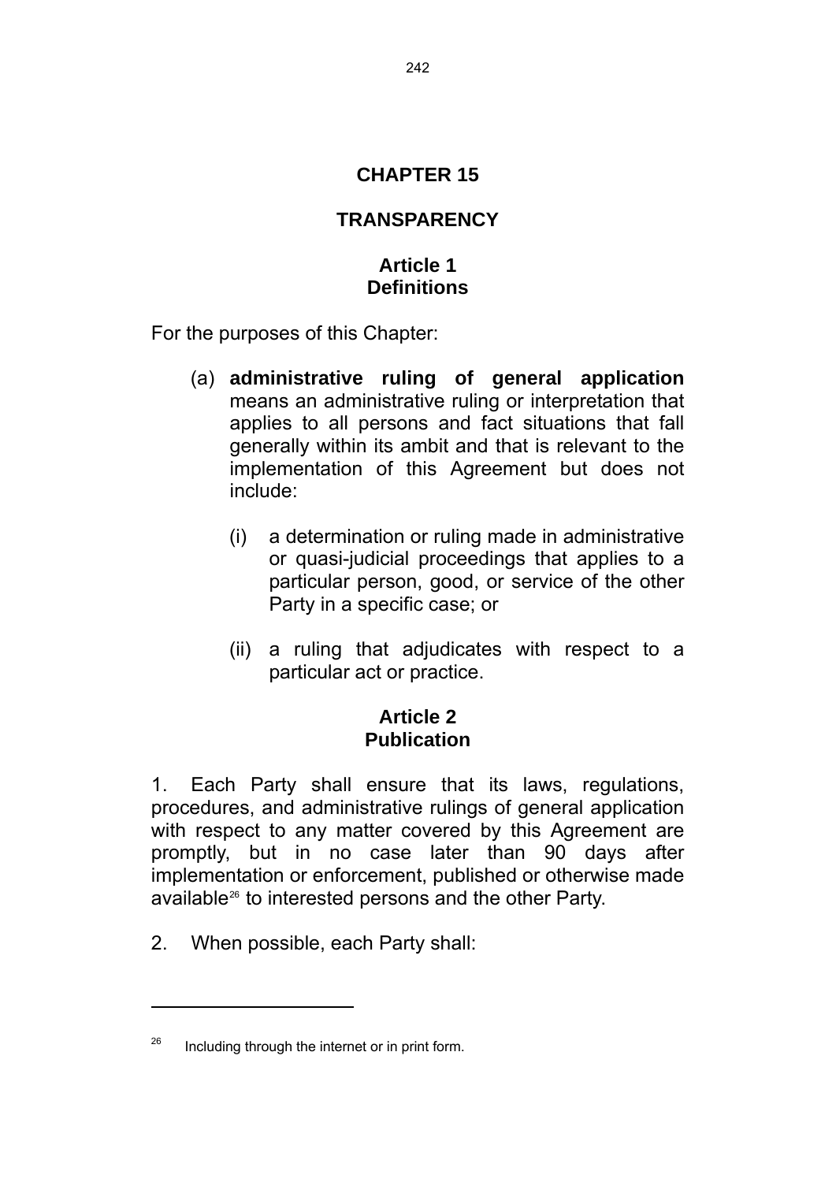# CHAPTER 15

## TRANSPARENCY

### Article 1
### Definitions

For the purposes of this Chapter:

(a) **administrative ruling of general application** means an administrative ruling or interpretation that applies to all persons and fact situations that fall generally within its ambit and that is relevant to the implementation of this Agreement but does not include:

   (i) a determination or ruling made in administrative or quasi-judicial proceedings that applies to a particular person, good, or service of the other Party in a specific case; or

   (ii) a ruling that adjudicates with respect to a particular act or practice.

### Article 2
### Publication

1. Each Party shall ensure that its laws, regulations, procedures, and administrative rulings of general application with respect to any matter covered by this Agreement are promptly, but in no case later than 90 days after implementation or enforcement, published or otherwise made available[26] to interested persons and the other Party.

2. When possible, each Party shall:

---

[26] Including through the internet or in print form.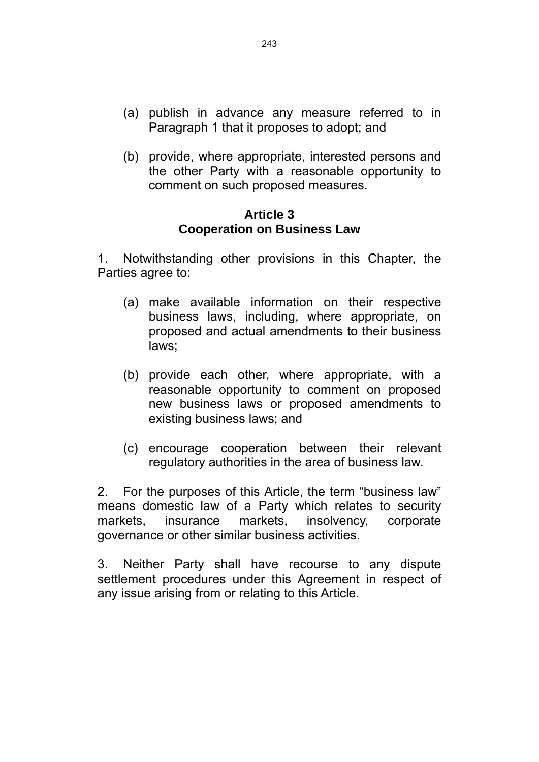(a) publish in advance any measure referred to in Paragraph 1 that it proposes to adopt; and

(b) provide, where appropriate, interested persons and the other Party with a reasonable opportunity to comment on such proposed measures.

## Article 3
## Cooperation on Business Law

1. Notwithstanding other provisions in this Chapter, the Parties agree to:

(a) make available information on their respective business laws, including, where appropriate, on proposed and actual amendments to their business laws;

(b) provide each other, where appropriate, with a reasonable opportunity to comment on proposed new business laws or proposed amendments to existing business laws; and

(c) encourage cooperation between their relevant regulatory authorities in the area of business law.

2. For the purposes of this Article, the term "business law" means domestic law of a Party which relates to security markets, insurance markets, insolvency, corporate governance or other similar business activities.

3. Neither Party shall have recourse to any dispute settlement procedures under this Agreement in respect of any issue arising from or relating to this Article.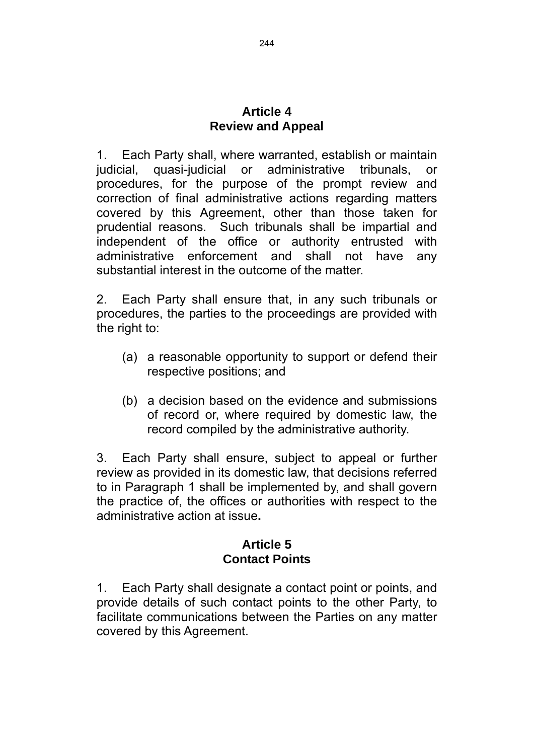## Article 4
## Review and Appeal

1. Each Party shall, where warranted, establish or maintain judicial, quasi-judicial or administrative tribunals, or procedures, for the purpose of the prompt review and correction of final administrative actions regarding matters covered by this Agreement, other than those taken for prudential reasons. Such tribunals shall be impartial and independent of the office or authority entrusted with administrative enforcement and shall not have any substantial interest in the outcome of the matter.

2. Each Party shall ensure that, in any such tribunals or procedures, the parties to the proceedings are provided with the right to:

(a) a reasonable opportunity to support or defend their respective positions; and

(b) a decision based on the evidence and submissions of record or, where required by domestic law, the record compiled by the administrative authority.

3. Each Party shall ensure, subject to appeal or further review as provided in its domestic law, that decisions referred to in Paragraph 1 shall be implemented by, and shall govern the practice of, the offices or authorities with respect to the administrative action at issue**.**

## Article 5
## Contact Points

1. Each Party shall designate a contact point or points, and provide details of such contact points to the other Party, to facilitate communications between the Parties on any matter covered by this Agreement.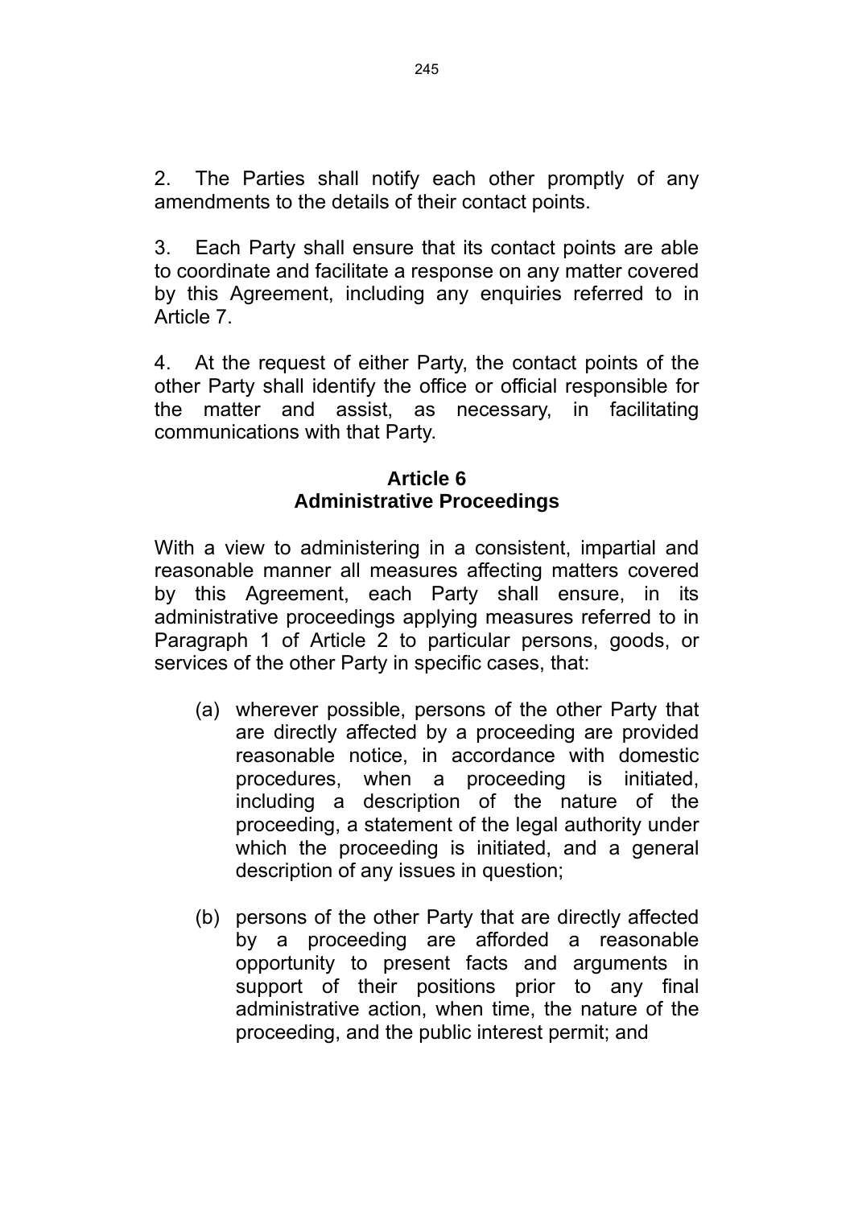2. The Parties shall notify each other promptly of any amendments to the details of their contact points.

3. Each Party shall ensure that its contact points are able to coordinate and facilitate a response on any matter covered by this Agreement, including any enquiries referred to in Article 7.

4. At the request of either Party, the contact points of the other Party shall identify the office or official responsible for the matter and assist, as necessary, in facilitating communications with that Party.

### Article 6
### Administrative Proceedings

With a view to administering in a consistent, impartial and reasonable manner all measures affecting matters covered by this Agreement, each Party shall ensure, in its administrative proceedings applying measures referred to in Paragraph 1 of Article 2 to particular persons, goods, or services of the other Party in specific cases, that:

(a) wherever possible, persons of the other Party that are directly affected by a proceeding are provided reasonable notice, in accordance with domestic procedures, when a proceeding is initiated, including a description of the nature of the proceeding, a statement of the legal authority under which the proceeding is initiated, and a general description of any issues in question;

(b) persons of the other Party that are directly affected by a proceeding are afforded a reasonable opportunity to present facts and arguments in support of their positions prior to any final administrative action, when time, the nature of the proceeding, and the public interest permit; and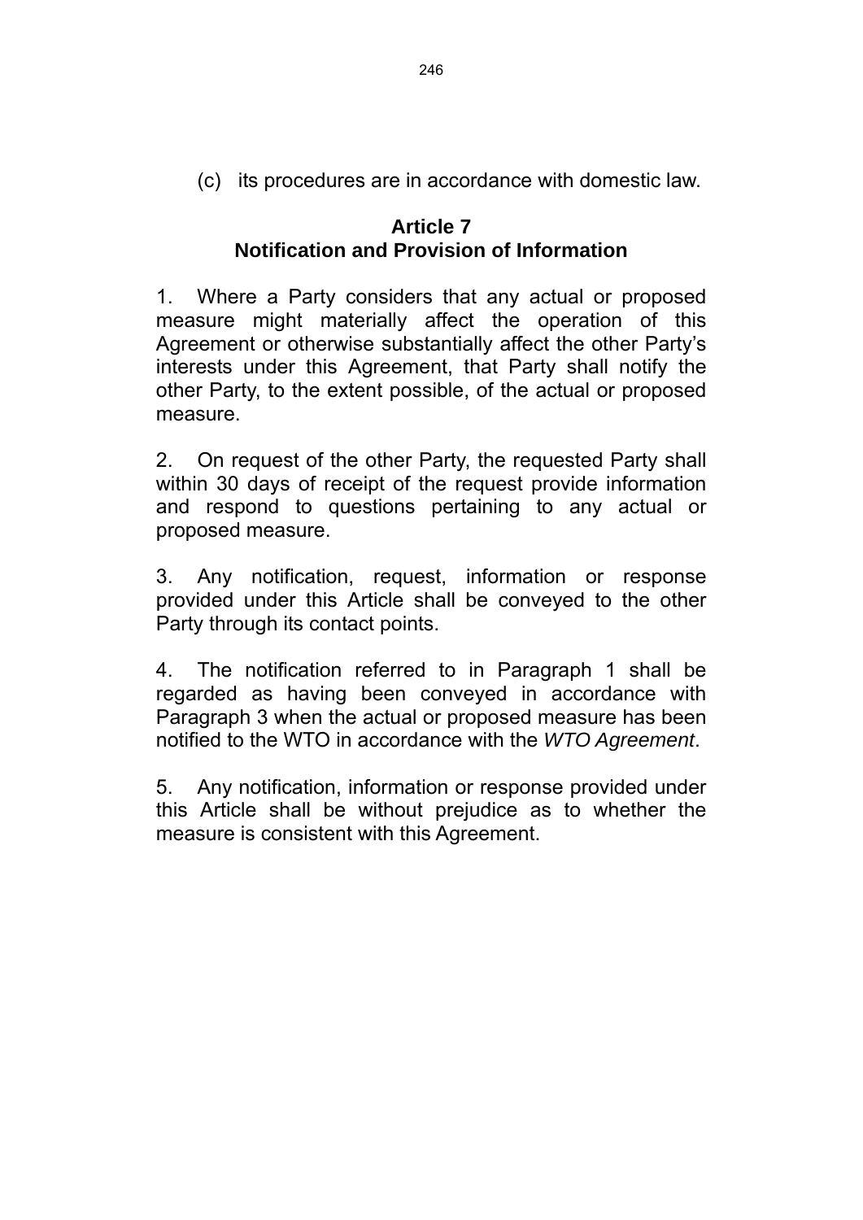(c) its procedures are in accordance with domestic law.

## Article 7
## Notification and Provision of Information

1. Where a Party considers that any actual or proposed measure might materially affect the operation of this Agreement or otherwise substantially affect the other Party's interests under this Agreement, that Party shall notify the other Party, to the extent possible, of the actual or proposed measure.

2. On request of the other Party, the requested Party shall within 30 days of receipt of the request provide information and respond to questions pertaining to any actual or proposed measure.

3. Any notification, request, information or response provided under this Article shall be conveyed to the other Party through its contact points.

4. The notification referred to in Paragraph 1 shall be regarded as having been conveyed in accordance with Paragraph 3 when the actual or proposed measure has been notified to the WTO in accordance with the *WTO Agreement*.

5. Any notification, information or response provided under this Article shall be without prejudice as to whether the measure is consistent with this Agreement.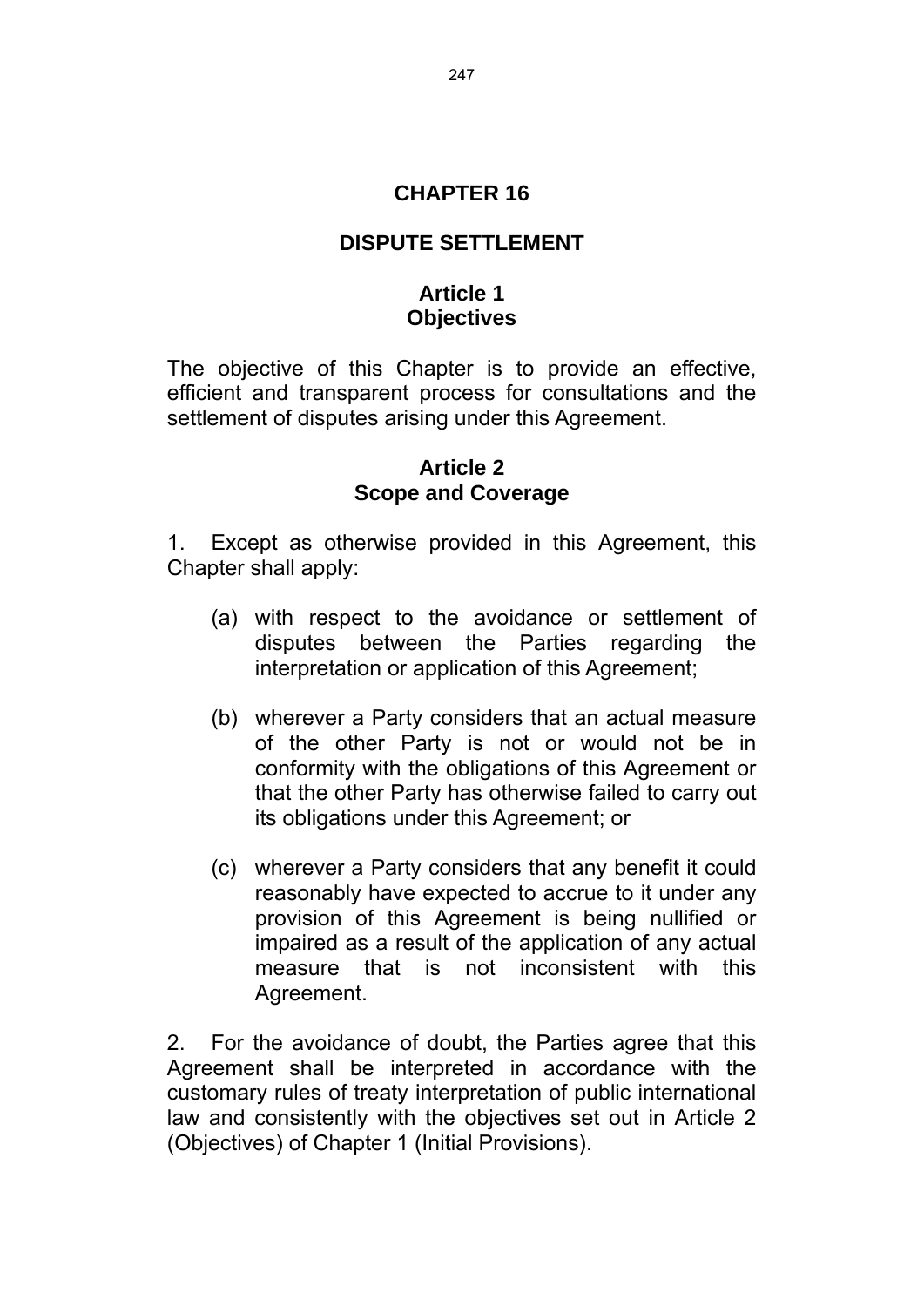# CHAPTER 16

## DISPUTE SETTLEMENT

### Article 1
### Objectives

The objective of this Chapter is to provide an effective, efficient and transparent process for consultations and the settlement of disputes arising under this Agreement.

### Article 2
### Scope and Coverage

1. Except as otherwise provided in this Agreement, this Chapter shall apply:

(a) with respect to the avoidance or settlement of disputes between the Parties regarding the interpretation or application of this Agreement;

(b) wherever a Party considers that an actual measure of the other Party is not or would not be in conformity with the obligations of this Agreement or that the other Party has otherwise failed to carry out its obligations under this Agreement; or

(c) wherever a Party considers that any benefit it could reasonably have expected to accrue to it under any provision of this Agreement is being nullified or impaired as a result of the application of any actual measure that is not inconsistent with this Agreement.

2. For the avoidance of doubt, the Parties agree that this Agreement shall be interpreted in accordance with the customary rules of treaty interpretation of public international law and consistently with the objectives set out in Article 2 (Objectives) of Chapter 1 (Initial Provisions).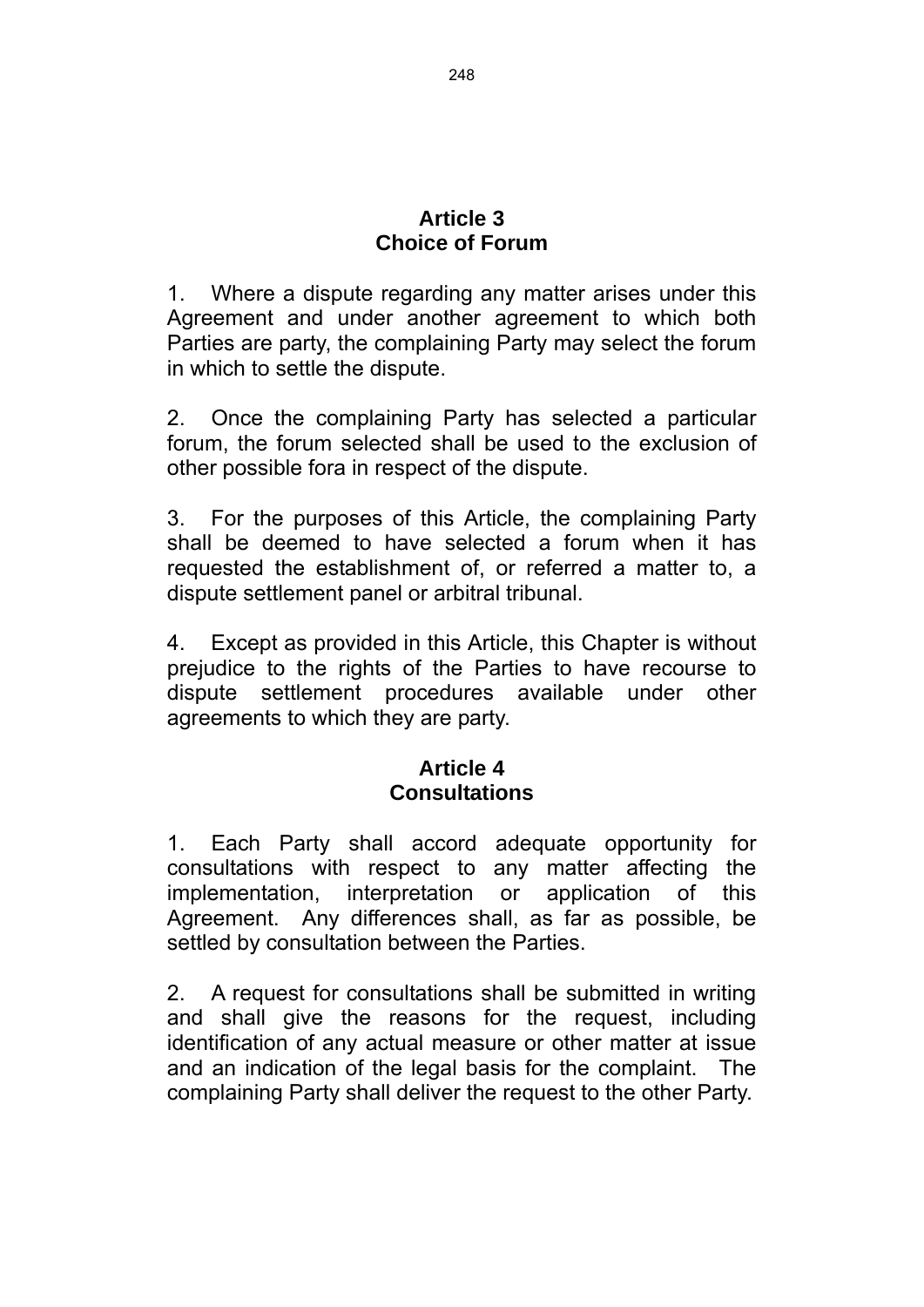## Article 3
## Choice of Forum

1. Where a dispute regarding any matter arises under this Agreement and under another agreement to which both Parties are party, the complaining Party may select the forum in which to settle the dispute.

2. Once the complaining Party has selected a particular forum, the forum selected shall be used to the exclusion of other possible fora in respect of the dispute.

3. For the purposes of this Article, the complaining Party shall be deemed to have selected a forum when it has requested the establishment of, or referred a matter to, a dispute settlement panel or arbitral tribunal.

4. Except as provided in this Article, this Chapter is without prejudice to the rights of the Parties to have recourse to dispute settlement procedures available under other agreements to which they are party.

## Article 4
## Consultations

1. Each Party shall accord adequate opportunity for consultations with respect to any matter affecting the implementation, interpretation or application of this Agreement. Any differences shall, as far as possible, be settled by consultation between the Parties.

2. A request for consultations shall be submitted in writing and shall give the reasons for the request, including identification of any actual measure or other matter at issue and an indication of the legal basis for the complaint. The complaining Party shall deliver the request to the other Party.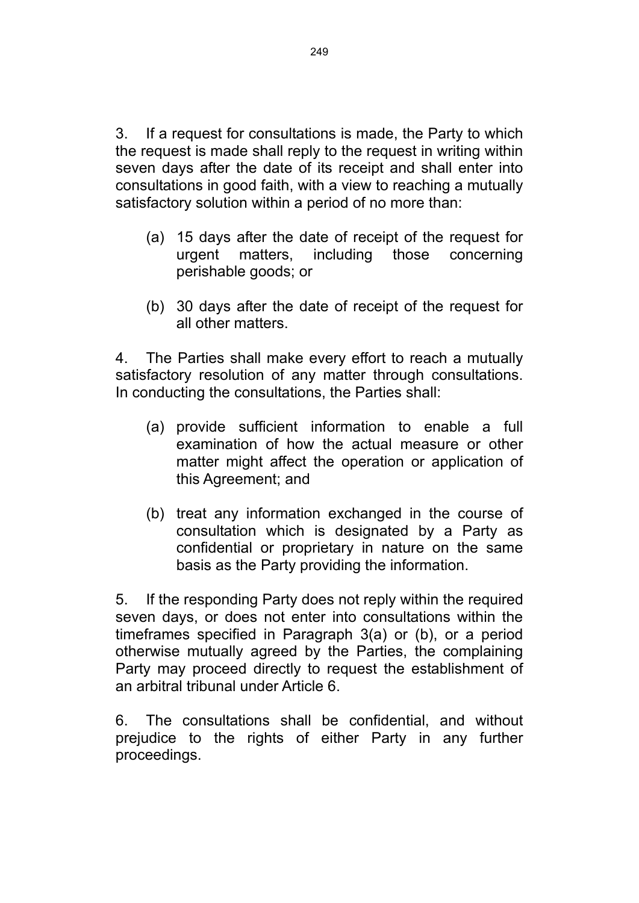3. If a request for consultations is made, the Party to which the request is made shall reply to the request in writing within seven days after the date of its receipt and shall enter into consultations in good faith, with a view to reaching a mutually satisfactory solution within a period of no more than:

(a) 15 days after the date of receipt of the request for urgent matters, including those concerning perishable goods; or

(b) 30 days after the date of receipt of the request for all other matters.

4. The Parties shall make every effort to reach a mutually satisfactory resolution of any matter through consultations. In conducting the consultations, the Parties shall:

(a) provide sufficient information to enable a full examination of how the actual measure or other matter might affect the operation or application of this Agreement; and

(b) treat any information exchanged in the course of consultation which is designated by a Party as confidential or proprietary in nature on the same basis as the Party providing the information.

5. If the responding Party does not reply within the required seven days, or does not enter into consultations within the timeframes specified in Paragraph 3(a) or (b), or a period otherwise mutually agreed by the Parties, the complaining Party may proceed directly to request the establishment of an arbitral tribunal under Article 6.

6. The consultations shall be confidential, and without prejudice to the rights of either Party in any further proceedings.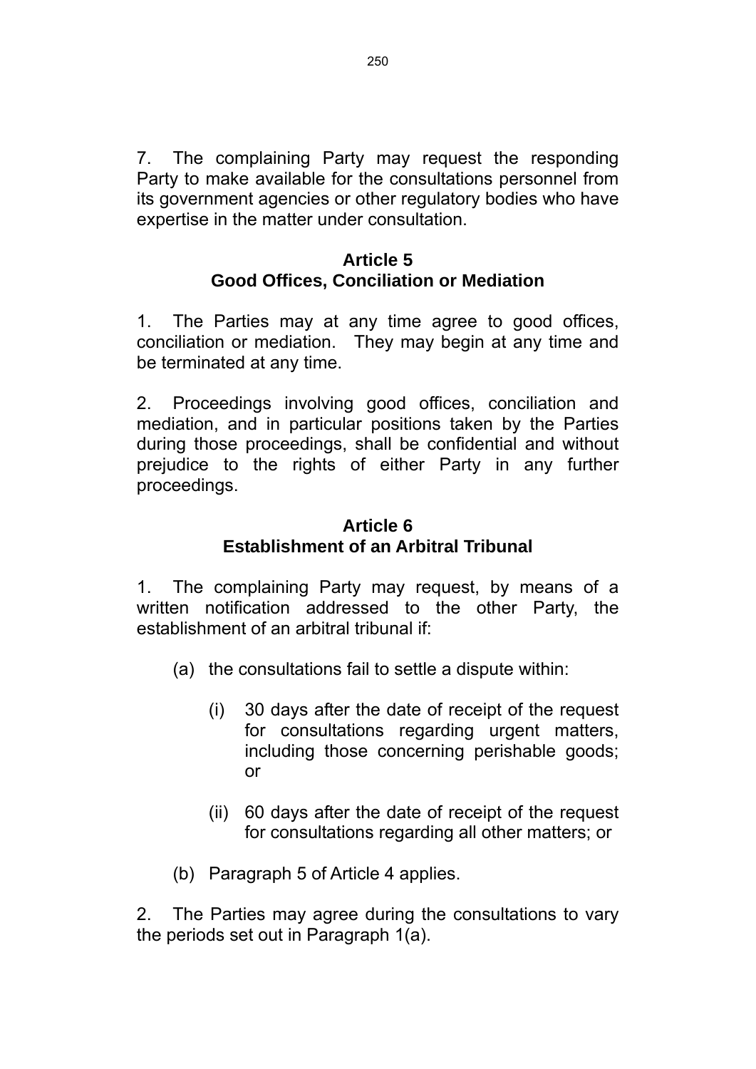7. The complaining Party may request the responding Party to make available for the consultations personnel from its government agencies or other regulatory bodies who have expertise in the matter under consultation.

## Article 5
## Good Offices, Conciliation or Mediation

1. The Parties may at any time agree to good offices, conciliation or mediation. They may begin at any time and be terminated at any time.

2. Proceedings involving good offices, conciliation and mediation, and in particular positions taken by the Parties during those proceedings, shall be confidential and without prejudice to the rights of either Party in any further proceedings.

## Article 6
## Establishment of an Arbitral Tribunal

1. The complaining Party may request, by means of a written notification addressed to the other Party, the establishment of an arbitral tribunal if:

   (a) the consultations fail to settle a dispute within:

      (i) 30 days after the date of receipt of the request for consultations regarding urgent matters, including those concerning perishable goods; or

      (ii) 60 days after the date of receipt of the request for consultations regarding all other matters; or

   (b) Paragraph 5 of Article 4 applies.

2. The Parties may agree during the consultations to vary the periods set out in Paragraph 1(a).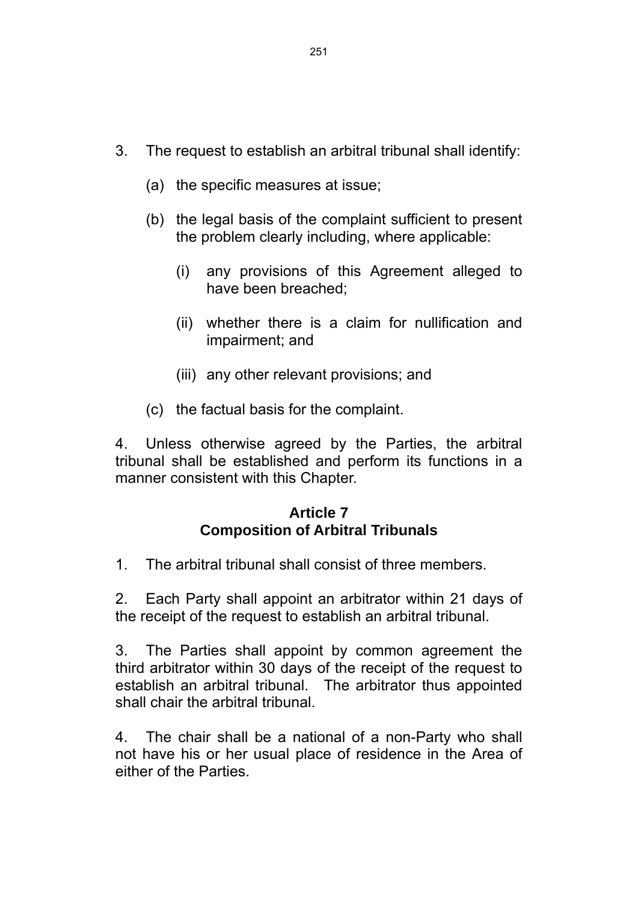3. The request to establish an arbitral tribunal shall identify:

   (a) the specific measures at issue;

   (b) the legal basis of the complaint sufficient to present the problem clearly including, where applicable:

      (i) any provisions of this Agreement alleged to have been breached;

      (ii) whether there is a claim for nullification and impairment; and

      (iii) any other relevant provisions; and

   (c) the factual basis for the complaint.

4. Unless otherwise agreed by the Parties, the arbitral tribunal shall be established and perform its functions in a manner consistent with this Chapter.

**Article 7**
**Composition of Arbitral Tribunals**

1. The arbitral tribunal shall consist of three members.

2. Each Party shall appoint an arbitrator within 21 days of the receipt of the request to establish an arbitral tribunal.

3. The Parties shall appoint by common agreement the third arbitrator within 30 days of the receipt of the request to establish an arbitral tribunal. The arbitrator thus appointed shall chair the arbitral tribunal.

4. The chair shall be a national of a non-Party who shall not have his or her usual place of residence in the Area of either of the Parties.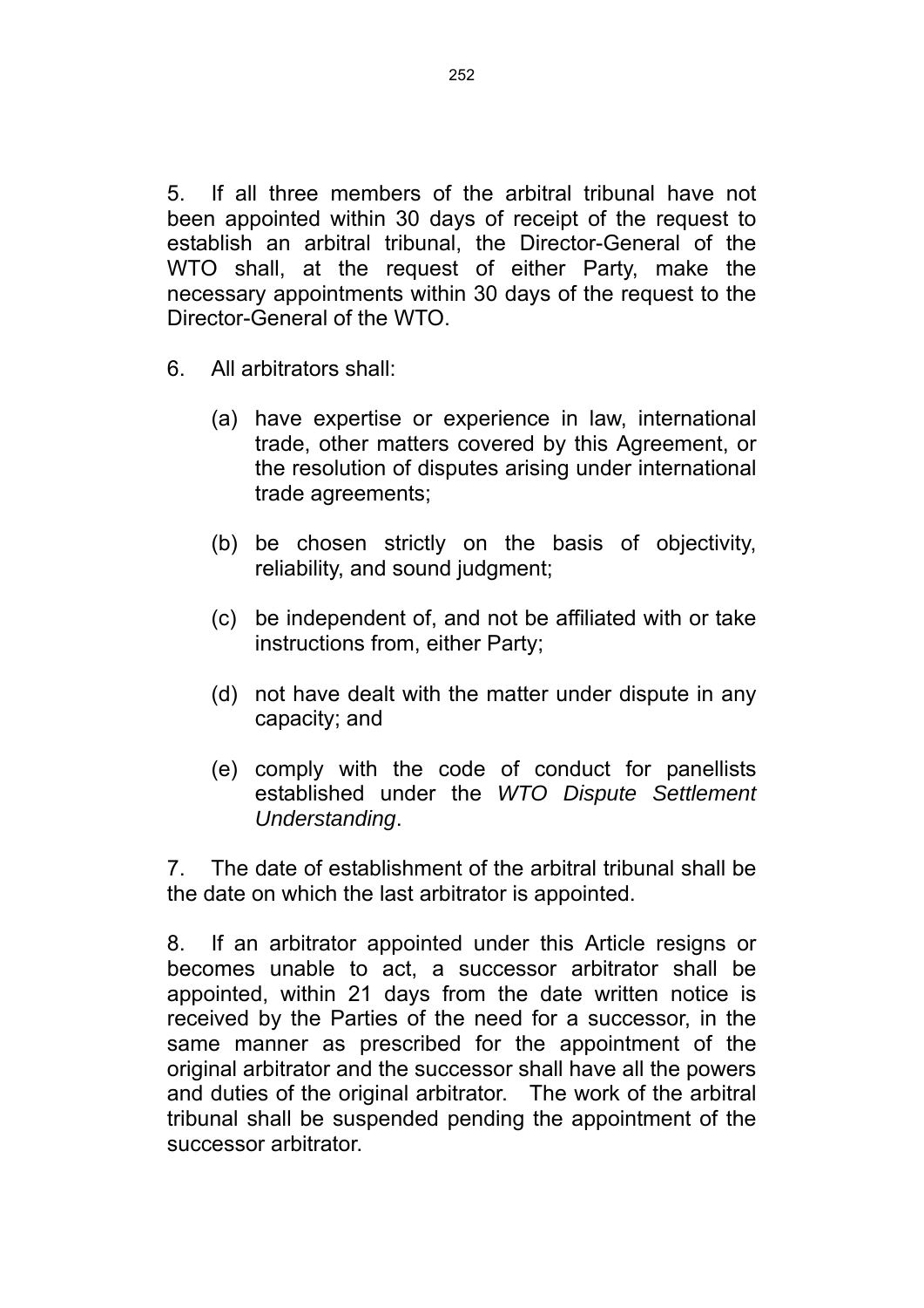5. If all three members of the arbitral tribunal have not been appointed within 30 days of receipt of the request to establish an arbitral tribunal, the Director-General of the WTO shall, at the request of either Party, make the necessary appointments within 30 days of the request to the Director-General of the WTO.

6. All arbitrators shall:

(a) have expertise or experience in law, international trade, other matters covered by this Agreement, or the resolution of disputes arising under international trade agreements;

(b) be chosen strictly on the basis of objectivity, reliability, and sound judgment;

(c) be independent of, and not be affiliated with or take instructions from, either Party;

(d) not have dealt with the matter under dispute in any capacity; and

(e) comply with the code of conduct for panellists established under the *WTO Dispute Settlement Understanding*.

7. The date of establishment of the arbitral tribunal shall be the date on which the last arbitrator is appointed.

8. If an arbitrator appointed under this Article resigns or becomes unable to act, a successor arbitrator shall be appointed, within 21 days from the date written notice is received by the Parties of the need for a successor, in the same manner as prescribed for the appointment of the original arbitrator and the successor shall have all the powers and duties of the original arbitrator. The work of the arbitral tribunal shall be suspended pending the appointment of the successor arbitrator.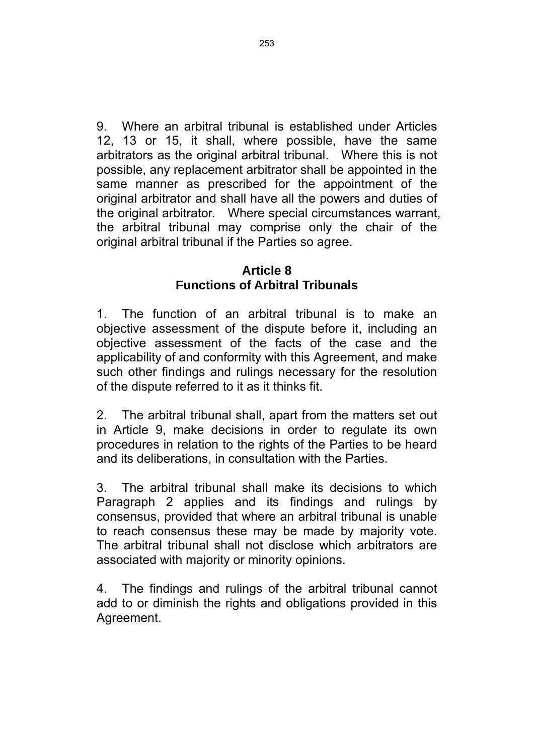9. Where an arbitral tribunal is established under Articles 12, 13 or 15, it shall, where possible, have the same arbitrators as the original arbitral tribunal. Where this is not possible, any replacement arbitrator shall be appointed in the same manner as prescribed for the appointment of the original arbitrator and shall have all the powers and duties of the original arbitrator. Where special circumstances warrant, the arbitral tribunal may comprise only the chair of the original arbitral tribunal if the Parties so agree.

## Article 8
## Functions of Arbitral Tribunals

1. The function of an arbitral tribunal is to make an objective assessment of the dispute before it, including an objective assessment of the facts of the case and the applicability of and conformity with this Agreement, and make such other findings and rulings necessary for the resolution of the dispute referred to it as it thinks fit.

2. The arbitral tribunal shall, apart from the matters set out in Article 9, make decisions in order to regulate its own procedures in relation to the rights of the Parties to be heard and its deliberations, in consultation with the Parties.

3. The arbitral tribunal shall make its decisions to which Paragraph 2 applies and its findings and rulings by consensus, provided that where an arbitral tribunal is unable to reach consensus these may be made by majority vote. The arbitral tribunal shall not disclose which arbitrators are associated with majority or minority opinions.

4. The findings and rulings of the arbitral tribunal cannot add to or diminish the rights and obligations provided in this Agreement.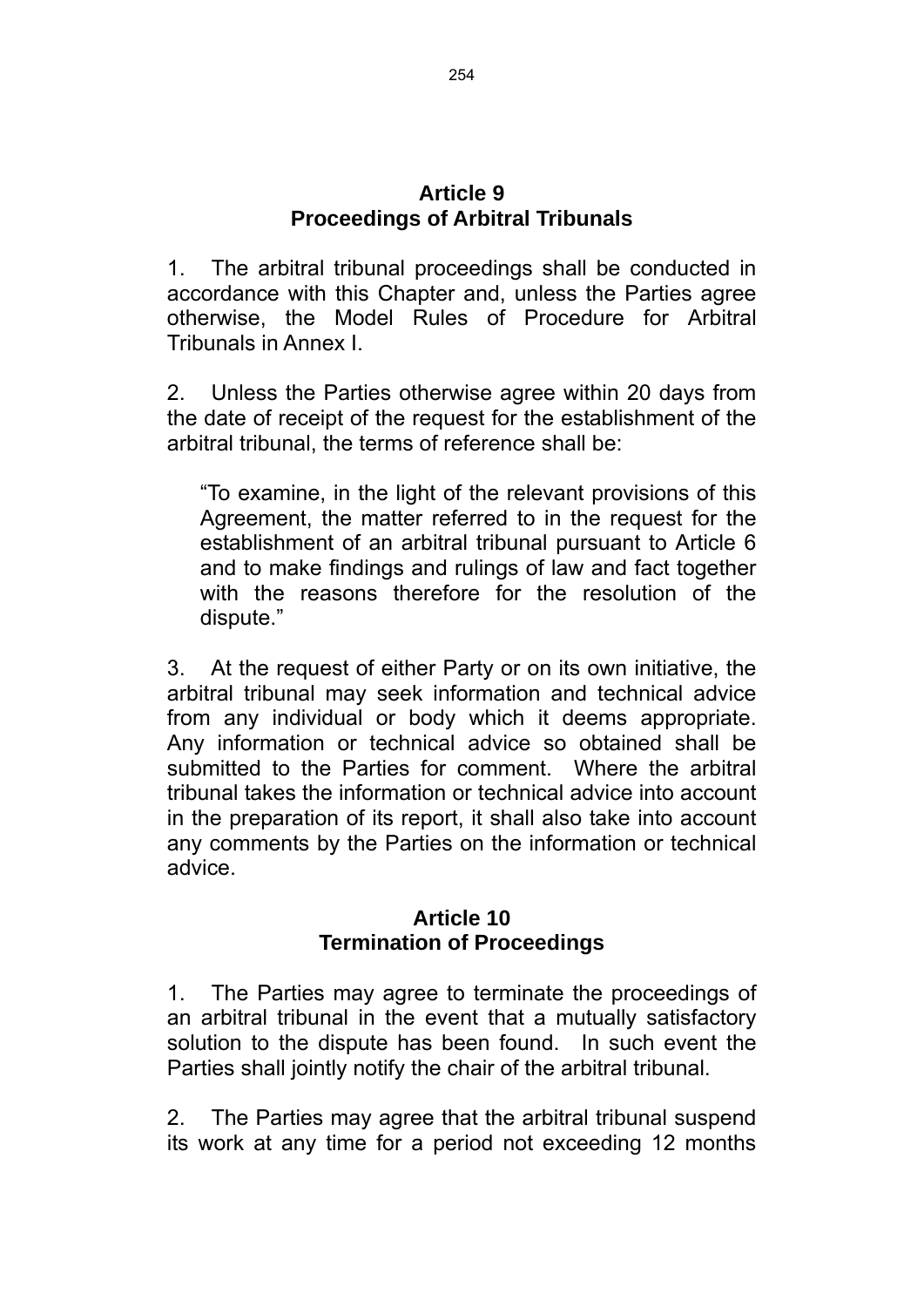## Article 9
## Proceedings of Arbitral Tribunals

1. The arbitral tribunal proceedings shall be conducted in accordance with this Chapter and, unless the Parties agree otherwise, the Model Rules of Procedure for Arbitral Tribunals in Annex I.

2. Unless the Parties otherwise agree within 20 days from the date of receipt of the request for the establishment of the arbitral tribunal, the terms of reference shall be:

> "To examine, in the light of the relevant provisions of this Agreement, the matter referred to in the request for the establishment of an arbitral tribunal pursuant to Article 6 and to make findings and rulings of law and fact together with the reasons therefore for the resolution of the dispute."

3. At the request of either Party or on its own initiative, the arbitral tribunal may seek information and technical advice from any individual or body which it deems appropriate. Any information or technical advice so obtained shall be submitted to the Parties for comment. Where the arbitral tribunal takes the information or technical advice into account in the preparation of its report, it shall also take into account any comments by the Parties on the information or technical advice.

## Article 10
## Termination of Proceedings

1. The Parties may agree to terminate the proceedings of an arbitral tribunal in the event that a mutually satisfactory solution to the dispute has been found. In such event the Parties shall jointly notify the chair of the arbitral tribunal.

2. The Parties may agree that the arbitral tribunal suspend its work at any time for a period not exceeding 12 months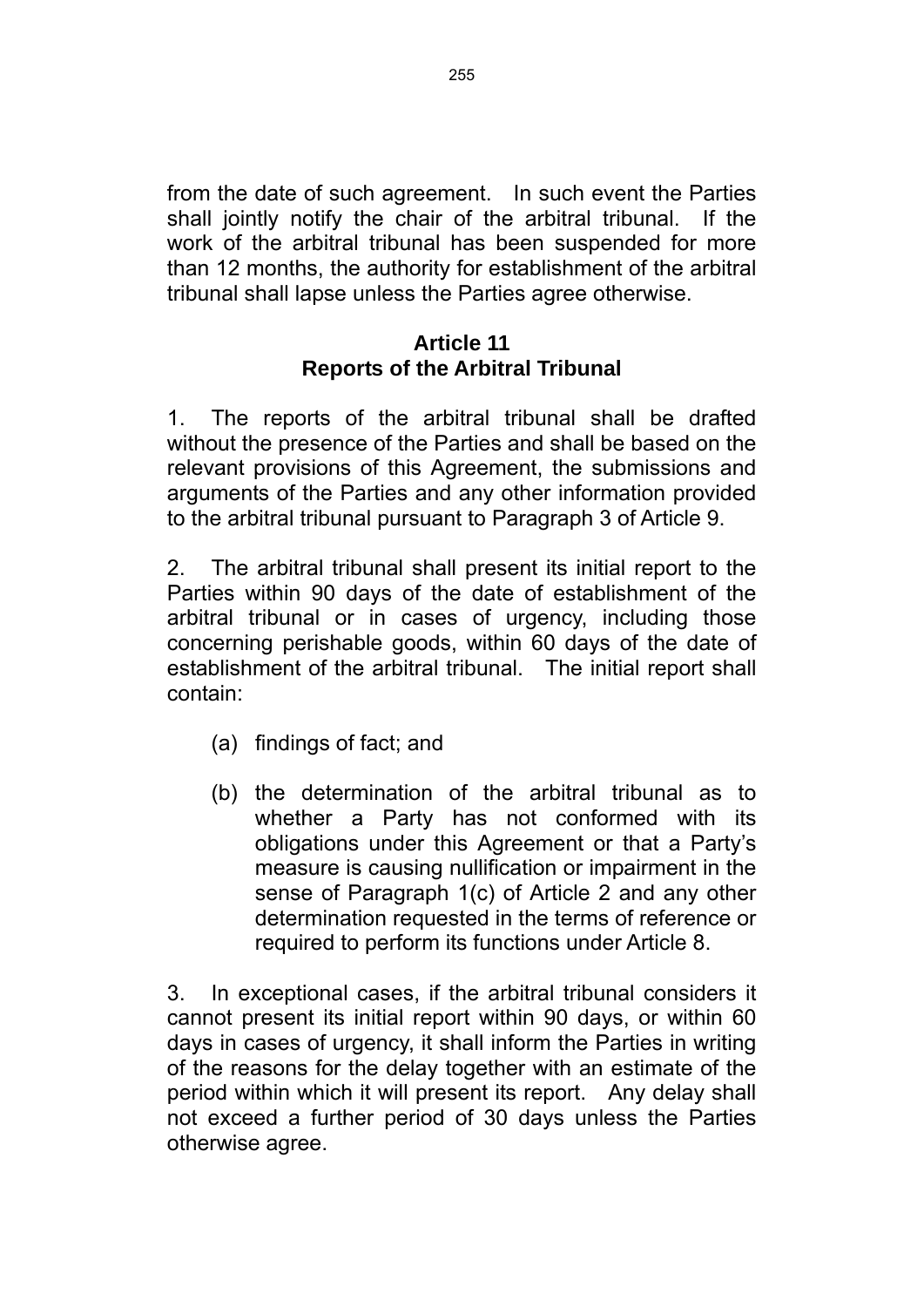from the date of such agreement. In such event the Parties shall jointly notify the chair of the arbitral tribunal. If the work of the arbitral tribunal has been suspended for more than 12 months, the authority for establishment of the arbitral tribunal shall lapse unless the Parties agree otherwise.

## Article 11
## Reports of the Arbitral Tribunal

1. The reports of the arbitral tribunal shall be drafted without the presence of the Parties and shall be based on the relevant provisions of this Agreement, the submissions and arguments of the Parties and any other information provided to the arbitral tribunal pursuant to Paragraph 3 of Article 9.

2. The arbitral tribunal shall present its initial report to the Parties within 90 days of the date of establishment of the arbitral tribunal or in cases of urgency, including those concerning perishable goods, within 60 days of the date of establishment of the arbitral tribunal. The initial report shall contain:

   (a) findings of fact; and

   (b) the determination of the arbitral tribunal as to whether a Party has not conformed with its obligations under this Agreement or that a Party's measure is causing nullification or impairment in the sense of Paragraph 1(c) of Article 2 and any other determination requested in the terms of reference or required to perform its functions under Article 8.

3. In exceptional cases, if the arbitral tribunal considers it cannot present its initial report within 90 days, or within 60 days in cases of urgency, it shall inform the Parties in writing of the reasons for the delay together with an estimate of the period within which it will present its report. Any delay shall not exceed a further period of 30 days unless the Parties otherwise agree.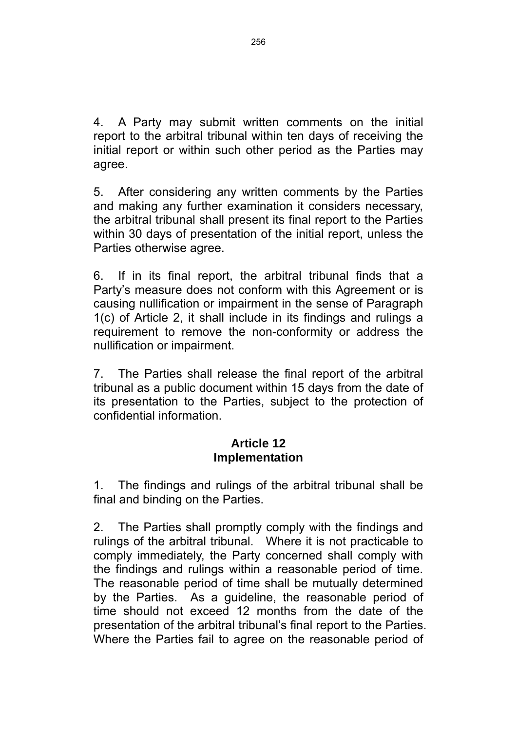4. A Party may submit written comments on the initial report to the arbitral tribunal within ten days of receiving the initial report or within such other period as the Parties may agree.

5. After considering any written comments by the Parties and making any further examination it considers necessary, the arbitral tribunal shall present its final report to the Parties within 30 days of presentation of the initial report, unless the Parties otherwise agree.

6. If in its final report, the arbitral tribunal finds that a Party's measure does not conform with this Agreement or is causing nullification or impairment in the sense of Paragraph 1(c) of Article 2, it shall include in its findings and rulings a requirement to remove the non-conformity or address the nullification or impairment.

7. The Parties shall release the final report of the arbitral tribunal as a public document within 15 days from the date of its presentation to the Parties, subject to the protection of confidential information.

### Article 12
### Implementation

1. The findings and rulings of the arbitral tribunal shall be final and binding on the Parties.

2. The Parties shall promptly comply with the findings and rulings of the arbitral tribunal. Where it is not practicable to comply immediately, the Party concerned shall comply with the findings and rulings within a reasonable period of time. The reasonable period of time shall be mutually determined by the Parties. As a guideline, the reasonable period of time should not exceed 12 months from the date of the presentation of the arbitral tribunal's final report to the Parties. Where the Parties fail to agree on the reasonable period of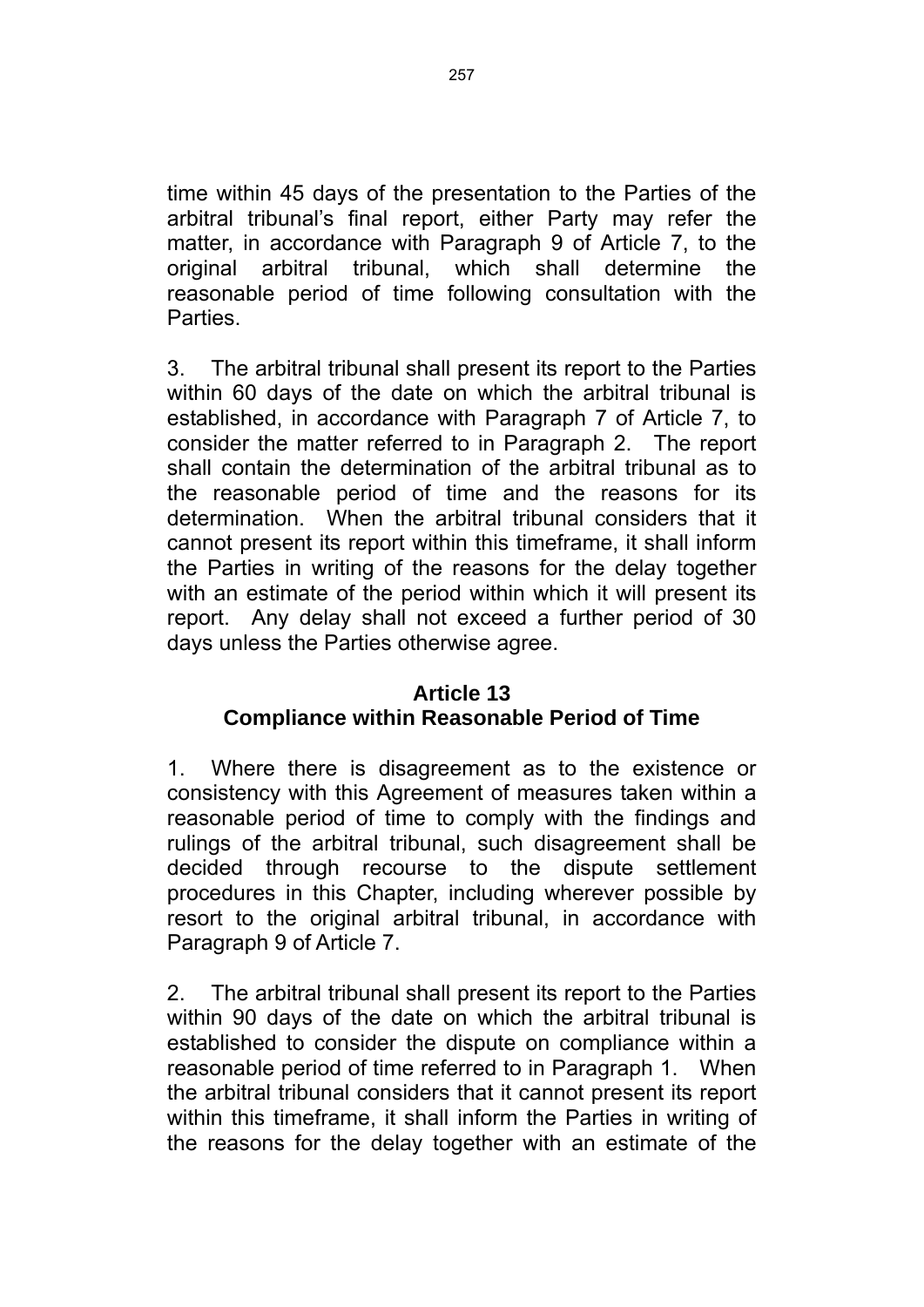time within 45 days of the presentation to the Parties of the arbitral tribunal's final report, either Party may refer the matter, in accordance with Paragraph 9 of Article 7, to the original arbitral tribunal, which shall determine the reasonable period of time following consultation with the Parties.

3. The arbitral tribunal shall present its report to the Parties within 60 days of the date on which the arbitral tribunal is established, in accordance with Paragraph 7 of Article 7, to consider the matter referred to in Paragraph 2. The report shall contain the determination of the arbitral tribunal as to the reasonable period of time and the reasons for its determination. When the arbitral tribunal considers that it cannot present its report within this timeframe, it shall inform the Parties in writing of the reasons for the delay together with an estimate of the period within which it will present its report. Any delay shall not exceed a further period of 30 days unless the Parties otherwise agree.

### Article 13
### Compliance within Reasonable Period of Time

1. Where there is disagreement as to the existence or consistency with this Agreement of measures taken within a reasonable period of time to comply with the findings and rulings of the arbitral tribunal, such disagreement shall be decided through recourse to the dispute settlement procedures in this Chapter, including wherever possible by resort to the original arbitral tribunal, in accordance with Paragraph 9 of Article 7.

2. The arbitral tribunal shall present its report to the Parties within 90 days of the date on which the arbitral tribunal is established to consider the dispute on compliance within a reasonable period of time referred to in Paragraph 1. When the arbitral tribunal considers that it cannot present its report within this timeframe, it shall inform the Parties in writing of the reasons for the delay together with an estimate of the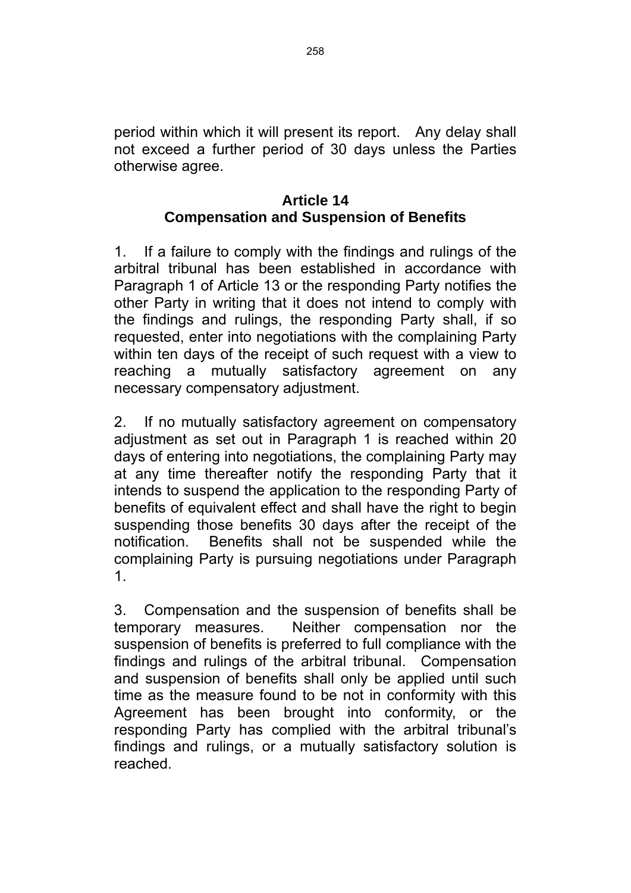period within which it will present its report. Any delay shall not exceed a further period of 30 days unless the Parties otherwise agree.

## Article 14
## Compensation and Suspension of Benefits

1. If a failure to comply with the findings and rulings of the arbitral tribunal has been established in accordance with Paragraph 1 of Article 13 or the responding Party notifies the other Party in writing that it does not intend to comply with the findings and rulings, the responding Party shall, if so requested, enter into negotiations with the complaining Party within ten days of the receipt of such request with a view to reaching a mutually satisfactory agreement on any necessary compensatory adjustment.

2. If no mutually satisfactory agreement on compensatory adjustment as set out in Paragraph 1 is reached within 20 days of entering into negotiations, the complaining Party may at any time thereafter notify the responding Party that it intends to suspend the application to the responding Party of benefits of equivalent effect and shall have the right to begin suspending those benefits 30 days after the receipt of the notification. Benefits shall not be suspended while the complaining Party is pursuing negotiations under Paragraph 1.

3. Compensation and the suspension of benefits shall be temporary measures. Neither compensation nor the suspension of benefits is preferred to full compliance with the findings and rulings of the arbitral tribunal. Compensation and suspension of benefits shall only be applied until such time as the measure found to be not in conformity with this Agreement has been brought into conformity, or the responding Party has complied with the arbitral tribunal's findings and rulings, or a mutually satisfactory solution is reached.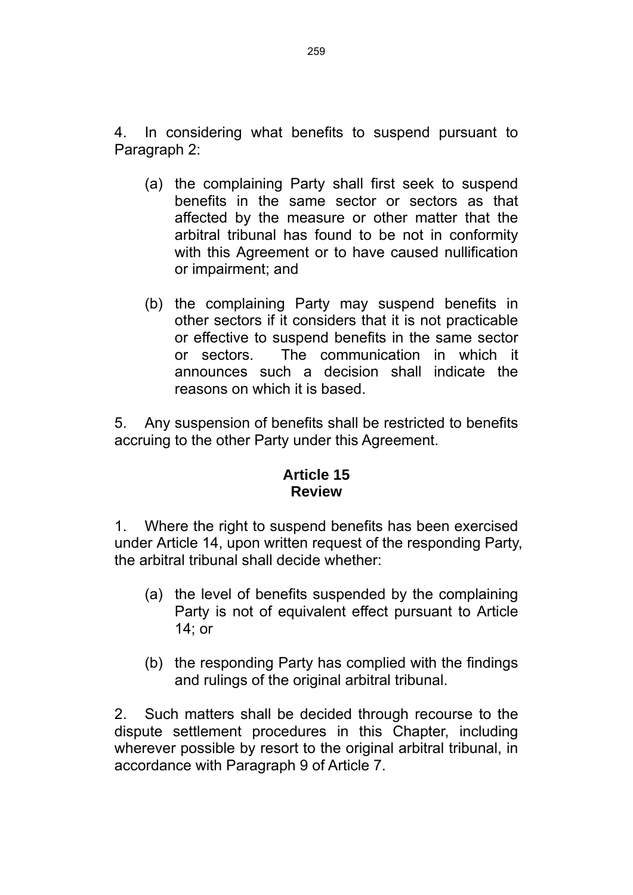4. In considering what benefits to suspend pursuant to Paragraph 2:

(a) the complaining Party shall first seek to suspend benefits in the same sector or sectors as that affected by the measure or other matter that the arbitral tribunal has found to be not in conformity with this Agreement or to have caused nullification or impairment; and

(b) the complaining Party may suspend benefits in other sectors if it considers that it is not practicable or effective to suspend benefits in the same sector or sectors. The communication in which it announces such a decision shall indicate the reasons on which it is based.

5. Any suspension of benefits shall be restricted to benefits accruing to the other Party under this Agreement.

## Article 15
## Review

1. Where the right to suspend benefits has been exercised under Article 14, upon written request of the responding Party, the arbitral tribunal shall decide whether:

(a) the level of benefits suspended by the complaining Party is not of equivalent effect pursuant to Article 14; or

(b) the responding Party has complied with the findings and rulings of the original arbitral tribunal.

2. Such matters shall be decided through recourse to the dispute settlement procedures in this Chapter, including wherever possible by resort to the original arbitral tribunal, in accordance with Paragraph 9 of Article 7.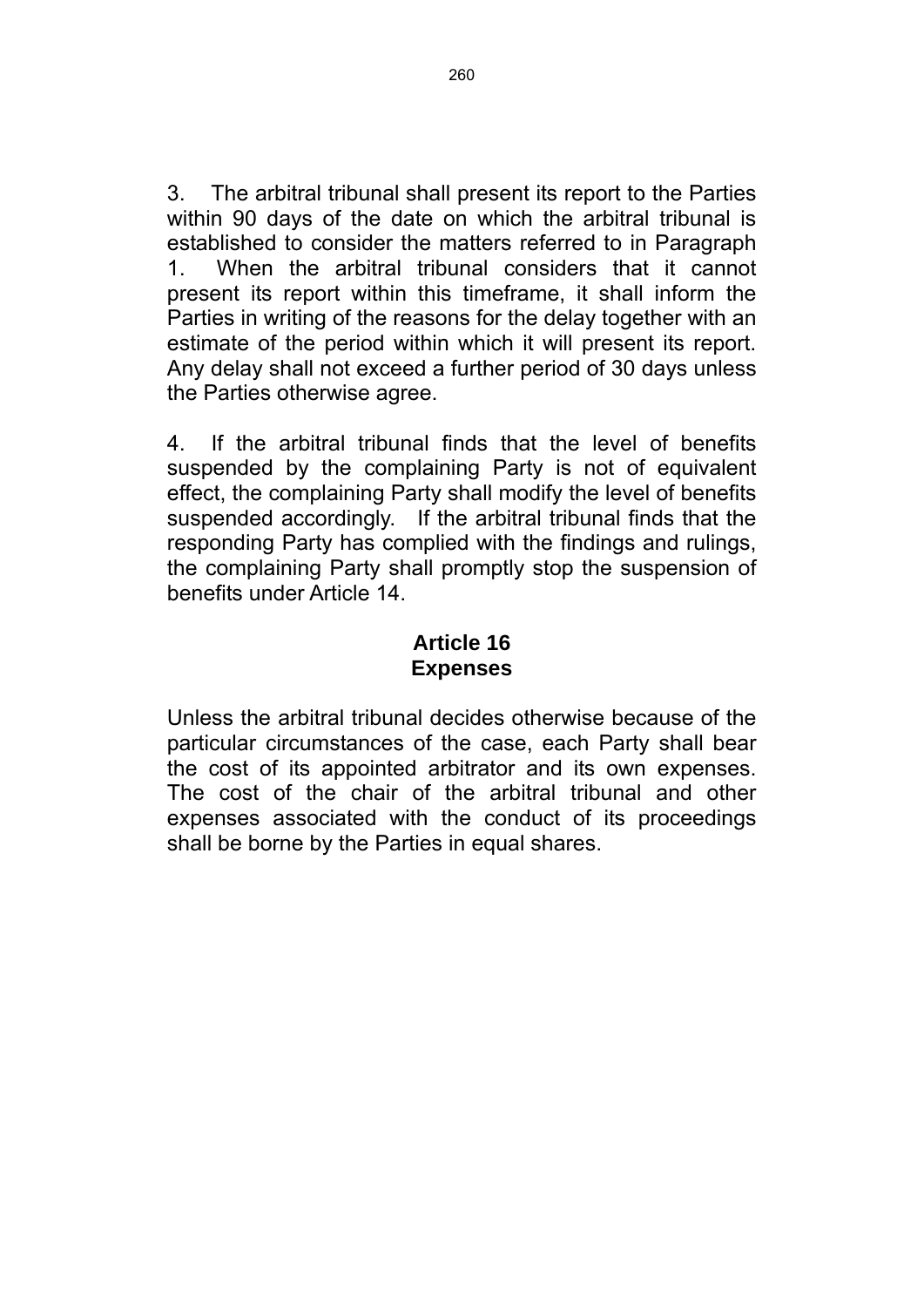3. The arbitral tribunal shall present its report to the Parties within 90 days of the date on which the arbitral tribunal is established to consider the matters referred to in Paragraph 1. When the arbitral tribunal considers that it cannot present its report within this timeframe, it shall inform the Parties in writing of the reasons for the delay together with an estimate of the period within which it will present its report. Any delay shall not exceed a further period of 30 days unless the Parties otherwise agree.

4. If the arbitral tribunal finds that the level of benefits suspended by the complaining Party is not of equivalent effect, the complaining Party shall modify the level of benefits suspended accordingly. If the arbitral tribunal finds that the responding Party has complied with the findings and rulings, the complaining Party shall promptly stop the suspension of benefits under Article 14.

## Article 16
## Expenses

Unless the arbitral tribunal decides otherwise because of the particular circumstances of the case, each Party shall bear the cost of its appointed arbitrator and its own expenses. The cost of the chair of the arbitral tribunal and other expenses associated with the conduct of its proceedings shall be borne by the Parties in equal shares.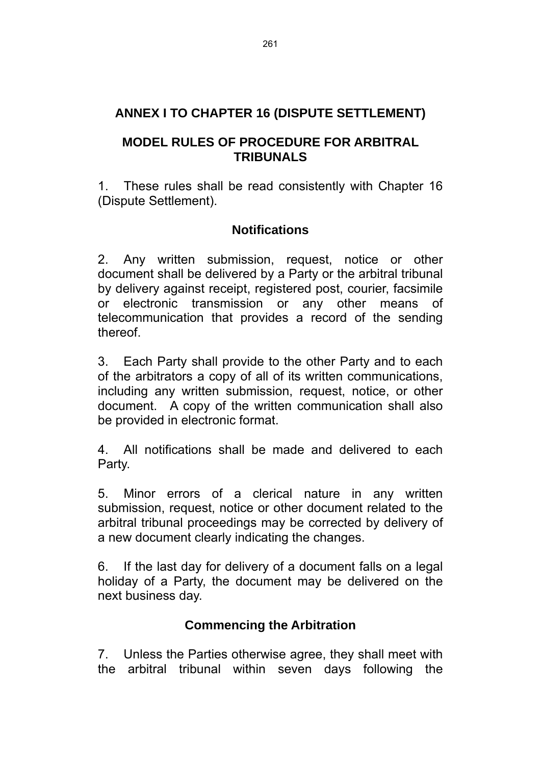## ANNEX I TO CHAPTER 16 (DISPUTE SETTLEMENT)

## MODEL RULES OF PROCEDURE FOR ARBITRAL TRIBUNALS

1. These rules shall be read consistently with Chapter 16 (Dispute Settlement).

### Notifications

2. Any written submission, request, notice or other document shall be delivered by a Party or the arbitral tribunal by delivery against receipt, registered post, courier, facsimile or electronic transmission or any other means of telecommunication that provides a record of the sending thereof.

3. Each Party shall provide to the other Party and to each of the arbitrators a copy of all of its written communications, including any written submission, request, notice, or other document. A copy of the written communication shall also be provided in electronic format.

4. All notifications shall be made and delivered to each Party.

5. Minor errors of a clerical nature in any written submission, request, notice or other document related to the arbitral tribunal proceedings may be corrected by delivery of a new document clearly indicating the changes.

6. If the last day for delivery of a document falls on a legal holiday of a Party, the document may be delivered on the next business day.

### Commencing the Arbitration

7. Unless the Parties otherwise agree, they shall meet with the arbitral tribunal within seven days following the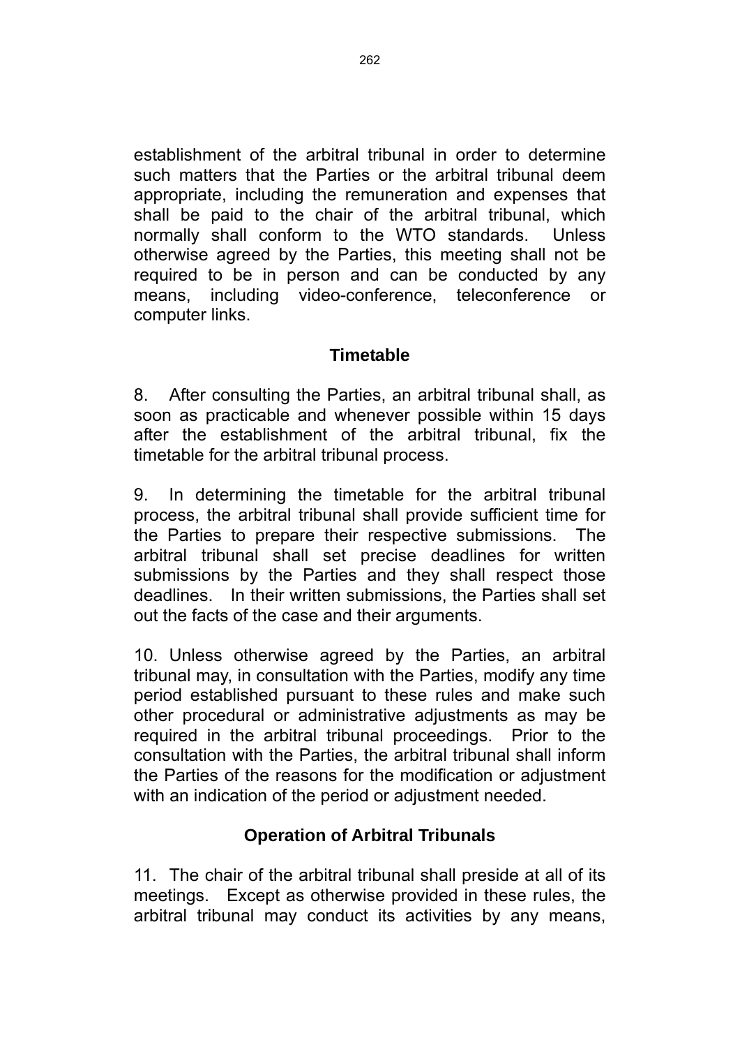establishment of the arbitral tribunal in order to determine such matters that the Parties or the arbitral tribunal deem appropriate, including the remuneration and expenses that shall be paid to the chair of the arbitral tribunal, which normally shall conform to the WTO standards. Unless otherwise agreed by the Parties, this meeting shall not be required to be in person and can be conducted by any means, including video-conference, teleconference or computer links.

### Timetable

8. After consulting the Parties, an arbitral tribunal shall, as soon as practicable and whenever possible within 15 days after the establishment of the arbitral tribunal, fix the timetable for the arbitral tribunal process.

9. In determining the timetable for the arbitral tribunal process, the arbitral tribunal shall provide sufficient time for the Parties to prepare their respective submissions. The arbitral tribunal shall set precise deadlines for written submissions by the Parties and they shall respect those deadlines. In their written submissions, the Parties shall set out the facts of the case and their arguments.

10. Unless otherwise agreed by the Parties, an arbitral tribunal may, in consultation with the Parties, modify any time period established pursuant to these rules and make such other procedural or administrative adjustments as may be required in the arbitral tribunal proceedings. Prior to the consultation with the Parties, the arbitral tribunal shall inform the Parties of the reasons for the modification or adjustment with an indication of the period or adjustment needed.

### Operation of Arbitral Tribunals

11. The chair of the arbitral tribunal shall preside at all of its meetings. Except as otherwise provided in these rules, the arbitral tribunal may conduct its activities by any means,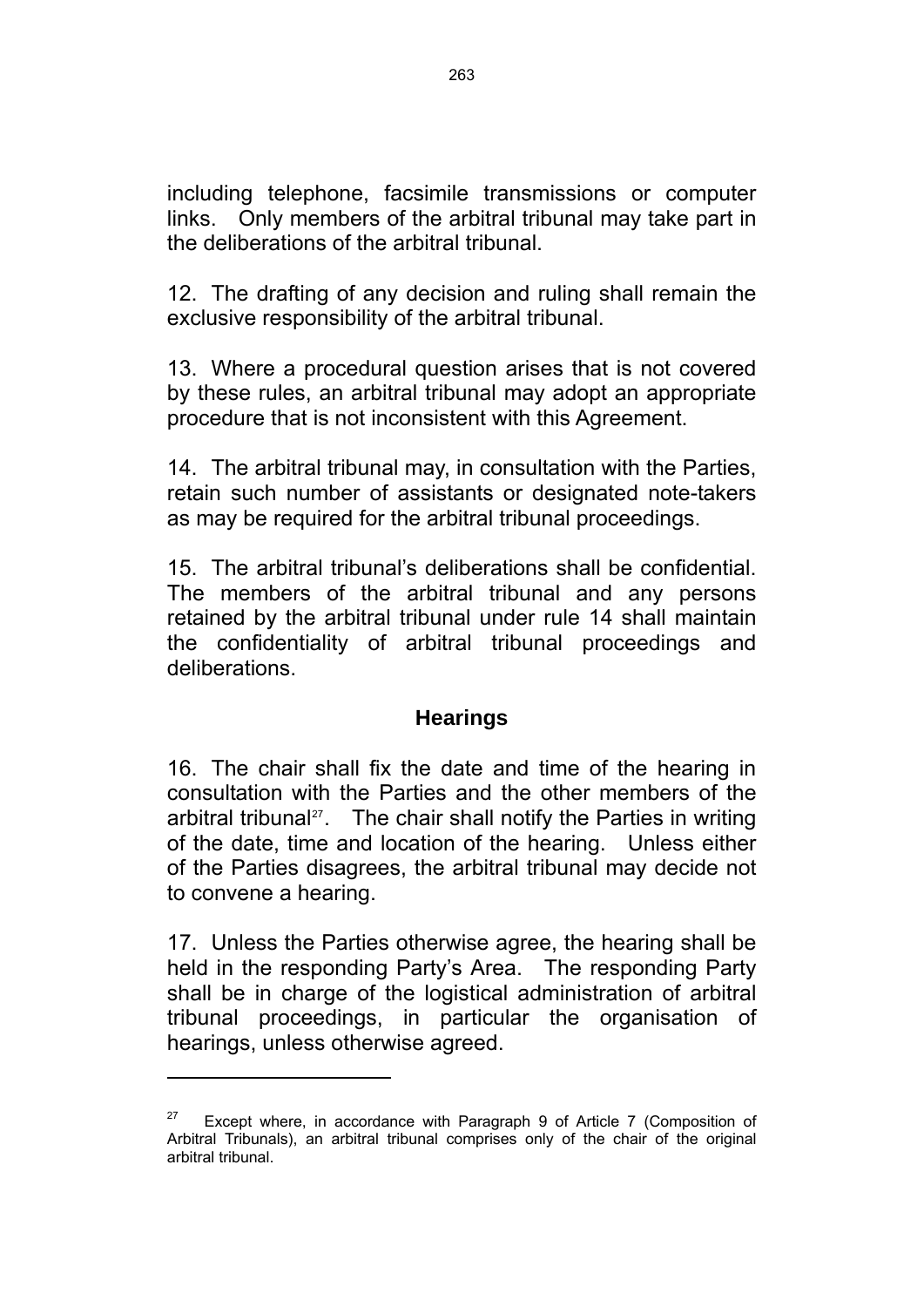including telephone, facsimile transmissions or computer links. Only members of the arbitral tribunal may take part in the deliberations of the arbitral tribunal.

12. The drafting of any decision and ruling shall remain the exclusive responsibility of the arbitral tribunal.

13. Where a procedural question arises that is not covered by these rules, an arbitral tribunal may adopt an appropriate procedure that is not inconsistent with this Agreement.

14. The arbitral tribunal may, in consultation with the Parties, retain such number of assistants or designated note-takers as may be required for the arbitral tribunal proceedings.

15. The arbitral tribunal's deliberations shall be confidential. The members of the arbitral tribunal and any persons retained by the arbitral tribunal under rule 14 shall maintain the confidentiality of arbitral tribunal proceedings and deliberations.

## Hearings

16. The chair shall fix the date and time of the hearing in consultation with the Parties and the other members of the arbitral tribunal[27]. The chair shall notify the Parties in writing of the date, time and location of the hearing. Unless either of the Parties disagrees, the arbitral tribunal may decide not to convene a hearing.

17. Unless the Parties otherwise agree, the hearing shall be held in the responding Party's Area. The responding Party shall be in charge of the logistical administration of arbitral tribunal proceedings, in particular the organisation of hearings, unless otherwise agreed.

---

[27] Except where, in accordance with Paragraph 9 of Article 7 (Composition of Arbitral Tribunals), an arbitral tribunal comprises only of the chair of the original arbitral tribunal.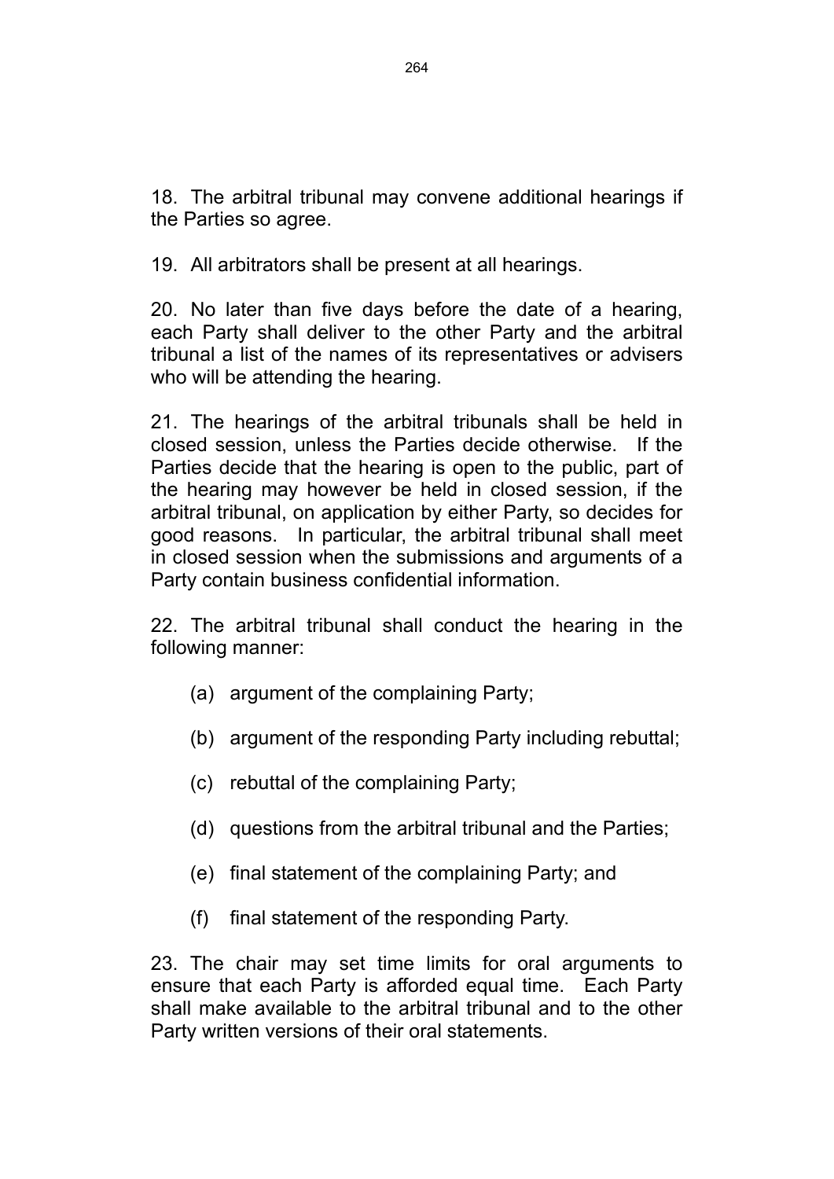18. The arbitral tribunal may convene additional hearings if the Parties so agree.

19. All arbitrators shall be present at all hearings.

20. No later than five days before the date of a hearing, each Party shall deliver to the other Party and the arbitral tribunal a list of the names of its representatives or advisers who will be attending the hearing.

21. The hearings of the arbitral tribunals shall be held in closed session, unless the Parties decide otherwise. If the Parties decide that the hearing is open to the public, part of the hearing may however be held in closed session, if the arbitral tribunal, on application by either Party, so decides for good reasons. In particular, the arbitral tribunal shall meet in closed session when the submissions and arguments of a Party contain business confidential information.

22. The arbitral tribunal shall conduct the hearing in the following manner:

(a) argument of the complaining Party;

(b) argument of the responding Party including rebuttal;

(c) rebuttal of the complaining Party;

(d) questions from the arbitral tribunal and the Parties;

(e) final statement of the complaining Party; and

(f) final statement of the responding Party.

23. The chair may set time limits for oral arguments to ensure that each Party is afforded equal time. Each Party shall make available to the arbitral tribunal and to the other Party written versions of their oral statements.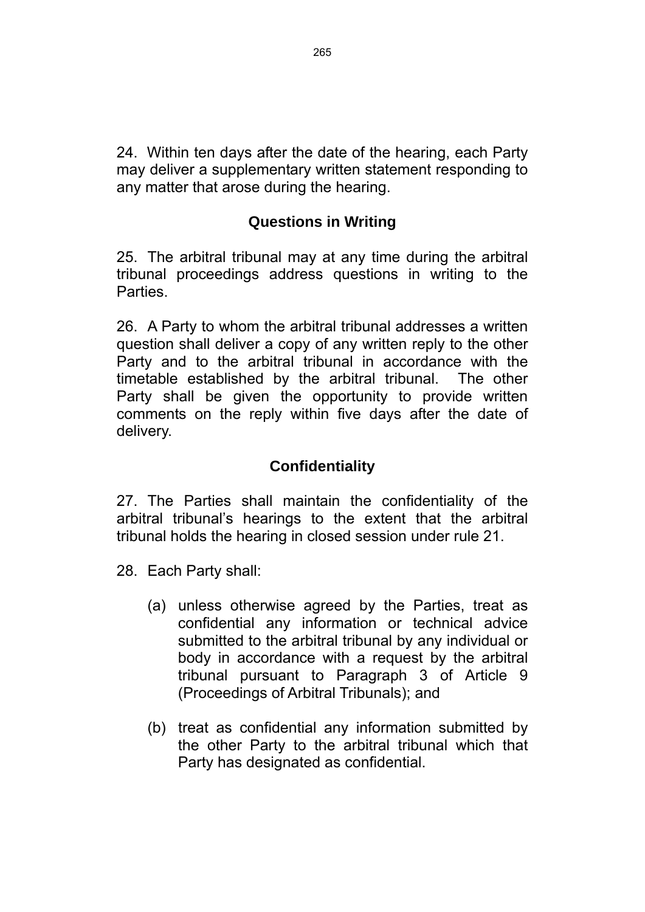24. Within ten days after the date of the hearing, each Party may deliver a supplementary written statement responding to any matter that arose during the hearing.

### Questions in Writing

25. The arbitral tribunal may at any time during the arbitral tribunal proceedings address questions in writing to the Parties.

26. A Party to whom the arbitral tribunal addresses a written question shall deliver a copy of any written reply to the other Party and to the arbitral tribunal in accordance with the timetable established by the arbitral tribunal. The other Party shall be given the opportunity to provide written comments on the reply within five days after the date of delivery.

### Confidentiality

27. The Parties shall maintain the confidentiality of the arbitral tribunal's hearings to the extent that the arbitral tribunal holds the hearing in closed session under rule 21.

28. Each Party shall:

(a) unless otherwise agreed by the Parties, treat as confidential any information or technical advice submitted to the arbitral tribunal by any individual or body in accordance with a request by the arbitral tribunal pursuant to Paragraph 3 of Article 9 (Proceedings of Arbitral Tribunals); and

(b) treat as confidential any information submitted by the other Party to the arbitral tribunal which that Party has designated as confidential.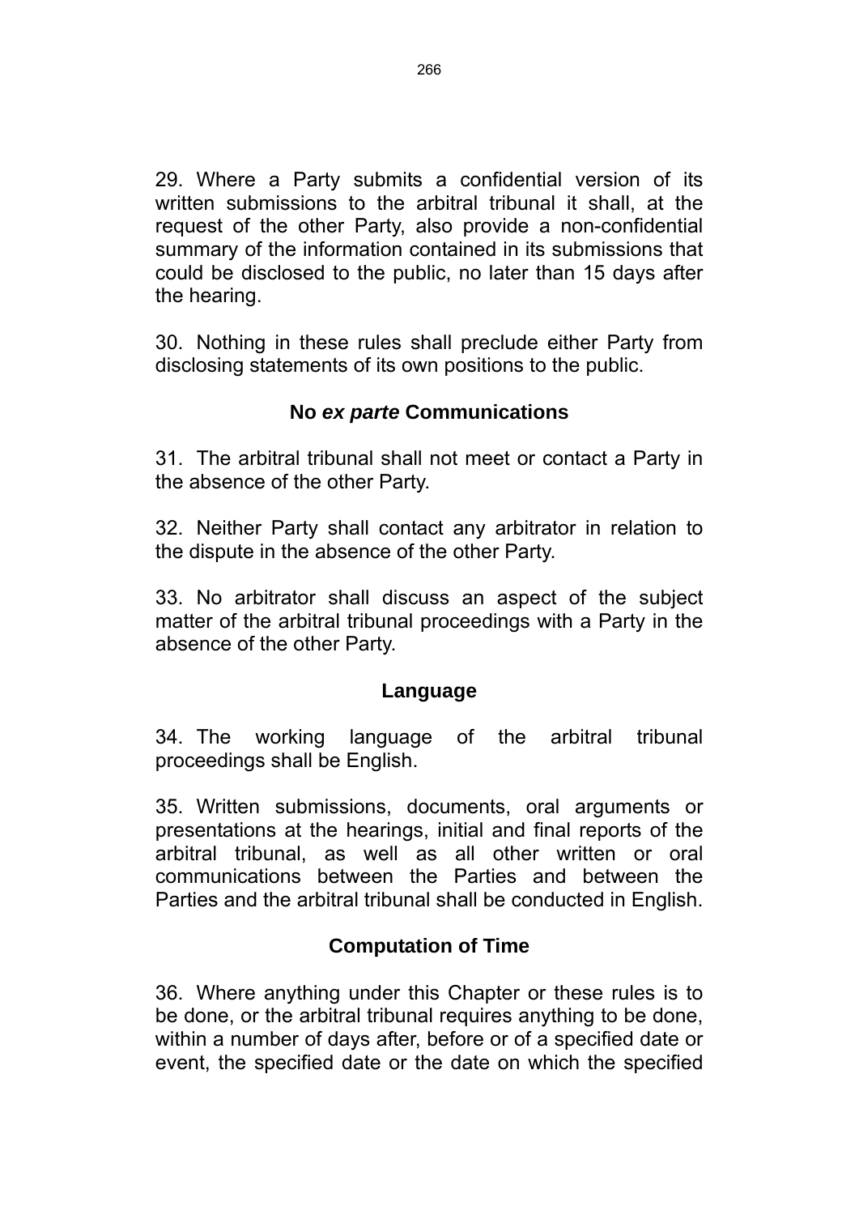29. Where a Party submits a confidential version of its written submissions to the arbitral tribunal it shall, at the request of the other Party, also provide a non-confidential summary of the information contained in its submissions that could be disclosed to the public, no later than 15 days after the hearing.

30. Nothing in these rules shall preclude either Party from disclosing statements of its own positions to the public.

### No *ex parte* Communications

31. The arbitral tribunal shall not meet or contact a Party in the absence of the other Party.

32. Neither Party shall contact any arbitrator in relation to the dispute in the absence of the other Party.

33. No arbitrator shall discuss an aspect of the subject matter of the arbitral tribunal proceedings with a Party in the absence of the other Party.

### Language

34. The working language of the arbitral tribunal proceedings shall be English.

35. Written submissions, documents, oral arguments or presentations at the hearings, initial and final reports of the arbitral tribunal, as well as all other written or oral communications between the Parties and between the Parties and the arbitral tribunal shall be conducted in English.

### Computation of Time

36. Where anything under this Chapter or these rules is to be done, or the arbitral tribunal requires anything to be done, within a number of days after, before or of a specified date or event, the specified date or the date on which the specified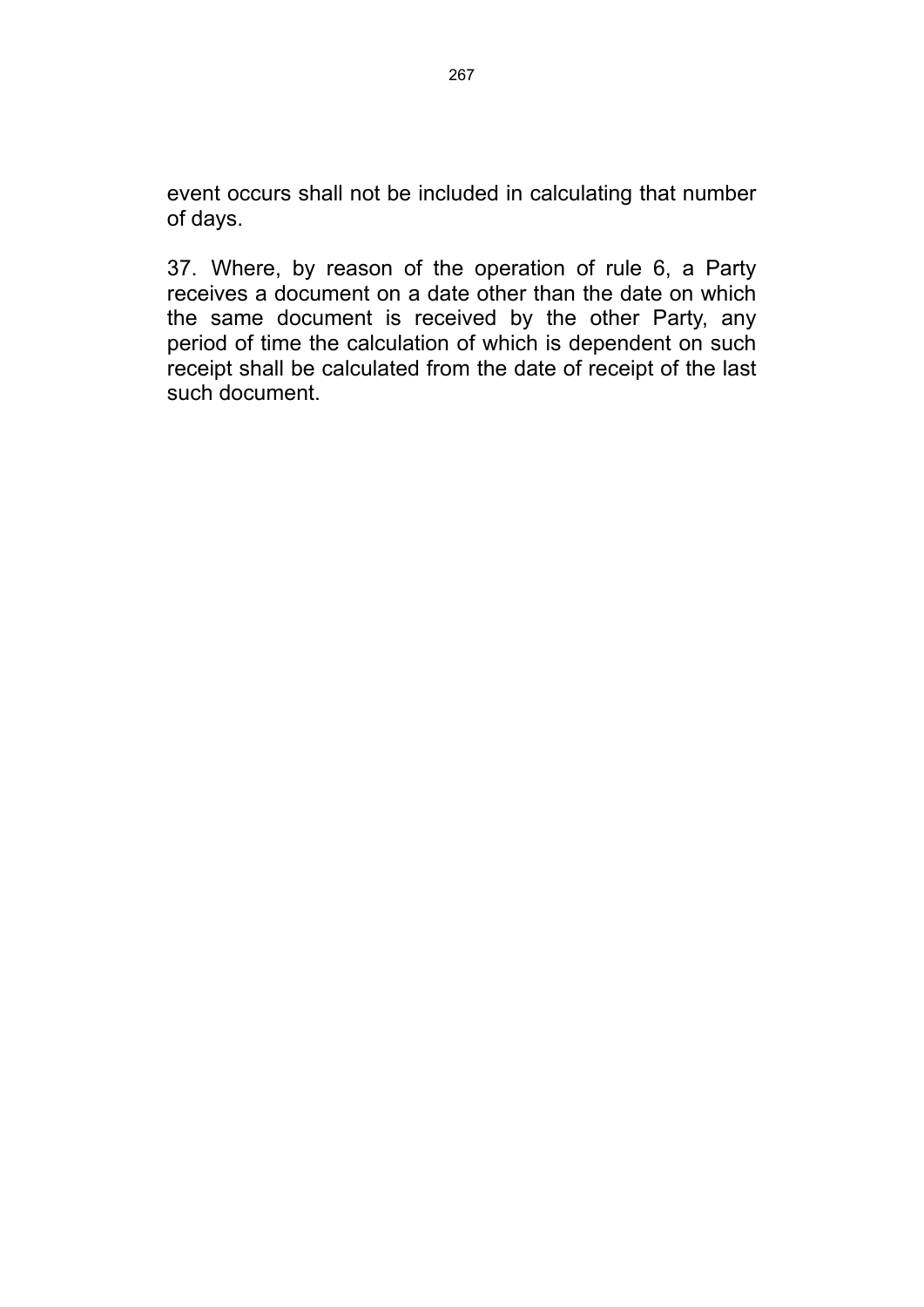event occurs shall not be included in calculating that number of days.

37. Where, by reason of the operation of rule 6, a Party receives a document on a date other than the date on which the same document is received by the other Party, any period of time the calculation of which is dependent on such receipt shall be calculated from the date of receipt of the last such document.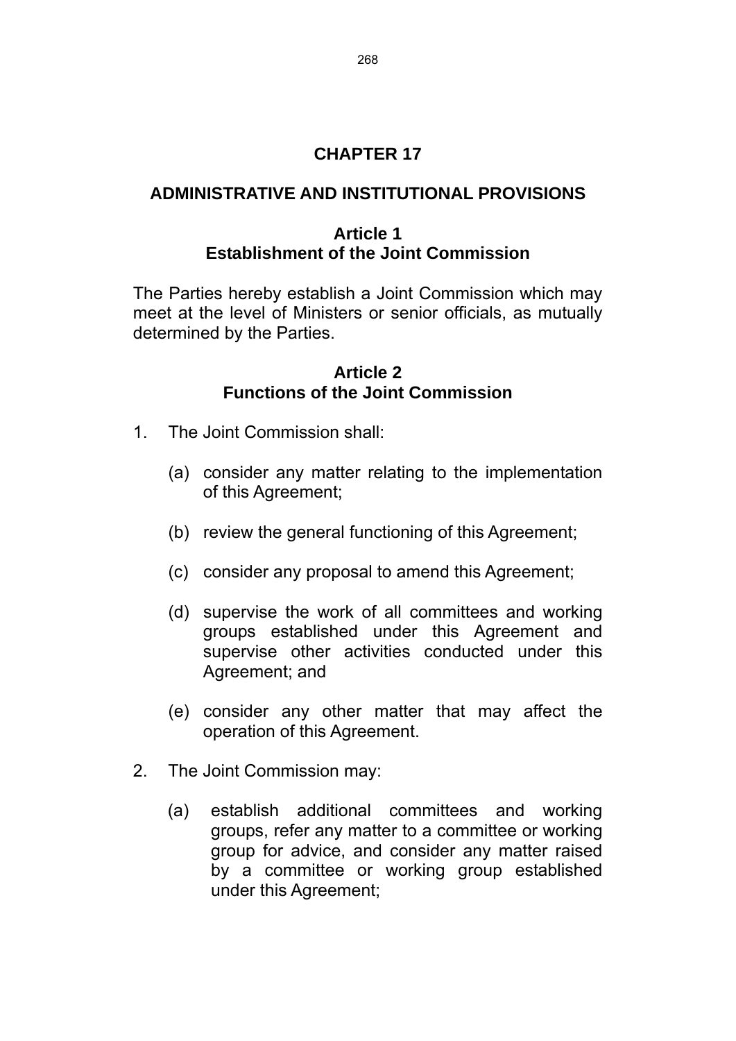# CHAPTER 17

## ADMINISTRATIVE AND INSTITUTIONAL PROVISIONS

### Article 1
### Establishment of the Joint Commission

The Parties hereby establish a Joint Commission which may meet at the level of Ministers or senior officials, as mutually determined by the Parties.

### Article 2
### Functions of the Joint Commission

1. The Joint Commission shall:

   (a) consider any matter relating to the implementation of this Agreement;

   (b) review the general functioning of this Agreement;

   (c) consider any proposal to amend this Agreement;

   (d) supervise the work of all committees and working groups established under this Agreement and supervise other activities conducted under this Agreement; and

   (e) consider any other matter that may affect the operation of this Agreement.

2. The Joint Commission may:

   (a) establish additional committees and working groups, refer any matter to a committee or working group for advice, and consider any matter raised by a committee or working group established under this Agreement;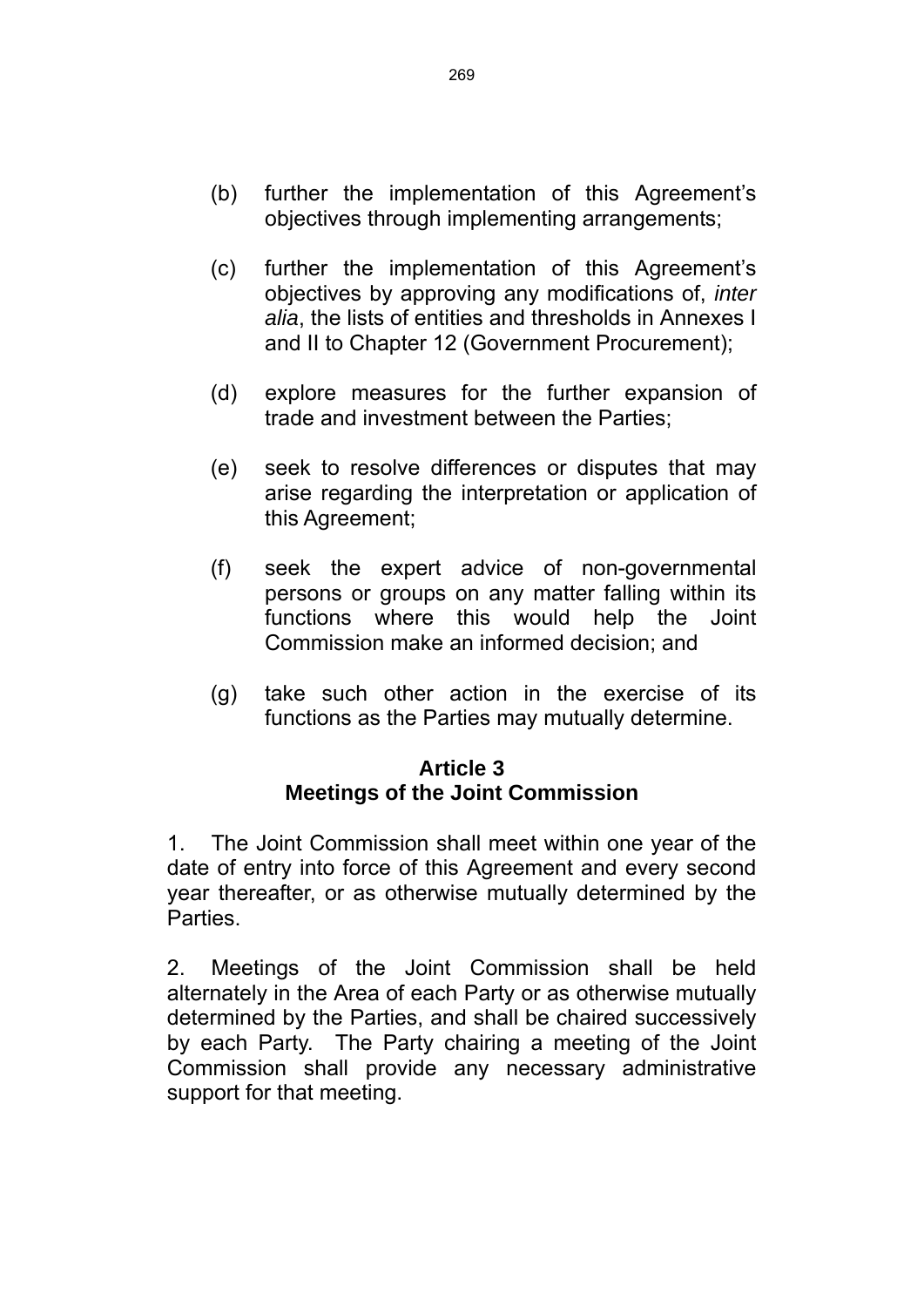(b) further the implementation of this Agreement's objectives through implementing arrangements;

(c) further the implementation of this Agreement's objectives by approving any modifications of, *inter alia*, the lists of entities and thresholds in Annexes I and II to Chapter 12 (Government Procurement);

(d) explore measures for the further expansion of trade and investment between the Parties;

(e) seek to resolve differences or disputes that may arise regarding the interpretation or application of this Agreement;

(f) seek the expert advice of non-governmental persons or groups on any matter falling within its functions where this would help the Joint Commission make an informed decision; and

(g) take such other action in the exercise of its functions as the Parties may mutually determine.

**Article 3**
**Meetings of the Joint Commission**

1. The Joint Commission shall meet within one year of the date of entry into force of this Agreement and every second year thereafter, or as otherwise mutually determined by the Parties.

2. Meetings of the Joint Commission shall be held alternately in the Area of each Party or as otherwise mutually determined by the Parties, and shall be chaired successively by each Party. The Party chairing a meeting of the Joint Commission shall provide any necessary administrative support for that meeting.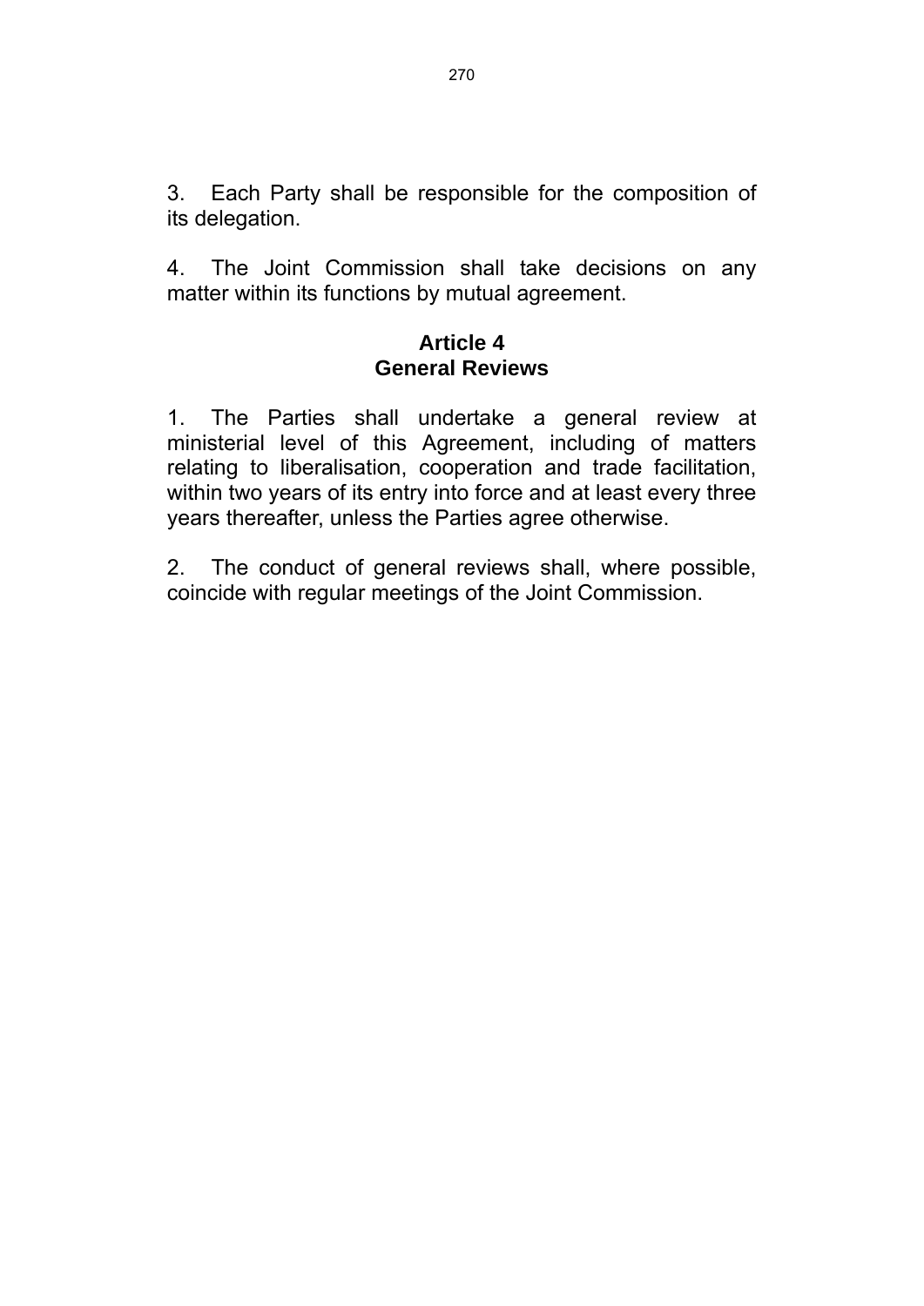3. Each Party shall be responsible for the composition of its delegation.

4. The Joint Commission shall take decisions on any matter within its functions by mutual agreement.

## Article 4
## General Reviews

1. The Parties shall undertake a general review at ministerial level of this Agreement, including of matters relating to liberalisation, cooperation and trade facilitation, within two years of its entry into force and at least every three years thereafter, unless the Parties agree otherwise.

2. The conduct of general reviews shall, where possible, coincide with regular meetings of the Joint Commission.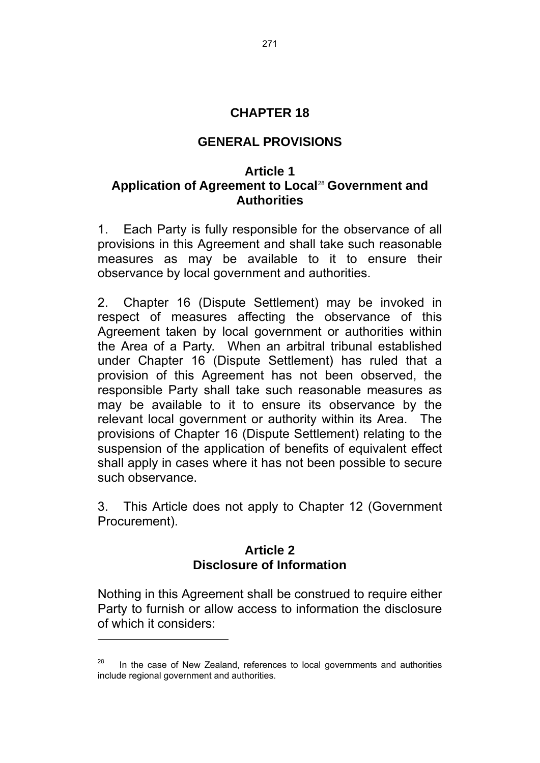# CHAPTER 18

## GENERAL PROVISIONS

### Article 1
### Application of Agreement to Local[28] Government and Authorities

1. Each Party is fully responsible for the observance of all provisions in this Agreement and shall take such reasonable measures as may be available to it to ensure their observance by local government and authorities.

2. Chapter 16 (Dispute Settlement) may be invoked in respect of measures affecting the observance of this Agreement taken by local government or authorities within the Area of a Party. When an arbitral tribunal established under Chapter 16 (Dispute Settlement) has ruled that a provision of this Agreement has not been observed, the responsible Party shall take such reasonable measures as may be available to it to ensure its observance by the relevant local government or authority within its Area. The provisions of Chapter 16 (Dispute Settlement) relating to the suspension of the application of benefits of equivalent effect shall apply in cases where it has not been possible to secure such observance.

3. This Article does not apply to Chapter 12 (Government Procurement).

### Article 2
### Disclosure of Information

Nothing in this Agreement shall be construed to require either Party to furnish or allow access to information the disclosure of which it considers:

---

[28] In the case of New Zealand, references to local governments and authorities include regional government and authorities.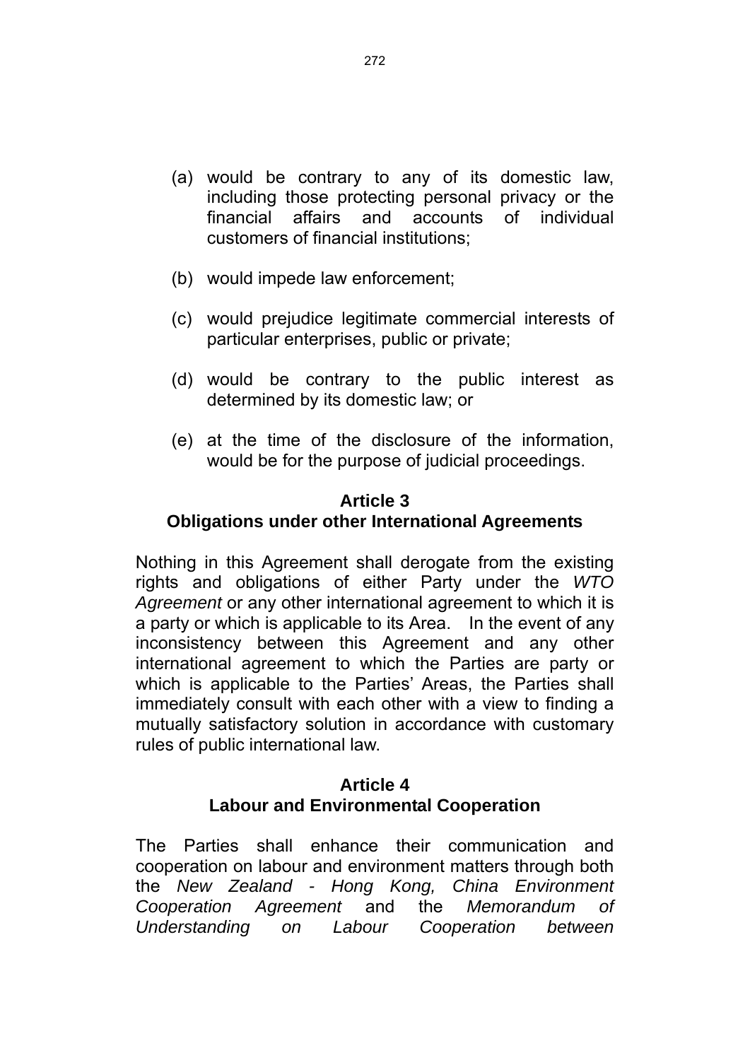(a) would be contrary to any of its domestic law, including those protecting personal privacy or the financial affairs and accounts of individual customers of financial institutions;

(b) would impede law enforcement;

(c) would prejudice legitimate commercial interests of particular enterprises, public or private;

(d) would be contrary to the public interest as determined by its domestic law; or

(e) at the time of the disclosure of the information, would be for the purpose of judicial proceedings.

**Article 3**
**Obligations under other International Agreements**

Nothing in this Agreement shall derogate from the existing rights and obligations of either Party under the *WTO Agreement* or any other international agreement to which it is a party or which is applicable to its Area. In the event of any inconsistency between this Agreement and any other international agreement to which the Parties are party or which is applicable to the Parties' Areas, the Parties shall immediately consult with each other with a view to finding a mutually satisfactory solution in accordance with customary rules of public international law.

**Article 4**
**Labour and Environmental Cooperation**

The Parties shall enhance their communication and cooperation on labour and environment matters through both the *New Zealand - Hong Kong, China Environment Cooperation Agreement* and the *Memorandum of Understanding on Labour Cooperation between*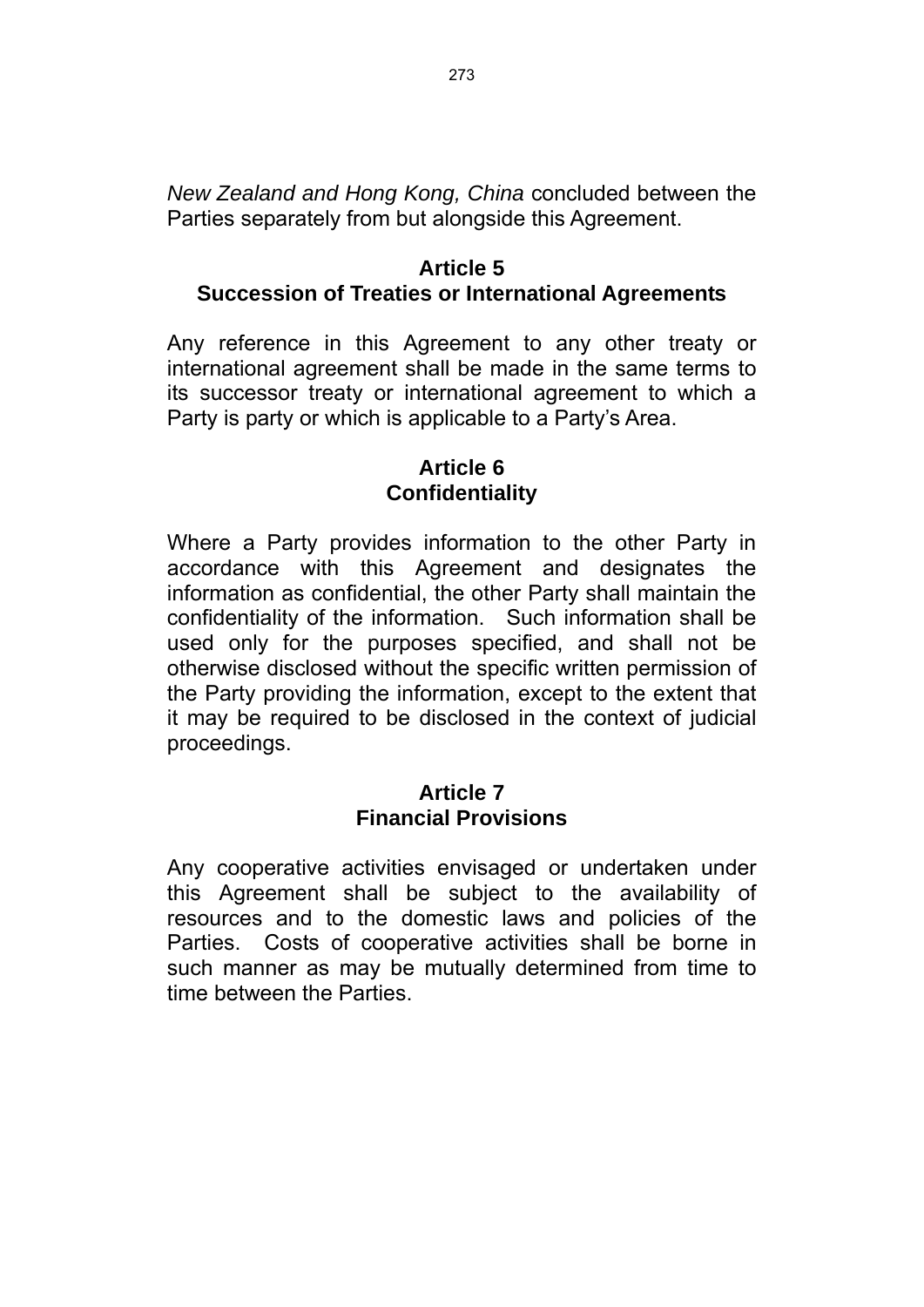*New Zealand and Hong Kong, China* concluded between the Parties separately from but alongside this Agreement.

## Article 5
## Succession of Treaties or International Agreements

Any reference in this Agreement to any other treaty or international agreement shall be made in the same terms to its successor treaty or international agreement to which a Party is party or which is applicable to a Party's Area.

## Article 6
## Confidentiality

Where a Party provides information to the other Party in accordance with this Agreement and designates the information as confidential, the other Party shall maintain the confidentiality of the information. Such information shall be used only for the purposes specified, and shall not be otherwise disclosed without the specific written permission of the Party providing the information, except to the extent that it may be required to be disclosed in the context of judicial proceedings.

## Article 7
## Financial Provisions

Any cooperative activities envisaged or undertaken under this Agreement shall be subject to the availability of resources and to the domestic laws and policies of the Parties. Costs of cooperative activities shall be borne in such manner as may be mutually determined from time to time between the Parties.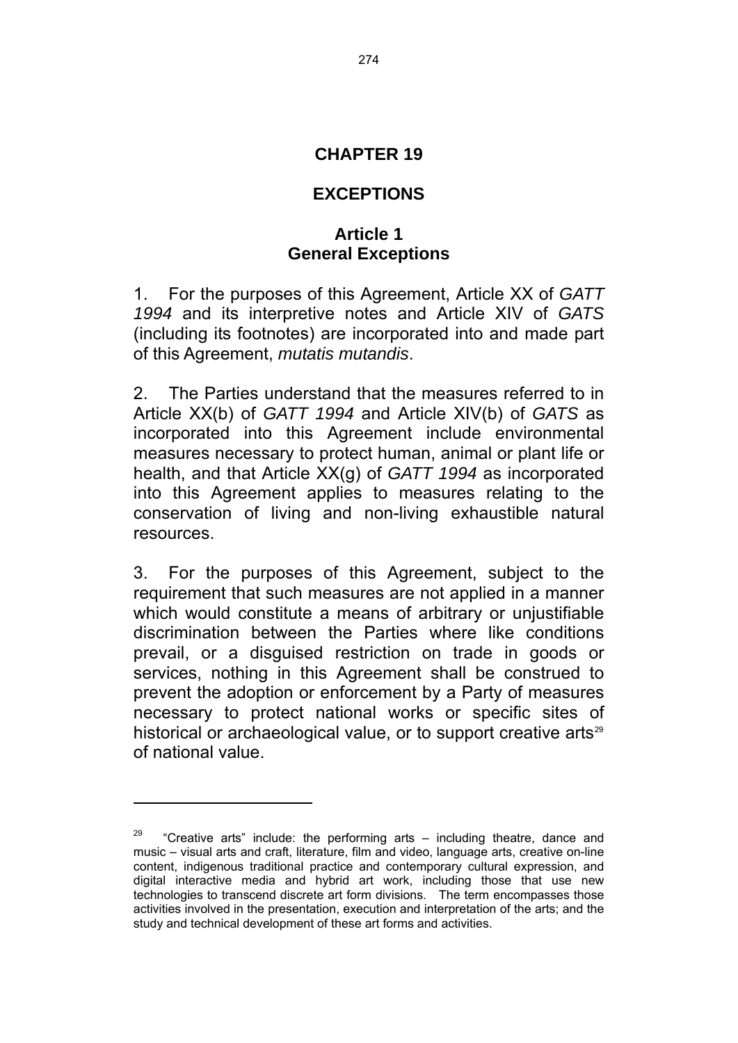# CHAPTER 19

# EXCEPTIONS

## Article 1
## General Exceptions

1. For the purposes of this Agreement, Article XX of *GATT 1994* and its interpretive notes and Article XIV of *GATS* (including its footnotes) are incorporated into and made part of this Agreement, *mutatis mutandis*.

2. The Parties understand that the measures referred to in Article XX(b) of *GATT 1994* and Article XIV(b) of *GATS* as incorporated into this Agreement include environmental measures necessary to protect human, animal or plant life or health, and that Article XX(g) of *GATT 1994* as incorporated into this Agreement applies to measures relating to the conservation of living and non-living exhaustible natural resources.

3. For the purposes of this Agreement, subject to the requirement that such measures are not applied in a manner which would constitute a means of arbitrary or unjustifiable discrimination between the Parties where like conditions prevail, or a disguised restriction on trade in goods or services, nothing in this Agreement shall be construed to prevent the adoption or enforcement by a Party of measures necessary to protect national works or specific sites of historical or archaeological value, or to support creative arts[29] of national value.

---

[29] "Creative arts" include: the performing arts – including theatre, dance and music – visual arts and craft, literature, film and video, language arts, creative on-line content, indigenous traditional practice and contemporary cultural expression, and digital interactive media and hybrid art work, including those that use new technologies to transcend discrete art form divisions. The term encompasses those activities involved in the presentation, execution and interpretation of the arts; and the study and technical development of these art forms and activities.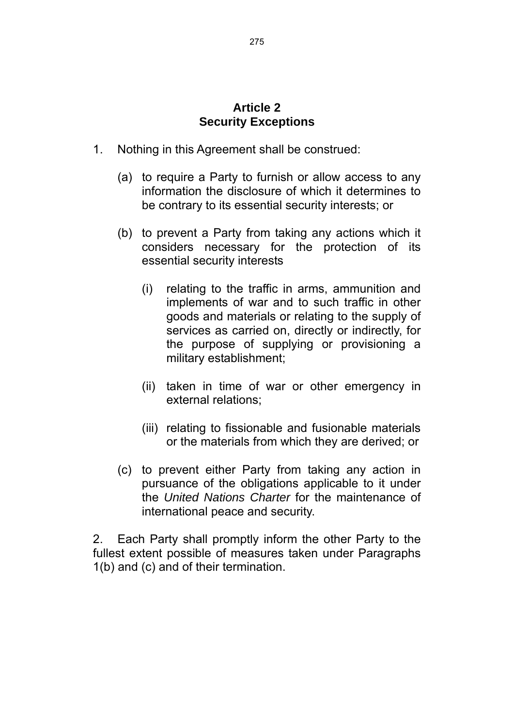## Article 2
## Security Exceptions

1. Nothing in this Agreement shall be construed:

   (a) to require a Party to furnish or allow access to any information the disclosure of which it determines to be contrary to its essential security interests; or

   (b) to prevent a Party from taking any actions which it considers necessary for the protection of its essential security interests

      (i) relating to the traffic in arms, ammunition and implements of war and to such traffic in other goods and materials or relating to the supply of services as carried on, directly or indirectly, for the purpose of supplying or provisioning a military establishment;

      (ii) taken in time of war or other emergency in external relations;

      (iii) relating to fissionable and fusionable materials or the materials from which they are derived; or

   (c) to prevent either Party from taking any action in pursuance of the obligations applicable to it under the *United Nations Charter* for the maintenance of international peace and security.

2. Each Party shall promptly inform the other Party to the fullest extent possible of measures taken under Paragraphs 1(b) and (c) and of their termination.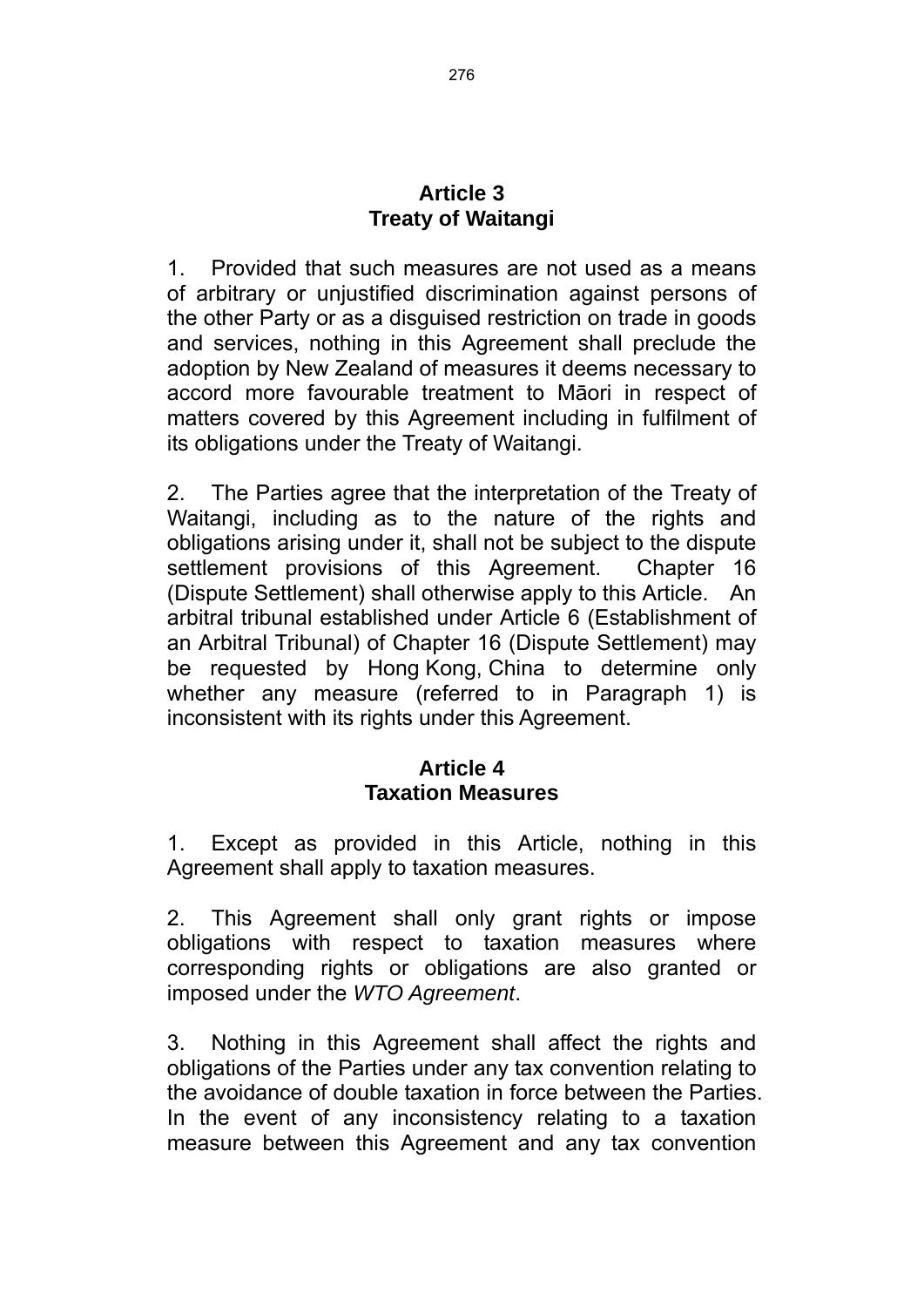## Article 3
## Treaty of Waitangi

1. Provided that such measures are not used as a means of arbitrary or unjustified discrimination against persons of the other Party or as a disguised restriction on trade in goods and services, nothing in this Agreement shall preclude the adoption by New Zealand of measures it deems necessary to accord more favourable treatment to Māori in respect of matters covered by this Agreement including in fulfilment of its obligations under the Treaty of Waitangi.

2. The Parties agree that the interpretation of the Treaty of Waitangi, including as to the nature of the rights and obligations arising under it, shall not be subject to the dispute settlement provisions of this Agreement. Chapter 16 (Dispute Settlement) shall otherwise apply to this Article. An arbitral tribunal established under Article 6 (Establishment of an Arbitral Tribunal) of Chapter 16 (Dispute Settlement) may be requested by Hong Kong, China to determine only whether any measure (referred to in Paragraph 1) is inconsistent with its rights under this Agreement.

## Article 4
## Taxation Measures

1. Except as provided in this Article, nothing in this Agreement shall apply to taxation measures.

2. This Agreement shall only grant rights or impose obligations with respect to taxation measures where corresponding rights or obligations are also granted or imposed under the *WTO Agreement*.

3. Nothing in this Agreement shall affect the rights and obligations of the Parties under any tax convention relating to the avoidance of double taxation in force between the Parties. In the event of any inconsistency relating to a taxation measure between this Agreement and any tax convention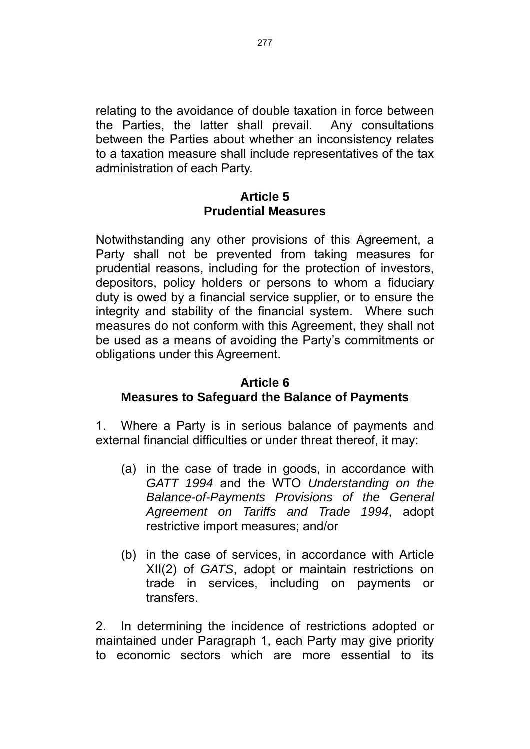relating to the avoidance of double taxation in force between the Parties, the latter shall prevail. Any consultations between the Parties about whether an inconsistency relates to a taxation measure shall include representatives of the tax administration of each Party.

**Article 5**
**Prudential Measures**

Notwithstanding any other provisions of this Agreement, a Party shall not be prevented from taking measures for prudential reasons, including for the protection of investors, depositors, policy holders or persons to whom a fiduciary duty is owed by a financial service supplier, or to ensure the integrity and stability of the financial system. Where such measures do not conform with this Agreement, they shall not be used as a means of avoiding the Party's commitments or obligations under this Agreement.

**Article 6**
**Measures to Safeguard the Balance of Payments**

1. Where a Party is in serious balance of payments and external financial difficulties or under threat thereof, it may:

(a) in the case of trade in goods, in accordance with *GATT 1994* and the WTO *Understanding on the Balance-of-Payments Provisions of the General Agreement on Tariffs and Trade 1994*, adopt restrictive import measures; and/or

(b) in the case of services, in accordance with Article XII(2) of *GATS*, adopt or maintain restrictions on trade in services, including on payments or transfers.

2. In determining the incidence of restrictions adopted or maintained under Paragraph 1, each Party may give priority to economic sectors which are more essential to its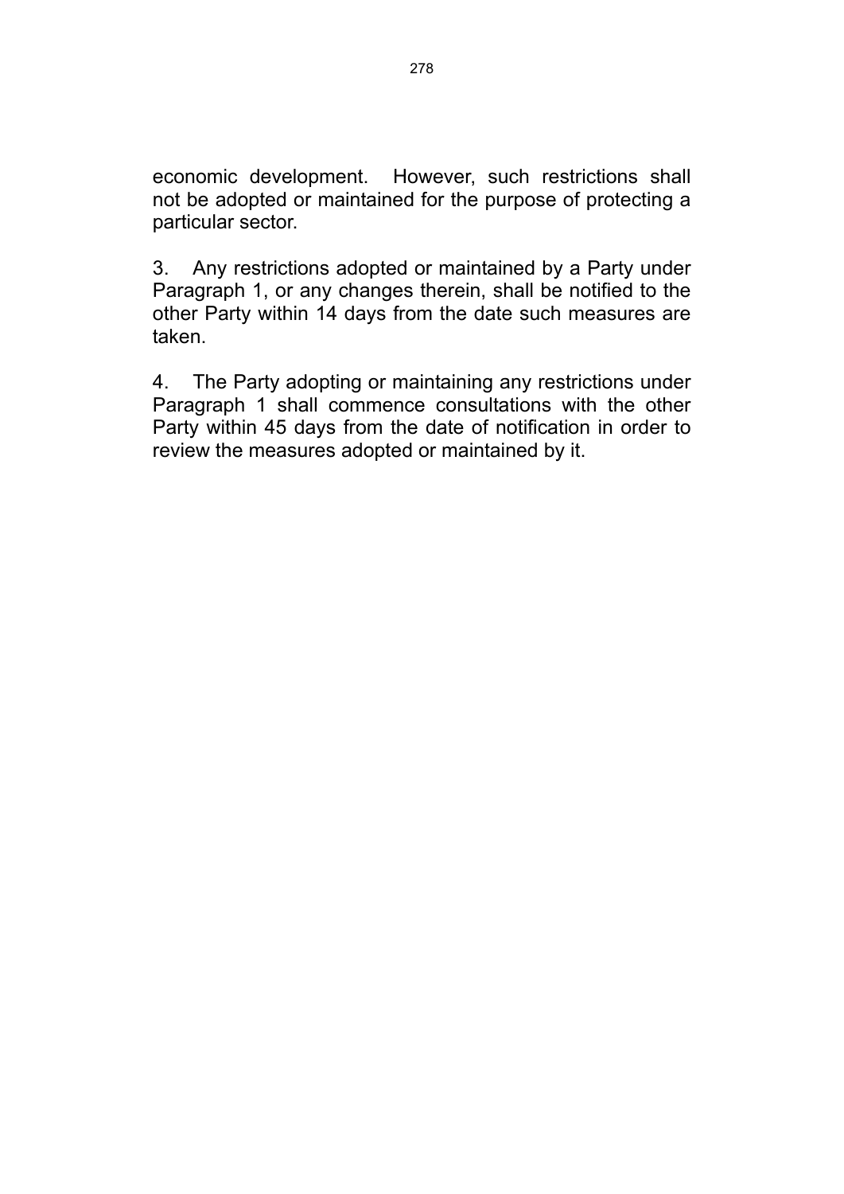economic development. However, such restrictions shall not be adopted or maintained for the purpose of protecting a particular sector.

3. Any restrictions adopted or maintained by a Party under Paragraph 1, or any changes therein, shall be notified to the other Party within 14 days from the date such measures are taken.

4. The Party adopting or maintaining any restrictions under Paragraph 1 shall commence consultations with the other Party within 45 days from the date of notification in order to review the measures adopted or maintained by it.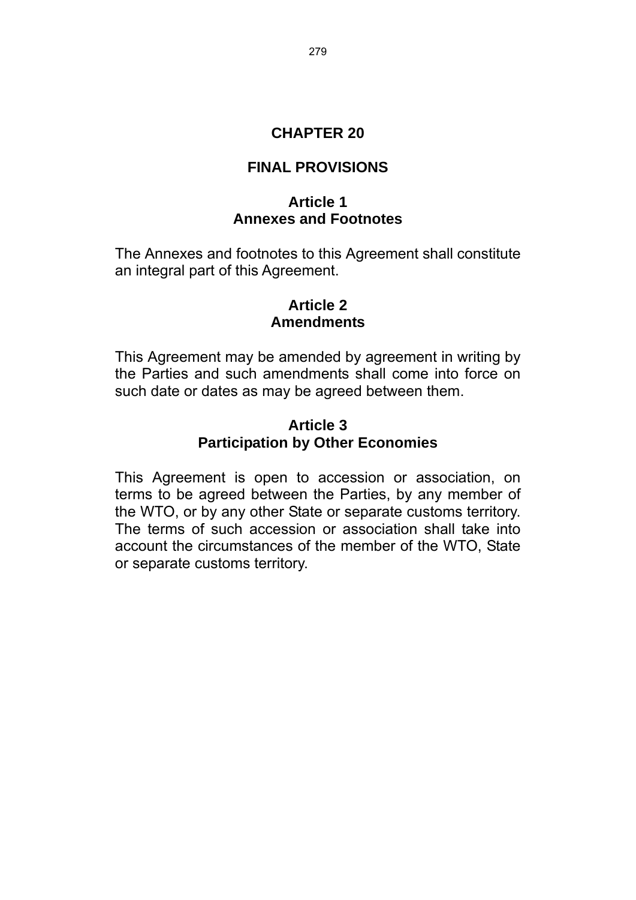# CHAPTER 20

## FINAL PROVISIONS

### Article 1
### Annexes and Footnotes

The Annexes and footnotes to this Agreement shall constitute an integral part of this Agreement.

### Article 2
### Amendments

This Agreement may be amended by agreement in writing by the Parties and such amendments shall come into force on such date or dates as may be agreed between them.

### Article 3
### Participation by Other Economies

This Agreement is open to accession or association, on terms to be agreed between the Parties, by any member of the WTO, or by any other State or separate customs territory. The terms of such accession or association shall take into account the circumstances of the member of the WTO, State or separate customs territory.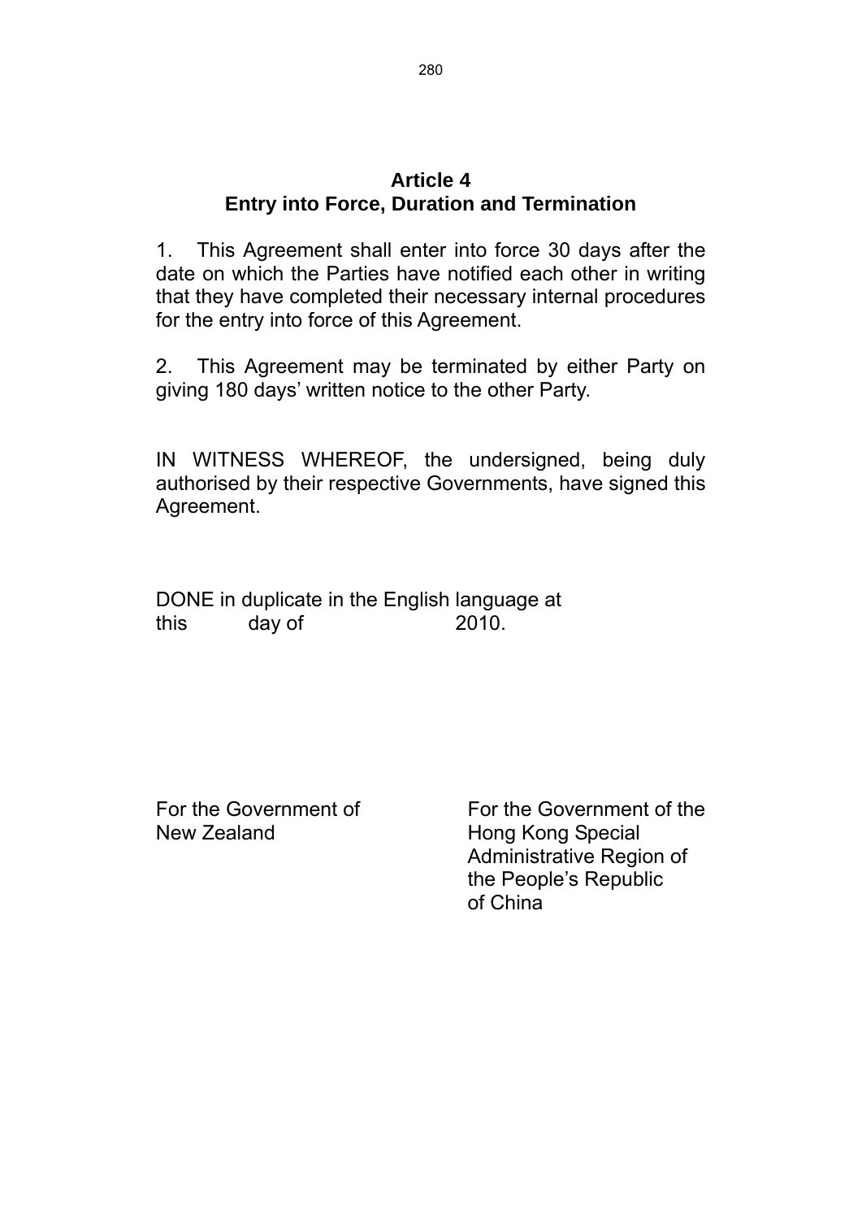## Article 4
## Entry into Force, Duration and Termination

1. This Agreement shall enter into force 30 days after the date on which the Parties have notified each other in writing that they have completed their necessary internal procedures for the entry into force of this Agreement.

2. This Agreement may be terminated by either Party on giving 180 days' written notice to the other Party.

IN WITNESS WHEREOF, the undersigned, being duly authorised by their respective Governments, have signed this Agreement.

DONE in duplicate in the English language at
this day of 2010.

| | |
|---|---|
| For the Government of New Zealand | For the Government of the Hong Kong Special Administrative Region of the People's Republic of China |